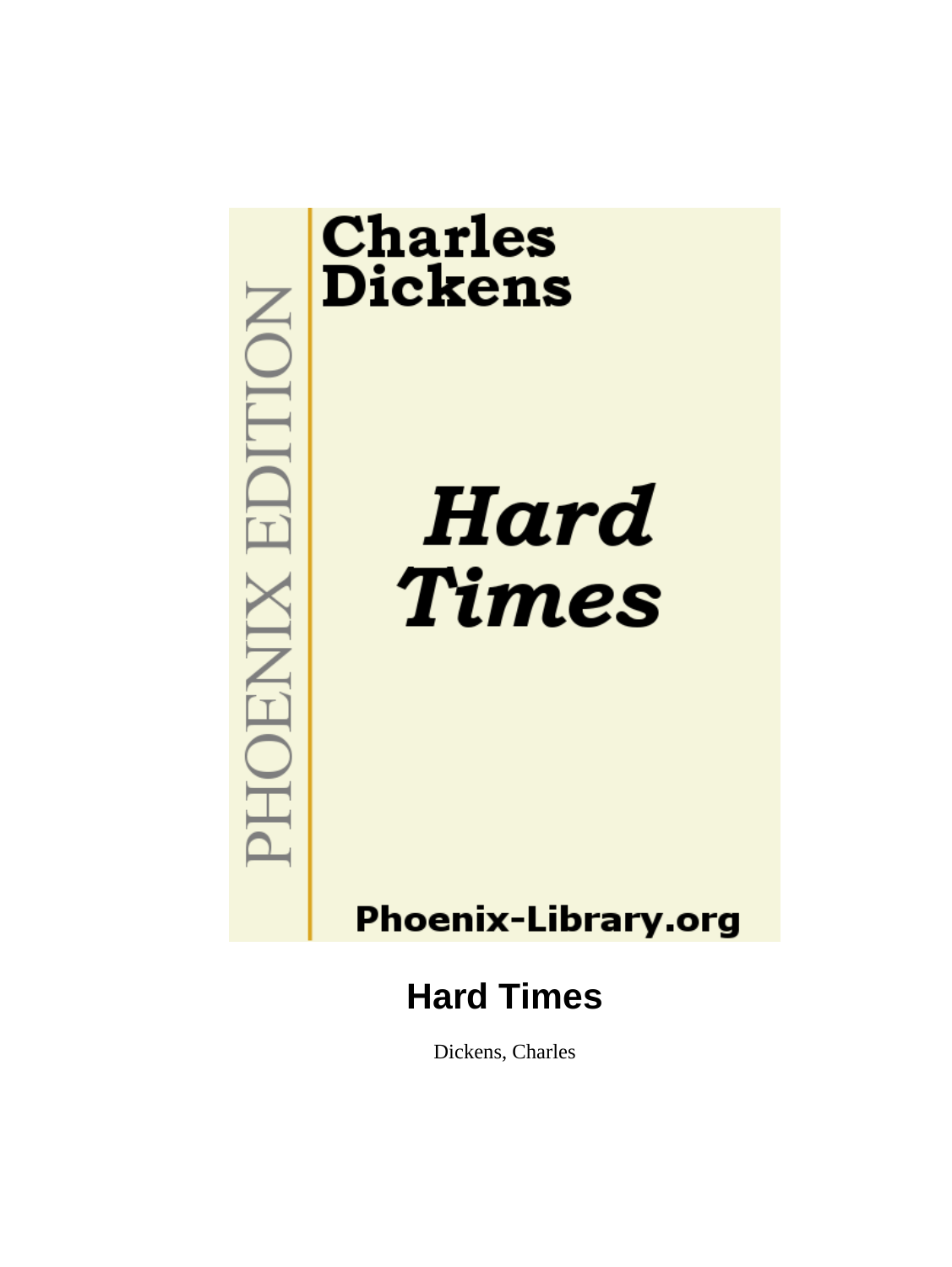PHOENIX EDITION

Charles Dickens

*Hard Times*

Phoenix-Library.org

# Hard Times

Dickens, Charles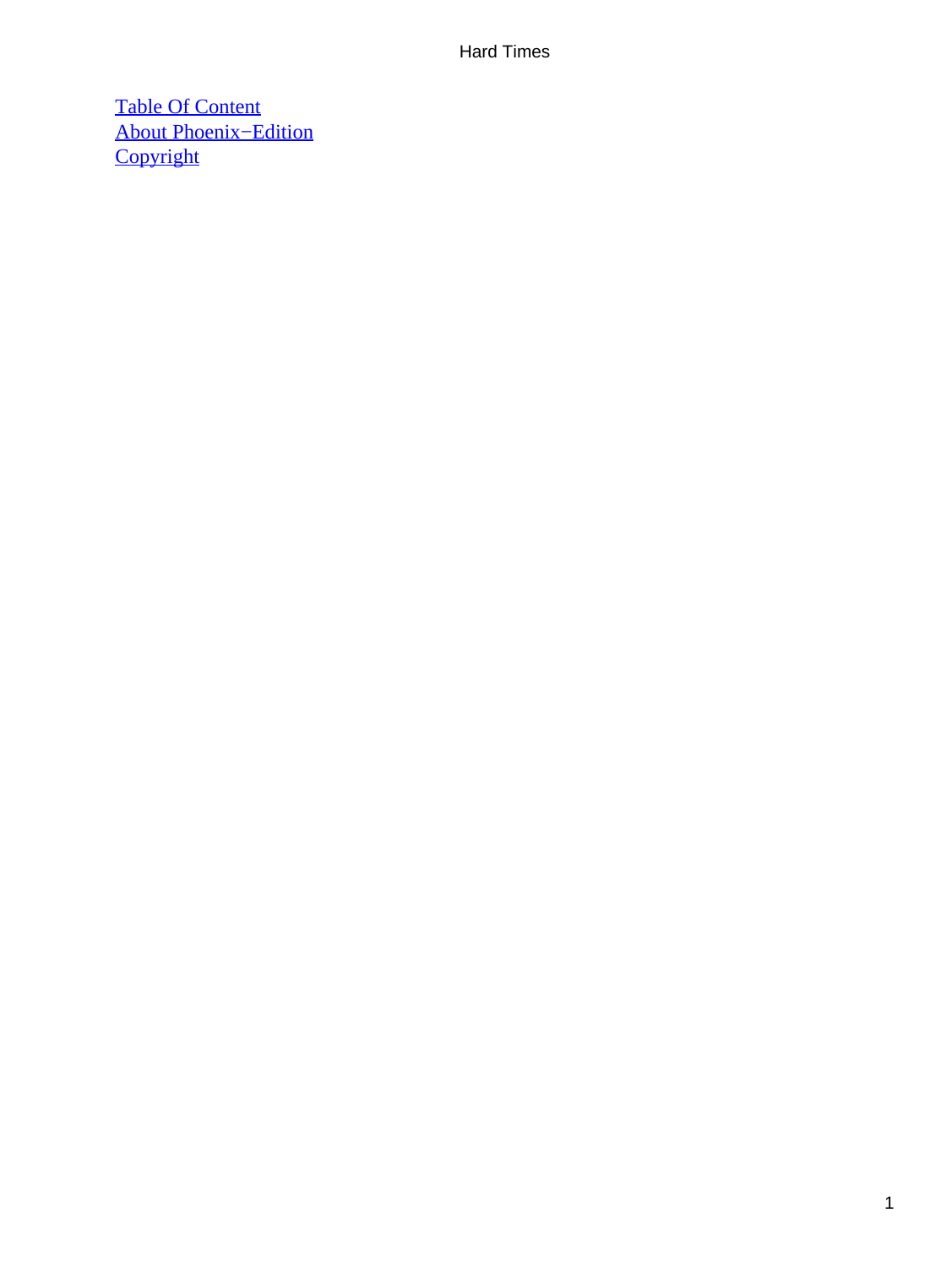[Table Of Content](#)
[About Phoenix−Edition](#)
[Copyright](#)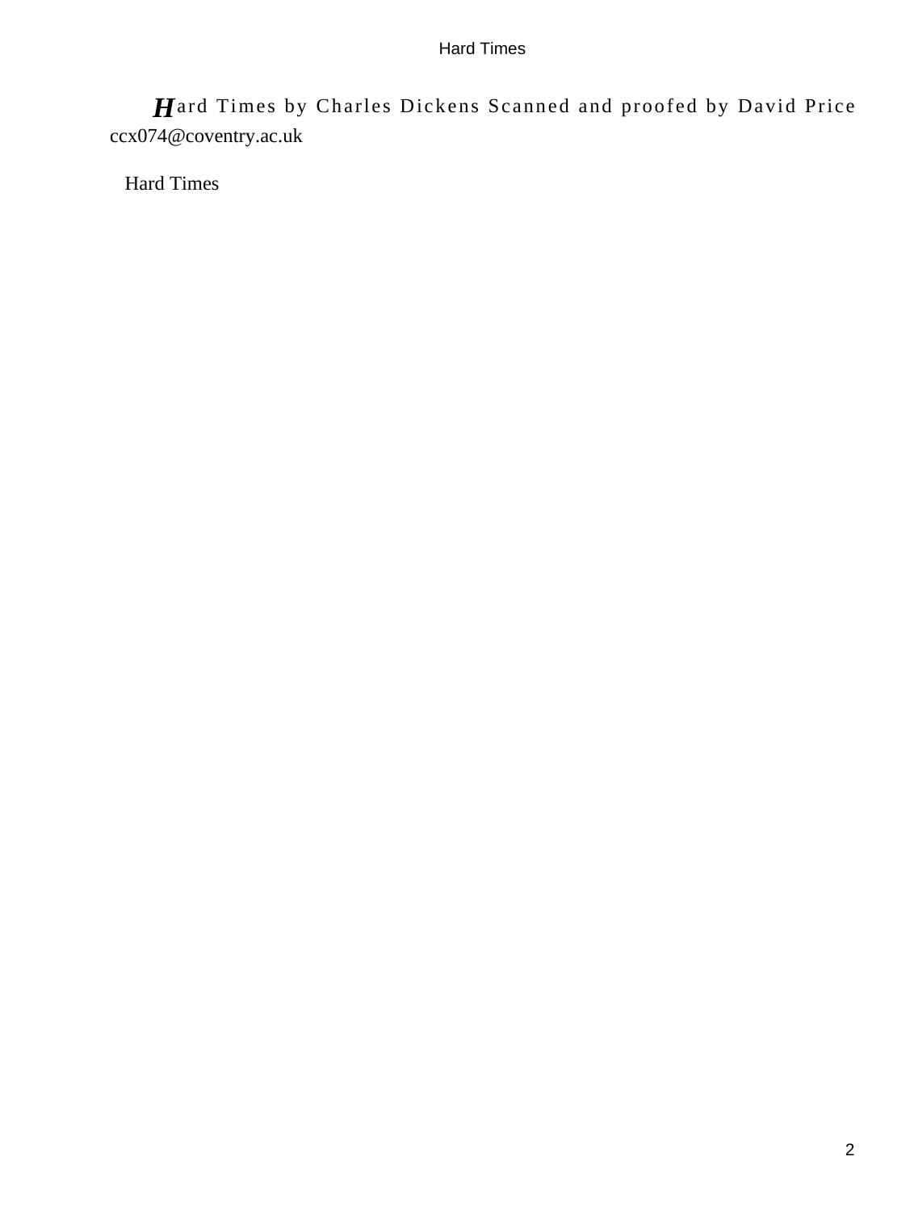Hard Times by Charles Dickens Scanned and proofed by David Price ccx074@coventry.ac.uk

Hard Times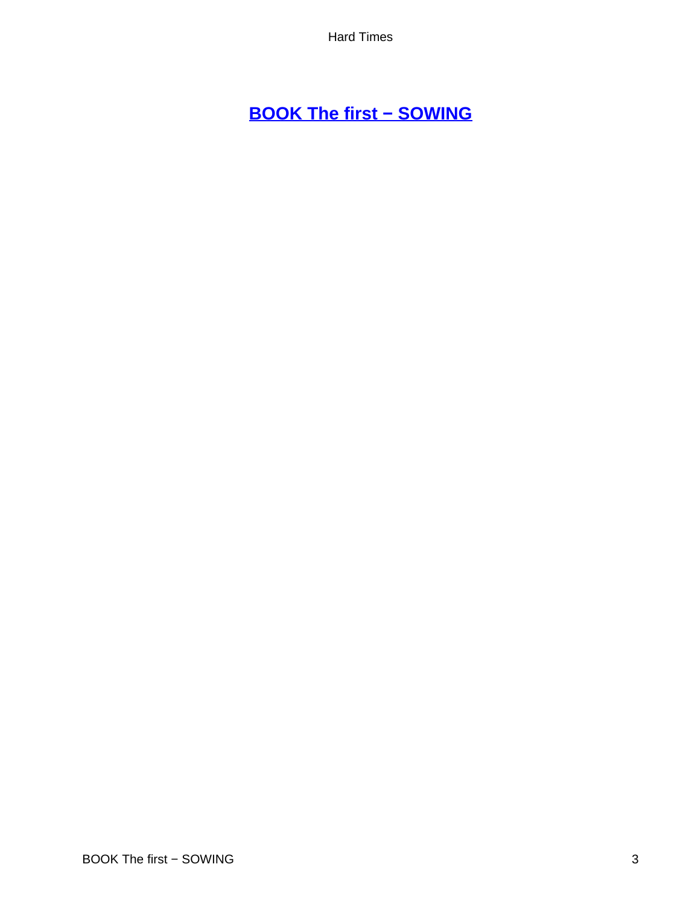# BOOK The first − SOWING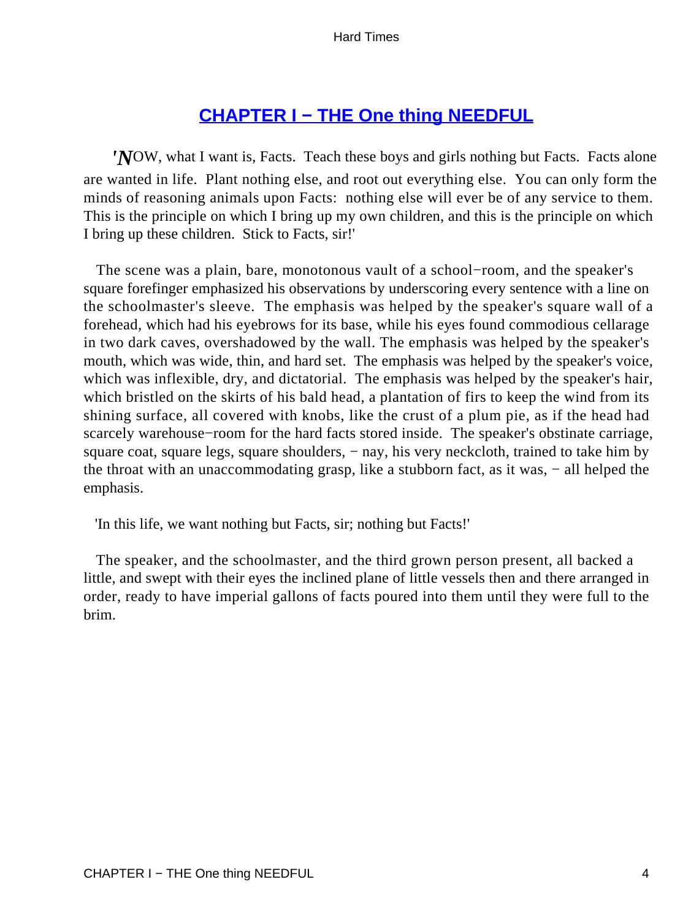## CHAPTER I − THE One thing NEEDFUL

'NOW, what I want is, Facts. Teach these boys and girls nothing but Facts. Facts alone are wanted in life. Plant nothing else, and root out everything else. You can only form the minds of reasoning animals upon Facts: nothing else will ever be of any service to them. This is the principle on which I bring up my own children, and this is the principle on which I bring up these children. Stick to Facts, sir!'

The scene was a plain, bare, monotonous vault of a school−room, and the speaker's square forefinger emphasized his observations by underscoring every sentence with a line on the schoolmaster's sleeve. The emphasis was helped by the speaker's square wall of a forehead, which had his eyebrows for its base, while his eyes found commodious cellarage in two dark caves, overshadowed by the wall. The emphasis was helped by the speaker's mouth, which was wide, thin, and hard set. The emphasis was helped by the speaker's voice, which was inflexible, dry, and dictatorial. The emphasis was helped by the speaker's hair, which bristled on the skirts of his bald head, a plantation of firs to keep the wind from its shining surface, all covered with knobs, like the crust of a plum pie, as if the head had scarcely warehouse−room for the hard facts stored inside. The speaker's obstinate carriage, square coat, square legs, square shoulders, − nay, his very neckcloth, trained to take him by the throat with an unaccommodating grasp, like a stubborn fact, as it was, − all helped the emphasis.

'In this life, we want nothing but Facts, sir; nothing but Facts!'

The speaker, and the schoolmaster, and the third grown person present, all backed a little, and swept with their eyes the inclined plane of little vessels then and there arranged in order, ready to have imperial gallons of facts poured into them until they were full to the brim.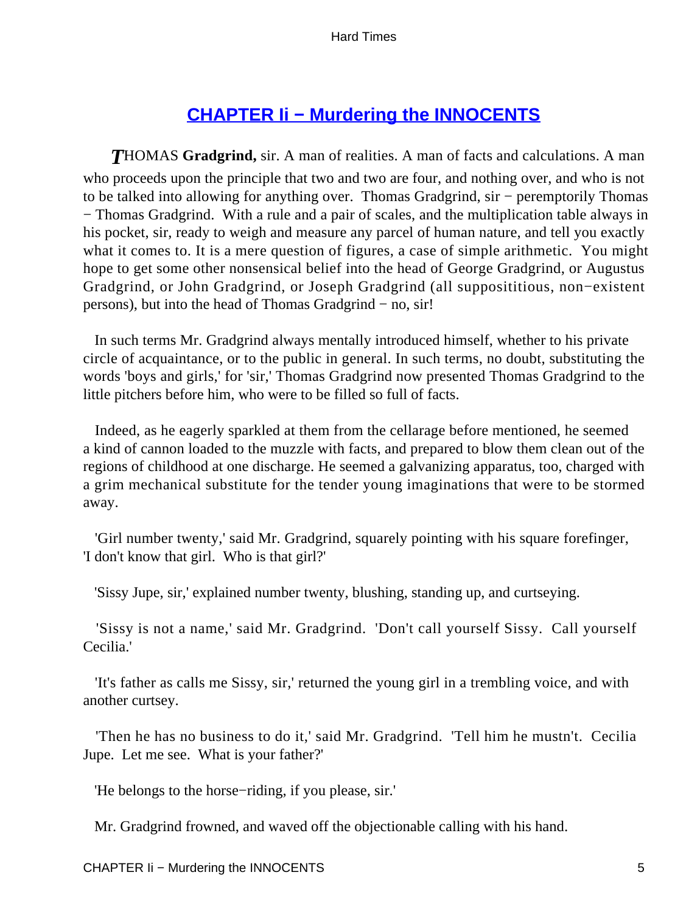## CHAPTER Ii − Murdering the INNOCENTS

THOMAS **Gradgrind,** sir. A man of realities. A man of facts and calculations. A man who proceeds upon the principle that two and two are four, and nothing over, and who is not to be talked into allowing for anything over. Thomas Gradgrind, sir − peremptorily Thomas − Thomas Gradgrind. With a rule and a pair of scales, and the multiplication table always in his pocket, sir, ready to weigh and measure any parcel of human nature, and tell you exactly what it comes to. It is a mere question of figures, a case of simple arithmetic. You might hope to get some other nonsensical belief into the head of George Gradgrind, or Augustus Gradgrind, or John Gradgrind, or Joseph Gradgrind (all supposititious, non−existent persons), but into the head of Thomas Gradgrind − no, sir!

In such terms Mr. Gradgrind always mentally introduced himself, whether to his private circle of acquaintance, or to the public in general. In such terms, no doubt, substituting the words 'boys and girls,' for 'sir,' Thomas Gradgrind now presented Thomas Gradgrind to the little pitchers before him, who were to be filled so full of facts.

Indeed, as he eagerly sparkled at them from the cellarage before mentioned, he seemed a kind of cannon loaded to the muzzle with facts, and prepared to blow them clean out of the regions of childhood at one discharge. He seemed a galvanizing apparatus, too, charged with a grim mechanical substitute for the tender young imaginations that were to be stormed away.

'Girl number twenty,' said Mr. Gradgrind, squarely pointing with his square forefinger, 'I don't know that girl. Who is that girl?'

'Sissy Jupe, sir,' explained number twenty, blushing, standing up, and curtseying.

'Sissy is not a name,' said Mr. Gradgrind. 'Don't call yourself Sissy. Call yourself Cecilia.'

'It's father as calls me Sissy, sir,' returned the young girl in a trembling voice, and with another curtsey.

'Then he has no business to do it,' said Mr. Gradgrind. 'Tell him he mustn't. Cecilia Jupe. Let me see. What is your father?'

'He belongs to the horse−riding, if you please, sir.'

Mr. Gradgrind frowned, and waved off the objectionable calling with his hand.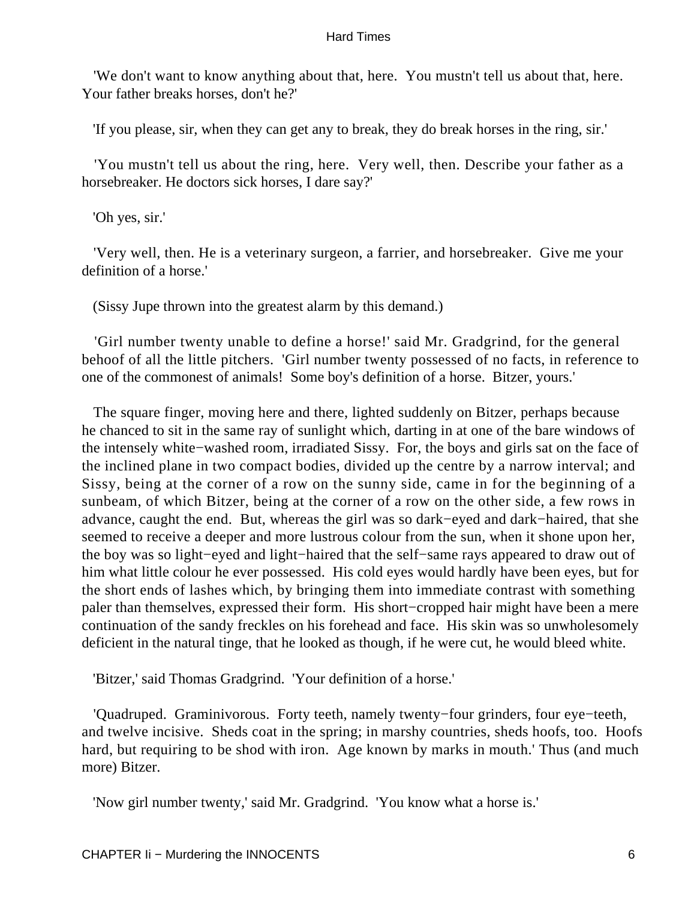'We don't want to know anything about that, here. You mustn't tell us about that, here. Your father breaks horses, don't he?'

'If you please, sir, when they can get any to break, they do break horses in the ring, sir.'

'You mustn't tell us about the ring, here. Very well, then. Describe your father as a horsebreaker. He doctors sick horses, I dare say?'

'Oh yes, sir.'

'Very well, then. He is a veterinary surgeon, a farrier, and horsebreaker. Give me your definition of a horse.'

(Sissy Jupe thrown into the greatest alarm by this demand.)

'Girl number twenty unable to define a horse!' said Mr. Gradgrind, for the general behoof of all the little pitchers. 'Girl number twenty possessed of no facts, in reference to one of the commonest of animals! Some boy's definition of a horse. Bitzer, yours.'

The square finger, moving here and there, lighted suddenly on Bitzer, perhaps because he chanced to sit in the same ray of sunlight which, darting in at one of the bare windows of the intensely white−washed room, irradiated Sissy. For, the boys and girls sat on the face of the inclined plane in two compact bodies, divided up the centre by a narrow interval; and Sissy, being at the corner of a row on the sunny side, came in for the beginning of a sunbeam, of which Bitzer, being at the corner of a row on the other side, a few rows in advance, caught the end. But, whereas the girl was so dark−eyed and dark−haired, that she seemed to receive a deeper and more lustrous colour from the sun, when it shone upon her, the boy was so light−eyed and light−haired that the self−same rays appeared to draw out of him what little colour he ever possessed. His cold eyes would hardly have been eyes, but for the short ends of lashes which, by bringing them into immediate contrast with something paler than themselves, expressed their form. His short−cropped hair might have been a mere continuation of the sandy freckles on his forehead and face. His skin was so unwholesomely deficient in the natural tinge, that he looked as though, if he were cut, he would bleed white.

'Bitzer,' said Thomas Gradgrind. 'Your definition of a horse.'

'Quadruped. Graminivorous. Forty teeth, namely twenty−four grinders, four eye−teeth, and twelve incisive. Sheds coat in the spring; in marshy countries, sheds hoofs, too. Hoofs hard, but requiring to be shod with iron. Age known by marks in mouth.' Thus (and much more) Bitzer.

'Now girl number twenty,' said Mr. Gradgrind. 'You know what a horse is.'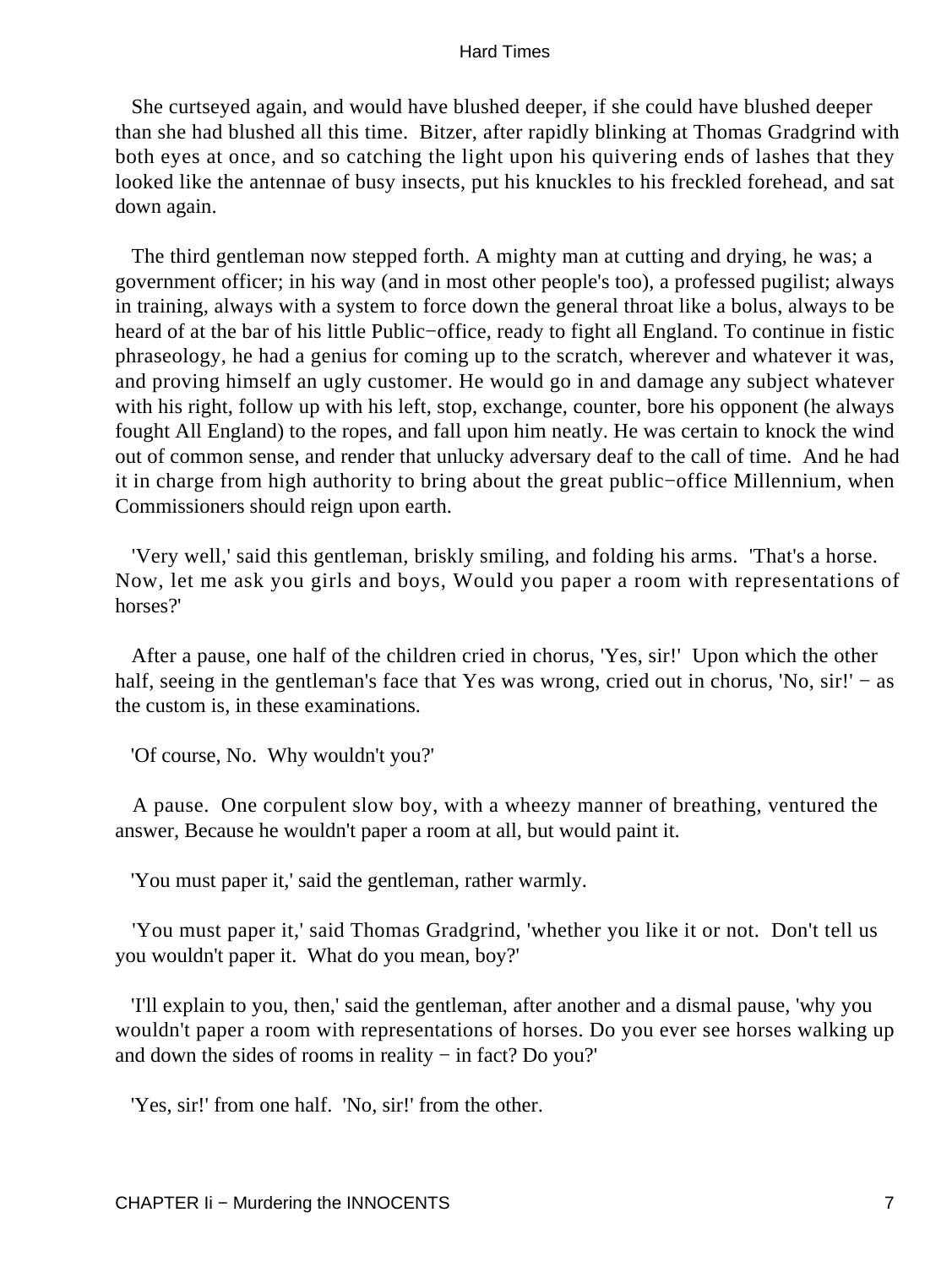She curtseyed again, and would have blushed deeper, if she could have blushed deeper than she had blushed all this time. Bitzer, after rapidly blinking at Thomas Gradgrind with both eyes at once, and so catching the light upon his quivering ends of lashes that they looked like the antennae of busy insects, put his knuckles to his freckled forehead, and sat down again.

The third gentleman now stepped forth. A mighty man at cutting and drying, he was; a government officer; in his way (and in most other people's too), a professed pugilist; always in training, always with a system to force down the general throat like a bolus, always to be heard of at the bar of his little Public−office, ready to fight all England. To continue in fistic phraseology, he had a genius for coming up to the scratch, wherever and whatever it was, and proving himself an ugly customer. He would go in and damage any subject whatever with his right, follow up with his left, stop, exchange, counter, bore his opponent (he always fought All England) to the ropes, and fall upon him neatly. He was certain to knock the wind out of common sense, and render that unlucky adversary deaf to the call of time. And he had it in charge from high authority to bring about the great public−office Millennium, when Commissioners should reign upon earth.

'Very well,' said this gentleman, briskly smiling, and folding his arms. 'That's a horse. Now, let me ask you girls and boys, Would you paper a room with representations of horses?'

After a pause, one half of the children cried in chorus, 'Yes, sir!' Upon which the other half, seeing in the gentleman's face that Yes was wrong, cried out in chorus, 'No, sir!' − as the custom is, in these examinations.

'Of course, No. Why wouldn't you?'

A pause. One corpulent slow boy, with a wheezy manner of breathing, ventured the answer, Because he wouldn't paper a room at all, but would paint it.

'You must paper it,' said the gentleman, rather warmly.

'You must paper it,' said Thomas Gradgrind, 'whether you like it or not. Don't tell us you wouldn't paper it. What do you mean, boy?'

'I'll explain to you, then,' said the gentleman, after another and a dismal pause, 'why you wouldn't paper a room with representations of horses. Do you ever see horses walking up and down the sides of rooms in reality − in fact? Do you?'

'Yes, sir!' from one half. 'No, sir!' from the other.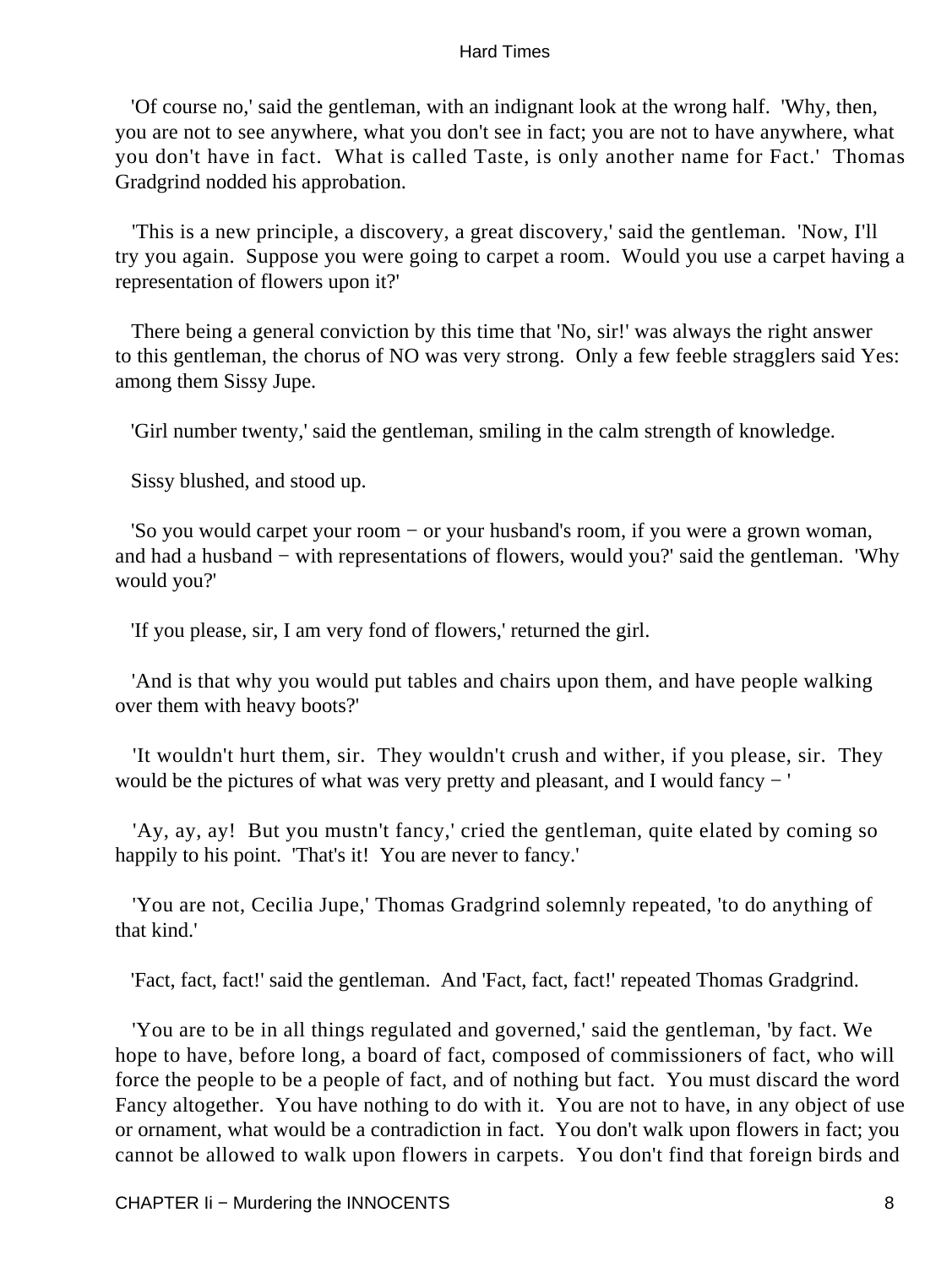'Of course no,' said the gentleman, with an indignant look at the wrong half. 'Why, then, you are not to see anywhere, what you don't see in fact; you are not to have anywhere, what you don't have in fact. What is called Taste, is only another name for Fact.' Thomas Gradgrind nodded his approbation.

'This is a new principle, a discovery, a great discovery,' said the gentleman. 'Now, I'll try you again. Suppose you were going to carpet a room. Would you use a carpet having a representation of flowers upon it?'

There being a general conviction by this time that 'No, sir!' was always the right answer to this gentleman, the chorus of NO was very strong. Only a few feeble stragglers said Yes: among them Sissy Jupe.

'Girl number twenty,' said the gentleman, smiling in the calm strength of knowledge.

Sissy blushed, and stood up.

'So you would carpet your room − or your husband's room, if you were a grown woman, and had a husband − with representations of flowers, would you?' said the gentleman. 'Why would you?'

'If you please, sir, I am very fond of flowers,' returned the girl.

'And is that why you would put tables and chairs upon them, and have people walking over them with heavy boots?'

'It wouldn't hurt them, sir. They wouldn't crush and wither, if you please, sir. They would be the pictures of what was very pretty and pleasant, and I would fancy − '

'Ay, ay, ay! But you mustn't fancy,' cried the gentleman, quite elated by coming so happily to his point. 'That's it! You are never to fancy.'

'You are not, Cecilia Jupe,' Thomas Gradgrind solemnly repeated, 'to do anything of that kind.'

'Fact, fact, fact!' said the gentleman. And 'Fact, fact, fact!' repeated Thomas Gradgrind.

'You are to be in all things regulated and governed,' said the gentleman, 'by fact. We hope to have, before long, a board of fact, composed of commissioners of fact, who will force the people to be a people of fact, and of nothing but fact. You must discard the word Fancy altogether. You have nothing to do with it. You are not to have, in any object of use or ornament, what would be a contradiction in fact. You don't walk upon flowers in fact; you cannot be allowed to walk upon flowers in carpets. You don't find that foreign birds and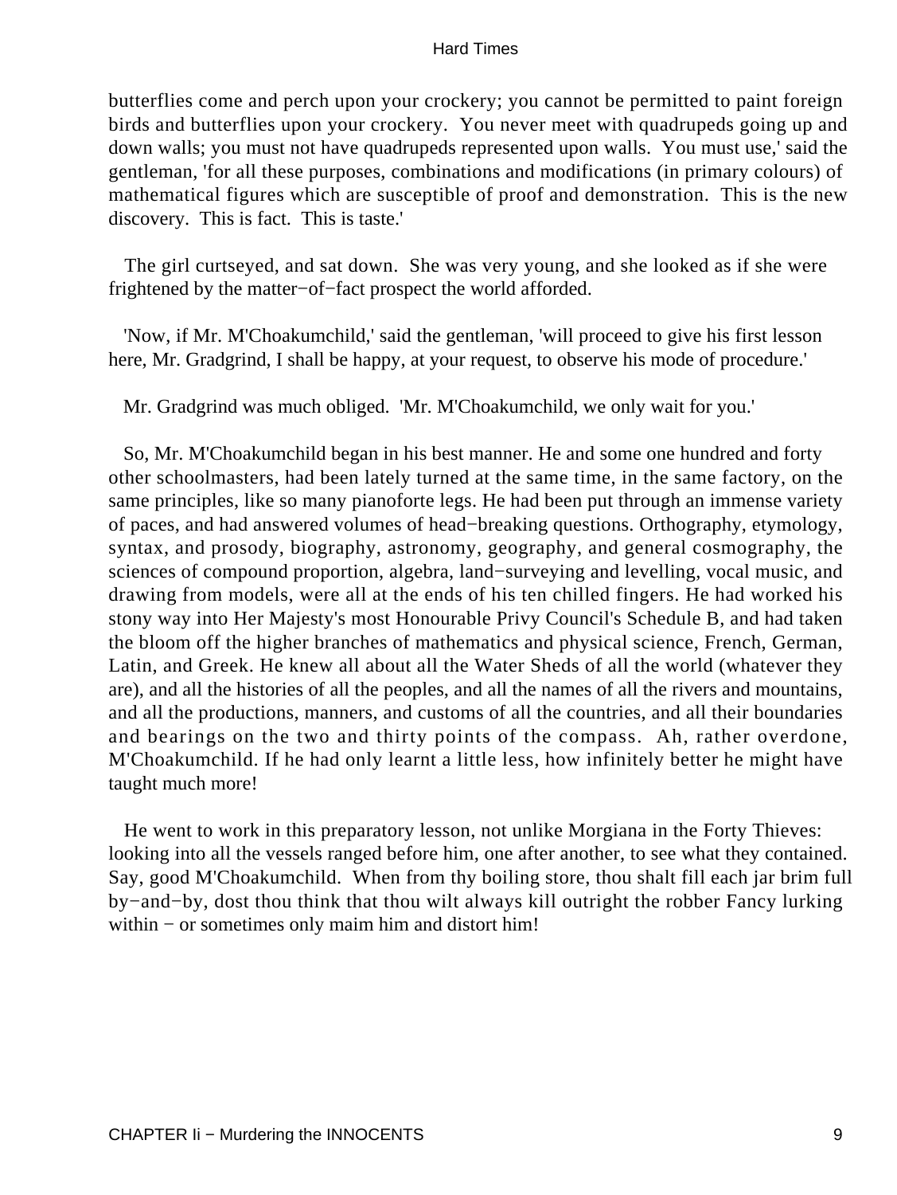butterflies come and perch upon your crockery; you cannot be permitted to paint foreign birds and butterflies upon your crockery. You never meet with quadrupeds going up and down walls; you must not have quadrupeds represented upon walls. You must use,' said the gentleman, 'for all these purposes, combinations and modifications (in primary colours) of mathematical figures which are susceptible of proof and demonstration. This is the new discovery. This is fact. This is taste.'

The girl curtseyed, and sat down. She was very young, and she looked as if she were frightened by the matter−of−fact prospect the world afforded.

'Now, if Mr. M'Choakumchild,' said the gentleman, 'will proceed to give his first lesson here, Mr. Gradgrind, I shall be happy, at your request, to observe his mode of procedure.'

Mr. Gradgrind was much obliged. 'Mr. M'Choakumchild, we only wait for you.'

So, Mr. M'Choakumchild began in his best manner. He and some one hundred and forty other schoolmasters, had been lately turned at the same time, in the same factory, on the same principles, like so many pianoforte legs. He had been put through an immense variety of paces, and had answered volumes of head−breaking questions. Orthography, etymology, syntax, and prosody, biography, astronomy, geography, and general cosmography, the sciences of compound proportion, algebra, land−surveying and levelling, vocal music, and drawing from models, were all at the ends of his ten chilled fingers. He had worked his stony way into Her Majesty's most Honourable Privy Council's Schedule B, and had taken the bloom off the higher branches of mathematics and physical science, French, German, Latin, and Greek. He knew all about all the Water Sheds of all the world (whatever they are), and all the histories of all the peoples, and all the names of all the rivers and mountains, and all the productions, manners, and customs of all the countries, and all their boundaries and bearings on the two and thirty points of the compass. Ah, rather overdone, M'Choakumchild. If he had only learnt a little less, how infinitely better he might have taught much more!

He went to work in this preparatory lesson, not unlike Morgiana in the Forty Thieves: looking into all the vessels ranged before him, one after another, to see what they contained. Say, good M'Choakumchild. When from thy boiling store, thou shalt fill each jar brim full by−and−by, dost thou think that thou wilt always kill outright the robber Fancy lurking within − or sometimes only maim him and distort him!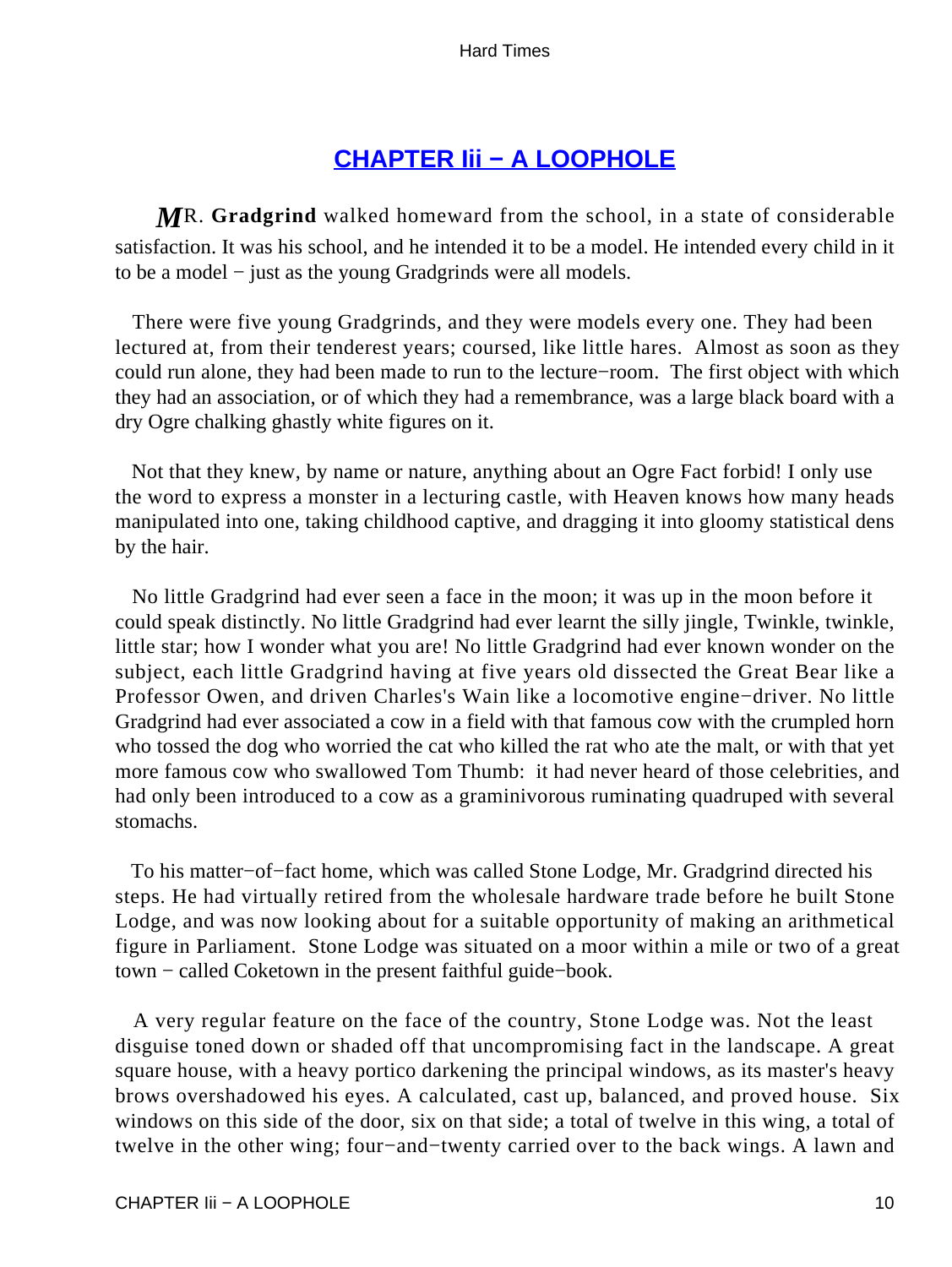## CHAPTER Iii − A LOOPHOLE

**MR. Gradgrind** walked homeward from the school, in a state of considerable satisfaction. It was his school, and he intended it to be a model. He intended every child in it to be a model − just as the young Gradgrinds were all models.

There were five young Gradgrinds, and they were models every one. They had been lectured at, from their tenderest years; coursed, like little hares. Almost as soon as they could run alone, they had been made to run to the lecture−room. The first object with which they had an association, or of which they had a remembrance, was a large black board with a dry Ogre chalking ghastly white figures on it.

Not that they knew, by name or nature, anything about an Ogre Fact forbid! I only use the word to express a monster in a lecturing castle, with Heaven knows how many heads manipulated into one, taking childhood captive, and dragging it into gloomy statistical dens by the hair.

No little Gradgrind had ever seen a face in the moon; it was up in the moon before it could speak distinctly. No little Gradgrind had ever learnt the silly jingle, Twinkle, twinkle, little star; how I wonder what you are! No little Gradgrind had ever known wonder on the subject, each little Gradgrind having at five years old dissected the Great Bear like a Professor Owen, and driven Charles's Wain like a locomotive engine−driver. No little Gradgrind had ever associated a cow in a field with that famous cow with the crumpled horn who tossed the dog who worried the cat who killed the rat who ate the malt, or with that yet more famous cow who swallowed Tom Thumb: it had never heard of those celebrities, and had only been introduced to a cow as a graminivorous ruminating quadruped with several stomachs.

To his matter−of−fact home, which was called Stone Lodge, Mr. Gradgrind directed his steps. He had virtually retired from the wholesale hardware trade before he built Stone Lodge, and was now looking about for a suitable opportunity of making an arithmetical figure in Parliament. Stone Lodge was situated on a moor within a mile or two of a great town − called Coketown in the present faithful guide−book.

A very regular feature on the face of the country, Stone Lodge was. Not the least disguise toned down or shaded off that uncompromising fact in the landscape. A great square house, with a heavy portico darkening the principal windows, as its master's heavy brows overshadowed his eyes. A calculated, cast up, balanced, and proved house. Six windows on this side of the door, six on that side; a total of twelve in this wing, a total of twelve in the other wing; four−and−twenty carried over to the back wings. A lawn and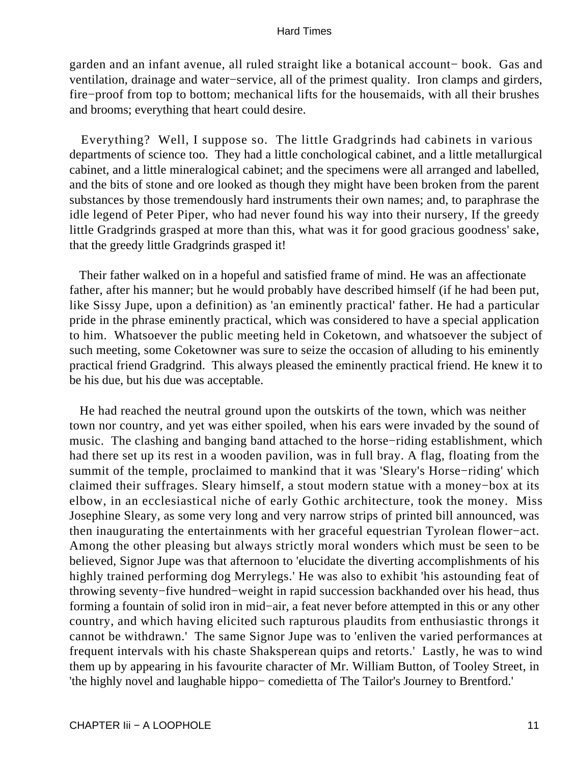garden and an infant avenue, all ruled straight like a botanical account− book. Gas and ventilation, drainage and water−service, all of the primest quality. Iron clamps and girders, fire−proof from top to bottom; mechanical lifts for the housemaids, with all their brushes and brooms; everything that heart could desire.

Everything? Well, I suppose so. The little Gradgrinds had cabinets in various departments of science too. They had a little conchological cabinet, and a little metallurgical cabinet, and a little mineralogical cabinet; and the specimens were all arranged and labelled, and the bits of stone and ore looked as though they might have been broken from the parent substances by those tremendously hard instruments their own names; and, to paraphrase the idle legend of Peter Piper, who had never found his way into their nursery, If the greedy little Gradgrinds grasped at more than this, what was it for good gracious goodness' sake, that the greedy little Gradgrinds grasped it!

Their father walked on in a hopeful and satisfied frame of mind. He was an affectionate father, after his manner; but he would probably have described himself (if he had been put, like Sissy Jupe, upon a definition) as 'an eminently practical' father. He had a particular pride in the phrase eminently practical, which was considered to have a special application to him. Whatsoever the public meeting held in Coketown, and whatsoever the subject of such meeting, some Coketowner was sure to seize the occasion of alluding to his eminently practical friend Gradgrind. This always pleased the eminently practical friend. He knew it to be his due, but his due was acceptable.

He had reached the neutral ground upon the outskirts of the town, which was neither town nor country, and yet was either spoiled, when his ears were invaded by the sound of music. The clashing and banging band attached to the horse−riding establishment, which had there set up its rest in a wooden pavilion, was in full bray. A flag, floating from the summit of the temple, proclaimed to mankind that it was 'Sleary's Horse−riding' which claimed their suffrages. Sleary himself, a stout modern statue with a money−box at its elbow, in an ecclesiastical niche of early Gothic architecture, took the money. Miss Josephine Sleary, as some very long and very narrow strips of printed bill announced, was then inaugurating the entertainments with her graceful equestrian Tyrolean flower−act. Among the other pleasing but always strictly moral wonders which must be seen to be believed, Signor Jupe was that afternoon to 'elucidate the diverting accomplishments of his highly trained performing dog Merrylegs.' He was also to exhibit 'his astounding feat of throwing seventy−five hundred−weight in rapid succession backhanded over his head, thus forming a fountain of solid iron in mid−air, a feat never before attempted in this or any other country, and which having elicited such rapturous plaudits from enthusiastic throngs it cannot be withdrawn.' The same Signor Jupe was to 'enliven the varied performances at frequent intervals with his chaste Shaksperean quips and retorts.' Lastly, he was to wind them up by appearing in his favourite character of Mr. William Button, of Tooley Street, in 'the highly novel and laughable hippo− comedietta of The Tailor's Journey to Brentford.'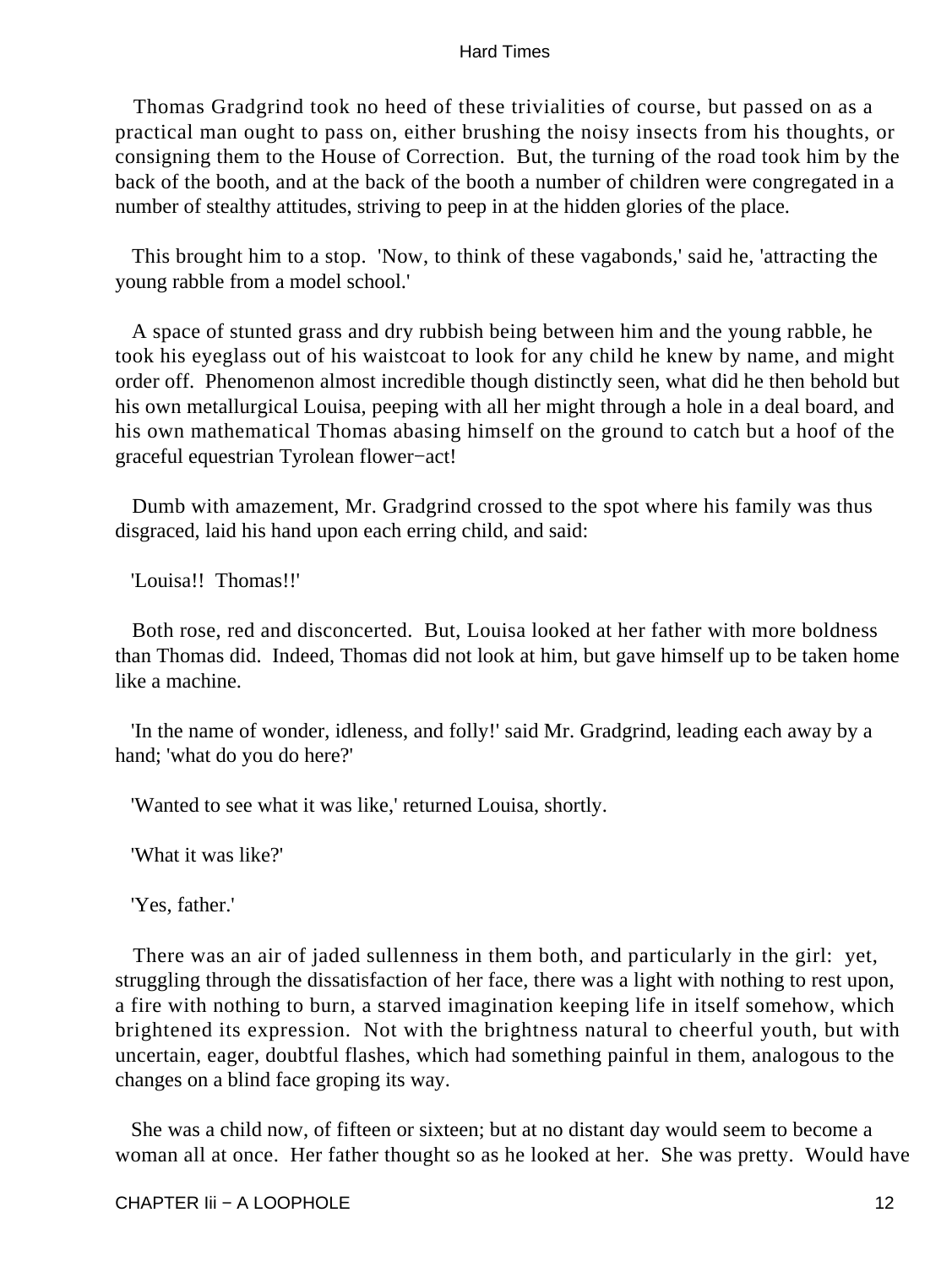Thomas Gradgrind took no heed of these trivialities of course, but passed on as a practical man ought to pass on, either brushing the noisy insects from his thoughts, or consigning them to the House of Correction. But, the turning of the road took him by the back of the booth, and at the back of the booth a number of children were congregated in a number of stealthy attitudes, striving to peep in at the hidden glories of the place.

This brought him to a stop. 'Now, to think of these vagabonds,' said he, 'attracting the young rabble from a model school.'

A space of stunted grass and dry rubbish being between him and the young rabble, he took his eyeglass out of his waistcoat to look for any child he knew by name, and might order off. Phenomenon almost incredible though distinctly seen, what did he then behold but his own metallurgical Louisa, peeping with all her might through a hole in a deal board, and his own mathematical Thomas abasing himself on the ground to catch but a hoof of the graceful equestrian Tyrolean flower−act!

Dumb with amazement, Mr. Gradgrind crossed to the spot where his family was thus disgraced, laid his hand upon each erring child, and said:

'Louisa!! Thomas!!'

Both rose, red and disconcerted. But, Louisa looked at her father with more boldness than Thomas did. Indeed, Thomas did not look at him, but gave himself up to be taken home like a machine.

'In the name of wonder, idleness, and folly!' said Mr. Gradgrind, leading each away by a hand; 'what do you do here?'

'Wanted to see what it was like,' returned Louisa, shortly.

'What it was like?'

'Yes, father.'

There was an air of jaded sullenness in them both, and particularly in the girl: yet, struggling through the dissatisfaction of her face, there was a light with nothing to rest upon, a fire with nothing to burn, a starved imagination keeping life in itself somehow, which brightened its expression. Not with the brightness natural to cheerful youth, but with uncertain, eager, doubtful flashes, which had something painful in them, analogous to the changes on a blind face groping its way.

She was a child now, of fifteen or sixteen; but at no distant day would seem to become a woman all at once. Her father thought so as he looked at her. She was pretty. Would have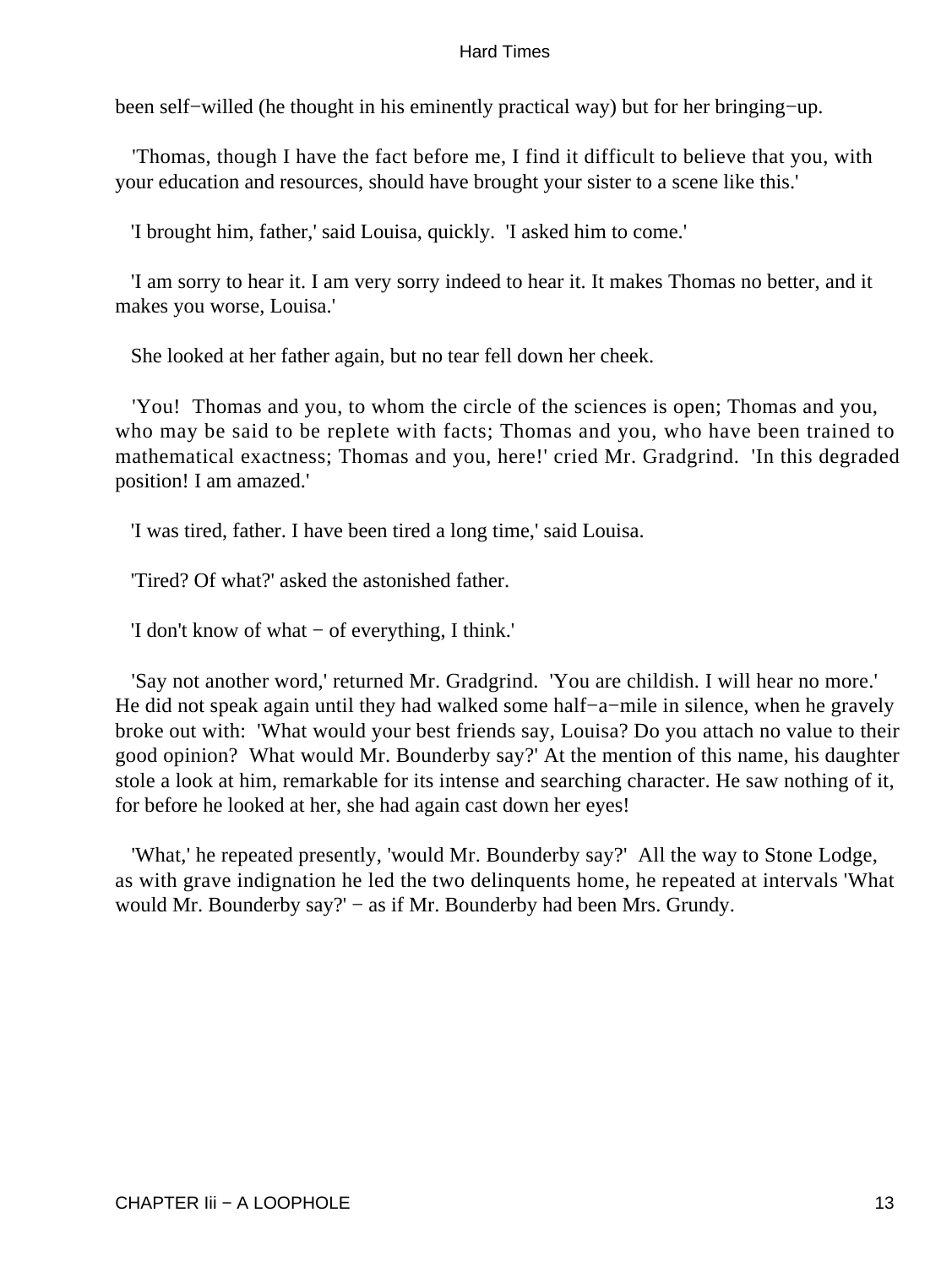been self−willed (he thought in his eminently practical way) but for her bringing−up.

'Thomas, though I have the fact before me, I find it difficult to believe that you, with your education and resources, should have brought your sister to a scene like this.'

'I brought him, father,' said Louisa, quickly. 'I asked him to come.'

'I am sorry to hear it. I am very sorry indeed to hear it. It makes Thomas no better, and it makes you worse, Louisa.'

She looked at her father again, but no tear fell down her cheek.

'You! Thomas and you, to whom the circle of the sciences is open; Thomas and you, who may be said to be replete with facts; Thomas and you, who have been trained to mathematical exactness; Thomas and you, here!' cried Mr. Gradgrind. 'In this degraded position! I am amazed.'

'I was tired, father. I have been tired a long time,' said Louisa.

'Tired? Of what?' asked the astonished father.

'I don't know of what − of everything, I think.'

'Say not another word,' returned Mr. Gradgrind. 'You are childish. I will hear no more.' He did not speak again until they had walked some half−a−mile in silence, when he gravely broke out with: 'What would your best friends say, Louisa? Do you attach no value to their good opinion? What would Mr. Bounderby say?' At the mention of this name, his daughter stole a look at him, remarkable for its intense and searching character. He saw nothing of it, for before he looked at her, she had again cast down her eyes!

'What,' he repeated presently, 'would Mr. Bounderby say?' All the way to Stone Lodge, as with grave indignation he led the two delinquents home, he repeated at intervals 'What would Mr. Bounderby say?' − as if Mr. Bounderby had been Mrs. Grundy.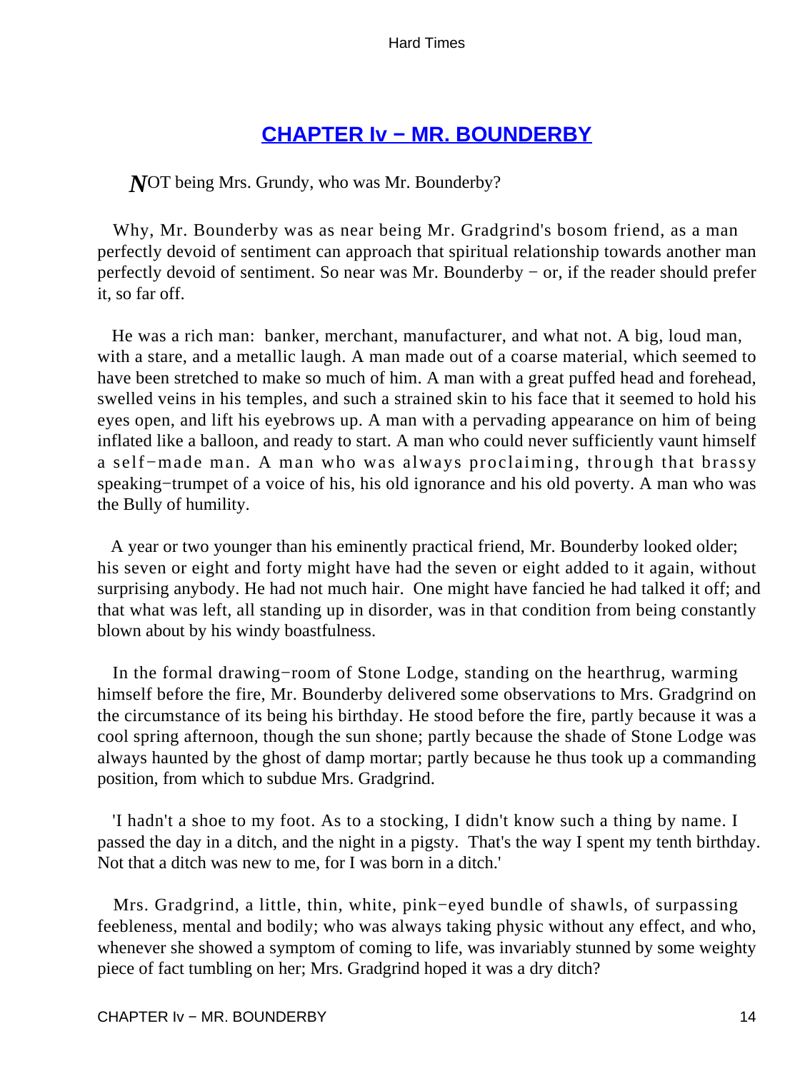## CHAPTER Iv − MR. BOUNDERBY

*N*OT being Mrs. Grundy, who was Mr. Bounderby?

Why, Mr. Bounderby was as near being Mr. Gradgrind's bosom friend, as a man perfectly devoid of sentiment can approach that spiritual relationship towards another man perfectly devoid of sentiment. So near was Mr. Bounderby − or, if the reader should prefer it, so far off.

He was a rich man: banker, merchant, manufacturer, and what not. A big, loud man, with a stare, and a metallic laugh. A man made out of a coarse material, which seemed to have been stretched to make so much of him. A man with a great puffed head and forehead, swelled veins in his temples, and such a strained skin to his face that it seemed to hold his eyes open, and lift his eyebrows up. A man with a pervading appearance on him of being inflated like a balloon, and ready to start. A man who could never sufficiently vaunt himself a self−made man. A man who was always proclaiming, through that brassy speaking−trumpet of a voice of his, his old ignorance and his old poverty. A man who was the Bully of humility.

A year or two younger than his eminently practical friend, Mr. Bounderby looked older; his seven or eight and forty might have had the seven or eight added to it again, without surprising anybody. He had not much hair. One might have fancied he had talked it off; and that what was left, all standing up in disorder, was in that condition from being constantly blown about by his windy boastfulness.

In the formal drawing−room of Stone Lodge, standing on the hearthrug, warming himself before the fire, Mr. Bounderby delivered some observations to Mrs. Gradgrind on the circumstance of its being his birthday. He stood before the fire, partly because it was a cool spring afternoon, though the sun shone; partly because the shade of Stone Lodge was always haunted by the ghost of damp mortar; partly because he thus took up a commanding position, from which to subdue Mrs. Gradgrind.

'I hadn't a shoe to my foot. As to a stocking, I didn't know such a thing by name. I passed the day in a ditch, and the night in a pigsty. That's the way I spent my tenth birthday. Not that a ditch was new to me, for I was born in a ditch.'

Mrs. Gradgrind, a little, thin, white, pink−eyed bundle of shawls, of surpassing feebleness, mental and bodily; who was always taking physic without any effect, and who, whenever she showed a symptom of coming to life, was invariably stunned by some weighty piece of fact tumbling on her; Mrs. Gradgrind hoped it was a dry ditch?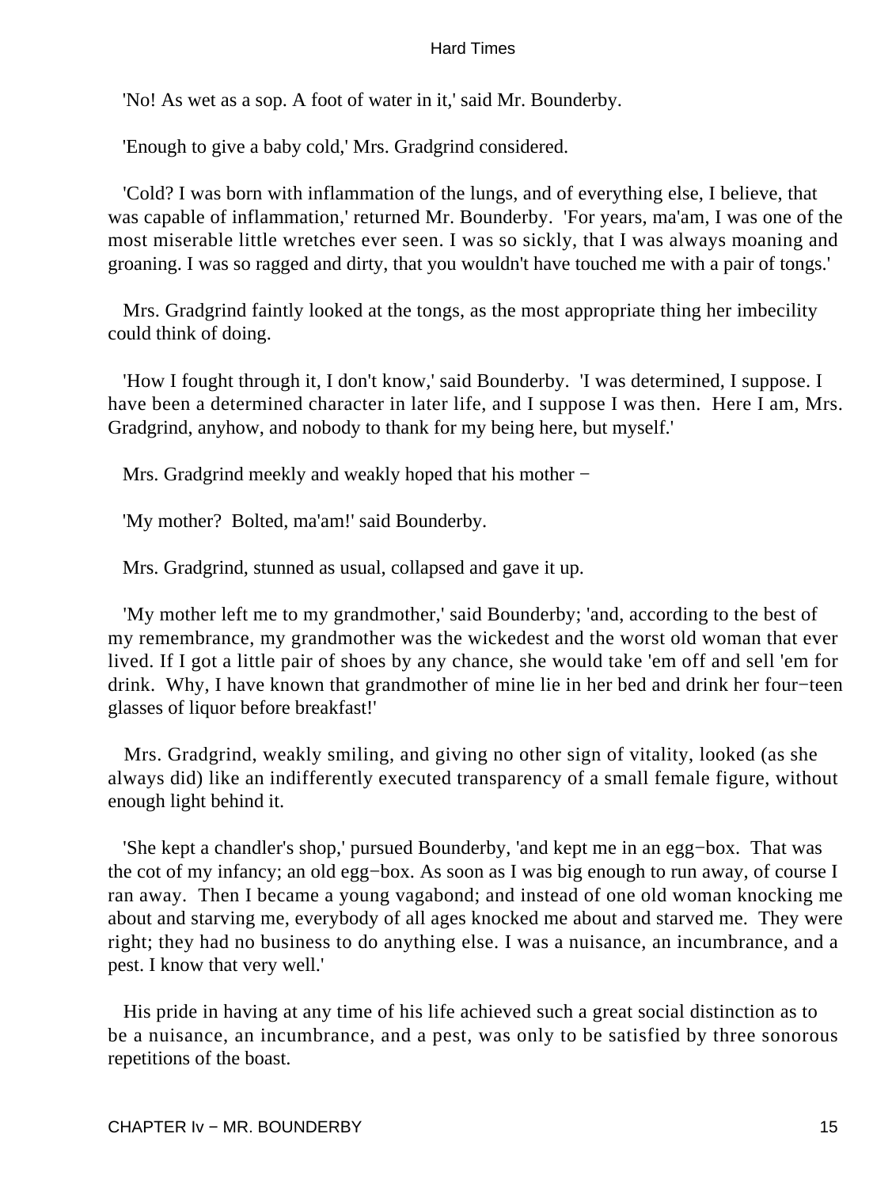'No! As wet as a sop. A foot of water in it,' said Mr. Bounderby.

'Enough to give a baby cold,' Mrs. Gradgrind considered.

'Cold? I was born with inflammation of the lungs, and of everything else, I believe, that was capable of inflammation,' returned Mr. Bounderby. 'For years, ma'am, I was one of the most miserable little wretches ever seen. I was so sickly, that I was always moaning and groaning. I was so ragged and dirty, that you wouldn't have touched me with a pair of tongs.'

Mrs. Gradgrind faintly looked at the tongs, as the most appropriate thing her imbecility could think of doing.

'How I fought through it, I don't know,' said Bounderby. 'I was determined, I suppose. I have been a determined character in later life, and I suppose I was then. Here I am, Mrs. Gradgrind, anyhow, and nobody to thank for my being here, but myself.'

Mrs. Gradgrind meekly and weakly hoped that his mother −

'My mother? Bolted, ma'am!' said Bounderby.

Mrs. Gradgrind, stunned as usual, collapsed and gave it up.

'My mother left me to my grandmother,' said Bounderby; 'and, according to the best of my remembrance, my grandmother was the wickedest and the worst old woman that ever lived. If I got a little pair of shoes by any chance, she would take 'em off and sell 'em for drink. Why, I have known that grandmother of mine lie in her bed and drink her four−teen glasses of liquor before breakfast!'

Mrs. Gradgrind, weakly smiling, and giving no other sign of vitality, looked (as she always did) like an indifferently executed transparency of a small female figure, without enough light behind it.

'She kept a chandler's shop,' pursued Bounderby, 'and kept me in an egg−box. That was the cot of my infancy; an old egg−box. As soon as I was big enough to run away, of course I ran away. Then I became a young vagabond; and instead of one old woman knocking me about and starving me, everybody of all ages knocked me about and starved me. They were right; they had no business to do anything else. I was a nuisance, an incumbrance, and a pest. I know that very well.'

His pride in having at any time of his life achieved such a great social distinction as to be a nuisance, an incumbrance, and a pest, was only to be satisfied by three sonorous repetitions of the boast.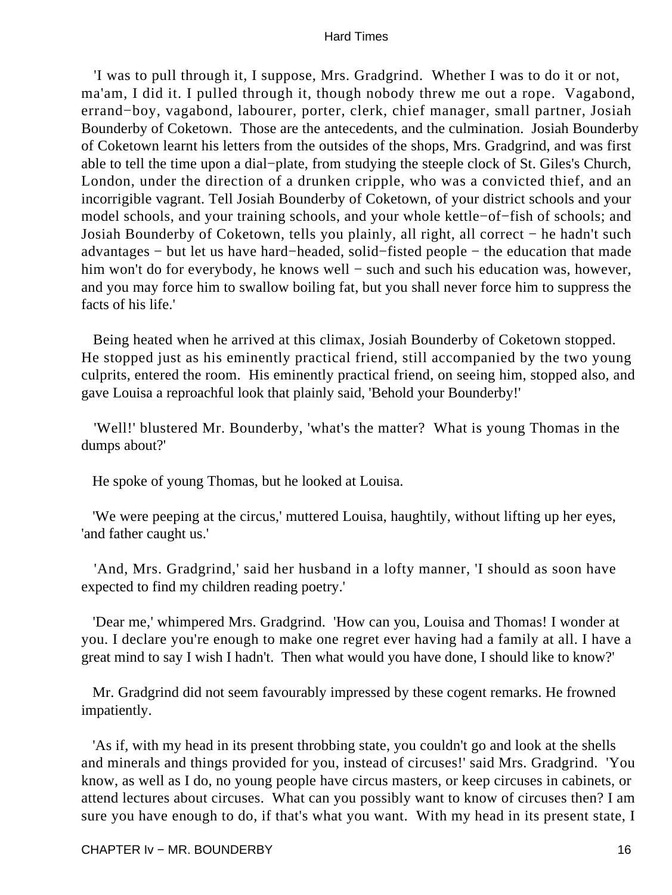'I was to pull through it, I suppose, Mrs. Gradgrind. Whether I was to do it or not, ma'am, I did it. I pulled through it, though nobody threw me out a rope. Vagabond, errand−boy, vagabond, labourer, porter, clerk, chief manager, small partner, Josiah Bounderby of Coketown. Those are the antecedents, and the culmination. Josiah Bounderby of Coketown learnt his letters from the outsides of the shops, Mrs. Gradgrind, and was first able to tell the time upon a dial−plate, from studying the steeple clock of St. Giles's Church, London, under the direction of a drunken cripple, who was a convicted thief, and an incorrigible vagrant. Tell Josiah Bounderby of Coketown, of your district schools and your model schools, and your training schools, and your whole kettle−of−fish of schools; and Josiah Bounderby of Coketown, tells you plainly, all right, all correct − he hadn't such advantages − but let us have hard−headed, solid−fisted people − the education that made him won't do for everybody, he knows well − such and such his education was, however, and you may force him to swallow boiling fat, but you shall never force him to suppress the facts of his life.'

Being heated when he arrived at this climax, Josiah Bounderby of Coketown stopped. He stopped just as his eminently practical friend, still accompanied by the two young culprits, entered the room. His eminently practical friend, on seeing him, stopped also, and gave Louisa a reproachful look that plainly said, 'Behold your Bounderby!'

'Well!' blustered Mr. Bounderby, 'what's the matter? What is young Thomas in the dumps about?'

He spoke of young Thomas, but he looked at Louisa.

'We were peeping at the circus,' muttered Louisa, haughtily, without lifting up her eyes, 'and father caught us.'

'And, Mrs. Gradgrind,' said her husband in a lofty manner, 'I should as soon have expected to find my children reading poetry.'

'Dear me,' whimpered Mrs. Gradgrind. 'How can you, Louisa and Thomas! I wonder at you. I declare you're enough to make one regret ever having had a family at all. I have a great mind to say I wish I hadn't. Then what would you have done, I should like to know?'

Mr. Gradgrind did not seem favourably impressed by these cogent remarks. He frowned impatiently.

'As if, with my head in its present throbbing state, you couldn't go and look at the shells and minerals and things provided for you, instead of circuses!' said Mrs. Gradgrind. 'You know, as well as I do, no young people have circus masters, or keep circuses in cabinets, or attend lectures about circuses. What can you possibly want to know of circuses then? I am sure you have enough to do, if that's what you want. With my head in its present state, I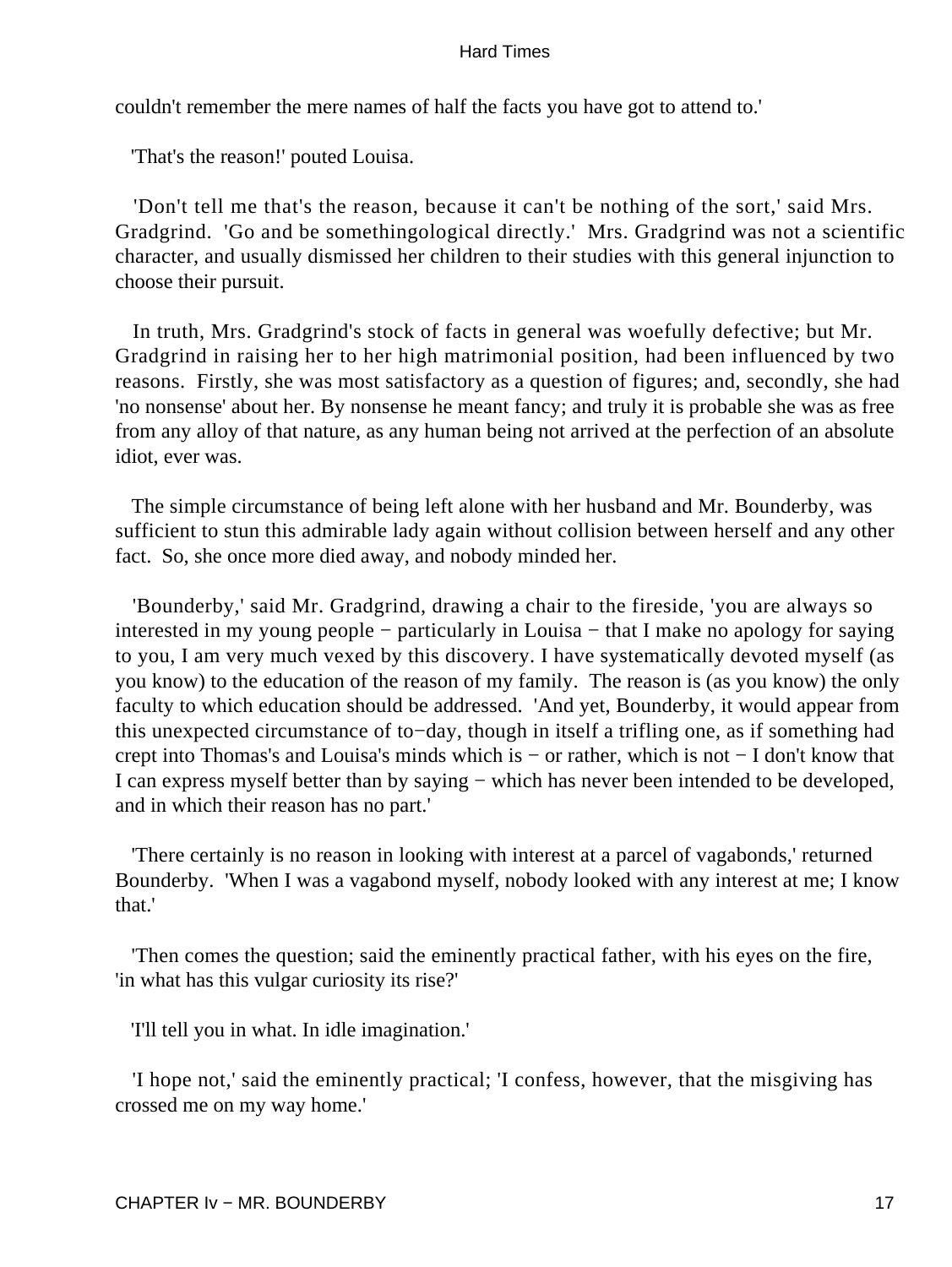couldn't remember the mere names of half the facts you have got to attend to.'

'That's the reason!' pouted Louisa.

'Don't tell me that's the reason, because it can't be nothing of the sort,' said Mrs. Gradgrind. 'Go and be somethingological directly.' Mrs. Gradgrind was not a scientific character, and usually dismissed her children to their studies with this general injunction to choose their pursuit.

In truth, Mrs. Gradgrind's stock of facts in general was woefully defective; but Mr. Gradgrind in raising her to her high matrimonial position, had been influenced by two reasons. Firstly, she was most satisfactory as a question of figures; and, secondly, she had 'no nonsense' about her. By nonsense he meant fancy; and truly it is probable she was as free from any alloy of that nature, as any human being not arrived at the perfection of an absolute idiot, ever was.

The simple circumstance of being left alone with her husband and Mr. Bounderby, was sufficient to stun this admirable lady again without collision between herself and any other fact. So, she once more died away, and nobody minded her.

'Bounderby,' said Mr. Gradgrind, drawing a chair to the fireside, 'you are always so interested in my young people − particularly in Louisa − that I make no apology for saying to you, I am very much vexed by this discovery. I have systematically devoted myself (as you know) to the education of the reason of my family. The reason is (as you know) the only faculty to which education should be addressed. 'And yet, Bounderby, it would appear from this unexpected circumstance of to−day, though in itself a trifling one, as if something had crept into Thomas's and Louisa's minds which is − or rather, which is not − I don't know that I can express myself better than by saying − which has never been intended to be developed, and in which their reason has no part.'

'There certainly is no reason in looking with interest at a parcel of vagabonds,' returned Bounderby. 'When I was a vagabond myself, nobody looked with any interest at me; I know that.'

'Then comes the question; said the eminently practical father, with his eyes on the fire, 'in what has this vulgar curiosity its rise?'

'I'll tell you in what. In idle imagination.'

'I hope not,' said the eminently practical; 'I confess, however, that the misgiving has crossed me on my way home.'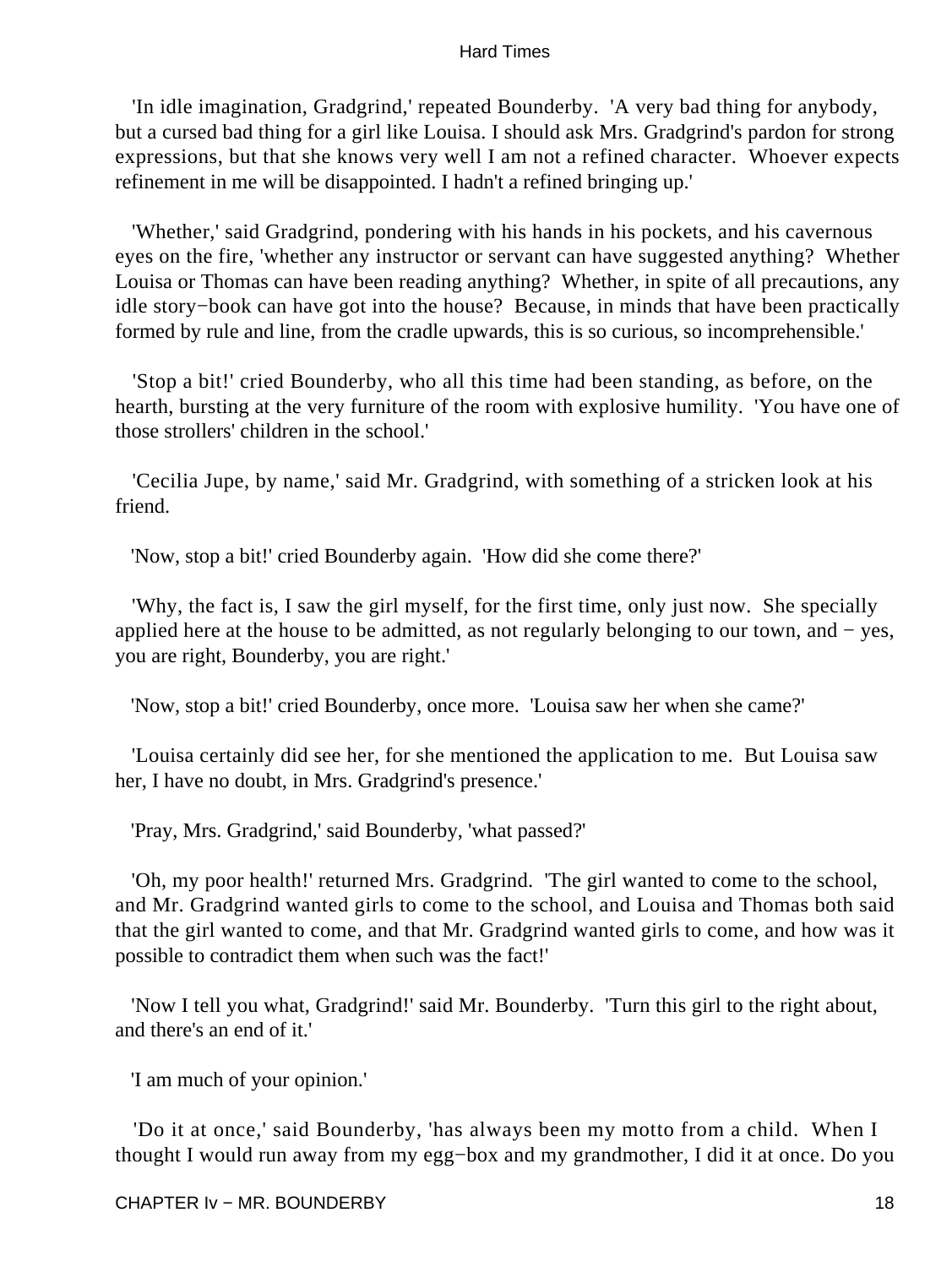'In idle imagination, Gradgrind,' repeated Bounderby. 'A very bad thing for anybody, but a cursed bad thing for a girl like Louisa. I should ask Mrs. Gradgrind's pardon for strong expressions, but that she knows very well I am not a refined character. Whoever expects refinement in me will be disappointed. I hadn't a refined bringing up.'

'Whether,' said Gradgrind, pondering with his hands in his pockets, and his cavernous eyes on the fire, 'whether any instructor or servant can have suggested anything? Whether Louisa or Thomas can have been reading anything? Whether, in spite of all precautions, any idle story−book can have got into the house? Because, in minds that have been practically formed by rule and line, from the cradle upwards, this is so curious, so incomprehensible.'

'Stop a bit!' cried Bounderby, who all this time had been standing, as before, on the hearth, bursting at the very furniture of the room with explosive humility. 'You have one of those strollers' children in the school.'

'Cecilia Jupe, by name,' said Mr. Gradgrind, with something of a stricken look at his friend.

'Now, stop a bit!' cried Bounderby again. 'How did she come there?'

'Why, the fact is, I saw the girl myself, for the first time, only just now. She specially applied here at the house to be admitted, as not regularly belonging to our town, and − yes, you are right, Bounderby, you are right.'

'Now, stop a bit!' cried Bounderby, once more. 'Louisa saw her when she came?'

'Louisa certainly did see her, for she mentioned the application to me. But Louisa saw her, I have no doubt, in Mrs. Gradgrind's presence.'

'Pray, Mrs. Gradgrind,' said Bounderby, 'what passed?'

'Oh, my poor health!' returned Mrs. Gradgrind. 'The girl wanted to come to the school, and Mr. Gradgrind wanted girls to come to the school, and Louisa and Thomas both said that the girl wanted to come, and that Mr. Gradgrind wanted girls to come, and how was it possible to contradict them when such was the fact!'

'Now I tell you what, Gradgrind!' said Mr. Bounderby. 'Turn this girl to the right about, and there's an end of it.'

'I am much of your opinion.'

'Do it at once,' said Bounderby, 'has always been my motto from a child. When I thought I would run away from my egg−box and my grandmother, I did it at once. Do you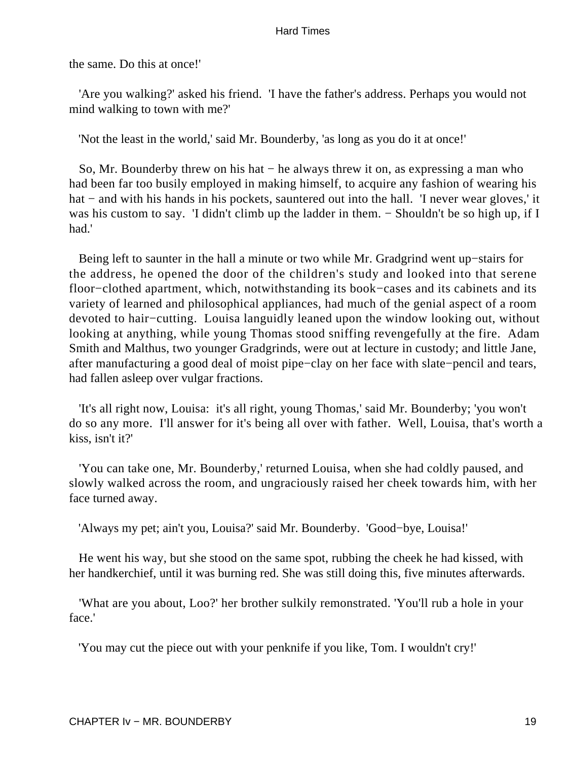the same. Do this at once!'

'Are you walking?' asked his friend. 'I have the father's address. Perhaps you would not mind walking to town with me?'

'Not the least in the world,' said Mr. Bounderby, 'as long as you do it at once!'

So, Mr. Bounderby threw on his hat − he always threw it on, as expressing a man who had been far too busily employed in making himself, to acquire any fashion of wearing his hat − and with his hands in his pockets, sauntered out into the hall. 'I never wear gloves,' it was his custom to say. 'I didn't climb up the ladder in them. − Shouldn't be so high up, if I had.'

Being left to saunter in the hall a minute or two while Mr. Gradgrind went up−stairs for the address, he opened the door of the children's study and looked into that serene floor−clothed apartment, which, notwithstanding its book−cases and its cabinets and its variety of learned and philosophical appliances, had much of the genial aspect of a room devoted to hair−cutting. Louisa languidly leaned upon the window looking out, without looking at anything, while young Thomas stood sniffing revengefully at the fire. Adam Smith and Malthus, two younger Gradgrinds, were out at lecture in custody; and little Jane, after manufacturing a good deal of moist pipe−clay on her face with slate−pencil and tears, had fallen asleep over vulgar fractions.

'It's all right now, Louisa: it's all right, young Thomas,' said Mr. Bounderby; 'you won't do so any more. I'll answer for it's being all over with father. Well, Louisa, that's worth a kiss, isn't it?'

'You can take one, Mr. Bounderby,' returned Louisa, when she had coldly paused, and slowly walked across the room, and ungraciously raised her cheek towards him, with her face turned away.

'Always my pet; ain't you, Louisa?' said Mr. Bounderby. 'Good−bye, Louisa!'

He went his way, but she stood on the same spot, rubbing the cheek he had kissed, with her handkerchief, until it was burning red. She was still doing this, five minutes afterwards.

'What are you about, Loo?' her brother sulkily remonstrated. 'You'll rub a hole in your face.'

'You may cut the piece out with your penknife if you like, Tom. I wouldn't cry!'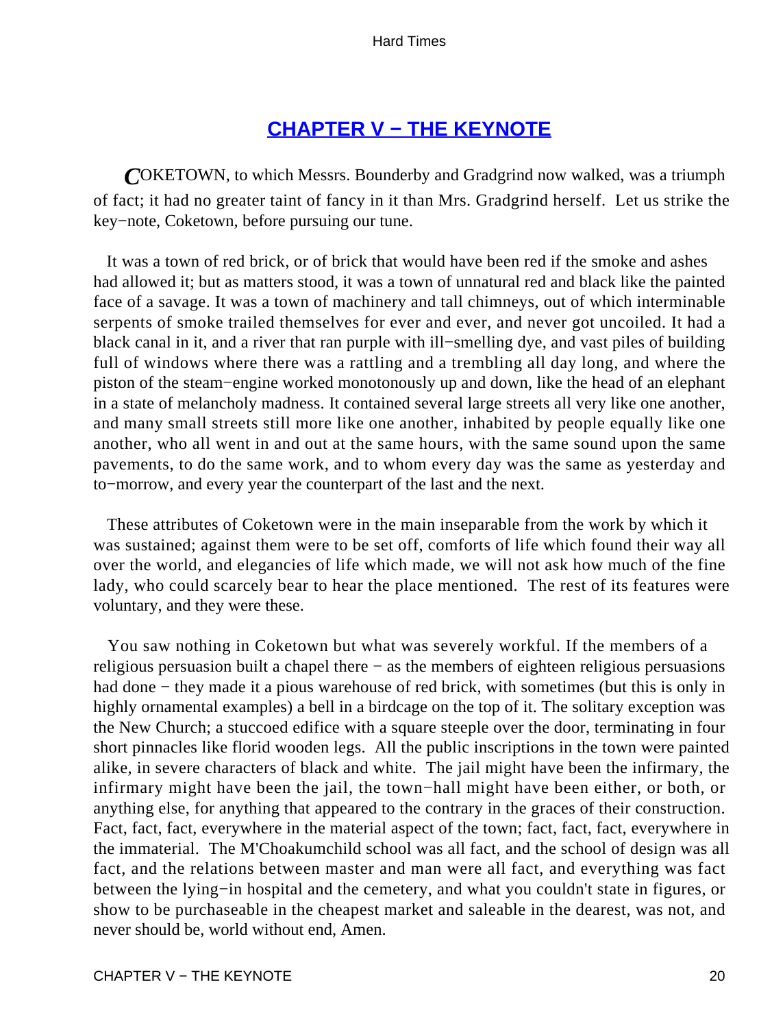## CHAPTER V − THE KEYNOTE

COKETOWN, to which Messrs. Bounderby and Gradgrind now walked, was a triumph of fact; it had no greater taint of fancy in it than Mrs. Gradgrind herself. Let us strike the key−note, Coketown, before pursuing our tune.

It was a town of red brick, or of brick that would have been red if the smoke and ashes had allowed it; but as matters stood, it was a town of unnatural red and black like the painted face of a savage. It was a town of machinery and tall chimneys, out of which interminable serpents of smoke trailed themselves for ever and ever, and never got uncoiled. It had a black canal in it, and a river that ran purple with ill−smelling dye, and vast piles of building full of windows where there was a rattling and a trembling all day long, and where the piston of the steam−engine worked monotonously up and down, like the head of an elephant in a state of melancholy madness. It contained several large streets all very like one another, and many small streets still more like one another, inhabited by people equally like one another, who all went in and out at the same hours, with the same sound upon the same pavements, to do the same work, and to whom every day was the same as yesterday and to−morrow, and every year the counterpart of the last and the next.

These attributes of Coketown were in the main inseparable from the work by which it was sustained; against them were to be set off, comforts of life which found their way all over the world, and elegancies of life which made, we will not ask how much of the fine lady, who could scarcely bear to hear the place mentioned. The rest of its features were voluntary, and they were these.

You saw nothing in Coketown but what was severely workful. If the members of a religious persuasion built a chapel there − as the members of eighteen religious persuasions had done − they made it a pious warehouse of red brick, with sometimes (but this is only in highly ornamental examples) a bell in a birdcage on the top of it. The solitary exception was the New Church; a stuccoed edifice with a square steeple over the door, terminating in four short pinnacles like florid wooden legs. All the public inscriptions in the town were painted alike, in severe characters of black and white. The jail might have been the infirmary, the infirmary might have been the jail, the town−hall might have been either, or both, or anything else, for anything that appeared to the contrary in the graces of their construction. Fact, fact, fact, everywhere in the material aspect of the town; fact, fact, fact, everywhere in the immaterial. The M'Choakumchild school was all fact, and the school of design was all fact, and the relations between master and man were all fact, and everything was fact between the lying−in hospital and the cemetery, and what you couldn't state in figures, or show to be purchaseable in the cheapest market and saleable in the dearest, was not, and never should be, world without end, Amen.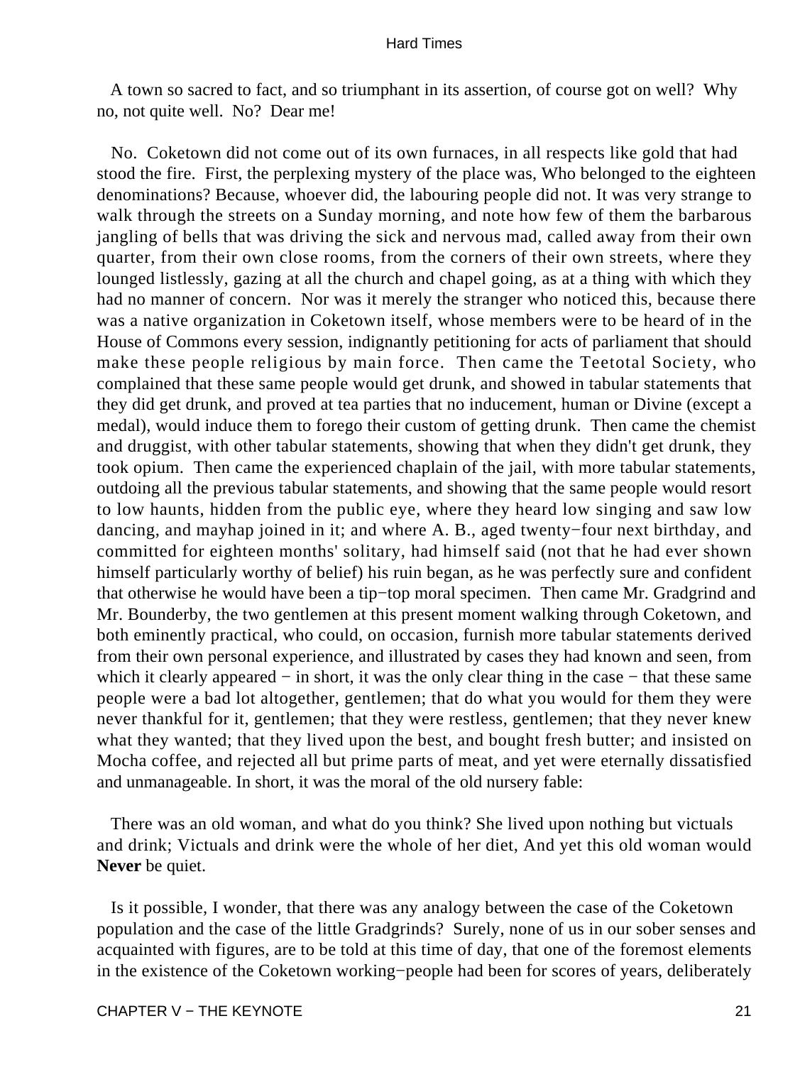A town so sacred to fact, and so triumphant in its assertion, of course got on well? Why no, not quite well. No? Dear me!

No. Coketown did not come out of its own furnaces, in all respects like gold that had stood the fire. First, the perplexing mystery of the place was, Who belonged to the eighteen denominations? Because, whoever did, the labouring people did not. It was very strange to walk through the streets on a Sunday morning, and note how few of them the barbarous jangling of bells that was driving the sick and nervous mad, called away from their own quarter, from their own close rooms, from the corners of their own streets, where they lounged listlessly, gazing at all the church and chapel going, as at a thing with which they had no manner of concern. Nor was it merely the stranger who noticed this, because there was a native organization in Coketown itself, whose members were to be heard of in the House of Commons every session, indignantly petitioning for acts of parliament that should make these people religious by main force. Then came the Teetotal Society, who complained that these same people would get drunk, and showed in tabular statements that they did get drunk, and proved at tea parties that no inducement, human or Divine (except a medal), would induce them to forego their custom of getting drunk. Then came the chemist and druggist, with other tabular statements, showing that when they didn't get drunk, they took opium. Then came the experienced chaplain of the jail, with more tabular statements, outdoing all the previous tabular statements, and showing that the same people would resort to low haunts, hidden from the public eye, where they heard low singing and saw low dancing, and mayhap joined in it; and where A. B., aged twenty−four next birthday, and committed for eighteen months' solitary, had himself said (not that he had ever shown himself particularly worthy of belief) his ruin began, as he was perfectly sure and confident that otherwise he would have been a tip−top moral specimen. Then came Mr. Gradgrind and Mr. Bounderby, the two gentlemen at this present moment walking through Coketown, and both eminently practical, who could, on occasion, furnish more tabular statements derived from their own personal experience, and illustrated by cases they had known and seen, from which it clearly appeared − in short, it was the only clear thing in the case − that these same people were a bad lot altogether, gentlemen; that do what you would for them they were never thankful for it, gentlemen; that they were restless, gentlemen; that they never knew what they wanted; that they lived upon the best, and bought fresh butter; and insisted on Mocha coffee, and rejected all but prime parts of meat, and yet were eternally dissatisfied and unmanageable. In short, it was the moral of the old nursery fable:

There was an old woman, and what do you think? She lived upon nothing but victuals and drink; Victuals and drink were the whole of her diet, And yet this old woman would **Never** be quiet.

Is it possible, I wonder, that there was any analogy between the case of the Coketown population and the case of the little Gradgrinds? Surely, none of us in our sober senses and acquainted with figures, are to be told at this time of day, that one of the foremost elements in the existence of the Coketown working−people had been for scores of years, deliberately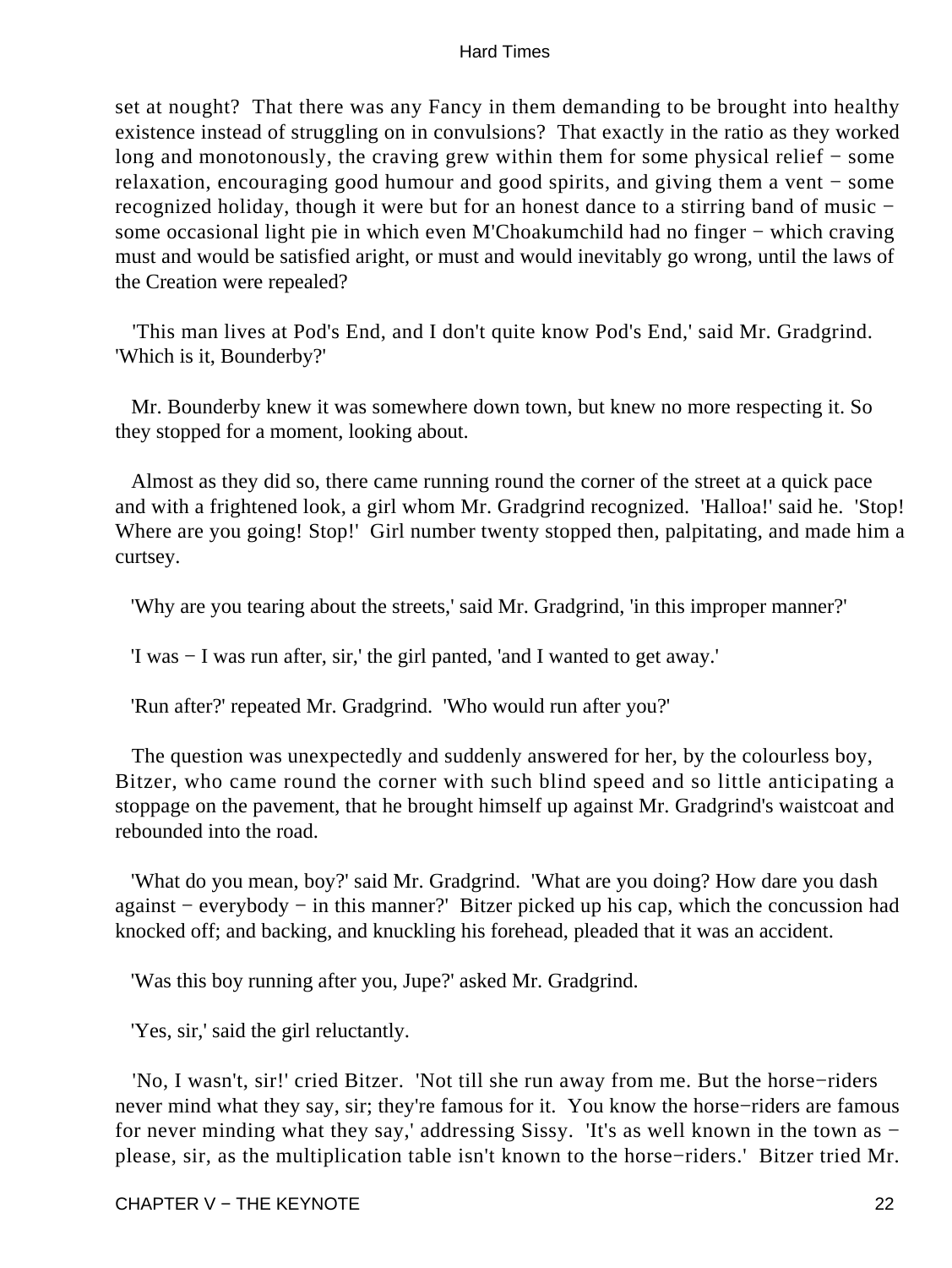set at nought? That there was any Fancy in them demanding to be brought into healthy existence instead of struggling on in convulsions? That exactly in the ratio as they worked long and monotonously, the craving grew within them for some physical relief − some relaxation, encouraging good humour and good spirits, and giving them a vent − some recognized holiday, though it were but for an honest dance to a stirring band of music − some occasional light pie in which even M'Choakumchild had no finger − which craving must and would be satisfied aright, or must and would inevitably go wrong, until the laws of the Creation were repealed?

'This man lives at Pod's End, and I don't quite know Pod's End,' said Mr. Gradgrind. 'Which is it, Bounderby?'

Mr. Bounderby knew it was somewhere down town, but knew no more respecting it. So they stopped for a moment, looking about.

Almost as they did so, there came running round the corner of the street at a quick pace and with a frightened look, a girl whom Mr. Gradgrind recognized. 'Halloa!' said he. 'Stop! Where are you going! Stop!' Girl number twenty stopped then, palpitating, and made him a curtsey.

'Why are you tearing about the streets,' said Mr. Gradgrind, 'in this improper manner?'

'I was − I was run after, sir,' the girl panted, 'and I wanted to get away.'

'Run after?' repeated Mr. Gradgrind. 'Who would run after you?'

The question was unexpectedly and suddenly answered for her, by the colourless boy, Bitzer, who came round the corner with such blind speed and so little anticipating a stoppage on the pavement, that he brought himself up against Mr. Gradgrind's waistcoat and rebounded into the road.

'What do you mean, boy?' said Mr. Gradgrind. 'What are you doing? How dare you dash against − everybody − in this manner?' Bitzer picked up his cap, which the concussion had knocked off; and backing, and knuckling his forehead, pleaded that it was an accident.

'Was this boy running after you, Jupe?' asked Mr. Gradgrind.

'Yes, sir,' said the girl reluctantly.

'No, I wasn't, sir!' cried Bitzer. 'Not till she run away from me. But the horse−riders never mind what they say, sir; they're famous for it. You know the horse−riders are famous for never minding what they say,' addressing Sissy. 'It's as well known in the town as − please, sir, as the multiplication table isn't known to the horse−riders.' Bitzer tried Mr.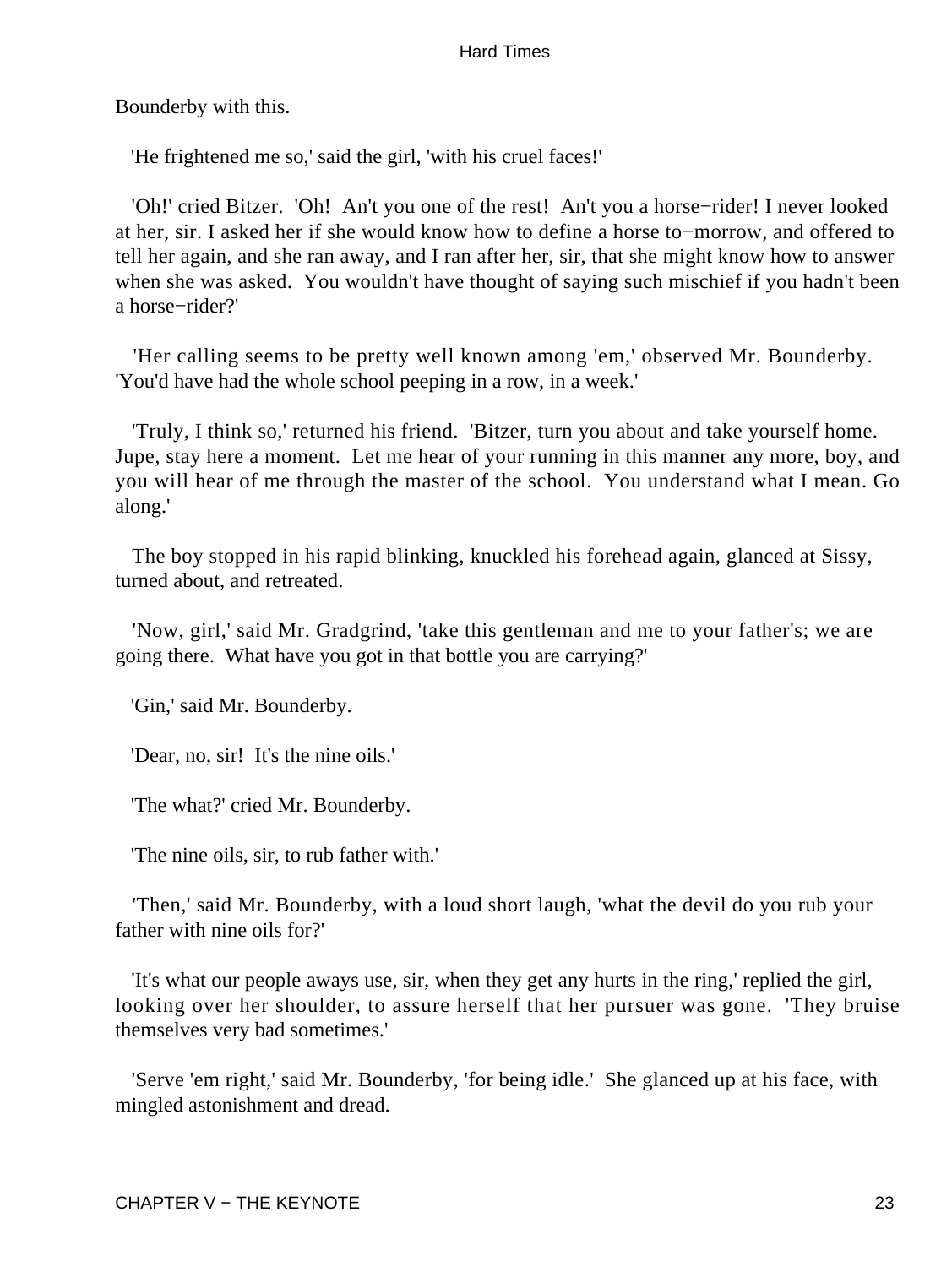Bounderby with this.

'He frightened me so,' said the girl, 'with his cruel faces!'

'Oh!' cried Bitzer. 'Oh! An't you one of the rest! An't you a horse−rider! I never looked at her, sir. I asked her if she would know how to define a horse to−morrow, and offered to tell her again, and she ran away, and I ran after her, sir, that she might know how to answer when she was asked. You wouldn't have thought of saying such mischief if you hadn't been a horse−rider?'

'Her calling seems to be pretty well known among 'em,' observed Mr. Bounderby. 'You'd have had the whole school peeping in a row, in a week.'

'Truly, I think so,' returned his friend. 'Bitzer, turn you about and take yourself home. Jupe, stay here a moment. Let me hear of your running in this manner any more, boy, and you will hear of me through the master of the school. You understand what I mean. Go along.'

The boy stopped in his rapid blinking, knuckled his forehead again, glanced at Sissy, turned about, and retreated.

'Now, girl,' said Mr. Gradgrind, 'take this gentleman and me to your father's; we are going there. What have you got in that bottle you are carrying?'

'Gin,' said Mr. Bounderby.

'Dear, no, sir! It's the nine oils.'

'The what?' cried Mr. Bounderby.

'The nine oils, sir, to rub father with.'

'Then,' said Mr. Bounderby, with a loud short laugh, 'what the devil do you rub your father with nine oils for?'

'It's what our people aways use, sir, when they get any hurts in the ring,' replied the girl, looking over her shoulder, to assure herself that her pursuer was gone. 'They bruise themselves very bad sometimes.'

'Serve 'em right,' said Mr. Bounderby, 'for being idle.' She glanced up at his face, with mingled astonishment and dread.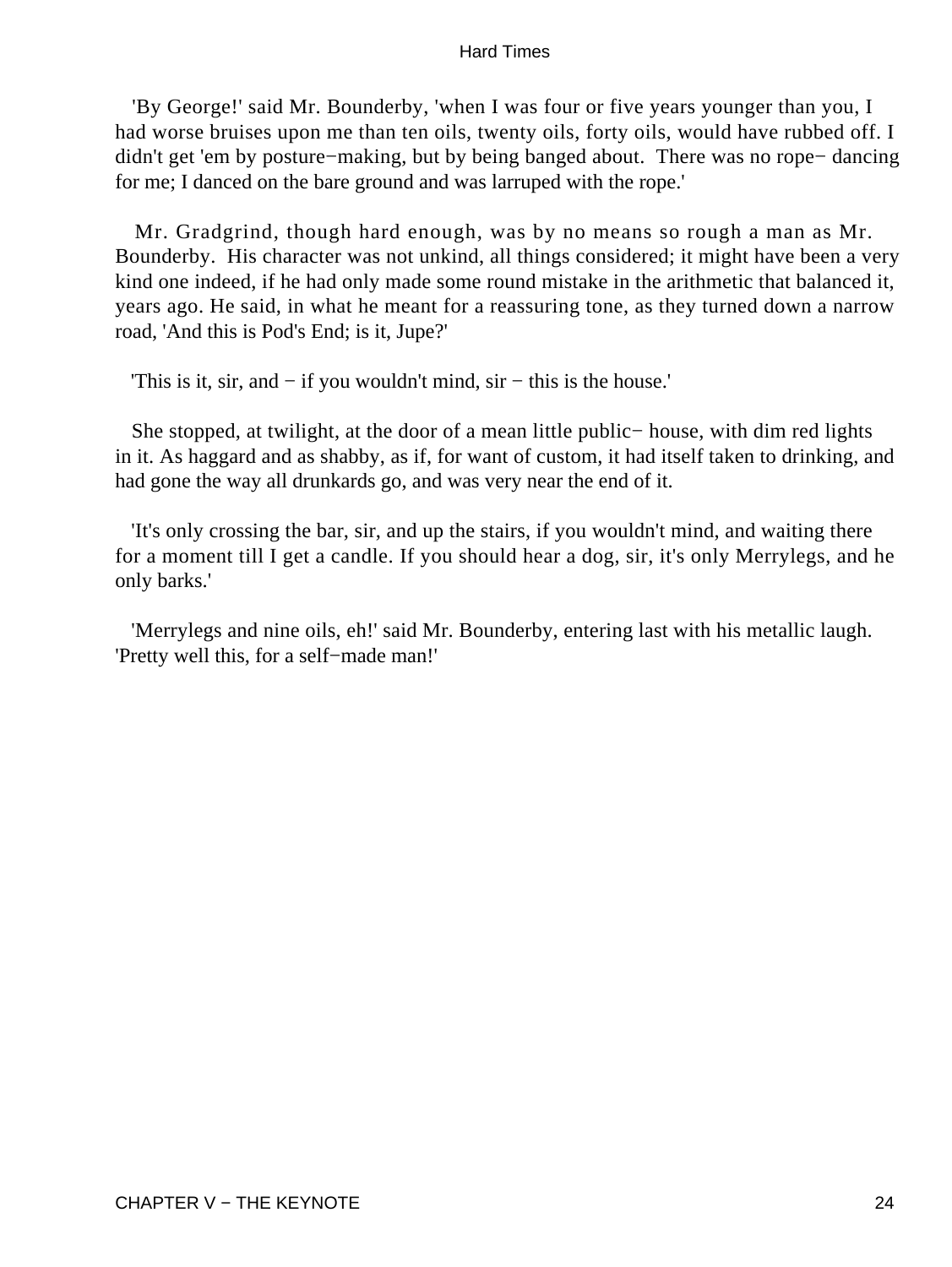'By George!' said Mr. Bounderby, 'when I was four or five years younger than you, I had worse bruises upon me than ten oils, twenty oils, forty oils, would have rubbed off. I didn't get 'em by posture−making, but by being banged about. There was no rope− dancing for me; I danced on the bare ground and was larruped with the rope.'

Mr. Gradgrind, though hard enough, was by no means so rough a man as Mr. Bounderby. His character was not unkind, all things considered; it might have been a very kind one indeed, if he had only made some round mistake in the arithmetic that balanced it, years ago. He said, in what he meant for a reassuring tone, as they turned down a narrow road, 'And this is Pod's End; is it, Jupe?'

'This is it, sir, and − if you wouldn't mind, sir − this is the house.'

She stopped, at twilight, at the door of a mean little public− house, with dim red lights in it. As haggard and as shabby, as if, for want of custom, it had itself taken to drinking, and had gone the way all drunkards go, and was very near the end of it.

'It's only crossing the bar, sir, and up the stairs, if you wouldn't mind, and waiting there for a moment till I get a candle. If you should hear a dog, sir, it's only Merrylegs, and he only barks.'

'Merrylegs and nine oils, eh!' said Mr. Bounderby, entering last with his metallic laugh. 'Pretty well this, for a self−made man!'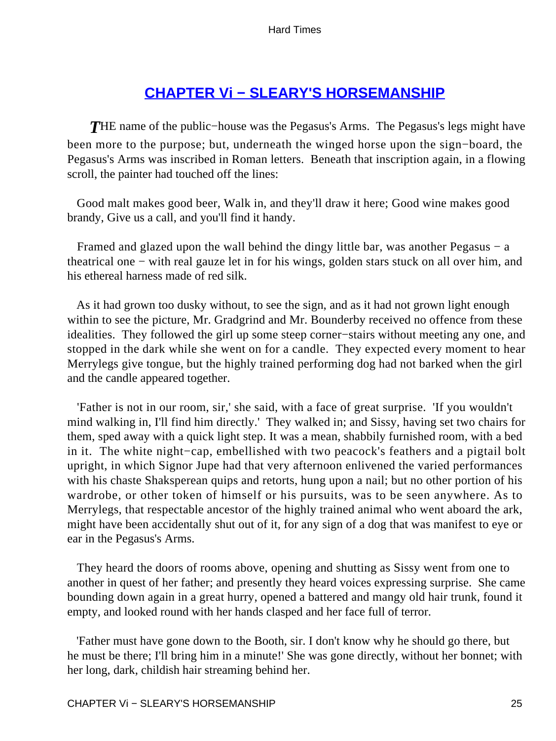## CHAPTER Vi − SLEARY'S HORSEMANSHIP

*T*HE name of the public−house was the Pegasus's Arms. The Pegasus's legs might have been more to the purpose; but, underneath the winged horse upon the sign−board, the Pegasus's Arms was inscribed in Roman letters. Beneath that inscription again, in a flowing scroll, the painter had touched off the lines:

Good malt makes good beer, Walk in, and they'll draw it here; Good wine makes good brandy, Give us a call, and you'll find it handy.

Framed and glazed upon the wall behind the dingy little bar, was another Pegasus − a theatrical one − with real gauze let in for his wings, golden stars stuck on all over him, and his ethereal harness made of red silk.

As it had grown too dusky without, to see the sign, and as it had not grown light enough within to see the picture, Mr. Gradgrind and Mr. Bounderby received no offence from these idealities. They followed the girl up some steep corner−stairs without meeting any one, and stopped in the dark while she went on for a candle. They expected every moment to hear Merrylegs give tongue, but the highly trained performing dog had not barked when the girl and the candle appeared together.

'Father is not in our room, sir,' she said, with a face of great surprise. 'If you wouldn't mind walking in, I'll find him directly.' They walked in; and Sissy, having set two chairs for them, sped away with a quick light step. It was a mean, shabbily furnished room, with a bed in it. The white night−cap, embellished with two peacock's feathers and a pigtail bolt upright, in which Signor Jupe had that very afternoon enlivened the varied performances with his chaste Shaksperean quips and retorts, hung upon a nail; but no other portion of his wardrobe, or other token of himself or his pursuits, was to be seen anywhere. As to Merrylegs, that respectable ancestor of the highly trained animal who went aboard the ark, might have been accidentally shut out of it, for any sign of a dog that was manifest to eye or ear in the Pegasus's Arms.

They heard the doors of rooms above, opening and shutting as Sissy went from one to another in quest of her father; and presently they heard voices expressing surprise. She came bounding down again in a great hurry, opened a battered and mangy old hair trunk, found it empty, and looked round with her hands clasped and her face full of terror.

'Father must have gone down to the Booth, sir. I don't know why he should go there, but he must be there; I'll bring him in a minute!' She was gone directly, without her bonnet; with her long, dark, childish hair streaming behind her.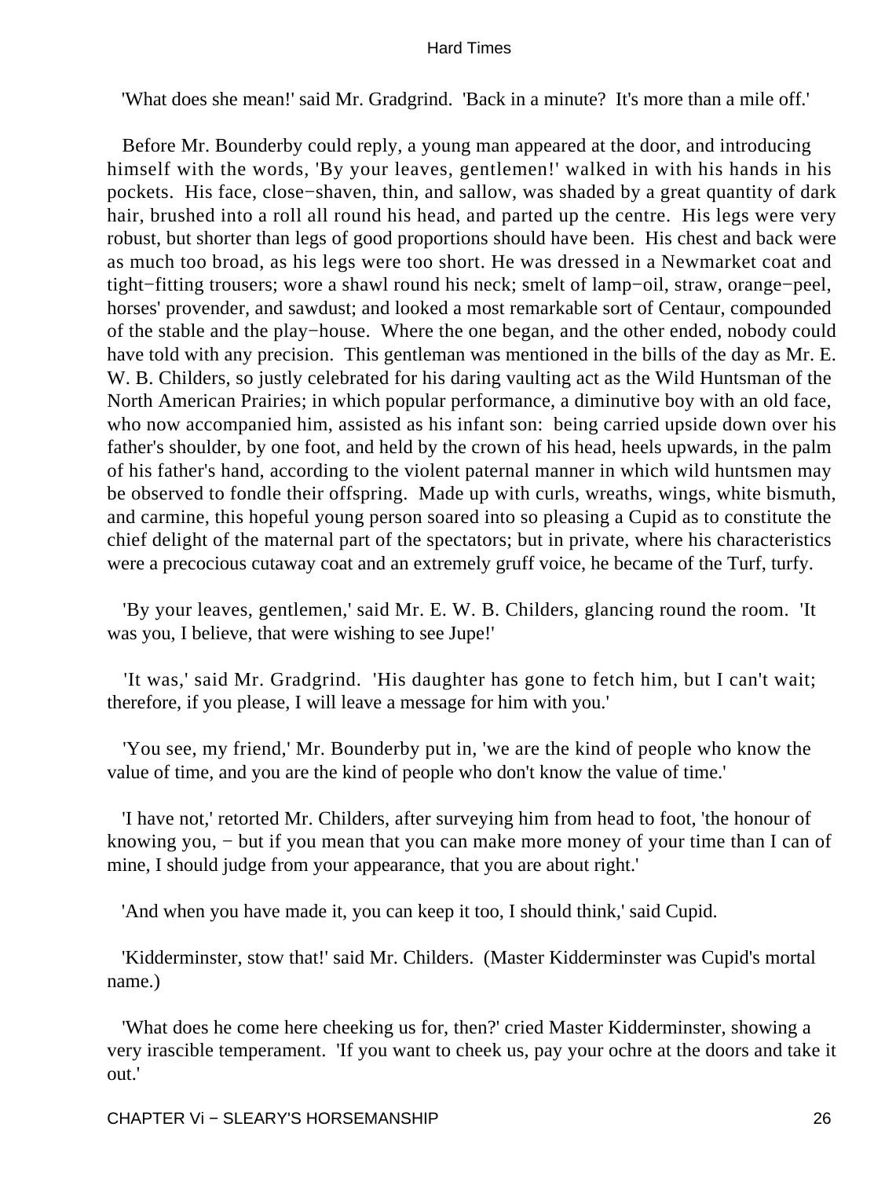'What does she mean!' said Mr. Gradgrind. 'Back in a minute? It's more than a mile off.'

Before Mr. Bounderby could reply, a young man appeared at the door, and introducing himself with the words, 'By your leaves, gentlemen!' walked in with his hands in his pockets. His face, close−shaven, thin, and sallow, was shaded by a great quantity of dark hair, brushed into a roll all round his head, and parted up the centre. His legs were very robust, but shorter than legs of good proportions should have been. His chest and back were as much too broad, as his legs were too short. He was dressed in a Newmarket coat and tight−fitting trousers; wore a shawl round his neck; smelt of lamp−oil, straw, orange−peel, horses' provender, and sawdust; and looked a most remarkable sort of Centaur, compounded of the stable and the play−house. Where the one began, and the other ended, nobody could have told with any precision. This gentleman was mentioned in the bills of the day as Mr. E. W. B. Childers, so justly celebrated for his daring vaulting act as the Wild Huntsman of the North American Prairies; in which popular performance, a diminutive boy with an old face, who now accompanied him, assisted as his infant son: being carried upside down over his father's shoulder, by one foot, and held by the crown of his head, heels upwards, in the palm of his father's hand, according to the violent paternal manner in which wild huntsmen may be observed to fondle their offspring. Made up with curls, wreaths, wings, white bismuth, and carmine, this hopeful young person soared into so pleasing a Cupid as to constitute the chief delight of the maternal part of the spectators; but in private, where his characteristics were a precocious cutaway coat and an extremely gruff voice, he became of the Turf, turfy.

'By your leaves, gentlemen,' said Mr. E. W. B. Childers, glancing round the room. 'It was you, I believe, that were wishing to see Jupe!'

'It was,' said Mr. Gradgrind. 'His daughter has gone to fetch him, but I can't wait; therefore, if you please, I will leave a message for him with you.'

'You see, my friend,' Mr. Bounderby put in, 'we are the kind of people who know the value of time, and you are the kind of people who don't know the value of time.'

'I have not,' retorted Mr. Childers, after surveying him from head to foot, 'the honour of knowing you, − but if you mean that you can make more money of your time than I can of mine, I should judge from your appearance, that you are about right.'

'And when you have made it, you can keep it too, I should think,' said Cupid.

'Kidderminster, stow that!' said Mr. Childers. (Master Kidderminster was Cupid's mortal name.)

'What does he come here cheeking us for, then?' cried Master Kidderminster, showing a very irascible temperament. 'If you want to cheek us, pay your ochre at the doors and take it out.'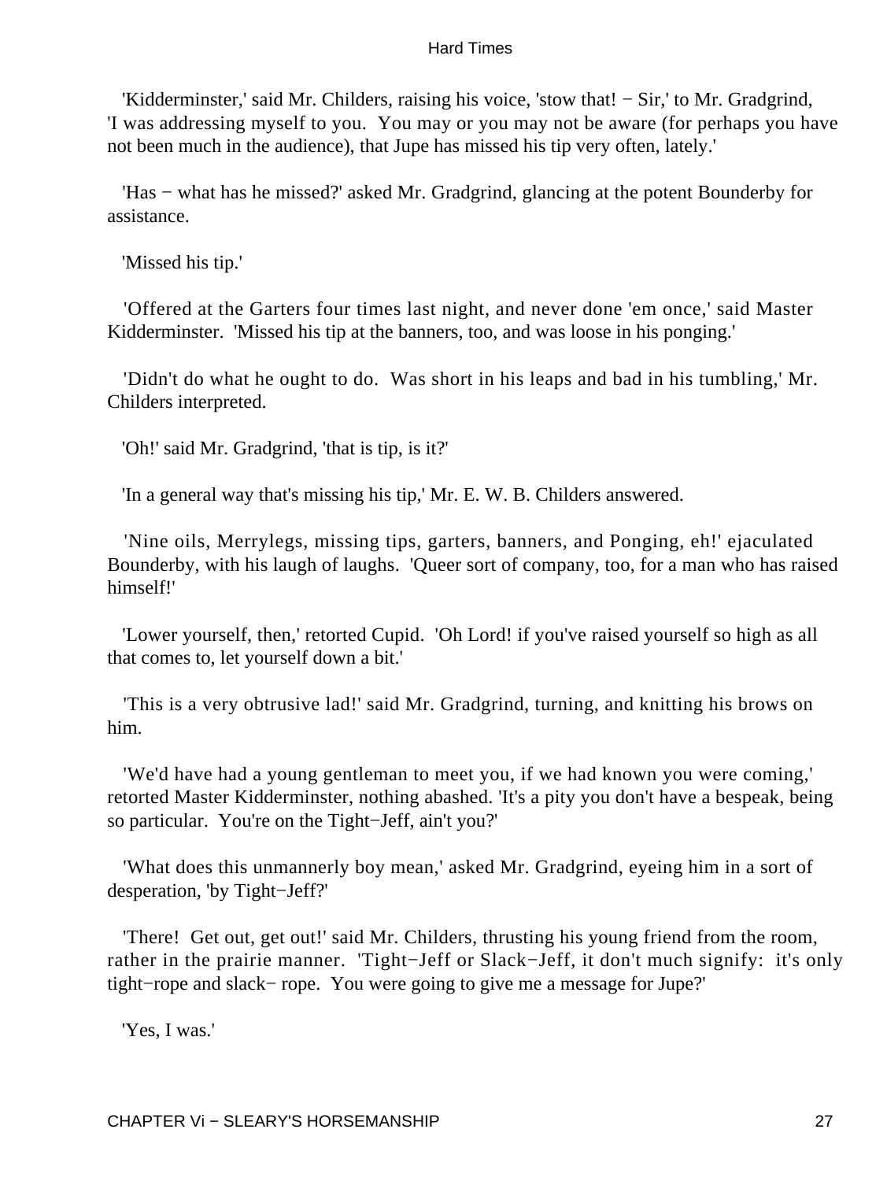'Kidderminster,' said Mr. Childers, raising his voice, 'stow that! − Sir,' to Mr. Gradgrind, 'I was addressing myself to you. You may or you may not be aware (for perhaps you have not been much in the audience), that Jupe has missed his tip very often, lately.'

'Has − what has he missed?' asked Mr. Gradgrind, glancing at the potent Bounderby for assistance.

'Missed his tip.'

'Offered at the Garters four times last night, and never done 'em once,' said Master Kidderminster. 'Missed his tip at the banners, too, and was loose in his ponging.'

'Didn't do what he ought to do. Was short in his leaps and bad in his tumbling,' Mr. Childers interpreted.

'Oh!' said Mr. Gradgrind, 'that is tip, is it?'

'In a general way that's missing his tip,' Mr. E. W. B. Childers answered.

'Nine oils, Merrylegs, missing tips, garters, banners, and Ponging, eh!' ejaculated Bounderby, with his laugh of laughs. 'Queer sort of company, too, for a man who has raised himself!'

'Lower yourself, then,' retorted Cupid. 'Oh Lord! if you've raised yourself so high as all that comes to, let yourself down a bit.'

'This is a very obtrusive lad!' said Mr. Gradgrind, turning, and knitting his brows on him.

'We'd have had a young gentleman to meet you, if we had known you were coming,' retorted Master Kidderminster, nothing abashed. 'It's a pity you don't have a bespeak, being so particular. You're on the Tight−Jeff, ain't you?'

'What does this unmannerly boy mean,' asked Mr. Gradgrind, eyeing him in a sort of desperation, 'by Tight−Jeff?'

'There! Get out, get out!' said Mr. Childers, thrusting his young friend from the room, rather in the prairie manner. 'Tight−Jeff or Slack−Jeff, it don't much signify: it's only tight−rope and slack− rope. You were going to give me a message for Jupe?'

'Yes, I was.'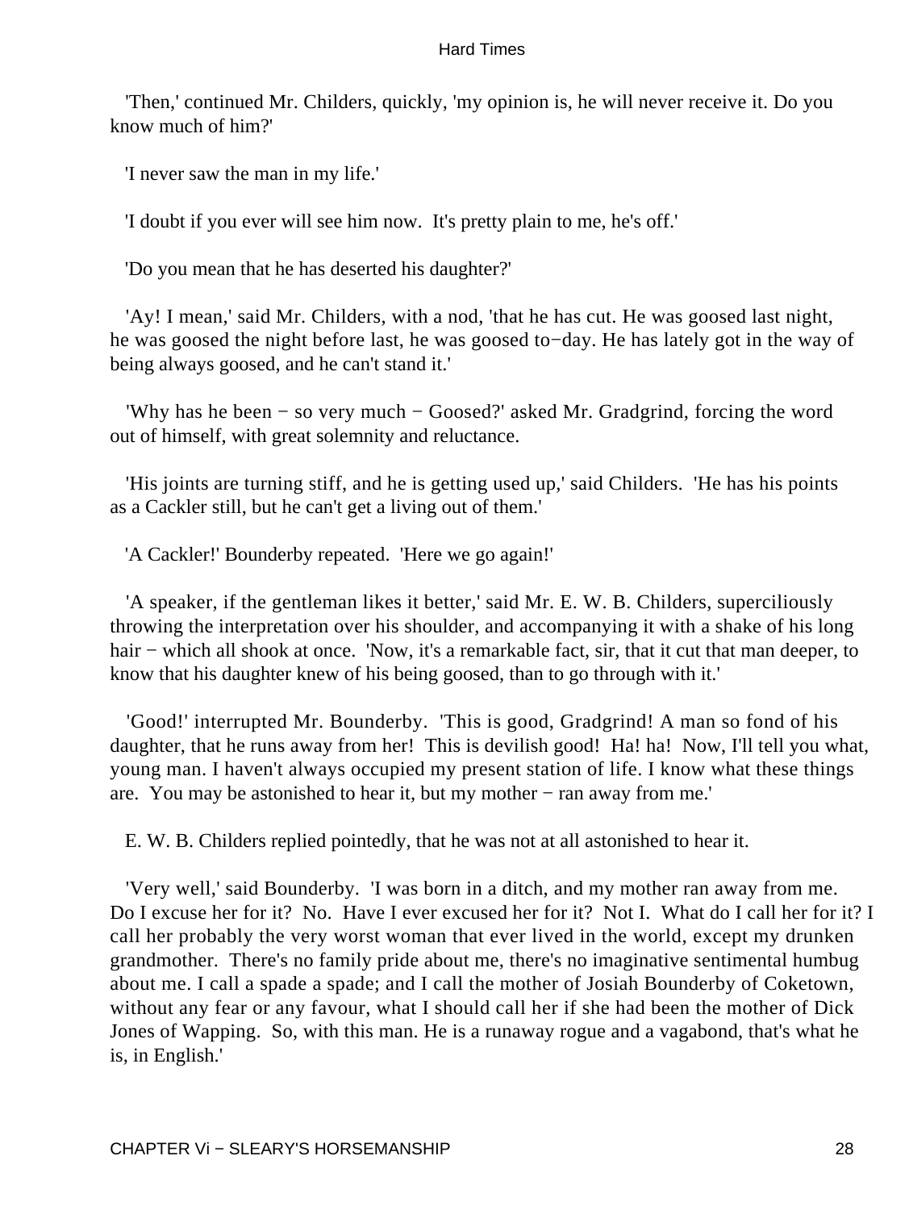'Then,' continued Mr. Childers, quickly, 'my opinion is, he will never receive it. Do you know much of him?'

'I never saw the man in my life.'

'I doubt if you ever will see him now. It's pretty plain to me, he's off.'

'Do you mean that he has deserted his daughter?'

'Ay! I mean,' said Mr. Childers, with a nod, 'that he has cut. He was goosed last night, he was goosed the night before last, he was goosed to−day. He has lately got in the way of being always goosed, and he can't stand it.'

'Why has he been − so very much − Goosed?' asked Mr. Gradgrind, forcing the word out of himself, with great solemnity and reluctance.

'His joints are turning stiff, and he is getting used up,' said Childers. 'He has his points as a Cackler still, but he can't get a living out of them.'

'A Cackler!' Bounderby repeated. 'Here we go again!'

'A speaker, if the gentleman likes it better,' said Mr. E. W. B. Childers, superciliously throwing the interpretation over his shoulder, and accompanying it with a shake of his long hair − which all shook at once. 'Now, it's a remarkable fact, sir, that it cut that man deeper, to know that his daughter knew of his being goosed, than to go through with it.'

'Good!' interrupted Mr. Bounderby. 'This is good, Gradgrind! A man so fond of his daughter, that he runs away from her! This is devilish good! Ha! ha! Now, I'll tell you what, young man. I haven't always occupied my present station of life. I know what these things are. You may be astonished to hear it, but my mother − ran away from me.'

E. W. B. Childers replied pointedly, that he was not at all astonished to hear it.

'Very well,' said Bounderby. 'I was born in a ditch, and my mother ran away from me. Do I excuse her for it? No. Have I ever excused her for it? Not I. What do I call her for it? I call her probably the very worst woman that ever lived in the world, except my drunken grandmother. There's no family pride about me, there's no imaginative sentimental humbug about me. I call a spade a spade; and I call the mother of Josiah Bounderby of Coketown, without any fear or any favour, what I should call her if she had been the mother of Dick Jones of Wapping. So, with this man. He is a runaway rogue and a vagabond, that's what he is, in English.'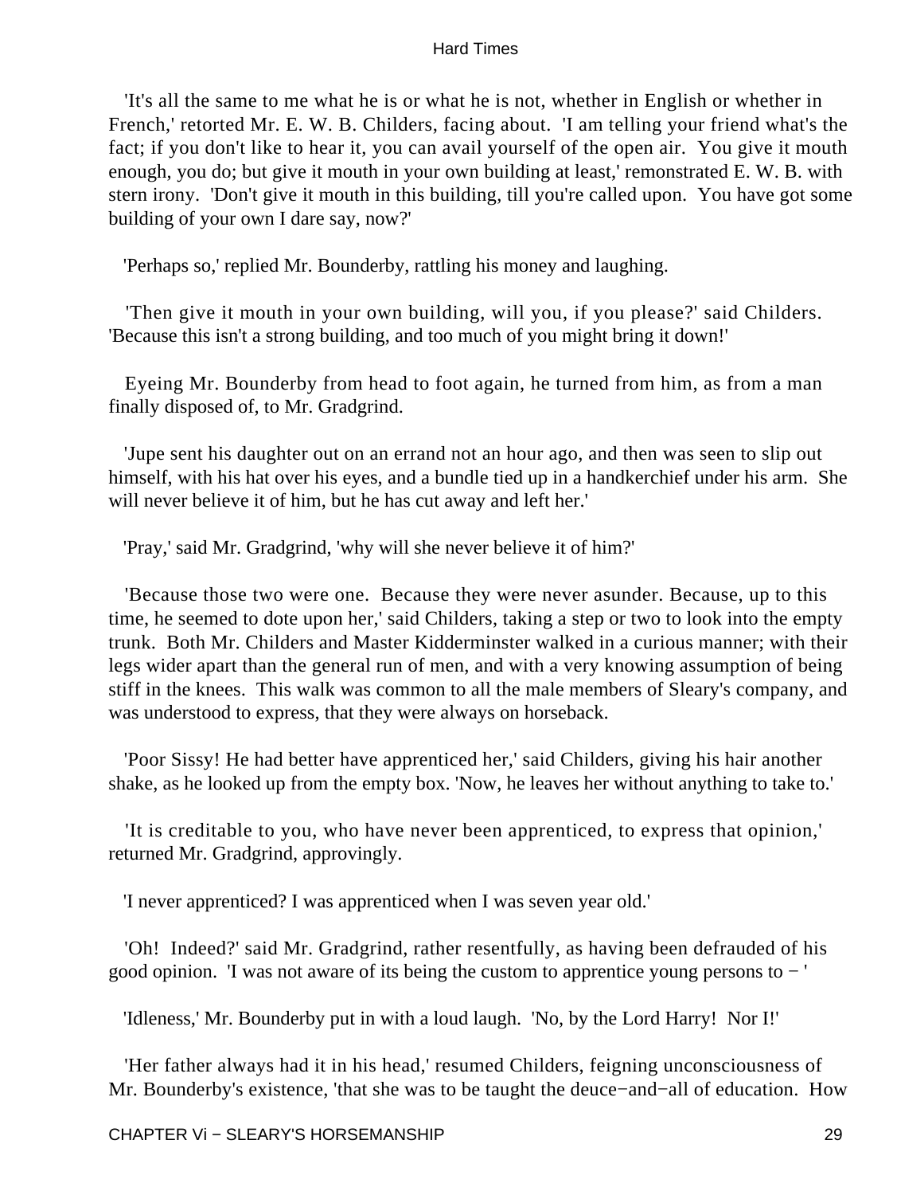'It's all the same to me what he is or what he is not, whether in English or whether in French,' retorted Mr. E. W. B. Childers, facing about. 'I am telling your friend what's the fact; if you don't like to hear it, you can avail yourself of the open air. You give it mouth enough, you do; but give it mouth in your own building at least,' remonstrated E. W. B. with stern irony. 'Don't give it mouth in this building, till you're called upon. You have got some building of your own I dare say, now?'

'Perhaps so,' replied Mr. Bounderby, rattling his money and laughing.

'Then give it mouth in your own building, will you, if you please?' said Childers. 'Because this isn't a strong building, and too much of you might bring it down!'

Eyeing Mr. Bounderby from head to foot again, he turned from him, as from a man finally disposed of, to Mr. Gradgrind.

'Jupe sent his daughter out on an errand not an hour ago, and then was seen to slip out himself, with his hat over his eyes, and a bundle tied up in a handkerchief under his arm. She will never believe it of him, but he has cut away and left her.'

'Pray,' said Mr. Gradgrind, 'why will she never believe it of him?'

'Because those two were one. Because they were never asunder. Because, up to this time, he seemed to dote upon her,' said Childers, taking a step or two to look into the empty trunk. Both Mr. Childers and Master Kidderminster walked in a curious manner; with their legs wider apart than the general run of men, and with a very knowing assumption of being stiff in the knees. This walk was common to all the male members of Sleary's company, and was understood to express, that they were always on horseback.

'Poor Sissy! He had better have apprenticed her,' said Childers, giving his hair another shake, as he looked up from the empty box. 'Now, he leaves her without anything to take to.'

'It is creditable to you, who have never been apprenticed, to express that opinion,' returned Mr. Gradgrind, approvingly.

'I never apprenticed? I was apprenticed when I was seven year old.'

'Oh! Indeed?' said Mr. Gradgrind, rather resentfully, as having been defrauded of his good opinion. 'I was not aware of its being the custom to apprentice young persons to − '

'Idleness,' Mr. Bounderby put in with a loud laugh. 'No, by the Lord Harry! Nor I!'

'Her father always had it in his head,' resumed Childers, feigning unconsciousness of Mr. Bounderby's existence, 'that she was to be taught the deuce−and−all of education. How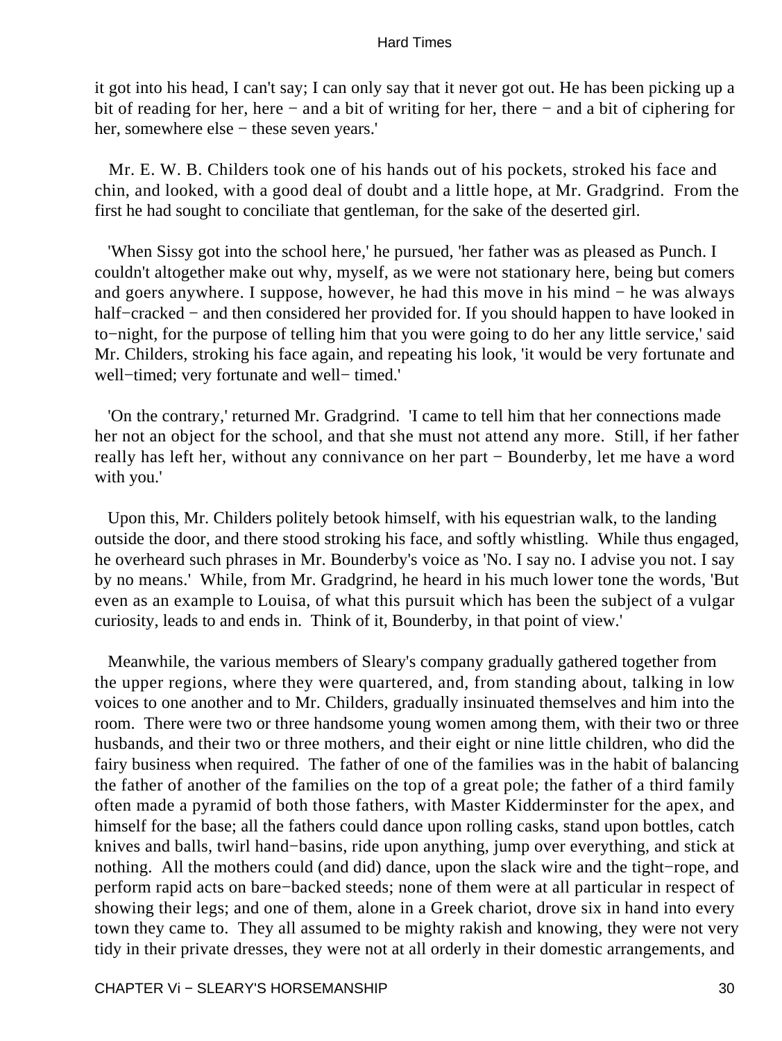it got into his head, I can't say; I can only say that it never got out. He has been picking up a bit of reading for her, here − and a bit of writing for her, there − and a bit of ciphering for her, somewhere else − these seven years.'

Mr. E. W. B. Childers took one of his hands out of his pockets, stroked his face and chin, and looked, with a good deal of doubt and a little hope, at Mr. Gradgrind. From the first he had sought to conciliate that gentleman, for the sake of the deserted girl.

'When Sissy got into the school here,' he pursued, 'her father was as pleased as Punch. I couldn't altogether make out why, myself, as we were not stationary here, being but comers and goers anywhere. I suppose, however, he had this move in his mind − he was always half−cracked − and then considered her provided for. If you should happen to have looked in to−night, for the purpose of telling him that you were going to do her any little service,' said Mr. Childers, stroking his face again, and repeating his look, 'it would be very fortunate and well−timed; very fortunate and well− timed.'

'On the contrary,' returned Mr. Gradgrind. 'I came to tell him that her connections made her not an object for the school, and that she must not attend any more. Still, if her father really has left her, without any connivance on her part − Bounderby, let me have a word with you.'

Upon this, Mr. Childers politely betook himself, with his equestrian walk, to the landing outside the door, and there stood stroking his face, and softly whistling. While thus engaged, he overheard such phrases in Mr. Bounderby's voice as 'No. I say no. I advise you not. I say by no means.' While, from Mr. Gradgrind, he heard in his much lower tone the words, 'But even as an example to Louisa, of what this pursuit which has been the subject of a vulgar curiosity, leads to and ends in. Think of it, Bounderby, in that point of view.'

Meanwhile, the various members of Sleary's company gradually gathered together from the upper regions, where they were quartered, and, from standing about, talking in low voices to one another and to Mr. Childers, gradually insinuated themselves and him into the room. There were two or three handsome young women among them, with their two or three husbands, and their two or three mothers, and their eight or nine little children, who did the fairy business when required. The father of one of the families was in the habit of balancing the father of another of the families on the top of a great pole; the father of a third family often made a pyramid of both those fathers, with Master Kidderminster for the apex, and himself for the base; all the fathers could dance upon rolling casks, stand upon bottles, catch knives and balls, twirl hand−basins, ride upon anything, jump over everything, and stick at nothing. All the mothers could (and did) dance, upon the slack wire and the tight−rope, and perform rapid acts on bare−backed steeds; none of them were at all particular in respect of showing their legs; and one of them, alone in a Greek chariot, drove six in hand into every town they came to. They all assumed to be mighty rakish and knowing, they were not very tidy in their private dresses, they were not at all orderly in their domestic arrangements, and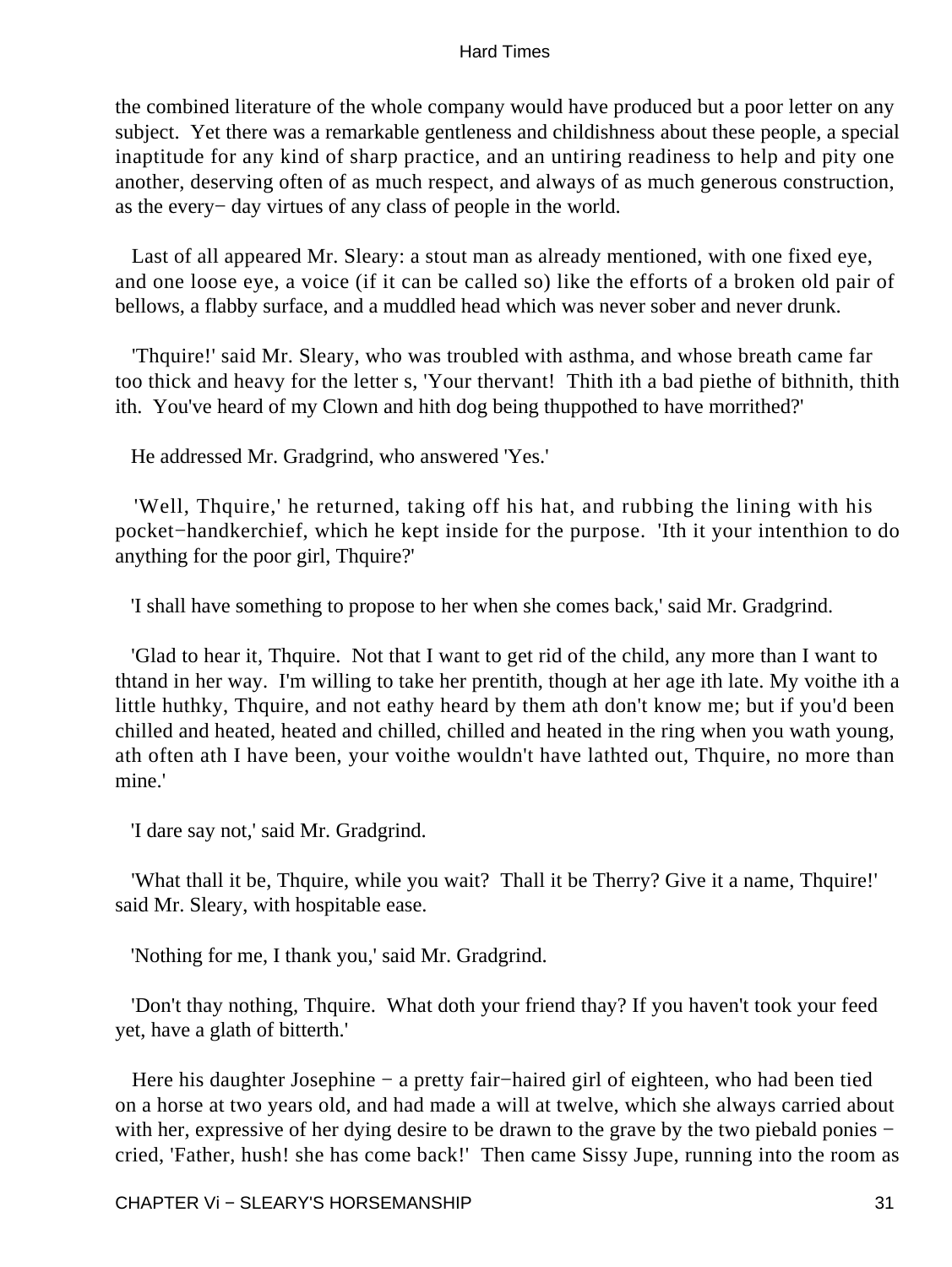the combined literature of the whole company would have produced but a poor letter on any subject. Yet there was a remarkable gentleness and childishness about these people, a special inaptitude for any kind of sharp practice, and an untiring readiness to help and pity one another, deserving often of as much respect, and always of as much generous construction, as the every− day virtues of any class of people in the world.

Last of all appeared Mr. Sleary: a stout man as already mentioned, with one fixed eye, and one loose eye, a voice (if it can be called so) like the efforts of a broken old pair of bellows, a flabby surface, and a muddled head which was never sober and never drunk.

'Thquire!' said Mr. Sleary, who was troubled with asthma, and whose breath came far too thick and heavy for the letter s, 'Your thervant! Thith ith a bad piethe of bithnith, thith ith. You've heard of my Clown and hith dog being thuppothed to have morrithed?'

He addressed Mr. Gradgrind, who answered 'Yes.'

'Well, Thquire,' he returned, taking off his hat, and rubbing the lining with his pocket−handkerchief, which he kept inside for the purpose. 'Ith it your intenthion to do anything for the poor girl, Thquire?'

'I shall have something to propose to her when she comes back,' said Mr. Gradgrind.

'Glad to hear it, Thquire. Not that I want to get rid of the child, any more than I want to thtand in her way. I'm willing to take her prentith, though at her age ith late. My voithe ith a little huthky, Thquire, and not eathy heard by them ath don't know me; but if you'd been chilled and heated, heated and chilled, chilled and heated in the ring when you wath young, ath often ath I have been, your voithe wouldn't have lathted out, Thquire, no more than mine.'

'I dare say not,' said Mr. Gradgrind.

'What thall it be, Thquire, while you wait? Thall it be Therry? Give it a name, Thquire!' said Mr. Sleary, with hospitable ease.

'Nothing for me, I thank you,' said Mr. Gradgrind.

'Don't thay nothing, Thquire. What doth your friend thay? If you haven't took your feed yet, have a glath of bitterth.'

Here his daughter Josephine − a pretty fair−haired girl of eighteen, who had been tied on a horse at two years old, and had made a will at twelve, which she always carried about with her, expressive of her dying desire to be drawn to the grave by the two piebald ponies − cried, 'Father, hush! she has come back!' Then came Sissy Jupe, running into the room as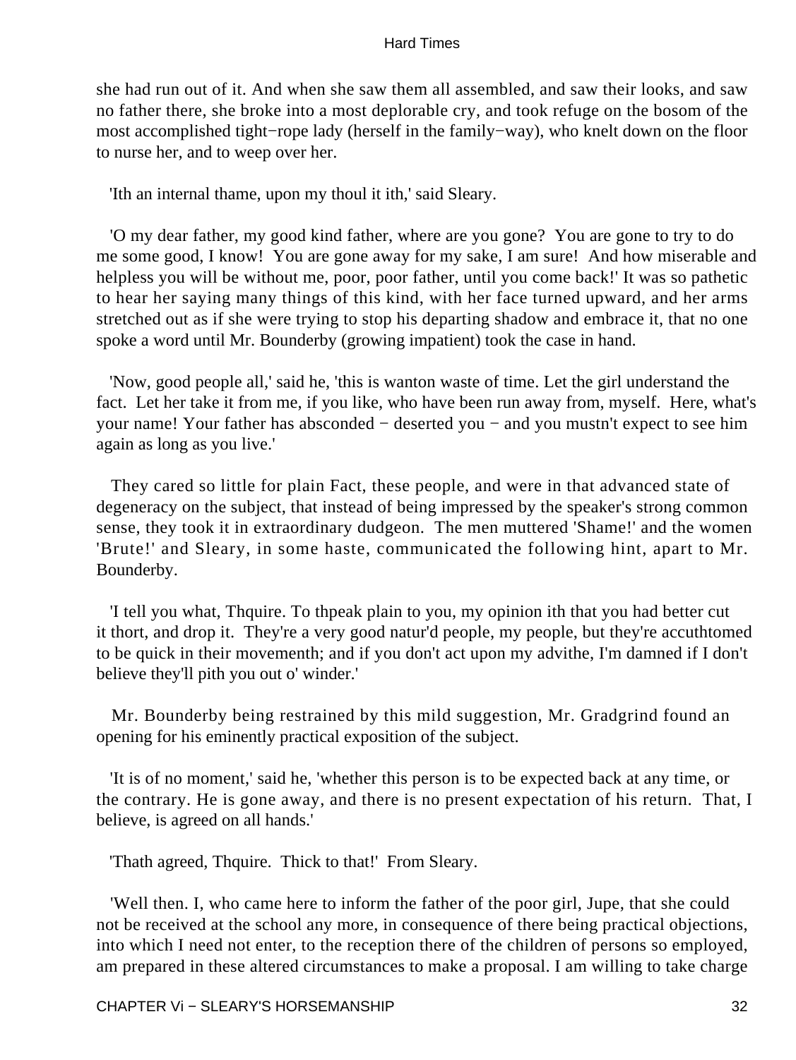she had run out of it. And when she saw them all assembled, and saw their looks, and saw no father there, she broke into a most deplorable cry, and took refuge on the bosom of the most accomplished tight−rope lady (herself in the family−way), who knelt down on the floor to nurse her, and to weep over her.

'Ith an internal thame, upon my thoul it ith,' said Sleary.

'O my dear father, my good kind father, where are you gone? You are gone to try to do me some good, I know! You are gone away for my sake, I am sure! And how miserable and helpless you will be without me, poor, poor father, until you come back!' It was so pathetic to hear her saying many things of this kind, with her face turned upward, and her arms stretched out as if she were trying to stop his departing shadow and embrace it, that no one spoke a word until Mr. Bounderby (growing impatient) took the case in hand.

'Now, good people all,' said he, 'this is wanton waste of time. Let the girl understand the fact. Let her take it from me, if you like, who have been run away from, myself. Here, what's your name! Your father has absconded − deserted you − and you mustn't expect to see him again as long as you live.'

They cared so little for plain Fact, these people, and were in that advanced state of degeneracy on the subject, that instead of being impressed by the speaker's strong common sense, they took it in extraordinary dudgeon. The men muttered 'Shame!' and the women 'Brute!' and Sleary, in some haste, communicated the following hint, apart to Mr. Bounderby.

'I tell you what, Thquire. To thpeak plain to you, my opinion ith that you had better cut it thort, and drop it. They're a very good natur'd people, my people, but they're accuthtomed to be quick in their movementh; and if you don't act upon my advithe, I'm damned if I don't believe they'll pith you out o' winder.'

Mr. Bounderby being restrained by this mild suggestion, Mr. Gradgrind found an opening for his eminently practical exposition of the subject.

'It is of no moment,' said he, 'whether this person is to be expected back at any time, or the contrary. He is gone away, and there is no present expectation of his return. That, I believe, is agreed on all hands.'

'Thath agreed, Thquire. Thick to that!' From Sleary.

'Well then. I, who came here to inform the father of the poor girl, Jupe, that she could not be received at the school any more, in consequence of there being practical objections, into which I need not enter, to the reception there of the children of persons so employed, am prepared in these altered circumstances to make a proposal. I am willing to take charge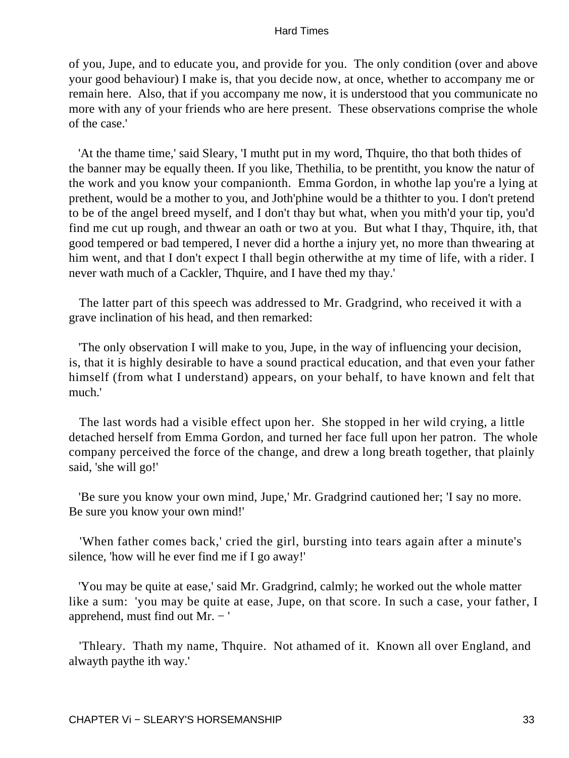of you, Jupe, and to educate you, and provide for you. The only condition (over and above your good behaviour) I make is, that you decide now, at once, whether to accompany me or remain here. Also, that if you accompany me now, it is understood that you communicate no more with any of your friends who are here present. These observations comprise the whole of the case.'

'At the thame time,' said Sleary, 'I mutht put in my word, Thquire, tho that both thides of the banner may be equally theen. If you like, Thethilia, to be prentitht, you know the natur of the work and you know your companionth. Emma Gordon, in whothe lap you're a lying at prethent, would be a mother to you, and Joth'phine would be a thithter to you. I don't pretend to be of the angel breed myself, and I don't thay but what, when you mith'd your tip, you'd find me cut up rough, and thwear an oath or two at you. But what I thay, Thquire, ith, that good tempered or bad tempered, I never did a horthe a injury yet, no more than thwearing at him went, and that I don't expect I thall begin otherwithe at my time of life, with a rider. I never wath much of a Cackler, Thquire, and I have thed my thay.'

The latter part of this speech was addressed to Mr. Gradgrind, who received it with a grave inclination of his head, and then remarked:

'The only observation I will make to you, Jupe, in the way of influencing your decision, is, that it is highly desirable to have a sound practical education, and that even your father himself (from what I understand) appears, on your behalf, to have known and felt that much.'

The last words had a visible effect upon her. She stopped in her wild crying, a little detached herself from Emma Gordon, and turned her face full upon her patron. The whole company perceived the force of the change, and drew a long breath together, that plainly said, 'she will go!'

'Be sure you know your own mind, Jupe,' Mr. Gradgrind cautioned her; 'I say no more. Be sure you know your own mind!'

'When father comes back,' cried the girl, bursting into tears again after a minute's silence, 'how will he ever find me if I go away!'

'You may be quite at ease,' said Mr. Gradgrind, calmly; he worked out the whole matter like a sum: 'you may be quite at ease, Jupe, on that score. In such a case, your father, I apprehend, must find out Mr. − '

'Thleary. Thath my name, Thquire. Not athamed of it. Known all over England, and alwayth paythe ith way.'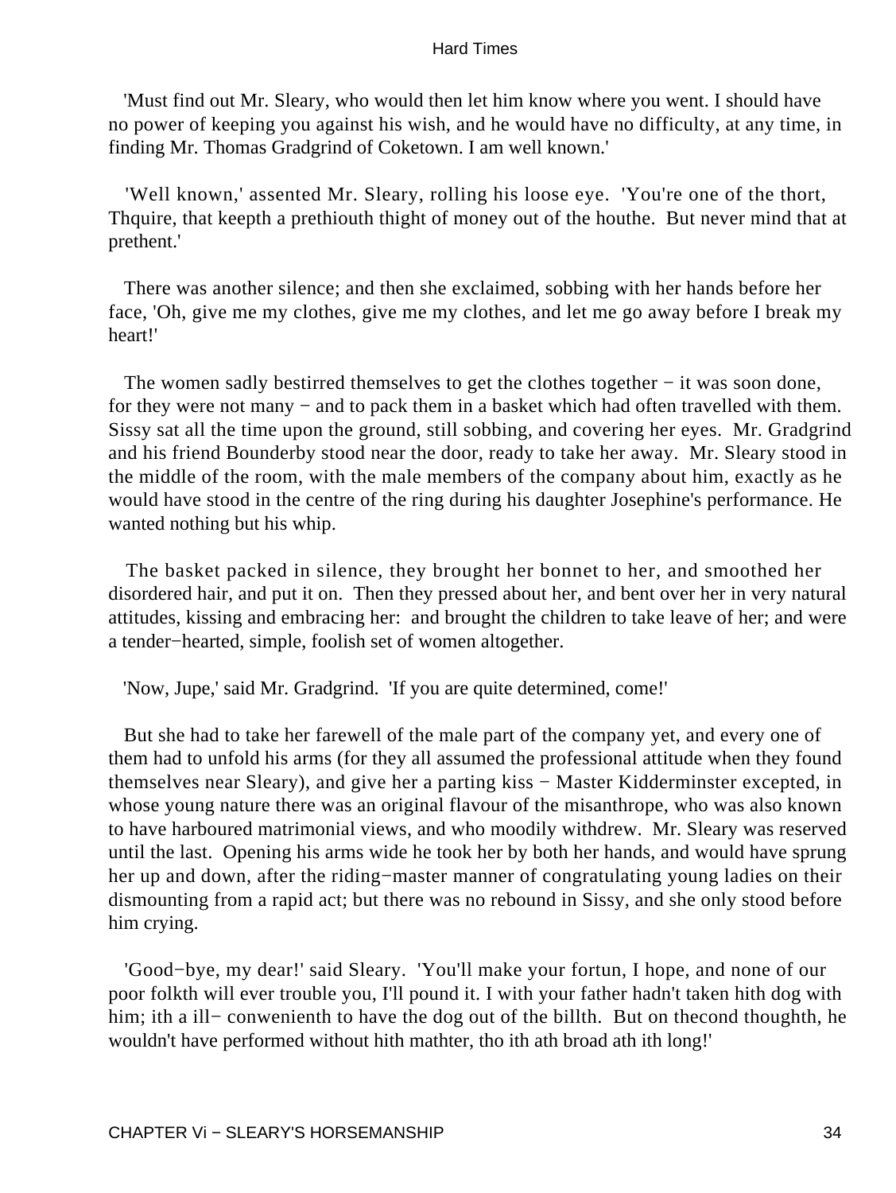'Must find out Mr. Sleary, who would then let him know where you went. I should have no power of keeping you against his wish, and he would have no difficulty, at any time, in finding Mr. Thomas Gradgrind of Coketown. I am well known.'

'Well known,' assented Mr. Sleary, rolling his loose eye. 'You're one of the thort, Thquire, that keepth a prethiouth thight of money out of the houthe. But never mind that at prethent.'

There was another silence; and then she exclaimed, sobbing with her hands before her face, 'Oh, give me my clothes, give me my clothes, and let me go away before I break my heart!'

The women sadly bestirred themselves to get the clothes together − it was soon done, for they were not many − and to pack them in a basket which had often travelled with them. Sissy sat all the time upon the ground, still sobbing, and covering her eyes. Mr. Gradgrind and his friend Bounderby stood near the door, ready to take her away. Mr. Sleary stood in the middle of the room, with the male members of the company about him, exactly as he would have stood in the centre of the ring during his daughter Josephine's performance. He wanted nothing but his whip.

The basket packed in silence, they brought her bonnet to her, and smoothed her disordered hair, and put it on. Then they pressed about her, and bent over her in very natural attitudes, kissing and embracing her: and brought the children to take leave of her; and were a tender−hearted, simple, foolish set of women altogether.

'Now, Jupe,' said Mr. Gradgrind. 'If you are quite determined, come!'

But she had to take her farewell of the male part of the company yet, and every one of them had to unfold his arms (for they all assumed the professional attitude when they found themselves near Sleary), and give her a parting kiss − Master Kidderminster excepted, in whose young nature there was an original flavour of the misanthrope, who was also known to have harboured matrimonial views, and who moodily withdrew. Mr. Sleary was reserved until the last. Opening his arms wide he took her by both her hands, and would have sprung her up and down, after the riding−master manner of congratulating young ladies on their dismounting from a rapid act; but there was no rebound in Sissy, and she only stood before him crying.

'Good−bye, my dear!' said Sleary. 'You'll make your fortun, I hope, and none of our poor folkth will ever trouble you, I'll pound it. I with your father hadn't taken hith dog with him; ith a ill− conwenienth to have the dog out of the billth. But on thecond thoughth, he wouldn't have performed without hith mathter, tho ith ath broad ath ith long!'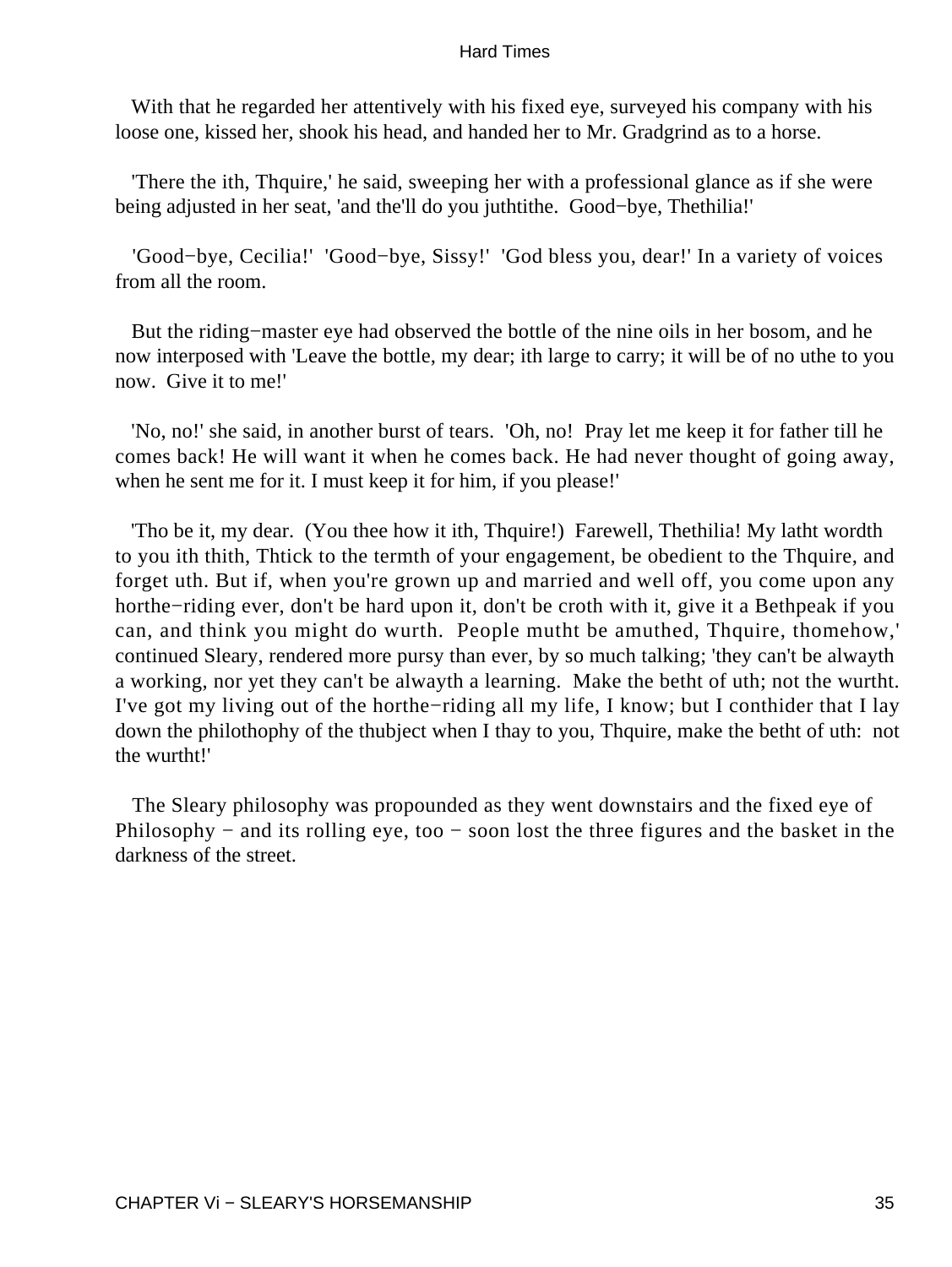With that he regarded her attentively with his fixed eye, surveyed his company with his loose one, kissed her, shook his head, and handed her to Mr. Gradgrind as to a horse.

'There the ith, Thquire,' he said, sweeping her with a professional glance as if she were being adjusted in her seat, 'and the'll do you juthtithe. Good−bye, Thethilia!'

'Good−bye, Cecilia!' 'Good−bye, Sissy!' 'God bless you, dear!' In a variety of voices from all the room.

But the riding−master eye had observed the bottle of the nine oils in her bosom, and he now interposed with 'Leave the bottle, my dear; ith large to carry; it will be of no uthe to you now. Give it to me!'

'No, no!' she said, in another burst of tears. 'Oh, no! Pray let me keep it for father till he comes back! He will want it when he comes back. He had never thought of going away, when he sent me for it. I must keep it for him, if you please!'

'Tho be it, my dear. (You thee how it ith, Thquire!) Farewell, Thethilia! My latht wordth to you ith thith, Thtick to the termth of your engagement, be obedient to the Thquire, and forget uth. But if, when you're grown up and married and well off, you come upon any horthe−riding ever, don't be hard upon it, don't be croth with it, give it a Bethpeak if you can, and think you might do wurth. People mutht be amuthed, Thquire, thomehow,' continued Sleary, rendered more pursy than ever, by so much talking; 'they can't be alwayth a working, nor yet they can't be alwayth a learning. Make the betht of uth; not the wurtht. I've got my living out of the horthe−riding all my life, I know; but I conthider that I lay down the philothophy of the thubject when I thay to you, Thquire, make the betht of uth: not the wurtht!'

The Sleary philosophy was propounded as they went downstairs and the fixed eye of Philosophy − and its rolling eye, too − soon lost the three figures and the basket in the darkness of the street.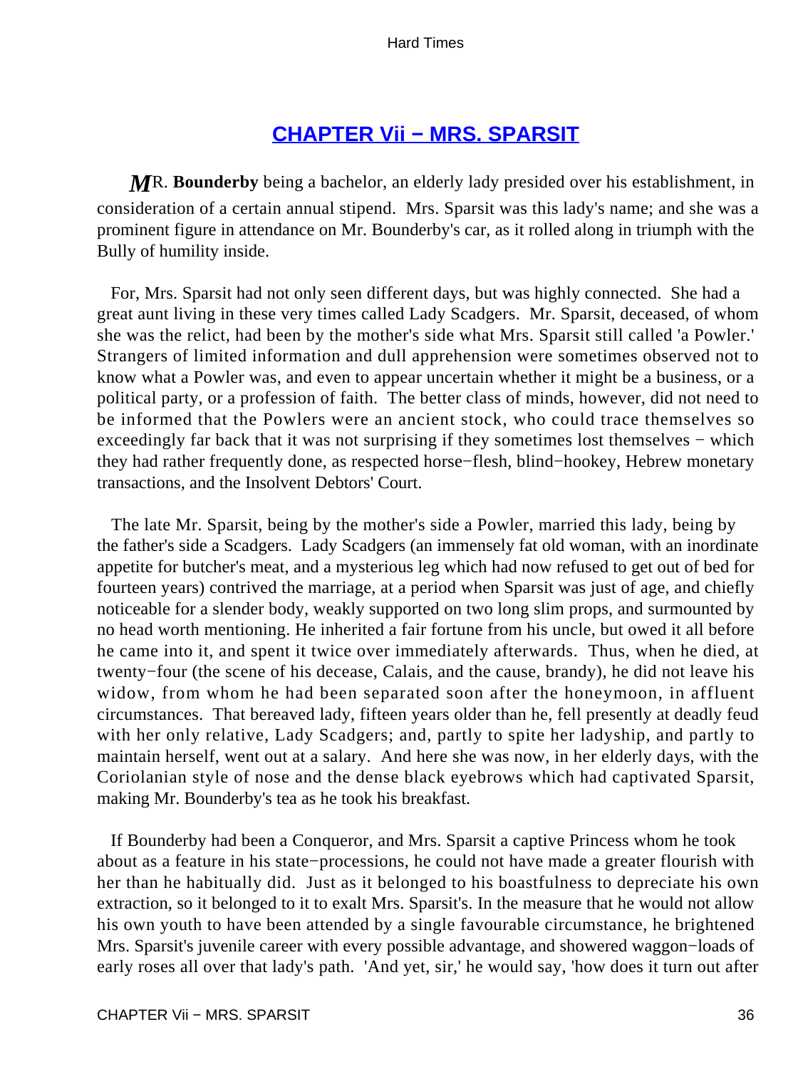## CHAPTER Vii − MRS. SPARSIT

**MR. Bounderby** being a bachelor, an elderly lady presided over his establishment, in consideration of a certain annual stipend. Mrs. Sparsit was this lady's name; and she was a prominent figure in attendance on Mr. Bounderby's car, as it rolled along in triumph with the Bully of humility inside.

For, Mrs. Sparsit had not only seen different days, but was highly connected. She had a great aunt living in these very times called Lady Scadgers. Mr. Sparsit, deceased, of whom she was the relict, had been by the mother's side what Mrs. Sparsit still called 'a Powler.' Strangers of limited information and dull apprehension were sometimes observed not to know what a Powler was, and even to appear uncertain whether it might be a business, or a political party, or a profession of faith. The better class of minds, however, did not need to be informed that the Powlers were an ancient stock, who could trace themselves so exceedingly far back that it was not surprising if they sometimes lost themselves − which they had rather frequently done, as respected horse−flesh, blind−hookey, Hebrew monetary transactions, and the Insolvent Debtors' Court.

The late Mr. Sparsit, being by the mother's side a Powler, married this lady, being by the father's side a Scadgers. Lady Scadgers (an immensely fat old woman, with an inordinate appetite for butcher's meat, and a mysterious leg which had now refused to get out of bed for fourteen years) contrived the marriage, at a period when Sparsit was just of age, and chiefly noticeable for a slender body, weakly supported on two long slim props, and surmounted by no head worth mentioning. He inherited a fair fortune from his uncle, but owed it all before he came into it, and spent it twice over immediately afterwards. Thus, when he died, at twenty−four (the scene of his decease, Calais, and the cause, brandy), he did not leave his widow, from whom he had been separated soon after the honeymoon, in affluent circumstances. That bereaved lady, fifteen years older than he, fell presently at deadly feud with her only relative, Lady Scadgers; and, partly to spite her ladyship, and partly to maintain herself, went out at a salary. And here she was now, in her elderly days, with the Coriolanian style of nose and the dense black eyebrows which had captivated Sparsit, making Mr. Bounderby's tea as he took his breakfast.

If Bounderby had been a Conqueror, and Mrs. Sparsit a captive Princess whom he took about as a feature in his state−processions, he could not have made a greater flourish with her than he habitually did. Just as it belonged to his boastfulness to depreciate his own extraction, so it belonged to it to exalt Mrs. Sparsit's. In the measure that he would not allow his own youth to have been attended by a single favourable circumstance, he brightened Mrs. Sparsit's juvenile career with every possible advantage, and showered waggon−loads of early roses all over that lady's path. 'And yet, sir,' he would say, 'how does it turn out after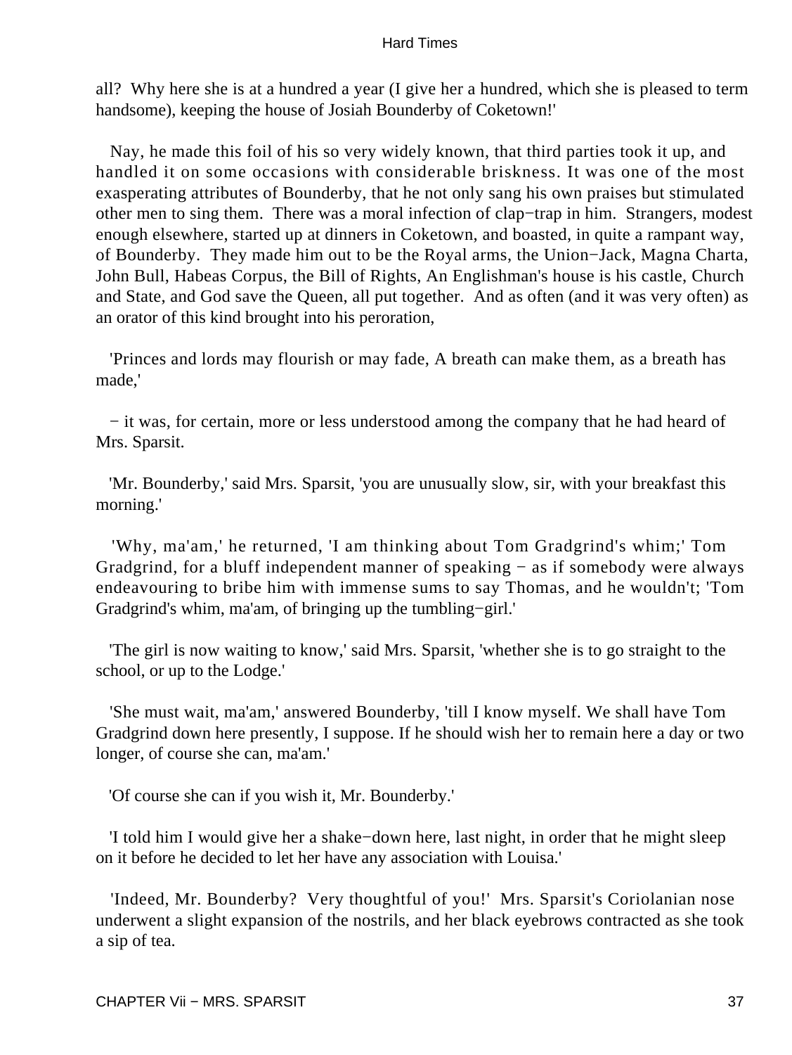all? Why here she is at a hundred a year (I give her a hundred, which she is pleased to term handsome), keeping the house of Josiah Bounderby of Coketown!'

Nay, he made this foil of his so very widely known, that third parties took it up, and handled it on some occasions with considerable briskness. It was one of the most exasperating attributes of Bounderby, that he not only sang his own praises but stimulated other men to sing them. There was a moral infection of clap−trap in him. Strangers, modest enough elsewhere, started up at dinners in Coketown, and boasted, in quite a rampant way, of Bounderby. They made him out to be the Royal arms, the Union−Jack, Magna Charta, John Bull, Habeas Corpus, the Bill of Rights, An Englishman's house is his castle, Church and State, and God save the Queen, all put together. And as often (and it was very often) as an orator of this kind brought into his peroration,

'Princes and lords may flourish or may fade, A breath can make them, as a breath has made,'

− it was, for certain, more or less understood among the company that he had heard of Mrs. Sparsit.

'Mr. Bounderby,' said Mrs. Sparsit, 'you are unusually slow, sir, with your breakfast this morning.'

'Why, ma'am,' he returned, 'I am thinking about Tom Gradgrind's whim;' Tom Gradgrind, for a bluff independent manner of speaking − as if somebody were always endeavouring to bribe him with immense sums to say Thomas, and he wouldn't; 'Tom Gradgrind's whim, ma'am, of bringing up the tumbling−girl.'

'The girl is now waiting to know,' said Mrs. Sparsit, 'whether she is to go straight to the school, or up to the Lodge.'

'She must wait, ma'am,' answered Bounderby, 'till I know myself. We shall have Tom Gradgrind down here presently, I suppose. If he should wish her to remain here a day or two longer, of course she can, ma'am.'

'Of course she can if you wish it, Mr. Bounderby.'

'I told him I would give her a shake−down here, last night, in order that he might sleep on it before he decided to let her have any association with Louisa.'

'Indeed, Mr. Bounderby? Very thoughtful of you!' Mrs. Sparsit's Coriolanian nose underwent a slight expansion of the nostrils, and her black eyebrows contracted as she took a sip of tea.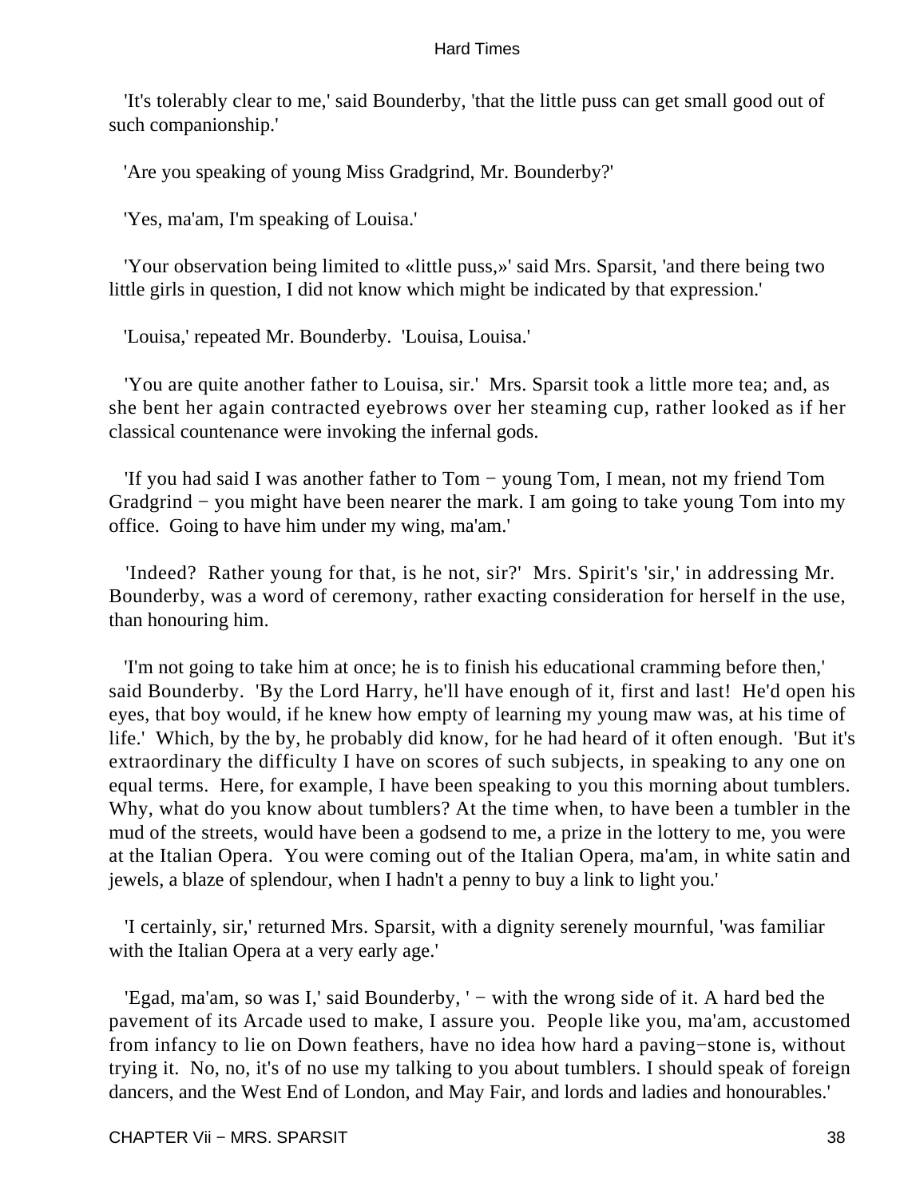'It's tolerably clear to me,' said Bounderby, 'that the little puss can get small good out of such companionship.'

'Are you speaking of young Miss Gradgrind, Mr. Bounderby?'

'Yes, ma'am, I'm speaking of Louisa.'

'Your observation being limited to «little puss,»' said Mrs. Sparsit, 'and there being two little girls in question, I did not know which might be indicated by that expression.'

'Louisa,' repeated Mr. Bounderby. 'Louisa, Louisa.'

'You are quite another father to Louisa, sir.' Mrs. Sparsit took a little more tea; and, as she bent her again contracted eyebrows over her steaming cup, rather looked as if her classical countenance were invoking the infernal gods.

'If you had said I was another father to Tom − young Tom, I mean, not my friend Tom Gradgrind − you might have been nearer the mark. I am going to take young Tom into my office. Going to have him under my wing, ma'am.'

'Indeed? Rather young for that, is he not, sir?' Mrs. Spirit's 'sir,' in addressing Mr. Bounderby, was a word of ceremony, rather exacting consideration for herself in the use, than honouring him.

'I'm not going to take him at once; he is to finish his educational cramming before then,' said Bounderby. 'By the Lord Harry, he'll have enough of it, first and last! He'd open his eyes, that boy would, if he knew how empty of learning my young maw was, at his time of life.' Which, by the by, he probably did know, for he had heard of it often enough. 'But it's extraordinary the difficulty I have on scores of such subjects, in speaking to any one on equal terms. Here, for example, I have been speaking to you this morning about tumblers. Why, what do you know about tumblers? At the time when, to have been a tumbler in the mud of the streets, would have been a godsend to me, a prize in the lottery to me, you were at the Italian Opera. You were coming out of the Italian Opera, ma'am, in white satin and jewels, a blaze of splendour, when I hadn't a penny to buy a link to light you.'

'I certainly, sir,' returned Mrs. Sparsit, with a dignity serenely mournful, 'was familiar with the Italian Opera at a very early age.'

'Egad, ma'am, so was I,' said Bounderby, ' − with the wrong side of it. A hard bed the pavement of its Arcade used to make, I assure you. People like you, ma'am, accustomed from infancy to lie on Down feathers, have no idea how hard a paving−stone is, without trying it. No, no, it's of no use my talking to you about tumblers. I should speak of foreign dancers, and the West End of London, and May Fair, and lords and ladies and honourables.'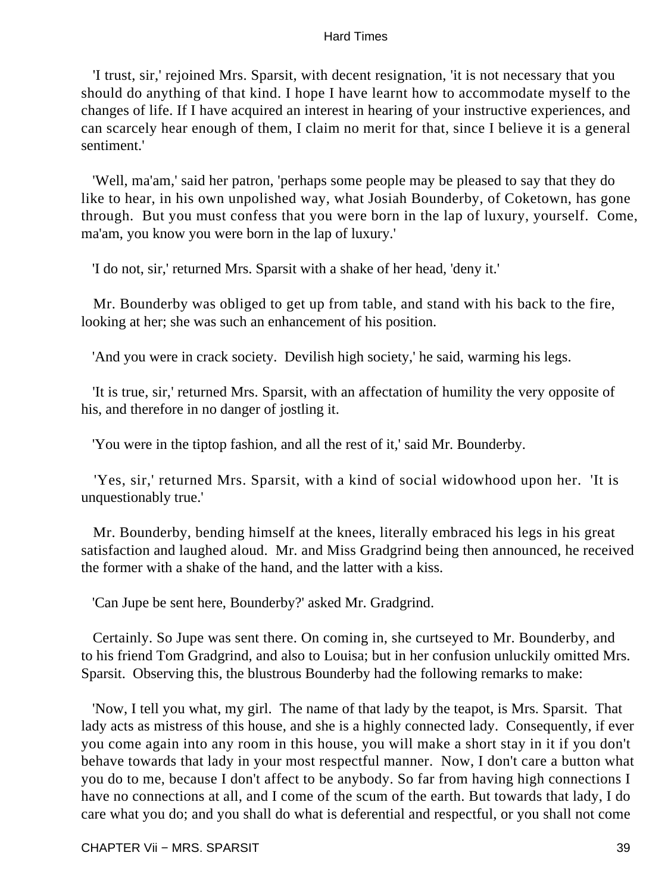'I trust, sir,' rejoined Mrs. Sparsit, with decent resignation, 'it is not necessary that you should do anything of that kind. I hope I have learnt how to accommodate myself to the changes of life. If I have acquired an interest in hearing of your instructive experiences, and can scarcely hear enough of them, I claim no merit for that, since I believe it is a general sentiment.'

'Well, ma'am,' said her patron, 'perhaps some people may be pleased to say that they do like to hear, in his own unpolished way, what Josiah Bounderby, of Coketown, has gone through. But you must confess that you were born in the lap of luxury, yourself. Come, ma'am, you know you were born in the lap of luxury.'

'I do not, sir,' returned Mrs. Sparsit with a shake of her head, 'deny it.'

Mr. Bounderby was obliged to get up from table, and stand with his back to the fire, looking at her; she was such an enhancement of his position.

'And you were in crack society. Devilish high society,' he said, warming his legs.

'It is true, sir,' returned Mrs. Sparsit, with an affectation of humility the very opposite of his, and therefore in no danger of jostling it.

'You were in the tiptop fashion, and all the rest of it,' said Mr. Bounderby.

'Yes, sir,' returned Mrs. Sparsit, with a kind of social widowhood upon her. 'It is unquestionably true.'

Mr. Bounderby, bending himself at the knees, literally embraced his legs in his great satisfaction and laughed aloud. Mr. and Miss Gradgrind being then announced, he received the former with a shake of the hand, and the latter with a kiss.

'Can Jupe be sent here, Bounderby?' asked Mr. Gradgrind.

Certainly. So Jupe was sent there. On coming in, she curtseyed to Mr. Bounderby, and to his friend Tom Gradgrind, and also to Louisa; but in her confusion unluckily omitted Mrs. Sparsit. Observing this, the blustrous Bounderby had the following remarks to make:

'Now, I tell you what, my girl. The name of that lady by the teapot, is Mrs. Sparsit. That lady acts as mistress of this house, and she is a highly connected lady. Consequently, if ever you come again into any room in this house, you will make a short stay in it if you don't behave towards that lady in your most respectful manner. Now, I don't care a button what you do to me, because I don't affect to be anybody. So far from having high connections I have no connections at all, and I come of the scum of the earth. But towards that lady, I do care what you do; and you shall do what is deferential and respectful, or you shall not come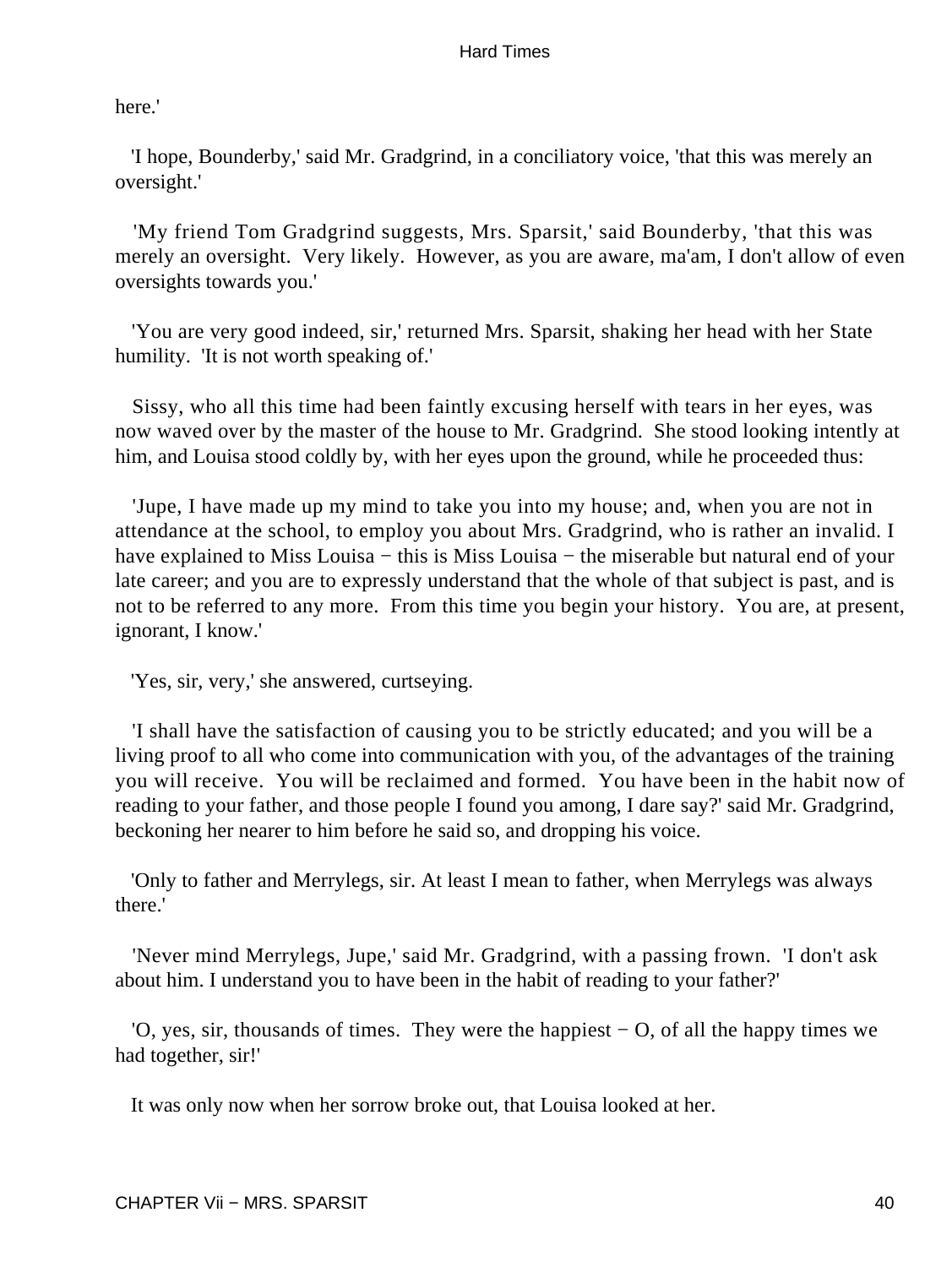here.'

'I hope, Bounderby,' said Mr. Gradgrind, in a conciliatory voice, 'that this was merely an oversight.'

'My friend Tom Gradgrind suggests, Mrs. Sparsit,' said Bounderby, 'that this was merely an oversight. Very likely. However, as you are aware, ma'am, I don't allow of even oversights towards you.'

'You are very good indeed, sir,' returned Mrs. Sparsit, shaking her head with her State humility. 'It is not worth speaking of.'

Sissy, who all this time had been faintly excusing herself with tears in her eyes, was now waved over by the master of the house to Mr. Gradgrind. She stood looking intently at him, and Louisa stood coldly by, with her eyes upon the ground, while he proceeded thus:

'Jupe, I have made up my mind to take you into my house; and, when you are not in attendance at the school, to employ you about Mrs. Gradgrind, who is rather an invalid. I have explained to Miss Louisa − this is Miss Louisa − the miserable but natural end of your late career; and you are to expressly understand that the whole of that subject is past, and is not to be referred to any more. From this time you begin your history. You are, at present, ignorant, I know.'

'Yes, sir, very,' she answered, curtseying.

'I shall have the satisfaction of causing you to be strictly educated; and you will be a living proof to all who come into communication with you, of the advantages of the training you will receive. You will be reclaimed and formed. You have been in the habit now of reading to your father, and those people I found you among, I dare say?' said Mr. Gradgrind, beckoning her nearer to him before he said so, and dropping his voice.

'Only to father and Merrylegs, sir. At least I mean to father, when Merrylegs was always there.'

'Never mind Merrylegs, Jupe,' said Mr. Gradgrind, with a passing frown. 'I don't ask about him. I understand you to have been in the habit of reading to your father?'

'O, yes, sir, thousands of times. They were the happiest − O, of all the happy times we had together, sir!'

It was only now when her sorrow broke out, that Louisa looked at her.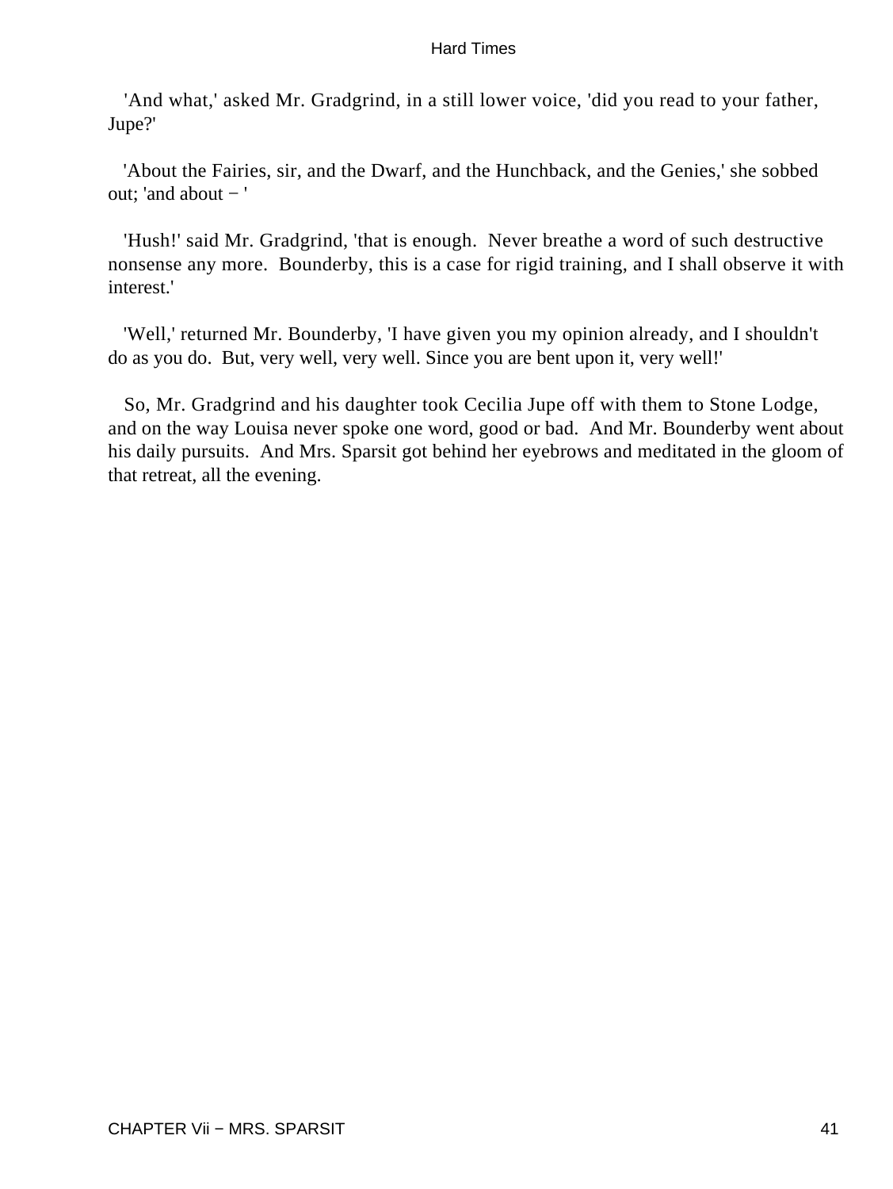'And what,' asked Mr. Gradgrind, in a still lower voice, 'did you read to your father, Jupe?'

'About the Fairies, sir, and the Dwarf, and the Hunchback, and the Genies,' she sobbed out; 'and about − '

'Hush!' said Mr. Gradgrind, 'that is enough. Never breathe a word of such destructive nonsense any more. Bounderby, this is a case for rigid training, and I shall observe it with interest.'

'Well,' returned Mr. Bounderby, 'I have given you my opinion already, and I shouldn't do as you do. But, very well, very well. Since you are bent upon it, very well!'

So, Mr. Gradgrind and his daughter took Cecilia Jupe off with them to Stone Lodge, and on the way Louisa never spoke one word, good or bad. And Mr. Bounderby went about his daily pursuits. And Mrs. Sparsit got behind her eyebrows and meditated in the gloom of that retreat, all the evening.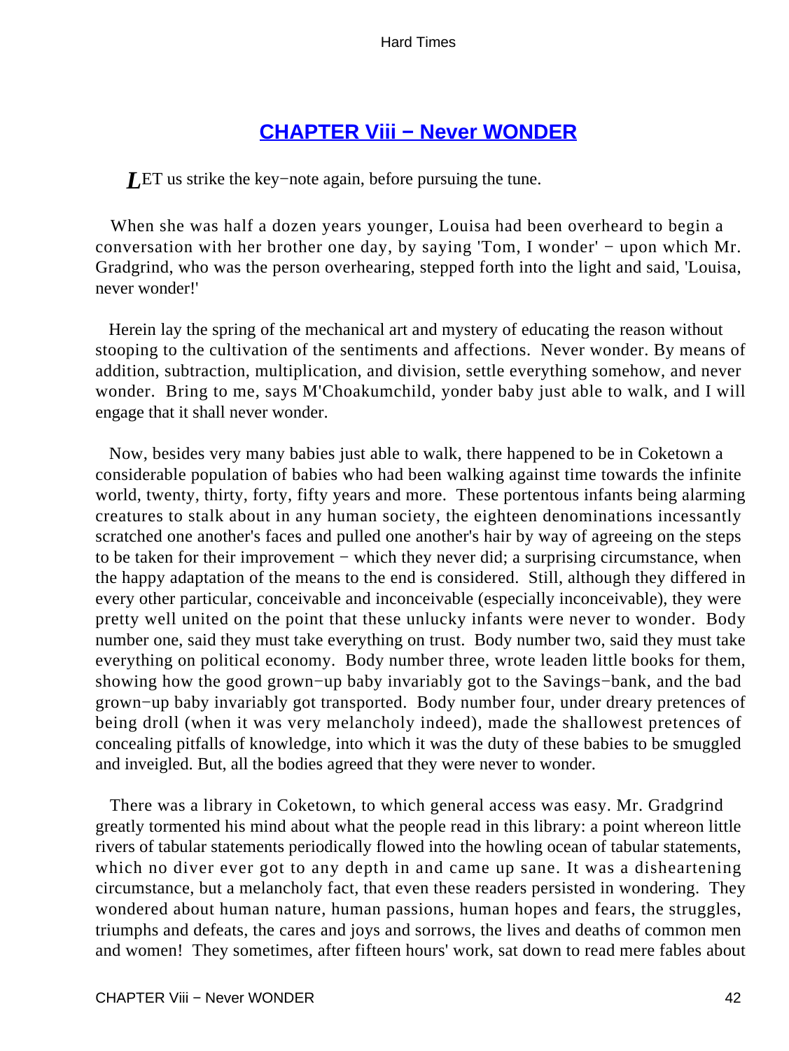## [CHAPTER Viii − Never WONDER]()

*L*ET us strike the key−note again, before pursuing the tune.

When she was half a dozen years younger, Louisa had been overheard to begin a conversation with her brother one day, by saying 'Tom, I wonder' − upon which Mr. Gradgrind, who was the person overhearing, stepped forth into the light and said, 'Louisa, never wonder!'

Herein lay the spring of the mechanical art and mystery of educating the reason without stooping to the cultivation of the sentiments and affections. Never wonder. By means of addition, subtraction, multiplication, and division, settle everything somehow, and never wonder. Bring to me, says M'Choakumchild, yonder baby just able to walk, and I will engage that it shall never wonder.

Now, besides very many babies just able to walk, there happened to be in Coketown a considerable population of babies who had been walking against time towards the infinite world, twenty, thirty, forty, fifty years and more. These portentous infants being alarming creatures to stalk about in any human society, the eighteen denominations incessantly scratched one another's faces and pulled one another's hair by way of agreeing on the steps to be taken for their improvement − which they never did; a surprising circumstance, when the happy adaptation of the means to the end is considered. Still, although they differed in every other particular, conceivable and inconceivable (especially inconceivable), they were pretty well united on the point that these unlucky infants were never to wonder. Body number one, said they must take everything on trust. Body number two, said they must take everything on political economy. Body number three, wrote leaden little books for them, showing how the good grown−up baby invariably got to the Savings−bank, and the bad grown−up baby invariably got transported. Body number four, under dreary pretences of being droll (when it was very melancholy indeed), made the shallowest pretences of concealing pitfalls of knowledge, into which it was the duty of these babies to be smuggled and inveigled. But, all the bodies agreed that they were never to wonder.

There was a library in Coketown, to which general access was easy. Mr. Gradgrind greatly tormented his mind about what the people read in this library: a point whereon little rivers of tabular statements periodically flowed into the howling ocean of tabular statements, which no diver ever got to any depth in and came up sane. It was a disheartening circumstance, but a melancholy fact, that even these readers persisted in wondering. They wondered about human nature, human passions, human hopes and fears, the struggles, triumphs and defeats, the cares and joys and sorrows, the lives and deaths of common men and women! They sometimes, after fifteen hours' work, sat down to read mere fables about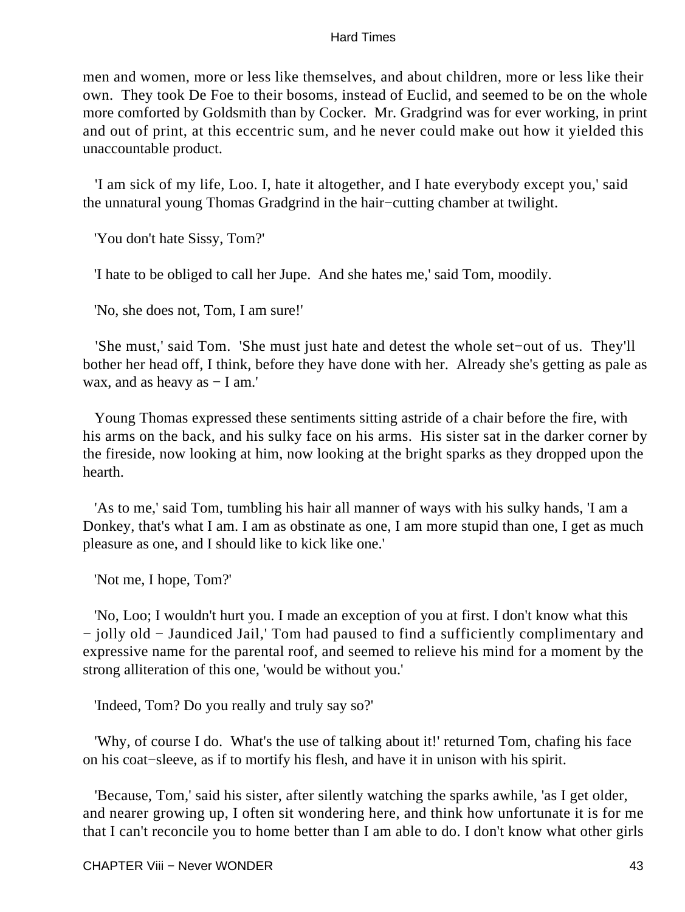men and women, more or less like themselves, and about children, more or less like their own. They took De Foe to their bosoms, instead of Euclid, and seemed to be on the whole more comforted by Goldsmith than by Cocker. Mr. Gradgrind was for ever working, in print and out of print, at this eccentric sum, and he never could make out how it yielded this unaccountable product.

'I am sick of my life, Loo. I, hate it altogether, and I hate everybody except you,' said the unnatural young Thomas Gradgrind in the hair−cutting chamber at twilight.

'You don't hate Sissy, Tom?'

'I hate to be obliged to call her Jupe. And she hates me,' said Tom, moodily.

'No, she does not, Tom, I am sure!'

'She must,' said Tom. 'She must just hate and detest the whole set−out of us. They'll bother her head off, I think, before they have done with her. Already she's getting as pale as wax, and as heavy as − I am.'

Young Thomas expressed these sentiments sitting astride of a chair before the fire, with his arms on the back, and his sulky face on his arms. His sister sat in the darker corner by the fireside, now looking at him, now looking at the bright sparks as they dropped upon the hearth.

'As to me,' said Tom, tumbling his hair all manner of ways with his sulky hands, 'I am a Donkey, that's what I am. I am as obstinate as one, I am more stupid than one, I get as much pleasure as one, and I should like to kick like one.'

'Not me, I hope, Tom?'

'No, Loo; I wouldn't hurt you. I made an exception of you at first. I don't know what this − jolly old − Jaundiced Jail,' Tom had paused to find a sufficiently complimentary and expressive name for the parental roof, and seemed to relieve his mind for a moment by the strong alliteration of this one, 'would be without you.'

'Indeed, Tom? Do you really and truly say so?'

'Why, of course I do. What's the use of talking about it!' returned Tom, chafing his face on his coat−sleeve, as if to mortify his flesh, and have it in unison with his spirit.

'Because, Tom,' said his sister, after silently watching the sparks awhile, 'as I get older, and nearer growing up, I often sit wondering here, and think how unfortunate it is for me that I can't reconcile you to home better than I am able to do. I don't know what other girls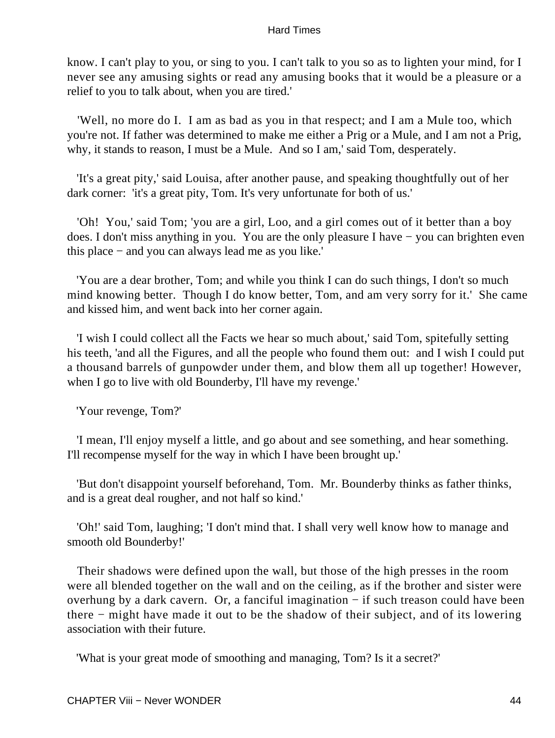know. I can't play to you, or sing to you. I can't talk to you so as to lighten your mind, for I never see any amusing sights or read any amusing books that it would be a pleasure or a relief to you to talk about, when you are tired.'

'Well, no more do I. I am as bad as you in that respect; and I am a Mule too, which you're not. If father was determined to make me either a Prig or a Mule, and I am not a Prig, why, it stands to reason, I must be a Mule. And so I am,' said Tom, desperately.

'It's a great pity,' said Louisa, after another pause, and speaking thoughtfully out of her dark corner: 'it's a great pity, Tom. It's very unfortunate for both of us.'

'Oh! You,' said Tom; 'you are a girl, Loo, and a girl comes out of it better than a boy does. I don't miss anything in you. You are the only pleasure I have − you can brighten even this place − and you can always lead me as you like.'

'You are a dear brother, Tom; and while you think I can do such things, I don't so much mind knowing better. Though I do know better, Tom, and am very sorry for it.' She came and kissed him, and went back into her corner again.

'I wish I could collect all the Facts we hear so much about,' said Tom, spitefully setting his teeth, 'and all the Figures, and all the people who found them out: and I wish I could put a thousand barrels of gunpowder under them, and blow them all up together! However, when I go to live with old Bounderby, I'll have my revenge.'

'Your revenge, Tom?'

'I mean, I'll enjoy myself a little, and go about and see something, and hear something. I'll recompense myself for the way in which I have been brought up.'

'But don't disappoint yourself beforehand, Tom. Mr. Bounderby thinks as father thinks, and is a great deal rougher, and not half so kind.'

'Oh!' said Tom, laughing; 'I don't mind that. I shall very well know how to manage and smooth old Bounderby!'

Their shadows were defined upon the wall, but those of the high presses in the room were all blended together on the wall and on the ceiling, as if the brother and sister were overhung by a dark cavern. Or, a fanciful imagination − if such treason could have been there − might have made it out to be the shadow of their subject, and of its lowering association with their future.

'What is your great mode of smoothing and managing, Tom? Is it a secret?'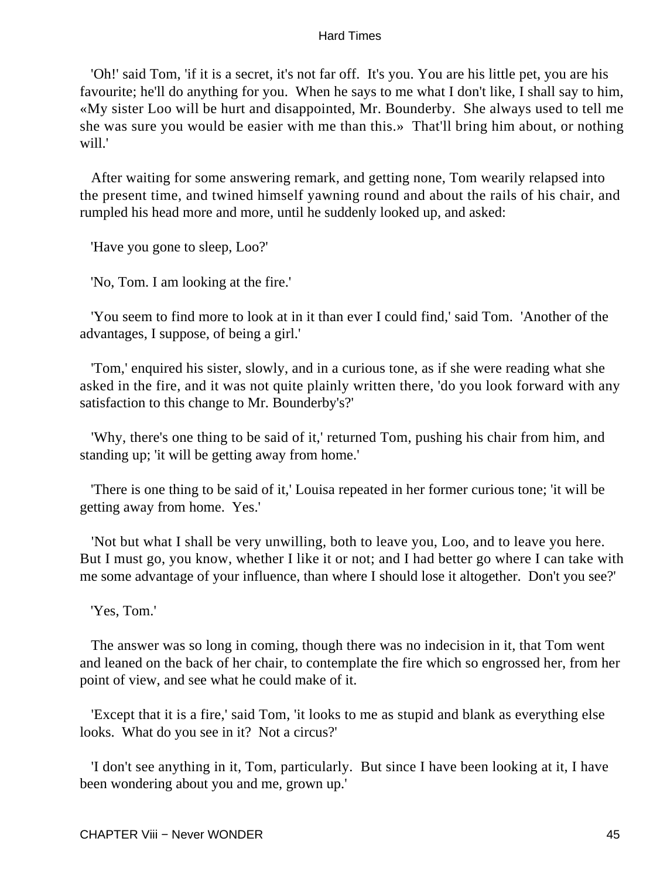'Oh!' said Tom, 'if it is a secret, it's not far off. It's you. You are his little pet, you are his favourite; he'll do anything for you. When he says to me what I don't like, I shall say to him, «My sister Loo will be hurt and disappointed, Mr. Bounderby. She always used to tell me she was sure you would be easier with me than this.» That'll bring him about, or nothing will.'

After waiting for some answering remark, and getting none, Tom wearily relapsed into the present time, and twined himself yawning round and about the rails of his chair, and rumpled his head more and more, until he suddenly looked up, and asked:

'Have you gone to sleep, Loo?'

'No, Tom. I am looking at the fire.'

'You seem to find more to look at in it than ever I could find,' said Tom. 'Another of the advantages, I suppose, of being a girl.'

'Tom,' enquired his sister, slowly, and in a curious tone, as if she were reading what she asked in the fire, and it was not quite plainly written there, 'do you look forward with any satisfaction to this change to Mr. Bounderby's?'

'Why, there's one thing to be said of it,' returned Tom, pushing his chair from him, and standing up; 'it will be getting away from home.'

'There is one thing to be said of it,' Louisa repeated in her former curious tone; 'it will be getting away from home. Yes.'

'Not but what I shall be very unwilling, both to leave you, Loo, and to leave you here. But I must go, you know, whether I like it or not; and I had better go where I can take with me some advantage of your influence, than where I should lose it altogether. Don't you see?'

'Yes, Tom.'

The answer was so long in coming, though there was no indecision in it, that Tom went and leaned on the back of her chair, to contemplate the fire which so engrossed her, from her point of view, and see what he could make of it.

'Except that it is a fire,' said Tom, 'it looks to me as stupid and blank as everything else looks. What do you see in it? Not a circus?'

'I don't see anything in it, Tom, particularly. But since I have been looking at it, I have been wondering about you and me, grown up.'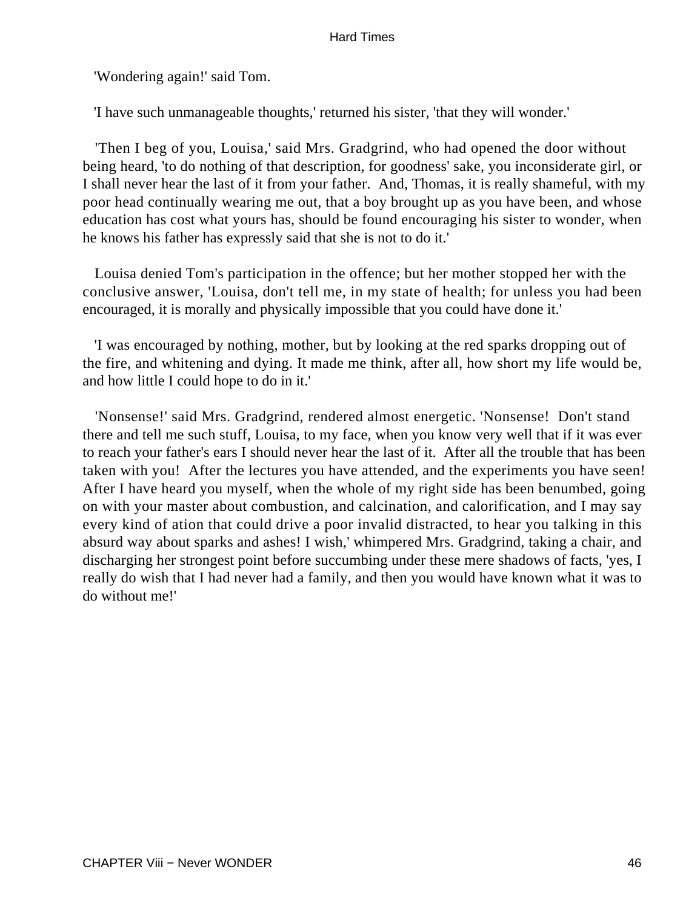'Wondering again!' said Tom.

'I have such unmanageable thoughts,' returned his sister, 'that they will wonder.'

'Then I beg of you, Louisa,' said Mrs. Gradgrind, who had opened the door without being heard, 'to do nothing of that description, for goodness' sake, you inconsiderate girl, or I shall never hear the last of it from your father. And, Thomas, it is really shameful, with my poor head continually wearing me out, that a boy brought up as you have been, and whose education has cost what yours has, should be found encouraging his sister to wonder, when he knows his father has expressly said that she is not to do it.'

Louisa denied Tom's participation in the offence; but her mother stopped her with the conclusive answer, 'Louisa, don't tell me, in my state of health; for unless you had been encouraged, it is morally and physically impossible that you could have done it.'

'I was encouraged by nothing, mother, but by looking at the red sparks dropping out of the fire, and whitening and dying. It made me think, after all, how short my life would be, and how little I could hope to do in it.'

'Nonsense!' said Mrs. Gradgrind, rendered almost energetic. 'Nonsense! Don't stand there and tell me such stuff, Louisa, to my face, when you know very well that if it was ever to reach your father's ears I should never hear the last of it. After all the trouble that has been taken with you! After the lectures you have attended, and the experiments you have seen! After I have heard you myself, when the whole of my right side has been benumbed, going on with your master about combustion, and calcination, and calorification, and I may say every kind of ation that could drive a poor invalid distracted, to hear you talking in this absurd way about sparks and ashes! I wish,' whimpered Mrs. Gradgrind, taking a chair, and discharging her strongest point before succumbing under these mere shadows of facts, 'yes, I really do wish that I had never had a family, and then you would have known what it was to do without me!'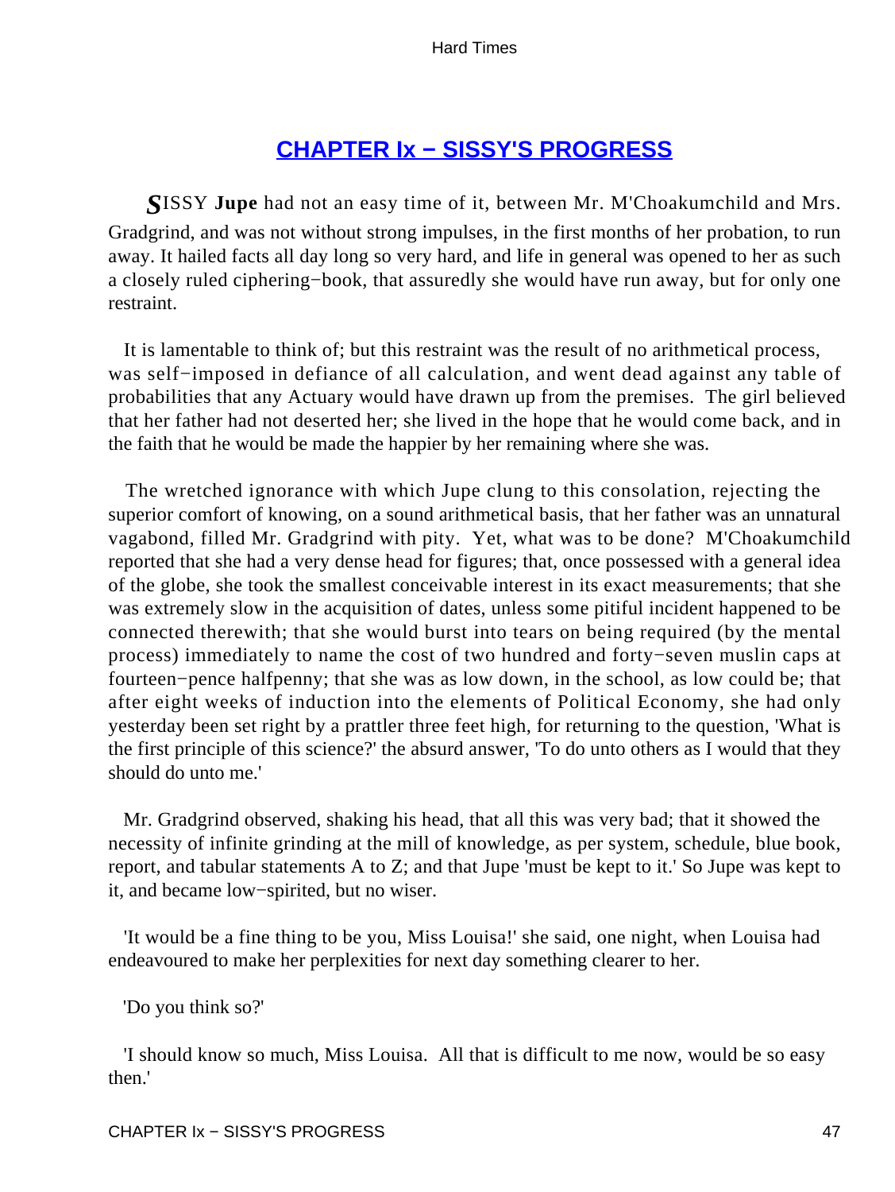## CHAPTER Ix − SISSY'S PROGRESS

SISSY **Jupe** had not an easy time of it, between Mr. M'Choakumchild and Mrs. Gradgrind, and was not without strong impulses, in the first months of her probation, to run away. It hailed facts all day long so very hard, and life in general was opened to her as such a closely ruled ciphering−book, that assuredly she would have run away, but for only one restraint.

It is lamentable to think of; but this restraint was the result of no arithmetical process, was self−imposed in defiance of all calculation, and went dead against any table of probabilities that any Actuary would have drawn up from the premises. The girl believed that her father had not deserted her; she lived in the hope that he would come back, and in the faith that he would be made the happier by her remaining where she was.

The wretched ignorance with which Jupe clung to this consolation, rejecting the superior comfort of knowing, on a sound arithmetical basis, that her father was an unnatural vagabond, filled Mr. Gradgrind with pity. Yet, what was to be done? M'Choakumchild reported that she had a very dense head for figures; that, once possessed with a general idea of the globe, she took the smallest conceivable interest in its exact measurements; that she was extremely slow in the acquisition of dates, unless some pitiful incident happened to be connected therewith; that she would burst into tears on being required (by the mental process) immediately to name the cost of two hundred and forty−seven muslin caps at fourteen−pence halfpenny; that she was as low down, in the school, as low could be; that after eight weeks of induction into the elements of Political Economy, she had only yesterday been set right by a prattler three feet high, for returning to the question, 'What is the first principle of this science?' the absurd answer, 'To do unto others as I would that they should do unto me.'

Mr. Gradgrind observed, shaking his head, that all this was very bad; that it showed the necessity of infinite grinding at the mill of knowledge, as per system, schedule, blue book, report, and tabular statements A to Z; and that Jupe 'must be kept to it.' So Jupe was kept to it, and became low−spirited, but no wiser.

'It would be a fine thing to be you, Miss Louisa!' she said, one night, when Louisa had endeavoured to make her perplexities for next day something clearer to her.

'Do you think so?'

'I should know so much, Miss Louisa. All that is difficult to me now, would be so easy then.'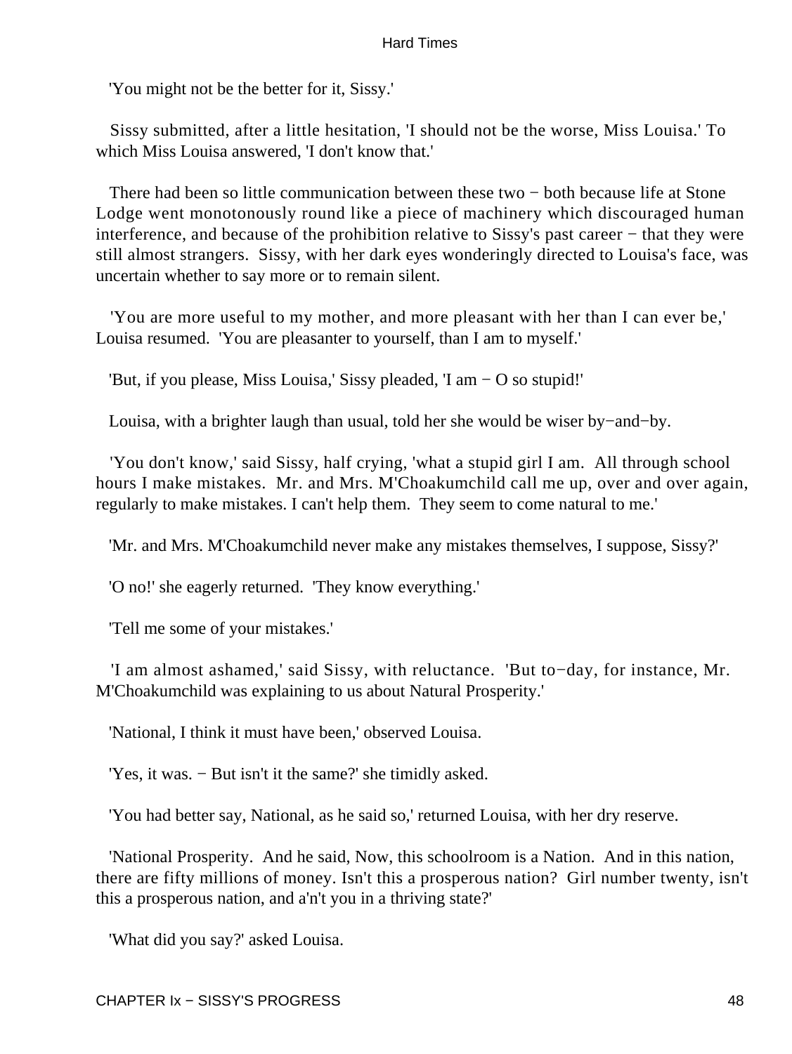'You might not be the better for it, Sissy.'

Sissy submitted, after a little hesitation, 'I should not be the worse, Miss Louisa.' To which Miss Louisa answered, 'I don't know that.'

There had been so little communication between these two − both because life at Stone Lodge went monotonously round like a piece of machinery which discouraged human interference, and because of the prohibition relative to Sissy's past career − that they were still almost strangers. Sissy, with her dark eyes wonderingly directed to Louisa's face, was uncertain whether to say more or to remain silent.

'You are more useful to my mother, and more pleasant with her than I can ever be,' Louisa resumed. 'You are pleasanter to yourself, than I am to myself.'

'But, if you please, Miss Louisa,' Sissy pleaded, 'I am − O so stupid!'

Louisa, with a brighter laugh than usual, told her she would be wiser by−and−by.

'You don't know,' said Sissy, half crying, 'what a stupid girl I am. All through school hours I make mistakes. Mr. and Mrs. M'Choakumchild call me up, over and over again, regularly to make mistakes. I can't help them. They seem to come natural to me.'

'Mr. and Mrs. M'Choakumchild never make any mistakes themselves, I suppose, Sissy?'

'O no!' she eagerly returned. 'They know everything.'

'Tell me some of your mistakes.'

'I am almost ashamed,' said Sissy, with reluctance. 'But to−day, for instance, Mr. M'Choakumchild was explaining to us about Natural Prosperity.'

'National, I think it must have been,' observed Louisa.

'Yes, it was. − But isn't it the same?' she timidly asked.

'You had better say, National, as he said so,' returned Louisa, with her dry reserve.

'National Prosperity. And he said, Now, this schoolroom is a Nation. And in this nation, there are fifty millions of money. Isn't this a prosperous nation? Girl number twenty, isn't this a prosperous nation, and a'n't you in a thriving state?'

'What did you say?' asked Louisa.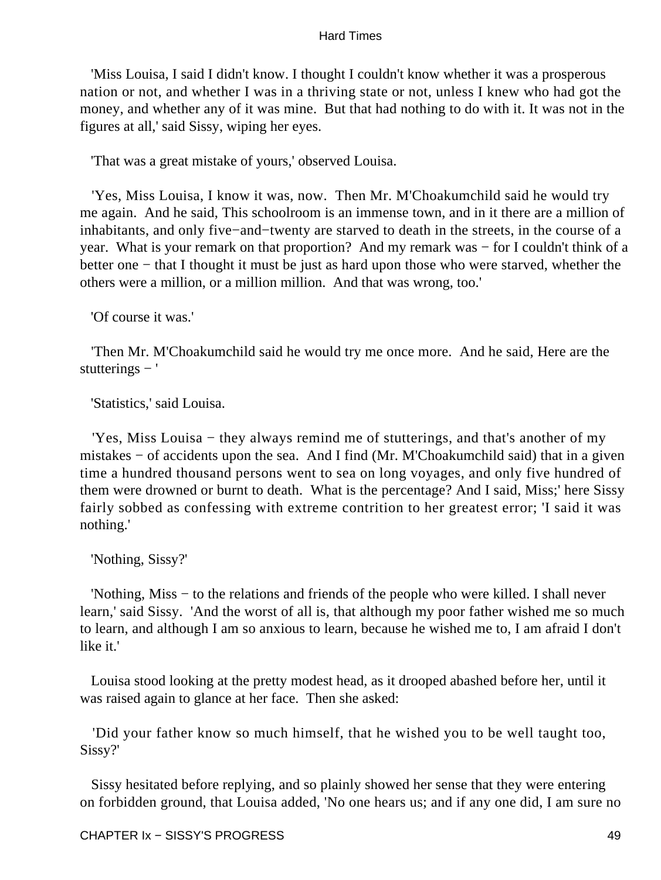'Miss Louisa, I said I didn't know. I thought I couldn't know whether it was a prosperous nation or not, and whether I was in a thriving state or not, unless I knew who had got the money, and whether any of it was mine. But that had nothing to do with it. It was not in the figures at all,' said Sissy, wiping her eyes.

'That was a great mistake of yours,' observed Louisa.

'Yes, Miss Louisa, I know it was, now. Then Mr. M'Choakumchild said he would try me again. And he said, This schoolroom is an immense town, and in it there are a million of inhabitants, and only five−and−twenty are starved to death in the streets, in the course of a year. What is your remark on that proportion? And my remark was − for I couldn't think of a better one − that I thought it must be just as hard upon those who were starved, whether the others were a million, or a million million. And that was wrong, too.'

'Of course it was.'

'Then Mr. M'Choakumchild said he would try me once more. And he said, Here are the stutterings − '

'Statistics,' said Louisa.

'Yes, Miss Louisa − they always remind me of stutterings, and that's another of my mistakes − of accidents upon the sea. And I find (Mr. M'Choakumchild said) that in a given time a hundred thousand persons went to sea on long voyages, and only five hundred of them were drowned or burnt to death. What is the percentage? And I said, Miss;' here Sissy fairly sobbed as confessing with extreme contrition to her greatest error; 'I said it was nothing.'

'Nothing, Sissy?'

'Nothing, Miss − to the relations and friends of the people who were killed. I shall never learn,' said Sissy. 'And the worst of all is, that although my poor father wished me so much to learn, and although I am so anxious to learn, because he wished me to, I am afraid I don't like it.'

Louisa stood looking at the pretty modest head, as it drooped abashed before her, until it was raised again to glance at her face. Then she asked:

'Did your father know so much himself, that he wished you to be well taught too, Sissy?'

Sissy hesitated before replying, and so plainly showed her sense that they were entering on forbidden ground, that Louisa added, 'No one hears us; and if any one did, I am sure no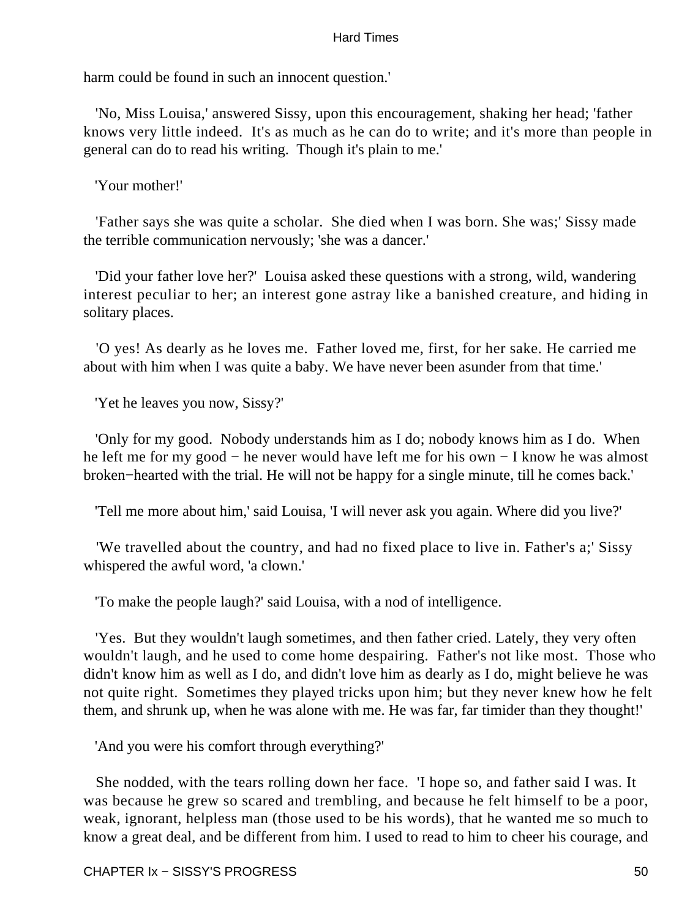harm could be found in such an innocent question.'

'No, Miss Louisa,' answered Sissy, upon this encouragement, shaking her head; 'father knows very little indeed. It's as much as he can do to write; and it's more than people in general can do to read his writing. Though it's plain to me.'

'Your mother!'

'Father says she was quite a scholar. She died when I was born. She was;' Sissy made the terrible communication nervously; 'she was a dancer.'

'Did your father love her?' Louisa asked these questions with a strong, wild, wandering interest peculiar to her; an interest gone astray like a banished creature, and hiding in solitary places.

'O yes! As dearly as he loves me. Father loved me, first, for her sake. He carried me about with him when I was quite a baby. We have never been asunder from that time.'

'Yet he leaves you now, Sissy?'

'Only for my good. Nobody understands him as I do; nobody knows him as I do. When he left me for my good − he never would have left me for his own − I know he was almost broken−hearted with the trial. He will not be happy for a single minute, till he comes back.'

'Tell me more about him,' said Louisa, 'I will never ask you again. Where did you live?'

'We travelled about the country, and had no fixed place to live in. Father's a;' Sissy whispered the awful word, 'a clown.'

'To make the people laugh?' said Louisa, with a nod of intelligence.

'Yes. But they wouldn't laugh sometimes, and then father cried. Lately, they very often wouldn't laugh, and he used to come home despairing. Father's not like most. Those who didn't know him as well as I do, and didn't love him as dearly as I do, might believe he was not quite right. Sometimes they played tricks upon him; but they never knew how he felt them, and shrunk up, when he was alone with me. He was far, far timider than they thought!'

'And you were his comfort through everything?'

She nodded, with the tears rolling down her face. 'I hope so, and father said I was. It was because he grew so scared and trembling, and because he felt himself to be a poor, weak, ignorant, helpless man (those used to be his words), that he wanted me so much to know a great deal, and be different from him. I used to read to him to cheer his courage, and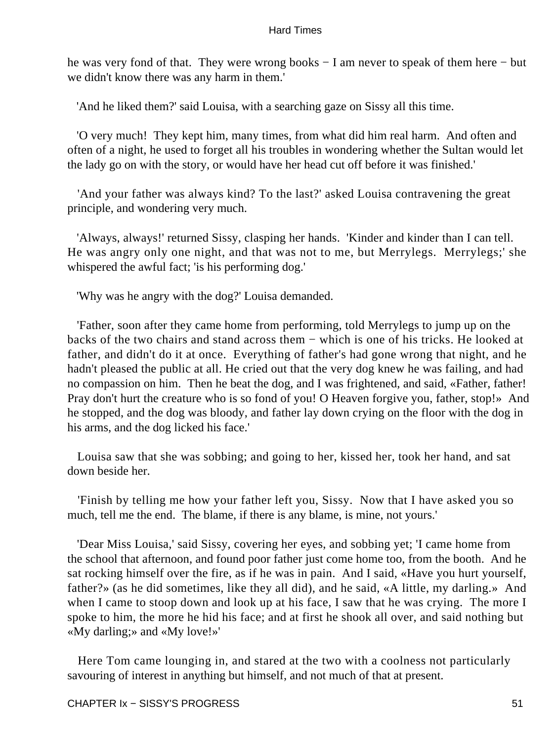he was very fond of that. They were wrong books − I am never to speak of them here − but we didn't know there was any harm in them.'

'And he liked them?' said Louisa, with a searching gaze on Sissy all this time.

'O very much! They kept him, many times, from what did him real harm. And often and often of a night, he used to forget all his troubles in wondering whether the Sultan would let the lady go on with the story, or would have her head cut off before it was finished.'

'And your father was always kind? To the last?' asked Louisa contravening the great principle, and wondering very much.

'Always, always!' returned Sissy, clasping her hands. 'Kinder and kinder than I can tell. He was angry only one night, and that was not to me, but Merrylegs. Merrylegs;' she whispered the awful fact; 'is his performing dog.'

'Why was he angry with the dog?' Louisa demanded.

'Father, soon after they came home from performing, told Merrylegs to jump up on the backs of the two chairs and stand across them − which is one of his tricks. He looked at father, and didn't do it at once. Everything of father's had gone wrong that night, and he hadn't pleased the public at all. He cried out that the very dog knew he was failing, and had no compassion on him. Then he beat the dog, and I was frightened, and said, «Father, father! Pray don't hurt the creature who is so fond of you! O Heaven forgive you, father, stop!» And he stopped, and the dog was bloody, and father lay down crying on the floor with the dog in his arms, and the dog licked his face.'

Louisa saw that she was sobbing; and going to her, kissed her, took her hand, and sat down beside her.

'Finish by telling me how your father left you, Sissy. Now that I have asked you so much, tell me the end. The blame, if there is any blame, is mine, not yours.'

'Dear Miss Louisa,' said Sissy, covering her eyes, and sobbing yet; 'I came home from the school that afternoon, and found poor father just come home too, from the booth. And he sat rocking himself over the fire, as if he was in pain. And I said, «Have you hurt yourself, father?» (as he did sometimes, like they all did), and he said, «A little, my darling.» And when I came to stoop down and look up at his face, I saw that he was crying. The more I spoke to him, the more he hid his face; and at first he shook all over, and said nothing but «My darling;» and «My love!»'

Here Tom came lounging in, and stared at the two with a coolness not particularly savouring of interest in anything but himself, and not much of that at present.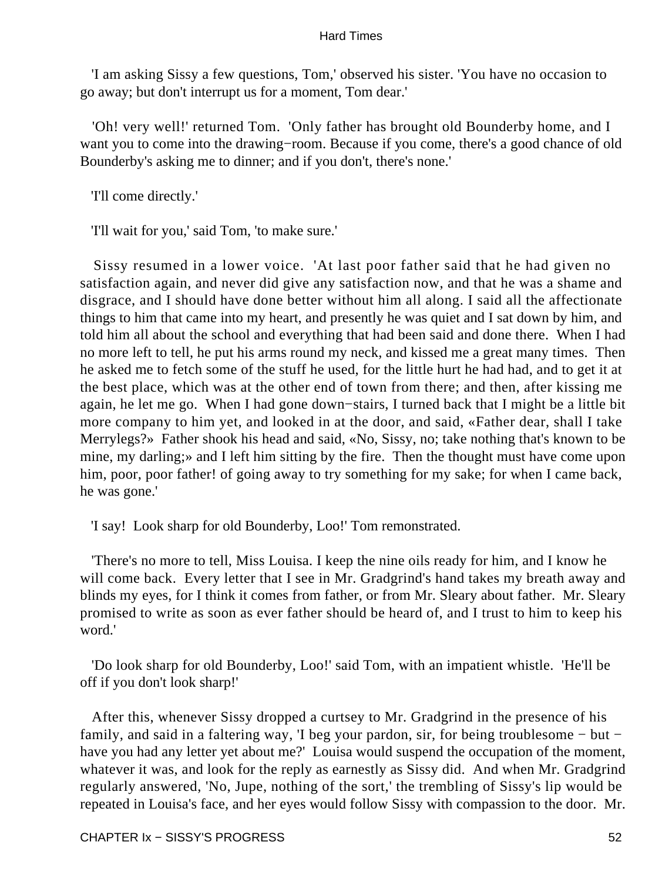'I am asking Sissy a few questions, Tom,' observed his sister. 'You have no occasion to go away; but don't interrupt us for a moment, Tom dear.'

'Oh! very well!' returned Tom. 'Only father has brought old Bounderby home, and I want you to come into the drawing−room. Because if you come, there's a good chance of old Bounderby's asking me to dinner; and if you don't, there's none.'

'I'll come directly.'

'I'll wait for you,' said Tom, 'to make sure.'

Sissy resumed in a lower voice. 'At last poor father said that he had given no satisfaction again, and never did give any satisfaction now, and that he was a shame and disgrace, and I should have done better without him all along. I said all the affectionate things to him that came into my heart, and presently he was quiet and I sat down by him, and told him all about the school and everything that had been said and done there. When I had no more left to tell, he put his arms round my neck, and kissed me a great many times. Then he asked me to fetch some of the stuff he used, for the little hurt he had had, and to get it at the best place, which was at the other end of town from there; and then, after kissing me again, he let me go. When I had gone down−stairs, I turned back that I might be a little bit more company to him yet, and looked in at the door, and said, «Father dear, shall I take Merrylegs?» Father shook his head and said, «No, Sissy, no; take nothing that's known to be mine, my darling;» and I left him sitting by the fire. Then the thought must have come upon him, poor, poor father! of going away to try something for my sake; for when I came back, he was gone.'

'I say! Look sharp for old Bounderby, Loo!' Tom remonstrated.

'There's no more to tell, Miss Louisa. I keep the nine oils ready for him, and I know he will come back. Every letter that I see in Mr. Gradgrind's hand takes my breath away and blinds my eyes, for I think it comes from father, or from Mr. Sleary about father. Mr. Sleary promised to write as soon as ever father should be heard of, and I trust to him to keep his word.'

'Do look sharp for old Bounderby, Loo!' said Tom, with an impatient whistle. 'He'll be off if you don't look sharp!'

After this, whenever Sissy dropped a curtsey to Mr. Gradgrind in the presence of his family, and said in a faltering way, 'I beg your pardon, sir, for being troublesome − but − have you had any letter yet about me?' Louisa would suspend the occupation of the moment, whatever it was, and look for the reply as earnestly as Sissy did. And when Mr. Gradgrind regularly answered, 'No, Jupe, nothing of the sort,' the trembling of Sissy's lip would be repeated in Louisa's face, and her eyes would follow Sissy with compassion to the door. Mr.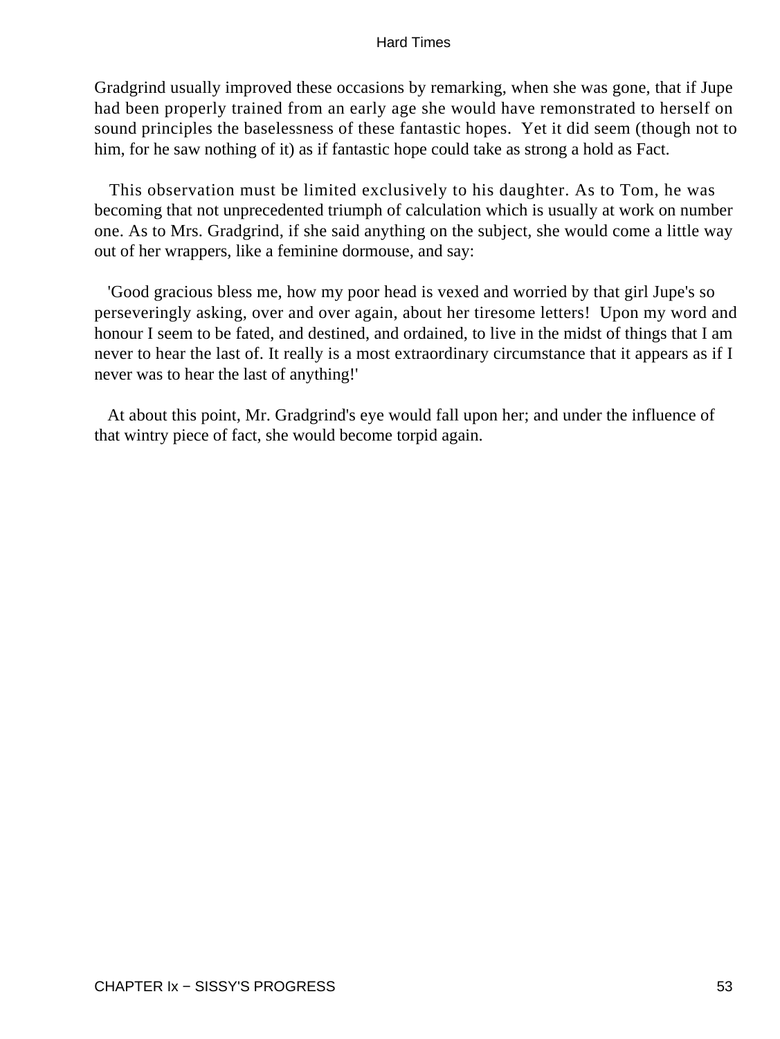Gradgrind usually improved these occasions by remarking, when she was gone, that if Jupe had been properly trained from an early age she would have remonstrated to herself on sound principles the baselessness of these fantastic hopes. Yet it did seem (though not to him, for he saw nothing of it) as if fantastic hope could take as strong a hold as Fact.

This observation must be limited exclusively to his daughter. As to Tom, he was becoming that not unprecedented triumph of calculation which is usually at work on number one. As to Mrs. Gradgrind, if she said anything on the subject, she would come a little way out of her wrappers, like a feminine dormouse, and say:

'Good gracious bless me, how my poor head is vexed and worried by that girl Jupe's so perseveringly asking, over and over again, about her tiresome letters! Upon my word and honour I seem to be fated, and destined, and ordained, to live in the midst of things that I am never to hear the last of. It really is a most extraordinary circumstance that it appears as if I never was to hear the last of anything!'

At about this point, Mr. Gradgrind's eye would fall upon her; and under the influence of that wintry piece of fact, she would become torpid again.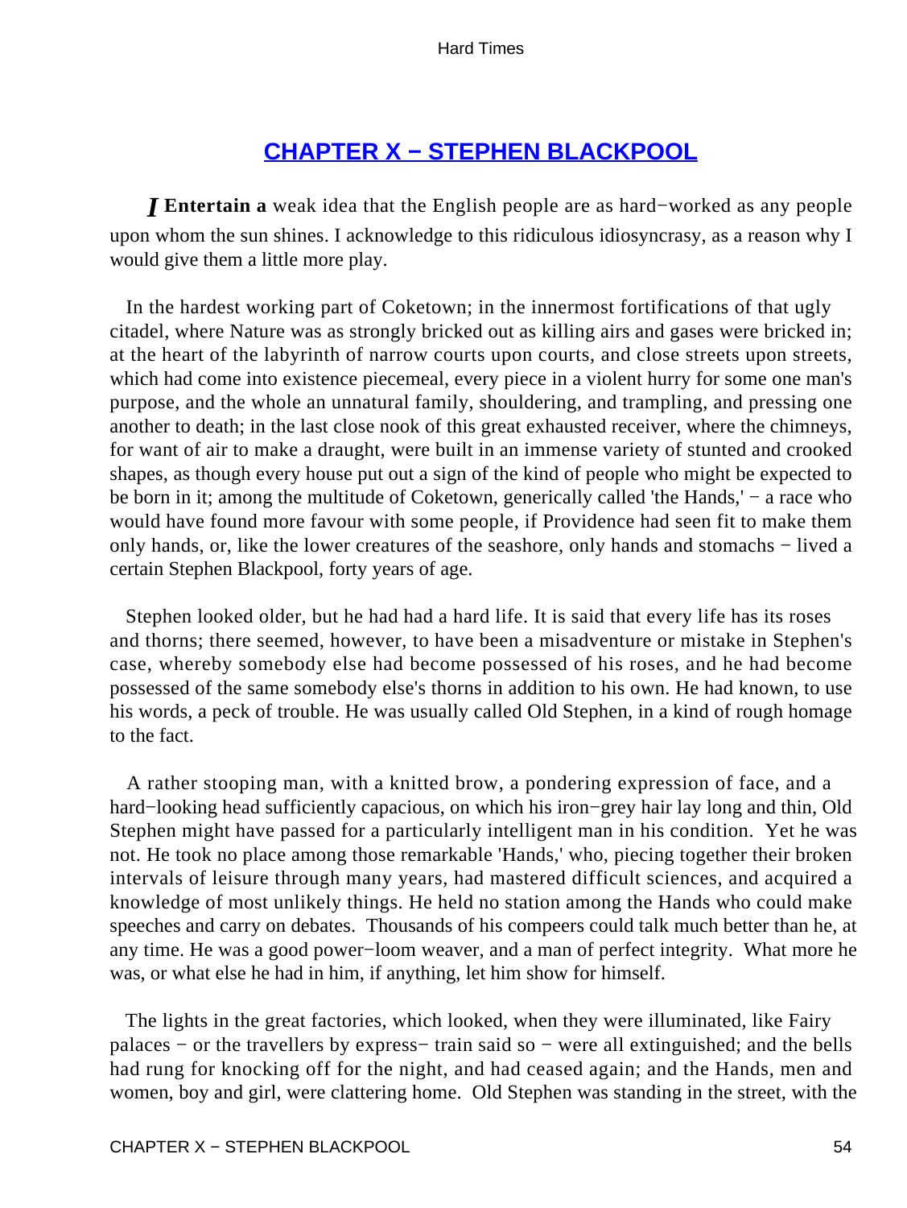## CHAPTER X − STEPHEN BLACKPOOL

*I* **Entertain a** weak idea that the English people are as hard−worked as any people upon whom the sun shines. I acknowledge to this ridiculous idiosyncrasy, as a reason why I would give them a little more play.

In the hardest working part of Coketown; in the innermost fortifications of that ugly citadel, where Nature was as strongly bricked out as killing airs and gases were bricked in; at the heart of the labyrinth of narrow courts upon courts, and close streets upon streets, which had come into existence piecemeal, every piece in a violent hurry for some one man's purpose, and the whole an unnatural family, shouldering, and trampling, and pressing one another to death; in the last close nook of this great exhausted receiver, where the chimneys, for want of air to make a draught, were built in an immense variety of stunted and crooked shapes, as though every house put out a sign of the kind of people who might be expected to be born in it; among the multitude of Coketown, generically called 'the Hands,' − a race who would have found more favour with some people, if Providence had seen fit to make them only hands, or, like the lower creatures of the seashore, only hands and stomachs − lived a certain Stephen Blackpool, forty years of age.

Stephen looked older, but he had had a hard life. It is said that every life has its roses and thorns; there seemed, however, to have been a misadventure or mistake in Stephen's case, whereby somebody else had become possessed of his roses, and he had become possessed of the same somebody else's thorns in addition to his own. He had known, to use his words, a peck of trouble. He was usually called Old Stephen, in a kind of rough homage to the fact.

A rather stooping man, with a knitted brow, a pondering expression of face, and a hard−looking head sufficiently capacious, on which his iron−grey hair lay long and thin, Old Stephen might have passed for a particularly intelligent man in his condition. Yet he was not. He took no place among those remarkable 'Hands,' who, piecing together their broken intervals of leisure through many years, had mastered difficult sciences, and acquired a knowledge of most unlikely things. He held no station among the Hands who could make speeches and carry on debates. Thousands of his compeers could talk much better than he, at any time. He was a good power−loom weaver, and a man of perfect integrity. What more he was, or what else he had in him, if anything, let him show for himself.

The lights in the great factories, which looked, when they were illuminated, like Fairy palaces − or the travellers by express− train said so − were all extinguished; and the bells had rung for knocking off for the night, and had ceased again; and the Hands, men and women, boy and girl, were clattering home. Old Stephen was standing in the street, with the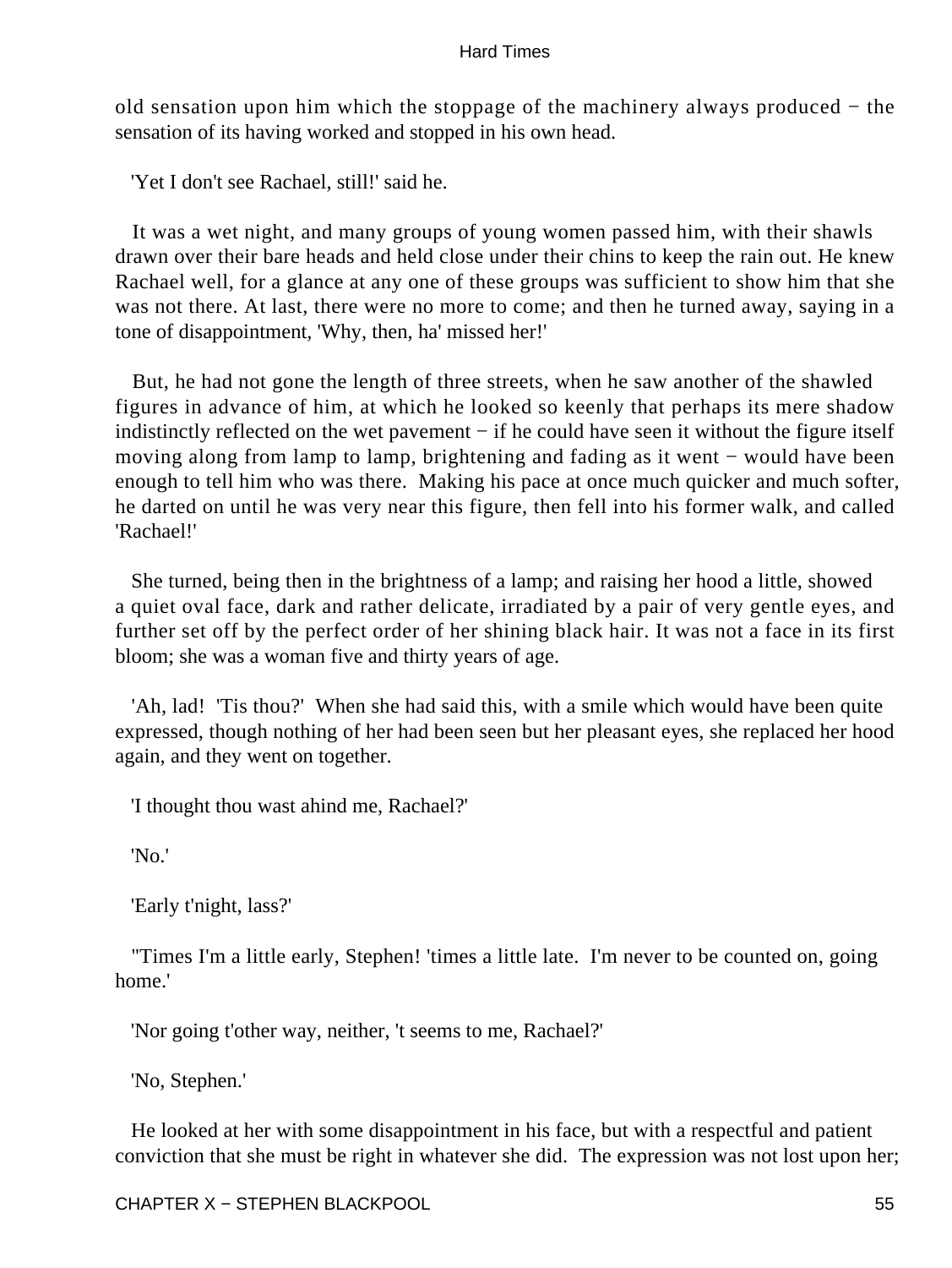old sensation upon him which the stoppage of the machinery always produced − the sensation of its having worked and stopped in his own head.

'Yet I don't see Rachael, still!' said he.

It was a wet night, and many groups of young women passed him, with their shawls drawn over their bare heads and held close under their chins to keep the rain out. He knew Rachael well, for a glance at any one of these groups was sufficient to show him that she was not there. At last, there were no more to come; and then he turned away, saying in a tone of disappointment, 'Why, then, ha' missed her!'

But, he had not gone the length of three streets, when he saw another of the shawled figures in advance of him, at which he looked so keenly that perhaps its mere shadow indistinctly reflected on the wet pavement − if he could have seen it without the figure itself moving along from lamp to lamp, brightening and fading as it went − would have been enough to tell him who was there. Making his pace at once much quicker and much softer, he darted on until he was very near this figure, then fell into his former walk, and called 'Rachael!'

She turned, being then in the brightness of a lamp; and raising her hood a little, showed a quiet oval face, dark and rather delicate, irradiated by a pair of very gentle eyes, and further set off by the perfect order of her shining black hair. It was not a face in its first bloom; she was a woman five and thirty years of age.

'Ah, lad! 'Tis thou?' When she had said this, with a smile which would have been quite expressed, though nothing of her had been seen but her pleasant eyes, she replaced her hood again, and they went on together.

'I thought thou wast ahind me, Rachael?'

'No.'

'Early t'night, lass?'

''Times I'm a little early, Stephen! 'times a little late. I'm never to be counted on, going home.'

'Nor going t'other way, neither, 't seems to me, Rachael?'

'No, Stephen.'

He looked at her with some disappointment in his face, but with a respectful and patient conviction that she must be right in whatever she did. The expression was not lost upon her;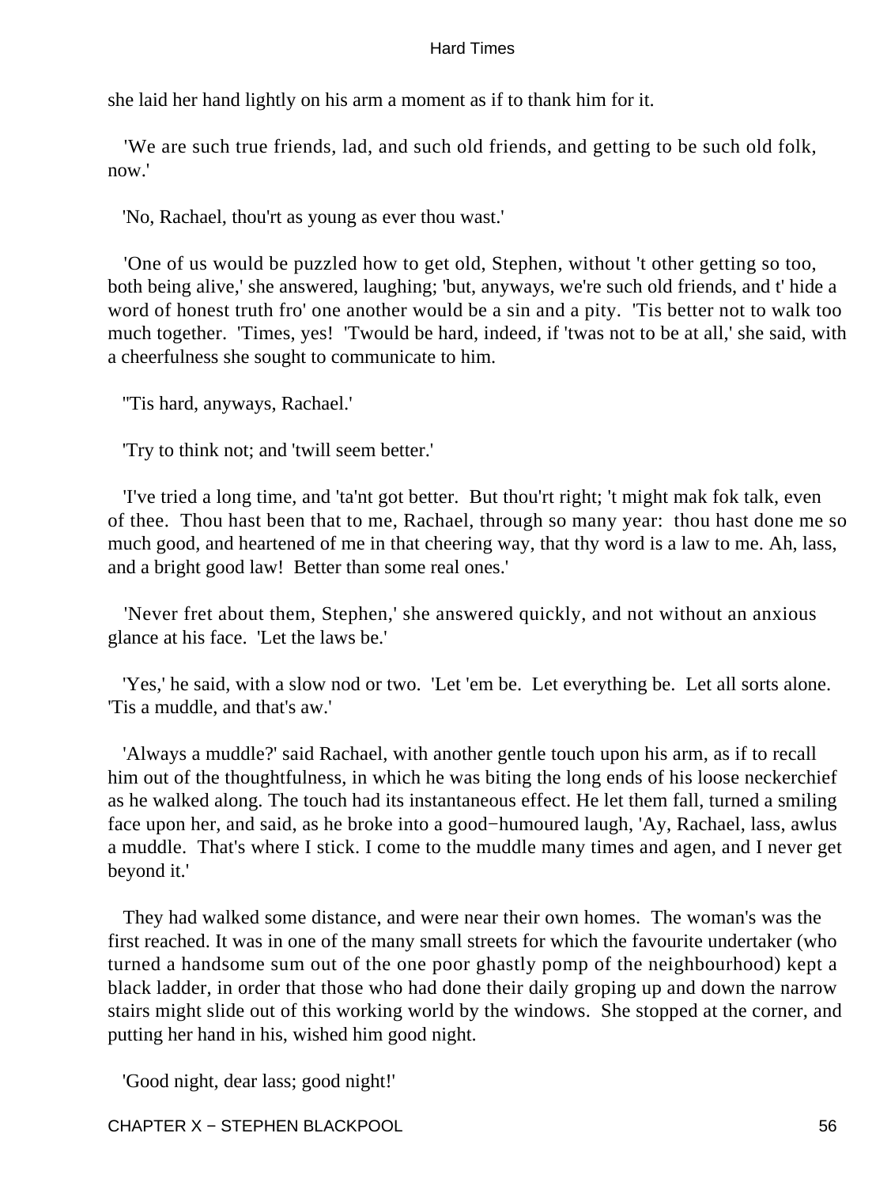she laid her hand lightly on his arm a moment as if to thank him for it.

'We are such true friends, lad, and such old friends, and getting to be such old folk, now.'

'No, Rachael, thou'rt as young as ever thou wast.'

'One of us would be puzzled how to get old, Stephen, without 't other getting so too, both being alive,' she answered, laughing; 'but, anyways, we're such old friends, and t' hide a word of honest truth fro' one another would be a sin and a pity. 'Tis better not to walk too much together. 'Times, yes! 'Twould be hard, indeed, if 'twas not to be at all,' she said, with a cheerfulness she sought to communicate to him.

''Tis hard, anyways, Rachael.'

'Try to think not; and 'twill seem better.'

'I've tried a long time, and 'ta'nt got better. But thou'rt right; 't might mak fok talk, even of thee. Thou hast been that to me, Rachael, through so many year: thou hast done me so much good, and heartened of me in that cheering way, that thy word is a law to me. Ah, lass, and a bright good law! Better than some real ones.'

'Never fret about them, Stephen,' she answered quickly, and not without an anxious glance at his face. 'Let the laws be.'

'Yes,' he said, with a slow nod or two. 'Let 'em be. Let everything be. Let all sorts alone. 'Tis a muddle, and that's aw.'

'Always a muddle?' said Rachael, with another gentle touch upon his arm, as if to recall him out of the thoughtfulness, in which he was biting the long ends of his loose neckerchief as he walked along. The touch had its instantaneous effect. He let them fall, turned a smiling face upon her, and said, as he broke into a good−humoured laugh, 'Ay, Rachael, lass, awlus a muddle. That's where I stick. I come to the muddle many times and agen, and I never get beyond it.'

They had walked some distance, and were near their own homes. The woman's was the first reached. It was in one of the many small streets for which the favourite undertaker (who turned a handsome sum out of the one poor ghastly pomp of the neighbourhood) kept a black ladder, in order that those who had done their daily groping up and down the narrow stairs might slide out of this working world by the windows. She stopped at the corner, and putting her hand in his, wished him good night.

'Good night, dear lass; good night!'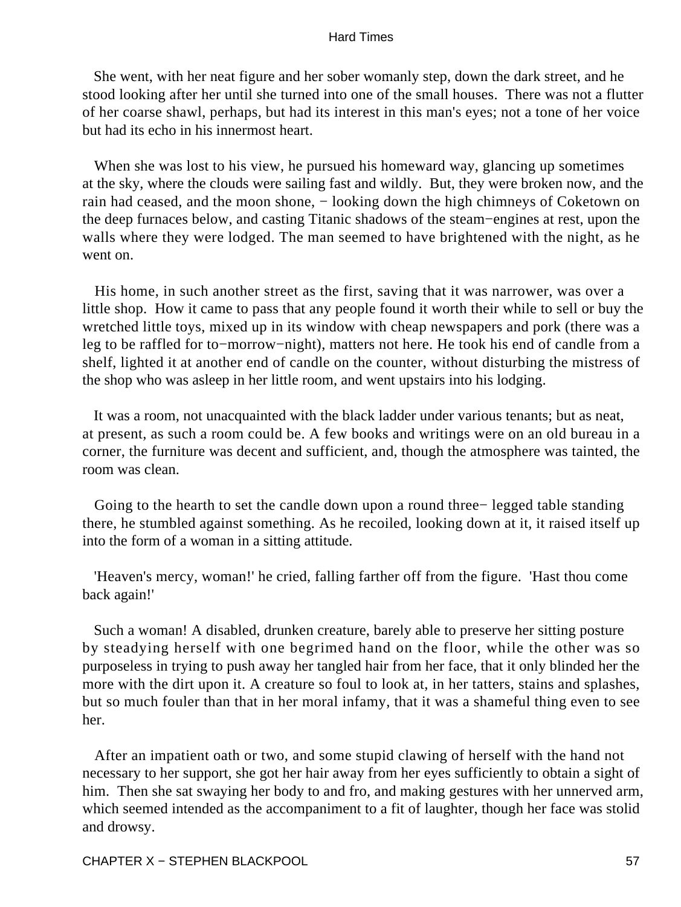She went, with her neat figure and her sober womanly step, down the dark street, and he stood looking after her until she turned into one of the small houses. There was not a flutter of her coarse shawl, perhaps, but had its interest in this man's eyes; not a tone of her voice but had its echo in his innermost heart.

When she was lost to his view, he pursued his homeward way, glancing up sometimes at the sky, where the clouds were sailing fast and wildly. But, they were broken now, and the rain had ceased, and the moon shone, − looking down the high chimneys of Coketown on the deep furnaces below, and casting Titanic shadows of the steam−engines at rest, upon the walls where they were lodged. The man seemed to have brightened with the night, as he went on.

His home, in such another street as the first, saving that it was narrower, was over a little shop. How it came to pass that any people found it worth their while to sell or buy the wretched little toys, mixed up in its window with cheap newspapers and pork (there was a leg to be raffled for to−morrow−night), matters not here. He took his end of candle from a shelf, lighted it at another end of candle on the counter, without disturbing the mistress of the shop who was asleep in her little room, and went upstairs into his lodging.

It was a room, not unacquainted with the black ladder under various tenants; but as neat, at present, as such a room could be. A few books and writings were on an old bureau in a corner, the furniture was decent and sufficient, and, though the atmosphere was tainted, the room was clean.

Going to the hearth to set the candle down upon a round three− legged table standing there, he stumbled against something. As he recoiled, looking down at it, it raised itself up into the form of a woman in a sitting attitude.

'Heaven's mercy, woman!' he cried, falling farther off from the figure. 'Hast thou come back again!'

Such a woman! A disabled, drunken creature, barely able to preserve her sitting posture by steadying herself with one begrimed hand on the floor, while the other was so purposeless in trying to push away her tangled hair from her face, that it only blinded her the more with the dirt upon it. A creature so foul to look at, in her tatters, stains and splashes, but so much fouler than that in her moral infamy, that it was a shameful thing even to see her.

After an impatient oath or two, and some stupid clawing of herself with the hand not necessary to her support, she got her hair away from her eyes sufficiently to obtain a sight of him. Then she sat swaying her body to and fro, and making gestures with her unnerved arm, which seemed intended as the accompaniment to a fit of laughter, though her face was stolid and drowsy.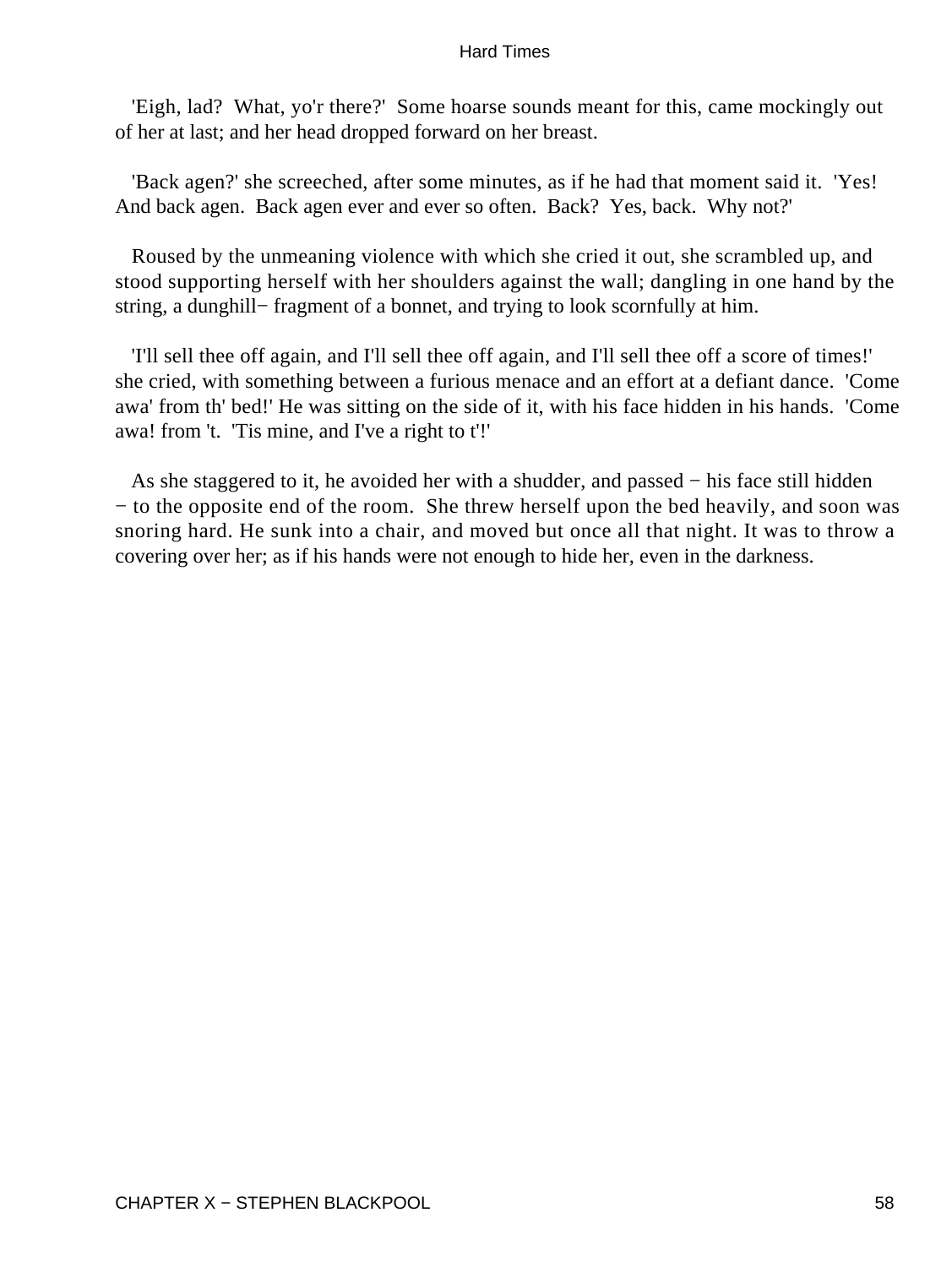'Eigh, lad?  What, yo'r there?'  Some hoarse sounds meant for this, came mockingly out of her at last; and her head dropped forward on her breast.

'Back agen?' she screeched, after some minutes, as if he had that moment said it.  'Yes! And back agen.  Back agen ever and ever so often.  Back?  Yes, back.  Why not?'

Roused by the unmeaning violence with which she cried it out, she scrambled up, and stood supporting herself with her shoulders against the wall; dangling in one hand by the string, a dunghill− fragment of a bonnet, and trying to look scornfully at him.

'I'll sell thee off again, and I'll sell thee off again, and I'll sell thee off a score of times!' she cried, with something between a furious menace and an effort at a defiant dance.  'Come awa' from th' bed!' He was sitting on the side of it, with his face hidden in his hands.  'Come awa! from 't.  'Tis mine, and I've a right to t'!'

As she staggered to it, he avoided her with a shudder, and passed − his face still hidden − to the opposite end of the room.  She threw herself upon the bed heavily, and soon was snoring hard. He sunk into a chair, and moved but once all that night. It was to throw a covering over her; as if his hands were not enough to hide her, even in the darkness.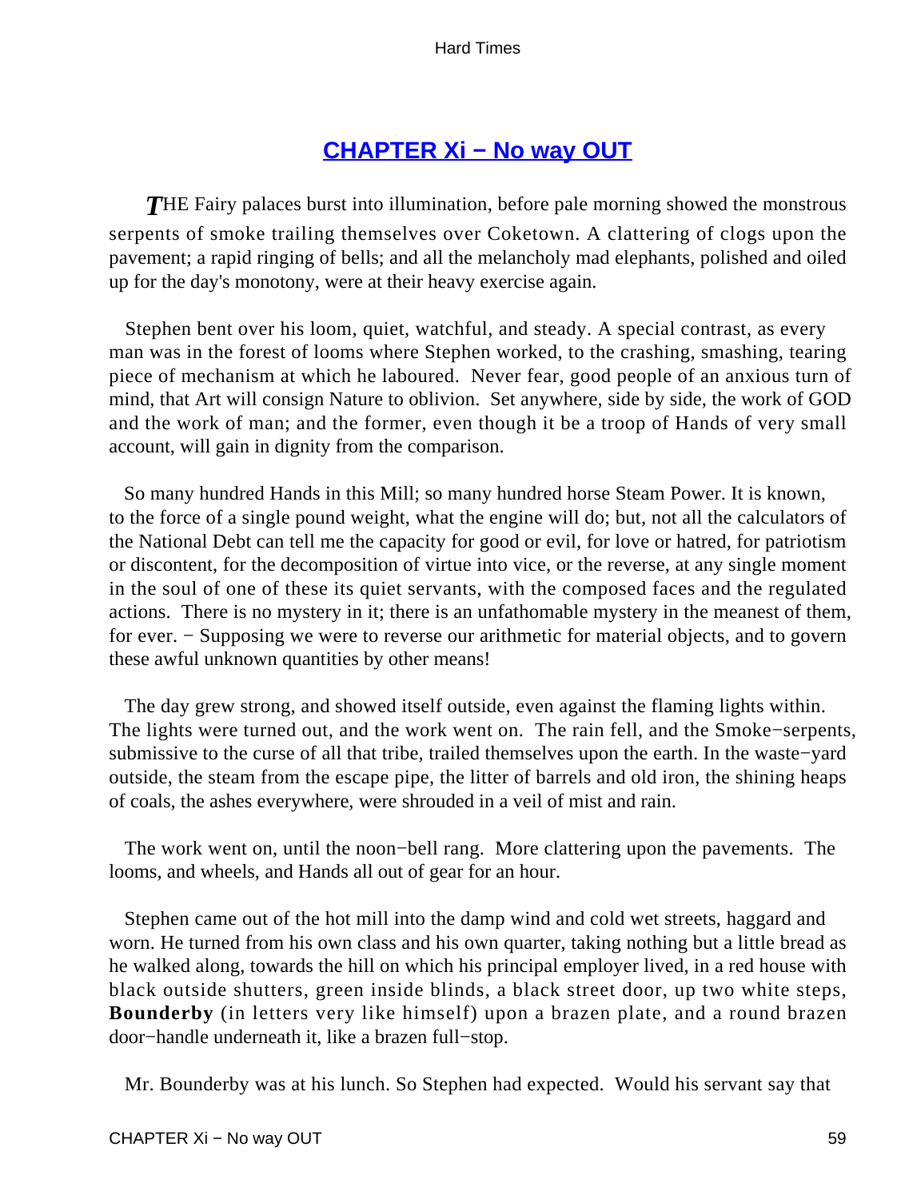## CHAPTER Xi − No way OUT

*T*HE Fairy palaces burst into illumination, before pale morning showed the monstrous serpents of smoke trailing themselves over Coketown. A clattering of clogs upon the pavement; a rapid ringing of bells; and all the melancholy mad elephants, polished and oiled up for the day's monotony, were at their heavy exercise again.

Stephen bent over his loom, quiet, watchful, and steady. A special contrast, as every man was in the forest of looms where Stephen worked, to the crashing, smashing, tearing piece of mechanism at which he laboured. Never fear, good people of an anxious turn of mind, that Art will consign Nature to oblivion. Set anywhere, side by side, the work of GOD and the work of man; and the former, even though it be a troop of Hands of very small account, will gain in dignity from the comparison.

So many hundred Hands in this Mill; so many hundred horse Steam Power. It is known, to the force of a single pound weight, what the engine will do; but, not all the calculators of the National Debt can tell me the capacity for good or evil, for love or hatred, for patriotism or discontent, for the decomposition of virtue into vice, or the reverse, at any single moment in the soul of one of these its quiet servants, with the composed faces and the regulated actions. There is no mystery in it; there is an unfathomable mystery in the meanest of them, for ever. − Supposing we were to reverse our arithmetic for material objects, and to govern these awful unknown quantities by other means!

The day grew strong, and showed itself outside, even against the flaming lights within. The lights were turned out, and the work went on. The rain fell, and the Smoke−serpents, submissive to the curse of all that tribe, trailed themselves upon the earth. In the waste−yard outside, the steam from the escape pipe, the litter of barrels and old iron, the shining heaps of coals, the ashes everywhere, were shrouded in a veil of mist and rain.

The work went on, until the noon−bell rang. More clattering upon the pavements. The looms, and wheels, and Hands all out of gear for an hour.

Stephen came out of the hot mill into the damp wind and cold wet streets, haggard and worn. He turned from his own class and his own quarter, taking nothing but a little bread as he walked along, towards the hill on which his principal employer lived, in a red house with black outside shutters, green inside blinds, a black street door, up two white steps, **Bounderby** (in letters very like himself) upon a brazen plate, and a round brazen door−handle underneath it, like a brazen full−stop.

Mr. Bounderby was at his lunch. So Stephen had expected. Would his servant say that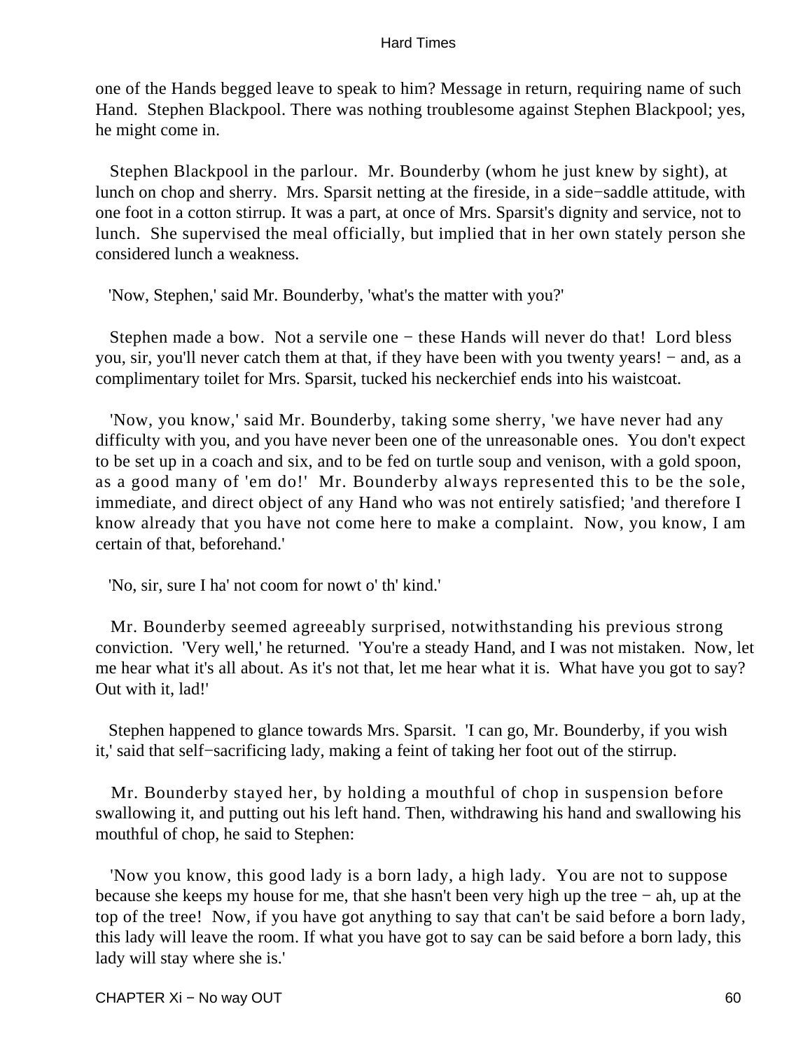one of the Hands begged leave to speak to him? Message in return, requiring name of such Hand. Stephen Blackpool. There was nothing troublesome against Stephen Blackpool; yes, he might come in.

Stephen Blackpool in the parlour. Mr. Bounderby (whom he just knew by sight), at lunch on chop and sherry. Mrs. Sparsit netting at the fireside, in a side−saddle attitude, with one foot in a cotton stirrup. It was a part, at once of Mrs. Sparsit's dignity and service, not to lunch. She supervised the meal officially, but implied that in her own stately person she considered lunch a weakness.

'Now, Stephen,' said Mr. Bounderby, 'what's the matter with you?'

Stephen made a bow. Not a servile one − these Hands will never do that! Lord bless you, sir, you'll never catch them at that, if they have been with you twenty years! − and, as a complimentary toilet for Mrs. Sparsit, tucked his neckerchief ends into his waistcoat.

'Now, you know,' said Mr. Bounderby, taking some sherry, 'we have never had any difficulty with you, and you have never been one of the unreasonable ones. You don't expect to be set up in a coach and six, and to be fed on turtle soup and venison, with a gold spoon, as a good many of 'em do!' Mr. Bounderby always represented this to be the sole, immediate, and direct object of any Hand who was not entirely satisfied; 'and therefore I know already that you have not come here to make a complaint. Now, you know, I am certain of that, beforehand.'

'No, sir, sure I ha' not coom for nowt o' th' kind.'

Mr. Bounderby seemed agreeably surprised, notwithstanding his previous strong conviction. 'Very well,' he returned. 'You're a steady Hand, and I was not mistaken. Now, let me hear what it's all about. As it's not that, let me hear what it is. What have you got to say? Out with it, lad!'

Stephen happened to glance towards Mrs. Sparsit. 'I can go, Mr. Bounderby, if you wish it,' said that self−sacrificing lady, making a feint of taking her foot out of the stirrup.

Mr. Bounderby stayed her, by holding a mouthful of chop in suspension before swallowing it, and putting out his left hand. Then, withdrawing his hand and swallowing his mouthful of chop, he said to Stephen:

'Now you know, this good lady is a born lady, a high lady. You are not to suppose because she keeps my house for me, that she hasn't been very high up the tree − ah, up at the top of the tree! Now, if you have got anything to say that can't be said before a born lady, this lady will leave the room. If what you have got to say can be said before a born lady, this lady will stay where she is.'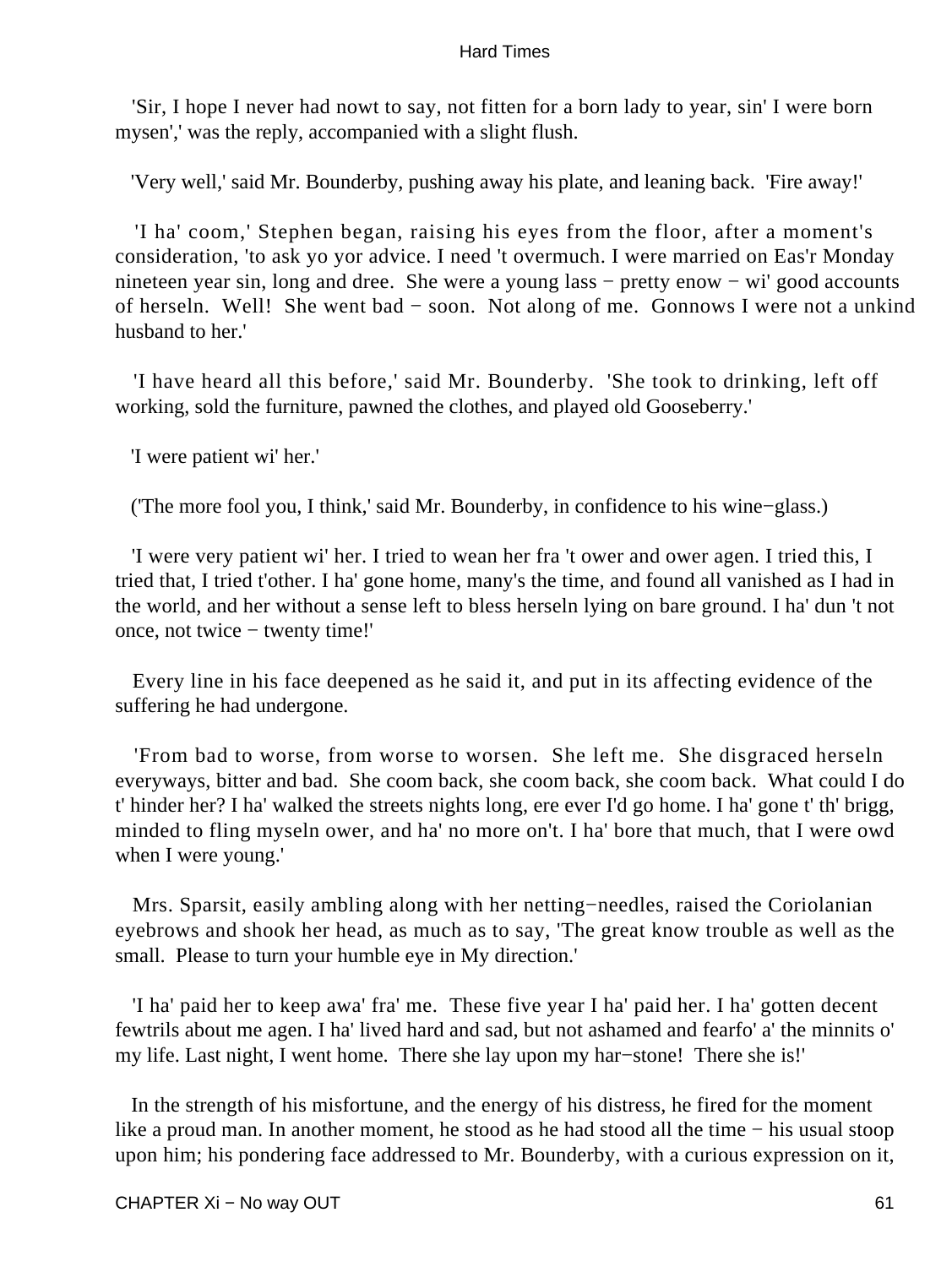'Sir, I hope I never had nowt to say, not fitten for a born lady to year, sin' I were born mysen',' was the reply, accompanied with a slight flush.

'Very well,' said Mr. Bounderby, pushing away his plate, and leaning back. 'Fire away!'

'I ha' coom,' Stephen began, raising his eyes from the floor, after a moment's consideration, 'to ask yo yor advice. I need 't overmuch. I were married on Eas'r Monday nineteen year sin, long and dree. She were a young lass − pretty enow − wi' good accounts of herseln. Well! She went bad − soon. Not along of me. Gonnows I were not a unkind husband to her.'

'I have heard all this before,' said Mr. Bounderby. 'She took to drinking, left off working, sold the furniture, pawned the clothes, and played old Gooseberry.'

'I were patient wi' her.'

('The more fool you, I think,' said Mr. Bounderby, in confidence to his wine−glass.)

'I were very patient wi' her. I tried to wean her fra 't ower and ower agen. I tried this, I tried that, I tried t'other. I ha' gone home, many's the time, and found all vanished as I had in the world, and her without a sense left to bless herseln lying on bare ground. I ha' dun 't not once, not twice − twenty time!'

Every line in his face deepened as he said it, and put in its affecting evidence of the suffering he had undergone.

'From bad to worse, from worse to worsen. She left me. She disgraced herseln everyways, bitter and bad. She coom back, she coom back, she coom back. What could I do t' hinder her? I ha' walked the streets nights long, ere ever I'd go home. I ha' gone t' th' brigg, minded to fling myseln ower, and ha' no more on't. I ha' bore that much, that I were owd when I were young.'

Mrs. Sparsit, easily ambling along with her netting−needles, raised the Coriolanian eyebrows and shook her head, as much as to say, 'The great know trouble as well as the small. Please to turn your humble eye in My direction.'

'I ha' paid her to keep awa' fra' me. These five year I ha' paid her. I ha' gotten decent fewtrils about me agen. I ha' lived hard and sad, but not ashamed and fearfo' a' the minnits o' my life. Last night, I went home. There she lay upon my har−stone! There she is!'

In the strength of his misfortune, and the energy of his distress, he fired for the moment like a proud man. In another moment, he stood as he had stood all the time − his usual stoop upon him; his pondering face addressed to Mr. Bounderby, with a curious expression on it,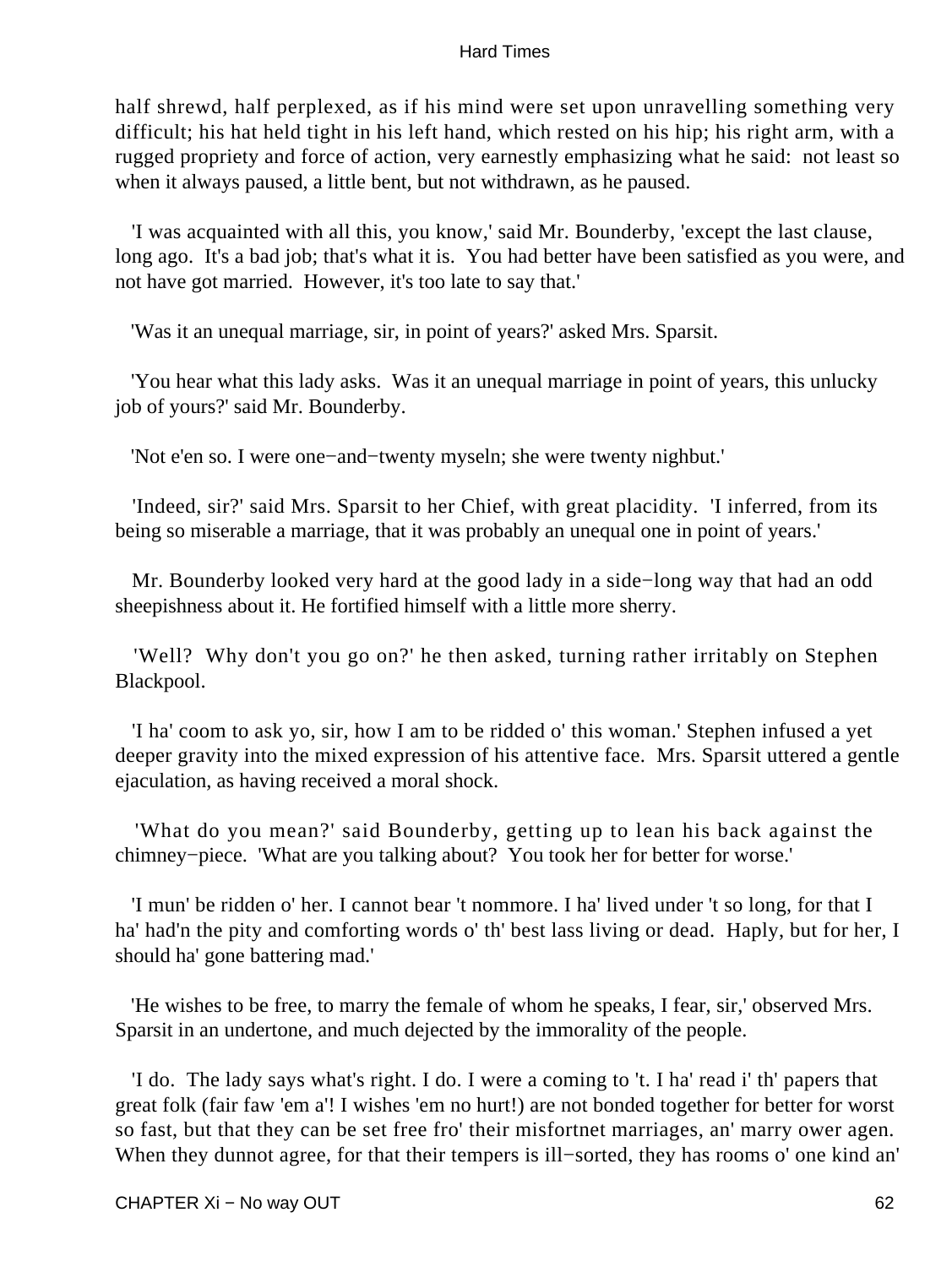half shrewd, half perplexed, as if his mind were set upon unravelling something very difficult; his hat held tight in his left hand, which rested on his hip; his right arm, with a rugged propriety and force of action, very earnestly emphasizing what he said: not least so when it always paused, a little bent, but not withdrawn, as he paused.

'I was acquainted with all this, you know,' said Mr. Bounderby, 'except the last clause, long ago. It's a bad job; that's what it is. You had better have been satisfied as you were, and not have got married. However, it's too late to say that.'

'Was it an unequal marriage, sir, in point of years?' asked Mrs. Sparsit.

'You hear what this lady asks. Was it an unequal marriage in point of years, this unlucky job of yours?' said Mr. Bounderby.

'Not e'en so. I were one−and−twenty myseln; she were twenty nighbut.'

'Indeed, sir?' said Mrs. Sparsit to her Chief, with great placidity. 'I inferred, from its being so miserable a marriage, that it was probably an unequal one in point of years.'

Mr. Bounderby looked very hard at the good lady in a side−long way that had an odd sheepishness about it. He fortified himself with a little more sherry.

'Well? Why don't you go on?' he then asked, turning rather irritably on Stephen Blackpool.

'I ha' coom to ask yo, sir, how I am to be ridded o' this woman.' Stephen infused a yet deeper gravity into the mixed expression of his attentive face. Mrs. Sparsit uttered a gentle ejaculation, as having received a moral shock.

'What do you mean?' said Bounderby, getting up to lean his back against the chimney−piece. 'What are you talking about? You took her for better for worse.'

'I mun' be ridden o' her. I cannot bear 't nommore. I ha' lived under 't so long, for that I ha' had'n the pity and comforting words o' th' best lass living or dead. Haply, but for her, I should ha' gone battering mad.'

'He wishes to be free, to marry the female of whom he speaks, I fear, sir,' observed Mrs. Sparsit in an undertone, and much dejected by the immorality of the people.

'I do. The lady says what's right. I do. I were a coming to 't. I ha' read i' th' papers that great folk (fair faw 'em a'! I wishes 'em no hurt!) are not bonded together for better for worst so fast, but that they can be set free fro' their misfortnet marriages, an' marry ower agen. When they dunnot agree, for that their tempers is ill−sorted, they has rooms o' one kind an'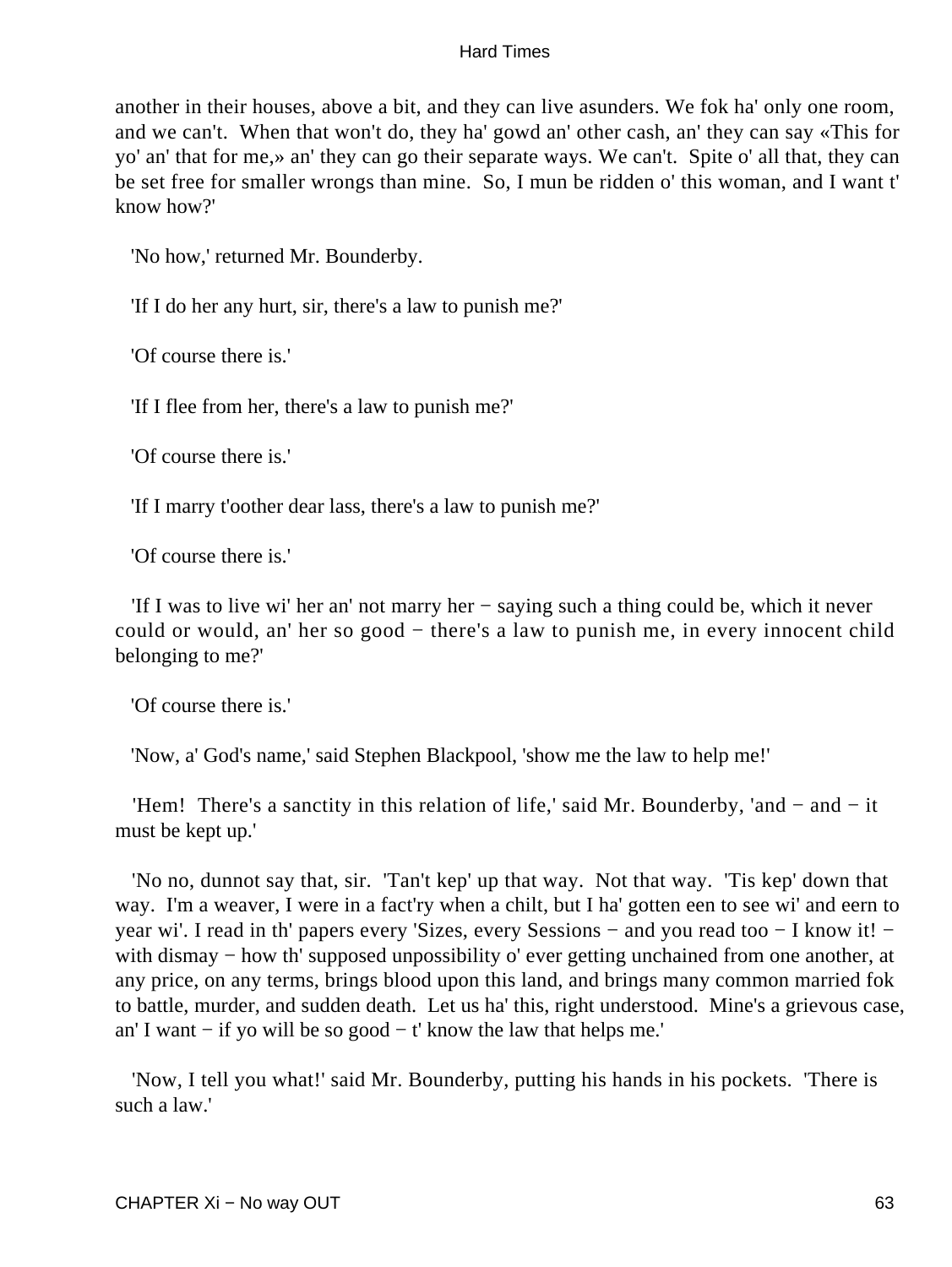another in their houses, above a bit, and they can live asunders. We fok ha' only one room, and we can't. When that won't do, they ha' gowd an' other cash, an' they can say «This for yo' an' that for me,» an' they can go their separate ways. We can't. Spite o' all that, they can be set free for smaller wrongs than mine. So, I mun be ridden o' this woman, and I want t' know how?'

'No how,' returned Mr. Bounderby.

'If I do her any hurt, sir, there's a law to punish me?'

'Of course there is.'

'If I flee from her, there's a law to punish me?'

'Of course there is.'

'If I marry t'oother dear lass, there's a law to punish me?'

'Of course there is.'

'If I was to live wi' her an' not marry her − saying such a thing could be, which it never could or would, an' her so good − there's a law to punish me, in every innocent child belonging to me?'

'Of course there is.'

'Now, a' God's name,' said Stephen Blackpool, 'show me the law to help me!'

'Hem! There's a sanctity in this relation of life,' said Mr. Bounderby, 'and − and − it must be kept up.'

'No no, dunnot say that, sir. 'Tan't kep' up that way. Not that way. 'Tis kep' down that way. I'm a weaver, I were in a fact'ry when a chilt, but I ha' gotten een to see wi' and eern to year wi'. I read in th' papers every 'Sizes, every Sessions − and you read too − I know it! − with dismay − how th' supposed unpossibility o' ever getting unchained from one another, at any price, on any terms, brings blood upon this land, and brings many common married fok to battle, murder, and sudden death. Let us ha' this, right understood. Mine's a grievous case, an' I want − if yo will be so good − t' know the law that helps me.'

'Now, I tell you what!' said Mr. Bounderby, putting his hands in his pockets. 'There is such a law.'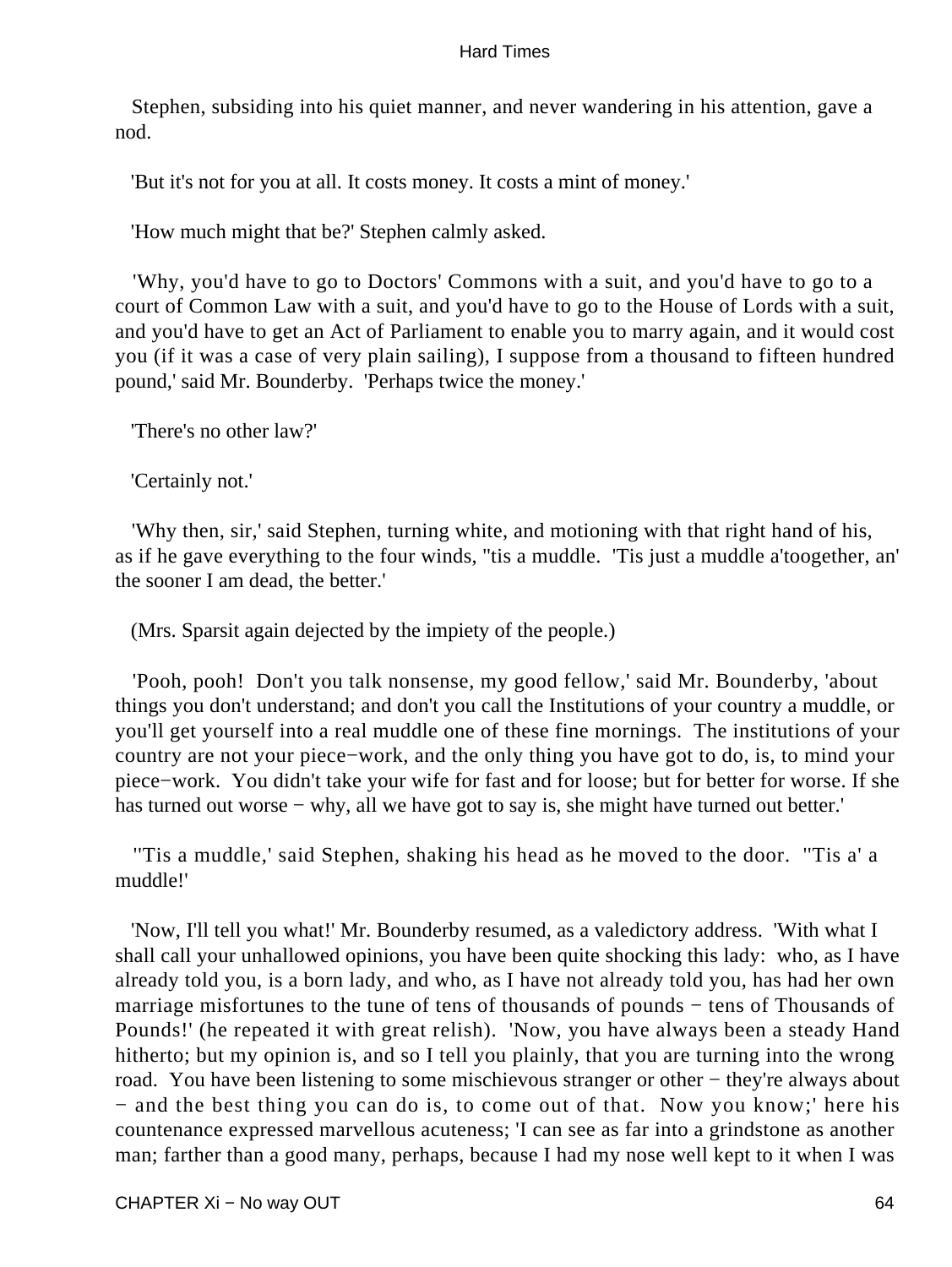Stephen, subsiding into his quiet manner, and never wandering in his attention, gave a nod.

'But it's not for you at all. It costs money. It costs a mint of money.'

'How much might that be?' Stephen calmly asked.

'Why, you'd have to go to Doctors' Commons with a suit, and you'd have to go to a court of Common Law with a suit, and you'd have to go to the House of Lords with a suit, and you'd have to get an Act of Parliament to enable you to marry again, and it would cost you (if it was a case of very plain sailing), I suppose from a thousand to fifteen hundred pound,' said Mr. Bounderby. 'Perhaps twice the money.'

'There's no other law?'

'Certainly not.'

'Why then, sir,' said Stephen, turning white, and motioning with that right hand of his, as if he gave everything to the four winds, ''tis a muddle. 'Tis just a muddle a'toogether, an' the sooner I am dead, the better.'

(Mrs. Sparsit again dejected by the impiety of the people.)

'Pooh, pooh! Don't you talk nonsense, my good fellow,' said Mr. Bounderby, 'about things you don't understand; and don't you call the Institutions of your country a muddle, or you'll get yourself into a real muddle one of these fine mornings. The institutions of your country are not your piece−work, and the only thing you have got to do, is, to mind your piece−work. You didn't take your wife for fast and for loose; but for better for worse. If she has turned out worse − why, all we have got to say is, she might have turned out better.'

''Tis a muddle,' said Stephen, shaking his head as he moved to the door. ''Tis a' a muddle!'

'Now, I'll tell you what!' Mr. Bounderby resumed, as a valedictory address. 'With what I shall call your unhallowed opinions, you have been quite shocking this lady: who, as I have already told you, is a born lady, and who, as I have not already told you, has had her own marriage misfortunes to the tune of tens of thousands of pounds − tens of Thousands of Pounds!' (he repeated it with great relish). 'Now, you have always been a steady Hand hitherto; but my opinion is, and so I tell you plainly, that you are turning into the wrong road. You have been listening to some mischievous stranger or other − they're always about − and the best thing you can do is, to come out of that. Now you know;' here his countenance expressed marvellous acuteness; 'I can see as far into a grindstone as another man; farther than a good many, perhaps, because I had my nose well kept to it when I was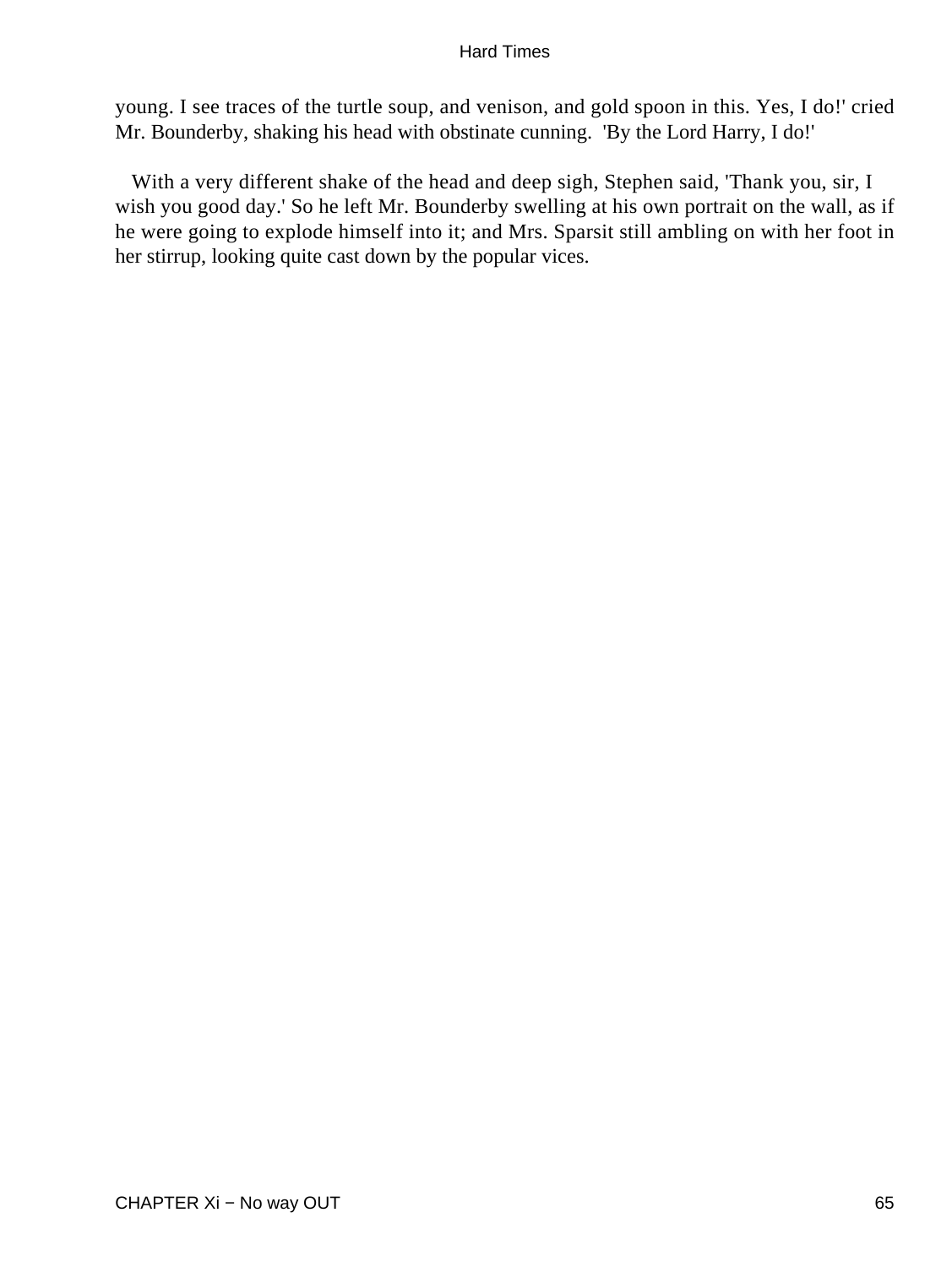young. I see traces of the turtle soup, and venison, and gold spoon in this. Yes, I do!' cried Mr. Bounderby, shaking his head with obstinate cunning. 'By the Lord Harry, I do!'

With a very different shake of the head and deep sigh, Stephen said, 'Thank you, sir, I wish you good day.' So he left Mr. Bounderby swelling at his own portrait on the wall, as if he were going to explode himself into it; and Mrs. Sparsit still ambling on with her foot in her stirrup, looking quite cast down by the popular vices.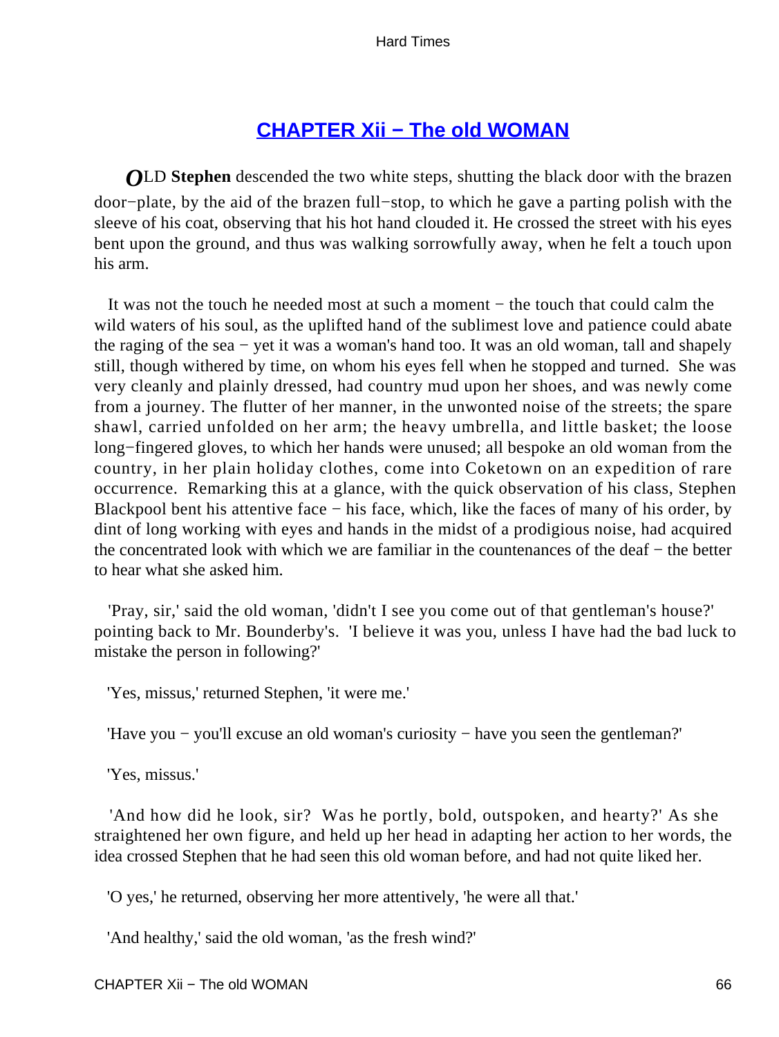## CHAPTER Xii − The old WOMAN

*O*LD **Stephen** descended the two white steps, shutting the black door with the brazen door−plate, by the aid of the brazen full−stop, to which he gave a parting polish with the sleeve of his coat, observing that his hot hand clouded it. He crossed the street with his eyes bent upon the ground, and thus was walking sorrowfully away, when he felt a touch upon his arm.

It was not the touch he needed most at such a moment − the touch that could calm the wild waters of his soul, as the uplifted hand of the sublimest love and patience could abate the raging of the sea − yet it was a woman's hand too. It was an old woman, tall and shapely still, though withered by time, on whom his eyes fell when he stopped and turned. She was very cleanly and plainly dressed, had country mud upon her shoes, and was newly come from a journey. The flutter of her manner, in the unwonted noise of the streets; the spare shawl, carried unfolded on her arm; the heavy umbrella, and little basket; the loose long−fingered gloves, to which her hands were unused; all bespoke an old woman from the country, in her plain holiday clothes, come into Coketown on an expedition of rare occurrence. Remarking this at a glance, with the quick observation of his class, Stephen Blackpool bent his attentive face − his face, which, like the faces of many of his order, by dint of long working with eyes and hands in the midst of a prodigious noise, had acquired the concentrated look with which we are familiar in the countenances of the deaf − the better to hear what she asked him.

'Pray, sir,' said the old woman, 'didn't I see you come out of that gentleman's house?' pointing back to Mr. Bounderby's. 'I believe it was you, unless I have had the bad luck to mistake the person in following?'

'Yes, missus,' returned Stephen, 'it were me.'

'Have you − you'll excuse an old woman's curiosity − have you seen the gentleman?'

'Yes, missus.'

'And how did he look, sir? Was he portly, bold, outspoken, and hearty?' As she straightened her own figure, and held up her head in adapting her action to her words, the idea crossed Stephen that he had seen this old woman before, and had not quite liked her.

'O yes,' he returned, observing her more attentively, 'he were all that.'

'And healthy,' said the old woman, 'as the fresh wind?'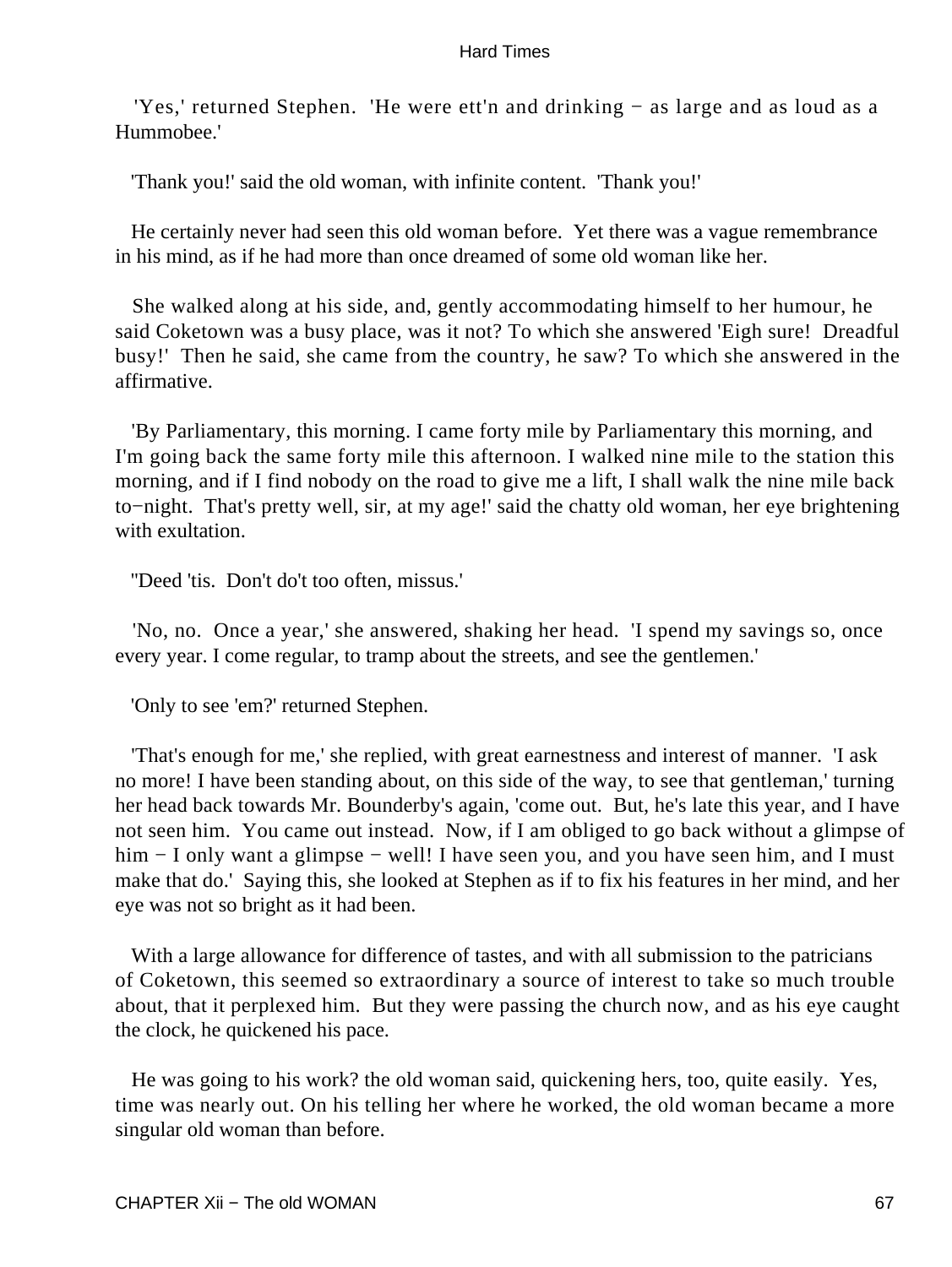'Yes,' returned Stephen. 'He were ett'n and drinking − as large and as loud as a Hummobee.'

'Thank you!' said the old woman, with infinite content. 'Thank you!'

He certainly never had seen this old woman before. Yet there was a vague remembrance in his mind, as if he had more than once dreamed of some old woman like her.

She walked along at his side, and, gently accommodating himself to her humour, he said Coketown was a busy place, was it not? To which she answered 'Eigh sure! Dreadful busy!' Then he said, she came from the country, he saw? To which she answered in the affirmative.

'By Parliamentary, this morning. I came forty mile by Parliamentary this morning, and I'm going back the same forty mile this afternoon. I walked nine mile to the station this morning, and if I find nobody on the road to give me a lift, I shall walk the nine mile back to−night. That's pretty well, sir, at my age!' said the chatty old woman, her eye brightening with exultation.

''Deed 'tis. Don't do't too often, missus.'

'No, no. Once a year,' she answered, shaking her head. 'I spend my savings so, once every year. I come regular, to tramp about the streets, and see the gentlemen.'

'Only to see 'em?' returned Stephen.

'That's enough for me,' she replied, with great earnestness and interest of manner. 'I ask no more! I have been standing about, on this side of the way, to see that gentleman,' turning her head back towards Mr. Bounderby's again, 'come out. But, he's late this year, and I have not seen him. You came out instead. Now, if I am obliged to go back without a glimpse of him − I only want a glimpse − well! I have seen you, and you have seen him, and I must make that do.' Saying this, she looked at Stephen as if to fix his features in her mind, and her eye was not so bright as it had been.

With a large allowance for difference of tastes, and with all submission to the patricians of Coketown, this seemed so extraordinary a source of interest to take so much trouble about, that it perplexed him. But they were passing the church now, and as his eye caught the clock, he quickened his pace.

He was going to his work? the old woman said, quickening hers, too, quite easily. Yes, time was nearly out. On his telling her where he worked, the old woman became a more singular old woman than before.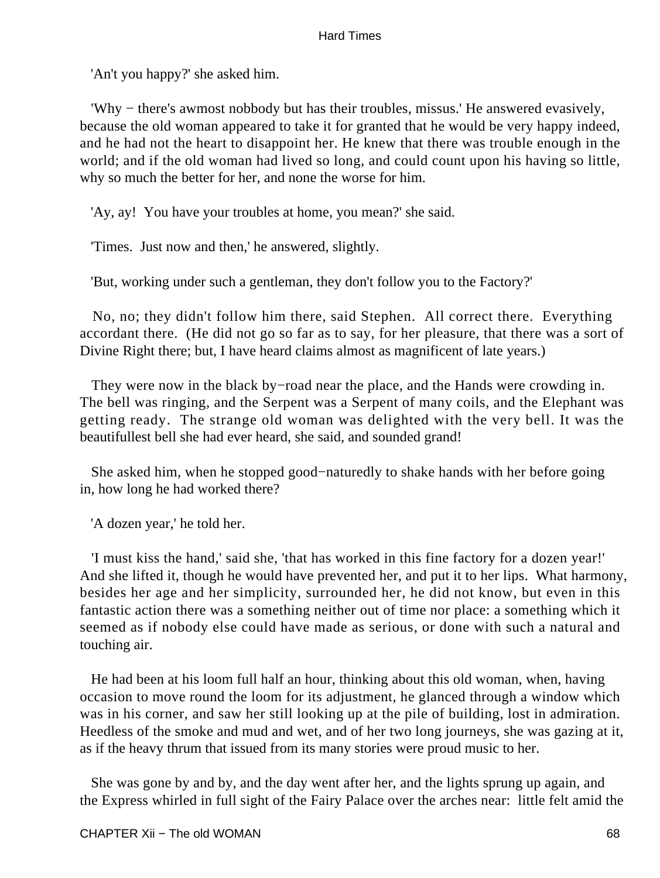'An't you happy?' she asked him.

'Why − there's awmost nobbody but has their troubles, missus.' He answered evasively, because the old woman appeared to take it for granted that he would be very happy indeed, and he had not the heart to disappoint her. He knew that there was trouble enough in the world; and if the old woman had lived so long, and could count upon his having so little, why so much the better for her, and none the worse for him.

'Ay, ay! You have your troubles at home, you mean?' she said.

'Times. Just now and then,' he answered, slightly.

'But, working under such a gentleman, they don't follow you to the Factory?'

No, no; they didn't follow him there, said Stephen. All correct there. Everything accordant there. (He did not go so far as to say, for her pleasure, that there was a sort of Divine Right there; but, I have heard claims almost as magnificent of late years.)

They were now in the black by−road near the place, and the Hands were crowding in. The bell was ringing, and the Serpent was a Serpent of many coils, and the Elephant was getting ready. The strange old woman was delighted with the very bell. It was the beautifullest bell she had ever heard, she said, and sounded grand!

She asked him, when he stopped good−naturedly to shake hands with her before going in, how long he had worked there?

'A dozen year,' he told her.

'I must kiss the hand,' said she, 'that has worked in this fine factory for a dozen year!' And she lifted it, though he would have prevented her, and put it to her lips. What harmony, besides her age and her simplicity, surrounded her, he did not know, but even in this fantastic action there was a something neither out of time nor place: a something which it seemed as if nobody else could have made as serious, or done with such a natural and touching air.

He had been at his loom full half an hour, thinking about this old woman, when, having occasion to move round the loom for its adjustment, he glanced through a window which was in his corner, and saw her still looking up at the pile of building, lost in admiration. Heedless of the smoke and mud and wet, and of her two long journeys, she was gazing at it, as if the heavy thrum that issued from its many stories were proud music to her.

She was gone by and by, and the day went after her, and the lights sprung up again, and the Express whirled in full sight of the Fairy Palace over the arches near: little felt amid the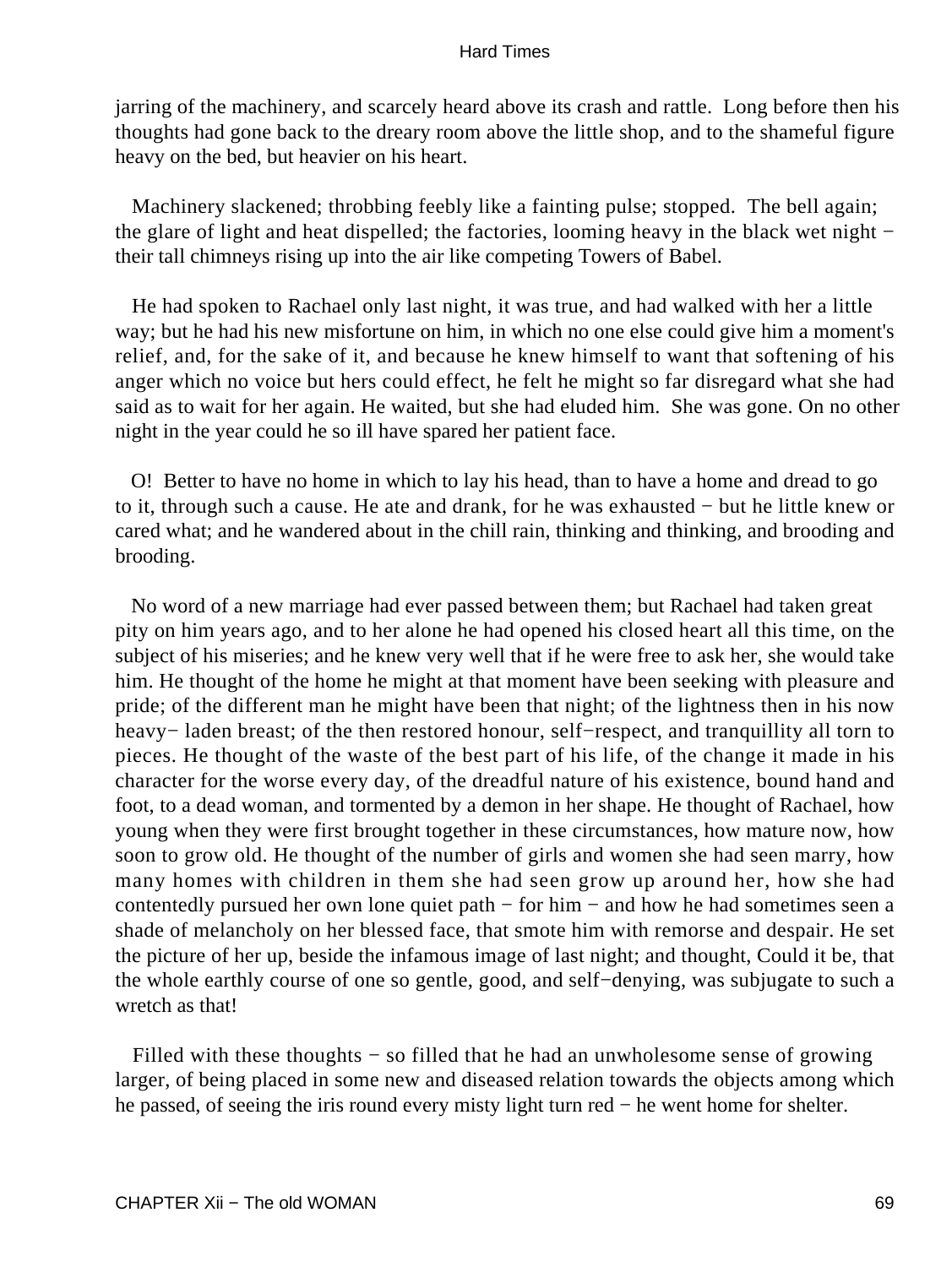jarring of the machinery, and scarcely heard above its crash and rattle. Long before then his thoughts had gone back to the dreary room above the little shop, and to the shameful figure heavy on the bed, but heavier on his heart.

Machinery slackened; throbbing feebly like a fainting pulse; stopped. The bell again; the glare of light and heat dispelled; the factories, looming heavy in the black wet night − their tall chimneys rising up into the air like competing Towers of Babel.

He had spoken to Rachael only last night, it was true, and had walked with her a little way; but he had his new misfortune on him, in which no one else could give him a moment's relief, and, for the sake of it, and because he knew himself to want that softening of his anger which no voice but hers could effect, he felt he might so far disregard what she had said as to wait for her again. He waited, but she had eluded him. She was gone. On no other night in the year could he so ill have spared her patient face.

O! Better to have no home in which to lay his head, than to have a home and dread to go to it, through such a cause. He ate and drank, for he was exhausted − but he little knew or cared what; and he wandered about in the chill rain, thinking and thinking, and brooding and brooding.

No word of a new marriage had ever passed between them; but Rachael had taken great pity on him years ago, and to her alone he had opened his closed heart all this time, on the subject of his miseries; and he knew very well that if he were free to ask her, she would take him. He thought of the home he might at that moment have been seeking with pleasure and pride; of the different man he might have been that night; of the lightness then in his now heavy− laden breast; of the then restored honour, self−respect, and tranquillity all torn to pieces. He thought of the waste of the best part of his life, of the change it made in his character for the worse every day, of the dreadful nature of his existence, bound hand and foot, to a dead woman, and tormented by a demon in her shape. He thought of Rachael, how young when they were first brought together in these circumstances, how mature now, how soon to grow old. He thought of the number of girls and women she had seen marry, how many homes with children in them she had seen grow up around her, how she had contentedly pursued her own lone quiet path − for him − and how he had sometimes seen a shade of melancholy on her blessed face, that smote him with remorse and despair. He set the picture of her up, beside the infamous image of last night; and thought, Could it be, that the whole earthly course of one so gentle, good, and self−denying, was subjugate to such a wretch as that!

Filled with these thoughts − so filled that he had an unwholesome sense of growing larger, of being placed in some new and diseased relation towards the objects among which he passed, of seeing the iris round every misty light turn red − he went home for shelter.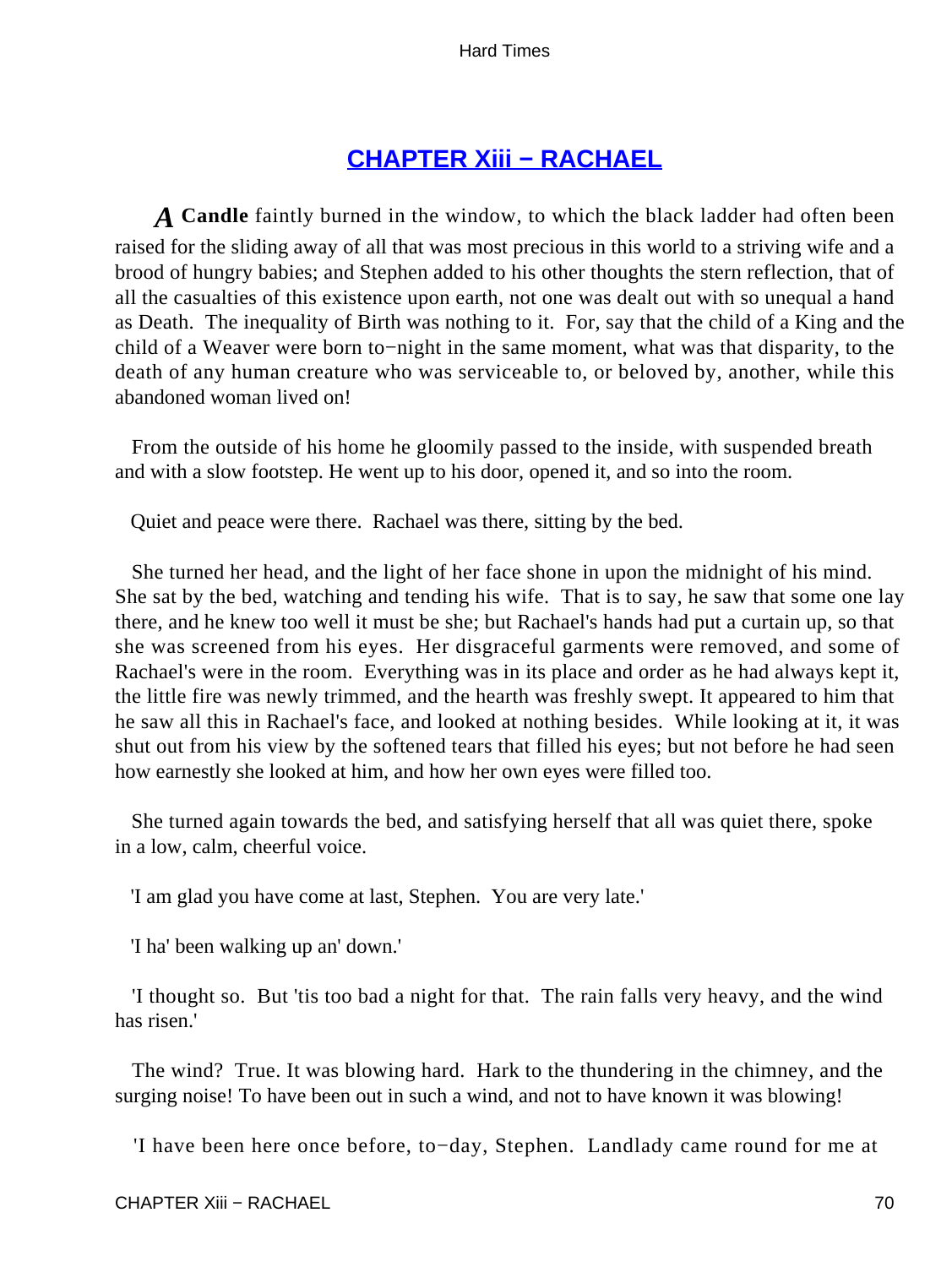## CHAPTER Xiii − RACHAEL

*A* **Candle** faintly burned in the window, to which the black ladder had often been raised for the sliding away of all that was most precious in this world to a striving wife and a brood of hungry babies; and Stephen added to his other thoughts the stern reflection, that of all the casualties of this existence upon earth, not one was dealt out with so unequal a hand as Death. The inequality of Birth was nothing to it. For, say that the child of a King and the child of a Weaver were born to−night in the same moment, what was that disparity, to the death of any human creature who was serviceable to, or beloved by, another, while this abandoned woman lived on!

From the outside of his home he gloomily passed to the inside, with suspended breath and with a slow footstep. He went up to his door, opened it, and so into the room.

Quiet and peace were there. Rachael was there, sitting by the bed.

She turned her head, and the light of her face shone in upon the midnight of his mind. She sat by the bed, watching and tending his wife. That is to say, he saw that some one lay there, and he knew too well it must be she; but Rachael's hands had put a curtain up, so that she was screened from his eyes. Her disgraceful garments were removed, and some of Rachael's were in the room. Everything was in its place and order as he had always kept it, the little fire was newly trimmed, and the hearth was freshly swept. It appeared to him that he saw all this in Rachael's face, and looked at nothing besides. While looking at it, it was shut out from his view by the softened tears that filled his eyes; but not before he had seen how earnestly she looked at him, and how her own eyes were filled too.

She turned again towards the bed, and satisfying herself that all was quiet there, spoke in a low, calm, cheerful voice.

'I am glad you have come at last, Stephen. You are very late.'

'I ha' been walking up an' down.'

'I thought so. But 'tis too bad a night for that. The rain falls very heavy, and the wind has risen.'

The wind? True. It was blowing hard. Hark to the thundering in the chimney, and the surging noise! To have been out in such a wind, and not to have known it was blowing!

'I have been here once before, to−day, Stephen. Landlady came round for me at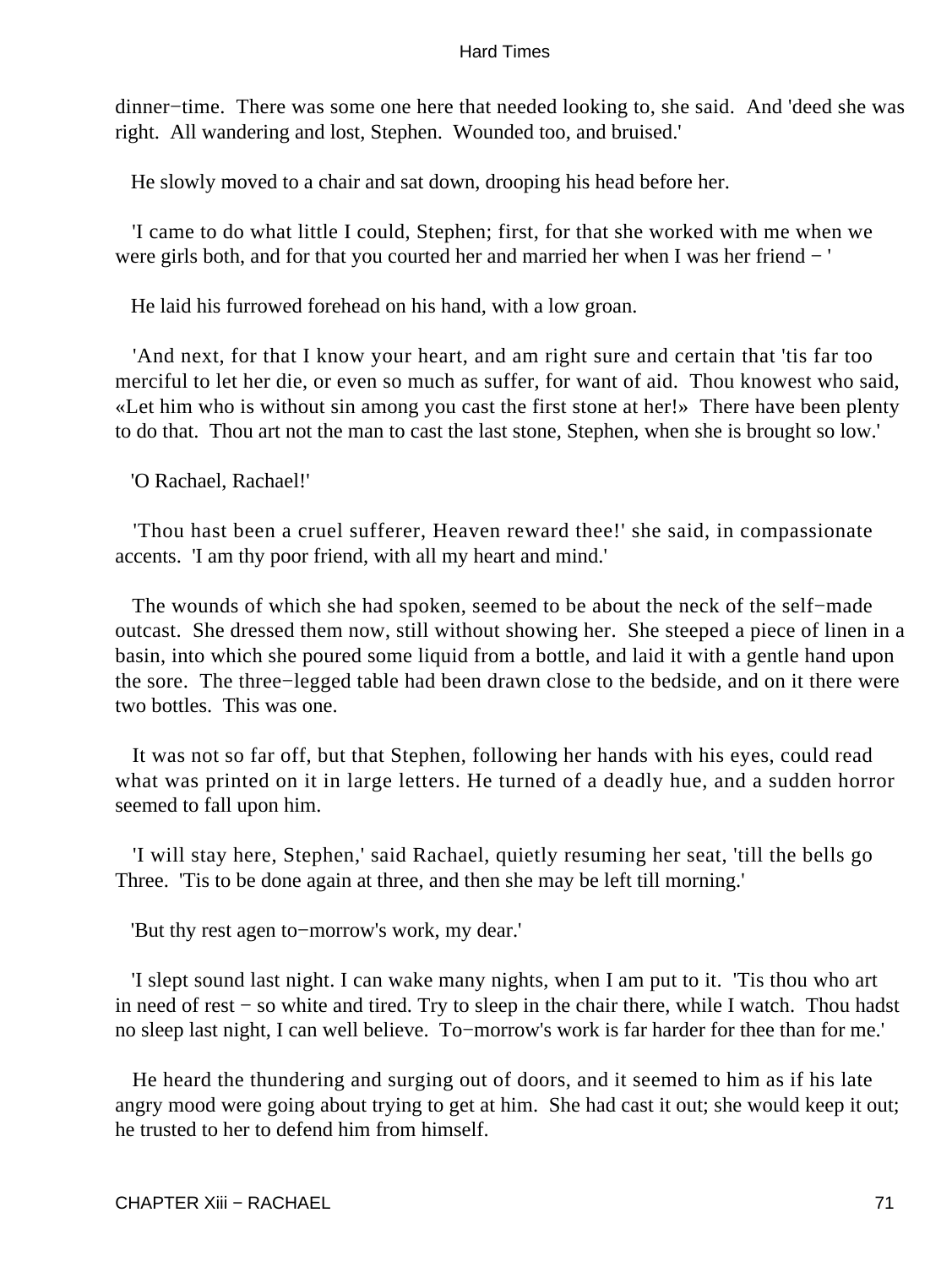dinner−time. There was some one here that needed looking to, she said. And 'deed she was right. All wandering and lost, Stephen. Wounded too, and bruised.'

He slowly moved to a chair and sat down, drooping his head before her.

'I came to do what little I could, Stephen; first, for that she worked with me when we were girls both, and for that you courted her and married her when I was her friend − '

He laid his furrowed forehead on his hand, with a low groan.

'And next, for that I know your heart, and am right sure and certain that 'tis far too merciful to let her die, or even so much as suffer, for want of aid. Thou knowest who said, «Let him who is without sin among you cast the first stone at her!» There have been plenty to do that. Thou art not the man to cast the last stone, Stephen, when she is brought so low.'

'O Rachael, Rachael!'

'Thou hast been a cruel sufferer, Heaven reward thee!' she said, in compassionate accents. 'I am thy poor friend, with all my heart and mind.'

The wounds of which she had spoken, seemed to be about the neck of the self−made outcast. She dressed them now, still without showing her. She steeped a piece of linen in a basin, into which she poured some liquid from a bottle, and laid it with a gentle hand upon the sore. The three−legged table had been drawn close to the bedside, and on it there were two bottles. This was one.

It was not so far off, but that Stephen, following her hands with his eyes, could read what was printed on it in large letters. He turned of a deadly hue, and a sudden horror seemed to fall upon him.

'I will stay here, Stephen,' said Rachael, quietly resuming her seat, 'till the bells go Three. 'Tis to be done again at three, and then she may be left till morning.'

'But thy rest agen to−morrow's work, my dear.'

'I slept sound last night. I can wake many nights, when I am put to it. 'Tis thou who art in need of rest − so white and tired. Try to sleep in the chair there, while I watch. Thou hadst no sleep last night, I can well believe. To−morrow's work is far harder for thee than for me.'

He heard the thundering and surging out of doors, and it seemed to him as if his late angry mood were going about trying to get at him. She had cast it out; she would keep it out; he trusted to her to defend him from himself.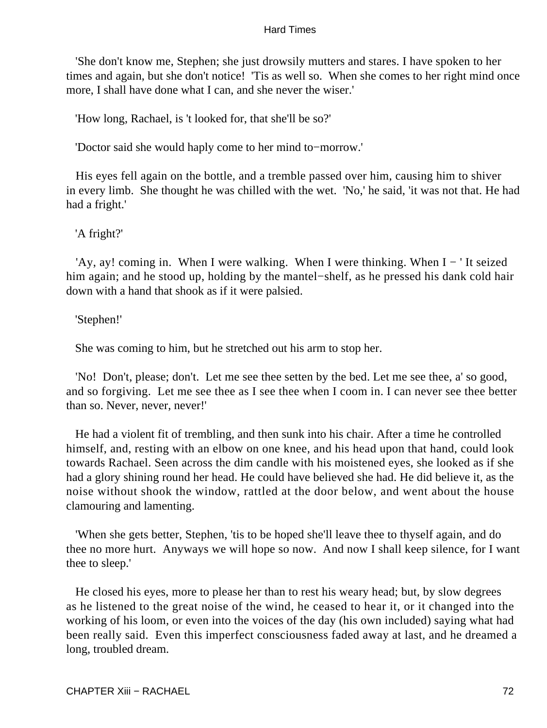'She don't know me, Stephen; she just drowsily mutters and stares. I have spoken to her times and again, but she don't notice! 'Tis as well so. When she comes to her right mind once more, I shall have done what I can, and she never the wiser.'

'How long, Rachael, is 't looked for, that she'll be so?'

'Doctor said she would haply come to her mind to−morrow.'

His eyes fell again on the bottle, and a tremble passed over him, causing him to shiver in every limb. She thought he was chilled with the wet. 'No,' he said, 'it was not that. He had had a fright.'

'A fright?'

'Ay, ay! coming in. When I were walking. When I were thinking. When I − ' It seized him again; and he stood up, holding by the mantel−shelf, as he pressed his dank cold hair down with a hand that shook as if it were palsied.

'Stephen!'

She was coming to him, but he stretched out his arm to stop her.

'No! Don't, please; don't. Let me see thee setten by the bed. Let me see thee, a' so good, and so forgiving. Let me see thee as I see thee when I coom in. I can never see thee better than so. Never, never, never!'

He had a violent fit of trembling, and then sunk into his chair. After a time he controlled himself, and, resting with an elbow on one knee, and his head upon that hand, could look towards Rachael. Seen across the dim candle with his moistened eyes, she looked as if she had a glory shining round her head. He could have believed she had. He did believe it, as the noise without shook the window, rattled at the door below, and went about the house clamouring and lamenting.

'When she gets better, Stephen, 'tis to be hoped she'll leave thee to thyself again, and do thee no more hurt. Anyways we will hope so now. And now I shall keep silence, for I want thee to sleep.'

He closed his eyes, more to please her than to rest his weary head; but, by slow degrees as he listened to the great noise of the wind, he ceased to hear it, or it changed into the working of his loom, or even into the voices of the day (his own included) saying what had been really said. Even this imperfect consciousness faded away at last, and he dreamed a long, troubled dream.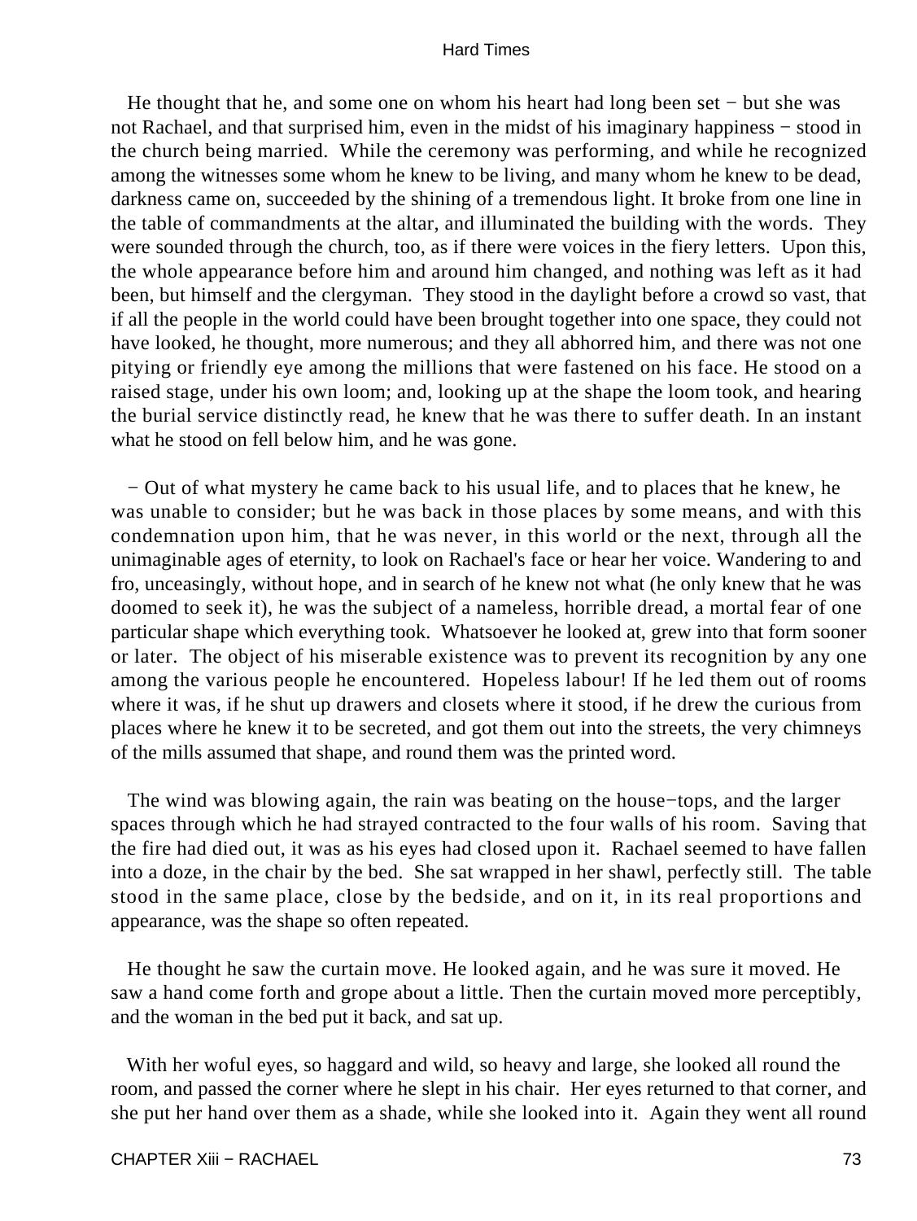He thought that he, and some one on whom his heart had long been set − but she was not Rachael, and that surprised him, even in the midst of his imaginary happiness − stood in the church being married. While the ceremony was performing, and while he recognized among the witnesses some whom he knew to be living, and many whom he knew to be dead, darkness came on, succeeded by the shining of a tremendous light. It broke from one line in the table of commandments at the altar, and illuminated the building with the words. They were sounded through the church, too, as if there were voices in the fiery letters. Upon this, the whole appearance before him and around him changed, and nothing was left as it had been, but himself and the clergyman. They stood in the daylight before a crowd so vast, that if all the people in the world could have been brought together into one space, they could not have looked, he thought, more numerous; and they all abhorred him, and there was not one pitying or friendly eye among the millions that were fastened on his face. He stood on a raised stage, under his own loom; and, looking up at the shape the loom took, and hearing the burial service distinctly read, he knew that he was there to suffer death. In an instant what he stood on fell below him, and he was gone.

− Out of what mystery he came back to his usual life, and to places that he knew, he was unable to consider; but he was back in those places by some means, and with this condemnation upon him, that he was never, in this world or the next, through all the unimaginable ages of eternity, to look on Rachael's face or hear her voice. Wandering to and fro, unceasingly, without hope, and in search of he knew not what (he only knew that he was doomed to seek it), he was the subject of a nameless, horrible dread, a mortal fear of one particular shape which everything took. Whatsoever he looked at, grew into that form sooner or later. The object of his miserable existence was to prevent its recognition by any one among the various people he encountered. Hopeless labour! If he led them out of rooms where it was, if he shut up drawers and closets where it stood, if he drew the curious from places where he knew it to be secreted, and got them out into the streets, the very chimneys of the mills assumed that shape, and round them was the printed word.

The wind was blowing again, the rain was beating on the house−tops, and the larger spaces through which he had strayed contracted to the four walls of his room. Saving that the fire had died out, it was as his eyes had closed upon it. Rachael seemed to have fallen into a doze, in the chair by the bed. She sat wrapped in her shawl, perfectly still. The table stood in the same place, close by the bedside, and on it, in its real proportions and appearance, was the shape so often repeated.

He thought he saw the curtain move. He looked again, and he was sure it moved. He saw a hand come forth and grope about a little. Then the curtain moved more perceptibly, and the woman in the bed put it back, and sat up.

With her woful eyes, so haggard and wild, so heavy and large, she looked all round the room, and passed the corner where he slept in his chair. Her eyes returned to that corner, and she put her hand over them as a shade, while she looked into it. Again they went all round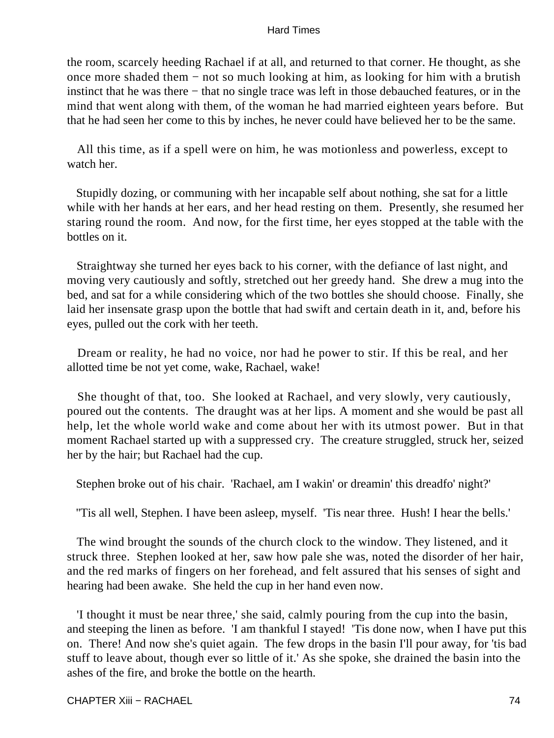the room, scarcely heeding Rachael if at all, and returned to that corner. He thought, as she once more shaded them − not so much looking at him, as looking for him with a brutish instinct that he was there − that no single trace was left in those debauched features, or in the mind that went along with them, of the woman he had married eighteen years before. But that he had seen her come to this by inches, he never could have believed her to be the same.

All this time, as if a spell were on him, he was motionless and powerless, except to watch her.

Stupidly dozing, or communing with her incapable self about nothing, she sat for a little while with her hands at her ears, and her head resting on them. Presently, she resumed her staring round the room. And now, for the first time, her eyes stopped at the table with the bottles on it.

Straightway she turned her eyes back to his corner, with the defiance of last night, and moving very cautiously and softly, stretched out her greedy hand. She drew a mug into the bed, and sat for a while considering which of the two bottles she should choose. Finally, she laid her insensate grasp upon the bottle that had swift and certain death in it, and, before his eyes, pulled out the cork with her teeth.

Dream or reality, he had no voice, nor had he power to stir. If this be real, and her allotted time be not yet come, wake, Rachael, wake!

She thought of that, too. She looked at Rachael, and very slowly, very cautiously, poured out the contents. The draught was at her lips. A moment and she would be past all help, let the whole world wake and come about her with its utmost power. But in that moment Rachael started up with a suppressed cry. The creature struggled, struck her, seized her by the hair; but Rachael had the cup.

Stephen broke out of his chair. 'Rachael, am I wakin' or dreamin' this dreadfo' night?'

''Tis all well, Stephen. I have been asleep, myself. 'Tis near three. Hush! I hear the bells.'

The wind brought the sounds of the church clock to the window. They listened, and it struck three. Stephen looked at her, saw how pale she was, noted the disorder of her hair, and the red marks of fingers on her forehead, and felt assured that his senses of sight and hearing had been awake. She held the cup in her hand even now.

'I thought it must be near three,' she said, calmly pouring from the cup into the basin, and steeping the linen as before. 'I am thankful I stayed! 'Tis done now, when I have put this on. There! And now she's quiet again. The few drops in the basin I'll pour away, for 'tis bad stuff to leave about, though ever so little of it.' As she spoke, she drained the basin into the ashes of the fire, and broke the bottle on the hearth.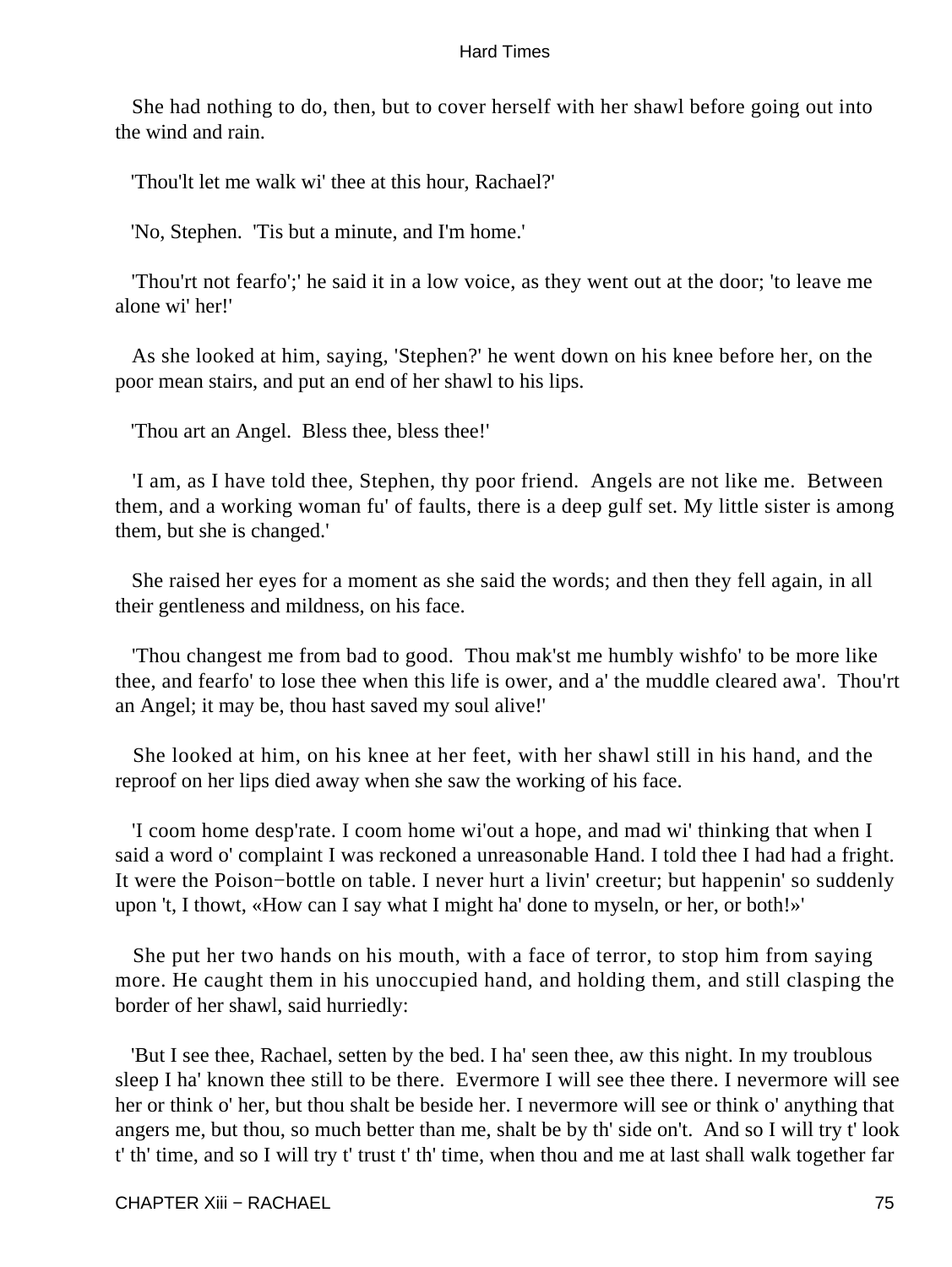She had nothing to do, then, but to cover herself with her shawl before going out into the wind and rain.

'Thou'lt let me walk wi' thee at this hour, Rachael?'

'No, Stephen. 'Tis but a minute, and I'm home.'

'Thou'rt not fearfo';' he said it in a low voice, as they went out at the door; 'to leave me alone wi' her!'

As she looked at him, saying, 'Stephen?' he went down on his knee before her, on the poor mean stairs, and put an end of her shawl to his lips.

'Thou art an Angel. Bless thee, bless thee!'

'I am, as I have told thee, Stephen, thy poor friend. Angels are not like me. Between them, and a working woman fu' of faults, there is a deep gulf set. My little sister is among them, but she is changed.'

She raised her eyes for a moment as she said the words; and then they fell again, in all their gentleness and mildness, on his face.

'Thou changest me from bad to good. Thou mak'st me humbly wishfo' to be more like thee, and fearfo' to lose thee when this life is ower, and a' the muddle cleared awa'. Thou'rt an Angel; it may be, thou hast saved my soul alive!'

She looked at him, on his knee at her feet, with her shawl still in his hand, and the reproof on her lips died away when she saw the working of his face.

'I coom home desp'rate. I coom home wi'out a hope, and mad wi' thinking that when I said a word o' complaint I was reckoned a unreasonable Hand. I told thee I had had a fright. It were the Poison−bottle on table. I never hurt a livin' creetur; but happenin' so suddenly upon 't, I thowt, «How can I say what I might ha' done to myseln, or her, or both!»'

She put her two hands on his mouth, with a face of terror, to stop him from saying more. He caught them in his unoccupied hand, and holding them, and still clasping the border of her shawl, said hurriedly:

'But I see thee, Rachael, setten by the bed. I ha' seen thee, aw this night. In my troublous sleep I ha' known thee still to be there. Evermore I will see thee there. I nevermore will see her or think o' her, but thou shalt be beside her. I nevermore will see or think o' anything that angers me, but thou, so much better than me, shalt be by th' side on't. And so I will try t' look t' th' time, and so I will try t' trust t' th' time, when thou and me at last shall walk together far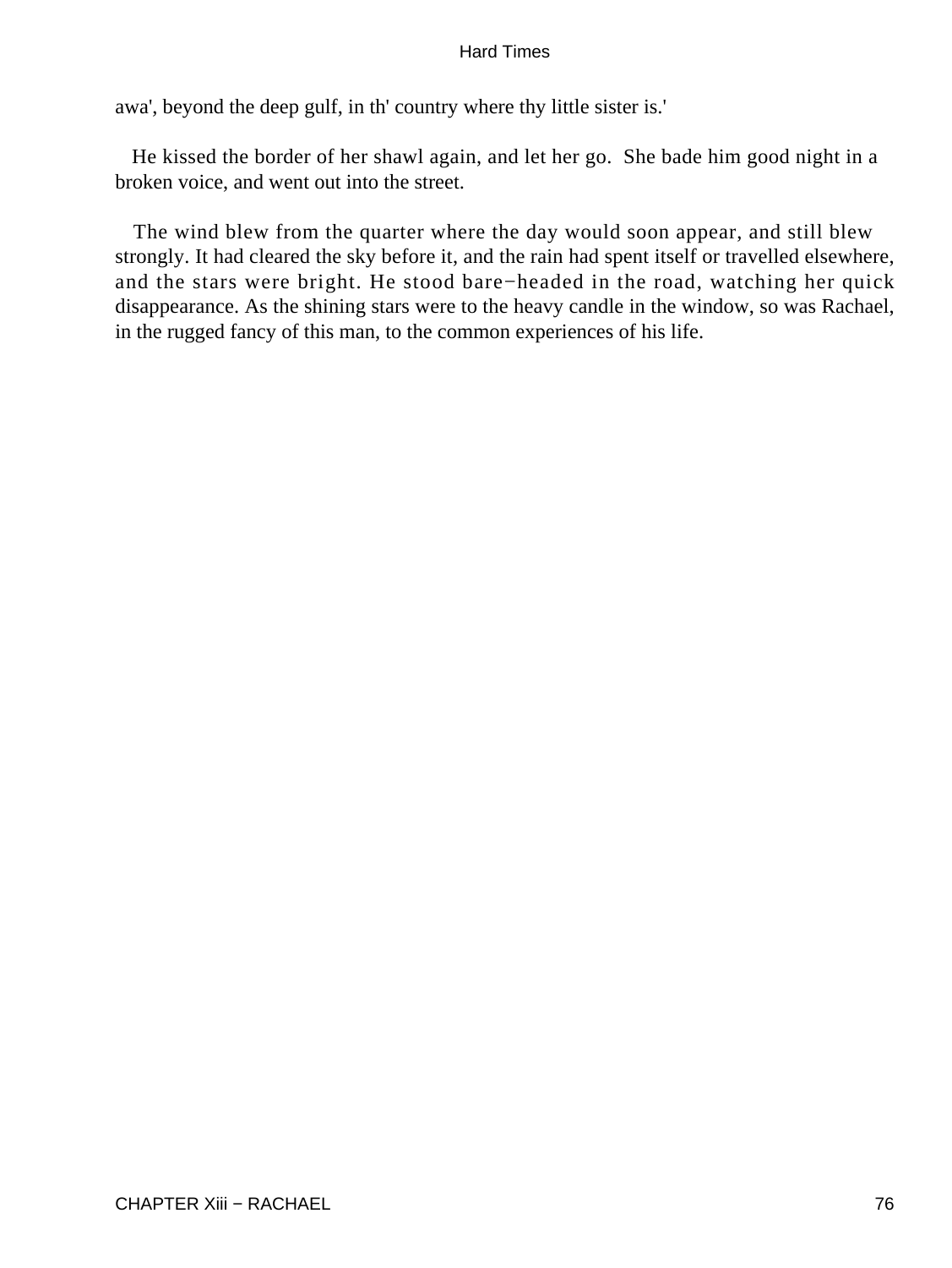awa', beyond the deep gulf, in th' country where thy little sister is.'

He kissed the border of her shawl again, and let her go. She bade him good night in a broken voice, and went out into the street.

The wind blew from the quarter where the day would soon appear, and still blew strongly. It had cleared the sky before it, and the rain had spent itself or travelled elsewhere, and the stars were bright. He stood bare−headed in the road, watching her quick disappearance. As the shining stars were to the heavy candle in the window, so was Rachael, in the rugged fancy of this man, to the common experiences of his life.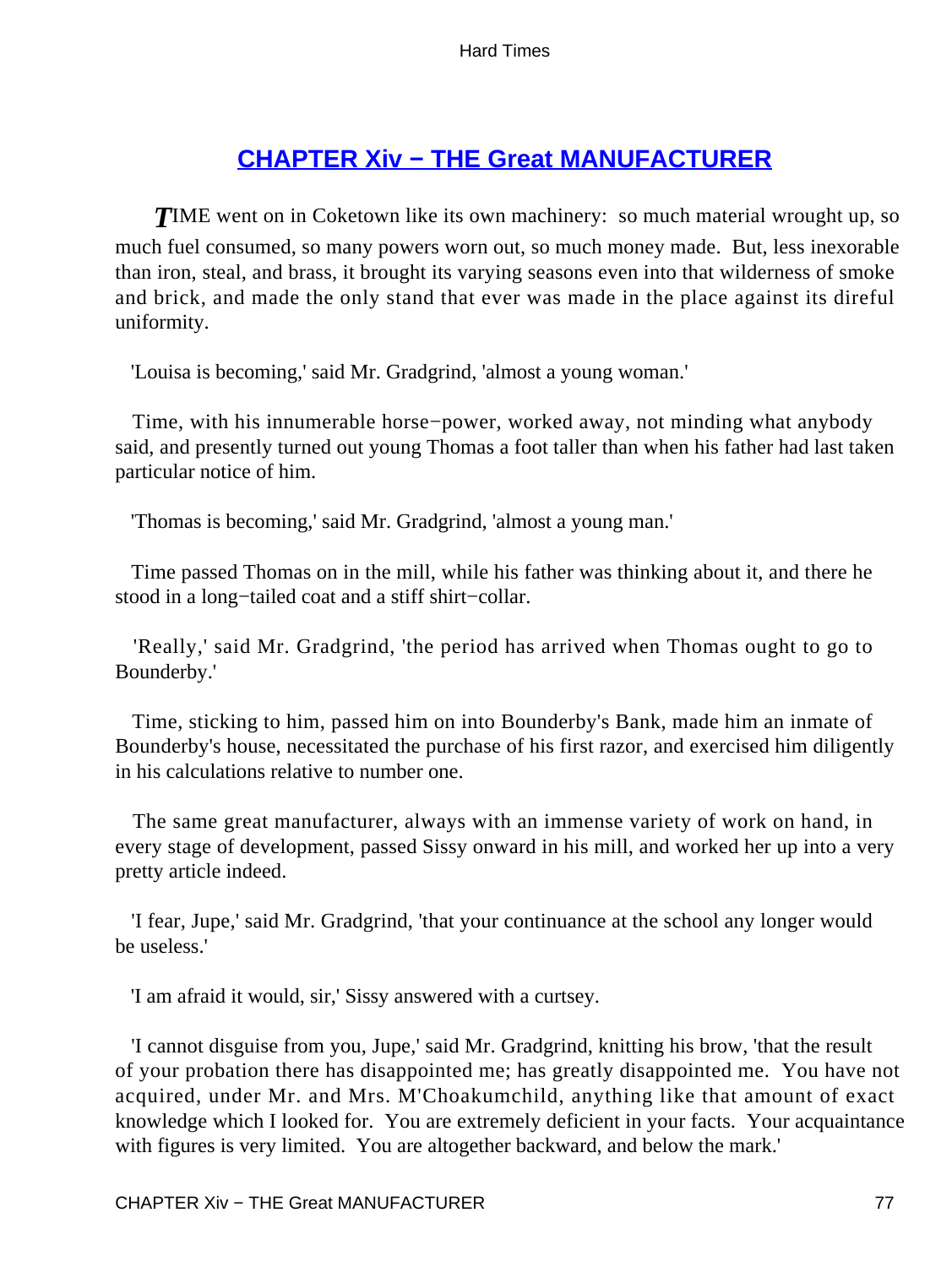## CHAPTER Xiv − THE Great MANUFACTURER

*T*IME went on in Coketown like its own machinery: so much material wrought up, so much fuel consumed, so many powers worn out, so much money made. But, less inexorable than iron, steal, and brass, it brought its varying seasons even into that wilderness of smoke and brick, and made the only stand that ever was made in the place against its direful uniformity.

'Louisa is becoming,' said Mr. Gradgrind, 'almost a young woman.'

Time, with his innumerable horse−power, worked away, not minding what anybody said, and presently turned out young Thomas a foot taller than when his father had last taken particular notice of him.

'Thomas is becoming,' said Mr. Gradgrind, 'almost a young man.'

Time passed Thomas on in the mill, while his father was thinking about it, and there he stood in a long−tailed coat and a stiff shirt−collar.

'Really,' said Mr. Gradgrind, 'the period has arrived when Thomas ought to go to Bounderby.'

Time, sticking to him, passed him on into Bounderby's Bank, made him an inmate of Bounderby's house, necessitated the purchase of his first razor, and exercised him diligently in his calculations relative to number one.

The same great manufacturer, always with an immense variety of work on hand, in every stage of development, passed Sissy onward in his mill, and worked her up into a very pretty article indeed.

'I fear, Jupe,' said Mr. Gradgrind, 'that your continuance at the school any longer would be useless.'

'I am afraid it would, sir,' Sissy answered with a curtsey.

'I cannot disguise from you, Jupe,' said Mr. Gradgrind, knitting his brow, 'that the result of your probation there has disappointed me; has greatly disappointed me. You have not acquired, under Mr. and Mrs. M'Choakumchild, anything like that amount of exact knowledge which I looked for. You are extremely deficient in your facts. Your acquaintance with figures is very limited. You are altogether backward, and below the mark.'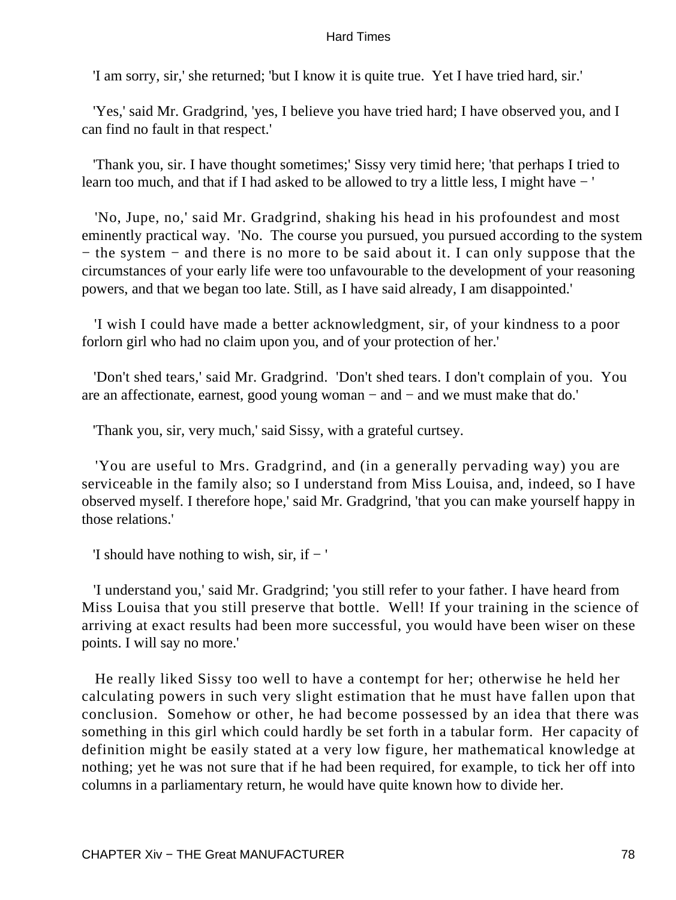'I am sorry, sir,' she returned; 'but I know it is quite true. Yet I have tried hard, sir.'

'Yes,' said Mr. Gradgrind, 'yes, I believe you have tried hard; I have observed you, and I can find no fault in that respect.'

'Thank you, sir. I have thought sometimes;' Sissy very timid here; 'that perhaps I tried to learn too much, and that if I had asked to be allowed to try a little less, I might have − '

'No, Jupe, no,' said Mr. Gradgrind, shaking his head in his profoundest and most eminently practical way. 'No. The course you pursued, you pursued according to the system − the system − and there is no more to be said about it. I can only suppose that the circumstances of your early life were too unfavourable to the development of your reasoning powers, and that we began too late. Still, as I have said already, I am disappointed.'

'I wish I could have made a better acknowledgment, sir, of your kindness to a poor forlorn girl who had no claim upon you, and of your protection of her.'

'Don't shed tears,' said Mr. Gradgrind. 'Don't shed tears. I don't complain of you. You are an affectionate, earnest, good young woman − and − and we must make that do.'

'Thank you, sir, very much,' said Sissy, with a grateful curtsey.

'You are useful to Mrs. Gradgrind, and (in a generally pervading way) you are serviceable in the family also; so I understand from Miss Louisa, and, indeed, so I have observed myself. I therefore hope,' said Mr. Gradgrind, 'that you can make yourself happy in those relations.'

'I should have nothing to wish, sir, if − '

'I understand you,' said Mr. Gradgrind; 'you still refer to your father. I have heard from Miss Louisa that you still preserve that bottle. Well! If your training in the science of arriving at exact results had been more successful, you would have been wiser on these points. I will say no more.'

He really liked Sissy too well to have a contempt for her; otherwise he held her calculating powers in such very slight estimation that he must have fallen upon that conclusion. Somehow or other, he had become possessed by an idea that there was something in this girl which could hardly be set forth in a tabular form. Her capacity of definition might be easily stated at a very low figure, her mathematical knowledge at nothing; yet he was not sure that if he had been required, for example, to tick her off into columns in a parliamentary return, he would have quite known how to divide her.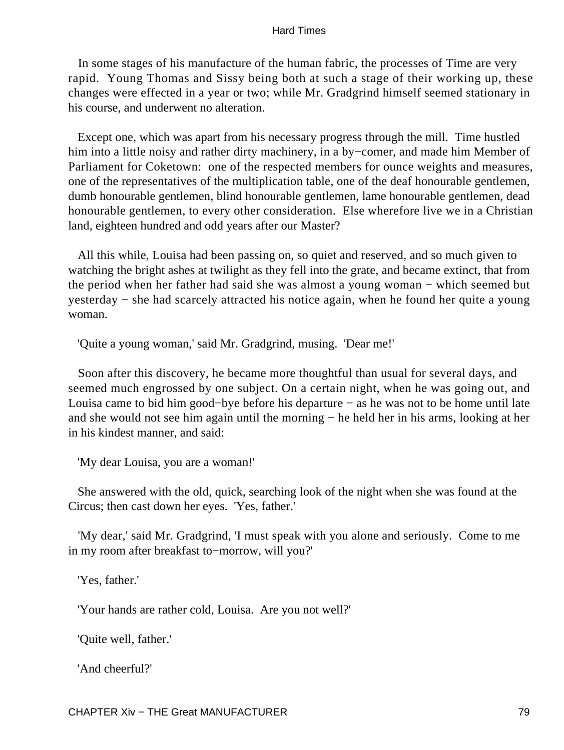In some stages of his manufacture of the human fabric, the processes of Time are very rapid. Young Thomas and Sissy being both at such a stage of their working up, these changes were effected in a year or two; while Mr. Gradgrind himself seemed stationary in his course, and underwent no alteration.

Except one, which was apart from his necessary progress through the mill. Time hustled him into a little noisy and rather dirty machinery, in a by−comer, and made him Member of Parliament for Coketown: one of the respected members for ounce weights and measures, one of the representatives of the multiplication table, one of the deaf honourable gentlemen, dumb honourable gentlemen, blind honourable gentlemen, lame honourable gentlemen, dead honourable gentlemen, to every other consideration. Else wherefore live we in a Christian land, eighteen hundred and odd years after our Master?

All this while, Louisa had been passing on, so quiet and reserved, and so much given to watching the bright ashes at twilight as they fell into the grate, and became extinct, that from the period when her father had said she was almost a young woman − which seemed but yesterday − she had scarcely attracted his notice again, when he found her quite a young woman.

'Quite a young woman,' said Mr. Gradgrind, musing. 'Dear me!'

Soon after this discovery, he became more thoughtful than usual for several days, and seemed much engrossed by one subject. On a certain night, when he was going out, and Louisa came to bid him good−bye before his departure − as he was not to be home until late and she would not see him again until the morning − he held her in his arms, looking at her in his kindest manner, and said:

'My dear Louisa, you are a woman!'

She answered with the old, quick, searching look of the night when she was found at the Circus; then cast down her eyes. 'Yes, father.'

'My dear,' said Mr. Gradgrind, 'I must speak with you alone and seriously. Come to me in my room after breakfast to−morrow, will you?'

'Yes, father.'

'Your hands are rather cold, Louisa. Are you not well?'

'Quite well, father.'

'And cheerful?'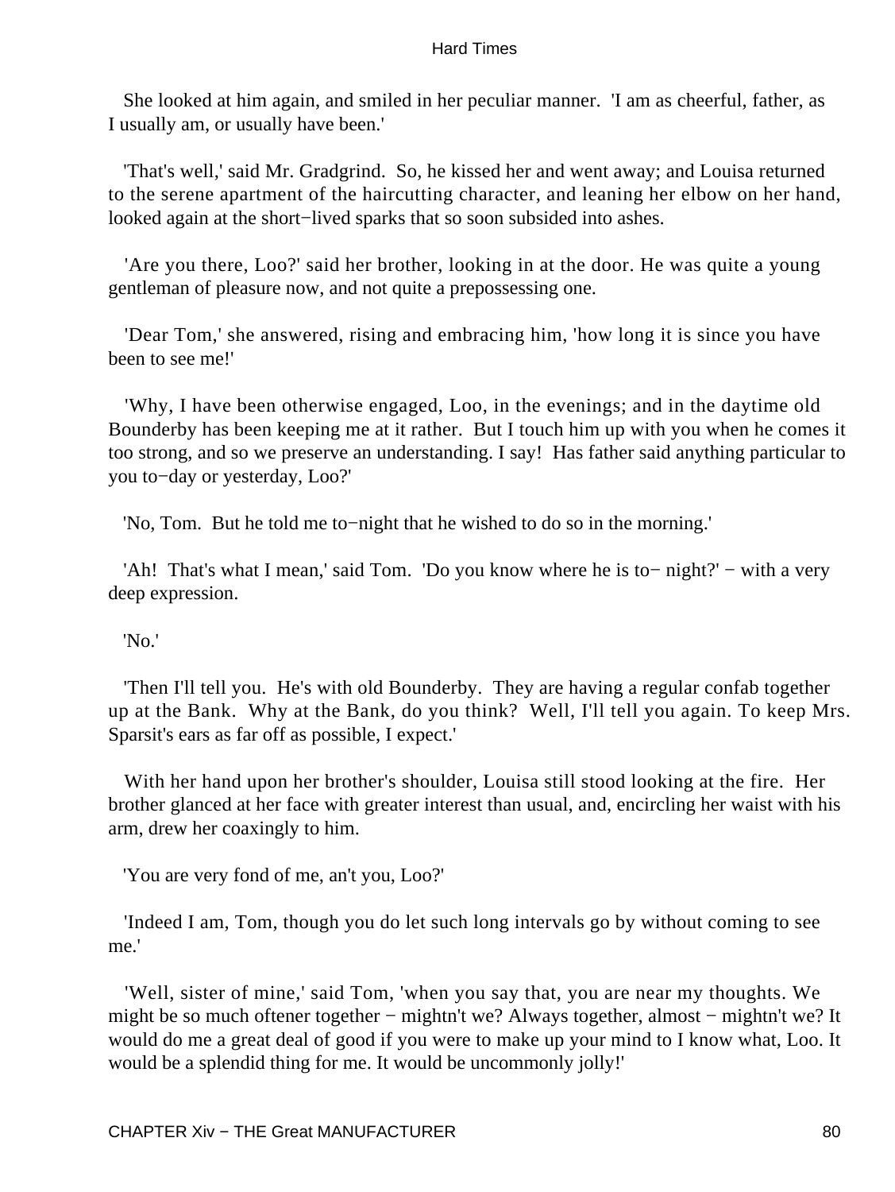She looked at him again, and smiled in her peculiar manner. 'I am as cheerful, father, as I usually am, or usually have been.'

'That's well,' said Mr. Gradgrind. So, he kissed her and went away; and Louisa returned to the serene apartment of the haircutting character, and leaning her elbow on her hand, looked again at the short−lived sparks that so soon subsided into ashes.

'Are you there, Loo?' said her brother, looking in at the door. He was quite a young gentleman of pleasure now, and not quite a prepossessing one.

'Dear Tom,' she answered, rising and embracing him, 'how long it is since you have been to see me!'

'Why, I have been otherwise engaged, Loo, in the evenings; and in the daytime old Bounderby has been keeping me at it rather. But I touch him up with you when he comes it too strong, and so we preserve an understanding. I say! Has father said anything particular to you to−day or yesterday, Loo?'

'No, Tom. But he told me to−night that he wished to do so in the morning.'

'Ah! That's what I mean,' said Tom. 'Do you know where he is to− night?' − with a very deep expression.

'No.'

'Then I'll tell you. He's with old Bounderby. They are having a regular confab together up at the Bank. Why at the Bank, do you think? Well, I'll tell you again. To keep Mrs. Sparsit's ears as far off as possible, I expect.'

With her hand upon her brother's shoulder, Louisa still stood looking at the fire. Her brother glanced at her face with greater interest than usual, and, encircling her waist with his arm, drew her coaxingly to him.

'You are very fond of me, an't you, Loo?'

'Indeed I am, Tom, though you do let such long intervals go by without coming to see me.'

'Well, sister of mine,' said Tom, 'when you say that, you are near my thoughts. We might be so much oftener together − mightn't we? Always together, almost − mightn't we? It would do me a great deal of good if you were to make up your mind to I know what, Loo. It would be a splendid thing for me. It would be uncommonly jolly!'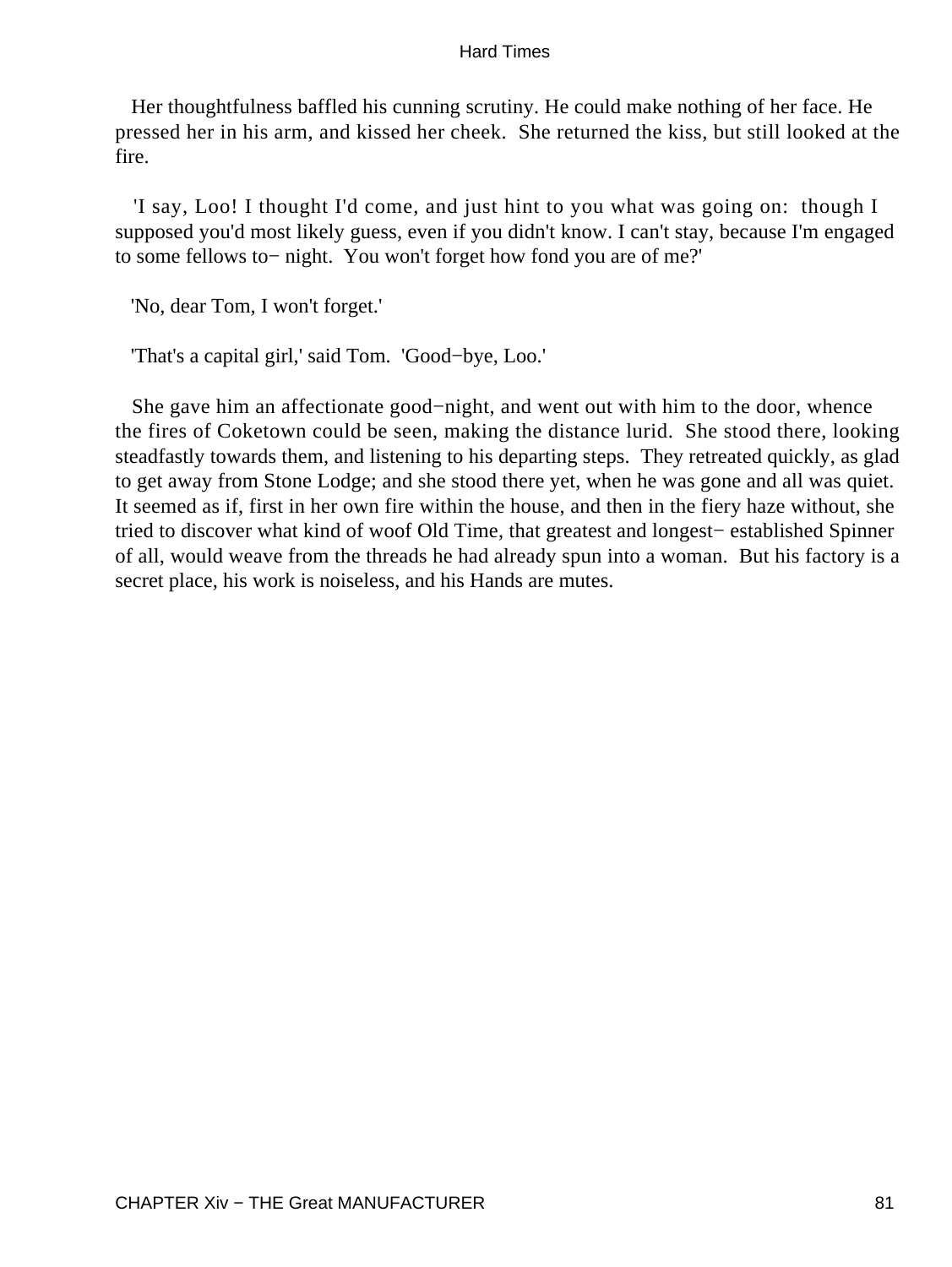Her thoughtfulness baffled his cunning scrutiny. He could make nothing of her face. He pressed her in his arm, and kissed her cheek. She returned the kiss, but still looked at the fire.

'I say, Loo! I thought I'd come, and just hint to you what was going on: though I supposed you'd most likely guess, even if you didn't know. I can't stay, because I'm engaged to some fellows to−night. You won't forget how fond you are of me?'

'No, dear Tom, I won't forget.'

'That's a capital girl,' said Tom. 'Good−bye, Loo.'

She gave him an affectionate good−night, and went out with him to the door, whence the fires of Coketown could be seen, making the distance lurid. She stood there, looking steadfastly towards them, and listening to his departing steps. They retreated quickly, as glad to get away from Stone Lodge; and she stood there yet, when he was gone and all was quiet. It seemed as if, first in her own fire within the house, and then in the fiery haze without, she tried to discover what kind of woof Old Time, that greatest and longest− established Spinner of all, would weave from the threads he had already spun into a woman. But his factory is a secret place, his work is noiseless, and his Hands are mutes.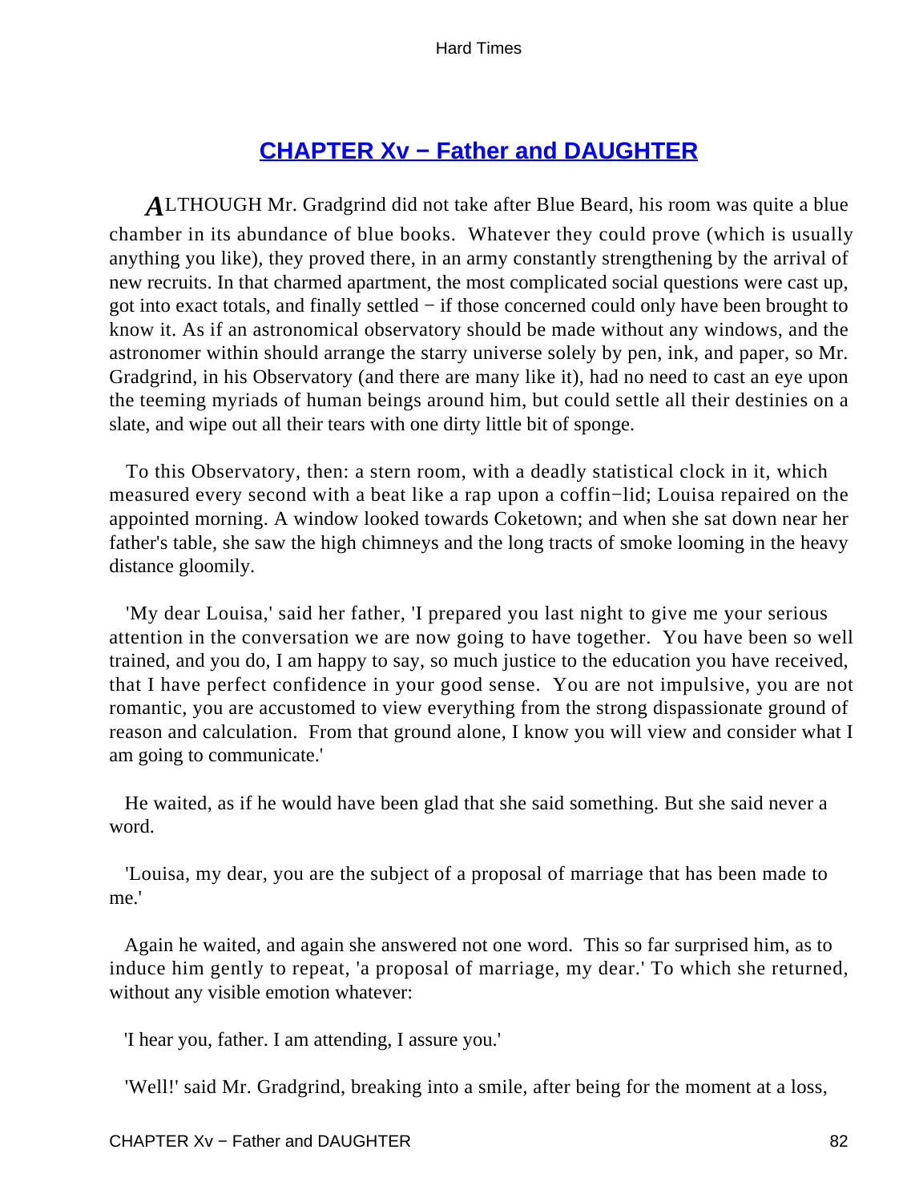## CHAPTER Xv − Father and DAUGHTER

ALTHOUGH Mr. Gradgrind did not take after Blue Beard, his room was quite a blue chamber in its abundance of blue books. Whatever they could prove (which is usually anything you like), they proved there, in an army constantly strengthening by the arrival of new recruits. In that charmed apartment, the most complicated social questions were cast up, got into exact totals, and finally settled − if those concerned could only have been brought to know it. As if an astronomical observatory should be made without any windows, and the astronomer within should arrange the starry universe solely by pen, ink, and paper, so Mr. Gradgrind, in his Observatory (and there are many like it), had no need to cast an eye upon the teeming myriads of human beings around him, but could settle all their destinies on a slate, and wipe out all their tears with one dirty little bit of sponge.

To this Observatory, then: a stern room, with a deadly statistical clock in it, which measured every second with a beat like a rap upon a coffin−lid; Louisa repaired on the appointed morning. A window looked towards Coketown; and when she sat down near her father's table, she saw the high chimneys and the long tracts of smoke looming in the heavy distance gloomily.

'My dear Louisa,' said her father, 'I prepared you last night to give me your serious attention in the conversation we are now going to have together. You have been so well trained, and you do, I am happy to say, so much justice to the education you have received, that I have perfect confidence in your good sense. You are not impulsive, you are not romantic, you are accustomed to view everything from the strong dispassionate ground of reason and calculation. From that ground alone, I know you will view and consider what I am going to communicate.'

He waited, as if he would have been glad that she said something. But she said never a word.

'Louisa, my dear, you are the subject of a proposal of marriage that has been made to me.'

Again he waited, and again she answered not one word. This so far surprised him, as to induce him gently to repeat, 'a proposal of marriage, my dear.' To which she returned, without any visible emotion whatever:

'I hear you, father. I am attending, I assure you.'

'Well!' said Mr. Gradgrind, breaking into a smile, after being for the moment at a loss,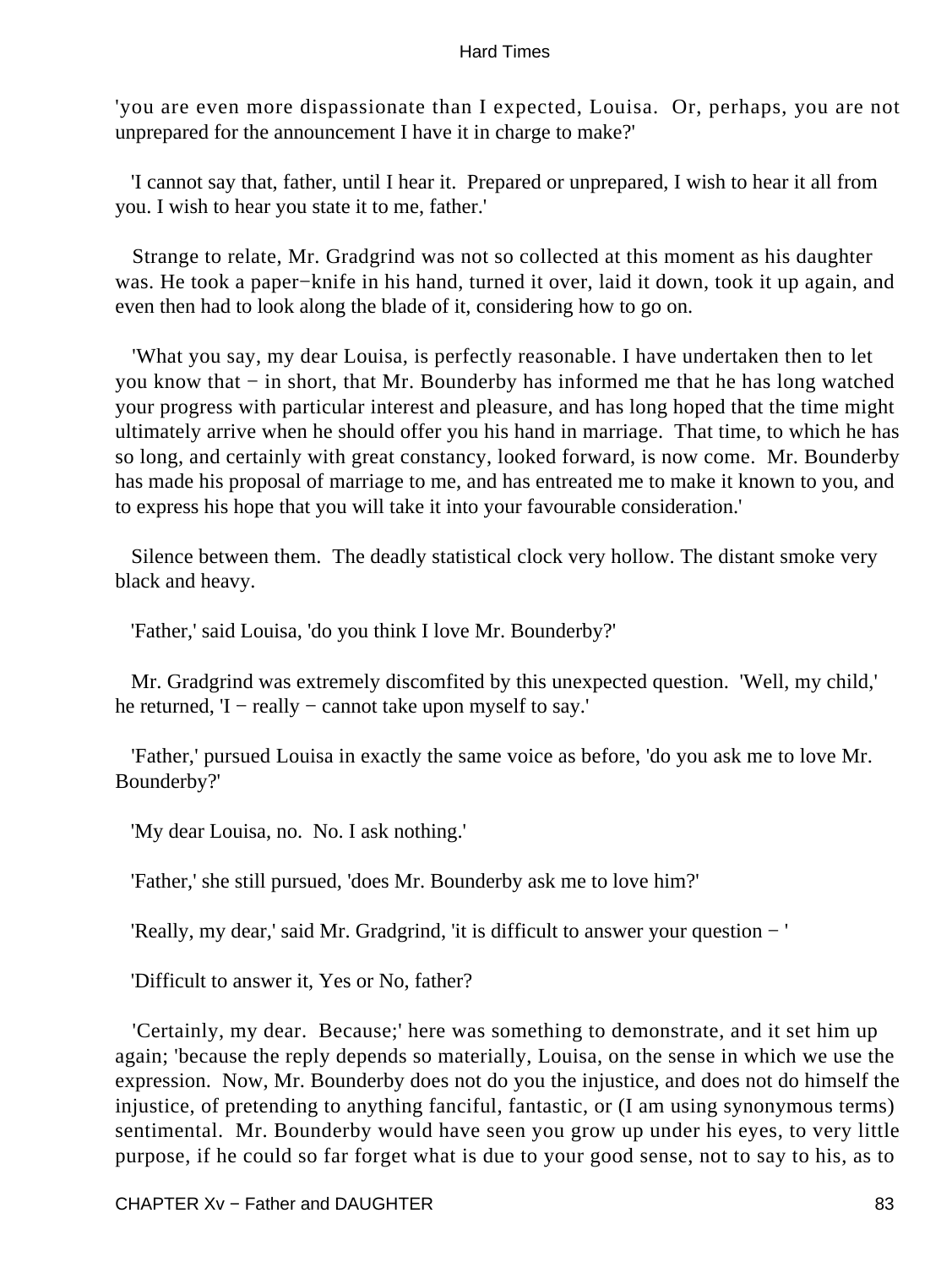'you are even more dispassionate than I expected, Louisa. Or, perhaps, you are not unprepared for the announcement I have it in charge to make?'

'I cannot say that, father, until I hear it. Prepared or unprepared, I wish to hear it all from you. I wish to hear you state it to me, father.'

Strange to relate, Mr. Gradgrind was not so collected at this moment as his daughter was. He took a paper−knife in his hand, turned it over, laid it down, took it up again, and even then had to look along the blade of it, considering how to go on.

'What you say, my dear Louisa, is perfectly reasonable. I have undertaken then to let you know that − in short, that Mr. Bounderby has informed me that he has long watched your progress with particular interest and pleasure, and has long hoped that the time might ultimately arrive when he should offer you his hand in marriage. That time, to which he has so long, and certainly with great constancy, looked forward, is now come. Mr. Bounderby has made his proposal of marriage to me, and has entreated me to make it known to you, and to express his hope that you will take it into your favourable consideration.'

Silence between them. The deadly statistical clock very hollow. The distant smoke very black and heavy.

'Father,' said Louisa, 'do you think I love Mr. Bounderby?'

Mr. Gradgrind was extremely discomfited by this unexpected question. 'Well, my child,' he returned, 'I − really − cannot take upon myself to say.'

'Father,' pursued Louisa in exactly the same voice as before, 'do you ask me to love Mr. Bounderby?'

'My dear Louisa, no. No. I ask nothing.'

'Father,' she still pursued, 'does Mr. Bounderby ask me to love him?'

'Really, my dear,' said Mr. Gradgrind, 'it is difficult to answer your question − '

'Difficult to answer it, Yes or No, father?

'Certainly, my dear. Because;' here was something to demonstrate, and it set him up again; 'because the reply depends so materially, Louisa, on the sense in which we use the expression. Now, Mr. Bounderby does not do you the injustice, and does not do himself the injustice, of pretending to anything fanciful, fantastic, or (I am using synonymous terms) sentimental. Mr. Bounderby would have seen you grow up under his eyes, to very little purpose, if he could so far forget what is due to your good sense, not to say to his, as to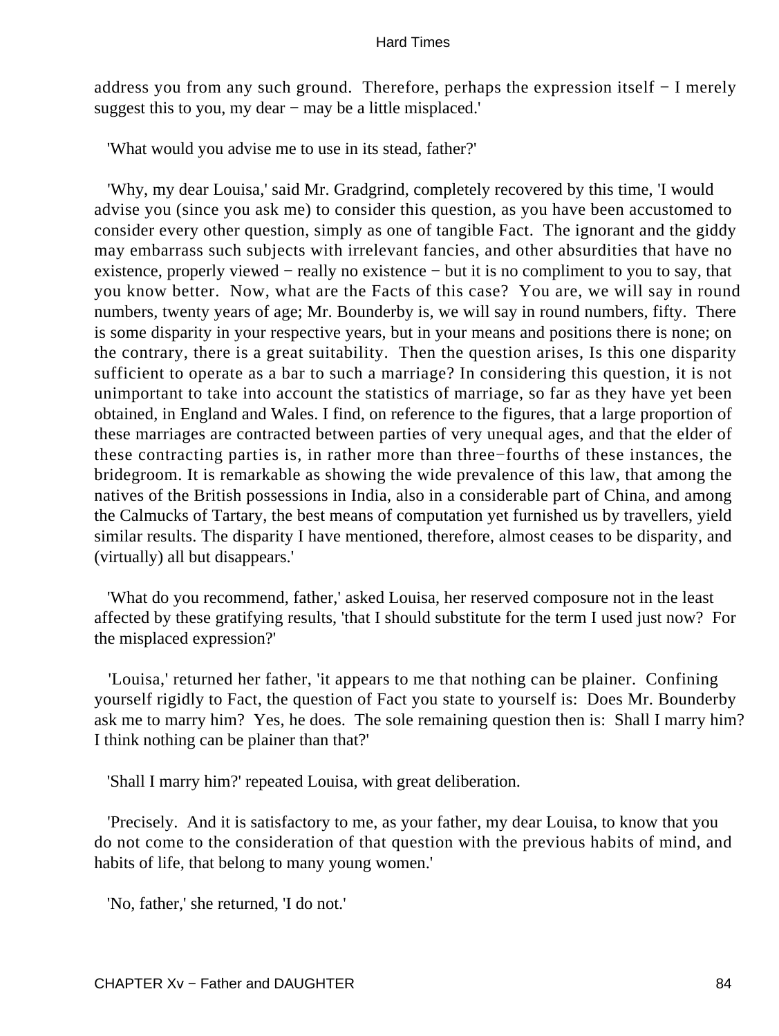address you from any such ground. Therefore, perhaps the expression itself − I merely suggest this to you, my dear − may be a little misplaced.'

'What would you advise me to use in its stead, father?'

'Why, my dear Louisa,' said Mr. Gradgrind, completely recovered by this time, 'I would advise you (since you ask me) to consider this question, as you have been accustomed to consider every other question, simply as one of tangible Fact. The ignorant and the giddy may embarrass such subjects with irrelevant fancies, and other absurdities that have no existence, properly viewed − really no existence − but it is no compliment to you to say, that you know better. Now, what are the Facts of this case? You are, we will say in round numbers, twenty years of age; Mr. Bounderby is, we will say in round numbers, fifty. There is some disparity in your respective years, but in your means and positions there is none; on the contrary, there is a great suitability. Then the question arises, Is this one disparity sufficient to operate as a bar to such a marriage? In considering this question, it is not unimportant to take into account the statistics of marriage, so far as they have yet been obtained, in England and Wales. I find, on reference to the figures, that a large proportion of these marriages are contracted between parties of very unequal ages, and that the elder of these contracting parties is, in rather more than three−fourths of these instances, the bridegroom. It is remarkable as showing the wide prevalence of this law, that among the natives of the British possessions in India, also in a considerable part of China, and among the Calmucks of Tartary, the best means of computation yet furnished us by travellers, yield similar results. The disparity I have mentioned, therefore, almost ceases to be disparity, and (virtually) all but disappears.'

'What do you recommend, father,' asked Louisa, her reserved composure not in the least affected by these gratifying results, 'that I should substitute for the term I used just now? For the misplaced expression?'

'Louisa,' returned her father, 'it appears to me that nothing can be plainer. Confining yourself rigidly to Fact, the question of Fact you state to yourself is: Does Mr. Bounderby ask me to marry him? Yes, he does. The sole remaining question then is: Shall I marry him? I think nothing can be plainer than that?'

'Shall I marry him?' repeated Louisa, with great deliberation.

'Precisely. And it is satisfactory to me, as your father, my dear Louisa, to know that you do not come to the consideration of that question with the previous habits of mind, and habits of life, that belong to many young women.'

'No, father,' she returned, 'I do not.'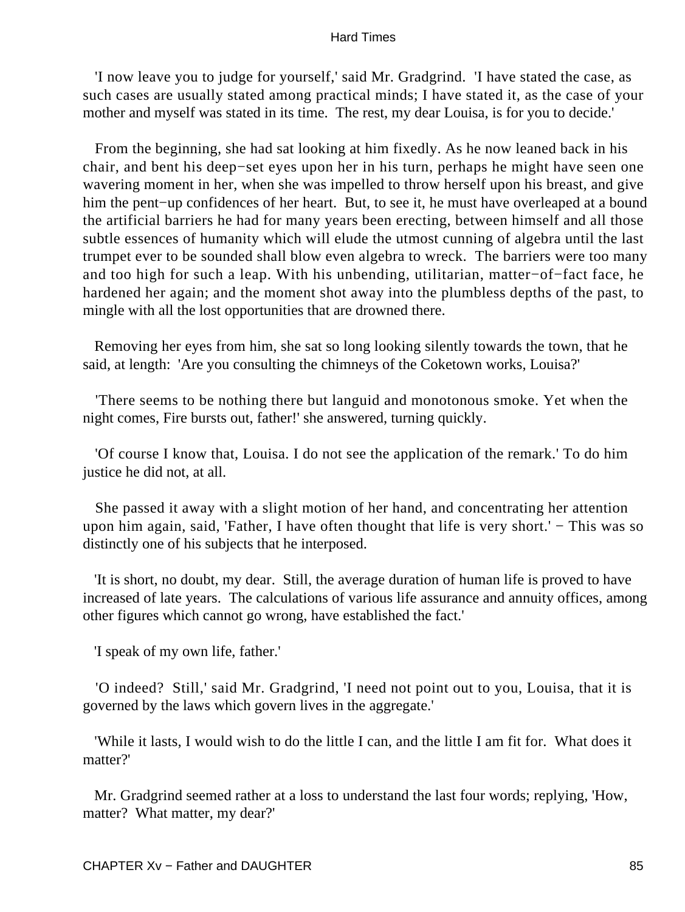'I now leave you to judge for yourself,' said Mr. Gradgrind. 'I have stated the case, as such cases are usually stated among practical minds; I have stated it, as the case of your mother and myself was stated in its time. The rest, my dear Louisa, is for you to decide.'

From the beginning, she had sat looking at him fixedly. As he now leaned back in his chair, and bent his deep−set eyes upon her in his turn, perhaps he might have seen one wavering moment in her, when she was impelled to throw herself upon his breast, and give him the pent−up confidences of her heart. But, to see it, he must have overleaped at a bound the artificial barriers he had for many years been erecting, between himself and all those subtle essences of humanity which will elude the utmost cunning of algebra until the last trumpet ever to be sounded shall blow even algebra to wreck. The barriers were too many and too high for such a leap. With his unbending, utilitarian, matter−of−fact face, he hardened her again; and the moment shot away into the plumbless depths of the past, to mingle with all the lost opportunities that are drowned there.

Removing her eyes from him, she sat so long looking silently towards the town, that he said, at length: 'Are you consulting the chimneys of the Coketown works, Louisa?'

'There seems to be nothing there but languid and monotonous smoke. Yet when the night comes, Fire bursts out, father!' she answered, turning quickly.

'Of course I know that, Louisa. I do not see the application of the remark.' To do him justice he did not, at all.

She passed it away with a slight motion of her hand, and concentrating her attention upon him again, said, 'Father, I have often thought that life is very short.' − This was so distinctly one of his subjects that he interposed.

'It is short, no doubt, my dear. Still, the average duration of human life is proved to have increased of late years. The calculations of various life assurance and annuity offices, among other figures which cannot go wrong, have established the fact.'

'I speak of my own life, father.'

'O indeed? Still,' said Mr. Gradgrind, 'I need not point out to you, Louisa, that it is governed by the laws which govern lives in the aggregate.'

'While it lasts, I would wish to do the little I can, and the little I am fit for. What does it matter?'

Mr. Gradgrind seemed rather at a loss to understand the last four words; replying, 'How, matter? What matter, my dear?'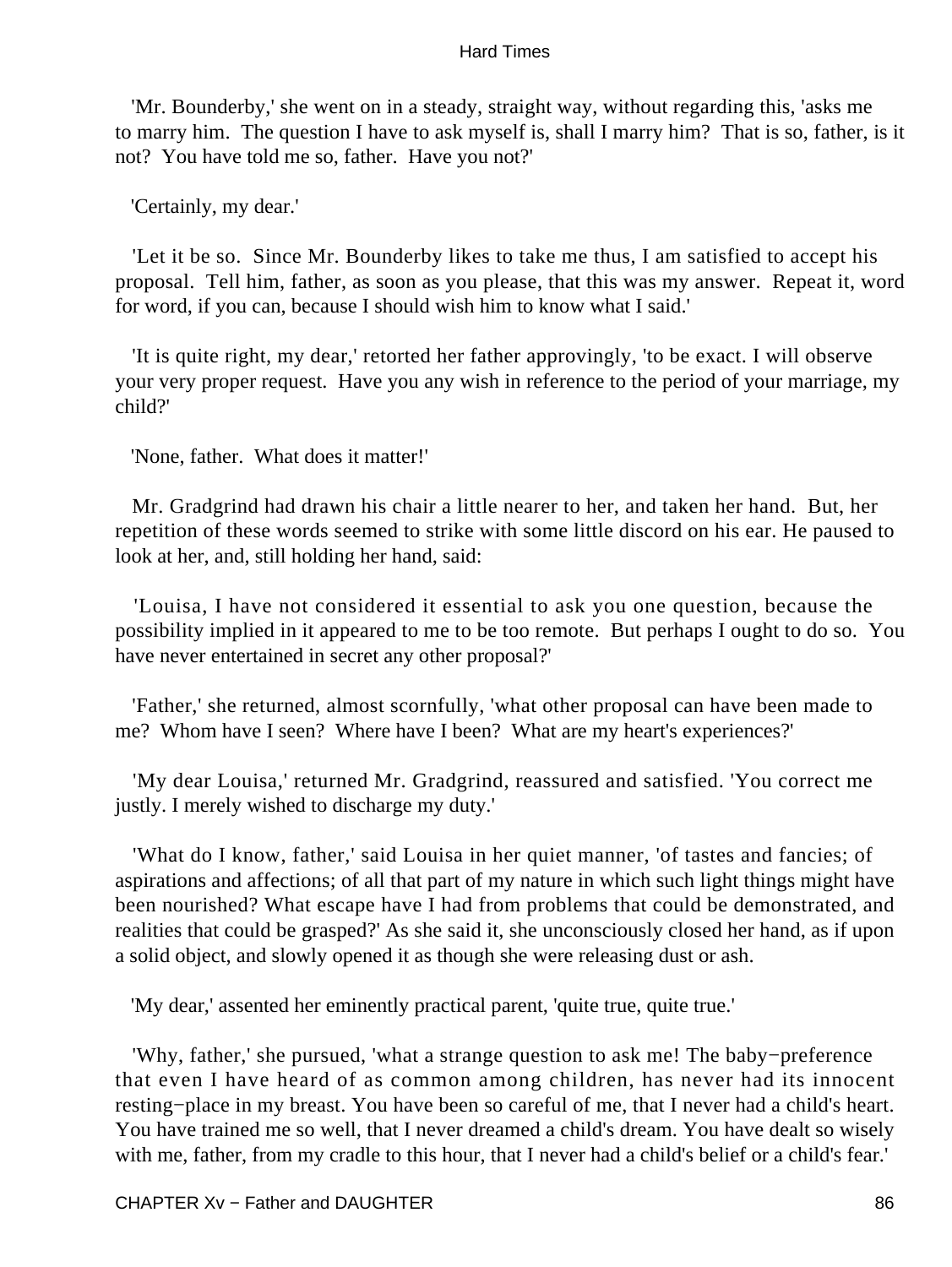'Mr. Bounderby,' she went on in a steady, straight way, without regarding this, 'asks me to marry him. The question I have to ask myself is, shall I marry him? That is so, father, is it not? You have told me so, father. Have you not?'

'Certainly, my dear.'

'Let it be so. Since Mr. Bounderby likes to take me thus, I am satisfied to accept his proposal. Tell him, father, as soon as you please, that this was my answer. Repeat it, word for word, if you can, because I should wish him to know what I said.'

'It is quite right, my dear,' retorted her father approvingly, 'to be exact. I will observe your very proper request. Have you any wish in reference to the period of your marriage, my child?'

'None, father. What does it matter!'

Mr. Gradgrind had drawn his chair a little nearer to her, and taken her hand. But, her repetition of these words seemed to strike with some little discord on his ear. He paused to look at her, and, still holding her hand, said:

'Louisa, I have not considered it essential to ask you one question, because the possibility implied in it appeared to me to be too remote. But perhaps I ought to do so. You have never entertained in secret any other proposal?'

'Father,' she returned, almost scornfully, 'what other proposal can have been made to me? Whom have I seen? Where have I been? What are my heart's experiences?'

'My dear Louisa,' returned Mr. Gradgrind, reassured and satisfied. 'You correct me justly. I merely wished to discharge my duty.'

'What do I know, father,' said Louisa in her quiet manner, 'of tastes and fancies; of aspirations and affections; of all that part of my nature in which such light things might have been nourished? What escape have I had from problems that could be demonstrated, and realities that could be grasped?' As she said it, she unconsciously closed her hand, as if upon a solid object, and slowly opened it as though she were releasing dust or ash.

'My dear,' assented her eminently practical parent, 'quite true, quite true.'

'Why, father,' she pursued, 'what a strange question to ask me! The baby-preference that even I have heard of as common among children, has never had its innocent resting-place in my breast. You have been so careful of me, that I never had a child's heart. You have trained me so well, that I never dreamed a child's dream. You have dealt so wisely with me, father, from my cradle to this hour, that I never had a child's belief or a child's fear.'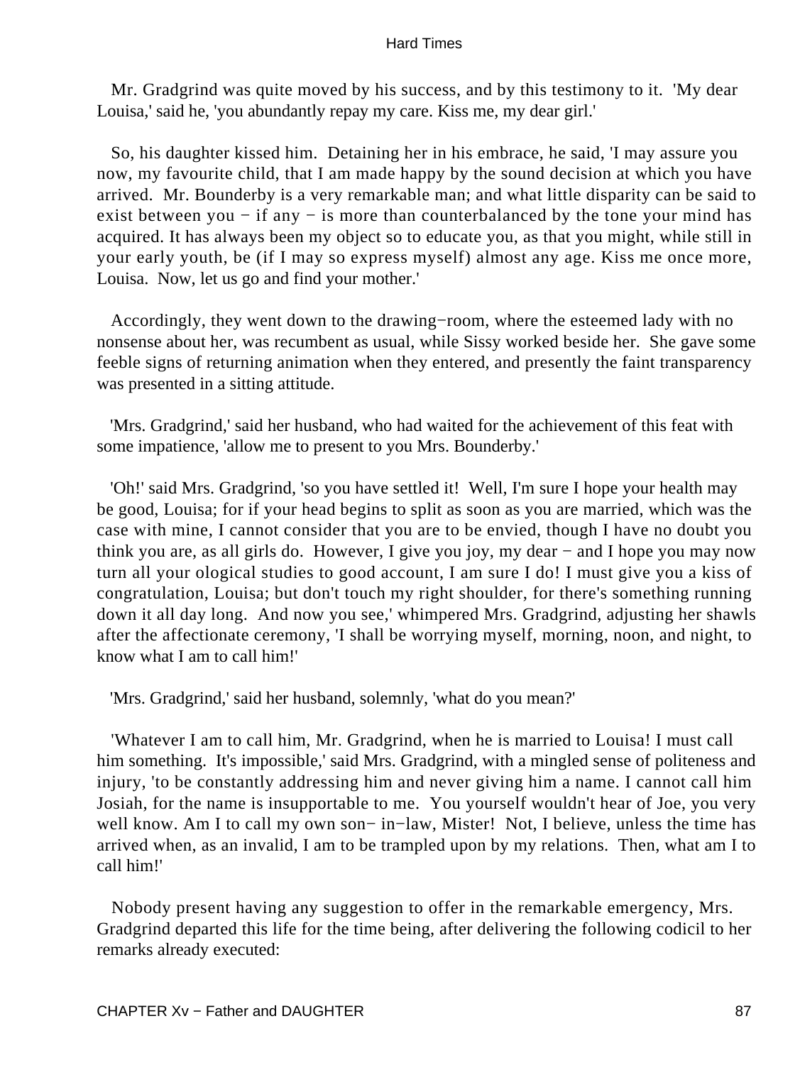Mr. Gradgrind was quite moved by his success, and by this testimony to it. 'My dear Louisa,' said he, 'you abundantly repay my care. Kiss me, my dear girl.'

So, his daughter kissed him. Detaining her in his embrace, he said, 'I may assure you now, my favourite child, that I am made happy by the sound decision at which you have arrived. Mr. Bounderby is a very remarkable man; and what little disparity can be said to exist between you − if any − is more than counterbalanced by the tone your mind has acquired. It has always been my object so to educate you, as that you might, while still in your early youth, be (if I may so express myself) almost any age. Kiss me once more, Louisa. Now, let us go and find your mother.'

Accordingly, they went down to the drawing−room, where the esteemed lady with no nonsense about her, was recumbent as usual, while Sissy worked beside her. She gave some feeble signs of returning animation when they entered, and presently the faint transparency was presented in a sitting attitude.

'Mrs. Gradgrind,' said her husband, who had waited for the achievement of this feat with some impatience, 'allow me to present to you Mrs. Bounderby.'

'Oh!' said Mrs. Gradgrind, 'so you have settled it! Well, I'm sure I hope your health may be good, Louisa; for if your head begins to split as soon as you are married, which was the case with mine, I cannot consider that you are to be envied, though I have no doubt you think you are, as all girls do. However, I give you joy, my dear − and I hope you may now turn all your ological studies to good account, I am sure I do! I must give you a kiss of congratulation, Louisa; but don't touch my right shoulder, for there's something running down it all day long. And now you see,' whimpered Mrs. Gradgrind, adjusting her shawls after the affectionate ceremony, 'I shall be worrying myself, morning, noon, and night, to know what I am to call him!'

'Mrs. Gradgrind,' said her husband, solemnly, 'what do you mean?'

'Whatever I am to call him, Mr. Gradgrind, when he is married to Louisa! I must call him something. It's impossible,' said Mrs. Gradgrind, with a mingled sense of politeness and injury, 'to be constantly addressing him and never giving him a name. I cannot call him Josiah, for the name is insupportable to me. You yourself wouldn't hear of Joe, you very well know. Am I to call my own son− in−law, Mister! Not, I believe, unless the time has arrived when, as an invalid, I am to be trampled upon by my relations. Then, what am I to call him!'

Nobody present having any suggestion to offer in the remarkable emergency, Mrs. Gradgrind departed this life for the time being, after delivering the following codicil to her remarks already executed: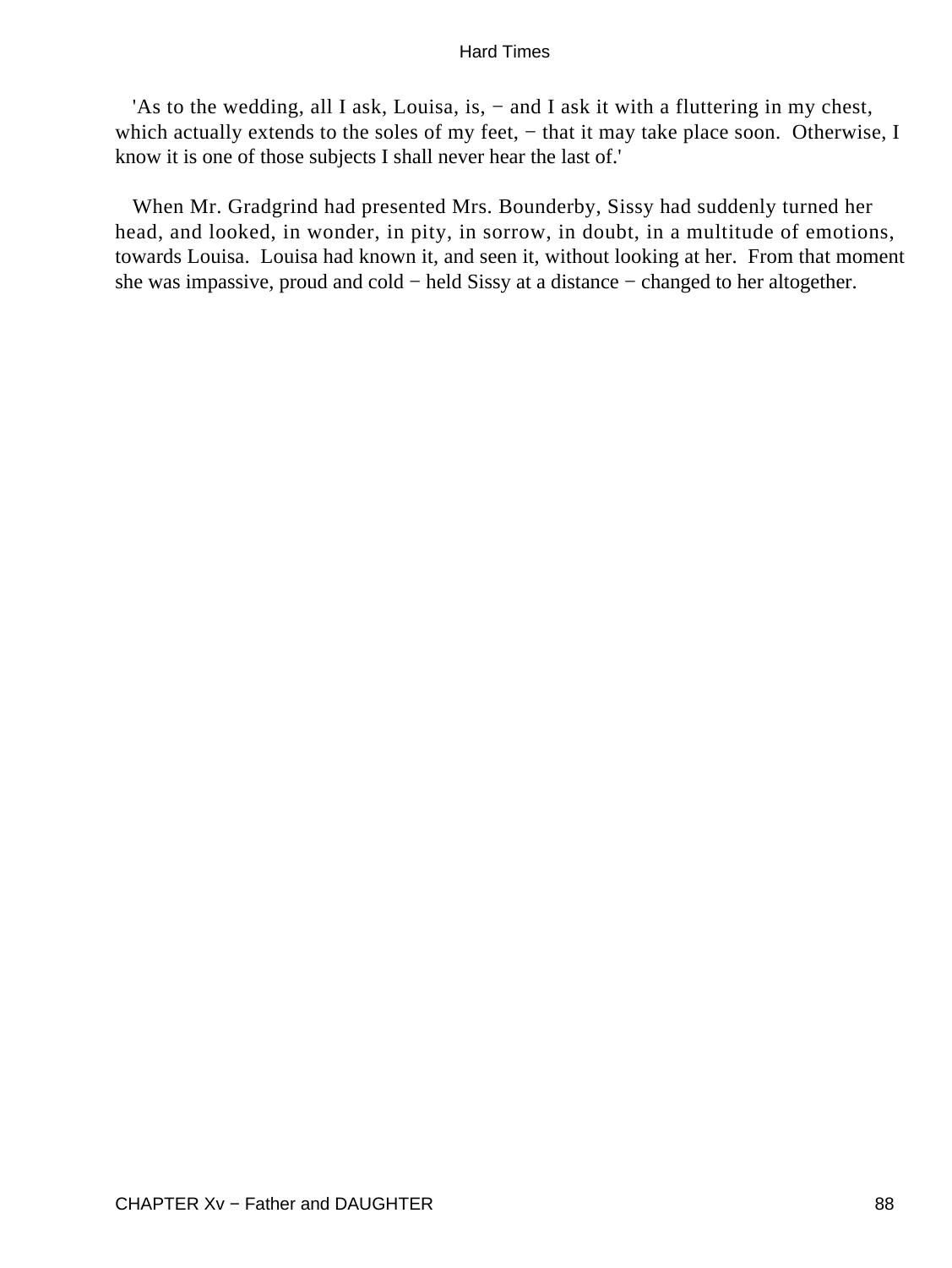'As to the wedding, all I ask, Louisa, is, − and I ask it with a fluttering in my chest, which actually extends to the soles of my feet, − that it may take place soon. Otherwise, I know it is one of those subjects I shall never hear the last of.'

When Mr. Gradgrind had presented Mrs. Bounderby, Sissy had suddenly turned her head, and looked, in wonder, in pity, in sorrow, in doubt, in a multitude of emotions, towards Louisa. Louisa had known it, and seen it, without looking at her. From that moment she was impassive, proud and cold − held Sissy at a distance − changed to her altogether.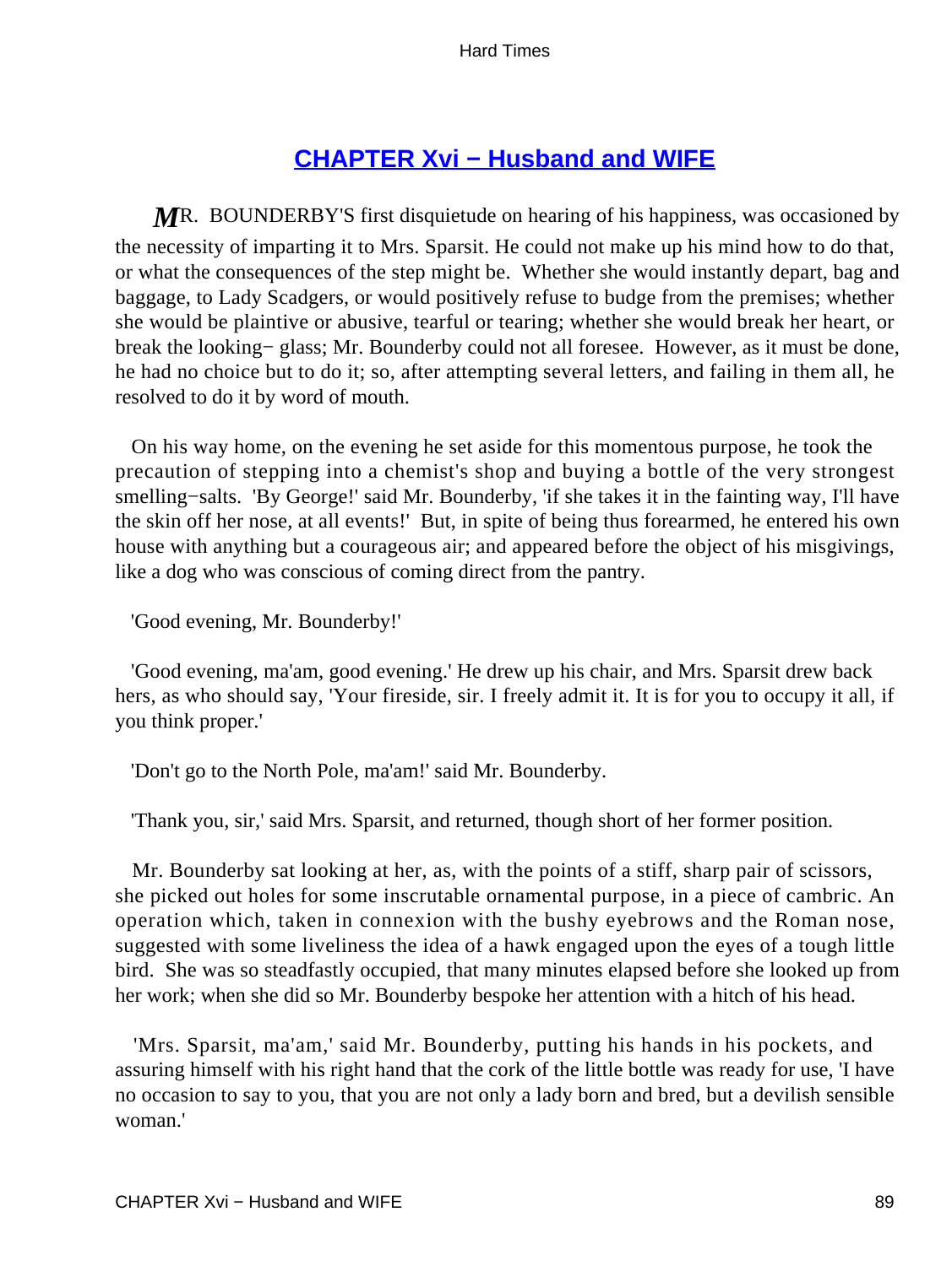## CHAPTER Xvi − Husband and WIFE

MR. BOUNDERBY'S first disquietude on hearing of his happiness, was occasioned by the necessity of imparting it to Mrs. Sparsit. He could not make up his mind how to do that, or what the consequences of the step might be. Whether she would instantly depart, bag and baggage, to Lady Scadgers, or would positively refuse to budge from the premises; whether she would be plaintive or abusive, tearful or tearing; whether she would break her heart, or break the looking− glass; Mr. Bounderby could not all foresee. However, as it must be done, he had no choice but to do it; so, after attempting several letters, and failing in them all, he resolved to do it by word of mouth.

On his way home, on the evening he set aside for this momentous purpose, he took the precaution of stepping into a chemist's shop and buying a bottle of the very strongest smelling−salts. 'By George!' said Mr. Bounderby, 'if she takes it in the fainting way, I'll have the skin off her nose, at all events!' But, in spite of being thus forearmed, he entered his own house with anything but a courageous air; and appeared before the object of his misgivings, like a dog who was conscious of coming direct from the pantry.

'Good evening, Mr. Bounderby!'

'Good evening, ma'am, good evening.' He drew up his chair, and Mrs. Sparsit drew back hers, as who should say, 'Your fireside, sir. I freely admit it. It is for you to occupy it all, if you think proper.'

'Don't go to the North Pole, ma'am!' said Mr. Bounderby.

'Thank you, sir,' said Mrs. Sparsit, and returned, though short of her former position.

Mr. Bounderby sat looking at her, as, with the points of a stiff, sharp pair of scissors, she picked out holes for some inscrutable ornamental purpose, in a piece of cambric. An operation which, taken in connexion with the bushy eyebrows and the Roman nose, suggested with some liveliness the idea of a hawk engaged upon the eyes of a tough little bird. She was so steadfastly occupied, that many minutes elapsed before she looked up from her work; when she did so Mr. Bounderby bespoke her attention with a hitch of his head.

'Mrs. Sparsit, ma'am,' said Mr. Bounderby, putting his hands in his pockets, and assuring himself with his right hand that the cork of the little bottle was ready for use, 'I have no occasion to say to you, that you are not only a lady born and bred, but a devilish sensible woman.'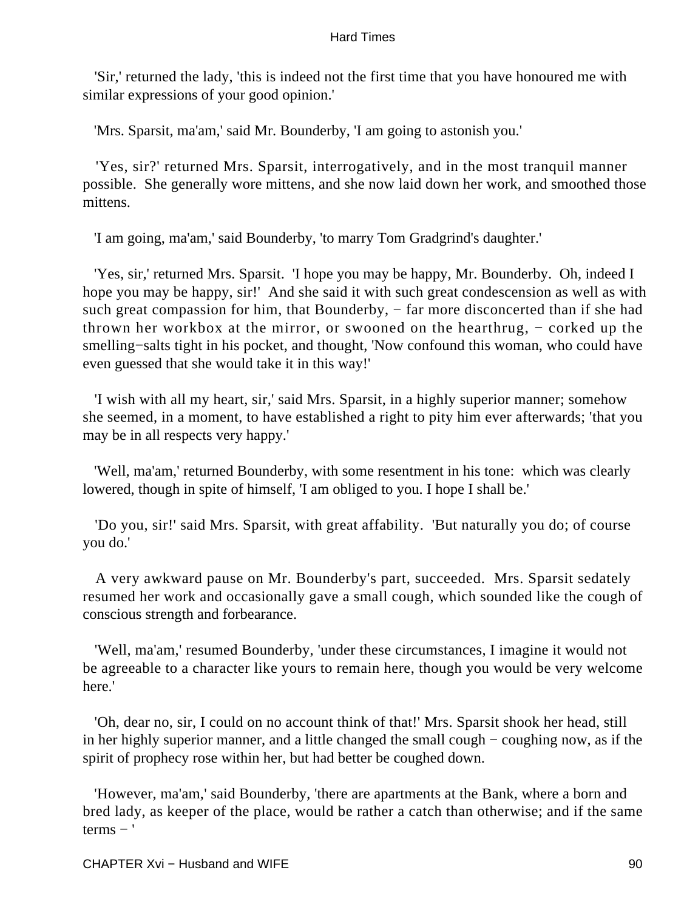'Sir,' returned the lady, 'this is indeed not the first time that you have honoured me with similar expressions of your good opinion.'

'Mrs. Sparsit, ma'am,' said Mr. Bounderby, 'I am going to astonish you.'

'Yes, sir?' returned Mrs. Sparsit, interrogatively, and in the most tranquil manner possible. She generally wore mittens, and she now laid down her work, and smoothed those mittens.

'I am going, ma'am,' said Bounderby, 'to marry Tom Gradgrind's daughter.'

'Yes, sir,' returned Mrs. Sparsit. 'I hope you may be happy, Mr. Bounderby. Oh, indeed I hope you may be happy, sir!' And she said it with such great condescension as well as with such great compassion for him, that Bounderby, − far more disconcerted than if she had thrown her workbox at the mirror, or swooned on the hearthrug, − corked up the smelling−salts tight in his pocket, and thought, 'Now confound this woman, who could have even guessed that she would take it in this way!'

'I wish with all my heart, sir,' said Mrs. Sparsit, in a highly superior manner; somehow she seemed, in a moment, to have established a right to pity him ever afterwards; 'that you may be in all respects very happy.'

'Well, ma'am,' returned Bounderby, with some resentment in his tone: which was clearly lowered, though in spite of himself, 'I am obliged to you. I hope I shall be.'

'Do you, sir!' said Mrs. Sparsit, with great affability. 'But naturally you do; of course you do.'

A very awkward pause on Mr. Bounderby's part, succeeded. Mrs. Sparsit sedately resumed her work and occasionally gave a small cough, which sounded like the cough of conscious strength and forbearance.

'Well, ma'am,' resumed Bounderby, 'under these circumstances, I imagine it would not be agreeable to a character like yours to remain here, though you would be very welcome here.'

'Oh, dear no, sir, I could on no account think of that!' Mrs. Sparsit shook her head, still in her highly superior manner, and a little changed the small cough − coughing now, as if the spirit of prophecy rose within her, but had better be coughed down.

'However, ma'am,' said Bounderby, 'there are apartments at the Bank, where a born and bred lady, as keeper of the place, would be rather a catch than otherwise; and if the same terms − '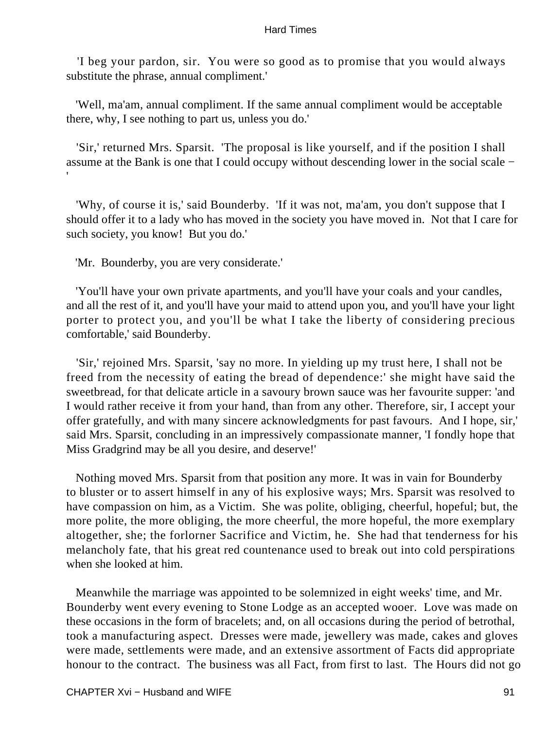'I beg your pardon, sir. You were so good as to promise that you would always substitute the phrase, annual compliment.'

'Well, ma'am, annual compliment. If the same annual compliment would be acceptable there, why, I see nothing to part us, unless you do.'

'Sir,' returned Mrs. Sparsit. 'The proposal is like yourself, and if the position I shall assume at the Bank is one that I could occupy without descending lower in the social scale − '

'Why, of course it is,' said Bounderby. 'If it was not, ma'am, you don't suppose that I should offer it to a lady who has moved in the society you have moved in. Not that I care for such society, you know! But you do.'

'Mr. Bounderby, you are very considerate.'

'You'll have your own private apartments, and you'll have your coals and your candles, and all the rest of it, and you'll have your maid to attend upon you, and you'll have your light porter to protect you, and you'll be what I take the liberty of considering precious comfortable,' said Bounderby.

'Sir,' rejoined Mrs. Sparsit, 'say no more. In yielding up my trust here, I shall not be freed from the necessity of eating the bread of dependence:' she might have said the sweetbread, for that delicate article in a savoury brown sauce was her favourite supper: 'and I would rather receive it from your hand, than from any other. Therefore, sir, I accept your offer gratefully, and with many sincere acknowledgments for past favours. And I hope, sir,' said Mrs. Sparsit, concluding in an impressively compassionate manner, 'I fondly hope that Miss Gradgrind may be all you desire, and deserve!'

Nothing moved Mrs. Sparsit from that position any more. It was in vain for Bounderby to bluster or to assert himself in any of his explosive ways; Mrs. Sparsit was resolved to have compassion on him, as a Victim. She was polite, obliging, cheerful, hopeful; but, the more polite, the more obliging, the more cheerful, the more hopeful, the more exemplary altogether, she; the forlorner Sacrifice and Victim, he. She had that tenderness for his melancholy fate, that his great red countenance used to break out into cold perspirations when she looked at him.

Meanwhile the marriage was appointed to be solemnized in eight weeks' time, and Mr. Bounderby went every evening to Stone Lodge as an accepted wooer. Love was made on these occasions in the form of bracelets; and, on all occasions during the period of betrothal, took a manufacturing aspect. Dresses were made, jewellery was made, cakes and gloves were made, settlements were made, and an extensive assortment of Facts did appropriate honour to the contract. The business was all Fact, from first to last. The Hours did not go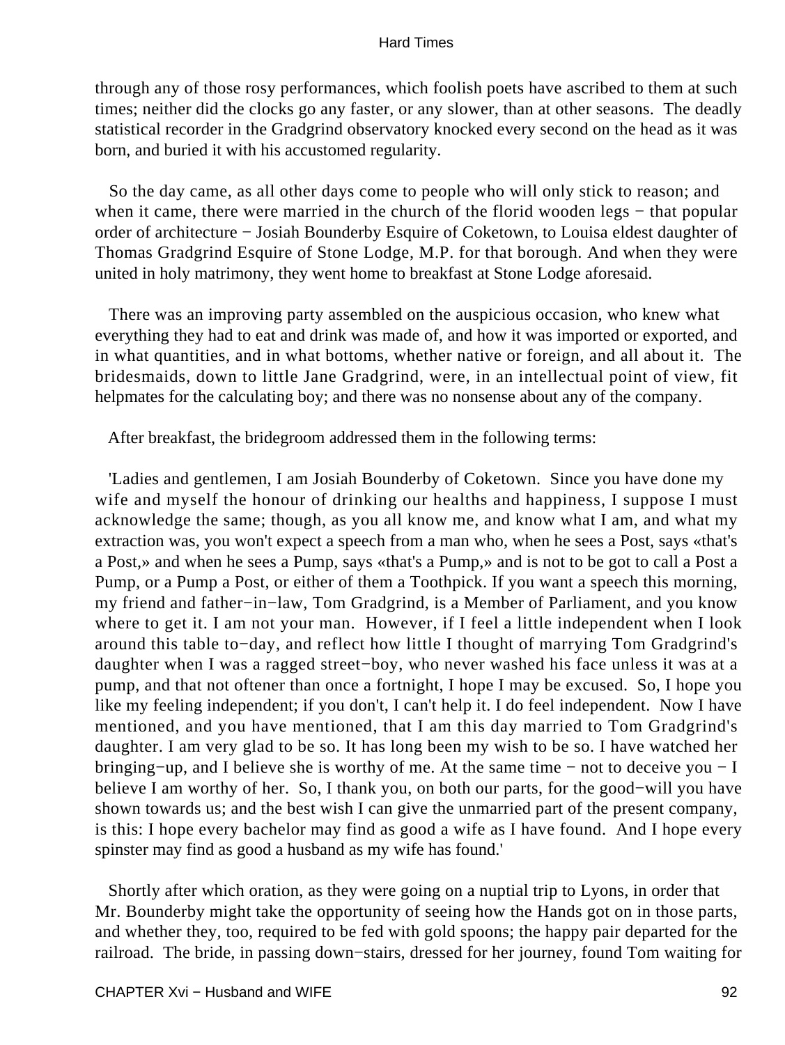through any of those rosy performances, which foolish poets have ascribed to them at such times; neither did the clocks go any faster, or any slower, than at other seasons. The deadly statistical recorder in the Gradgrind observatory knocked every second on the head as it was born, and buried it with his accustomed regularity.

So the day came, as all other days come to people who will only stick to reason; and when it came, there were married in the church of the florid wooden legs − that popular order of architecture − Josiah Bounderby Esquire of Coketown, to Louisa eldest daughter of Thomas Gradgrind Esquire of Stone Lodge, M.P. for that borough. And when they were united in holy matrimony, they went home to breakfast at Stone Lodge aforesaid.

There was an improving party assembled on the auspicious occasion, who knew what everything they had to eat and drink was made of, and how it was imported or exported, and in what quantities, and in what bottoms, whether native or foreign, and all about it. The bridesmaids, down to little Jane Gradgrind, were, in an intellectual point of view, fit helpmates for the calculating boy; and there was no nonsense about any of the company.

After breakfast, the bridegroom addressed them in the following terms:

'Ladies and gentlemen, I am Josiah Bounderby of Coketown. Since you have done my wife and myself the honour of drinking our healths and happiness, I suppose I must acknowledge the same; though, as you all know me, and know what I am, and what my extraction was, you won't expect a speech from a man who, when he sees a Post, says «that's a Post,» and when he sees a Pump, says «that's a Pump,» and is not to be got to call a Post a Pump, or a Pump a Post, or either of them a Toothpick. If you want a speech this morning, my friend and father−in−law, Tom Gradgrind, is a Member of Parliament, and you know where to get it. I am not your man. However, if I feel a little independent when I look around this table to−day, and reflect how little I thought of marrying Tom Gradgrind's daughter when I was a ragged street−boy, who never washed his face unless it was at a pump, and that not oftener than once a fortnight, I hope I may be excused. So, I hope you like my feeling independent; if you don't, I can't help it. I do feel independent. Now I have mentioned, and you have mentioned, that I am this day married to Tom Gradgrind's daughter. I am very glad to be so. It has long been my wish to be so. I have watched her bringing−up, and I believe she is worthy of me. At the same time − not to deceive you − I believe I am worthy of her. So, I thank you, on both our parts, for the good−will you have shown towards us; and the best wish I can give the unmarried part of the present company, is this: I hope every bachelor may find as good a wife as I have found. And I hope every spinster may find as good a husband as my wife has found.'

Shortly after which oration, as they were going on a nuptial trip to Lyons, in order that Mr. Bounderby might take the opportunity of seeing how the Hands got on in those parts, and whether they, too, required to be fed with gold spoons; the happy pair departed for the railroad. The bride, in passing down−stairs, dressed for her journey, found Tom waiting for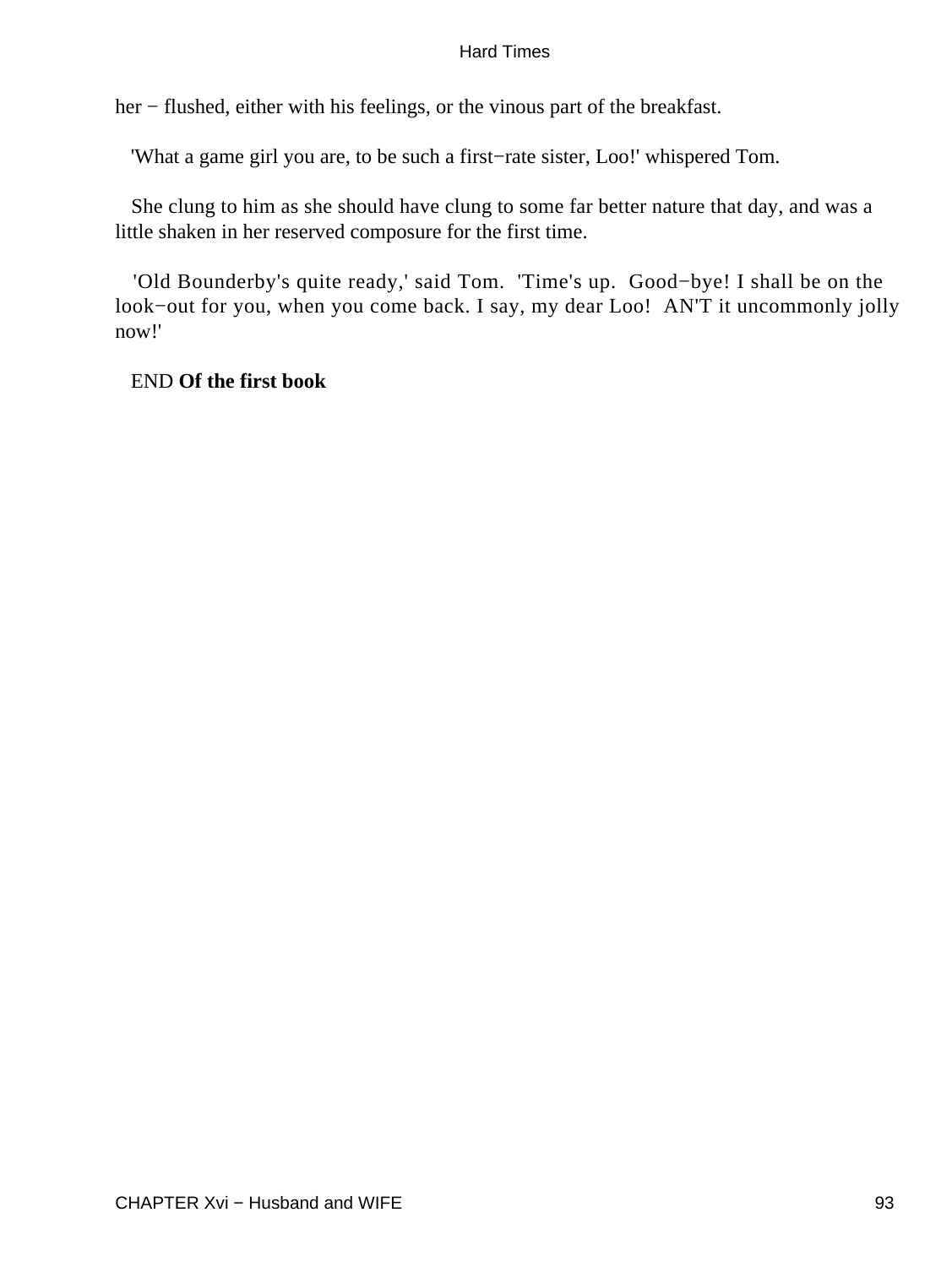her − flushed, either with his feelings, or the vinous part of the breakfast.

'What a game girl you are, to be such a first−rate sister, Loo!' whispered Tom.

She clung to him as she should have clung to some far better nature that day, and was a little shaken in her reserved composure for the first time.

'Old Bounderby's quite ready,' said Tom. 'Time's up. Good−bye! I shall be on the look−out for you, when you come back. I say, my dear Loo! AN'T it uncommonly jolly now!'

END **Of the first book**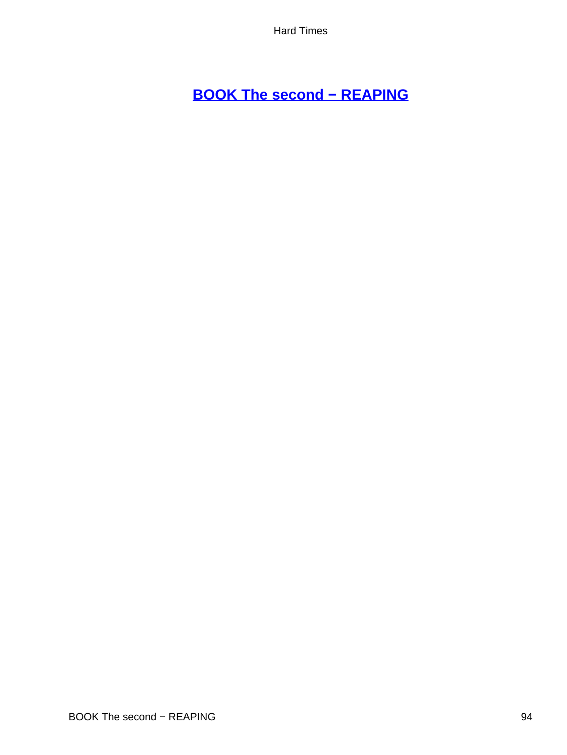# BOOK The second − REAPING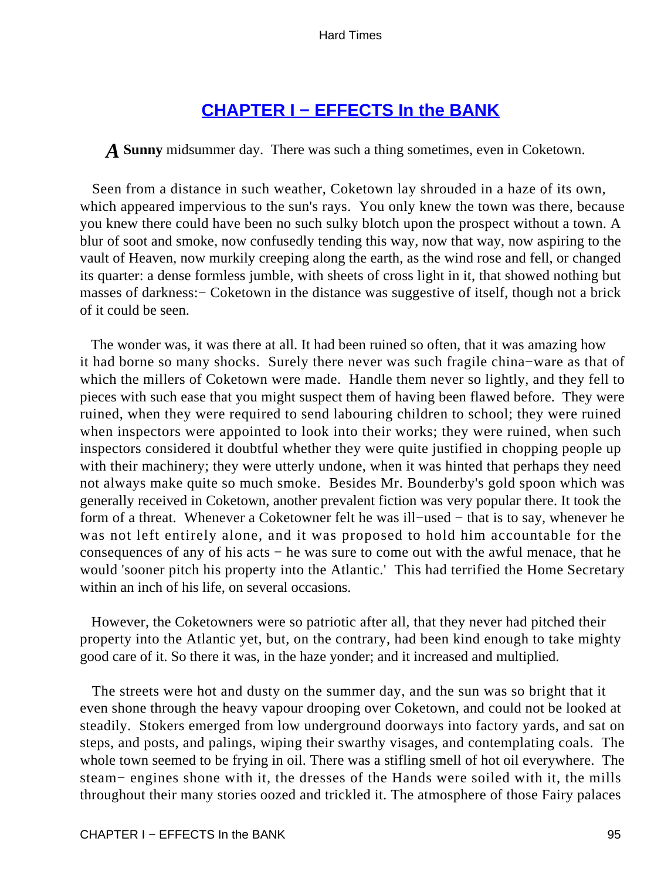## CHAPTER I − EFFECTS In the BANK

*A* **Sunny** midsummer day. There was such a thing sometimes, even in Coketown.

Seen from a distance in such weather, Coketown lay shrouded in a haze of its own, which appeared impervious to the sun's rays. You only knew the town was there, because you knew there could have been no such sulky blotch upon the prospect without a town. A blur of soot and smoke, now confusedly tending this way, now that way, now aspiring to the vault of Heaven, now murkily creeping along the earth, as the wind rose and fell, or changed its quarter: a dense formless jumble, with sheets of cross light in it, that showed nothing but masses of darkness:− Coketown in the distance was suggestive of itself, though not a brick of it could be seen.

The wonder was, it was there at all. It had been ruined so often, that it was amazing how it had borne so many shocks. Surely there never was such fragile china−ware as that of which the millers of Coketown were made. Handle them never so lightly, and they fell to pieces with such ease that you might suspect them of having been flawed before. They were ruined, when they were required to send labouring children to school; they were ruined when inspectors were appointed to look into their works; they were ruined, when such inspectors considered it doubtful whether they were quite justified in chopping people up with their machinery; they were utterly undone, when it was hinted that perhaps they need not always make quite so much smoke. Besides Mr. Bounderby's gold spoon which was generally received in Coketown, another prevalent fiction was very popular there. It took the form of a threat. Whenever a Coketowner felt he was ill−used − that is to say, whenever he was not left entirely alone, and it was proposed to hold him accountable for the consequences of any of his acts − he was sure to come out with the awful menace, that he would 'sooner pitch his property into the Atlantic.' This had terrified the Home Secretary within an inch of his life, on several occasions.

However, the Coketowners were so patriotic after all, that they never had pitched their property into the Atlantic yet, but, on the contrary, had been kind enough to take mighty good care of it. So there it was, in the haze yonder; and it increased and multiplied.

The streets were hot and dusty on the summer day, and the sun was so bright that it even shone through the heavy vapour drooping over Coketown, and could not be looked at steadily. Stokers emerged from low underground doorways into factory yards, and sat on steps, and posts, and palings, wiping their swarthy visages, and contemplating coals. The whole town seemed to be frying in oil. There was a stifling smell of hot oil everywhere. The steam− engines shone with it, the dresses of the Hands were soiled with it, the mills throughout their many stories oozed and trickled it. The atmosphere of those Fairy palaces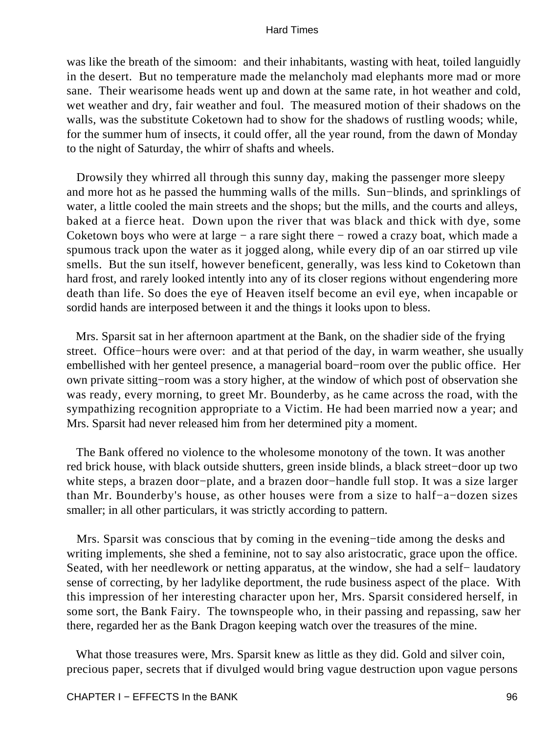was like the breath of the simoom: and their inhabitants, wasting with heat, toiled languidly in the desert. But no temperature made the melancholy mad elephants more mad or more sane. Their wearisome heads went up and down at the same rate, in hot weather and cold, wet weather and dry, fair weather and foul. The measured motion of their shadows on the walls, was the substitute Coketown had to show for the shadows of rustling woods; while, for the summer hum of insects, it could offer, all the year round, from the dawn of Monday to the night of Saturday, the whirr of shafts and wheels.

Drowsily they whirred all through this sunny day, making the passenger more sleepy and more hot as he passed the humming walls of the mills. Sun−blinds, and sprinklings of water, a little cooled the main streets and the shops; but the mills, and the courts and alleys, baked at a fierce heat. Down upon the river that was black and thick with dye, some Coketown boys who were at large − a rare sight there − rowed a crazy boat, which made a spumous track upon the water as it jogged along, while every dip of an oar stirred up vile smells. But the sun itself, however beneficent, generally, was less kind to Coketown than hard frost, and rarely looked intently into any of its closer regions without engendering more death than life. So does the eye of Heaven itself become an evil eye, when incapable or sordid hands are interposed between it and the things it looks upon to bless.

Mrs. Sparsit sat in her afternoon apartment at the Bank, on the shadier side of the frying street. Office−hours were over: and at that period of the day, in warm weather, she usually embellished with her genteel presence, a managerial board−room over the public office. Her own private sitting−room was a story higher, at the window of which post of observation she was ready, every morning, to greet Mr. Bounderby, as he came across the road, with the sympathizing recognition appropriate to a Victim. He had been married now a year; and Mrs. Sparsit had never released him from her determined pity a moment.

The Bank offered no violence to the wholesome monotony of the town. It was another red brick house, with black outside shutters, green inside blinds, a black street−door up two white steps, a brazen door−plate, and a brazen door−handle full stop. It was a size larger than Mr. Bounderby's house, as other houses were from a size to half−a−dozen sizes smaller; in all other particulars, it was strictly according to pattern.

Mrs. Sparsit was conscious that by coming in the evening−tide among the desks and writing implements, she shed a feminine, not to say also aristocratic, grace upon the office. Seated, with her needlework or netting apparatus, at the window, she had a self− laudatory sense of correcting, by her ladylike deportment, the rude business aspect of the place. With this impression of her interesting character upon her, Mrs. Sparsit considered herself, in some sort, the Bank Fairy. The townspeople who, in their passing and repassing, saw her there, regarded her as the Bank Dragon keeping watch over the treasures of the mine.

What those treasures were, Mrs. Sparsit knew as little as they did. Gold and silver coin, precious paper, secrets that if divulged would bring vague destruction upon vague persons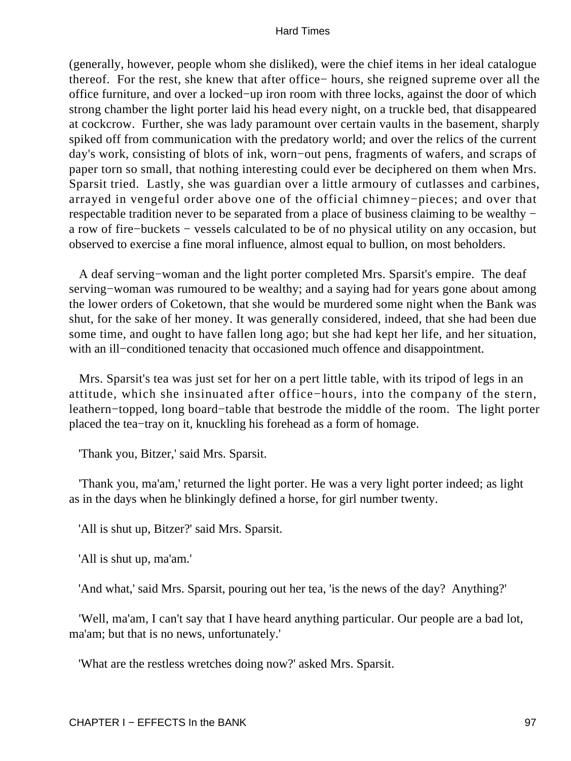(generally, however, people whom she disliked), were the chief items in her ideal catalogue thereof. For the rest, she knew that after office− hours, she reigned supreme over all the office furniture, and over a locked−up iron room with three locks, against the door of which strong chamber the light porter laid his head every night, on a truckle bed, that disappeared at cockcrow. Further, she was lady paramount over certain vaults in the basement, sharply spiked off from communication with the predatory world; and over the relics of the current day's work, consisting of blots of ink, worn−out pens, fragments of wafers, and scraps of paper torn so small, that nothing interesting could ever be deciphered on them when Mrs. Sparsit tried. Lastly, she was guardian over a little armoury of cutlasses and carbines, arrayed in vengeful order above one of the official chimney−pieces; and over that respectable tradition never to be separated from a place of business claiming to be wealthy − a row of fire−buckets − vessels calculated to be of no physical utility on any occasion, but observed to exercise a fine moral influence, almost equal to bullion, on most beholders.

A deaf serving−woman and the light porter completed Mrs. Sparsit's empire. The deaf serving−woman was rumoured to be wealthy; and a saying had for years gone about among the lower orders of Coketown, that she would be murdered some night when the Bank was shut, for the sake of her money. It was generally considered, indeed, that she had been due some time, and ought to have fallen long ago; but she had kept her life, and her situation, with an ill−conditioned tenacity that occasioned much offence and disappointment.

Mrs. Sparsit's tea was just set for her on a pert little table, with its tripod of legs in an attitude, which she insinuated after office−hours, into the company of the stern, leathern−topped, long board−table that bestrode the middle of the room. The light porter placed the tea−tray on it, knuckling his forehead as a form of homage.

'Thank you, Bitzer,' said Mrs. Sparsit.

'Thank you, ma'am,' returned the light porter. He was a very light porter indeed; as light as in the days when he blinkingly defined a horse, for girl number twenty.

'All is shut up, Bitzer?' said Mrs. Sparsit.

'All is shut up, ma'am.'

'And what,' said Mrs. Sparsit, pouring out her tea, 'is the news of the day? Anything?'

'Well, ma'am, I can't say that I have heard anything particular. Our people are a bad lot, ma'am; but that is no news, unfortunately.'

'What are the restless wretches doing now?' asked Mrs. Sparsit.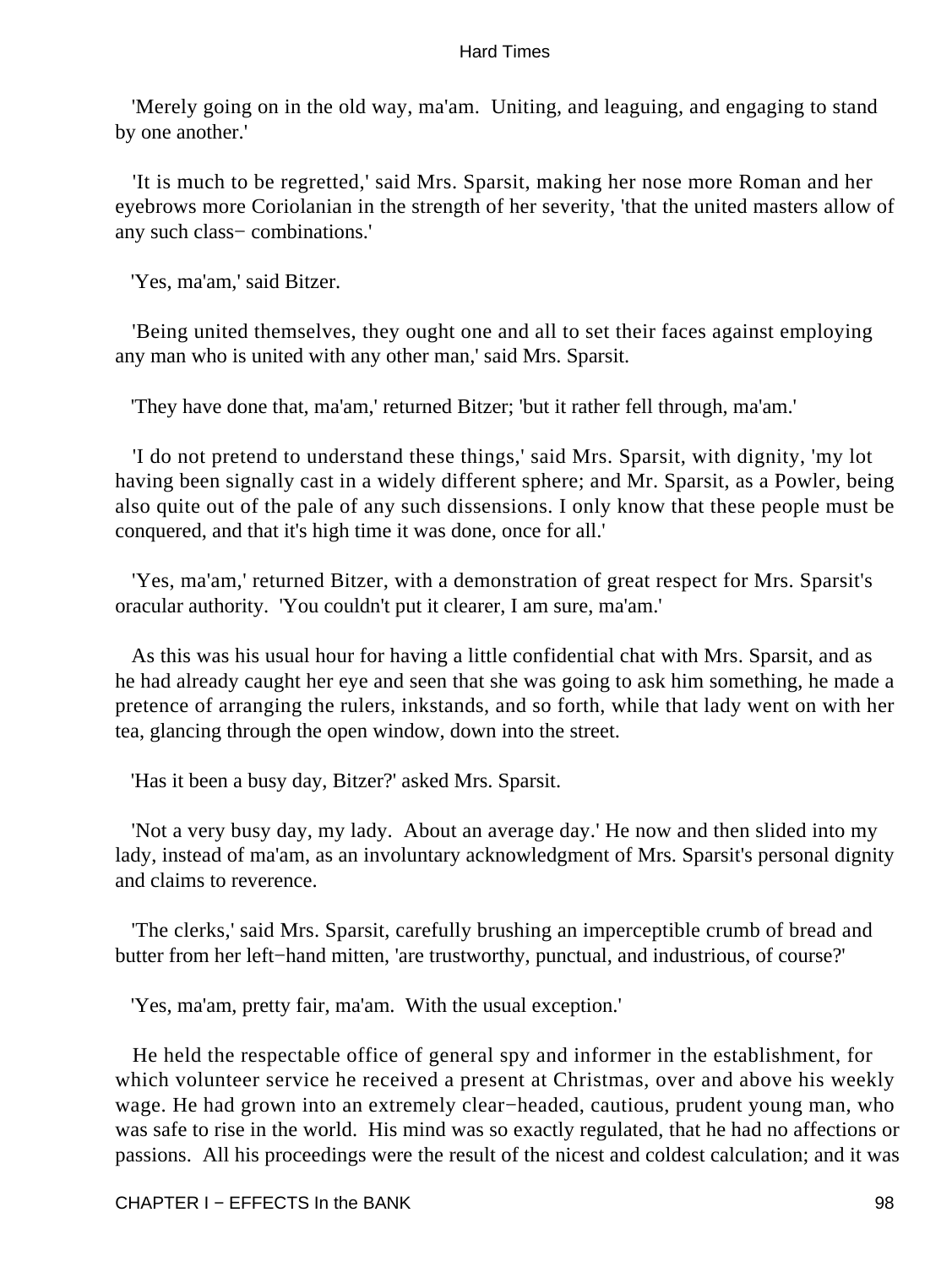'Merely going on in the old way, ma'am. Uniting, and leaguing, and engaging to stand by one another.'

'It is much to be regretted,' said Mrs. Sparsit, making her nose more Roman and her eyebrows more Coriolanian in the strength of her severity, 'that the united masters allow of any such class− combinations.'

'Yes, ma'am,' said Bitzer.

'Being united themselves, they ought one and all to set their faces against employing any man who is united with any other man,' said Mrs. Sparsit.

'They have done that, ma'am,' returned Bitzer; 'but it rather fell through, ma'am.'

'I do not pretend to understand these things,' said Mrs. Sparsit, with dignity, 'my lot having been signally cast in a widely different sphere; and Mr. Sparsit, as a Powler, being also quite out of the pale of any such dissensions. I only know that these people must be conquered, and that it's high time it was done, once for all.'

'Yes, ma'am,' returned Bitzer, with a demonstration of great respect for Mrs. Sparsit's oracular authority. 'You couldn't put it clearer, I am sure, ma'am.'

As this was his usual hour for having a little confidential chat with Mrs. Sparsit, and as he had already caught her eye and seen that she was going to ask him something, he made a pretence of arranging the rulers, inkstands, and so forth, while that lady went on with her tea, glancing through the open window, down into the street.

'Has it been a busy day, Bitzer?' asked Mrs. Sparsit.

'Not a very busy day, my lady. About an average day.' He now and then slided into my lady, instead of ma'am, as an involuntary acknowledgment of Mrs. Sparsit's personal dignity and claims to reverence.

'The clerks,' said Mrs. Sparsit, carefully brushing an imperceptible crumb of bread and butter from her left−hand mitten, 'are trustworthy, punctual, and industrious, of course?'

'Yes, ma'am, pretty fair, ma'am. With the usual exception.'

He held the respectable office of general spy and informer in the establishment, for which volunteer service he received a present at Christmas, over and above his weekly wage. He had grown into an extremely clear−headed, cautious, prudent young man, who was safe to rise in the world. His mind was so exactly regulated, that he had no affections or passions. All his proceedings were the result of the nicest and coldest calculation; and it was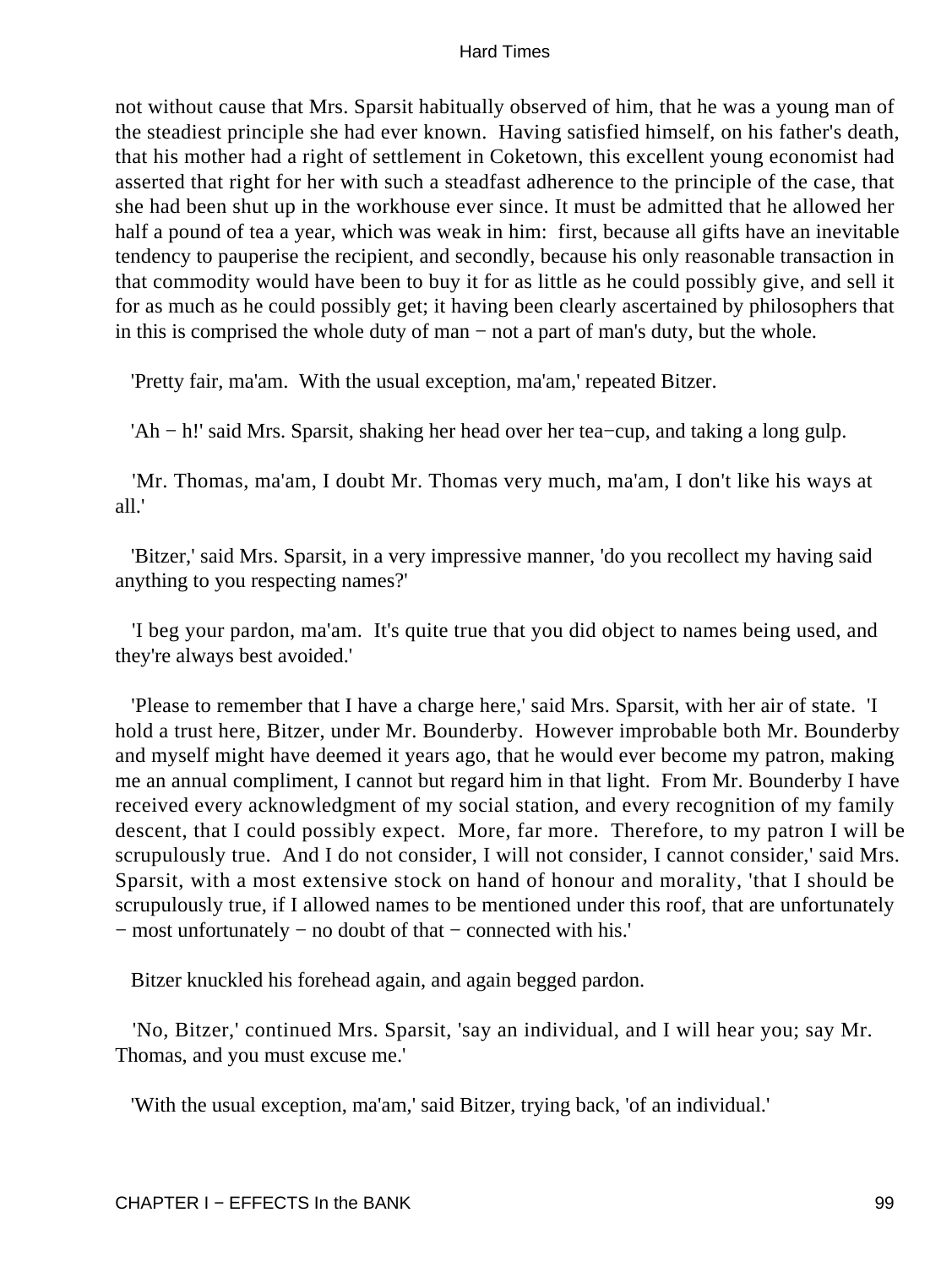not without cause that Mrs. Sparsit habitually observed of him, that he was a young man of the steadiest principle she had ever known. Having satisfied himself, on his father's death, that his mother had a right of settlement in Coketown, this excellent young economist had asserted that right for her with such a steadfast adherence to the principle of the case, that she had been shut up in the workhouse ever since. It must be admitted that he allowed her half a pound of tea a year, which was weak in him: first, because all gifts have an inevitable tendency to pauperise the recipient, and secondly, because his only reasonable transaction in that commodity would have been to buy it for as little as he could possibly give, and sell it for as much as he could possibly get; it having been clearly ascertained by philosophers that in this is comprised the whole duty of man − not a part of man's duty, but the whole.

'Pretty fair, ma'am. With the usual exception, ma'am,' repeated Bitzer.

'Ah − h!' said Mrs. Sparsit, shaking her head over her tea−cup, and taking a long gulp.

'Mr. Thomas, ma'am, I doubt Mr. Thomas very much, ma'am, I don't like his ways at all.'

'Bitzer,' said Mrs. Sparsit, in a very impressive manner, 'do you recollect my having said anything to you respecting names?'

'I beg your pardon, ma'am. It's quite true that you did object to names being used, and they're always best avoided.'

'Please to remember that I have a charge here,' said Mrs. Sparsit, with her air of state. 'I hold a trust here, Bitzer, under Mr. Bounderby. However improbable both Mr. Bounderby and myself might have deemed it years ago, that he would ever become my patron, making me an annual compliment, I cannot but regard him in that light. From Mr. Bounderby I have received every acknowledgment of my social station, and every recognition of my family descent, that I could possibly expect. More, far more. Therefore, to my patron I will be scrupulously true. And I do not consider, I will not consider, I cannot consider,' said Mrs. Sparsit, with a most extensive stock on hand of honour and morality, 'that I should be scrupulously true, if I allowed names to be mentioned under this roof, that are unfortunately − most unfortunately − no doubt of that − connected with his.'

Bitzer knuckled his forehead again, and again begged pardon.

'No, Bitzer,' continued Mrs. Sparsit, 'say an individual, and I will hear you; say Mr. Thomas, and you must excuse me.'

'With the usual exception, ma'am,' said Bitzer, trying back, 'of an individual.'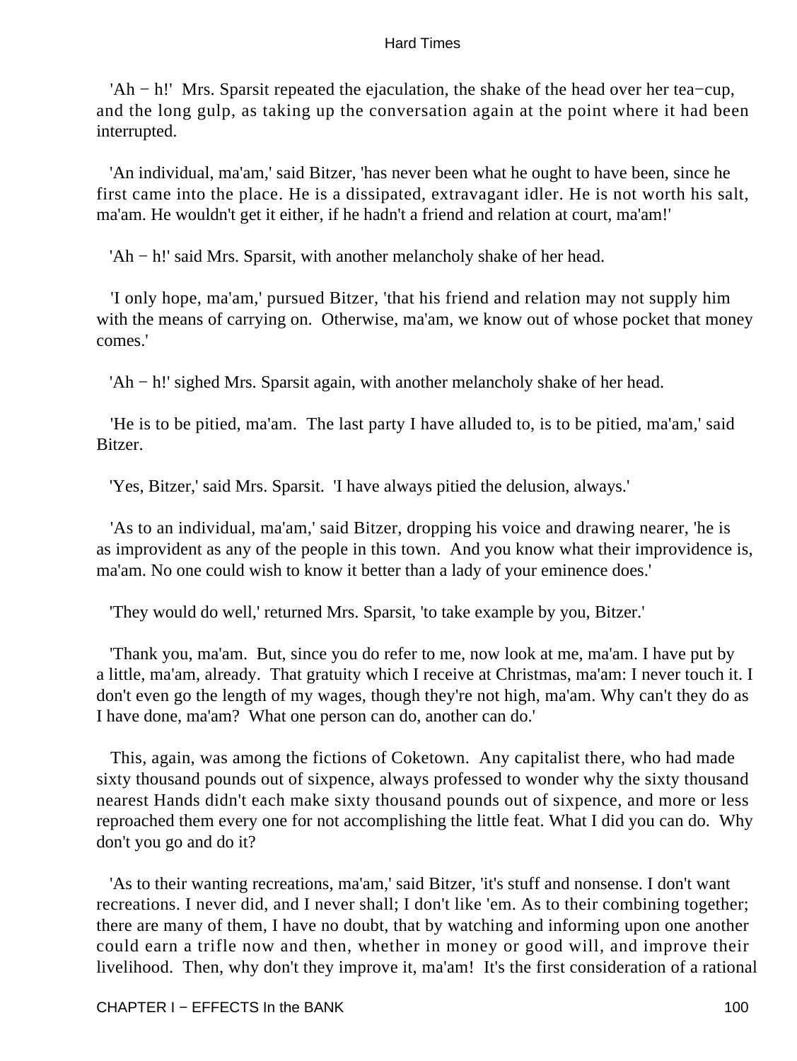'Ah − h!' Mrs. Sparsit repeated the ejaculation, the shake of the head over her tea−cup, and the long gulp, as taking up the conversation again at the point where it had been interrupted.

'An individual, ma'am,' said Bitzer, 'has never been what he ought to have been, since he first came into the place. He is a dissipated, extravagant idler. He is not worth his salt, ma'am. He wouldn't get it either, if he hadn't a friend and relation at court, ma'am!'

'Ah − h!' said Mrs. Sparsit, with another melancholy shake of her head.

'I only hope, ma'am,' pursued Bitzer, 'that his friend and relation may not supply him with the means of carrying on. Otherwise, ma'am, we know out of whose pocket that money comes.'

'Ah − h!' sighed Mrs. Sparsit again, with another melancholy shake of her head.

'He is to be pitied, ma'am. The last party I have alluded to, is to be pitied, ma'am,' said Bitzer.

'Yes, Bitzer,' said Mrs. Sparsit. 'I have always pitied the delusion, always.'

'As to an individual, ma'am,' said Bitzer, dropping his voice and drawing nearer, 'he is as improvident as any of the people in this town. And you know what their improvidence is, ma'am. No one could wish to know it better than a lady of your eminence does.'

'They would do well,' returned Mrs. Sparsit, 'to take example by you, Bitzer.'

'Thank you, ma'am. But, since you do refer to me, now look at me, ma'am. I have put by a little, ma'am, already. That gratuity which I receive at Christmas, ma'am: I never touch it. I don't even go the length of my wages, though they're not high, ma'am. Why can't they do as I have done, ma'am? What one person can do, another can do.'

This, again, was among the fictions of Coketown. Any capitalist there, who had made sixty thousand pounds out of sixpence, always professed to wonder why the sixty thousand nearest Hands didn't each make sixty thousand pounds out of sixpence, and more or less reproached them every one for not accomplishing the little feat. What I did you can do. Why don't you go and do it?

'As to their wanting recreations, ma'am,' said Bitzer, 'it's stuff and nonsense. I don't want recreations. I never did, and I never shall; I don't like 'em. As to their combining together; there are many of them, I have no doubt, that by watching and informing upon one another could earn a trifle now and then, whether in money or good will, and improve their livelihood. Then, why don't they improve it, ma'am! It's the first consideration of a rational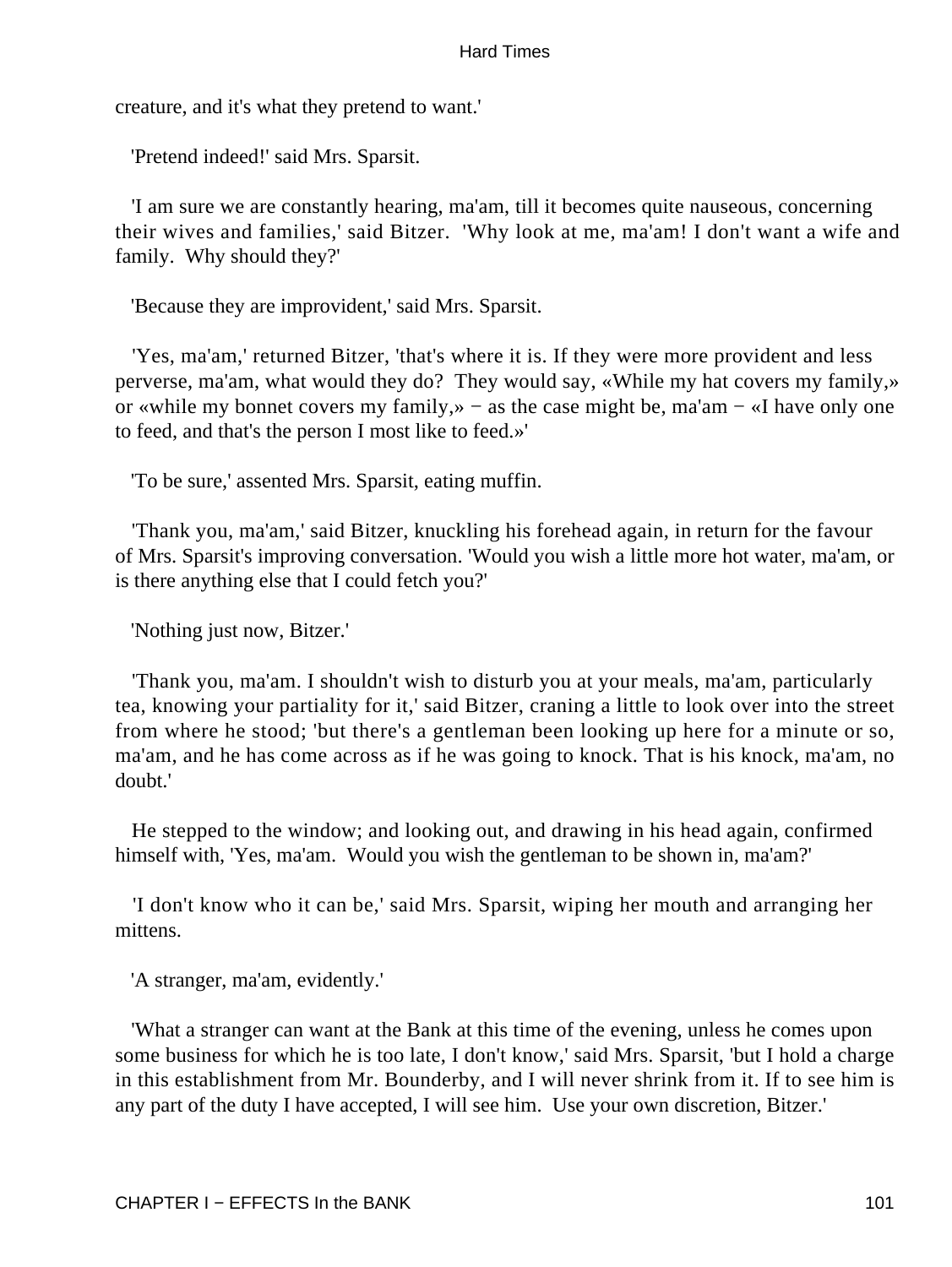creature, and it's what they pretend to want.'

'Pretend indeed!' said Mrs. Sparsit.

'I am sure we are constantly hearing, ma'am, till it becomes quite nauseous, concerning their wives and families,' said Bitzer. 'Why look at me, ma'am! I don't want a wife and family. Why should they?'

'Because they are improvident,' said Mrs. Sparsit.

'Yes, ma'am,' returned Bitzer, 'that's where it is. If they were more provident and less perverse, ma'am, what would they do? They would say, «While my hat covers my family,» or «while my bonnet covers my family,» − as the case might be, ma'am − «I have only one to feed, and that's the person I most like to feed.»'

'To be sure,' assented Mrs. Sparsit, eating muffin.

'Thank you, ma'am,' said Bitzer, knuckling his forehead again, in return for the favour of Mrs. Sparsit's improving conversation. 'Would you wish a little more hot water, ma'am, or is there anything else that I could fetch you?'

'Nothing just now, Bitzer.'

'Thank you, ma'am. I shouldn't wish to disturb you at your meals, ma'am, particularly tea, knowing your partiality for it,' said Bitzer, craning a little to look over into the street from where he stood; 'but there's a gentleman been looking up here for a minute or so, ma'am, and he has come across as if he was going to knock. That is his knock, ma'am, no doubt.'

He stepped to the window; and looking out, and drawing in his head again, confirmed himself with, 'Yes, ma'am. Would you wish the gentleman to be shown in, ma'am?'

'I don't know who it can be,' said Mrs. Sparsit, wiping her mouth and arranging her mittens.

'A stranger, ma'am, evidently.'

'What a stranger can want at the Bank at this time of the evening, unless he comes upon some business for which he is too late, I don't know,' said Mrs. Sparsit, 'but I hold a charge in this establishment from Mr. Bounderby, and I will never shrink from it. If to see him is any part of the duty I have accepted, I will see him. Use your own discretion, Bitzer.'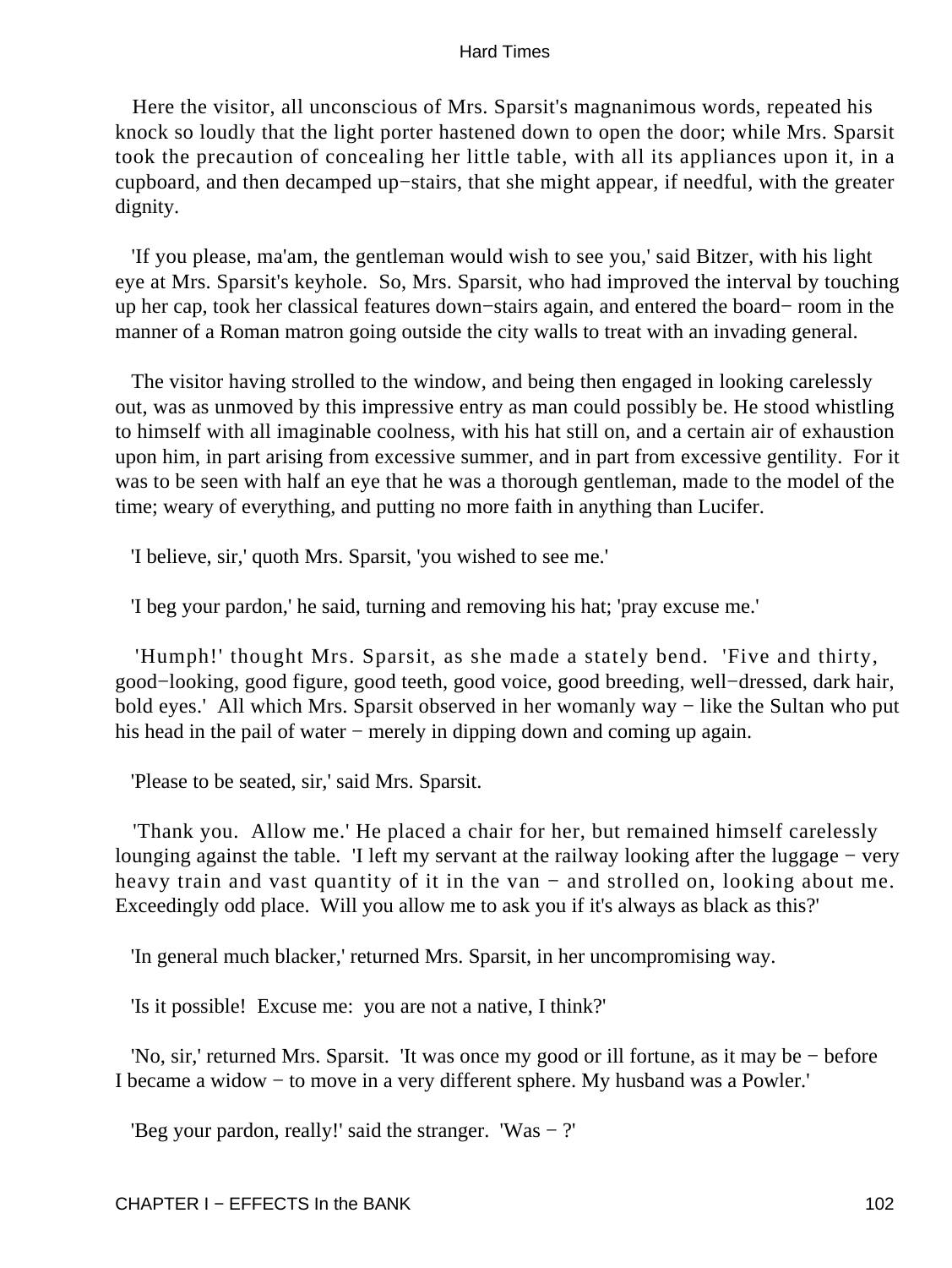Here the visitor, all unconscious of Mrs. Sparsit's magnanimous words, repeated his knock so loudly that the light porter hastened down to open the door; while Mrs. Sparsit took the precaution of concealing her little table, with all its appliances upon it, in a cupboard, and then decamped up−stairs, that she might appear, if needful, with the greater dignity.

'If you please, ma'am, the gentleman would wish to see you,' said Bitzer, with his light eye at Mrs. Sparsit's keyhole. So, Mrs. Sparsit, who had improved the interval by touching up her cap, took her classical features down−stairs again, and entered the board− room in the manner of a Roman matron going outside the city walls to treat with an invading general.

The visitor having strolled to the window, and being then engaged in looking carelessly out, was as unmoved by this impressive entry as man could possibly be. He stood whistling to himself with all imaginable coolness, with his hat still on, and a certain air of exhaustion upon him, in part arising from excessive summer, and in part from excessive gentility. For it was to be seen with half an eye that he was a thorough gentleman, made to the model of the time; weary of everything, and putting no more faith in anything than Lucifer.

'I believe, sir,' quoth Mrs. Sparsit, 'you wished to see me.'

'I beg your pardon,' he said, turning and removing his hat; 'pray excuse me.'

'Humph!' thought Mrs. Sparsit, as she made a stately bend. 'Five and thirty, good−looking, good figure, good teeth, good voice, good breeding, well−dressed, dark hair, bold eyes.' All which Mrs. Sparsit observed in her womanly way − like the Sultan who put his head in the pail of water − merely in dipping down and coming up again.

'Please to be seated, sir,' said Mrs. Sparsit.

'Thank you. Allow me.' He placed a chair for her, but remained himself carelessly lounging against the table. 'I left my servant at the railway looking after the luggage − very heavy train and vast quantity of it in the van − and strolled on, looking about me. Exceedingly odd place. Will you allow me to ask you if it's always as black as this?'

'In general much blacker,' returned Mrs. Sparsit, in her uncompromising way.

'Is it possible! Excuse me: you are not a native, I think?'

'No, sir,' returned Mrs. Sparsit. 'It was once my good or ill fortune, as it may be − before I became a widow − to move in a very different sphere. My husband was a Powler.'

'Beg your pardon, really!' said the stranger. 'Was − ?'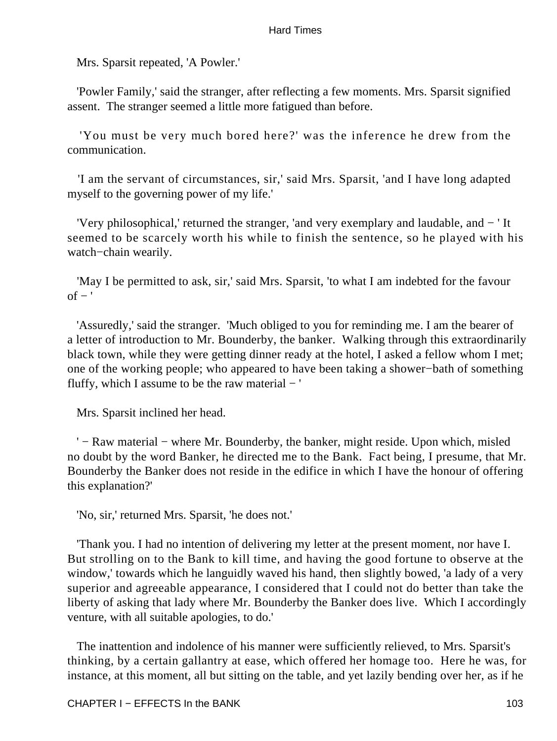Mrs. Sparsit repeated, 'A Powler.'

'Powler Family,' said the stranger, after reflecting a few moments. Mrs. Sparsit signified assent. The stranger seemed a little more fatigued than before.

'You must be very much bored here?' was the inference he drew from the communication.

'I am the servant of circumstances, sir,' said Mrs. Sparsit, 'and I have long adapted myself to the governing power of my life.'

'Very philosophical,' returned the stranger, 'and very exemplary and laudable, and − ' It seemed to be scarcely worth his while to finish the sentence, so he played with his watch−chain wearily.

'May I be permitted to ask, sir,' said Mrs. Sparsit, 'to what I am indebted for the favour of − '

'Assuredly,' said the stranger. 'Much obliged to you for reminding me. I am the bearer of a letter of introduction to Mr. Bounderby, the banker. Walking through this extraordinarily black town, while they were getting dinner ready at the hotel, I asked a fellow whom I met; one of the working people; who appeared to have been taking a shower−bath of something fluffy, which I assume to be the raw material − '

Mrs. Sparsit inclined her head.

' − Raw material − where Mr. Bounderby, the banker, might reside. Upon which, misled no doubt by the word Banker, he directed me to the Bank. Fact being, I presume, that Mr. Bounderby the Banker does not reside in the edifice in which I have the honour of offering this explanation?'

'No, sir,' returned Mrs. Sparsit, 'he does not.'

'Thank you. I had no intention of delivering my letter at the present moment, nor have I. But strolling on to the Bank to kill time, and having the good fortune to observe at the window,' towards which he languidly waved his hand, then slightly bowed, 'a lady of a very superior and agreeable appearance, I considered that I could not do better than take the liberty of asking that lady where Mr. Bounderby the Banker does live. Which I accordingly venture, with all suitable apologies, to do.'

The inattention and indolence of his manner were sufficiently relieved, to Mrs. Sparsit's thinking, by a certain gallantry at ease, which offered her homage too. Here he was, for instance, at this moment, all but sitting on the table, and yet lazily bending over her, as if he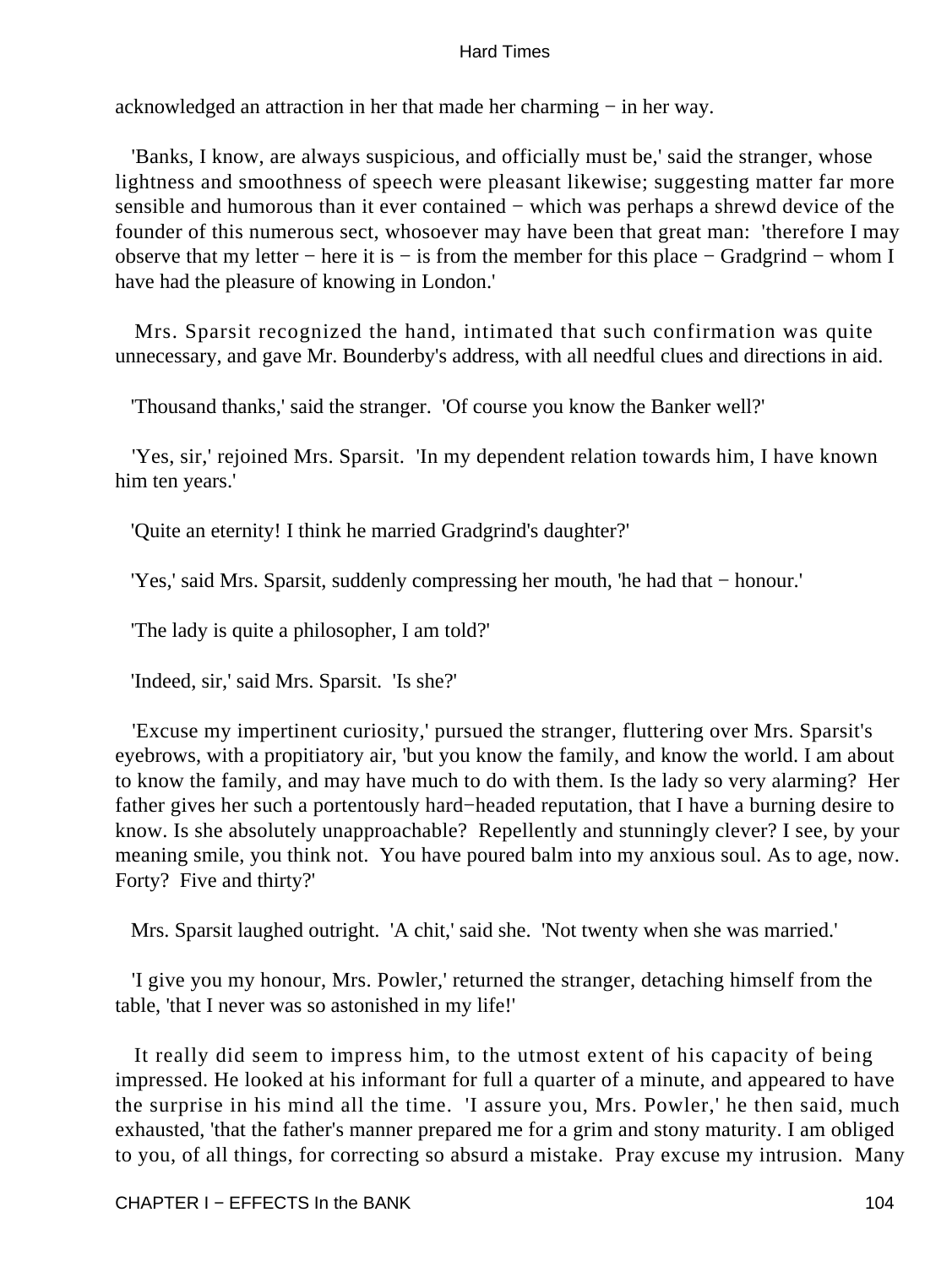acknowledged an attraction in her that made her charming − in her way.

'Banks, I know, are always suspicious, and officially must be,' said the stranger, whose lightness and smoothness of speech were pleasant likewise; suggesting matter far more sensible and humorous than it ever contained − which was perhaps a shrewd device of the founder of this numerous sect, whosoever may have been that great man: 'therefore I may observe that my letter − here it is − is from the member for this place − Gradgrind − whom I have had the pleasure of knowing in London.'

Mrs. Sparsit recognized the hand, intimated that such confirmation was quite unnecessary, and gave Mr. Bounderby's address, with all needful clues and directions in aid.

'Thousand thanks,' said the stranger. 'Of course you know the Banker well?'

'Yes, sir,' rejoined Mrs. Sparsit. 'In my dependent relation towards him, I have known him ten years.'

'Quite an eternity! I think he married Gradgrind's daughter?'

'Yes,' said Mrs. Sparsit, suddenly compressing her mouth, 'he had that − honour.'

'The lady is quite a philosopher, I am told?'

'Indeed, sir,' said Mrs. Sparsit. 'Is she?'

'Excuse my impertinent curiosity,' pursued the stranger, fluttering over Mrs. Sparsit's eyebrows, with a propitiatory air, 'but you know the family, and know the world. I am about to know the family, and may have much to do with them. Is the lady so very alarming? Her father gives her such a portentously hard−headed reputation, that I have a burning desire to know. Is she absolutely unapproachable? Repellently and stunningly clever? I see, by your meaning smile, you think not. You have poured balm into my anxious soul. As to age, now. Forty? Five and thirty?'

Mrs. Sparsit laughed outright. 'A chit,' said she. 'Not twenty when she was married.'

'I give you my honour, Mrs. Powler,' returned the stranger, detaching himself from the table, 'that I never was so astonished in my life!'

It really did seem to impress him, to the utmost extent of his capacity of being impressed. He looked at his informant for full a quarter of a minute, and appeared to have the surprise in his mind all the time. 'I assure you, Mrs. Powler,' he then said, much exhausted, 'that the father's manner prepared me for a grim and stony maturity. I am obliged to you, of all things, for correcting so absurd a mistake. Pray excuse my intrusion. Many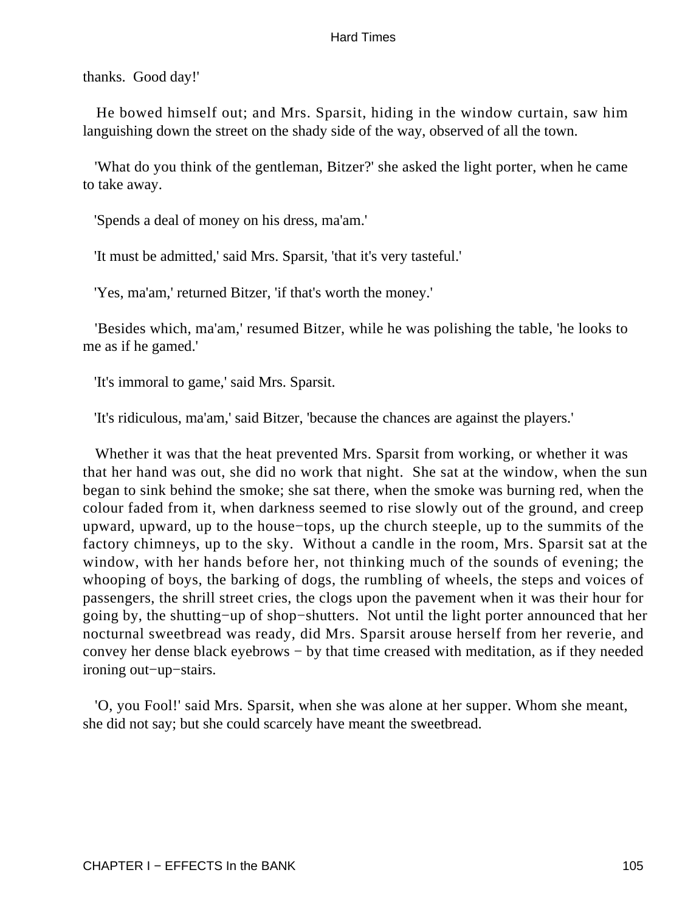thanks. Good day!'

He bowed himself out; and Mrs. Sparsit, hiding in the window curtain, saw him languishing down the street on the shady side of the way, observed of all the town.

'What do you think of the gentleman, Bitzer?' she asked the light porter, when he came to take away.

'Spends a deal of money on his dress, ma'am.'

'It must be admitted,' said Mrs. Sparsit, 'that it's very tasteful.'

'Yes, ma'am,' returned Bitzer, 'if that's worth the money.'

'Besides which, ma'am,' resumed Bitzer, while he was polishing the table, 'he looks to me as if he gamed.'

'It's immoral to game,' said Mrs. Sparsit.

'It's ridiculous, ma'am,' said Bitzer, 'because the chances are against the players.'

Whether it was that the heat prevented Mrs. Sparsit from working, or whether it was that her hand was out, she did no work that night. She sat at the window, when the sun began to sink behind the smoke; she sat there, when the smoke was burning red, when the colour faded from it, when darkness seemed to rise slowly out of the ground, and creep upward, upward, up to the house−tops, up the church steeple, up to the summits of the factory chimneys, up to the sky. Without a candle in the room, Mrs. Sparsit sat at the window, with her hands before her, not thinking much of the sounds of evening; the whooping of boys, the barking of dogs, the rumbling of wheels, the steps and voices of passengers, the shrill street cries, the clogs upon the pavement when it was their hour for going by, the shutting−up of shop−shutters. Not until the light porter announced that her nocturnal sweetbread was ready, did Mrs. Sparsit arouse herself from her reverie, and convey her dense black eyebrows − by that time creased with meditation, as if they needed ironing out−up−stairs.

'O, you Fool!' said Mrs. Sparsit, when she was alone at her supper. Whom she meant, she did not say; but she could scarcely have meant the sweetbread.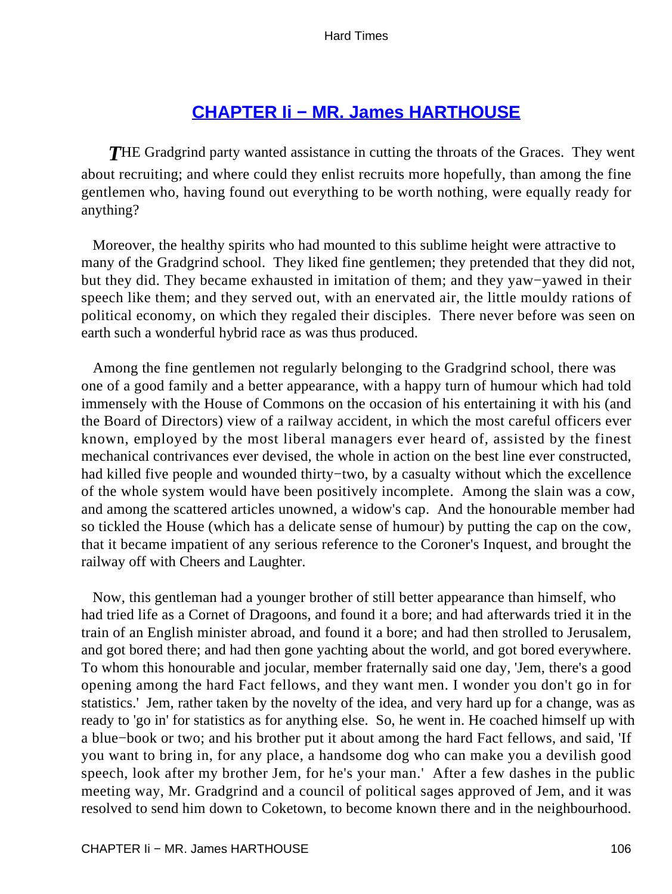## CHAPTER Ii − MR. James HARTHOUSE

*T*HE Gradgrind party wanted assistance in cutting the throats of the Graces. They went about recruiting; and where could they enlist recruits more hopefully, than among the fine gentlemen who, having found out everything to be worth nothing, were equally ready for anything?

Moreover, the healthy spirits who had mounted to this sublime height were attractive to many of the Gradgrind school. They liked fine gentlemen; they pretended that they did not, but they did. They became exhausted in imitation of them; and they yaw−yawed in their speech like them; and they served out, with an enervated air, the little mouldy rations of political economy, on which they regaled their disciples. There never before was seen on earth such a wonderful hybrid race as was thus produced.

Among the fine gentlemen not regularly belonging to the Gradgrind school, there was one of a good family and a better appearance, with a happy turn of humour which had told immensely with the House of Commons on the occasion of his entertaining it with his (and the Board of Directors) view of a railway accident, in which the most careful officers ever known, employed by the most liberal managers ever heard of, assisted by the finest mechanical contrivances ever devised, the whole in action on the best line ever constructed, had killed five people and wounded thirty−two, by a casualty without which the excellence of the whole system would have been positively incomplete. Among the slain was a cow, and among the scattered articles unowned, a widow's cap. And the honourable member had so tickled the House (which has a delicate sense of humour) by putting the cap on the cow, that it became impatient of any serious reference to the Coroner's Inquest, and brought the railway off with Cheers and Laughter.

Now, this gentleman had a younger brother of still better appearance than himself, who had tried life as a Cornet of Dragoons, and found it a bore; and had afterwards tried it in the train of an English minister abroad, and found it a bore; and had then strolled to Jerusalem, and got bored there; and had then gone yachting about the world, and got bored everywhere. To whom this honourable and jocular, member fraternally said one day, 'Jem, there's a good opening among the hard Fact fellows, and they want men. I wonder you don't go in for statistics.' Jem, rather taken by the novelty of the idea, and very hard up for a change, was as ready to 'go in' for statistics as for anything else. So, he went in. He coached himself up with a blue−book or two; and his brother put it about among the hard Fact fellows, and said, 'If you want to bring in, for any place, a handsome dog who can make you a devilish good speech, look after my brother Jem, for he's your man.' After a few dashes in the public meeting way, Mr. Gradgrind and a council of political sages approved of Jem, and it was resolved to send him down to Coketown, to become known there and in the neighbourhood.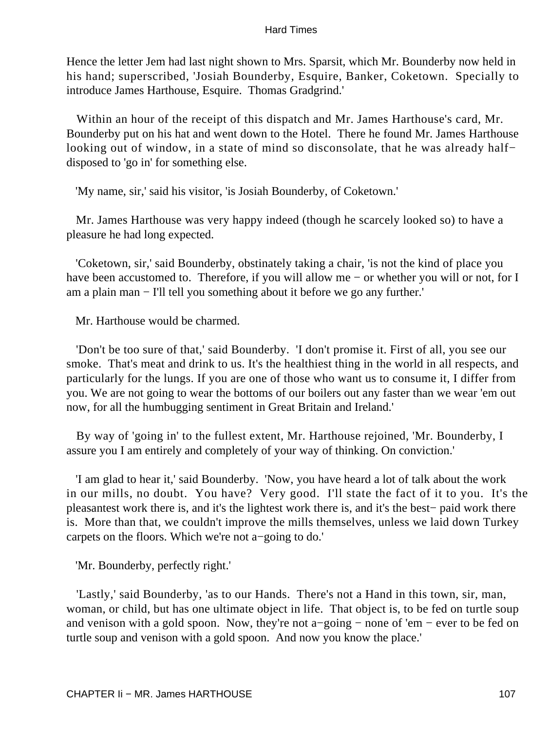Hence the letter Jem had last night shown to Mrs. Sparsit, which Mr. Bounderby now held in his hand; superscribed, 'Josiah Bounderby, Esquire, Banker, Coketown. Specially to introduce James Harthouse, Esquire. Thomas Gradgrind.'

Within an hour of the receipt of this dispatch and Mr. James Harthouse's card, Mr. Bounderby put on his hat and went down to the Hotel. There he found Mr. James Harthouse looking out of window, in a state of mind so disconsolate, that he was already half−disposed to 'go in' for something else.

'My name, sir,' said his visitor, 'is Josiah Bounderby, of Coketown.'

Mr. James Harthouse was very happy indeed (though he scarcely looked so) to have a pleasure he had long expected.

'Coketown, sir,' said Bounderby, obstinately taking a chair, 'is not the kind of place you have been accustomed to. Therefore, if you will allow me − or whether you will or not, for I am a plain man − I'll tell you something about it before we go any further.'

Mr. Harthouse would be charmed.

'Don't be too sure of that,' said Bounderby. 'I don't promise it. First of all, you see our smoke. That's meat and drink to us. It's the healthiest thing in the world in all respects, and particularly for the lungs. If you are one of those who want us to consume it, I differ from you. We are not going to wear the bottoms of our boilers out any faster than we wear 'em out now, for all the humbugging sentiment in Great Britain and Ireland.'

By way of 'going in' to the fullest extent, Mr. Harthouse rejoined, 'Mr. Bounderby, I assure you I am entirely and completely of your way of thinking. On conviction.'

'I am glad to hear it,' said Bounderby. 'Now, you have heard a lot of talk about the work in our mills, no doubt. You have? Very good. I'll state the fact of it to you. It's the pleasantest work there is, and it's the lightest work there is, and it's the best− paid work there is. More than that, we couldn't improve the mills themselves, unless we laid down Turkey carpets on the floors. Which we're not a−going to do.'

'Mr. Bounderby, perfectly right.'

'Lastly,' said Bounderby, 'as to our Hands. There's not a Hand in this town, sir, man, woman, or child, but has one ultimate object in life. That object is, to be fed on turtle soup and venison with a gold spoon. Now, they're not a−going − none of 'em − ever to be fed on turtle soup and venison with a gold spoon. And now you know the place.'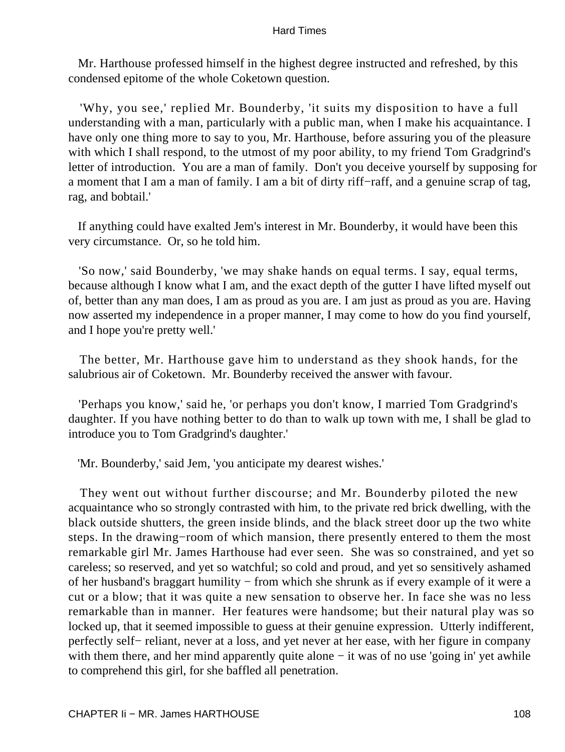Mr. Harthouse professed himself in the highest degree instructed and refreshed, by this condensed epitome of the whole Coketown question.

'Why, you see,' replied Mr. Bounderby, 'it suits my disposition to have a full understanding with a man, particularly with a public man, when I make his acquaintance. I have only one thing more to say to you, Mr. Harthouse, before assuring you of the pleasure with which I shall respond, to the utmost of my poor ability, to my friend Tom Gradgrind's letter of introduction. You are a man of family. Don't you deceive yourself by supposing for a moment that I am a man of family. I am a bit of dirty riff−raff, and a genuine scrap of tag, rag, and bobtail.'

If anything could have exalted Jem's interest in Mr. Bounderby, it would have been this very circumstance. Or, so he told him.

'So now,' said Bounderby, 'we may shake hands on equal terms. I say, equal terms, because although I know what I am, and the exact depth of the gutter I have lifted myself out of, better than any man does, I am as proud as you are. I am just as proud as you are. Having now asserted my independence in a proper manner, I may come to how do you find yourself, and I hope you're pretty well.'

The better, Mr. Harthouse gave him to understand as they shook hands, for the salubrious air of Coketown. Mr. Bounderby received the answer with favour.

'Perhaps you know,' said he, 'or perhaps you don't know, I married Tom Gradgrind's daughter. If you have nothing better to do than to walk up town with me, I shall be glad to introduce you to Tom Gradgrind's daughter.'

'Mr. Bounderby,' said Jem, 'you anticipate my dearest wishes.'

They went out without further discourse; and Mr. Bounderby piloted the new acquaintance who so strongly contrasted with him, to the private red brick dwelling, with the black outside shutters, the green inside blinds, and the black street door up the two white steps. In the drawing−room of which mansion, there presently entered to them the most remarkable girl Mr. James Harthouse had ever seen. She was so constrained, and yet so careless; so reserved, and yet so watchful; so cold and proud, and yet so sensitively ashamed of her husband's braggart humility − from which she shrunk as if every example of it were a cut or a blow; that it was quite a new sensation to observe her. In face she was no less remarkable than in manner. Her features were handsome; but their natural play was so locked up, that it seemed impossible to guess at their genuine expression. Utterly indifferent, perfectly self− reliant, never at a loss, and yet never at her ease, with her figure in company with them there, and her mind apparently quite alone − it was of no use 'going in' yet awhile to comprehend this girl, for she baffled all penetration.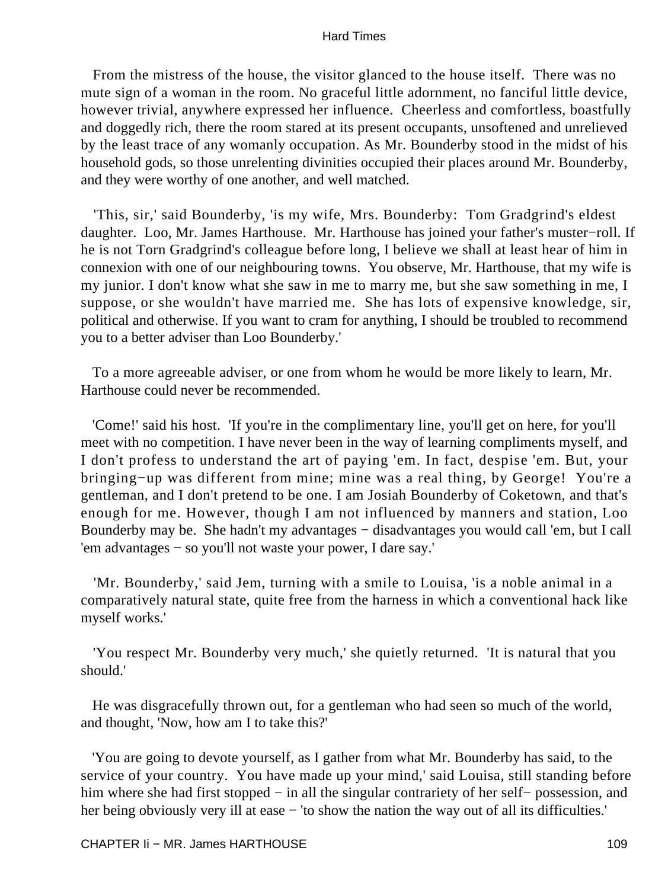From the mistress of the house, the visitor glanced to the house itself. There was no mute sign of a woman in the room. No graceful little adornment, no fanciful little device, however trivial, anywhere expressed her influence. Cheerless and comfortless, boastfully and doggedly rich, there the room stared at its present occupants, unsoftened and unrelieved by the least trace of any womanly occupation. As Mr. Bounderby stood in the midst of his household gods, so those unrelenting divinities occupied their places around Mr. Bounderby, and they were worthy of one another, and well matched.

'This, sir,' said Bounderby, 'is my wife, Mrs. Bounderby: Tom Gradgrind's eldest daughter. Loo, Mr. James Harthouse. Mr. Harthouse has joined your father's muster−roll. If he is not Torn Gradgrind's colleague before long, I believe we shall at least hear of him in connexion with one of our neighbouring towns. You observe, Mr. Harthouse, that my wife is my junior. I don't know what she saw in me to marry me, but she saw something in me, I suppose, or she wouldn't have married me. She has lots of expensive knowledge, sir, political and otherwise. If you want to cram for anything, I should be troubled to recommend you to a better adviser than Loo Bounderby.'

To a more agreeable adviser, or one from whom he would be more likely to learn, Mr. Harthouse could never be recommended.

'Come!' said his host. 'If you're in the complimentary line, you'll get on here, for you'll meet with no competition. I have never been in the way of learning compliments myself, and I don't profess to understand the art of paying 'em. In fact, despise 'em. But, your bringing−up was different from mine; mine was a real thing, by George! You're a gentleman, and I don't pretend to be one. I am Josiah Bounderby of Coketown, and that's enough for me. However, though I am not influenced by manners and station, Loo Bounderby may be. She hadn't my advantages − disadvantages you would call 'em, but I call 'em advantages − so you'll not waste your power, I dare say.'

'Mr. Bounderby,' said Jem, turning with a smile to Louisa, 'is a noble animal in a comparatively natural state, quite free from the harness in which a conventional hack like myself works.'

'You respect Mr. Bounderby very much,' she quietly returned. 'It is natural that you should.'

He was disgracefully thrown out, for a gentleman who had seen so much of the world, and thought, 'Now, how am I to take this?'

'You are going to devote yourself, as I gather from what Mr. Bounderby has said, to the service of your country. You have made up your mind,' said Louisa, still standing before him where she had first stopped − in all the singular contrariety of her self− possession, and her being obviously very ill at ease − 'to show the nation the way out of all its difficulties.'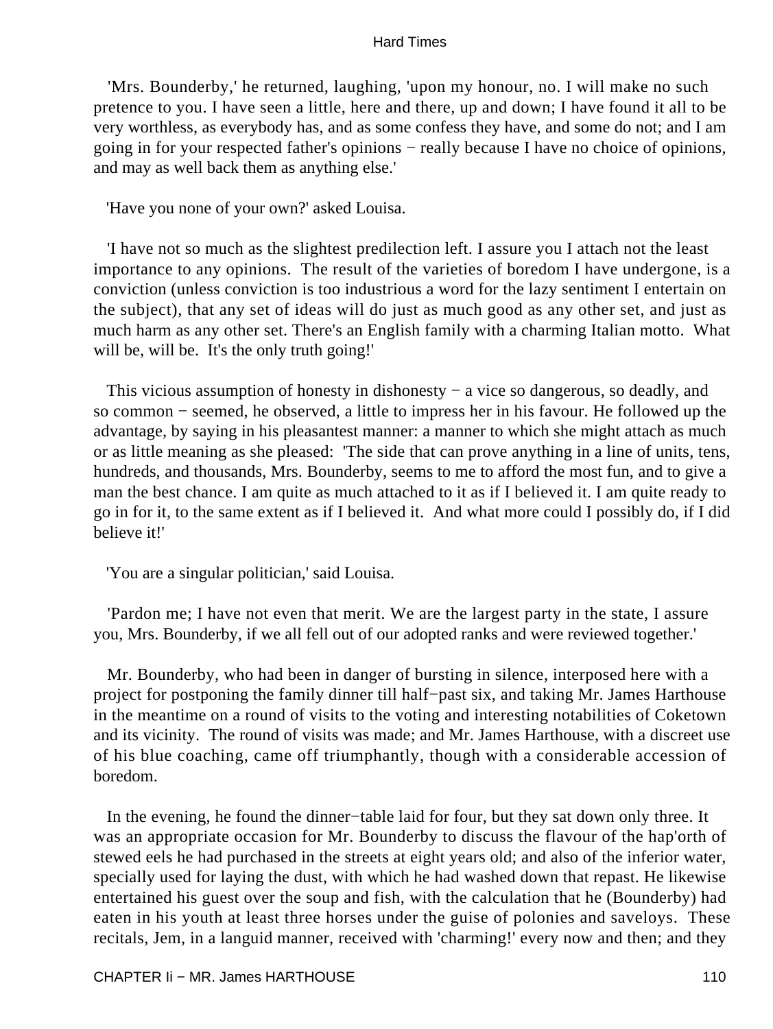'Mrs. Bounderby,' he returned, laughing, 'upon my honour, no. I will make no such pretence to you. I have seen a little, here and there, up and down; I have found it all to be very worthless, as everybody has, and as some confess they have, and some do not; and I am going in for your respected father's opinions − really because I have no choice of opinions, and may as well back them as anything else.'

'Have you none of your own?' asked Louisa.

'I have not so much as the slightest predilection left. I assure you I attach not the least importance to any opinions. The result of the varieties of boredom I have undergone, is a conviction (unless conviction is too industrious a word for the lazy sentiment I entertain on the subject), that any set of ideas will do just as much good as any other set, and just as much harm as any other set. There's an English family with a charming Italian motto. What will be, will be. It's the only truth going!'

This vicious assumption of honesty in dishonesty − a vice so dangerous, so deadly, and so common − seemed, he observed, a little to impress her in his favour. He followed up the advantage, by saying in his pleasantest manner: a manner to which she might attach as much or as little meaning as she pleased: 'The side that can prove anything in a line of units, tens, hundreds, and thousands, Mrs. Bounderby, seems to me to afford the most fun, and to give a man the best chance. I am quite as much attached to it as if I believed it. I am quite ready to go in for it, to the same extent as if I believed it. And what more could I possibly do, if I did believe it!'

'You are a singular politician,' said Louisa.

'Pardon me; I have not even that merit. We are the largest party in the state, I assure you, Mrs. Bounderby, if we all fell out of our adopted ranks and were reviewed together.'

Mr. Bounderby, who had been in danger of bursting in silence, interposed here with a project for postponing the family dinner till half−past six, and taking Mr. James Harthouse in the meantime on a round of visits to the voting and interesting notabilities of Coketown and its vicinity. The round of visits was made; and Mr. James Harthouse, with a discreet use of his blue coaching, came off triumphantly, though with a considerable accession of boredom.

In the evening, he found the dinner−table laid for four, but they sat down only three. It was an appropriate occasion for Mr. Bounderby to discuss the flavour of the hap'orth of stewed eels he had purchased in the streets at eight years old; and also of the inferior water, specially used for laying the dust, with which he had washed down that repast. He likewise entertained his guest over the soup and fish, with the calculation that he (Bounderby) had eaten in his youth at least three horses under the guise of polonies and saveloys. These recitals, Jem, in a languid manner, received with 'charming!' every now and then; and they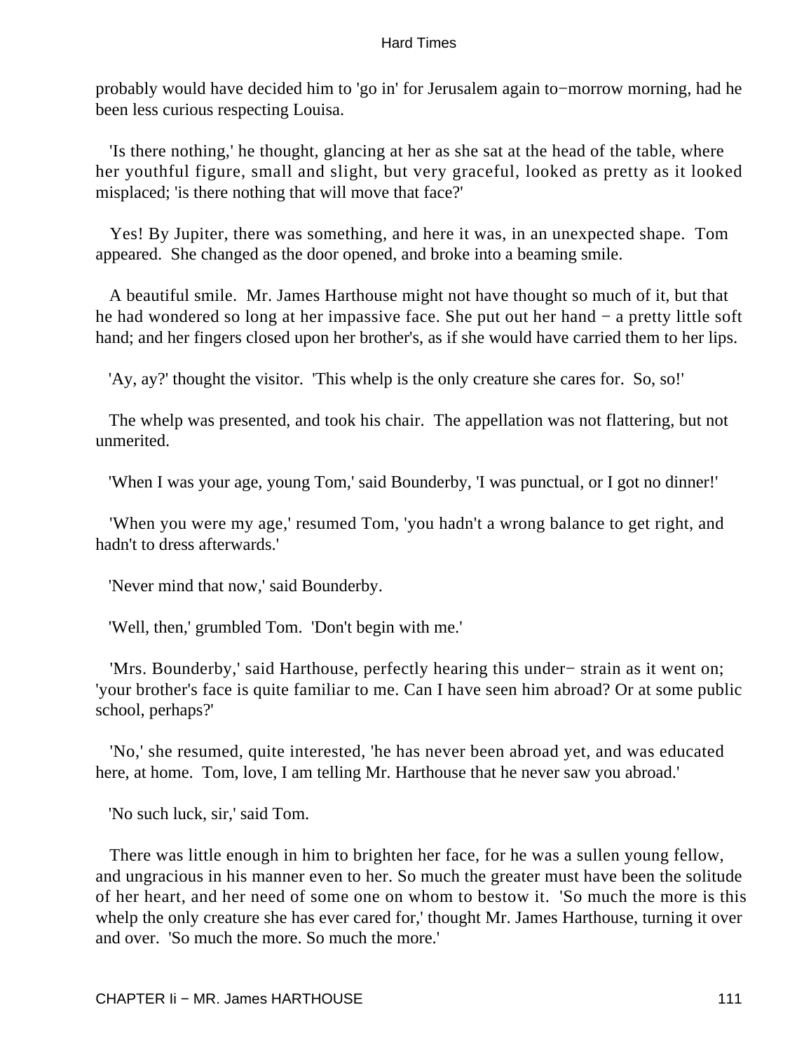probably would have decided him to 'go in' for Jerusalem again to−morrow morning, had he been less curious respecting Louisa.

'Is there nothing,' he thought, glancing at her as she sat at the head of the table, where her youthful figure, small and slight, but very graceful, looked as pretty as it looked misplaced; 'is there nothing that will move that face?'

Yes! By Jupiter, there was something, and here it was, in an unexpected shape. Tom appeared. She changed as the door opened, and broke into a beaming smile.

A beautiful smile. Mr. James Harthouse might not have thought so much of it, but that he had wondered so long at her impassive face. She put out her hand − a pretty little soft hand; and her fingers closed upon her brother's, as if she would have carried them to her lips.

'Ay, ay?' thought the visitor. 'This whelp is the only creature she cares for. So, so!'

The whelp was presented, and took his chair. The appellation was not flattering, but not unmerited.

'When I was your age, young Tom,' said Bounderby, 'I was punctual, or I got no dinner!'

'When you were my age,' resumed Tom, 'you hadn't a wrong balance to get right, and hadn't to dress afterwards.'

'Never mind that now,' said Bounderby.

'Well, then,' grumbled Tom. 'Don't begin with me.'

'Mrs. Bounderby,' said Harthouse, perfectly hearing this under− strain as it went on; 'your brother's face is quite familiar to me. Can I have seen him abroad? Or at some public school, perhaps?'

'No,' she resumed, quite interested, 'he has never been abroad yet, and was educated here, at home. Tom, love, I am telling Mr. Harthouse that he never saw you abroad.'

'No such luck, sir,' said Tom.

There was little enough in him to brighten her face, for he was a sullen young fellow, and ungracious in his manner even to her. So much the greater must have been the solitude of her heart, and her need of some one on whom to bestow it. 'So much the more is this whelp the only creature she has ever cared for,' thought Mr. James Harthouse, turning it over and over. 'So much the more. So much the more.'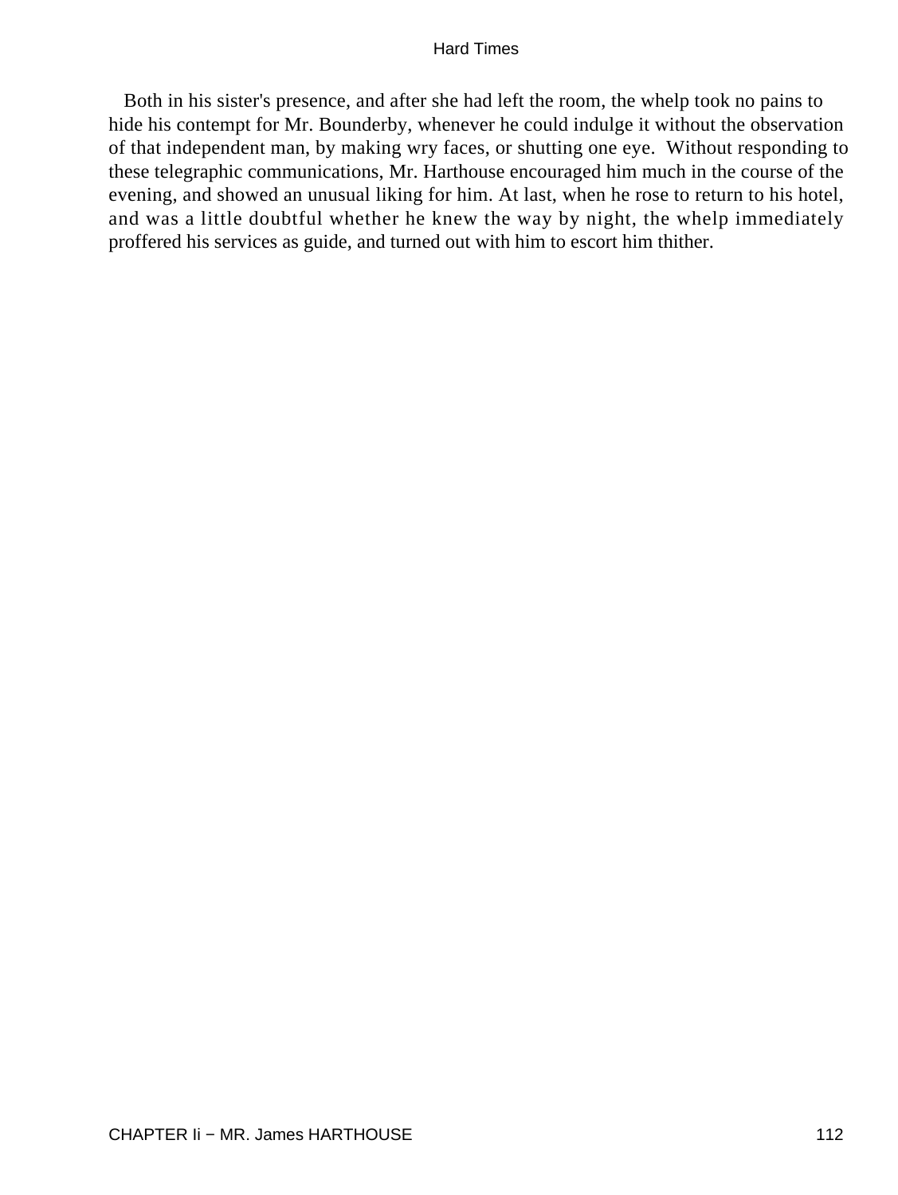Both in his sister's presence, and after she had left the room, the whelp took no pains to hide his contempt for Mr. Bounderby, whenever he could indulge it without the observation of that independent man, by making wry faces, or shutting one eye. Without responding to these telegraphic communications, Mr. Harthouse encouraged him much in the course of the evening, and showed an unusual liking for him. At last, when he rose to return to his hotel, and was a little doubtful whether he knew the way by night, the whelp immediately proffered his services as guide, and turned out with him to escort him thither.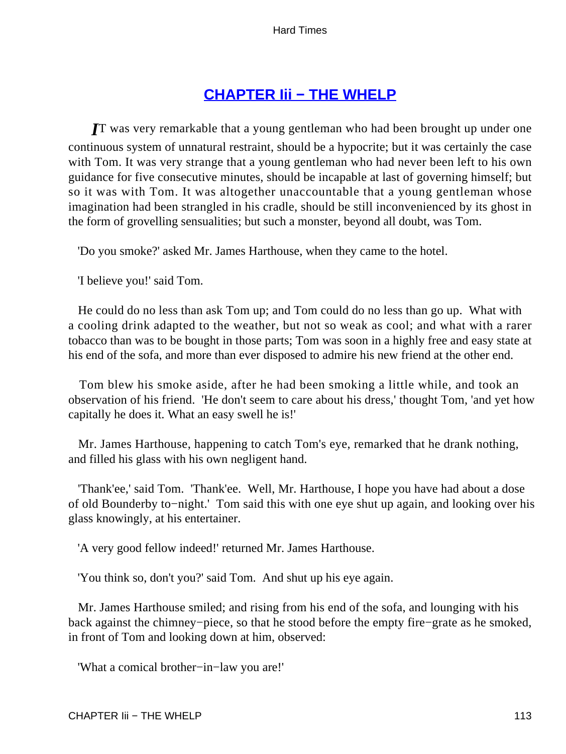## CHAPTER Iii − THE WHELP

IT was very remarkable that a young gentleman who had been brought up under one continuous system of unnatural restraint, should be a hypocrite; but it was certainly the case with Tom. It was very strange that a young gentleman who had never been left to his own guidance for five consecutive minutes, should be incapable at last of governing himself; but so it was with Tom. It was altogether unaccountable that a young gentleman whose imagination had been strangled in his cradle, should be still inconvenienced by its ghost in the form of grovelling sensualities; but such a monster, beyond all doubt, was Tom.

'Do you smoke?' asked Mr. James Harthouse, when they came to the hotel.

'I believe you!' said Tom.

He could do no less than ask Tom up; and Tom could do no less than go up. What with a cooling drink adapted to the weather, but not so weak as cool; and what with a rarer tobacco than was to be bought in those parts; Tom was soon in a highly free and easy state at his end of the sofa, and more than ever disposed to admire his new friend at the other end.

Tom blew his smoke aside, after he had been smoking a little while, and took an observation of his friend. 'He don't seem to care about his dress,' thought Tom, 'and yet how capitally he does it. What an easy swell he is!'

Mr. James Harthouse, happening to catch Tom's eye, remarked that he drank nothing, and filled his glass with his own negligent hand.

'Thank'ee,' said Tom. 'Thank'ee. Well, Mr. Harthouse, I hope you have had about a dose of old Bounderby to−night.' Tom said this with one eye shut up again, and looking over his glass knowingly, at his entertainer.

'A very good fellow indeed!' returned Mr. James Harthouse.

'You think so, don't you?' said Tom. And shut up his eye again.

Mr. James Harthouse smiled; and rising from his end of the sofa, and lounging with his back against the chimney−piece, so that he stood before the empty fire−grate as he smoked, in front of Tom and looking down at him, observed:

'What a comical brother−in−law you are!'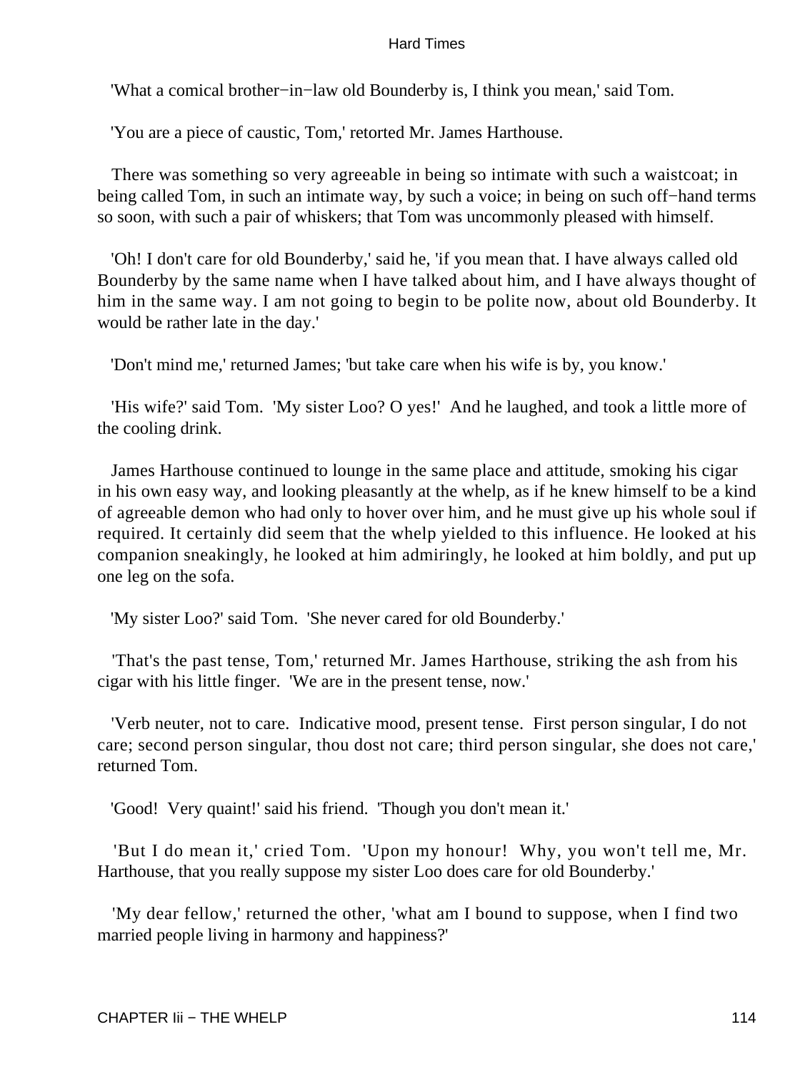'What a comical brother−in−law old Bounderby is, I think you mean,' said Tom.

'You are a piece of caustic, Tom,' retorted Mr. James Harthouse.

There was something so very agreeable in being so intimate with such a waistcoat; in being called Tom, in such an intimate way, by such a voice; in being on such off−hand terms so soon, with such a pair of whiskers; that Tom was uncommonly pleased with himself.

'Oh! I don't care for old Bounderby,' said he, 'if you mean that. I have always called old Bounderby by the same name when I have talked about him, and I have always thought of him in the same way. I am not going to begin to be polite now, about old Bounderby. It would be rather late in the day.'

'Don't mind me,' returned James; 'but take care when his wife is by, you know.'

'His wife?' said Tom. 'My sister Loo? O yes!' And he laughed, and took a little more of the cooling drink.

James Harthouse continued to lounge in the same place and attitude, smoking his cigar in his own easy way, and looking pleasantly at the whelp, as if he knew himself to be a kind of agreeable demon who had only to hover over him, and he must give up his whole soul if required. It certainly did seem that the whelp yielded to this influence. He looked at his companion sneakingly, he looked at him admiringly, he looked at him boldly, and put up one leg on the sofa.

'My sister Loo?' said Tom. 'She never cared for old Bounderby.'

'That's the past tense, Tom,' returned Mr. James Harthouse, striking the ash from his cigar with his little finger. 'We are in the present tense, now.'

'Verb neuter, not to care. Indicative mood, present tense. First person singular, I do not care; second person singular, thou dost not care; third person singular, she does not care,' returned Tom.

'Good! Very quaint!' said his friend. 'Though you don't mean it.'

'But I do mean it,' cried Tom. 'Upon my honour! Why, you won't tell me, Mr. Harthouse, that you really suppose my sister Loo does care for old Bounderby.'

'My dear fellow,' returned the other, 'what am I bound to suppose, when I find two married people living in harmony and happiness?'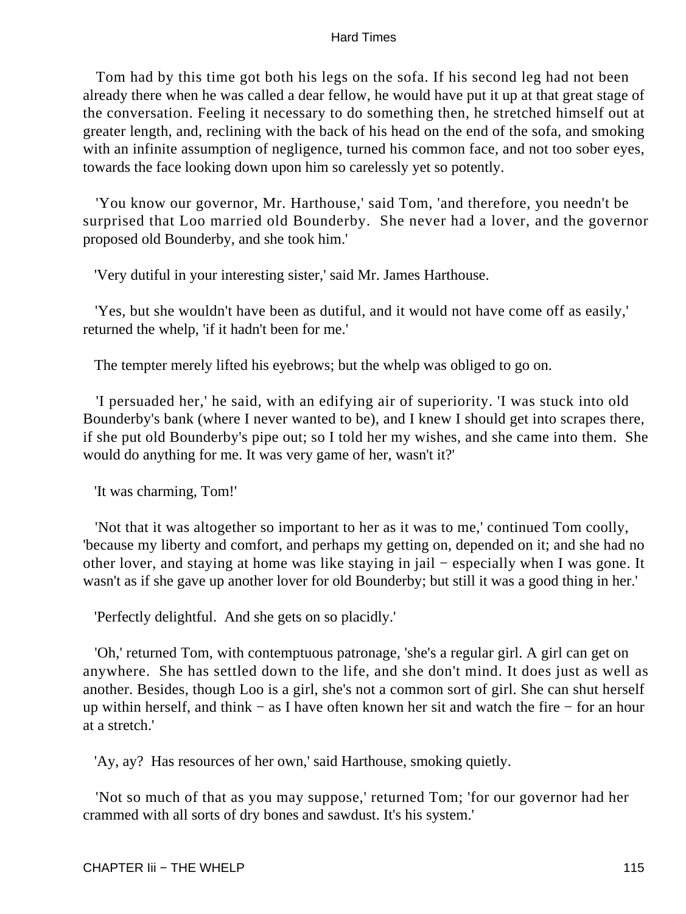Tom had by this time got both his legs on the sofa. If his second leg had not been already there when he was called a dear fellow, he would have put it up at that great stage of the conversation. Feeling it necessary to do something then, he stretched himself out at greater length, and, reclining with the back of his head on the end of the sofa, and smoking with an infinite assumption of negligence, turned his common face, and not too sober eyes, towards the face looking down upon him so carelessly yet so potently.

'You know our governor, Mr. Harthouse,' said Tom, 'and therefore, you needn't be surprised that Loo married old Bounderby. She never had a lover, and the governor proposed old Bounderby, and she took him.'

'Very dutiful in your interesting sister,' said Mr. James Harthouse.

'Yes, but she wouldn't have been as dutiful, and it would not have come off as easily,' returned the whelp, 'if it hadn't been for me.'

The tempter merely lifted his eyebrows; but the whelp was obliged to go on.

'I persuaded her,' he said, with an edifying air of superiority. 'I was stuck into old Bounderby's bank (where I never wanted to be), and I knew I should get into scrapes there, if she put old Bounderby's pipe out; so I told her my wishes, and she came into them. She would do anything for me. It was very game of her, wasn't it?'

'It was charming, Tom!'

'Not that it was altogether so important to her as it was to me,' continued Tom coolly, 'because my liberty and comfort, and perhaps my getting on, depended on it; and she had no other lover, and staying at home was like staying in jail − especially when I was gone. It wasn't as if she gave up another lover for old Bounderby; but still it was a good thing in her.'

'Perfectly delightful. And she gets on so placidly.'

'Oh,' returned Tom, with contemptuous patronage, 'she's a regular girl. A girl can get on anywhere. She has settled down to the life, and she don't mind. It does just as well as another. Besides, though Loo is a girl, she's not a common sort of girl. She can shut herself up within herself, and think − as I have often known her sit and watch the fire − for an hour at a stretch.'

'Ay, ay? Has resources of her own,' said Harthouse, smoking quietly.

'Not so much of that as you may suppose,' returned Tom; 'for our governor had her crammed with all sorts of dry bones and sawdust. It's his system.'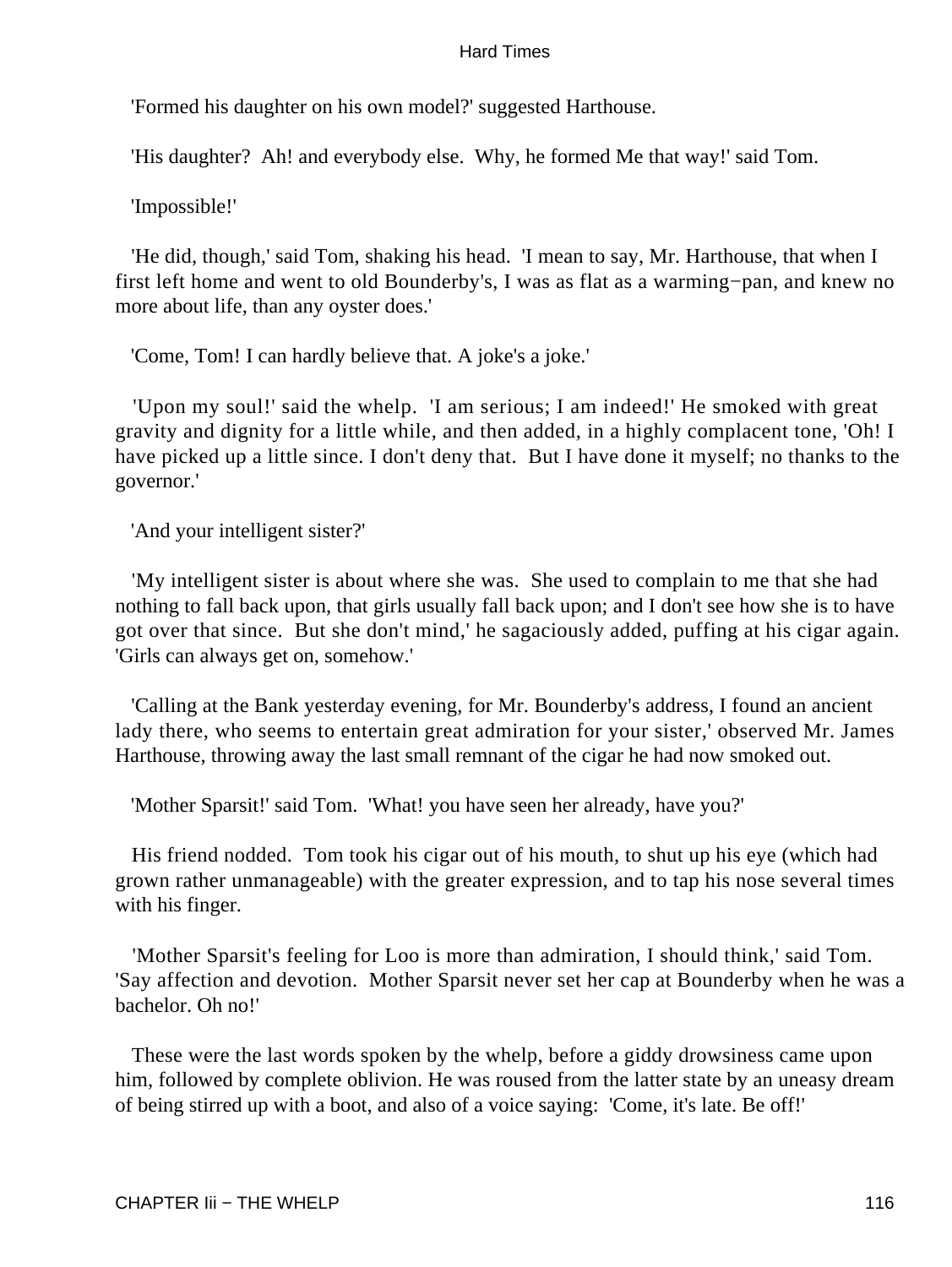'Formed his daughter on his own model?' suggested Harthouse.

'His daughter? Ah! and everybody else. Why, he formed Me that way!' said Tom.

'Impossible!'

'He did, though,' said Tom, shaking his head. 'I mean to say, Mr. Harthouse, that when I first left home and went to old Bounderby's, I was as flat as a warming−pan, and knew no more about life, than any oyster does.'

'Come, Tom! I can hardly believe that. A joke's a joke.'

'Upon my soul!' said the whelp. 'I am serious; I am indeed!' He smoked with great gravity and dignity for a little while, and then added, in a highly complacent tone, 'Oh! I have picked up a little since. I don't deny that. But I have done it myself; no thanks to the governor.'

'And your intelligent sister?'

'My intelligent sister is about where she was. She used to complain to me that she had nothing to fall back upon, that girls usually fall back upon; and I don't see how she is to have got over that since. But she don't mind,' he sagaciously added, puffing at his cigar again. 'Girls can always get on, somehow.'

'Calling at the Bank yesterday evening, for Mr. Bounderby's address, I found an ancient lady there, who seems to entertain great admiration for your sister,' observed Mr. James Harthouse, throwing away the last small remnant of the cigar he had now smoked out.

'Mother Sparsit!' said Tom. 'What! you have seen her already, have you?'

His friend nodded. Tom took his cigar out of his mouth, to shut up his eye (which had grown rather unmanageable) with the greater expression, and to tap his nose several times with his finger.

'Mother Sparsit's feeling for Loo is more than admiration, I should think,' said Tom. 'Say affection and devotion. Mother Sparsit never set her cap at Bounderby when he was a bachelor. Oh no!'

These were the last words spoken by the whelp, before a giddy drowsiness came upon him, followed by complete oblivion. He was roused from the latter state by an uneasy dream of being stirred up with a boot, and also of a voice saying: 'Come, it's late. Be off!'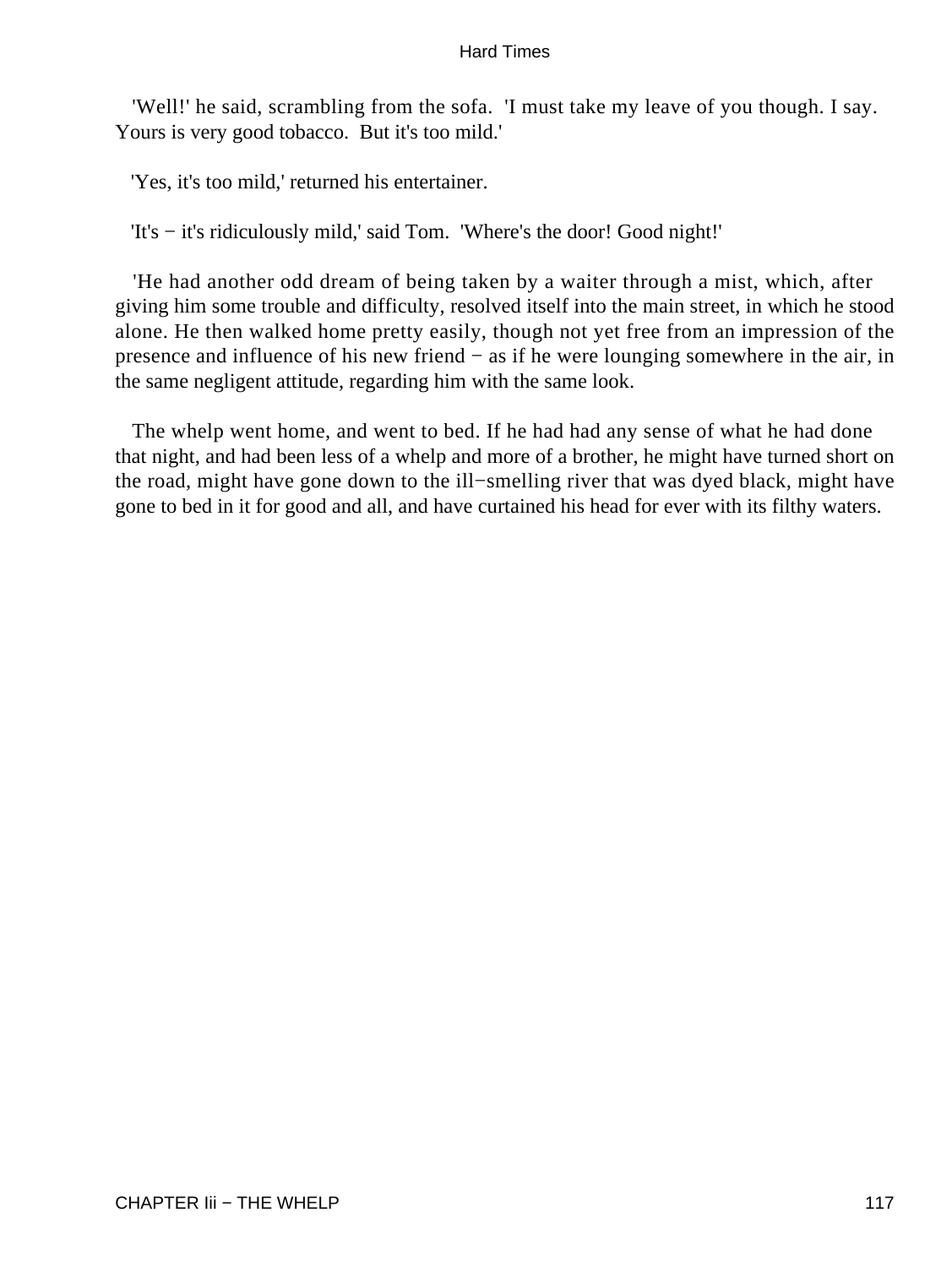'Well!' he said, scrambling from the sofa. 'I must take my leave of you though. I say. Yours is very good tobacco. But it's too mild.'

'Yes, it's too mild,' returned his entertainer.

'It's − it's ridiculously mild,' said Tom. 'Where's the door! Good night!'

'He had another odd dream of being taken by a waiter through a mist, which, after giving him some trouble and difficulty, resolved itself into the main street, in which he stood alone. He then walked home pretty easily, though not yet free from an impression of the presence and influence of his new friend − as if he were lounging somewhere in the air, in the same negligent attitude, regarding him with the same look.

The whelp went home, and went to bed. If he had had any sense of what he had done that night, and had been less of a whelp and more of a brother, he might have turned short on the road, might have gone down to the ill−smelling river that was dyed black, might have gone to bed in it for good and all, and have curtained his head for ever with its filthy waters.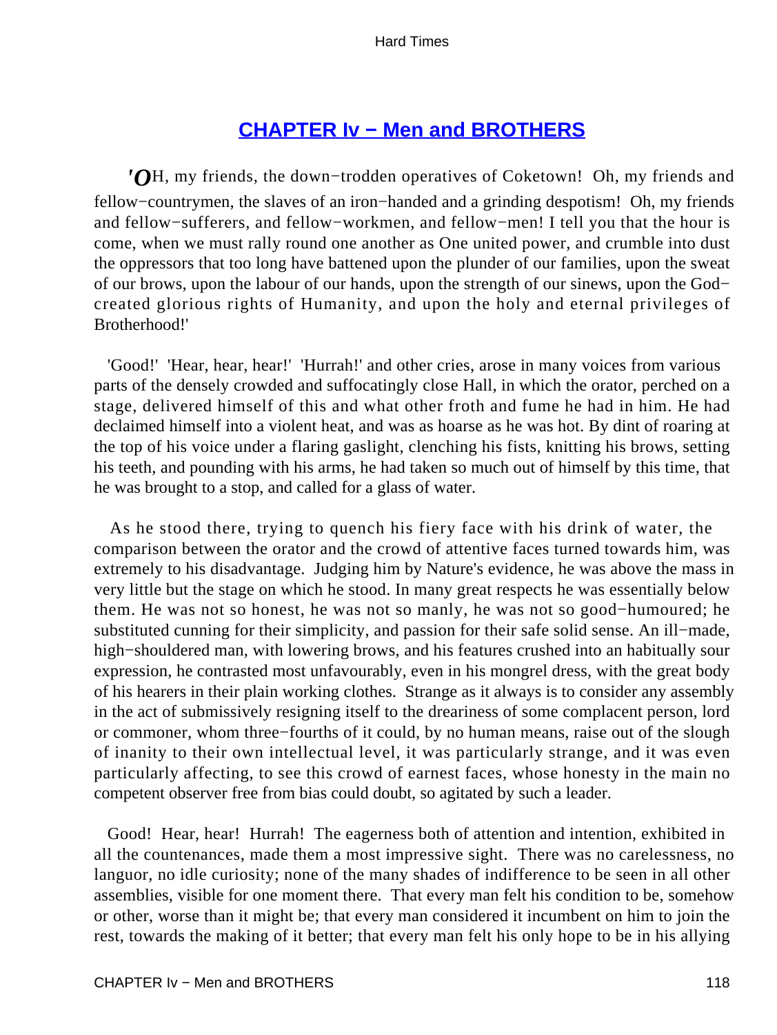## CHAPTER Iv − Men and BROTHERS

'OH, my friends, the down−trodden operatives of Coketown! Oh, my friends and fellow−countrymen, the slaves of an iron−handed and a grinding despotism! Oh, my friends and fellow−sufferers, and fellow−workmen, and fellow−men! I tell you that the hour is come, when we must rally round one another as One united power, and crumble into dust the oppressors that too long have battened upon the plunder of our families, upon the sweat of our brows, upon the labour of our hands, upon the strength of our sinews, upon the God−created glorious rights of Humanity, and upon the holy and eternal privileges of Brotherhood!'

'Good!' 'Hear, hear, hear!' 'Hurrah!' and other cries, arose in many voices from various parts of the densely crowded and suffocatingly close Hall, in which the orator, perched on a stage, delivered himself of this and what other froth and fume he had in him. He had declaimed himself into a violent heat, and was as hoarse as he was hot. By dint of roaring at the top of his voice under a flaring gaslight, clenching his fists, knitting his brows, setting his teeth, and pounding with his arms, he had taken so much out of himself by this time, that he was brought to a stop, and called for a glass of water.

As he stood there, trying to quench his fiery face with his drink of water, the comparison between the orator and the crowd of attentive faces turned towards him, was extremely to his disadvantage. Judging him by Nature's evidence, he was above the mass in very little but the stage on which he stood. In many great respects he was essentially below them. He was not so honest, he was not so manly, he was not so good−humoured; he substituted cunning for their simplicity, and passion for their safe solid sense. An ill−made, high−shouldered man, with lowering brows, and his features crushed into an habitually sour expression, he contrasted most unfavourably, even in his mongrel dress, with the great body of his hearers in their plain working clothes. Strange as it always is to consider any assembly in the act of submissively resigning itself to the dreariness of some complacent person, lord or commoner, whom three−fourths of it could, by no human means, raise out of the slough of inanity to their own intellectual level, it was particularly strange, and it was even particularly affecting, to see this crowd of earnest faces, whose honesty in the main no competent observer free from bias could doubt, so agitated by such a leader.

Good! Hear, hear! Hurrah! The eagerness both of attention and intention, exhibited in all the countenances, made them a most impressive sight. There was no carelessness, no languor, no idle curiosity; none of the many shades of indifference to be seen in all other assemblies, visible for one moment there. That every man felt his condition to be, somehow or other, worse than it might be; that every man considered it incumbent on him to join the rest, towards the making of it better; that every man felt his only hope to be in his allying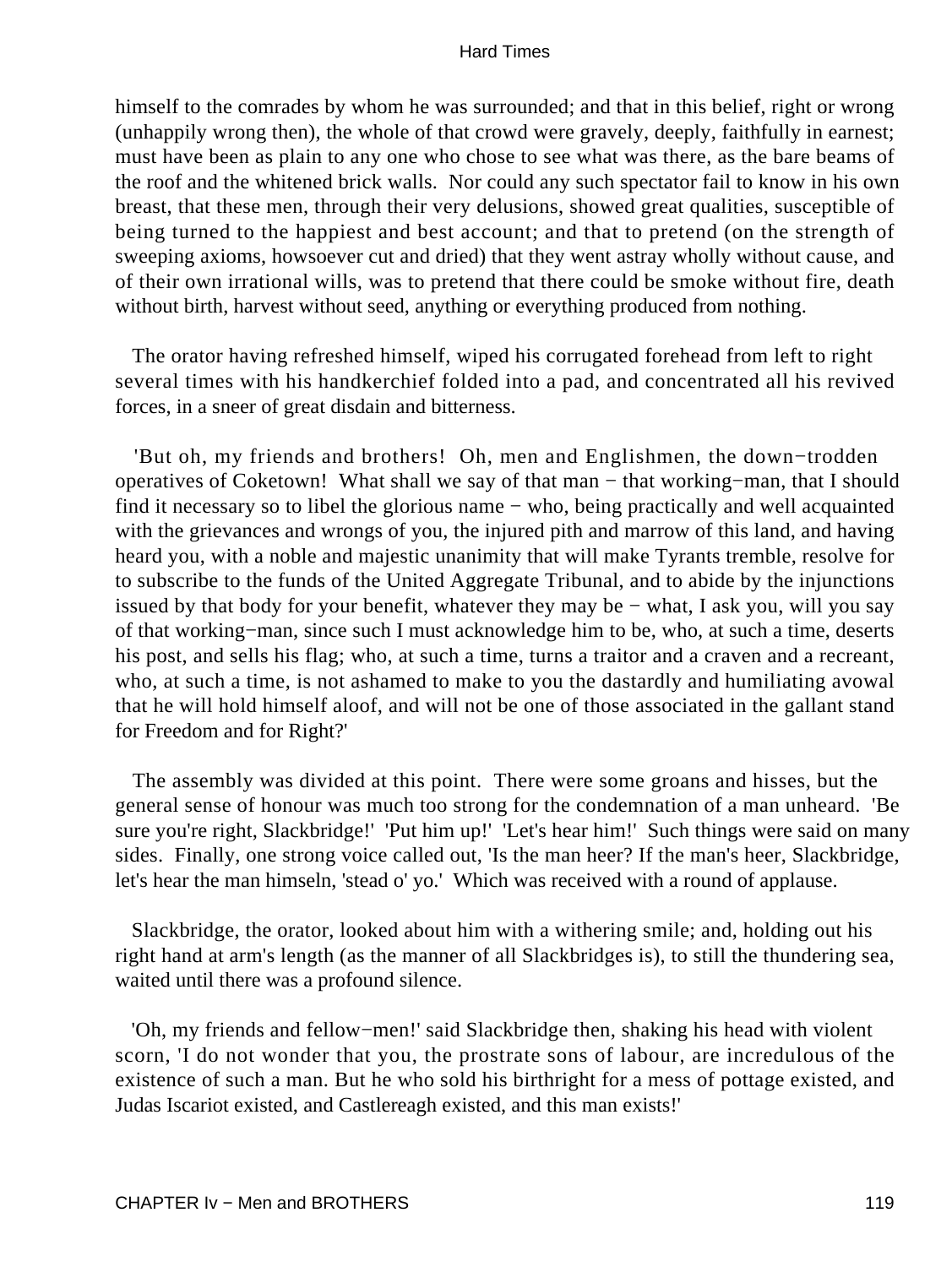himself to the comrades by whom he was surrounded; and that in this belief, right or wrong (unhappily wrong then), the whole of that crowd were gravely, deeply, faithfully in earnest; must have been as plain to any one who chose to see what was there, as the bare beams of the roof and the whitened brick walls. Nor could any such spectator fail to know in his own breast, that these men, through their very delusions, showed great qualities, susceptible of being turned to the happiest and best account; and that to pretend (on the strength of sweeping axioms, howsoever cut and dried) that they went astray wholly without cause, and of their own irrational wills, was to pretend that there could be smoke without fire, death without birth, harvest without seed, anything or everything produced from nothing.

The orator having refreshed himself, wiped his corrugated forehead from left to right several times with his handkerchief folded into a pad, and concentrated all his revived forces, in a sneer of great disdain and bitterness.

'But oh, my friends and brothers! Oh, men and Englishmen, the down−trodden operatives of Coketown! What shall we say of that man − that working−man, that I should find it necessary so to libel the glorious name − who, being practically and well acquainted with the grievances and wrongs of you, the injured pith and marrow of this land, and having heard you, with a noble and majestic unanimity that will make Tyrants tremble, resolve for to subscribe to the funds of the United Aggregate Tribunal, and to abide by the injunctions issued by that body for your benefit, whatever they may be − what, I ask you, will you say of that working−man, since such I must acknowledge him to be, who, at such a time, deserts his post, and sells his flag; who, at such a time, turns a traitor and a craven and a recreant, who, at such a time, is not ashamed to make to you the dastardly and humiliating avowal that he will hold himself aloof, and will not be one of those associated in the gallant stand for Freedom and for Right?'

The assembly was divided at this point. There were some groans and hisses, but the general sense of honour was much too strong for the condemnation of a man unheard. 'Be sure you're right, Slackbridge!' 'Put him up!' 'Let's hear him!' Such things were said on many sides. Finally, one strong voice called out, 'Is the man heer? If the man's heer, Slackbridge, let's hear the man himseln, 'stead o' yo.' Which was received with a round of applause.

Slackbridge, the orator, looked about him with a withering smile; and, holding out his right hand at arm's length (as the manner of all Slackbridges is), to still the thundering sea, waited until there was a profound silence.

'Oh, my friends and fellow−men!' said Slackbridge then, shaking his head with violent scorn, 'I do not wonder that you, the prostrate sons of labour, are incredulous of the existence of such a man. But he who sold his birthright for a mess of pottage existed, and Judas Iscariot existed, and Castlereagh existed, and this man exists!'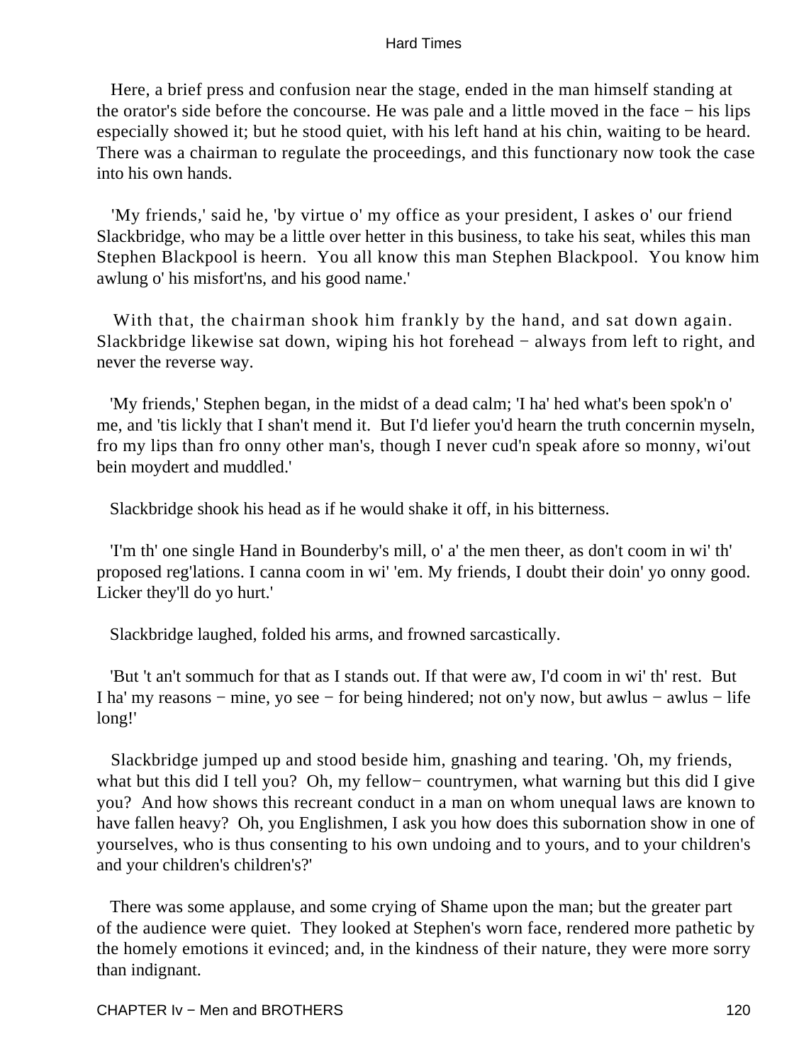Here, a brief press and confusion near the stage, ended in the man himself standing at the orator's side before the concourse. He was pale and a little moved in the face − his lips especially showed it; but he stood quiet, with his left hand at his chin, waiting to be heard. There was a chairman to regulate the proceedings, and this functionary now took the case into his own hands.

'My friends,' said he, 'by virtue o' my office as your president, I askes o' our friend Slackbridge, who may be a little over hetter in this business, to take his seat, whiles this man Stephen Blackpool is heern. You all know this man Stephen Blackpool. You know him awlung o' his misfort'ns, and his good name.'

With that, the chairman shook him frankly by the hand, and sat down again. Slackbridge likewise sat down, wiping his hot forehead − always from left to right, and never the reverse way.

'My friends,' Stephen began, in the midst of a dead calm; 'I ha' hed what's been spok'n o' me, and 'tis lickly that I shan't mend it. But I'd liefer you'd hearn the truth concernin myseln, fro my lips than fro onny other man's, though I never cud'n speak afore so monny, wi'out bein moydert and muddled.'

Slackbridge shook his head as if he would shake it off, in his bitterness.

'I'm th' one single Hand in Bounderby's mill, o' a' the men theer, as don't coom in wi' th' proposed reg'lations. I canna coom in wi' 'em. My friends, I doubt their doin' yo onny good. Licker they'll do yo hurt.'

Slackbridge laughed, folded his arms, and frowned sarcastically.

'But 't an't sommuch for that as I stands out. If that were aw, I'd coom in wi' th' rest. But I ha' my reasons − mine, yo see − for being hindered; not on'y now, but awlus − awlus − life long!'

Slackbridge jumped up and stood beside him, gnashing and tearing. 'Oh, my friends, what but this did I tell you? Oh, my fellow− countrymen, what warning but this did I give you? And how shows this recreant conduct in a man on whom unequal laws are known to have fallen heavy? Oh, you Englishmen, I ask you how does this subornation show in one of yourselves, who is thus consenting to his own undoing and to yours, and to your children's and your children's children's?'

There was some applause, and some crying of Shame upon the man; but the greater part of the audience were quiet. They looked at Stephen's worn face, rendered more pathetic by the homely emotions it evinced; and, in the kindness of their nature, they were more sorry than indignant.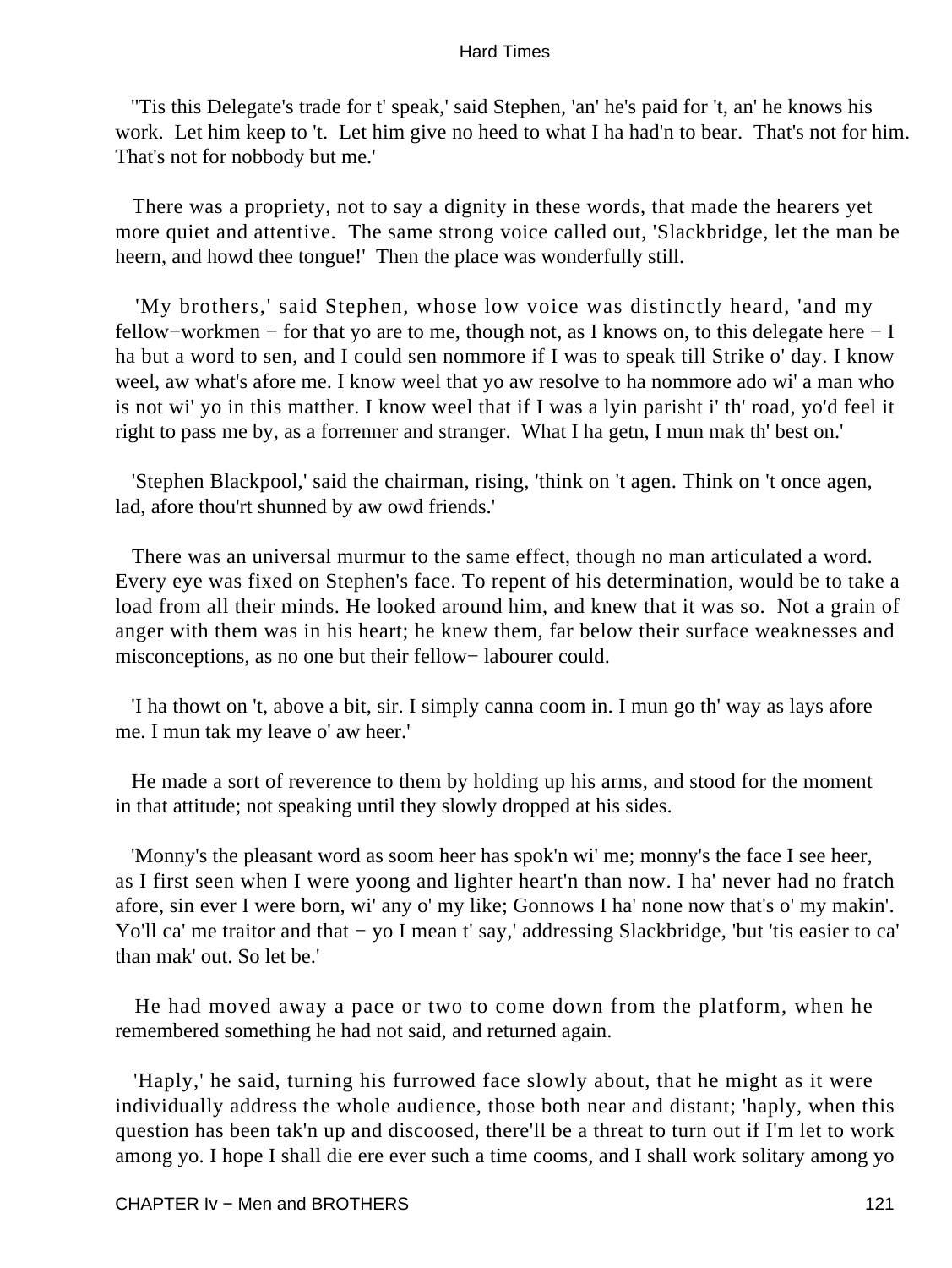''Tis this Delegate's trade for t' speak,' said Stephen, 'an' he's paid for 't, an' he knows his work. Let him keep to 't. Let him give no heed to what I ha had'n to bear. That's not for him. That's not for nobbody but me.'

There was a propriety, not to say a dignity in these words, that made the hearers yet more quiet and attentive. The same strong voice called out, 'Slackbridge, let the man be heern, and howd thee tongue!' Then the place was wonderfully still.

'My brothers,' said Stephen, whose low voice was distinctly heard, 'and my fellow−workmen − for that yo are to me, though not, as I knows on, to this delegate here − I ha but a word to sen, and I could sen nommore if I was to speak till Strike o' day. I know weel, aw what's afore me. I know weel that yo aw resolve to ha nommore ado wi' a man who is not wi' yo in this matther. I know weel that if I was a lyin parisht i' th' road, yo'd feel it right to pass me by, as a forrenner and stranger. What I ha getn, I mun mak th' best on.'

'Stephen Blackpool,' said the chairman, rising, 'think on 't agen. Think on 't once agen, lad, afore thou'rt shunned by aw owd friends.'

There was an universal murmur to the same effect, though no man articulated a word. Every eye was fixed on Stephen's face. To repent of his determination, would be to take a load from all their minds. He looked around him, and knew that it was so. Not a grain of anger with them was in his heart; he knew them, far below their surface weaknesses and misconceptions, as no one but their fellow− labourer could.

'I ha thowt on 't, above a bit, sir. I simply canna coom in. I mun go th' way as lays afore me. I mun tak my leave o' aw heer.'

He made a sort of reverence to them by holding up his arms, and stood for the moment in that attitude; not speaking until they slowly dropped at his sides.

'Monny's the pleasant word as soom heer has spok'n wi' me; monny's the face I see heer, as I first seen when I were yoong and lighter heart'n than now. I ha' never had no fratch afore, sin ever I were born, wi' any o' my like; Gonnows I ha' none now that's o' my makin'. Yo'll ca' me traitor and that − yo I mean t' say,' addressing Slackbridge, 'but 'tis easier to ca' than mak' out. So let be.'

He had moved away a pace or two to come down from the platform, when he remembered something he had not said, and returned again.

'Haply,' he said, turning his furrowed face slowly about, that he might as it were individually address the whole audience, those both near and distant; 'haply, when this question has been tak'n up and discoosed, there'll be a threat to turn out if I'm let to work among yo. I hope I shall die ere ever such a time cooms, and I shall work solitary among yo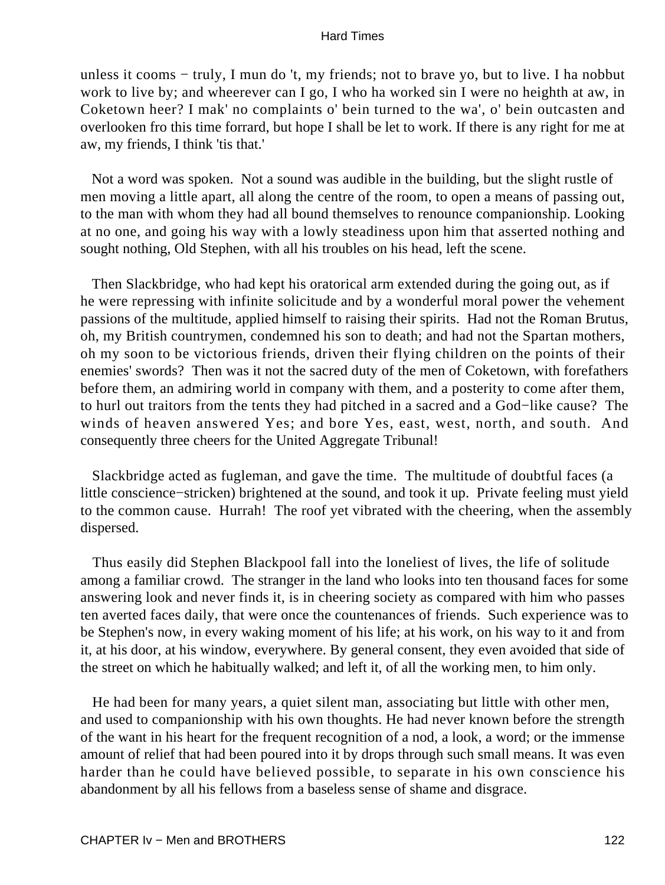unless it cooms − truly, I mun do 't, my friends; not to brave yo, but to live. I ha nobbut work to live by; and wheerever can I go, I who ha worked sin I were no heighth at aw, in Coketown heer? I mak' no complaints o' bein turned to the wa', o' bein outcasten and overlooken fro this time forrard, but hope I shall be let to work. If there is any right for me at aw, my friends, I think 'tis that.'

Not a word was spoken. Not a sound was audible in the building, but the slight rustle of men moving a little apart, all along the centre of the room, to open a means of passing out, to the man with whom they had all bound themselves to renounce companionship. Looking at no one, and going his way with a lowly steadiness upon him that asserted nothing and sought nothing, Old Stephen, with all his troubles on his head, left the scene.

Then Slackbridge, who had kept his oratorical arm extended during the going out, as if he were repressing with infinite solicitude and by a wonderful moral power the vehement passions of the multitude, applied himself to raising their spirits. Had not the Roman Brutus, oh, my British countrymen, condemned his son to death; and had not the Spartan mothers, oh my soon to be victorious friends, driven their flying children on the points of their enemies' swords? Then was it not the sacred duty of the men of Coketown, with forefathers before them, an admiring world in company with them, and a posterity to come after them, to hurl out traitors from the tents they had pitched in a sacred and a God−like cause? The winds of heaven answered Yes; and bore Yes, east, west, north, and south. And consequently three cheers for the United Aggregate Tribunal!

Slackbridge acted as fugleman, and gave the time. The multitude of doubtful faces (a little conscience−stricken) brightened at the sound, and took it up. Private feeling must yield to the common cause. Hurrah! The roof yet vibrated with the cheering, when the assembly dispersed.

Thus easily did Stephen Blackpool fall into the loneliest of lives, the life of solitude among a familiar crowd. The stranger in the land who looks into ten thousand faces for some answering look and never finds it, is in cheering society as compared with him who passes ten averted faces daily, that were once the countenances of friends. Such experience was to be Stephen's now, in every waking moment of his life; at his work, on his way to it and from it, at his door, at his window, everywhere. By general consent, they even avoided that side of the street on which he habitually walked; and left it, of all the working men, to him only.

He had been for many years, a quiet silent man, associating but little with other men, and used to companionship with his own thoughts. He had never known before the strength of the want in his heart for the frequent recognition of a nod, a look, a word; or the immense amount of relief that had been poured into it by drops through such small means. It was even harder than he could have believed possible, to separate in his own conscience his abandonment by all his fellows from a baseless sense of shame and disgrace.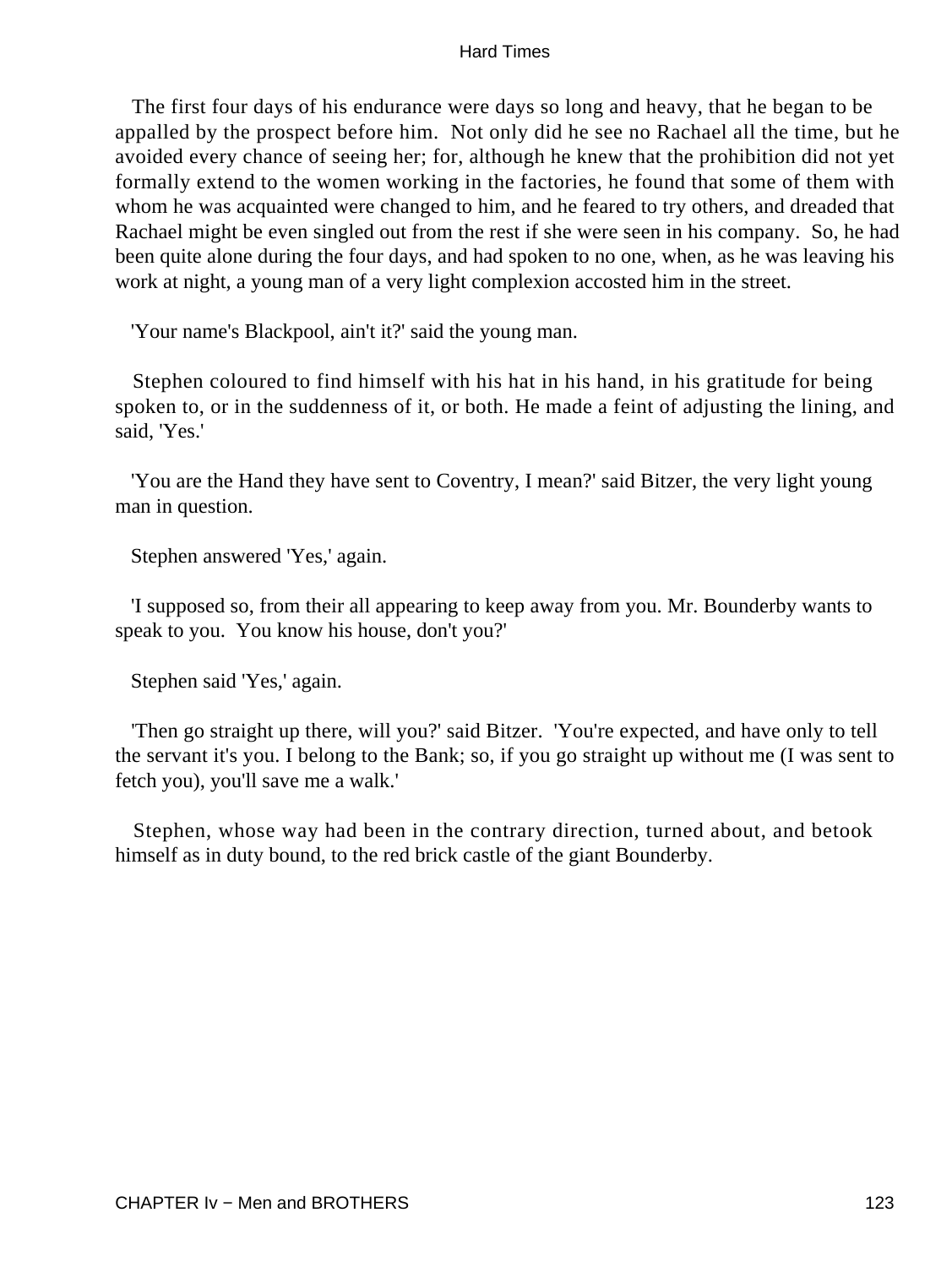The first four days of his endurance were days so long and heavy, that he began to be appalled by the prospect before him. Not only did he see no Rachael all the time, but he avoided every chance of seeing her; for, although he knew that the prohibition did not yet formally extend to the women working in the factories, he found that some of them with whom he was acquainted were changed to him, and he feared to try others, and dreaded that Rachael might be even singled out from the rest if she were seen in his company. So, he had been quite alone during the four days, and had spoken to no one, when, as he was leaving his work at night, a young man of a very light complexion accosted him in the street.

'Your name's Blackpool, ain't it?' said the young man.

Stephen coloured to find himself with his hat in his hand, in his gratitude for being spoken to, or in the suddenness of it, or both. He made a feint of adjusting the lining, and said, 'Yes.'

'You are the Hand they have sent to Coventry, I mean?' said Bitzer, the very light young man in question.

Stephen answered 'Yes,' again.

'I supposed so, from their all appearing to keep away from you. Mr. Bounderby wants to speak to you. You know his house, don't you?'

Stephen said 'Yes,' again.

'Then go straight up there, will you?' said Bitzer. 'You're expected, and have only to tell the servant it's you. I belong to the Bank; so, if you go straight up without me (I was sent to fetch you), you'll save me a walk.'

Stephen, whose way had been in the contrary direction, turned about, and betook himself as in duty bound, to the red brick castle of the giant Bounderby.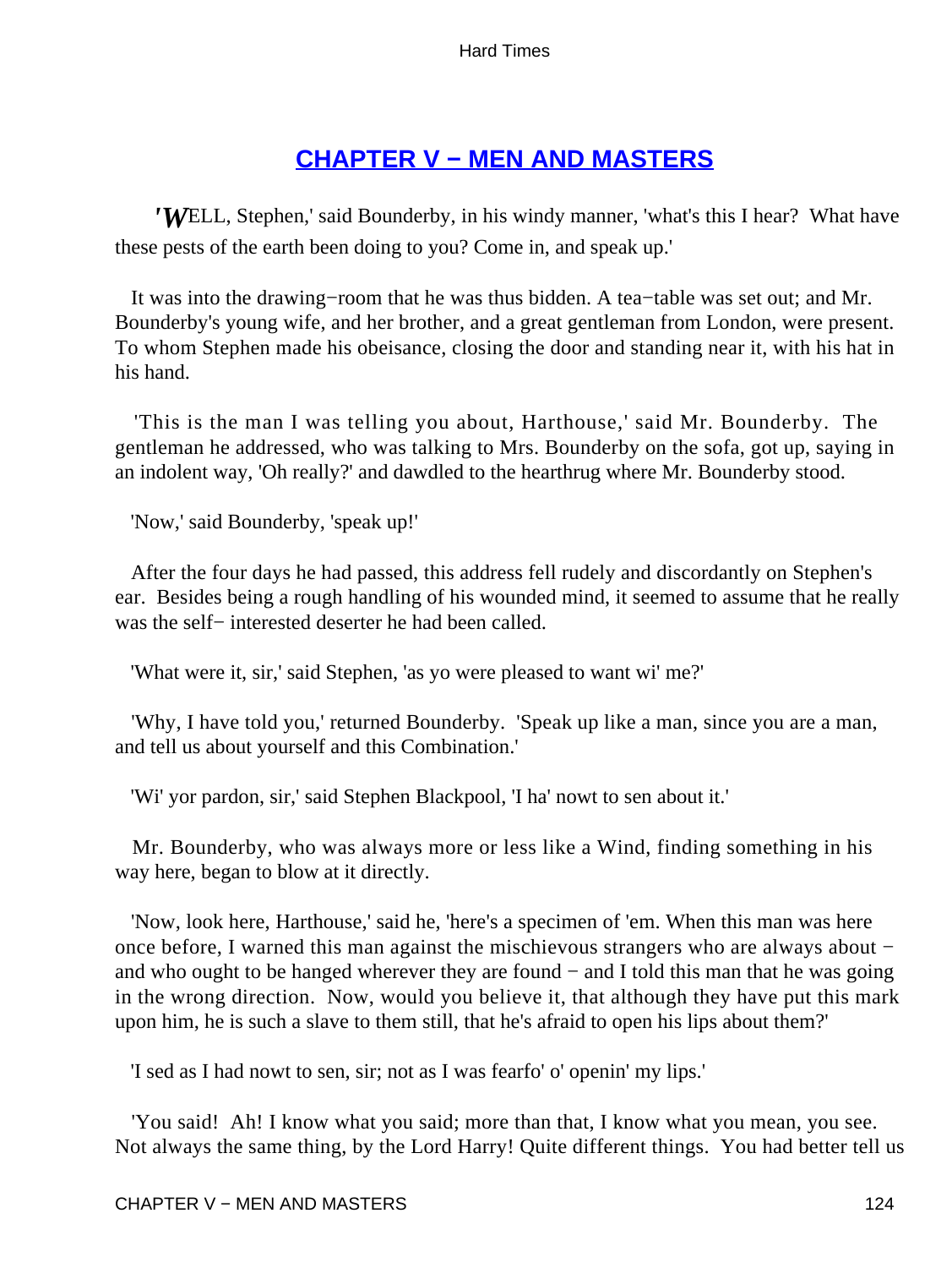## CHAPTER V − MEN AND MASTERS

'WELL, Stephen,' said Bounderby, in his windy manner, 'what's this I hear? What have these pests of the earth been doing to you? Come in, and speak up.'

It was into the drawing−room that he was thus bidden. A tea−table was set out; and Mr. Bounderby's young wife, and her brother, and a great gentleman from London, were present. To whom Stephen made his obeisance, closing the door and standing near it, with his hat in his hand.

'This is the man I was telling you about, Harthouse,' said Mr. Bounderby. The gentleman he addressed, who was talking to Mrs. Bounderby on the sofa, got up, saying in an indolent way, 'Oh really?' and dawdled to the hearthrug where Mr. Bounderby stood.

'Now,' said Bounderby, 'speak up!'

After the four days he had passed, this address fell rudely and discordantly on Stephen's ear. Besides being a rough handling of his wounded mind, it seemed to assume that he really was the self− interested deserter he had been called.

'What were it, sir,' said Stephen, 'as yo were pleased to want wi' me?'

'Why, I have told you,' returned Bounderby. 'Speak up like a man, since you are a man, and tell us about yourself and this Combination.'

'Wi' yor pardon, sir,' said Stephen Blackpool, 'I ha' nowt to sen about it.'

Mr. Bounderby, who was always more or less like a Wind, finding something in his way here, began to blow at it directly.

'Now, look here, Harthouse,' said he, 'here's a specimen of 'em. When this man was here once before, I warned this man against the mischievous strangers who are always about − and who ought to be hanged wherever they are found − and I told this man that he was going in the wrong direction. Now, would you believe it, that although they have put this mark upon him, he is such a slave to them still, that he's afraid to open his lips about them?'

'I sed as I had nowt to sen, sir; not as I was fearfo' o' openin' my lips.'

'You said! Ah! I know what you said; more than that, I know what you mean, you see. Not always the same thing, by the Lord Harry! Quite different things. You had better tell us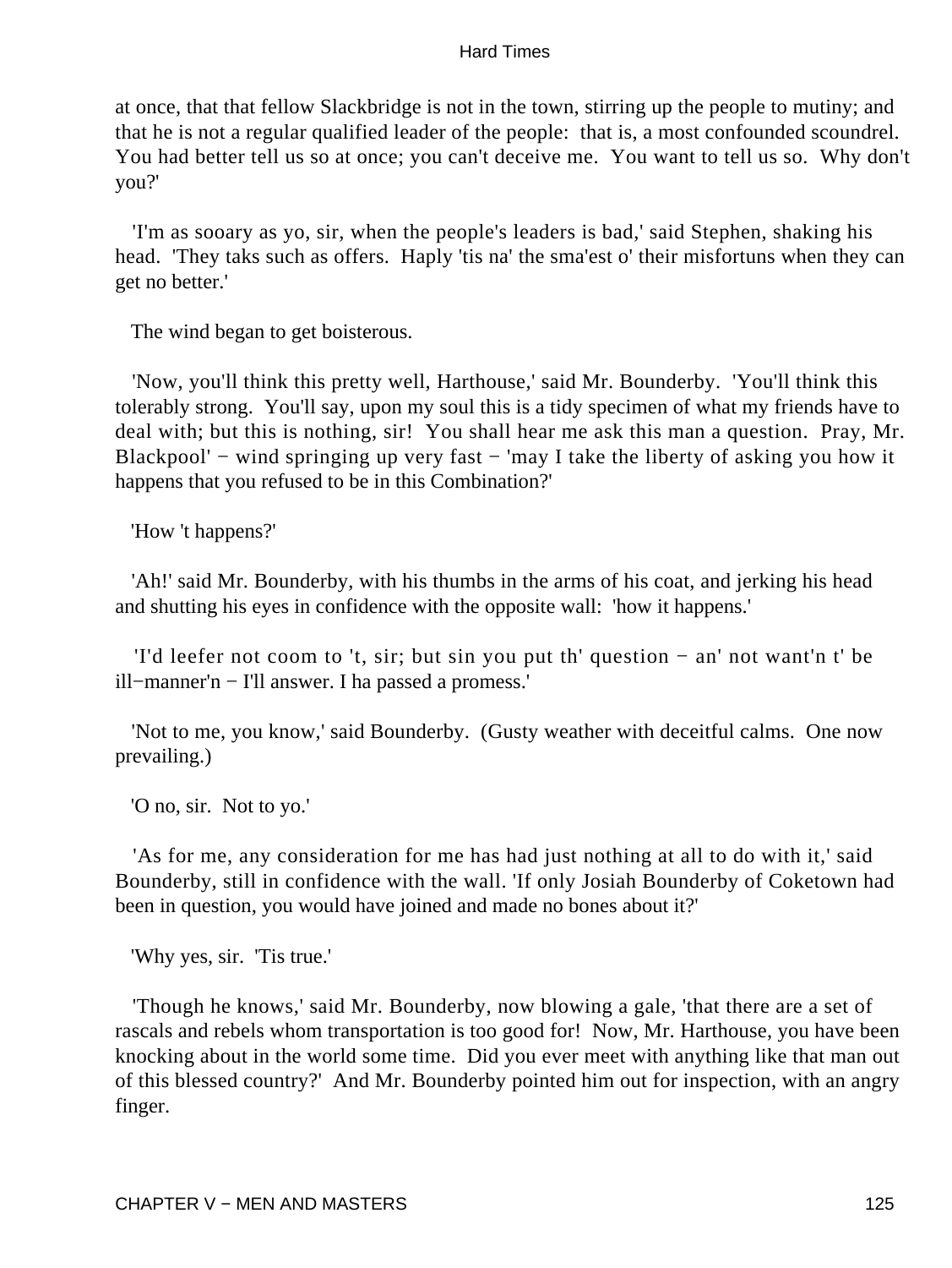at once, that that fellow Slackbridge is not in the town, stirring up the people to mutiny; and that he is not a regular qualified leader of the people: that is, a most confounded scoundrel. You had better tell us so at once; you can't deceive me. You want to tell us so. Why don't you?'

'I'm as sooary as yo, sir, when the people's leaders is bad,' said Stephen, shaking his head. 'They taks such as offers. Haply 'tis na' the sma'est o' their misfortuns when they can get no better.'

The wind began to get boisterous.

'Now, you'll think this pretty well, Harthouse,' said Mr. Bounderby. 'You'll think this tolerably strong. You'll say, upon my soul this is a tidy specimen of what my friends have to deal with; but this is nothing, sir! You shall hear me ask this man a question. Pray, Mr. Blackpool' − wind springing up very fast − 'may I take the liberty of asking you how it happens that you refused to be in this Combination?'

'How 't happens?'

'Ah!' said Mr. Bounderby, with his thumbs in the arms of his coat, and jerking his head and shutting his eyes in confidence with the opposite wall: 'how it happens.'

'I'd leefer not coom to 't, sir; but sin you put th' question − an' not want'n t' be ill−manner'n − I'll answer. I ha passed a promess.'

'Not to me, you know,' said Bounderby. (Gusty weather with deceitful calms. One now prevailing.)

'O no, sir. Not to yo.'

'As for me, any consideration for me has had just nothing at all to do with it,' said Bounderby, still in confidence with the wall. 'If only Josiah Bounderby of Coketown had been in question, you would have joined and made no bones about it?'

'Why yes, sir. 'Tis true.'

'Though he knows,' said Mr. Bounderby, now blowing a gale, 'that there are a set of rascals and rebels whom transportation is too good for! Now, Mr. Harthouse, you have been knocking about in the world some time. Did you ever meet with anything like that man out of this blessed country?' And Mr. Bounderby pointed him out for inspection, with an angry finger.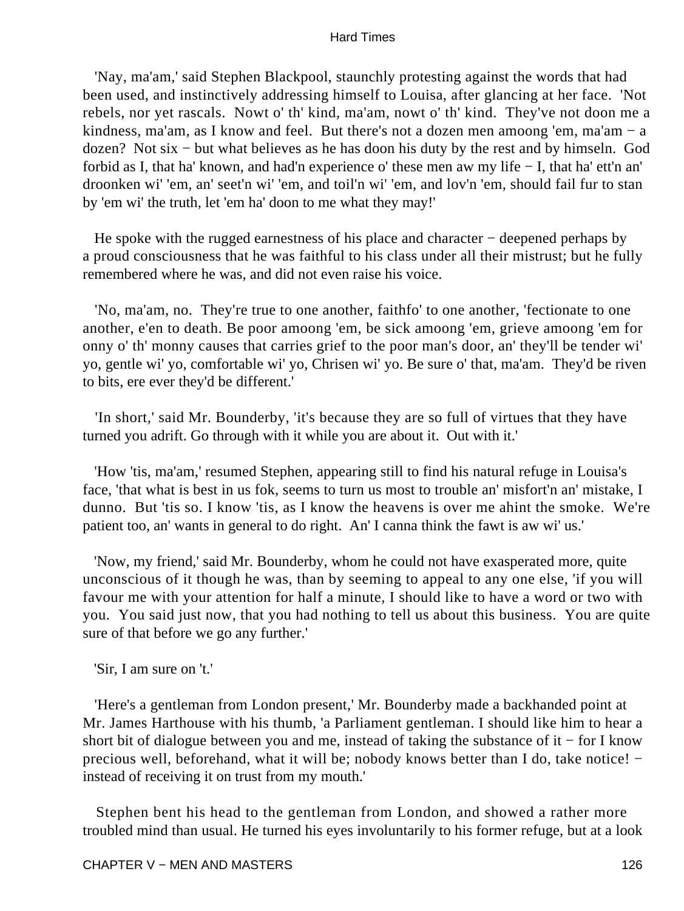'Nay, ma'am,' said Stephen Blackpool, staunchly protesting against the words that had been used, and instinctively addressing himself to Louisa, after glancing at her face. 'Not rebels, nor yet rascals. Nowt o' th' kind, ma'am, nowt o' th' kind. They've not doon me a kindness, ma'am, as I know and feel. But there's not a dozen men amoong 'em, ma'am − a dozen? Not six − but what believes as he has doon his duty by the rest and by himseln. God forbid as I, that ha' known, and had'n experience o' these men aw my life − I, that ha' ett'n an' droonken wi' 'em, an' seet'n wi' 'em, and toil'n wi' 'em, and lov'n 'em, should fail fur to stan by 'em wi' the truth, let 'em ha' doon to me what they may!'

He spoke with the rugged earnestness of his place and character − deepened perhaps by a proud consciousness that he was faithful to his class under all their mistrust; but he fully remembered where he was, and did not even raise his voice.

'No, ma'am, no. They're true to one another, faithfo' to one another, 'fectionate to one another, e'en to death. Be poor amoong 'em, be sick amoong 'em, grieve amoong 'em for onny o' th' monny causes that carries grief to the poor man's door, an' they'll be tender wi' yo, gentle wi' yo, comfortable wi' yo, Chrisen wi' yo. Be sure o' that, ma'am. They'd be riven to bits, ere ever they'd be different.'

'In short,' said Mr. Bounderby, 'it's because they are so full of virtues that they have turned you adrift. Go through with it while you are about it. Out with it.'

'How 'tis, ma'am,' resumed Stephen, appearing still to find his natural refuge in Louisa's face, 'that what is best in us fok, seems to turn us most to trouble an' misfort'n an' mistake, I dunno. But 'tis so. I know 'tis, as I know the heavens is over me ahint the smoke. We're patient too, an' wants in general to do right. An' I canna think the fawt is aw wi' us.'

'Now, my friend,' said Mr. Bounderby, whom he could not have exasperated more, quite unconscious of it though he was, than by seeming to appeal to any one else, 'if you will favour me with your attention for half a minute, I should like to have a word or two with you. You said just now, that you had nothing to tell us about this business. You are quite sure of that before we go any further.'

'Sir, I am sure on 't.'

'Here's a gentleman from London present,' Mr. Bounderby made a backhanded point at Mr. James Harthouse with his thumb, 'a Parliament gentleman. I should like him to hear a short bit of dialogue between you and me, instead of taking the substance of it − for I know precious well, beforehand, what it will be; nobody knows better than I do, take notice! − instead of receiving it on trust from my mouth.'

Stephen bent his head to the gentleman from London, and showed a rather more troubled mind than usual. He turned his eyes involuntarily to his former refuge, but at a look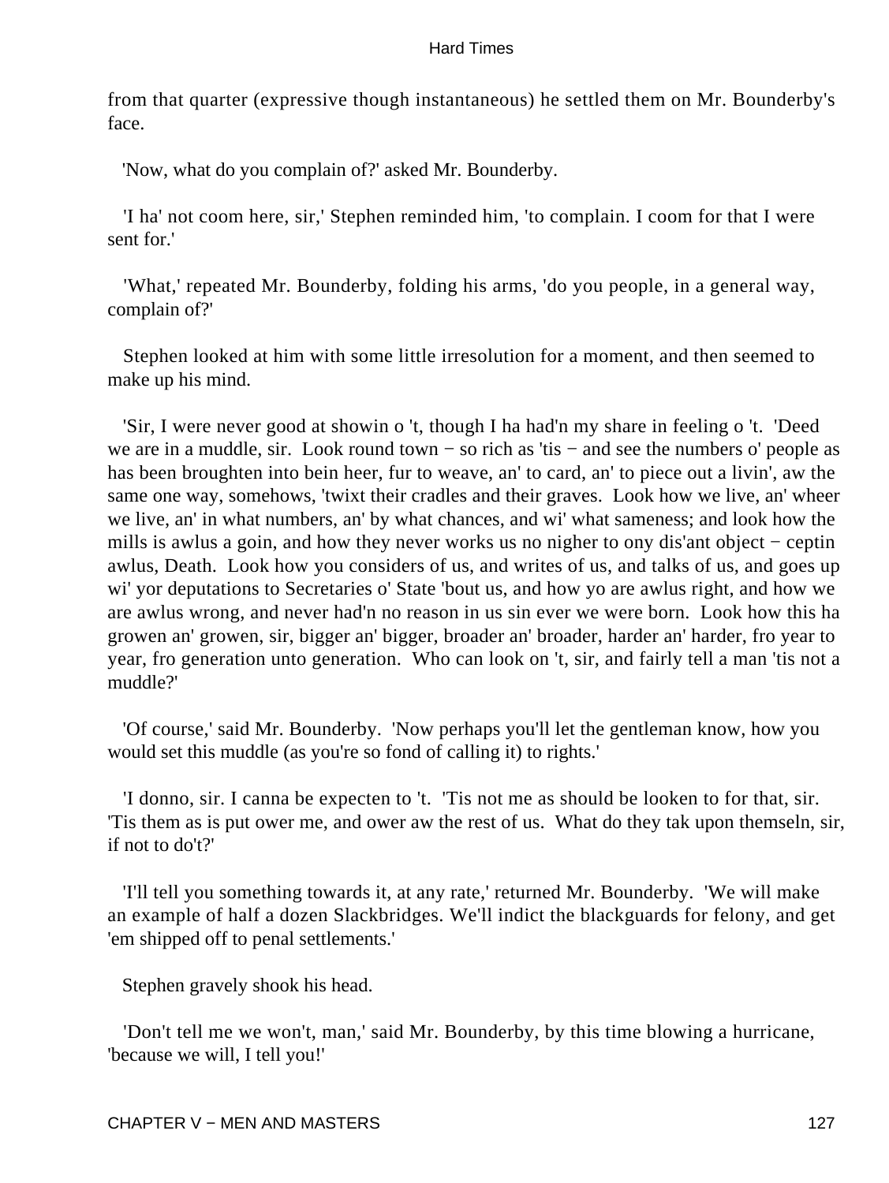from that quarter (expressive though instantaneous) he settled them on Mr. Bounderby's face.

'Now, what do you complain of?' asked Mr. Bounderby.

'I ha' not coom here, sir,' Stephen reminded him, 'to complain. I coom for that I were sent for.'

'What,' repeated Mr. Bounderby, folding his arms, 'do you people, in a general way, complain of?'

Stephen looked at him with some little irresolution for a moment, and then seemed to make up his mind.

'Sir, I were never good at showin o 't, though I ha had'n my share in feeling o 't. 'Deed we are in a muddle, sir. Look round town − so rich as 'tis − and see the numbers o' people as has been broughten into bein heer, fur to weave, an' to card, an' to piece out a livin', aw the same one way, somehows, 'twixt their cradles and their graves. Look how we live, an' wheer we live, an' in what numbers, an' by what chances, and wi' what sameness; and look how the mills is awlus a goin, and how they never works us no nigher to ony dis'ant object − ceptin awlus, Death. Look how you considers of us, and writes of us, and talks of us, and goes up wi' yor deputations to Secretaries o' State 'bout us, and how yo are awlus right, and how we are awlus wrong, and never had'n no reason in us sin ever we were born. Look how this ha growen an' growen, sir, bigger an' bigger, broader an' broader, harder an' harder, fro year to year, fro generation unto generation. Who can look on 't, sir, and fairly tell a man 'tis not a muddle?'

'Of course,' said Mr. Bounderby. 'Now perhaps you'll let the gentleman know, how you would set this muddle (as you're so fond of calling it) to rights.'

'I donno, sir. I canna be expecten to 't. 'Tis not me as should be looken to for that, sir. 'Tis them as is put ower me, and ower aw the rest of us. What do they tak upon themseln, sir, if not to do't?'

'I'll tell you something towards it, at any rate,' returned Mr. Bounderby. 'We will make an example of half a dozen Slackbridges. We'll indict the blackguards for felony, and get 'em shipped off to penal settlements.'

Stephen gravely shook his head.

'Don't tell me we won't, man,' said Mr. Bounderby, by this time blowing a hurricane, 'because we will, I tell you!'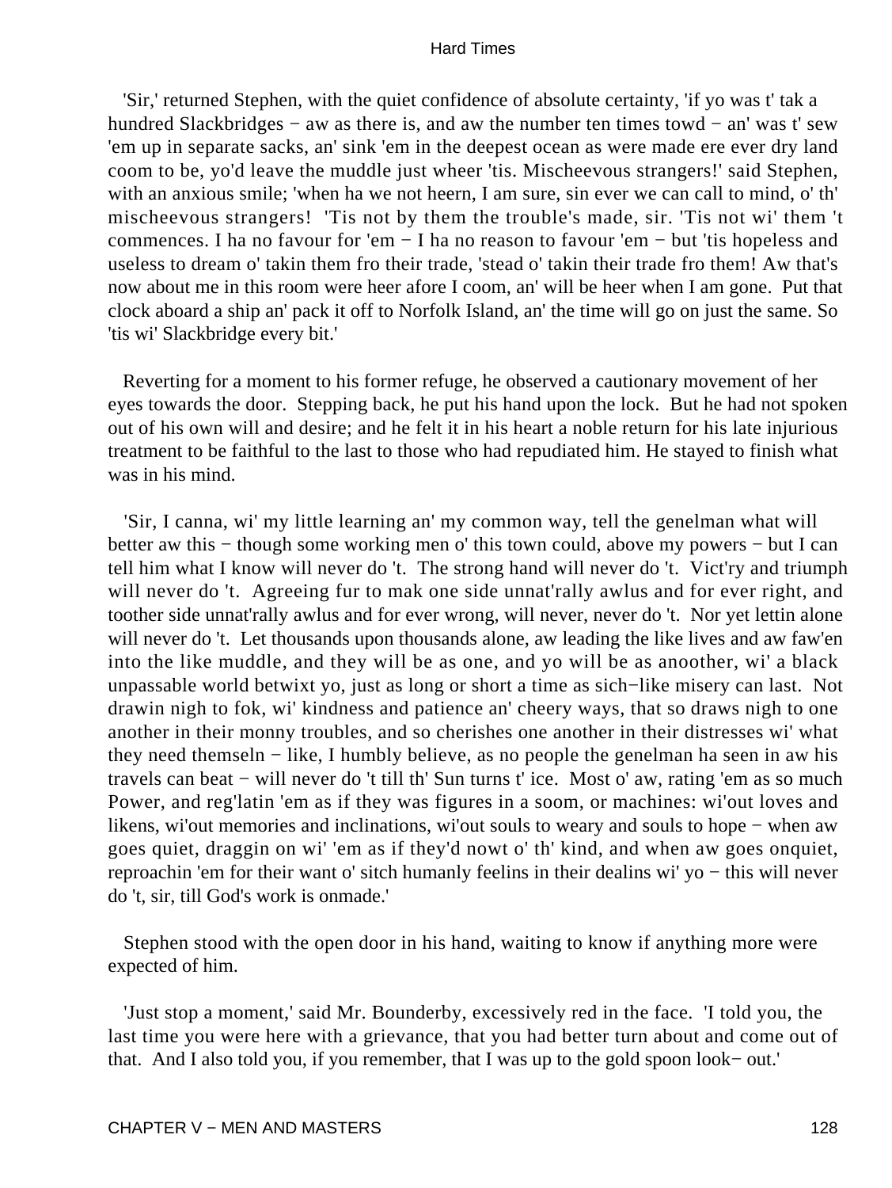'Sir,' returned Stephen, with the quiet confidence of absolute certainty, 'if yo was t' tak a hundred Slackbridges − aw as there is, and aw the number ten times towd − an' was t' sew 'em up in separate sacks, an' sink 'em in the deepest ocean as were made ere ever dry land coom to be, yo'd leave the muddle just wheer 'tis. Mischeevous strangers!' said Stephen, with an anxious smile; 'when ha we not heern, I am sure, sin ever we can call to mind, o' th' mischeevous strangers! 'Tis not by them the trouble's made, sir. 'Tis not wi' them 't commences. I ha no favour for 'em − I ha no reason to favour 'em − but 'tis hopeless and useless to dream o' takin them fro their trade, 'stead o' takin their trade fro them! Aw that's now about me in this room were heer afore I coom, an' will be heer when I am gone. Put that clock aboard a ship an' pack it off to Norfolk Island, an' the time will go on just the same. So 'tis wi' Slackbridge every bit.'

Reverting for a moment to his former refuge, he observed a cautionary movement of her eyes towards the door. Stepping back, he put his hand upon the lock. But he had not spoken out of his own will and desire; and he felt it in his heart a noble return for his late injurious treatment to be faithful to the last to those who had repudiated him. He stayed to finish what was in his mind.

'Sir, I canna, wi' my little learning an' my common way, tell the genelman what will better aw this − though some working men o' this town could, above my powers − but I can tell him what I know will never do 't. The strong hand will never do 't. Vict'ry and triumph will never do 't. Agreeing fur to mak one side unnat'rally awlus and for ever right, and toother side unnat'rally awlus and for ever wrong, will never, never do 't. Nor yet lettin alone will never do 't. Let thousands upon thousands alone, aw leading the like lives and aw faw'en into the like muddle, and they will be as one, and yo will be as anoother, wi' a black unpassable world betwixt yo, just as long or short a time as sich−like misery can last. Not drawin nigh to fok, wi' kindness and patience an' cheery ways, that so draws nigh to one another in their monny troubles, and so cherishes one another in their distresses wi' what they need themseln − like, I humbly believe, as no people the genelman ha seen in aw his travels can beat − will never do 't till th' Sun turns t' ice. Most o' aw, rating 'em as so much Power, and reg'latin 'em as if they was figures in a soom, or machines: wi'out loves and likens, wi'out memories and inclinations, wi'out souls to weary and souls to hope − when aw goes quiet, draggin on wi' 'em as if they'd nowt o' th' kind, and when aw goes onquiet, reproachin 'em for their want o' sitch humanly feelins in their dealins wi' yo − this will never do 't, sir, till God's work is onmade.'

Stephen stood with the open door in his hand, waiting to know if anything more were expected of him.

'Just stop a moment,' said Mr. Bounderby, excessively red in the face. 'I told you, the last time you were here with a grievance, that you had better turn about and come out of that. And I also told you, if you remember, that I was up to the gold spoon look− out.'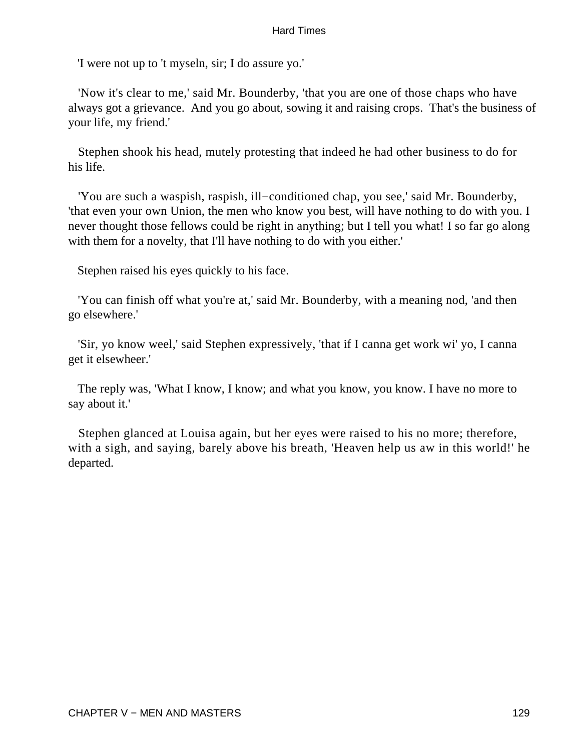'I were not up to 't myseln, sir; I do assure yo.'

'Now it's clear to me,' said Mr. Bounderby, 'that you are one of those chaps who have always got a grievance. And you go about, sowing it and raising crops. That's the business of your life, my friend.'

Stephen shook his head, mutely protesting that indeed he had other business to do for his life.

'You are such a waspish, raspish, ill−conditioned chap, you see,' said Mr. Bounderby, 'that even your own Union, the men who know you best, will have nothing to do with you. I never thought those fellows could be right in anything; but I tell you what! I so far go along with them for a novelty, that I'll have nothing to do with you either.'

Stephen raised his eyes quickly to his face.

'You can finish off what you're at,' said Mr. Bounderby, with a meaning nod, 'and then go elsewhere.'

'Sir, yo know weel,' said Stephen expressively, 'that if I canna get work wi' yo, I canna get it elsewheer.'

The reply was, 'What I know, I know; and what you know, you know. I have no more to say about it.'

Stephen glanced at Louisa again, but her eyes were raised to his no more; therefore, with a sigh, and saying, barely above his breath, 'Heaven help us aw in this world!' he departed.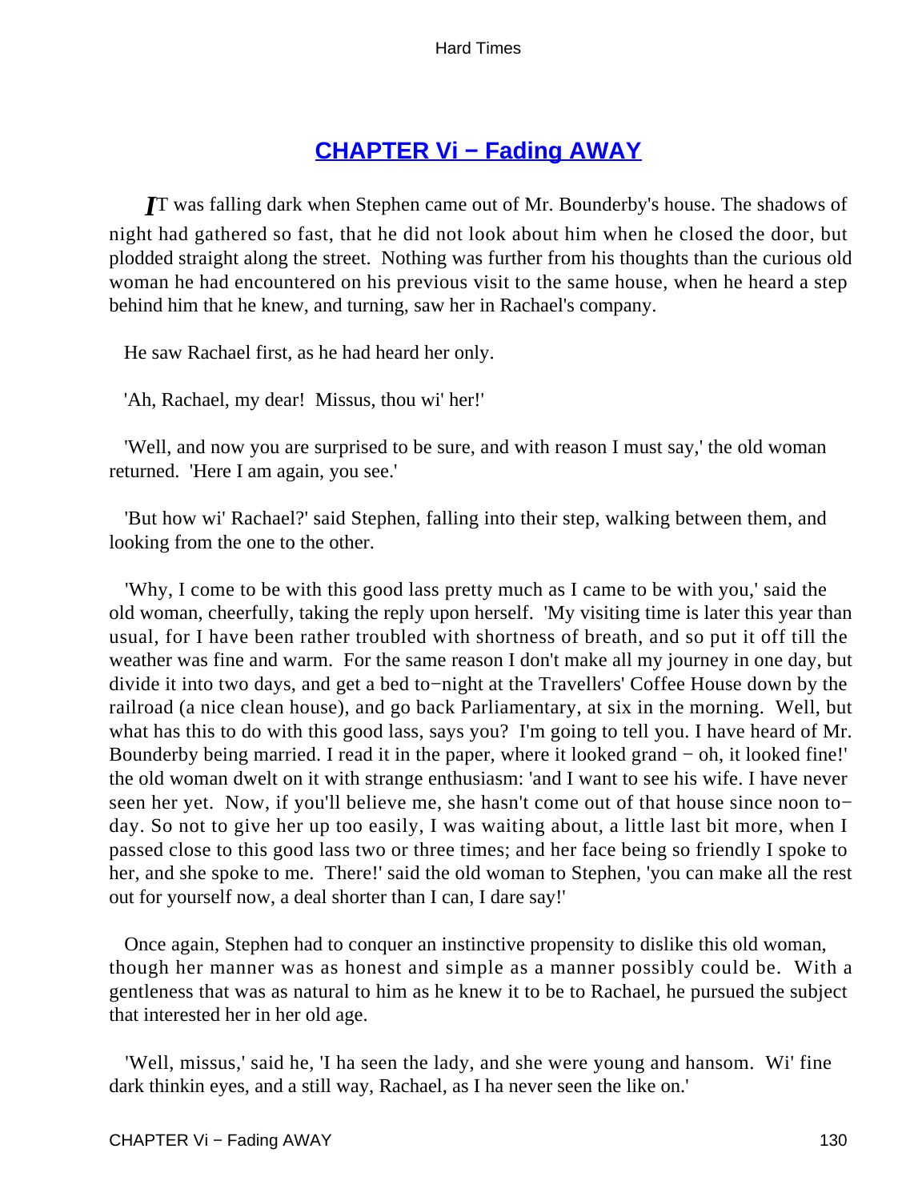## CHAPTER Vi − Fading AWAY

*I*T was falling dark when Stephen came out of Mr. Bounderby's house. The shadows of night had gathered so fast, that he did not look about him when he closed the door, but plodded straight along the street. Nothing was further from his thoughts than the curious old woman he had encountered on his previous visit to the same house, when he heard a step behind him that he knew, and turning, saw her in Rachael's company.

He saw Rachael first, as he had heard her only.

'Ah, Rachael, my dear! Missus, thou wi' her!'

'Well, and now you are surprised to be sure, and with reason I must say,' the old woman returned. 'Here I am again, you see.'

'But how wi' Rachael?' said Stephen, falling into their step, walking between them, and looking from the one to the other.

'Why, I come to be with this good lass pretty much as I came to be with you,' said the old woman, cheerfully, taking the reply upon herself. 'My visiting time is later this year than usual, for I have been rather troubled with shortness of breath, and so put it off till the weather was fine and warm. For the same reason I don't make all my journey in one day, but divide it into two days, and get a bed to−night at the Travellers' Coffee House down by the railroad (a nice clean house), and go back Parliamentary, at six in the morning. Well, but what has this to do with this good lass, says you? I'm going to tell you. I have heard of Mr. Bounderby being married. I read it in the paper, where it looked grand − oh, it looked fine!' the old woman dwelt on it with strange enthusiasm: 'and I want to see his wife. I have never seen her yet. Now, if you'll believe me, she hasn't come out of that house since noon to−day. So not to give her up too easily, I was waiting about, a little last bit more, when I passed close to this good lass two or three times; and her face being so friendly I spoke to her, and she spoke to me. There!' said the old woman to Stephen, 'you can make all the rest out for yourself now, a deal shorter than I can, I dare say!'

Once again, Stephen had to conquer an instinctive propensity to dislike this old woman, though her manner was as honest and simple as a manner possibly could be. With a gentleness that was as natural to him as he knew it to be to Rachael, he pursued the subject that interested her in her old age.

'Well, missus,' said he, 'I ha seen the lady, and she were young and hansom. Wi' fine dark thinkin eyes, and a still way, Rachael, as I ha never seen the like on.'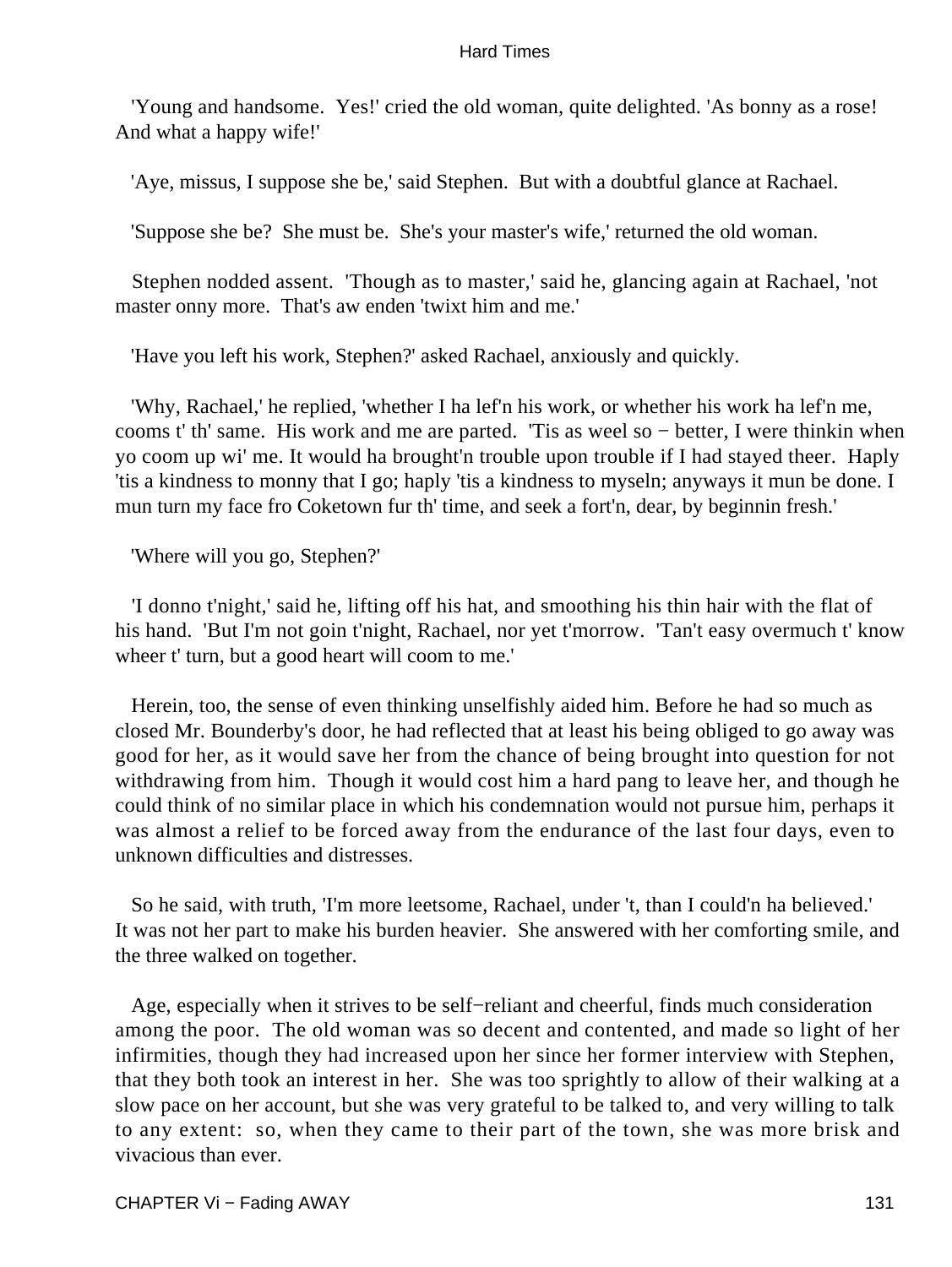'Young and handsome. Yes!' cried the old woman, quite delighted. 'As bonny as a rose! And what a happy wife!'

'Aye, missus, I suppose she be,' said Stephen. But with a doubtful glance at Rachael.

'Suppose she be? She must be. She's your master's wife,' returned the old woman.

Stephen nodded assent. 'Though as to master,' said he, glancing again at Rachael, 'not master onny more. That's aw enden 'twixt him and me.'

'Have you left his work, Stephen?' asked Rachael, anxiously and quickly.

'Why, Rachael,' he replied, 'whether I ha lef'n his work, or whether his work ha lef'n me, cooms t' th' same. His work and me are parted. 'Tis as weel so − better, I were thinkin when yo coom up wi' me. It would ha brought'n trouble upon trouble if I had stayed theer. Haply 'tis a kindness to monny that I go; haply 'tis a kindness to myseln; anyways it mun be done. I mun turn my face fro Coketown fur th' time, and seek a fort'n, dear, by beginnin fresh.'

'Where will you go, Stephen?'

'I donno t'night,' said he, lifting off his hat, and smoothing his thin hair with the flat of his hand. 'But I'm not goin t'night, Rachael, nor yet t'morrow. 'Tan't easy overmuch t' know wheer t' turn, but a good heart will coom to me.'

Herein, too, the sense of even thinking unselfishly aided him. Before he had so much as closed Mr. Bounderby's door, he had reflected that at least his being obliged to go away was good for her, as it would save her from the chance of being brought into question for not withdrawing from him. Though it would cost him a hard pang to leave her, and though he could think of no similar place in which his condemnation would not pursue him, perhaps it was almost a relief to be forced away from the endurance of the last four days, even to unknown difficulties and distresses.

So he said, with truth, 'I'm more leetsome, Rachael, under 't, than I could'n ha believed.' It was not her part to make his burden heavier. She answered with her comforting smile, and the three walked on together.

Age, especially when it strives to be self−reliant and cheerful, finds much consideration among the poor. The old woman was so decent and contented, and made so light of her infirmities, though they had increased upon her since her former interview with Stephen, that they both took an interest in her. She was too sprightly to allow of their walking at a slow pace on her account, but she was very grateful to be talked to, and very willing to talk to any extent: so, when they came to their part of the town, she was more brisk and vivacious than ever.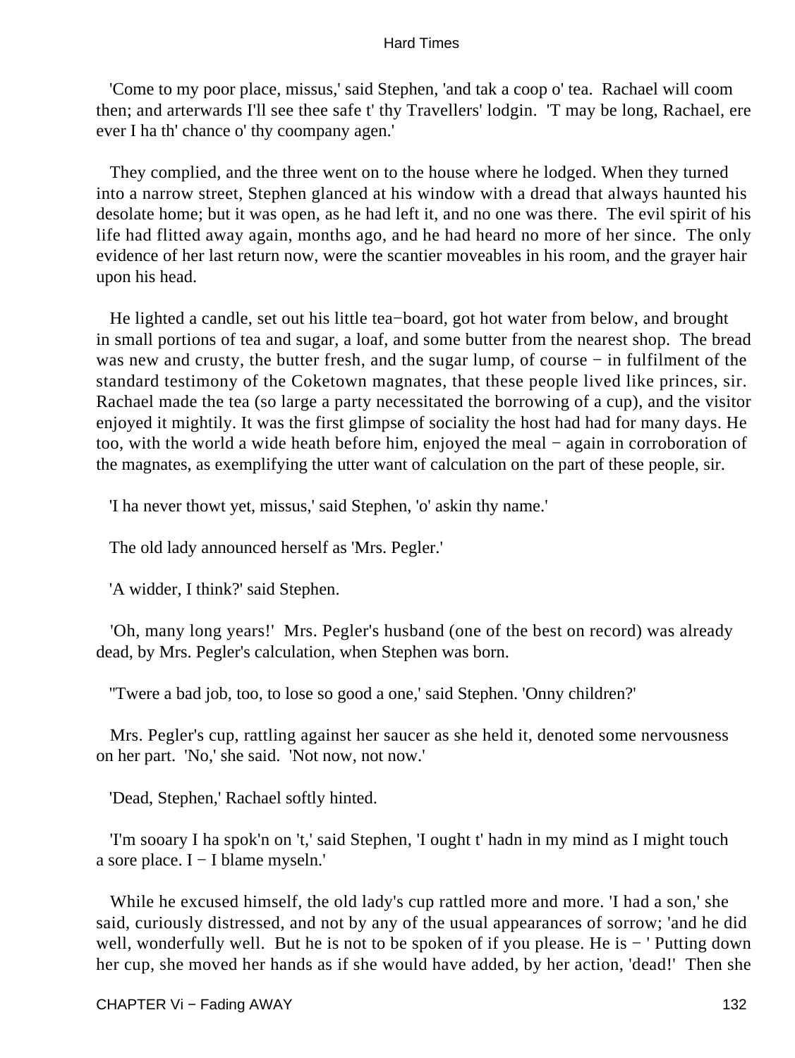'Come to my poor place, missus,' said Stephen, 'and tak a coop o' tea. Rachael will coom then; and arterwards I'll see thee safe t' thy Travellers' lodgin. 'T may be long, Rachael, ere ever I ha th' chance o' thy coompany agen.'

They complied, and the three went on to the house where he lodged. When they turned into a narrow street, Stephen glanced at his window with a dread that always haunted his desolate home; but it was open, as he had left it, and no one was there. The evil spirit of his life had flitted away again, months ago, and he had heard no more of her since. The only evidence of her last return now, were the scantier moveables in his room, and the grayer hair upon his head.

He lighted a candle, set out his little tea−board, got hot water from below, and brought in small portions of tea and sugar, a loaf, and some butter from the nearest shop. The bread was new and crusty, the butter fresh, and the sugar lump, of course − in fulfilment of the standard testimony of the Coketown magnates, that these people lived like princes, sir. Rachael made the tea (so large a party necessitated the borrowing of a cup), and the visitor enjoyed it mightily. It was the first glimpse of sociality the host had had for many days. He too, with the world a wide heath before him, enjoyed the meal − again in corroboration of the magnates, as exemplifying the utter want of calculation on the part of these people, sir.

'I ha never thowt yet, missus,' said Stephen, 'o' askin thy name.'

The old lady announced herself as 'Mrs. Pegler.'

'A widder, I think?' said Stephen.

'Oh, many long years!' Mrs. Pegler's husband (one of the best on record) was already dead, by Mrs. Pegler's calculation, when Stephen was born.

''Twere a bad job, too, to lose so good a one,' said Stephen. 'Onny children?'

Mrs. Pegler's cup, rattling against her saucer as she held it, denoted some nervousness on her part. 'No,' she said. 'Not now, not now.'

'Dead, Stephen,' Rachael softly hinted.

'I'm sooary I ha spok'n on 't,' said Stephen, 'I ought t' hadn in my mind as I might touch a sore place. I − I blame myseln.'

While he excused himself, the old lady's cup rattled more and more. 'I had a son,' she said, curiously distressed, and not by any of the usual appearances of sorrow; 'and he did well, wonderfully well. But he is not to be spoken of if you please. He is − ' Putting down her cup, she moved her hands as if she would have added, by her action, 'dead!' Then she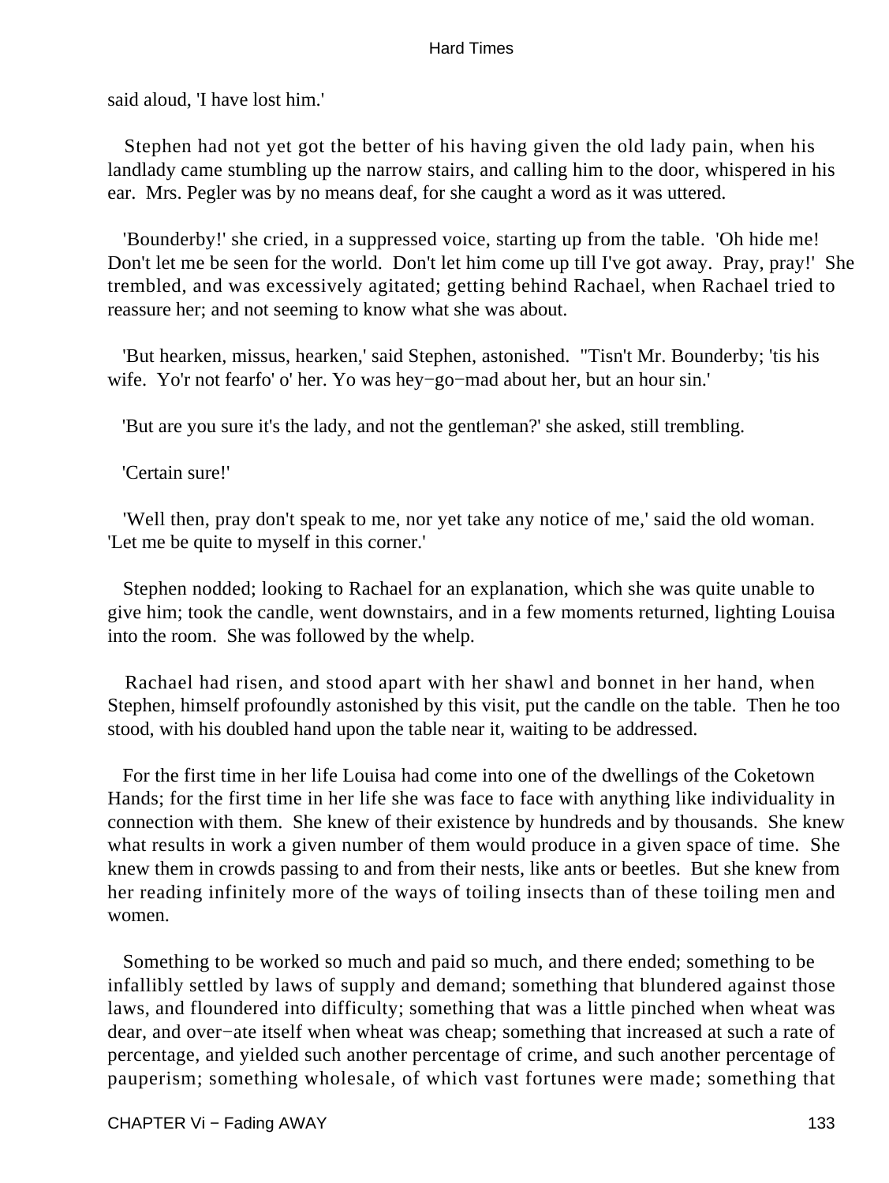said aloud, 'I have lost him.'

Stephen had not yet got the better of his having given the old lady pain, when his landlady came stumbling up the narrow stairs, and calling him to the door, whispered in his ear. Mrs. Pegler was by no means deaf, for she caught a word as it was uttered.

'Bounderby!' she cried, in a suppressed voice, starting up from the table. 'Oh hide me! Don't let me be seen for the world. Don't let him come up till I've got away. Pray, pray!' She trembled, and was excessively agitated; getting behind Rachael, when Rachael tried to reassure her; and not seeming to know what she was about.

'But hearken, missus, hearken,' said Stephen, astonished. ''Tisn't Mr. Bounderby; 'tis his wife. Yo'r not fearfo' o' her. Yo was hey−go−mad about her, but an hour sin.'

'But are you sure it's the lady, and not the gentleman?' she asked, still trembling.

'Certain sure!'

'Well then, pray don't speak to me, nor yet take any notice of me,' said the old woman. 'Let me be quite to myself in this corner.'

Stephen nodded; looking to Rachael for an explanation, which she was quite unable to give him; took the candle, went downstairs, and in a few moments returned, lighting Louisa into the room. She was followed by the whelp.

Rachael had risen, and stood apart with her shawl and bonnet in her hand, when Stephen, himself profoundly astonished by this visit, put the candle on the table. Then he too stood, with his doubled hand upon the table near it, waiting to be addressed.

For the first time in her life Louisa had come into one of the dwellings of the Coketown Hands; for the first time in her life she was face to face with anything like individuality in connection with them. She knew of their existence by hundreds and by thousands. She knew what results in work a given number of them would produce in a given space of time. She knew them in crowds passing to and from their nests, like ants or beetles. But she knew from her reading infinitely more of the ways of toiling insects than of these toiling men and women.

Something to be worked so much and paid so much, and there ended; something to be infallibly settled by laws of supply and demand; something that blundered against those laws, and floundered into difficulty; something that was a little pinched when wheat was dear, and over−ate itself when wheat was cheap; something that increased at such a rate of percentage, and yielded such another percentage of crime, and such another percentage of pauperism; something wholesale, of which vast fortunes were made; something that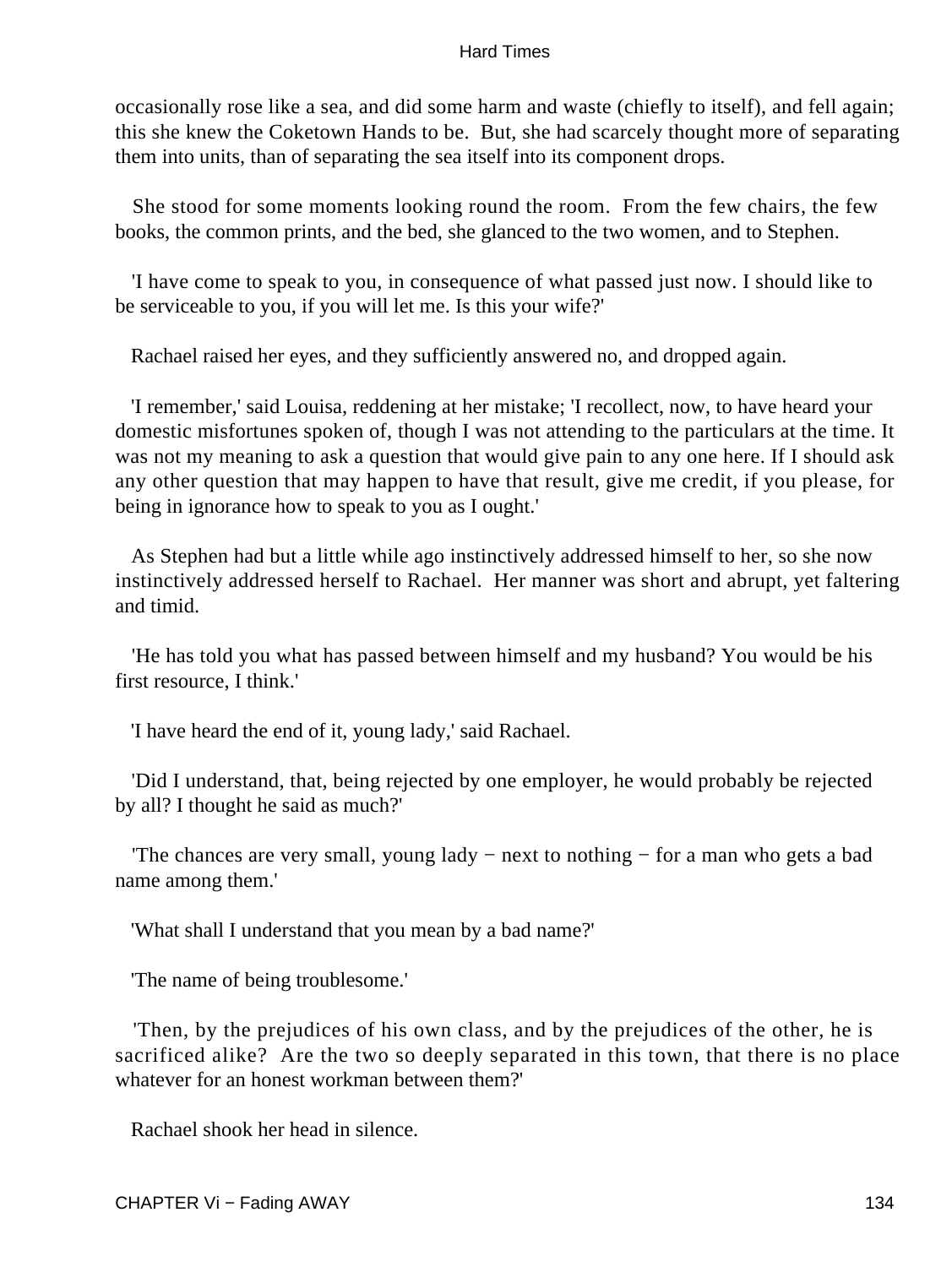occasionally rose like a sea, and did some harm and waste (chiefly to itself), and fell again; this she knew the Coketown Hands to be. But, she had scarcely thought more of separating them into units, than of separating the sea itself into its component drops.

She stood for some moments looking round the room. From the few chairs, the few books, the common prints, and the bed, she glanced to the two women, and to Stephen.

'I have come to speak to you, in consequence of what passed just now. I should like to be serviceable to you, if you will let me. Is this your wife?'

Rachael raised her eyes, and they sufficiently answered no, and dropped again.

'I remember,' said Louisa, reddening at her mistake; 'I recollect, now, to have heard your domestic misfortunes spoken of, though I was not attending to the particulars at the time. It was not my meaning to ask a question that would give pain to any one here. If I should ask any other question that may happen to have that result, give me credit, if you please, for being in ignorance how to speak to you as I ought.'

As Stephen had but a little while ago instinctively addressed himself to her, so she now instinctively addressed herself to Rachael. Her manner was short and abrupt, yet faltering and timid.

'He has told you what has passed between himself and my husband? You would be his first resource, I think.'

'I have heard the end of it, young lady,' said Rachael.

'Did I understand, that, being rejected by one employer, he would probably be rejected by all? I thought he said as much?'

'The chances are very small, young lady − next to nothing − for a man who gets a bad name among them.'

'What shall I understand that you mean by a bad name?'

'The name of being troublesome.'

'Then, by the prejudices of his own class, and by the prejudices of the other, he is sacrificed alike? Are the two so deeply separated in this town, that there is no place whatever for an honest workman between them?'

Rachael shook her head in silence.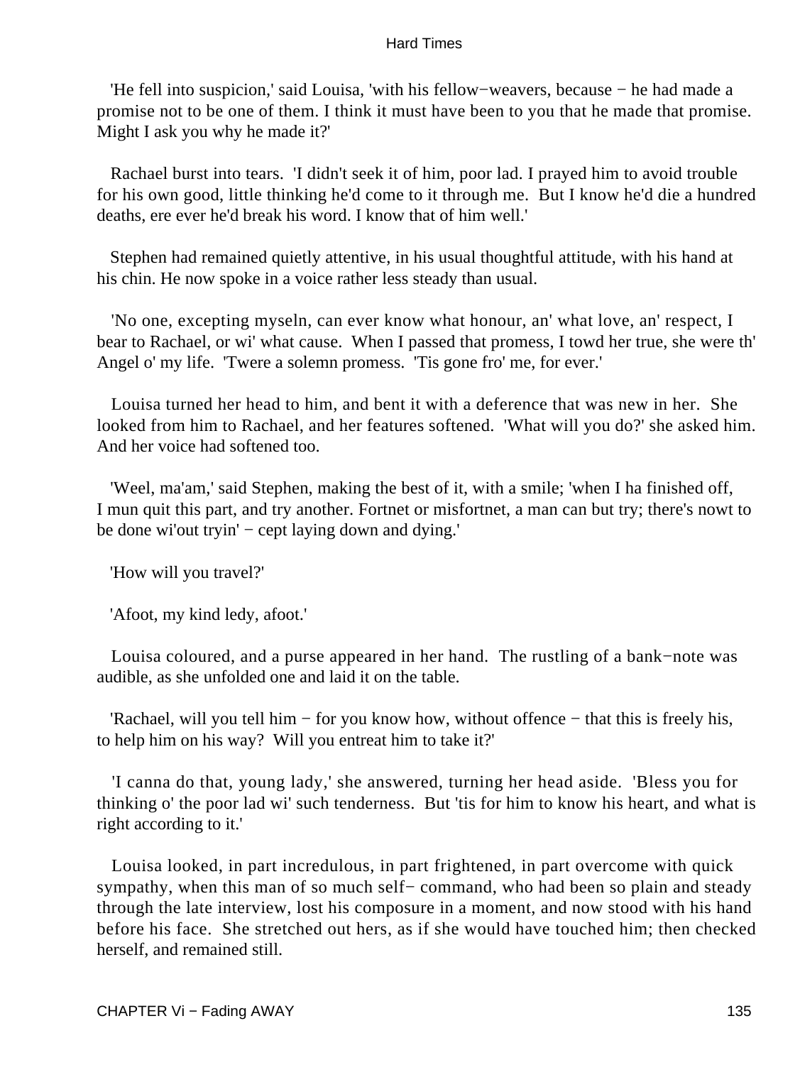'He fell into suspicion,' said Louisa, 'with his fellow−weavers, because − he had made a promise not to be one of them. I think it must have been to you that he made that promise. Might I ask you why he made it?'

Rachael burst into tears. 'I didn't seek it of him, poor lad. I prayed him to avoid trouble for his own good, little thinking he'd come to it through me. But I know he'd die a hundred deaths, ere ever he'd break his word. I know that of him well.'

Stephen had remained quietly attentive, in his usual thoughtful attitude, with his hand at his chin. He now spoke in a voice rather less steady than usual.

'No one, excepting myseln, can ever know what honour, an' what love, an' respect, I bear to Rachael, or wi' what cause. When I passed that promess, I towd her true, she were th' Angel o' my life. 'Twere a solemn promess. 'Tis gone fro' me, for ever.'

Louisa turned her head to him, and bent it with a deference that was new in her. She looked from him to Rachael, and her features softened. 'What will you do?' she asked him. And her voice had softened too.

'Weel, ma'am,' said Stephen, making the best of it, with a smile; 'when I ha finished off, I mun quit this part, and try another. Fortnet or misfortnet, a man can but try; there's nowt to be done wi'out tryin' − cept laying down and dying.'

'How will you travel?'

'Afoot, my kind ledy, afoot.'

Louisa coloured, and a purse appeared in her hand. The rustling of a bank−note was audible, as she unfolded one and laid it on the table.

'Rachael, will you tell him − for you know how, without offence − that this is freely his, to help him on his way? Will you entreat him to take it?'

'I canna do that, young lady,' she answered, turning her head aside. 'Bless you for thinking o' the poor lad wi' such tenderness. But 'tis for him to know his heart, and what is right according to it.'

Louisa looked, in part incredulous, in part frightened, in part overcome with quick sympathy, when this man of so much self− command, who had been so plain and steady through the late interview, lost his composure in a moment, and now stood with his hand before his face. She stretched out hers, as if she would have touched him; then checked herself, and remained still.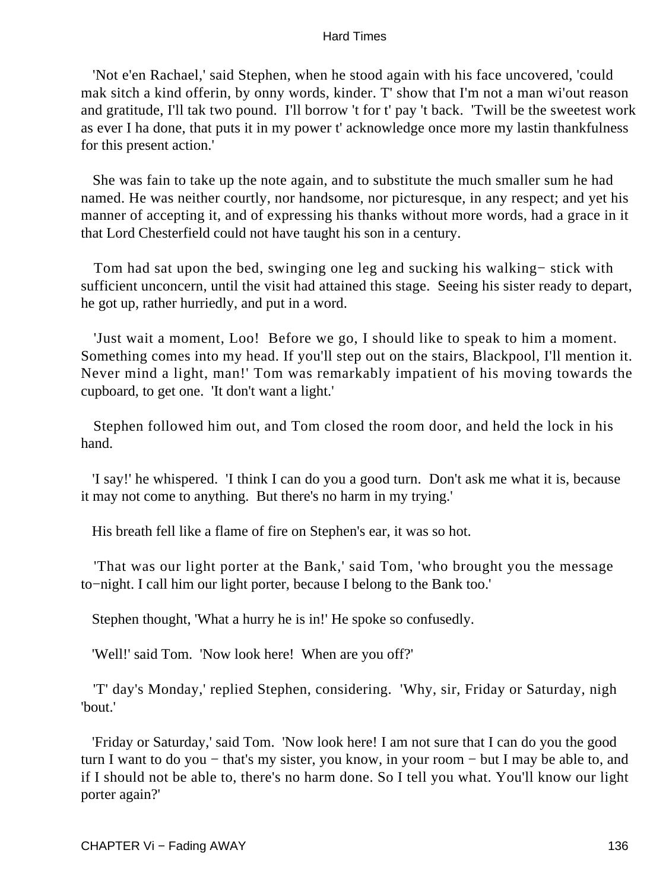'Not e'en Rachael,' said Stephen, when he stood again with his face uncovered, 'could mak sitch a kind offerin, by onny words, kinder. T' show that I'm not a man wi'out reason and gratitude, I'll tak two pound. I'll borrow 't for t' pay 't back. 'Twill be the sweetest work as ever I ha done, that puts it in my power t' acknowledge once more my lastin thankfulness for this present action.'

She was fain to take up the note again, and to substitute the much smaller sum he had named. He was neither courtly, nor handsome, nor picturesque, in any respect; and yet his manner of accepting it, and of expressing his thanks without more words, had a grace in it that Lord Chesterfield could not have taught his son in a century.

Tom had sat upon the bed, swinging one leg and sucking his walking− stick with sufficient unconcern, until the visit had attained this stage. Seeing his sister ready to depart, he got up, rather hurriedly, and put in a word.

'Just wait a moment, Loo! Before we go, I should like to speak to him a moment. Something comes into my head. If you'll step out on the stairs, Blackpool, I'll mention it. Never mind a light, man!' Tom was remarkably impatient of his moving towards the cupboard, to get one. 'It don't want a light.'

Stephen followed him out, and Tom closed the room door, and held the lock in his hand.

'I say!' he whispered. 'I think I can do you a good turn. Don't ask me what it is, because it may not come to anything. But there's no harm in my trying.'

His breath fell like a flame of fire on Stephen's ear, it was so hot.

'That was our light porter at the Bank,' said Tom, 'who brought you the message to−night. I call him our light porter, because I belong to the Bank too.'

Stephen thought, 'What a hurry he is in!' He spoke so confusedly.

'Well!' said Tom. 'Now look here! When are you off?'

'T' day's Monday,' replied Stephen, considering. 'Why, sir, Friday or Saturday, nigh 'bout.'

'Friday or Saturday,' said Tom. 'Now look here! I am not sure that I can do you the good turn I want to do you − that's my sister, you know, in your room − but I may be able to, and if I should not be able to, there's no harm done. So I tell you what. You'll know our light porter again?'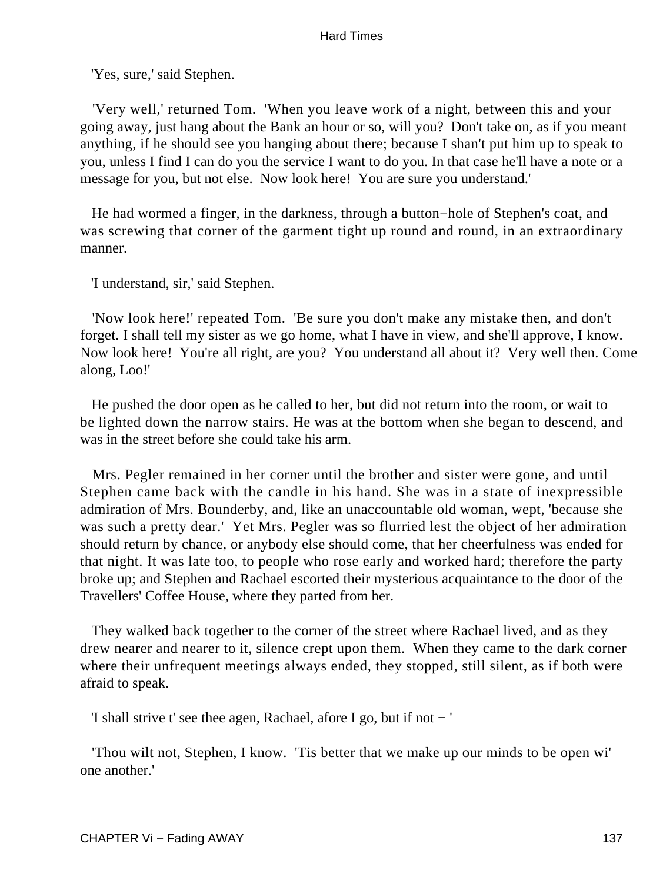'Yes, sure,' said Stephen.

'Very well,' returned Tom. 'When you leave work of a night, between this and your going away, just hang about the Bank an hour or so, will you? Don't take on, as if you meant anything, if he should see you hanging about there; because I shan't put him up to speak to you, unless I find I can do you the service I want to do you. In that case he'll have a note or a message for you, but not else. Now look here! You are sure you understand.'

He had wormed a finger, in the darkness, through a button−hole of Stephen's coat, and was screwing that corner of the garment tight up round and round, in an extraordinary manner.

'I understand, sir,' said Stephen.

'Now look here!' repeated Tom. 'Be sure you don't make any mistake then, and don't forget. I shall tell my sister as we go home, what I have in view, and she'll approve, I know. Now look here! You're all right, are you? You understand all about it? Very well then. Come along, Loo!'

He pushed the door open as he called to her, but did not return into the room, or wait to be lighted down the narrow stairs. He was at the bottom when she began to descend, and was in the street before she could take his arm.

Mrs. Pegler remained in her corner until the brother and sister were gone, and until Stephen came back with the candle in his hand. She was in a state of inexpressible admiration of Mrs. Bounderby, and, like an unaccountable old woman, wept, 'because she was such a pretty dear.' Yet Mrs. Pegler was so flurried lest the object of her admiration should return by chance, or anybody else should come, that her cheerfulness was ended for that night. It was late too, to people who rose early and worked hard; therefore the party broke up; and Stephen and Rachael escorted their mysterious acquaintance to the door of the Travellers' Coffee House, where they parted from her.

They walked back together to the corner of the street where Rachael lived, and as they drew nearer and nearer to it, silence crept upon them. When they came to the dark corner where their unfrequent meetings always ended, they stopped, still silent, as if both were afraid to speak.

'I shall strive t' see thee agen, Rachael, afore I go, but if not − '

'Thou wilt not, Stephen, I know. 'Tis better that we make up our minds to be open wi' one another.'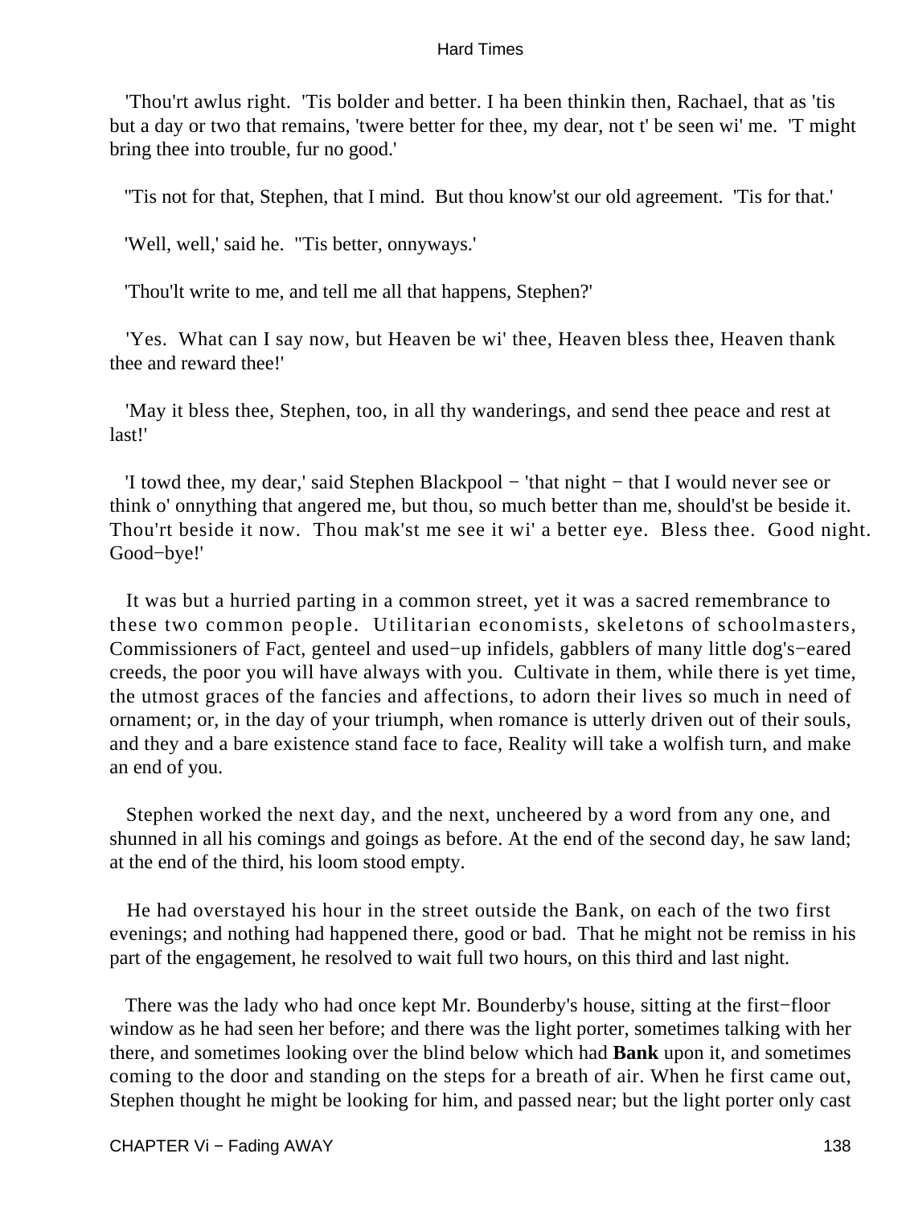'Thou'rt awlus right. 'Tis bolder and better. I ha been thinkin then, Rachael, that as 'tis but a day or two that remains, 'twere better for thee, my dear, not t' be seen wi' me. 'T might bring thee into trouble, fur no good.'

''Tis not for that, Stephen, that I mind. But thou know'st our old agreement. 'Tis for that.'

'Well, well,' said he. ''Tis better, onnyways.'

'Thou'lt write to me, and tell me all that happens, Stephen?'

'Yes. What can I say now, but Heaven be wi' thee, Heaven bless thee, Heaven thank thee and reward thee!'

'May it bless thee, Stephen, too, in all thy wanderings, and send thee peace and rest at last!'

'I towd thee, my dear,' said Stephen Blackpool − 'that night − that I would never see or think o' onnything that angered me, but thou, so much better than me, should'st be beside it. Thou'rt beside it now. Thou mak'st me see it wi' a better eye. Bless thee. Good night. Good−bye!'

It was but a hurried parting in a common street, yet it was a sacred remembrance to these two common people. Utilitarian economists, skeletons of schoolmasters, Commissioners of Fact, genteel and used−up infidels, gabblers of many little dog's−eared creeds, the poor you will have always with you. Cultivate in them, while there is yet time, the utmost graces of the fancies and affections, to adorn their lives so much in need of ornament; or, in the day of your triumph, when romance is utterly driven out of their souls, and they and a bare existence stand face to face, Reality will take a wolfish turn, and make an end of you.

Stephen worked the next day, and the next, uncheered by a word from any one, and shunned in all his comings and goings as before. At the end of the second day, he saw land; at the end of the third, his loom stood empty.

He had overstayed his hour in the street outside the Bank, on each of the two first evenings; and nothing had happened there, good or bad. That he might not be remiss in his part of the engagement, he resolved to wait full two hours, on this third and last night.

There was the lady who had once kept Mr. Bounderby's house, sitting at the first−floor window as he had seen her before; and there was the light porter, sometimes talking with her there, and sometimes looking over the blind below which had **Bank** upon it, and sometimes coming to the door and standing on the steps for a breath of air. When he first came out, Stephen thought he might be looking for him, and passed near; but the light porter only cast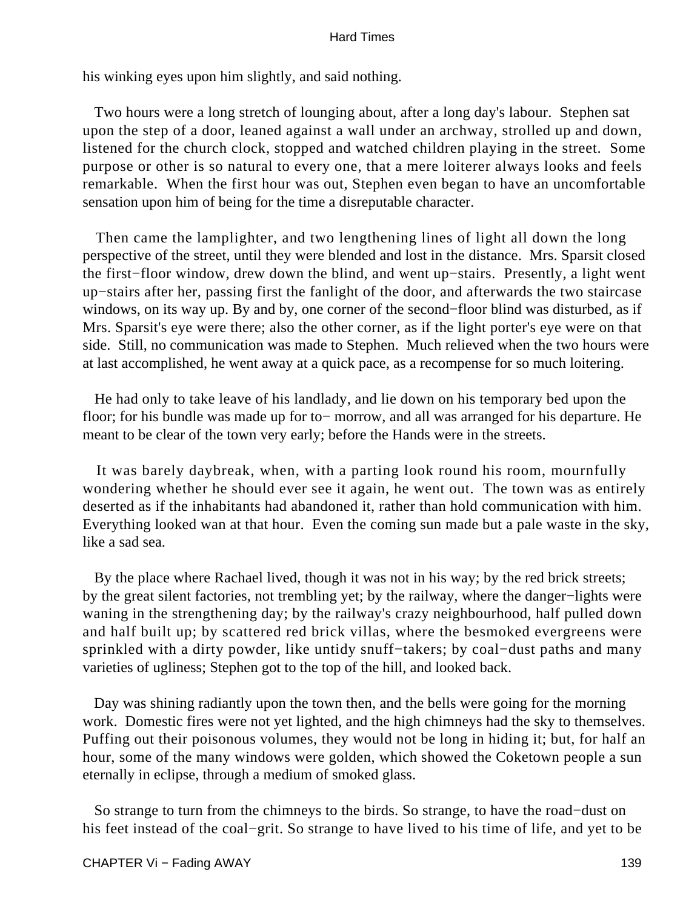his winking eyes upon him slightly, and said nothing.

Two hours were a long stretch of lounging about, after a long day's labour. Stephen sat upon the step of a door, leaned against a wall under an archway, strolled up and down, listened for the church clock, stopped and watched children playing in the street. Some purpose or other is so natural to every one, that a mere loiterer always looks and feels remarkable. When the first hour was out, Stephen even began to have an uncomfortable sensation upon him of being for the time a disreputable character.

Then came the lamplighter, and two lengthening lines of light all down the long perspective of the street, until they were blended and lost in the distance. Mrs. Sparsit closed the first−floor window, drew down the blind, and went up−stairs. Presently, a light went up−stairs after her, passing first the fanlight of the door, and afterwards the two staircase windows, on its way up. By and by, one corner of the second−floor blind was disturbed, as if Mrs. Sparsit's eye were there; also the other corner, as if the light porter's eye were on that side. Still, no communication was made to Stephen. Much relieved when the two hours were at last accomplished, he went away at a quick pace, as a recompense for so much loitering.

He had only to take leave of his landlady, and lie down on his temporary bed upon the floor; for his bundle was made up for to− morrow, and all was arranged for his departure. He meant to be clear of the town very early; before the Hands were in the streets.

It was barely daybreak, when, with a parting look round his room, mournfully wondering whether he should ever see it again, he went out. The town was as entirely deserted as if the inhabitants had abandoned it, rather than hold communication with him. Everything looked wan at that hour. Even the coming sun made but a pale waste in the sky, like a sad sea.

By the place where Rachael lived, though it was not in his way; by the red brick streets; by the great silent factories, not trembling yet; by the railway, where the danger−lights were waning in the strengthening day; by the railway's crazy neighbourhood, half pulled down and half built up; by scattered red brick villas, where the besmoked evergreens were sprinkled with a dirty powder, like untidy snuff−takers; by coal−dust paths and many varieties of ugliness; Stephen got to the top of the hill, and looked back.

Day was shining radiantly upon the town then, and the bells were going for the morning work. Domestic fires were not yet lighted, and the high chimneys had the sky to themselves. Puffing out their poisonous volumes, they would not be long in hiding it; but, for half an hour, some of the many windows were golden, which showed the Coketown people a sun eternally in eclipse, through a medium of smoked glass.

So strange to turn from the chimneys to the birds. So strange, to have the road−dust on his feet instead of the coal−grit. So strange to have lived to his time of life, and yet to be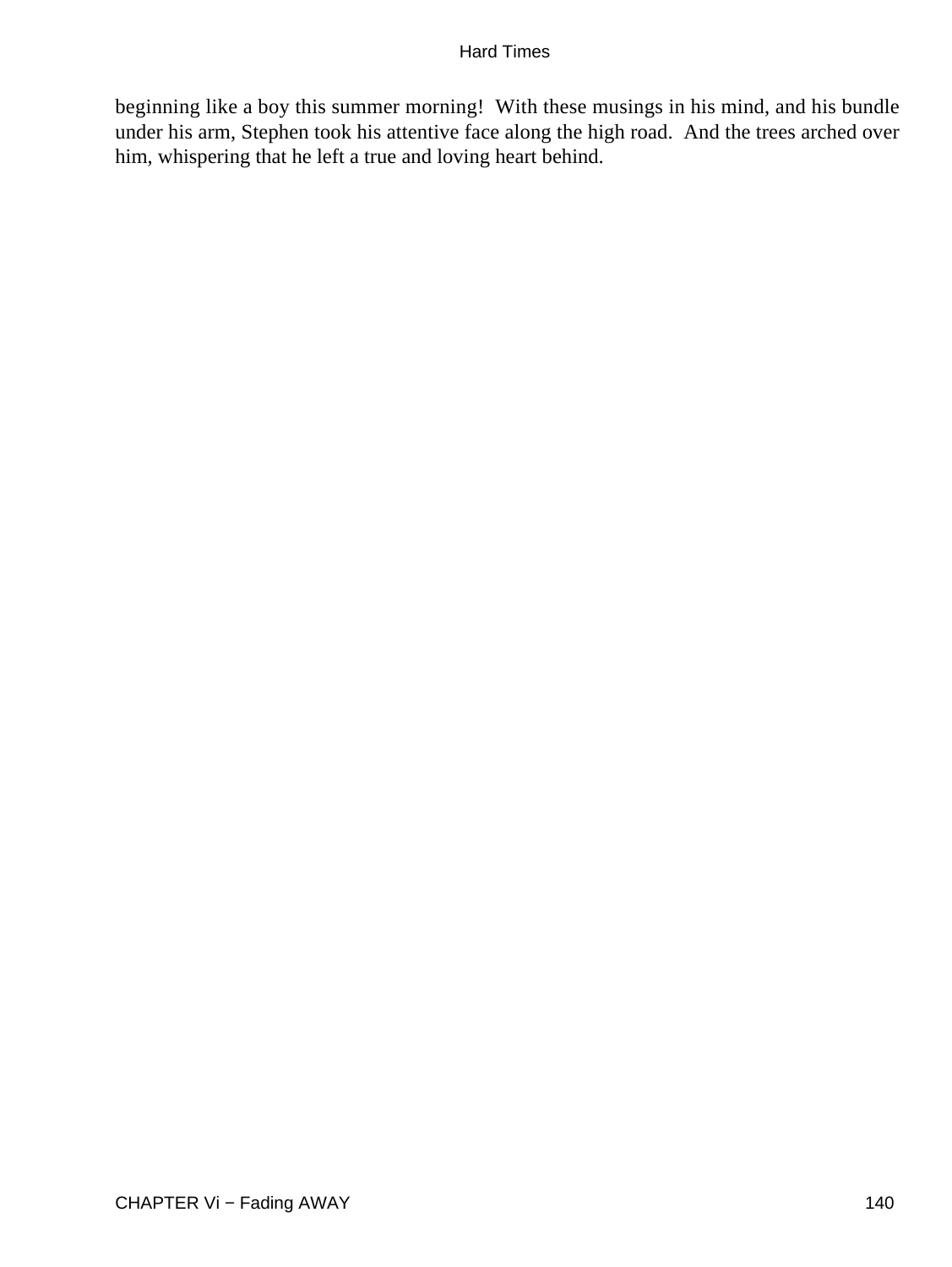beginning like a boy this summer morning! With these musings in his mind, and his bundle under his arm, Stephen took his attentive face along the high road. And the trees arched over him, whispering that he left a true and loving heart behind.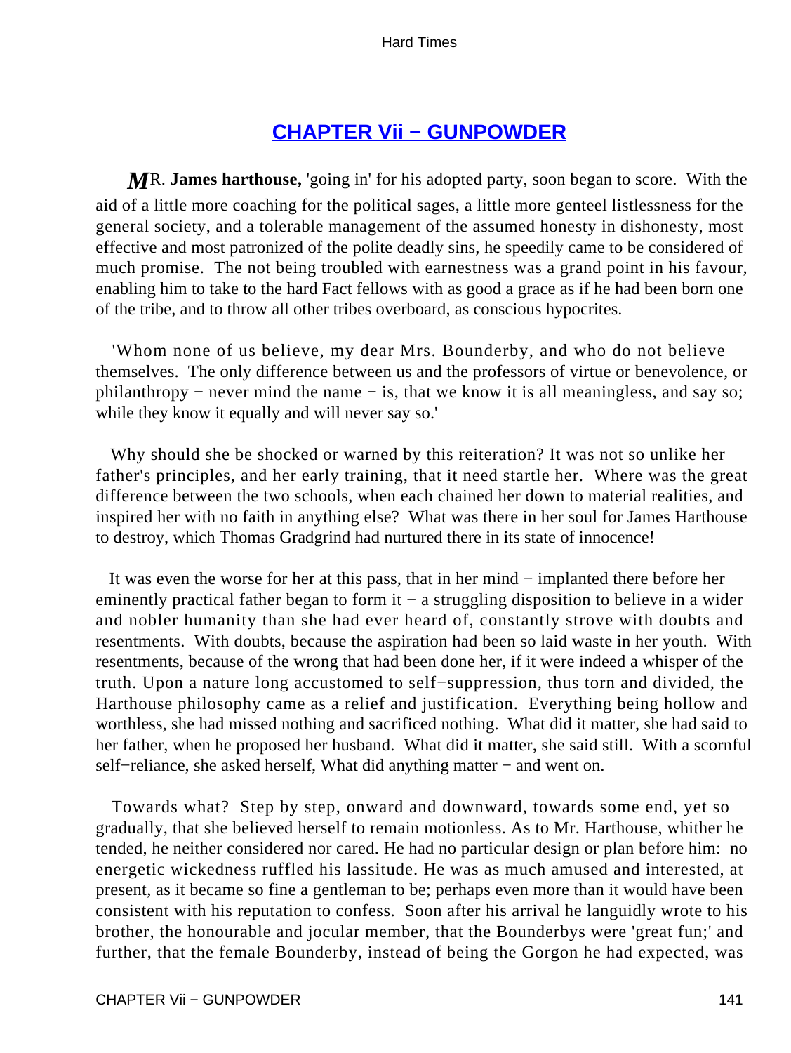## CHAPTER Vii − GUNPOWDER

MR. **James harthouse,** 'going in' for his adopted party, soon began to score. With the aid of a little more coaching for the political sages, a little more genteel listlessness for the general society, and a tolerable management of the assumed honesty in dishonesty, most effective and most patronized of the polite deadly sins, he speedily came to be considered of much promise. The not being troubled with earnestness was a grand point in his favour, enabling him to take to the hard Fact fellows with as good a grace as if he had been born one of the tribe, and to throw all other tribes overboard, as conscious hypocrites.

'Whom none of us believe, my dear Mrs. Bounderby, and who do not believe themselves. The only difference between us and the professors of virtue or benevolence, or philanthropy − never mind the name − is, that we know it is all meaningless, and say so; while they know it equally and will never say so.'

Why should she be shocked or warned by this reiteration? It was not so unlike her father's principles, and her early training, that it need startle her. Where was the great difference between the two schools, when each chained her down to material realities, and inspired her with no faith in anything else? What was there in her soul for James Harthouse to destroy, which Thomas Gradgrind had nurtured there in its state of innocence!

It was even the worse for her at this pass, that in her mind − implanted there before her eminently practical father began to form it − a struggling disposition to believe in a wider and nobler humanity than she had ever heard of, constantly strove with doubts and resentments. With doubts, because the aspiration had been so laid waste in her youth. With resentments, because of the wrong that had been done her, if it were indeed a whisper of the truth. Upon a nature long accustomed to self−suppression, thus torn and divided, the Harthouse philosophy came as a relief and justification. Everything being hollow and worthless, she had missed nothing and sacrificed nothing. What did it matter, she had said to her father, when he proposed her husband. What did it matter, she said still. With a scornful self−reliance, she asked herself, What did anything matter − and went on.

Towards what? Step by step, onward and downward, towards some end, yet so gradually, that she believed herself to remain motionless. As to Mr. Harthouse, whither he tended, he neither considered nor cared. He had no particular design or plan before him: no energetic wickedness ruffled his lassitude. He was as much amused and interested, at present, as it became so fine a gentleman to be; perhaps even more than it would have been consistent with his reputation to confess. Soon after his arrival he languidly wrote to his brother, the honourable and jocular member, that the Bounderbys were 'great fun;' and further, that the female Bounderby, instead of being the Gorgon he had expected, was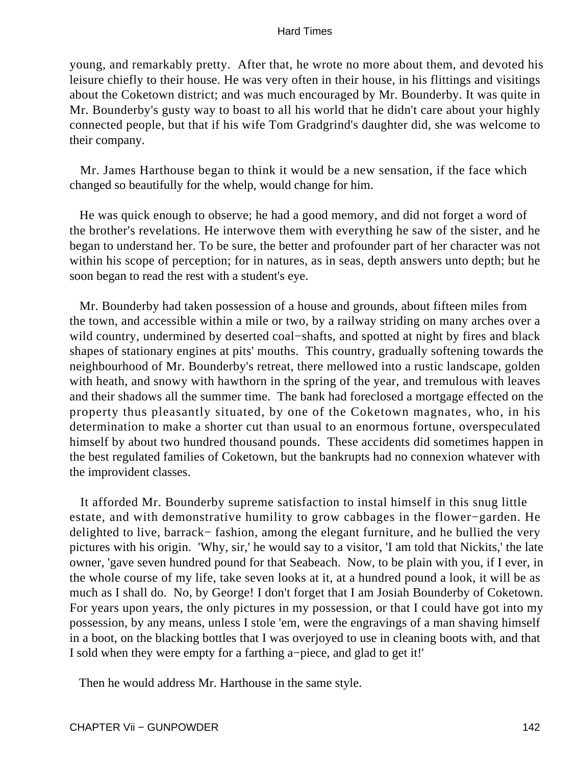young, and remarkably pretty. After that, he wrote no more about them, and devoted his leisure chiefly to their house. He was very often in their house, in his flittings and visitings about the Coketown district; and was much encouraged by Mr. Bounderby. It was quite in Mr. Bounderby's gusty way to boast to all his world that he didn't care about your highly connected people, but that if his wife Tom Gradgrind's daughter did, she was welcome to their company.

Mr. James Harthouse began to think it would be a new sensation, if the face which changed so beautifully for the whelp, would change for him.

He was quick enough to observe; he had a good memory, and did not forget a word of the brother's revelations. He interwove them with everything he saw of the sister, and he began to understand her. To be sure, the better and profounder part of her character was not within his scope of perception; for in natures, as in seas, depth answers unto depth; but he soon began to read the rest with a student's eye.

Mr. Bounderby had taken possession of a house and grounds, about fifteen miles from the town, and accessible within a mile or two, by a railway striding on many arches over a wild country, undermined by deserted coal−shafts, and spotted at night by fires and black shapes of stationary engines at pits' mouths. This country, gradually softening towards the neighbourhood of Mr. Bounderby's retreat, there mellowed into a rustic landscape, golden with heath, and snowy with hawthorn in the spring of the year, and tremulous with leaves and their shadows all the summer time. The bank had foreclosed a mortgage effected on the property thus pleasantly situated, by one of the Coketown magnates, who, in his determination to make a shorter cut than usual to an enormous fortune, overspeculated himself by about two hundred thousand pounds. These accidents did sometimes happen in the best regulated families of Coketown, but the bankrupts had no connexion whatever with the improvident classes.

It afforded Mr. Bounderby supreme satisfaction to instal himself in this snug little estate, and with demonstrative humility to grow cabbages in the flower−garden. He delighted to live, barrack− fashion, among the elegant furniture, and he bullied the very pictures with his origin. 'Why, sir,' he would say to a visitor, 'I am told that Nickits,' the late owner, 'gave seven hundred pound for that Seabeach. Now, to be plain with you, if I ever, in the whole course of my life, take seven looks at it, at a hundred pound a look, it will be as much as I shall do. No, by George! I don't forget that I am Josiah Bounderby of Coketown. For years upon years, the only pictures in my possession, or that I could have got into my possession, by any means, unless I stole 'em, were the engravings of a man shaving himself in a boot, on the blacking bottles that I was overjoyed to use in cleaning boots with, and that I sold when they were empty for a farthing a−piece, and glad to get it!'

Then he would address Mr. Harthouse in the same style.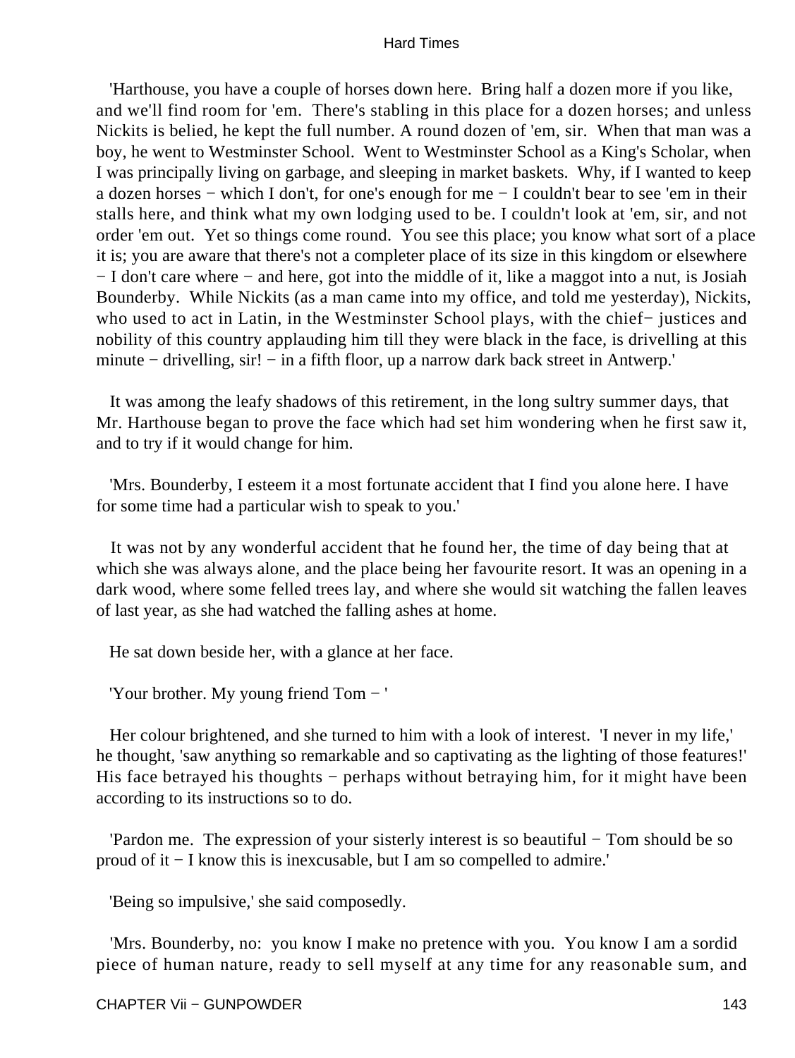'Harthouse, you have a couple of horses down here. Bring half a dozen more if you like, and we'll find room for 'em. There's stabling in this place for a dozen horses; and unless Nickits is belied, he kept the full number. A round dozen of 'em, sir. When that man was a boy, he went to Westminster School. Went to Westminster School as a King's Scholar, when I was principally living on garbage, and sleeping in market baskets. Why, if I wanted to keep a dozen horses − which I don't, for one's enough for me − I couldn't bear to see 'em in their stalls here, and think what my own lodging used to be. I couldn't look at 'em, sir, and not order 'em out. Yet so things come round. You see this place; you know what sort of a place it is; you are aware that there's not a completer place of its size in this kingdom or elsewhere − I don't care where − and here, got into the middle of it, like a maggot into a nut, is Josiah Bounderby. While Nickits (as a man came into my office, and told me yesterday), Nickits, who used to act in Latin, in the Westminster School plays, with the chief− justices and nobility of this country applauding him till they were black in the face, is drivelling at this minute − drivelling, sir! − in a fifth floor, up a narrow dark back street in Antwerp.'

It was among the leafy shadows of this retirement, in the long sultry summer days, that Mr. Harthouse began to prove the face which had set him wondering when he first saw it, and to try if it would change for him.

'Mrs. Bounderby, I esteem it a most fortunate accident that I find you alone here. I have for some time had a particular wish to speak to you.'

It was not by any wonderful accident that he found her, the time of day being that at which she was always alone, and the place being her favourite resort. It was an opening in a dark wood, where some felled trees lay, and where she would sit watching the fallen leaves of last year, as she had watched the falling ashes at home.

He sat down beside her, with a glance at her face.

'Your brother. My young friend Tom − '

Her colour brightened, and she turned to him with a look of interest. 'I never in my life,' he thought, 'saw anything so remarkable and so captivating as the lighting of those features!' His face betrayed his thoughts − perhaps without betraying him, for it might have been according to its instructions so to do.

'Pardon me. The expression of your sisterly interest is so beautiful − Tom should be so proud of it − I know this is inexcusable, but I am so compelled to admire.'

'Being so impulsive,' she said composedly.

'Mrs. Bounderby, no: you know I make no pretence with you. You know I am a sordid piece of human nature, ready to sell myself at any time for any reasonable sum, and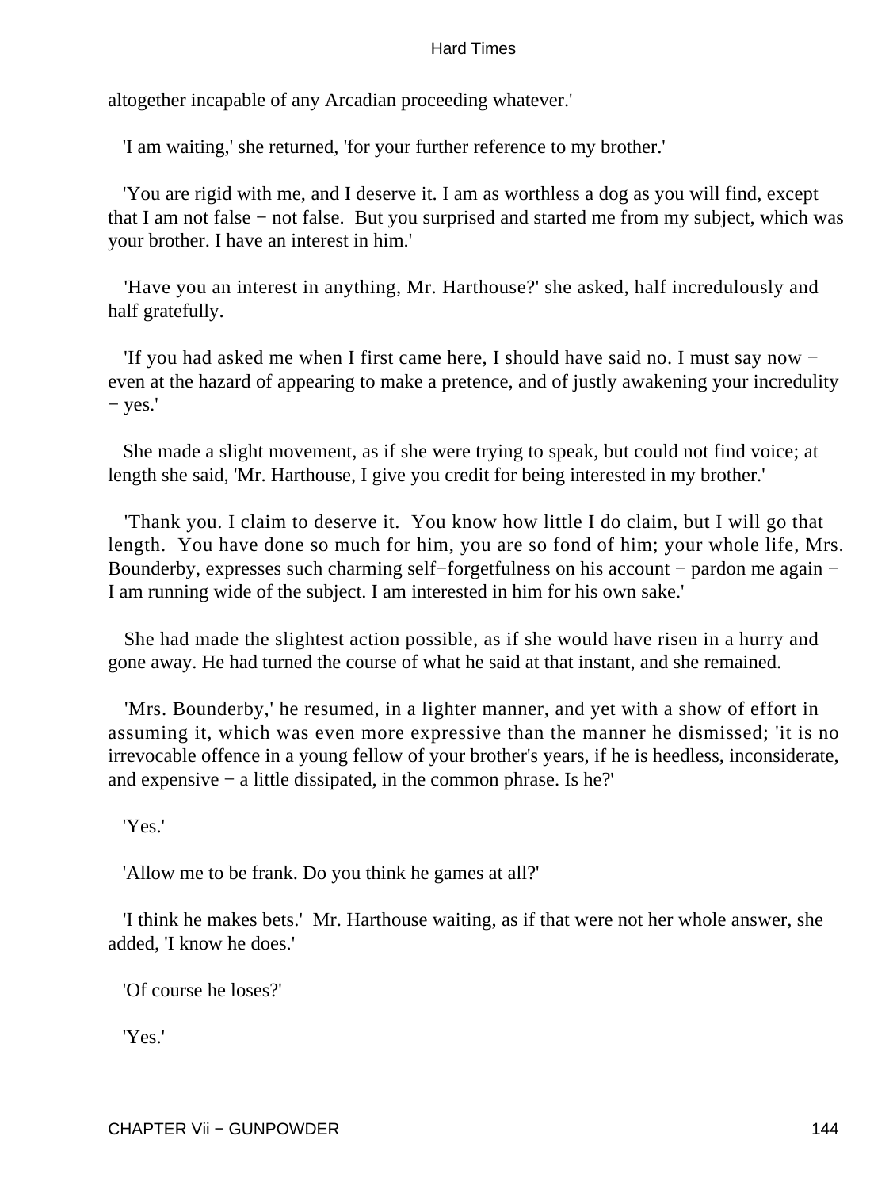altogether incapable of any Arcadian proceeding whatever.'

'I am waiting,' she returned, 'for your further reference to my brother.'

'You are rigid with me, and I deserve it. I am as worthless a dog as you will find, except that I am not false − not false. But you surprised and started me from my subject, which was your brother. I have an interest in him.'

'Have you an interest in anything, Mr. Harthouse?' she asked, half incredulously and half gratefully.

'If you had asked me when I first came here, I should have said no. I must say now − even at the hazard of appearing to make a pretence, and of justly awakening your incredulity − yes.'

She made a slight movement, as if she were trying to speak, but could not find voice; at length she said, 'Mr. Harthouse, I give you credit for being interested in my brother.'

'Thank you. I claim to deserve it. You know how little I do claim, but I will go that length. You have done so much for him, you are so fond of him; your whole life, Mrs. Bounderby, expresses such charming self−forgetfulness on his account − pardon me again − I am running wide of the subject. I am interested in him for his own sake.'

She had made the slightest action possible, as if she would have risen in a hurry and gone away. He had turned the course of what he said at that instant, and she remained.

'Mrs. Bounderby,' he resumed, in a lighter manner, and yet with a show of effort in assuming it, which was even more expressive than the manner he dismissed; 'it is no irrevocable offence in a young fellow of your brother's years, if he is heedless, inconsiderate, and expensive − a little dissipated, in the common phrase. Is he?'

'Yes.'

'Allow me to be frank. Do you think he games at all?'

'I think he makes bets.' Mr. Harthouse waiting, as if that were not her whole answer, she added, 'I know he does.'

'Of course he loses?'

'Yes.'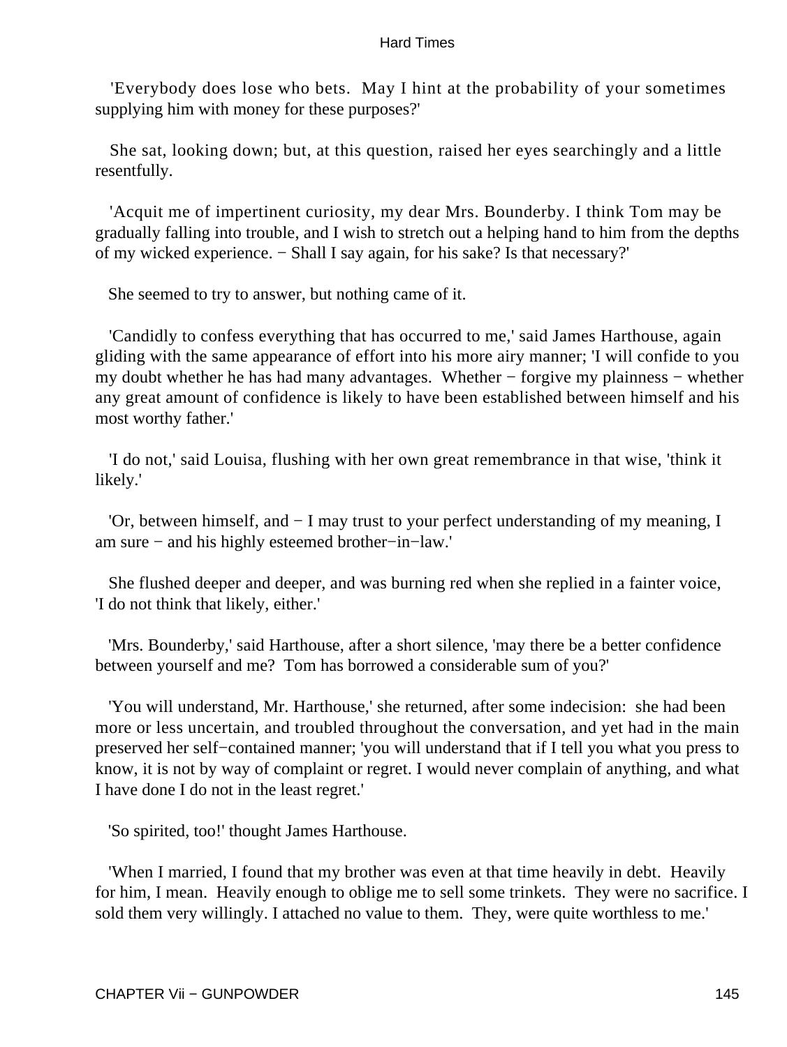'Everybody does lose who bets. May I hint at the probability of your sometimes supplying him with money for these purposes?'

She sat, looking down; but, at this question, raised her eyes searchingly and a little resentfully.

'Acquit me of impertinent curiosity, my dear Mrs. Bounderby. I think Tom may be gradually falling into trouble, and I wish to stretch out a helping hand to him from the depths of my wicked experience. − Shall I say again, for his sake? Is that necessary?'

She seemed to try to answer, but nothing came of it.

'Candidly to confess everything that has occurred to me,' said James Harthouse, again gliding with the same appearance of effort into his more airy manner; 'I will confide to you my doubt whether he has had many advantages. Whether − forgive my plainness − whether any great amount of confidence is likely to have been established between himself and his most worthy father.'

'I do not,' said Louisa, flushing with her own great remembrance in that wise, 'think it likely.'

'Or, between himself, and − I may trust to your perfect understanding of my meaning, I am sure − and his highly esteemed brother−in−law.'

She flushed deeper and deeper, and was burning red when she replied in a fainter voice, 'I do not think that likely, either.'

'Mrs. Bounderby,' said Harthouse, after a short silence, 'may there be a better confidence between yourself and me? Tom has borrowed a considerable sum of you?'

'You will understand, Mr. Harthouse,' she returned, after some indecision: she had been more or less uncertain, and troubled throughout the conversation, and yet had in the main preserved her self−contained manner; 'you will understand that if I tell you what you press to know, it is not by way of complaint or regret. I would never complain of anything, and what I have done I do not in the least regret.'

'So spirited, too!' thought James Harthouse.

'When I married, I found that my brother was even at that time heavily in debt. Heavily for him, I mean. Heavily enough to oblige me to sell some trinkets. They were no sacrifice. I sold them very willingly. I attached no value to them. They, were quite worthless to me.'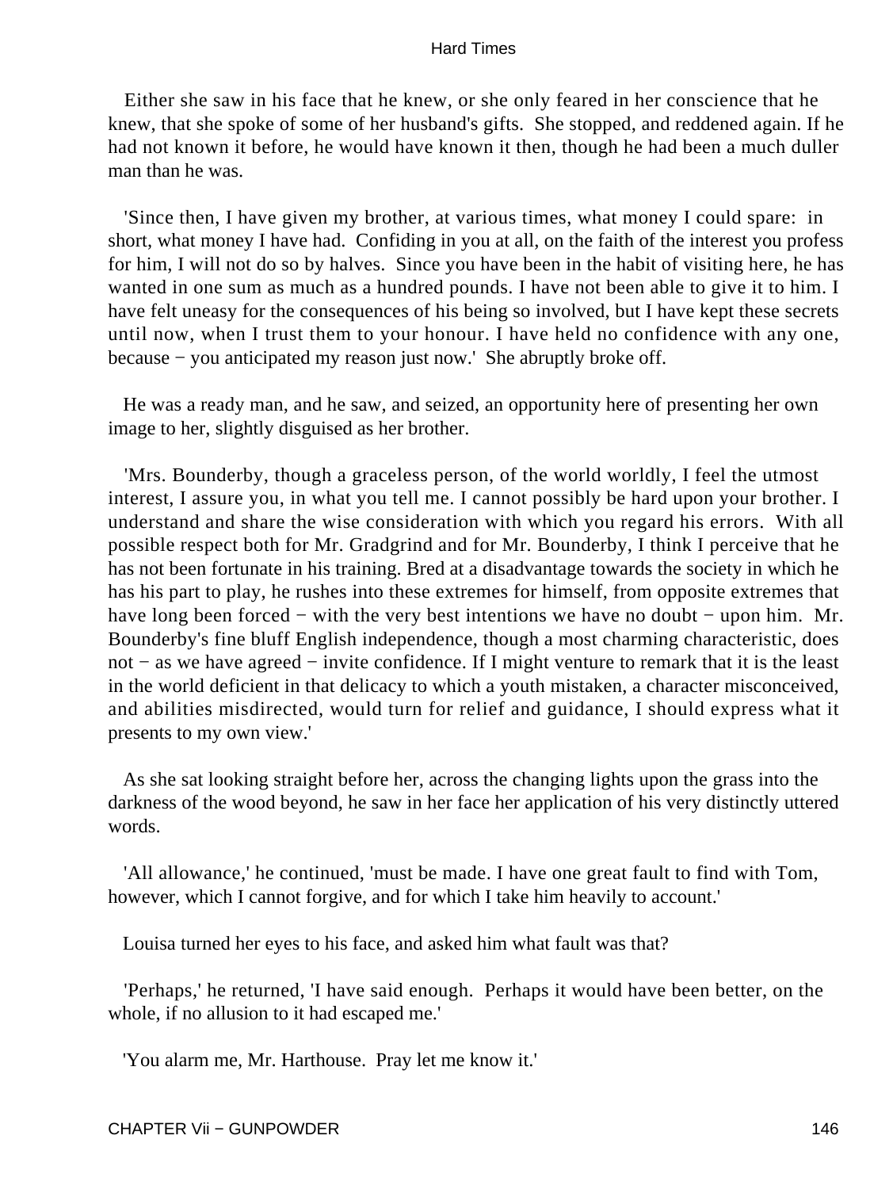Either she saw in his face that he knew, or she only feared in her conscience that he knew, that she spoke of some of her husband's gifts. She stopped, and reddened again. If he had not known it before, he would have known it then, though he had been a much duller man than he was.

'Since then, I have given my brother, at various times, what money I could spare: in short, what money I have had. Confiding in you at all, on the faith of the interest you profess for him, I will not do so by halves. Since you have been in the habit of visiting here, he has wanted in one sum as much as a hundred pounds. I have not been able to give it to him. I have felt uneasy for the consequences of his being so involved, but I have kept these secrets until now, when I trust them to your honour. I have held no confidence with any one, because − you anticipated my reason just now.' She abruptly broke off.

He was a ready man, and he saw, and seized, an opportunity here of presenting her own image to her, slightly disguised as her brother.

'Mrs. Bounderby, though a graceless person, of the world worldly, I feel the utmost interest, I assure you, in what you tell me. I cannot possibly be hard upon your brother. I understand and share the wise consideration with which you regard his errors. With all possible respect both for Mr. Gradgrind and for Mr. Bounderby, I think I perceive that he has not been fortunate in his training. Bred at a disadvantage towards the society in which he has his part to play, he rushes into these extremes for himself, from opposite extremes that have long been forced − with the very best intentions we have no doubt − upon him. Mr. Bounderby's fine bluff English independence, though a most charming characteristic, does not − as we have agreed − invite confidence. If I might venture to remark that it is the least in the world deficient in that delicacy to which a youth mistaken, a character misconceived, and abilities misdirected, would turn for relief and guidance, I should express what it presents to my own view.'

As she sat looking straight before her, across the changing lights upon the grass into the darkness of the wood beyond, he saw in her face her application of his very distinctly uttered words.

'All allowance,' he continued, 'must be made. I have one great fault to find with Tom, however, which I cannot forgive, and for which I take him heavily to account.'

Louisa turned her eyes to his face, and asked him what fault was that?

'Perhaps,' he returned, 'I have said enough. Perhaps it would have been better, on the whole, if no allusion to it had escaped me.'

'You alarm me, Mr. Harthouse. Pray let me know it.'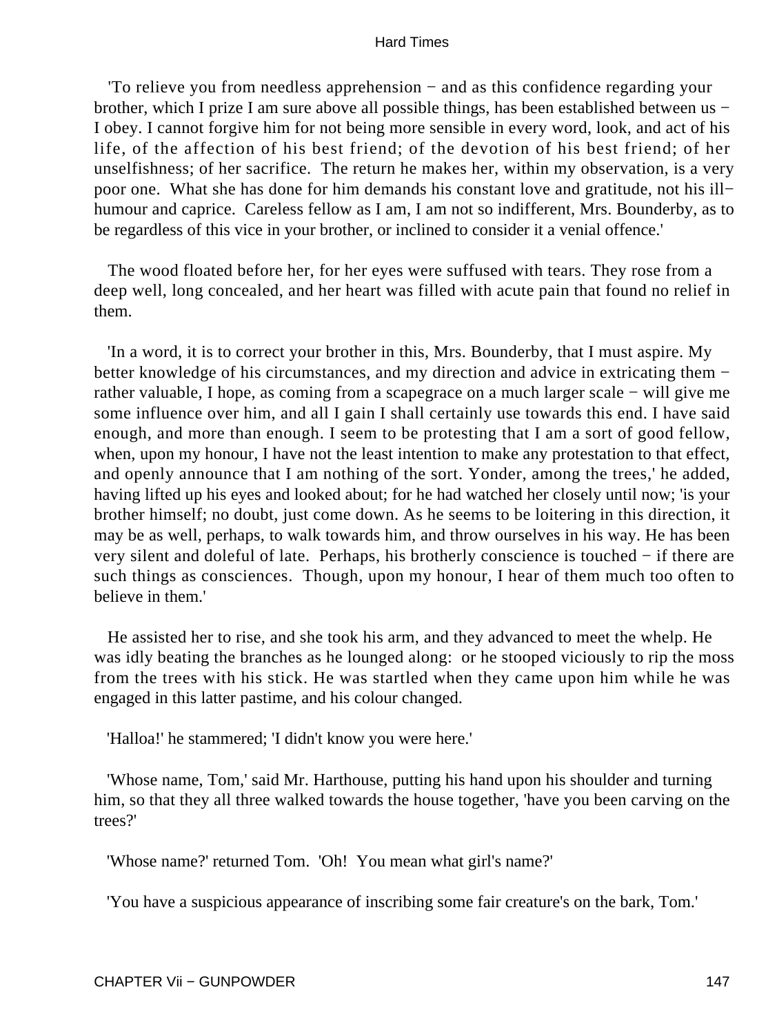'To relieve you from needless apprehension − and as this confidence regarding your brother, which I prize I am sure above all possible things, has been established between us − I obey. I cannot forgive him for not being more sensible in every word, look, and act of his life, of the affection of his best friend; of the devotion of his best friend; of her unselfishness; of her sacrifice. The return he makes her, within my observation, is a very poor one. What she has done for him demands his constant love and gratitude, not his ill−humour and caprice. Careless fellow as I am, I am not so indifferent, Mrs. Bounderby, as to be regardless of this vice in your brother, or inclined to consider it a venial offence.'

The wood floated before her, for her eyes were suffused with tears. They rose from a deep well, long concealed, and her heart was filled with acute pain that found no relief in them.

'In a word, it is to correct your brother in this, Mrs. Bounderby, that I must aspire. My better knowledge of his circumstances, and my direction and advice in extricating them − rather valuable, I hope, as coming from a scapegrace on a much larger scale − will give me some influence over him, and all I gain I shall certainly use towards this end. I have said enough, and more than enough. I seem to be protesting that I am a sort of good fellow, when, upon my honour, I have not the least intention to make any protestation to that effect, and openly announce that I am nothing of the sort. Yonder, among the trees,' he added, having lifted up his eyes and looked about; for he had watched her closely until now; 'is your brother himself; no doubt, just come down. As he seems to be loitering in this direction, it may be as well, perhaps, to walk towards him, and throw ourselves in his way. He has been very silent and doleful of late. Perhaps, his brotherly conscience is touched − if there are such things as consciences. Though, upon my honour, I hear of them much too often to believe in them.'

He assisted her to rise, and she took his arm, and they advanced to meet the whelp. He was idly beating the branches as he lounged along: or he stooped viciously to rip the moss from the trees with his stick. He was startled when they came upon him while he was engaged in this latter pastime, and his colour changed.

'Halloa!' he stammered; 'I didn't know you were here.'

'Whose name, Tom,' said Mr. Harthouse, putting his hand upon his shoulder and turning him, so that they all three walked towards the house together, 'have you been carving on the trees?'

'Whose name?' returned Tom. 'Oh! You mean what girl's name?'

'You have a suspicious appearance of inscribing some fair creature's on the bark, Tom.'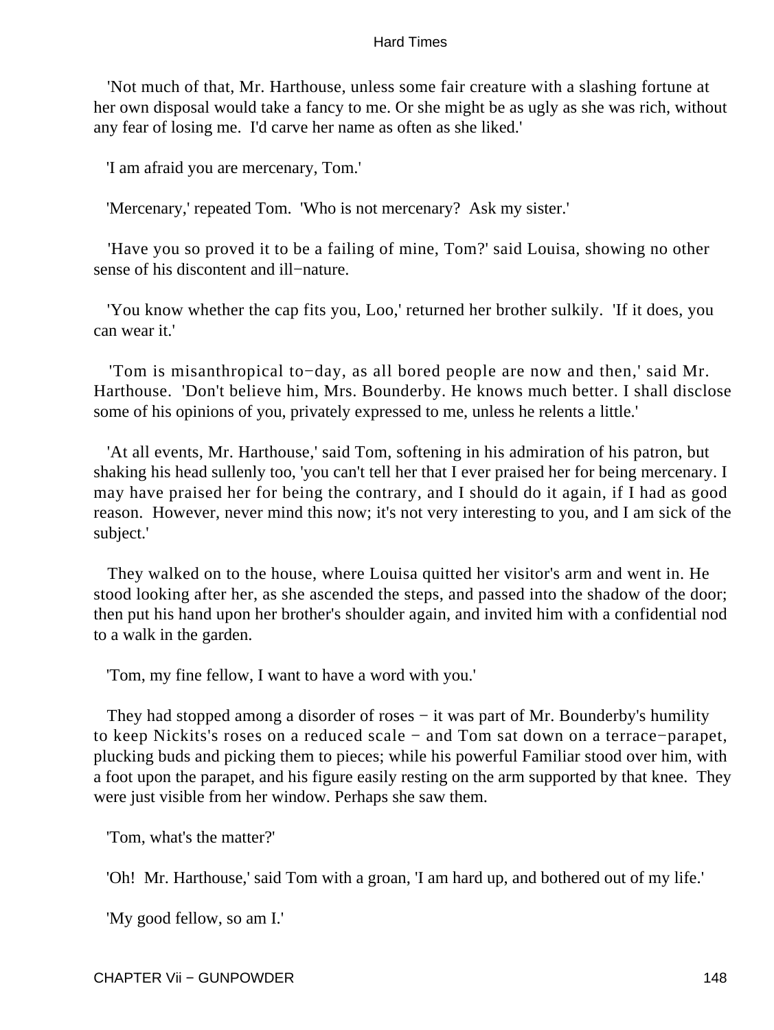'Not much of that, Mr. Harthouse, unless some fair creature with a slashing fortune at her own disposal would take a fancy to me. Or she might be as ugly as she was rich, without any fear of losing me. I'd carve her name as often as she liked.'

'I am afraid you are mercenary, Tom.'

'Mercenary,' repeated Tom. 'Who is not mercenary? Ask my sister.'

'Have you so proved it to be a failing of mine, Tom?' said Louisa, showing no other sense of his discontent and ill−nature.

'You know whether the cap fits you, Loo,' returned her brother sulkily. 'If it does, you can wear it.'

'Tom is misanthropical to−day, as all bored people are now and then,' said Mr. Harthouse. 'Don't believe him, Mrs. Bounderby. He knows much better. I shall disclose some of his opinions of you, privately expressed to me, unless he relents a little.'

'At all events, Mr. Harthouse,' said Tom, softening in his admiration of his patron, but shaking his head sullenly too, 'you can't tell her that I ever praised her for being mercenary. I may have praised her for being the contrary, and I should do it again, if I had as good reason. However, never mind this now; it's not very interesting to you, and I am sick of the subject.'

They walked on to the house, where Louisa quitted her visitor's arm and went in. He stood looking after her, as she ascended the steps, and passed into the shadow of the door; then put his hand upon her brother's shoulder again, and invited him with a confidential nod to a walk in the garden.

'Tom, my fine fellow, I want to have a word with you.'

They had stopped among a disorder of roses − it was part of Mr. Bounderby's humility to keep Nickits's roses on a reduced scale − and Tom sat down on a terrace−parapet, plucking buds and picking them to pieces; while his powerful Familiar stood over him, with a foot upon the parapet, and his figure easily resting on the arm supported by that knee. They were just visible from her window. Perhaps she saw them.

'Tom, what's the matter?'

'Oh! Mr. Harthouse,' said Tom with a groan, 'I am hard up, and bothered out of my life.'

'My good fellow, so am I.'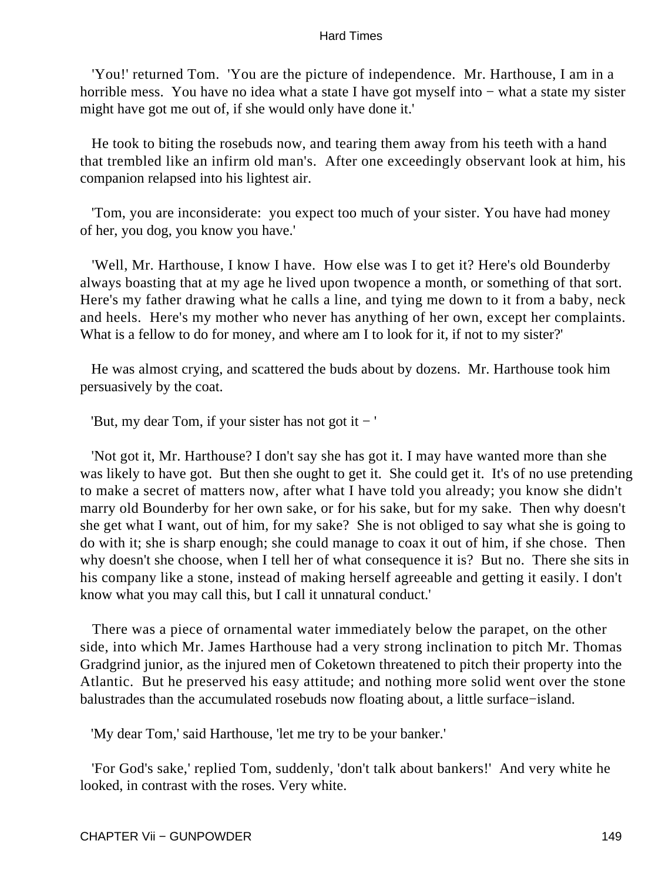'You!' returned Tom. 'You are the picture of independence. Mr. Harthouse, I am in a horrible mess. You have no idea what a state I have got myself into − what a state my sister might have got me out of, if she would only have done it.'

He took to biting the rosebuds now, and tearing them away from his teeth with a hand that trembled like an infirm old man's. After one exceedingly observant look at him, his companion relapsed into his lightest air.

'Tom, you are inconsiderate: you expect too much of your sister. You have had money of her, you dog, you know you have.'

'Well, Mr. Harthouse, I know I have. How else was I to get it? Here's old Bounderby always boasting that at my age he lived upon twopence a month, or something of that sort. Here's my father drawing what he calls a line, and tying me down to it from a baby, neck and heels. Here's my mother who never has anything of her own, except her complaints. What is a fellow to do for money, and where am I to look for it, if not to my sister?'

He was almost crying, and scattered the buds about by dozens. Mr. Harthouse took him persuasively by the coat.

'But, my dear Tom, if your sister has not got it − '

'Not got it, Mr. Harthouse? I don't say she has got it. I may have wanted more than she was likely to have got. But then she ought to get it. She could get it. It's of no use pretending to make a secret of matters now, after what I have told you already; you know she didn't marry old Bounderby for her own sake, or for his sake, but for my sake. Then why doesn't she get what I want, out of him, for my sake? She is not obliged to say what she is going to do with it; she is sharp enough; she could manage to coax it out of him, if she chose. Then why doesn't she choose, when I tell her of what consequence it is? But no. There she sits in his company like a stone, instead of making herself agreeable and getting it easily. I don't know what you may call this, but I call it unnatural conduct.'

There was a piece of ornamental water immediately below the parapet, on the other side, into which Mr. James Harthouse had a very strong inclination to pitch Mr. Thomas Gradgrind junior, as the injured men of Coketown threatened to pitch their property into the Atlantic. But he preserved his easy attitude; and nothing more solid went over the stone balustrades than the accumulated rosebuds now floating about, a little surface−island.

'My dear Tom,' said Harthouse, 'let me try to be your banker.'

'For God's sake,' replied Tom, suddenly, 'don't talk about bankers!' And very white he looked, in contrast with the roses. Very white.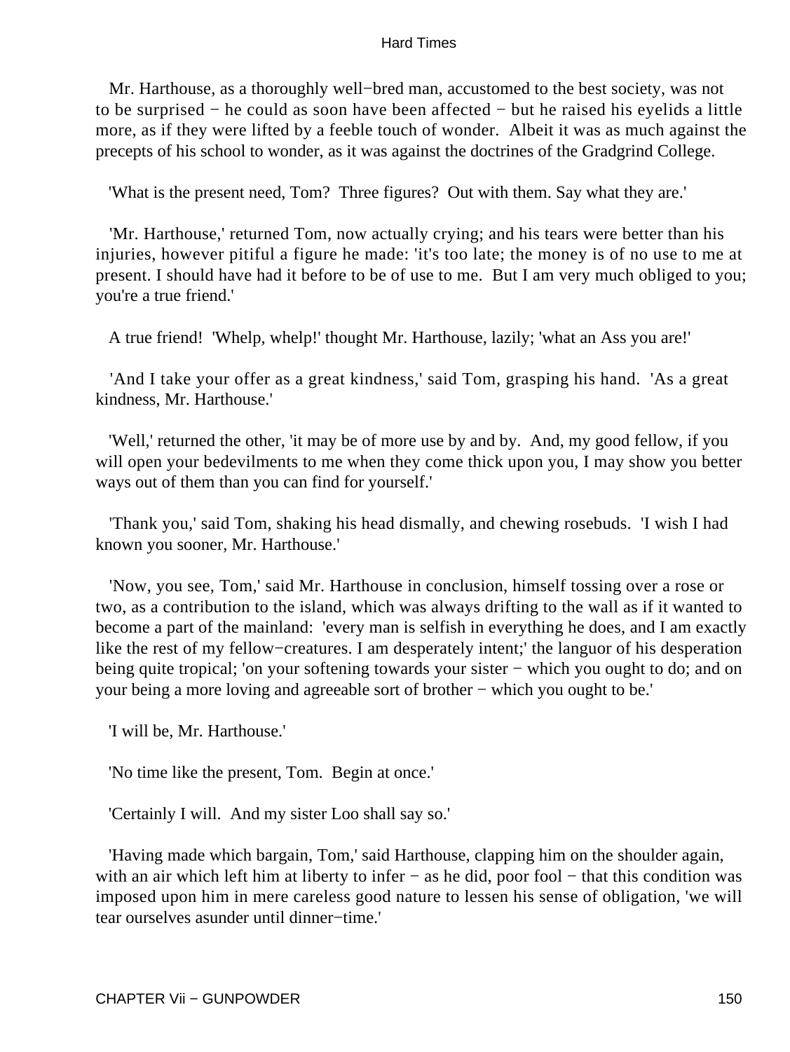Mr. Harthouse, as a thoroughly well−bred man, accustomed to the best society, was not to be surprised − he could as soon have been affected − but he raised his eyelids a little more, as if they were lifted by a feeble touch of wonder. Albeit it was as much against the precepts of his school to wonder, as it was against the doctrines of the Gradgrind College.

'What is the present need, Tom? Three figures? Out with them. Say what they are.'

'Mr. Harthouse,' returned Tom, now actually crying; and his tears were better than his injuries, however pitiful a figure he made: 'it's too late; the money is of no use to me at present. I should have had it before to be of use to me. But I am very much obliged to you; you're a true friend.'

A true friend! 'Whelp, whelp!' thought Mr. Harthouse, lazily; 'what an Ass you are!'

'And I take your offer as a great kindness,' said Tom, grasping his hand. 'As a great kindness, Mr. Harthouse.'

'Well,' returned the other, 'it may be of more use by and by. And, my good fellow, if you will open your bedevilments to me when they come thick upon you, I may show you better ways out of them than you can find for yourself.'

'Thank you,' said Tom, shaking his head dismally, and chewing rosebuds. 'I wish I had known you sooner, Mr. Harthouse.'

'Now, you see, Tom,' said Mr. Harthouse in conclusion, himself tossing over a rose or two, as a contribution to the island, which was always drifting to the wall as if it wanted to become a part of the mainland: 'every man is selfish in everything he does, and I am exactly like the rest of my fellow−creatures. I am desperately intent;' the languor of his desperation being quite tropical; 'on your softening towards your sister − which you ought to do; and on your being a more loving and agreeable sort of brother − which you ought to be.'

'I will be, Mr. Harthouse.'

'No time like the present, Tom. Begin at once.'

'Certainly I will. And my sister Loo shall say so.'

'Having made which bargain, Tom,' said Harthouse, clapping him on the shoulder again, with an air which left him at liberty to infer − as he did, poor fool − that this condition was imposed upon him in mere careless good nature to lessen his sense of obligation, 'we will tear ourselves asunder until dinner−time.'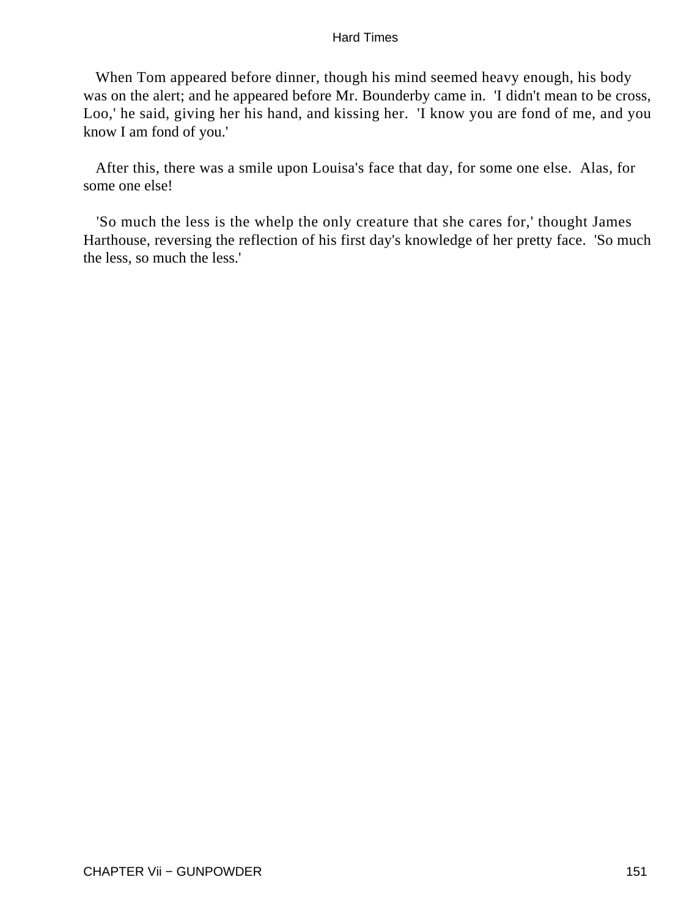When Tom appeared before dinner, though his mind seemed heavy enough, his body was on the alert; and he appeared before Mr. Bounderby came in. 'I didn't mean to be cross, Loo,' he said, giving her his hand, and kissing her. 'I know you are fond of me, and you know I am fond of you.'

After this, there was a smile upon Louisa's face that day, for some one else. Alas, for some one else!

'So much the less is the whelp the only creature that she cares for,' thought James Harthouse, reversing the reflection of his first day's knowledge of her pretty face. 'So much the less, so much the less.'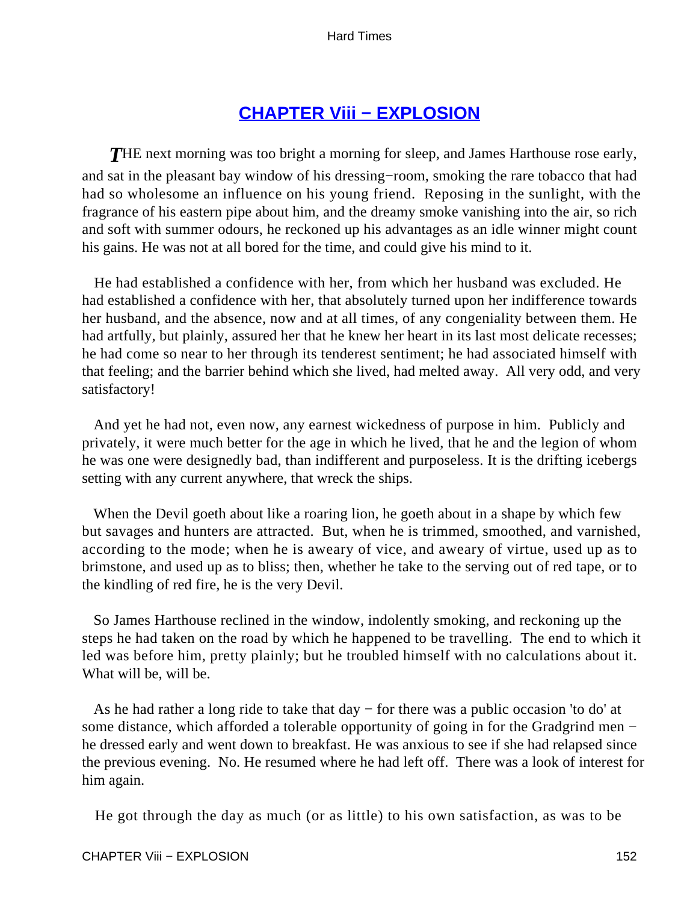## CHAPTER Viii − EXPLOSION

*T*HE next morning was too bright a morning for sleep, and James Harthouse rose early, and sat in the pleasant bay window of his dressing−room, smoking the rare tobacco that had had so wholesome an influence on his young friend. Reposing in the sunlight, with the fragrance of his eastern pipe about him, and the dreamy smoke vanishing into the air, so rich and soft with summer odours, he reckoned up his advantages as an idle winner might count his gains. He was not at all bored for the time, and could give his mind to it.

He had established a confidence with her, from which her husband was excluded. He had established a confidence with her, that absolutely turned upon her indifference towards her husband, and the absence, now and at all times, of any congeniality between them. He had artfully, but plainly, assured her that he knew her heart in its last most delicate recesses; he had come so near to her through its tenderest sentiment; he had associated himself with that feeling; and the barrier behind which she lived, had melted away. All very odd, and very satisfactory!

And yet he had not, even now, any earnest wickedness of purpose in him. Publicly and privately, it were much better for the age in which he lived, that he and the legion of whom he was one were designedly bad, than indifferent and purposeless. It is the drifting icebergs setting with any current anywhere, that wreck the ships.

When the Devil goeth about like a roaring lion, he goeth about in a shape by which few but savages and hunters are attracted. But, when he is trimmed, smoothed, and varnished, according to the mode; when he is aweary of vice, and aweary of virtue, used up as to brimstone, and used up as to bliss; then, whether he take to the serving out of red tape, or to the kindling of red fire, he is the very Devil.

So James Harthouse reclined in the window, indolently smoking, and reckoning up the steps he had taken on the road by which he happened to be travelling. The end to which it led was before him, pretty plainly; but he troubled himself with no calculations about it. What will be, will be.

As he had rather a long ride to take that day − for there was a public occasion 'to do' at some distance, which afforded a tolerable opportunity of going in for the Gradgrind men − he dressed early and went down to breakfast. He was anxious to see if she had relapsed since the previous evening. No. He resumed where he had left off. There was a look of interest for him again.

He got through the day as much (or as little) to his own satisfaction, as was to be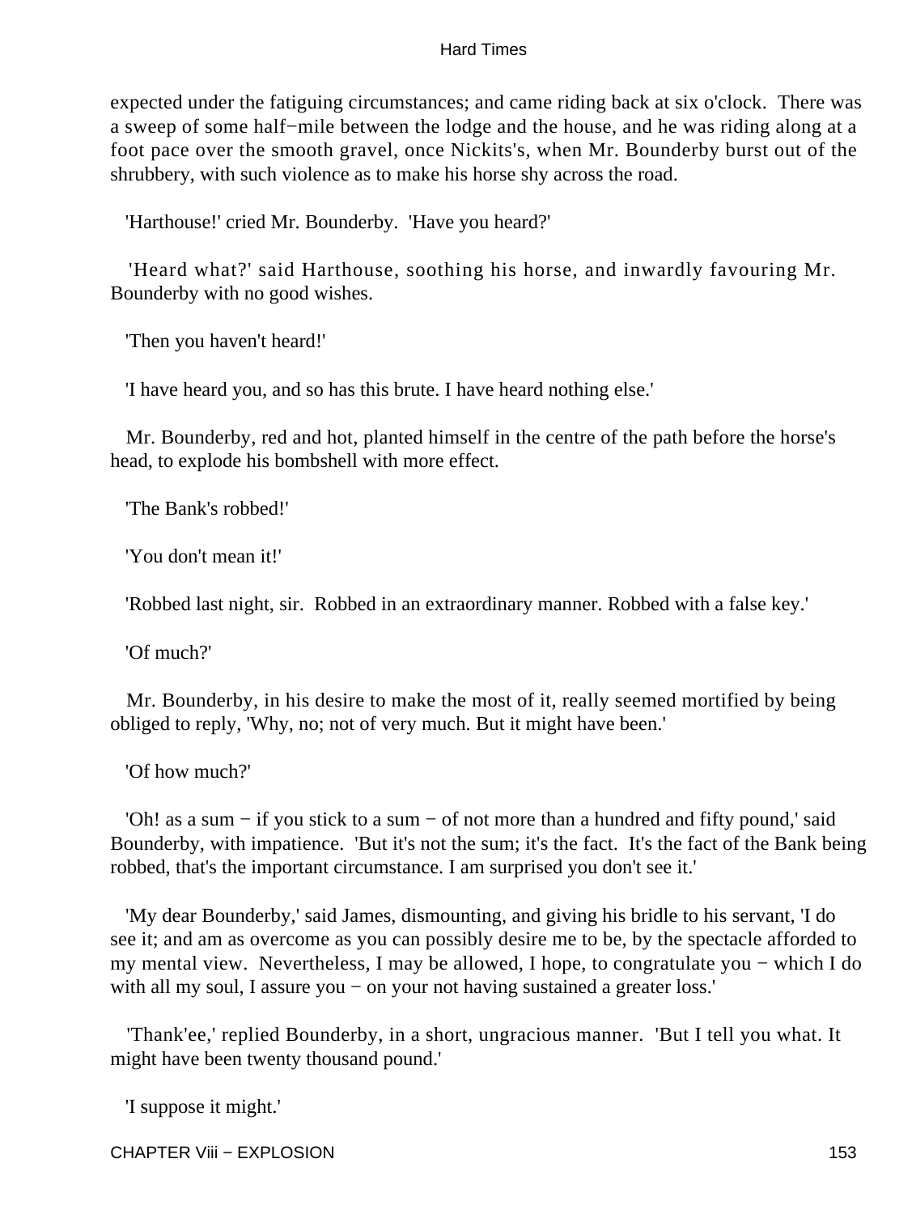expected under the fatiguing circumstances; and came riding back at six o'clock. There was a sweep of some half−mile between the lodge and the house, and he was riding along at a foot pace over the smooth gravel, once Nickits's, when Mr. Bounderby burst out of the shrubbery, with such violence as to make his horse shy across the road.

'Harthouse!' cried Mr. Bounderby. 'Have you heard?'

'Heard what?' said Harthouse, soothing his horse, and inwardly favouring Mr. Bounderby with no good wishes.

'Then you haven't heard!'

'I have heard you, and so has this brute. I have heard nothing else.'

Mr. Bounderby, red and hot, planted himself in the centre of the path before the horse's head, to explode his bombshell with more effect.

'The Bank's robbed!'

'You don't mean it!'

'Robbed last night, sir. Robbed in an extraordinary manner. Robbed with a false key.'

'Of much?'

Mr. Bounderby, in his desire to make the most of it, really seemed mortified by being obliged to reply, 'Why, no; not of very much. But it might have been.'

'Of how much?'

'Oh! as a sum − if you stick to a sum − of not more than a hundred and fifty pound,' said Bounderby, with impatience. 'But it's not the sum; it's the fact. It's the fact of the Bank being robbed, that's the important circumstance. I am surprised you don't see it.'

'My dear Bounderby,' said James, dismounting, and giving his bridle to his servant, 'I do see it; and am as overcome as you can possibly desire me to be, by the spectacle afforded to my mental view. Nevertheless, I may be allowed, I hope, to congratulate you − which I do with all my soul, I assure you − on your not having sustained a greater loss.'

'Thank'ee,' replied Bounderby, in a short, ungracious manner. 'But I tell you what. It might have been twenty thousand pound.'

'I suppose it might.'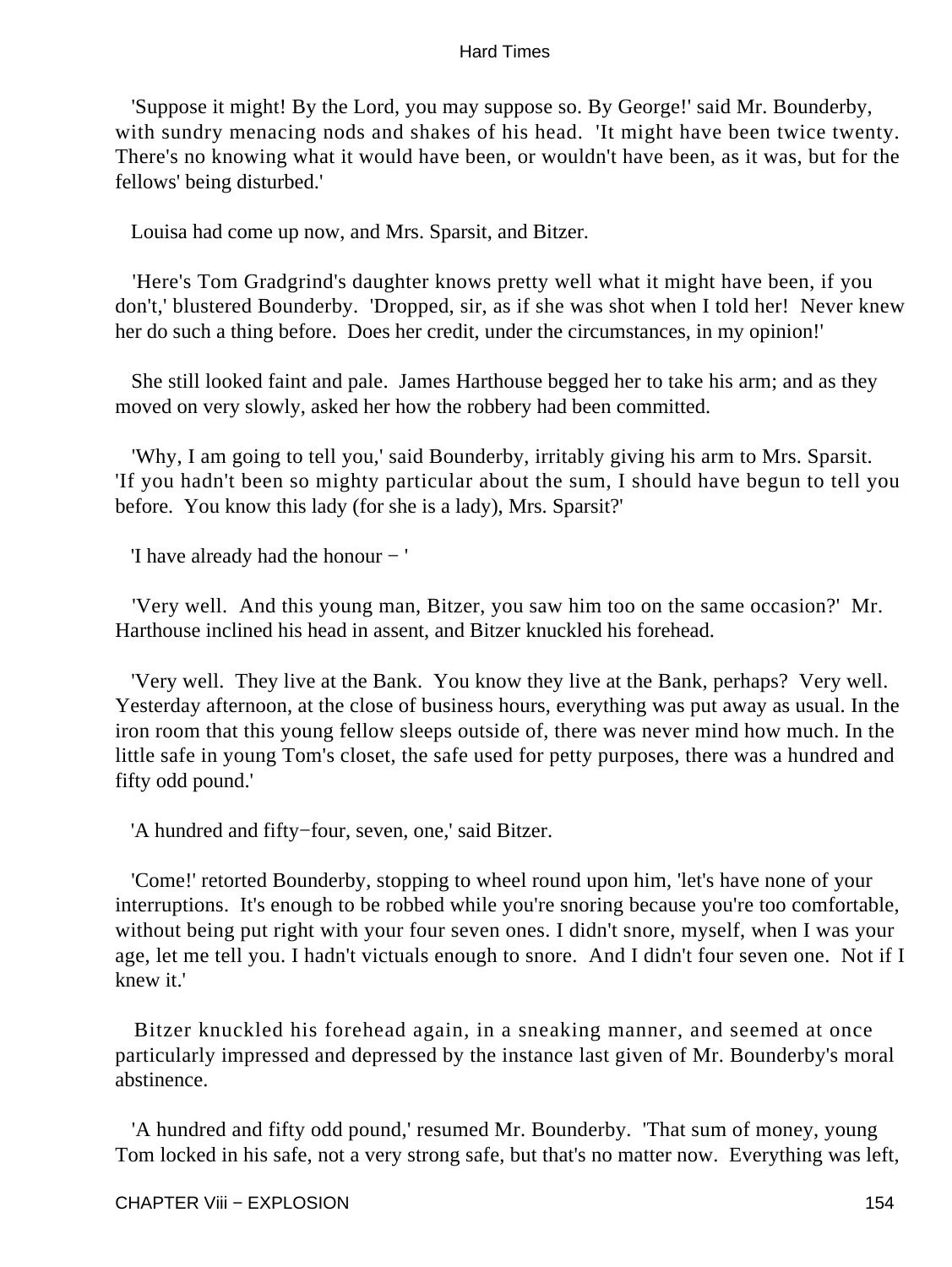'Suppose it might! By the Lord, you may suppose so. By George!' said Mr. Bounderby, with sundry menacing nods and shakes of his head. 'It might have been twice twenty. There's no knowing what it would have been, or wouldn't have been, as it was, but for the fellows' being disturbed.'

Louisa had come up now, and Mrs. Sparsit, and Bitzer.

'Here's Tom Gradgrind's daughter knows pretty well what it might have been, if you don't,' blustered Bounderby. 'Dropped, sir, as if she was shot when I told her! Never knew her do such a thing before. Does her credit, under the circumstances, in my opinion!'

She still looked faint and pale. James Harthouse begged her to take his arm; and as they moved on very slowly, asked her how the robbery had been committed.

'Why, I am going to tell you,' said Bounderby, irritably giving his arm to Mrs. Sparsit. 'If you hadn't been so mighty particular about the sum, I should have begun to tell you before. You know this lady (for she is a lady), Mrs. Sparsit?'

'I have already had the honour − '

'Very well. And this young man, Bitzer, you saw him too on the same occasion?' Mr. Harthouse inclined his head in assent, and Bitzer knuckled his forehead.

'Very well. They live at the Bank. You know they live at the Bank, perhaps? Very well. Yesterday afternoon, at the close of business hours, everything was put away as usual. In the iron room that this young fellow sleeps outside of, there was never mind how much. In the little safe in young Tom's closet, the safe used for petty purposes, there was a hundred and fifty odd pound.'

'A hundred and fifty−four, seven, one,' said Bitzer.

'Come!' retorted Bounderby, stopping to wheel round upon him, 'let's have none of your interruptions. It's enough to be robbed while you're snoring because you're too comfortable, without being put right with your four seven ones. I didn't snore, myself, when I was your age, let me tell you. I hadn't victuals enough to snore. And I didn't four seven one. Not if I knew it.'

Bitzer knuckled his forehead again, in a sneaking manner, and seemed at once particularly impressed and depressed by the instance last given of Mr. Bounderby's moral abstinence.

'A hundred and fifty odd pound,' resumed Mr. Bounderby. 'That sum of money, young Tom locked in his safe, not a very strong safe, but that's no matter now. Everything was left,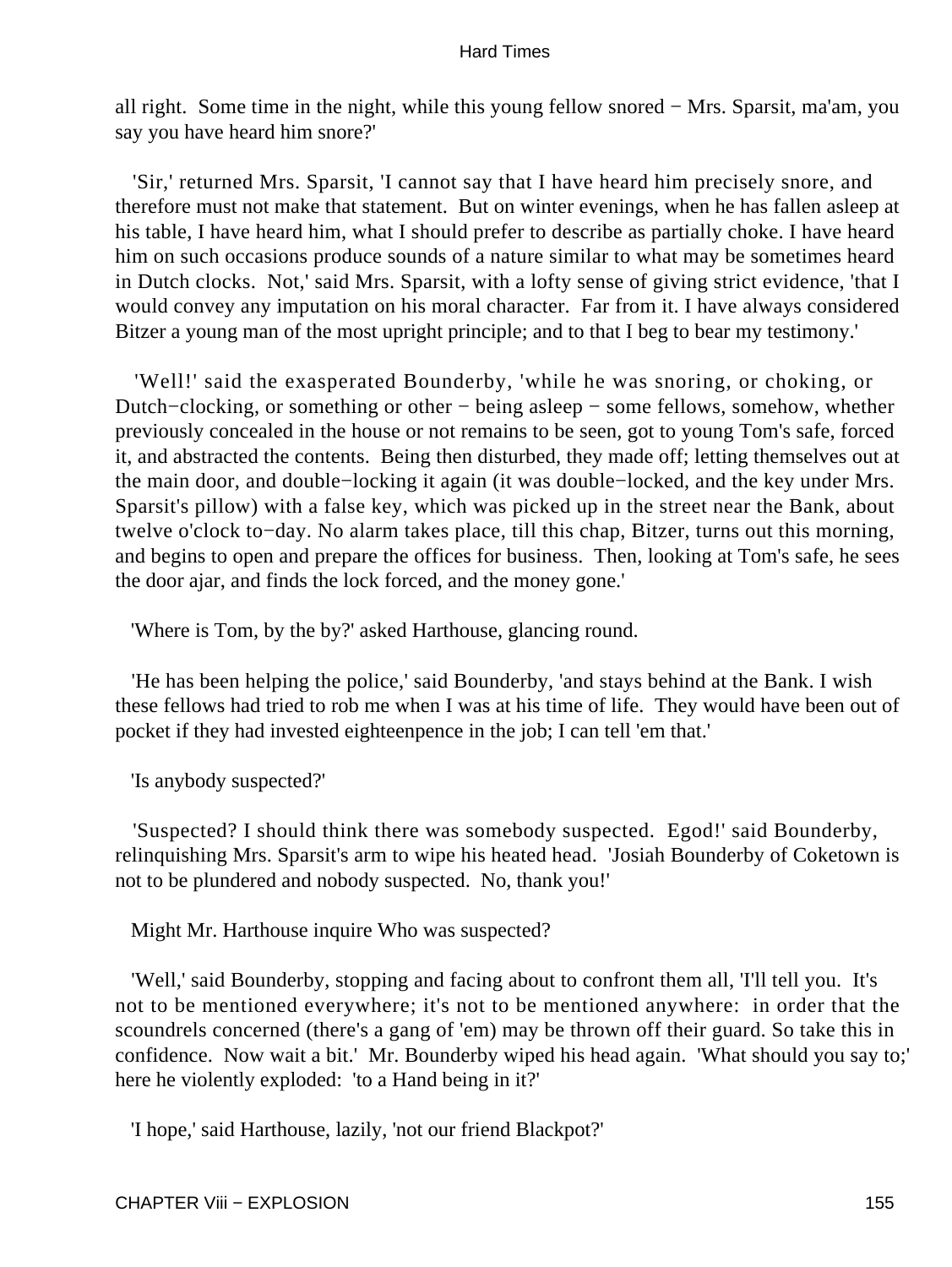all right. Some time in the night, while this young fellow snored − Mrs. Sparsit, ma'am, you say you have heard him snore?'

'Sir,' returned Mrs. Sparsit, 'I cannot say that I have heard him precisely snore, and therefore must not make that statement. But on winter evenings, when he has fallen asleep at his table, I have heard him, what I should prefer to describe as partially choke. I have heard him on such occasions produce sounds of a nature similar to what may be sometimes heard in Dutch clocks. Not,' said Mrs. Sparsit, with a lofty sense of giving strict evidence, 'that I would convey any imputation on his moral character. Far from it. I have always considered Bitzer a young man of the most upright principle; and to that I beg to bear my testimony.'

'Well!' said the exasperated Bounderby, 'while he was snoring, or choking, or Dutch−clocking, or something or other − being asleep − some fellows, somehow, whether previously concealed in the house or not remains to be seen, got to young Tom's safe, forced it, and abstracted the contents. Being then disturbed, they made off; letting themselves out at the main door, and double−locking it again (it was double−locked, and the key under Mrs. Sparsit's pillow) with a false key, which was picked up in the street near the Bank, about twelve o'clock to−day. No alarm takes place, till this chap, Bitzer, turns out this morning, and begins to open and prepare the offices for business. Then, looking at Tom's safe, he sees the door ajar, and finds the lock forced, and the money gone.'

'Where is Tom, by the by?' asked Harthouse, glancing round.

'He has been helping the police,' said Bounderby, 'and stays behind at the Bank. I wish these fellows had tried to rob me when I was at his time of life. They would have been out of pocket if they had invested eighteenpence in the job; I can tell 'em that.'

'Is anybody suspected?'

'Suspected? I should think there was somebody suspected. Egod!' said Bounderby, relinquishing Mrs. Sparsit's arm to wipe his heated head. 'Josiah Bounderby of Coketown is not to be plundered and nobody suspected. No, thank you!'

Might Mr. Harthouse inquire Who was suspected?

'Well,' said Bounderby, stopping and facing about to confront them all, 'I'll tell you. It's not to be mentioned everywhere; it's not to be mentioned anywhere: in order that the scoundrels concerned (there's a gang of 'em) may be thrown off their guard. So take this in confidence. Now wait a bit.' Mr. Bounderby wiped his head again. 'What should you say to;' here he violently exploded: 'to a Hand being in it?'

'I hope,' said Harthouse, lazily, 'not our friend Blackpot?'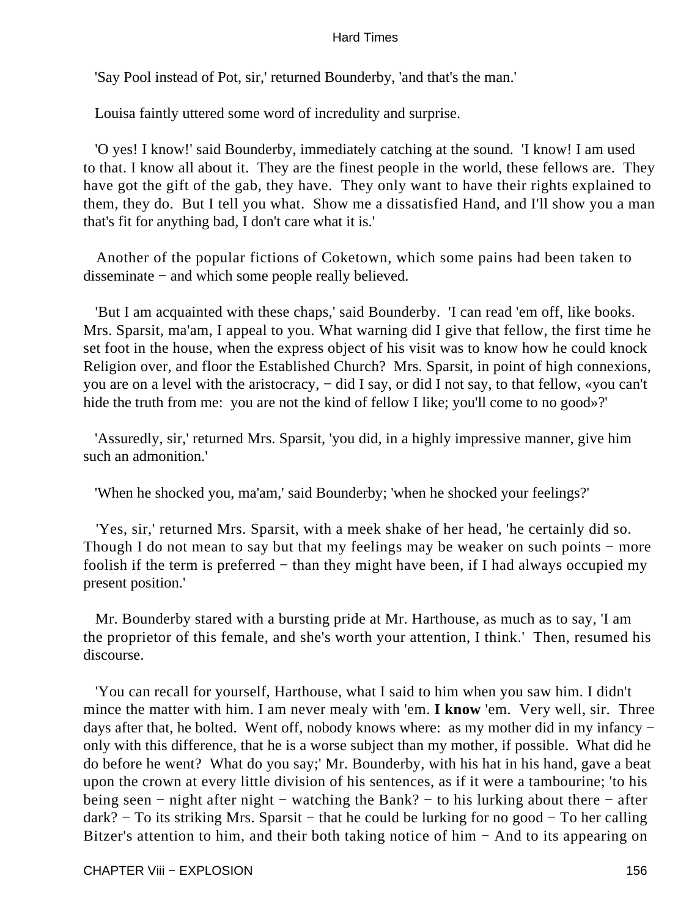'Say Pool instead of Pot, sir,' returned Bounderby, 'and that's the man.'

Louisa faintly uttered some word of incredulity and surprise.

'O yes! I know!' said Bounderby, immediately catching at the sound. 'I know! I am used to that. I know all about it. They are the finest people in the world, these fellows are. They have got the gift of the gab, they have. They only want to have their rights explained to them, they do. But I tell you what. Show me a dissatisfied Hand, and I'll show you a man that's fit for anything bad, I don't care what it is.'

Another of the popular fictions of Coketown, which some pains had been taken to disseminate − and which some people really believed.

'But I am acquainted with these chaps,' said Bounderby. 'I can read 'em off, like books. Mrs. Sparsit, ma'am, I appeal to you. What warning did I give that fellow, the first time he set foot in the house, when the express object of his visit was to know how he could knock Religion over, and floor the Established Church? Mrs. Sparsit, in point of high connexions, you are on a level with the aristocracy, − did I say, or did I not say, to that fellow, «you can't hide the truth from me: you are not the kind of fellow I like; you'll come to no good»?'

'Assuredly, sir,' returned Mrs. Sparsit, 'you did, in a highly impressive manner, give him such an admonition.'

'When he shocked you, ma'am,' said Bounderby; 'when he shocked your feelings?'

'Yes, sir,' returned Mrs. Sparsit, with a meek shake of her head, 'he certainly did so. Though I do not mean to say but that my feelings may be weaker on such points − more foolish if the term is preferred − than they might have been, if I had always occupied my present position.'

Mr. Bounderby stared with a bursting pride at Mr. Harthouse, as much as to say, 'I am the proprietor of this female, and she's worth your attention, I think.' Then, resumed his discourse.

'You can recall for yourself, Harthouse, what I said to him when you saw him. I didn't mince the matter with him. I am never mealy with 'em. **I know** 'em. Very well, sir. Three days after that, he bolted. Went off, nobody knows where: as my mother did in my infancy − only with this difference, that he is a worse subject than my mother, if possible. What did he do before he went? What do you say;' Mr. Bounderby, with his hat in his hand, gave a beat upon the crown at every little division of his sentences, as if it were a tambourine; 'to his being seen − night after night − watching the Bank? − to his lurking about there − after dark? − To its striking Mrs. Sparsit − that he could be lurking for no good − To her calling Bitzer's attention to him, and their both taking notice of him − And to its appearing on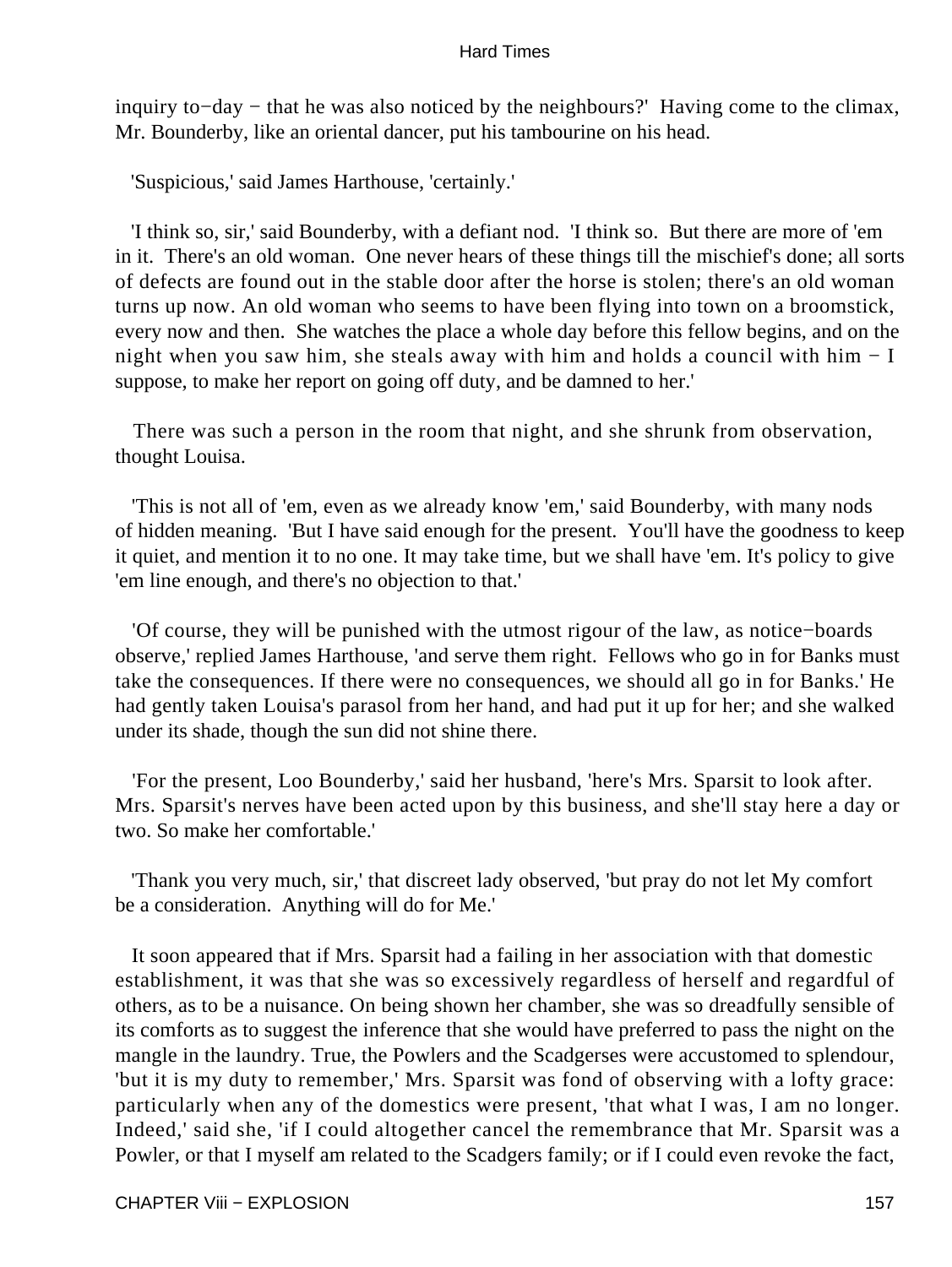inquiry to−day − that he was also noticed by the neighbours?' Having come to the climax, Mr. Bounderby, like an oriental dancer, put his tambourine on his head.

'Suspicious,' said James Harthouse, 'certainly.'

'I think so, sir,' said Bounderby, with a defiant nod. 'I think so. But there are more of 'em in it. There's an old woman. One never hears of these things till the mischief's done; all sorts of defects are found out in the stable door after the horse is stolen; there's an old woman turns up now. An old woman who seems to have been flying into town on a broomstick, every now and then. She watches the place a whole day before this fellow begins, and on the night when you saw him, she steals away with him and holds a council with him − I suppose, to make her report on going off duty, and be damned to her.'

There was such a person in the room that night, and she shrunk from observation, thought Louisa.

'This is not all of 'em, even as we already know 'em,' said Bounderby, with many nods of hidden meaning. 'But I have said enough for the present. You'll have the goodness to keep it quiet, and mention it to no one. It may take time, but we shall have 'em. It's policy to give 'em line enough, and there's no objection to that.'

'Of course, they will be punished with the utmost rigour of the law, as notice−boards observe,' replied James Harthouse, 'and serve them right. Fellows who go in for Banks must take the consequences. If there were no consequences, we should all go in for Banks.' He had gently taken Louisa's parasol from her hand, and had put it up for her; and she walked under its shade, though the sun did not shine there.

'For the present, Loo Bounderby,' said her husband, 'here's Mrs. Sparsit to look after. Mrs. Sparsit's nerves have been acted upon by this business, and she'll stay here a day or two. So make her comfortable.'

'Thank you very much, sir,' that discreet lady observed, 'but pray do not let My comfort be a consideration. Anything will do for Me.'

It soon appeared that if Mrs. Sparsit had a failing in her association with that domestic establishment, it was that she was so excessively regardless of herself and regardful of others, as to be a nuisance. On being shown her chamber, she was so dreadfully sensible of its comforts as to suggest the inference that she would have preferred to pass the night on the mangle in the laundry. True, the Powlers and the Scadgerses were accustomed to splendour, 'but it is my duty to remember,' Mrs. Sparsit was fond of observing with a lofty grace: particularly when any of the domestics were present, 'that what I was, I am no longer. Indeed,' said she, 'if I could altogether cancel the remembrance that Mr. Sparsit was a Powler, or that I myself am related to the Scadgers family; or if I could even revoke the fact,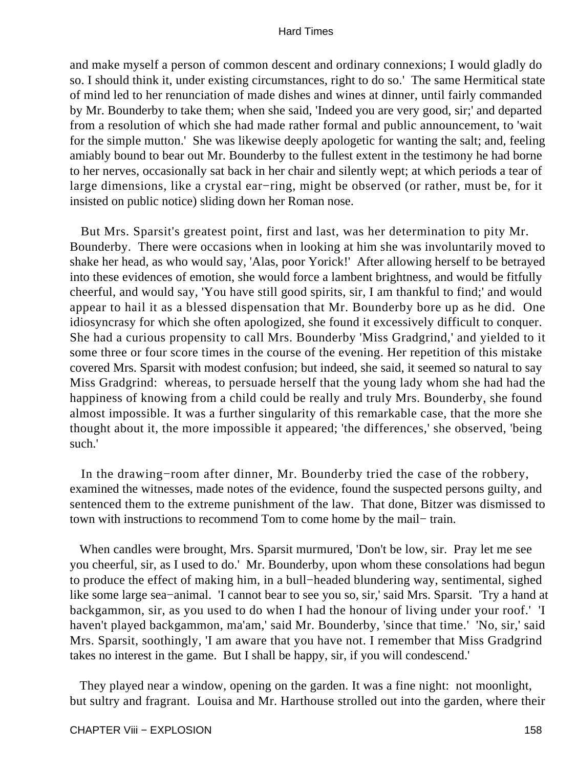and make myself a person of common descent and ordinary connexions; I would gladly do so. I should think it, under existing circumstances, right to do so.' The same Hermitical state of mind led to her renunciation of made dishes and wines at dinner, until fairly commanded by Mr. Bounderby to take them; when she said, 'Indeed you are very good, sir;' and departed from a resolution of which she had made rather formal and public announcement, to 'wait for the simple mutton.' She was likewise deeply apologetic for wanting the salt; and, feeling amiably bound to bear out Mr. Bounderby to the fullest extent in the testimony he had borne to her nerves, occasionally sat back in her chair and silently wept; at which periods a tear of large dimensions, like a crystal ear−ring, might be observed (or rather, must be, for it insisted on public notice) sliding down her Roman nose.

But Mrs. Sparsit's greatest point, first and last, was her determination to pity Mr. Bounderby. There were occasions when in looking at him she was involuntarily moved to shake her head, as who would say, 'Alas, poor Yorick!' After allowing herself to be betrayed into these evidences of emotion, she would force a lambent brightness, and would be fitfully cheerful, and would say, 'You have still good spirits, sir, I am thankful to find;' and would appear to hail it as a blessed dispensation that Mr. Bounderby bore up as he did. One idiosyncrasy for which she often apologized, she found it excessively difficult to conquer. She had a curious propensity to call Mrs. Bounderby 'Miss Gradgrind,' and yielded to it some three or four score times in the course of the evening. Her repetition of this mistake covered Mrs. Sparsit with modest confusion; but indeed, she said, it seemed so natural to say Miss Gradgrind: whereas, to persuade herself that the young lady whom she had had the happiness of knowing from a child could be really and truly Mrs. Bounderby, she found almost impossible. It was a further singularity of this remarkable case, that the more she thought about it, the more impossible it appeared; 'the differences,' she observed, 'being such.'

In the drawing−room after dinner, Mr. Bounderby tried the case of the robbery, examined the witnesses, made notes of the evidence, found the suspected persons guilty, and sentenced them to the extreme punishment of the law. That done, Bitzer was dismissed to town with instructions to recommend Tom to come home by the mail− train.

When candles were brought, Mrs. Sparsit murmured, 'Don't be low, sir. Pray let me see you cheerful, sir, as I used to do.' Mr. Bounderby, upon whom these consolations had begun to produce the effect of making him, in a bull−headed blundering way, sentimental, sighed like some large sea−animal. 'I cannot bear to see you so, sir,' said Mrs. Sparsit. 'Try a hand at backgammon, sir, as you used to do when I had the honour of living under your roof.' 'I haven't played backgammon, ma'am,' said Mr. Bounderby, 'since that time.' 'No, sir,' said Mrs. Sparsit, soothingly, 'I am aware that you have not. I remember that Miss Gradgrind takes no interest in the game. But I shall be happy, sir, if you will condescend.'

They played near a window, opening on the garden. It was a fine night: not moonlight, but sultry and fragrant. Louisa and Mr. Harthouse strolled out into the garden, where their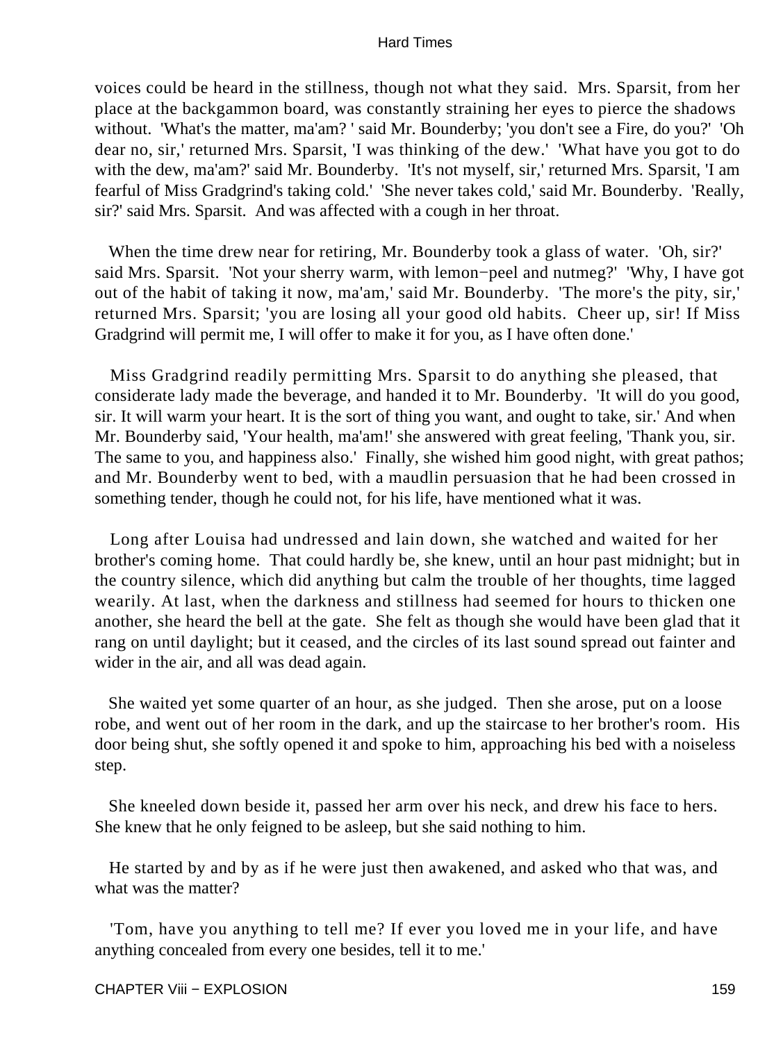voices could be heard in the stillness, though not what they said. Mrs. Sparsit, from her place at the backgammon board, was constantly straining her eyes to pierce the shadows without. 'What's the matter, ma'am? ' said Mr. Bounderby; 'you don't see a Fire, do you?' 'Oh dear no, sir,' returned Mrs. Sparsit, 'I was thinking of the dew.' 'What have you got to do with the dew, ma'am?' said Mr. Bounderby. 'It's not myself, sir,' returned Mrs. Sparsit, 'I am fearful of Miss Gradgrind's taking cold.' 'She never takes cold,' said Mr. Bounderby. 'Really, sir?' said Mrs. Sparsit. And was affected with a cough in her throat.

When the time drew near for retiring, Mr. Bounderby took a glass of water. 'Oh, sir?' said Mrs. Sparsit. 'Not your sherry warm, with lemon−peel and nutmeg?' 'Why, I have got out of the habit of taking it now, ma'am,' said Mr. Bounderby. 'The more's the pity, sir,' returned Mrs. Sparsit; 'you are losing all your good old habits. Cheer up, sir! If Miss Gradgrind will permit me, I will offer to make it for you, as I have often done.'

Miss Gradgrind readily permitting Mrs. Sparsit to do anything she pleased, that considerate lady made the beverage, and handed it to Mr. Bounderby. 'It will do you good, sir. It will warm your heart. It is the sort of thing you want, and ought to take, sir.' And when Mr. Bounderby said, 'Your health, ma'am!' she answered with great feeling, 'Thank you, sir. The same to you, and happiness also.' Finally, she wished him good night, with great pathos; and Mr. Bounderby went to bed, with a maudlin persuasion that he had been crossed in something tender, though he could not, for his life, have mentioned what it was.

Long after Louisa had undressed and lain down, she watched and waited for her brother's coming home. That could hardly be, she knew, until an hour past midnight; but in the country silence, which did anything but calm the trouble of her thoughts, time lagged wearily. At last, when the darkness and stillness had seemed for hours to thicken one another, she heard the bell at the gate. She felt as though she would have been glad that it rang on until daylight; but it ceased, and the circles of its last sound spread out fainter and wider in the air, and all was dead again.

She waited yet some quarter of an hour, as she judged. Then she arose, put on a loose robe, and went out of her room in the dark, and up the staircase to her brother's room. His door being shut, she softly opened it and spoke to him, approaching his bed with a noiseless step.

She kneeled down beside it, passed her arm over his neck, and drew his face to hers. She knew that he only feigned to be asleep, but she said nothing to him.

He started by and by as if he were just then awakened, and asked who that was, and what was the matter?

'Tom, have you anything to tell me? If ever you loved me in your life, and have anything concealed from every one besides, tell it to me.'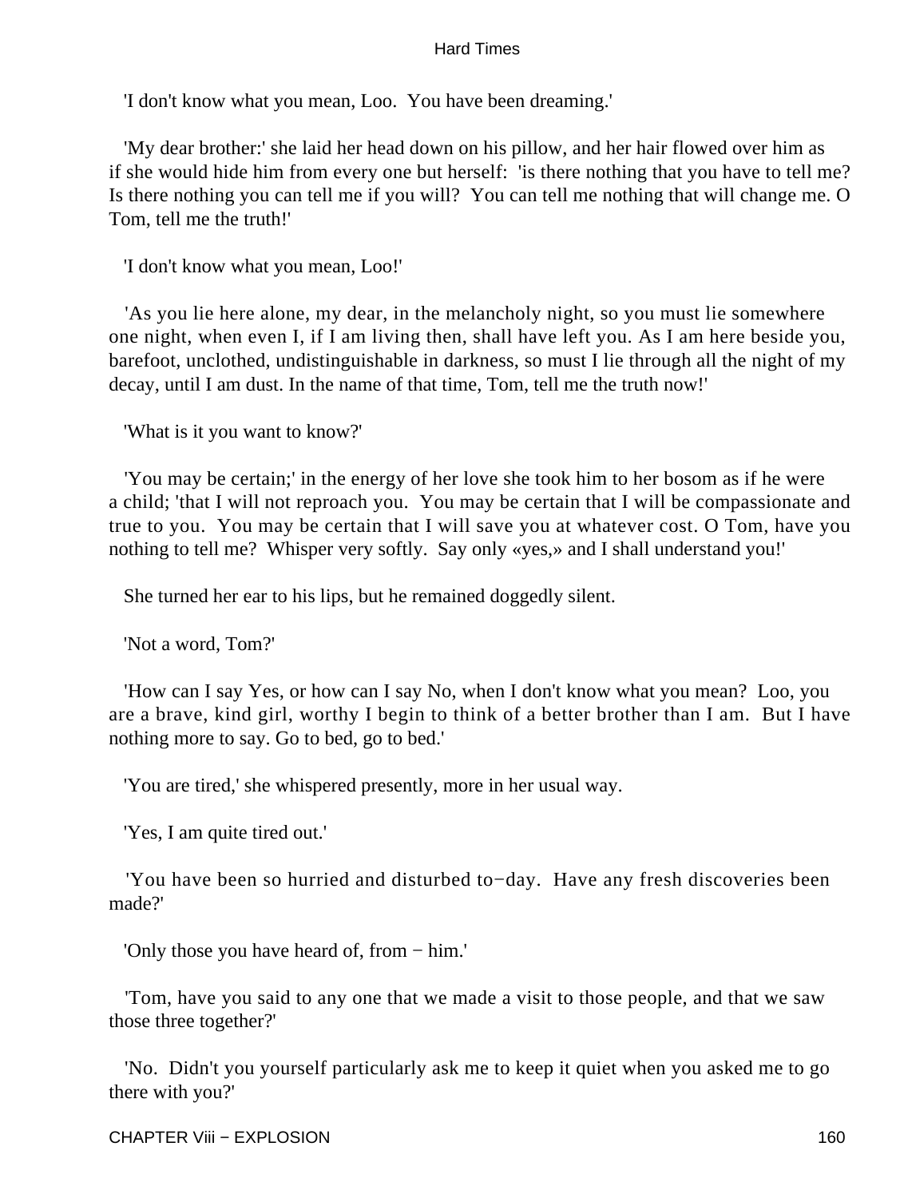'I don't know what you mean, Loo. You have been dreaming.'

'My dear brother:' she laid her head down on his pillow, and her hair flowed over him as if she would hide him from every one but herself: 'is there nothing that you have to tell me? Is there nothing you can tell me if you will? You can tell me nothing that will change me. O Tom, tell me the truth!'

'I don't know what you mean, Loo!'

'As you lie here alone, my dear, in the melancholy night, so you must lie somewhere one night, when even I, if I am living then, shall have left you. As I am here beside you, barefoot, unclothed, undistinguishable in darkness, so must I lie through all the night of my decay, until I am dust. In the name of that time, Tom, tell me the truth now!'

'What is it you want to know?'

'You may be certain;' in the energy of her love she took him to her bosom as if he were a child; 'that I will not reproach you. You may be certain that I will be compassionate and true to you. You may be certain that I will save you at whatever cost. O Tom, have you nothing to tell me? Whisper very softly. Say only «yes,» and I shall understand you!'

She turned her ear to his lips, but he remained doggedly silent.

'Not a word, Tom?'

'How can I say Yes, or how can I say No, when I don't know what you mean? Loo, you are a brave, kind girl, worthy I begin to think of a better brother than I am. But I have nothing more to say. Go to bed, go to bed.'

'You are tired,' she whispered presently, more in her usual way.

'Yes, I am quite tired out.'

'You have been so hurried and disturbed to−day. Have any fresh discoveries been made?'

'Only those you have heard of, from − him.'

'Tom, have you said to any one that we made a visit to those people, and that we saw those three together?'

'No. Didn't you yourself particularly ask me to keep it quiet when you asked me to go there with you?'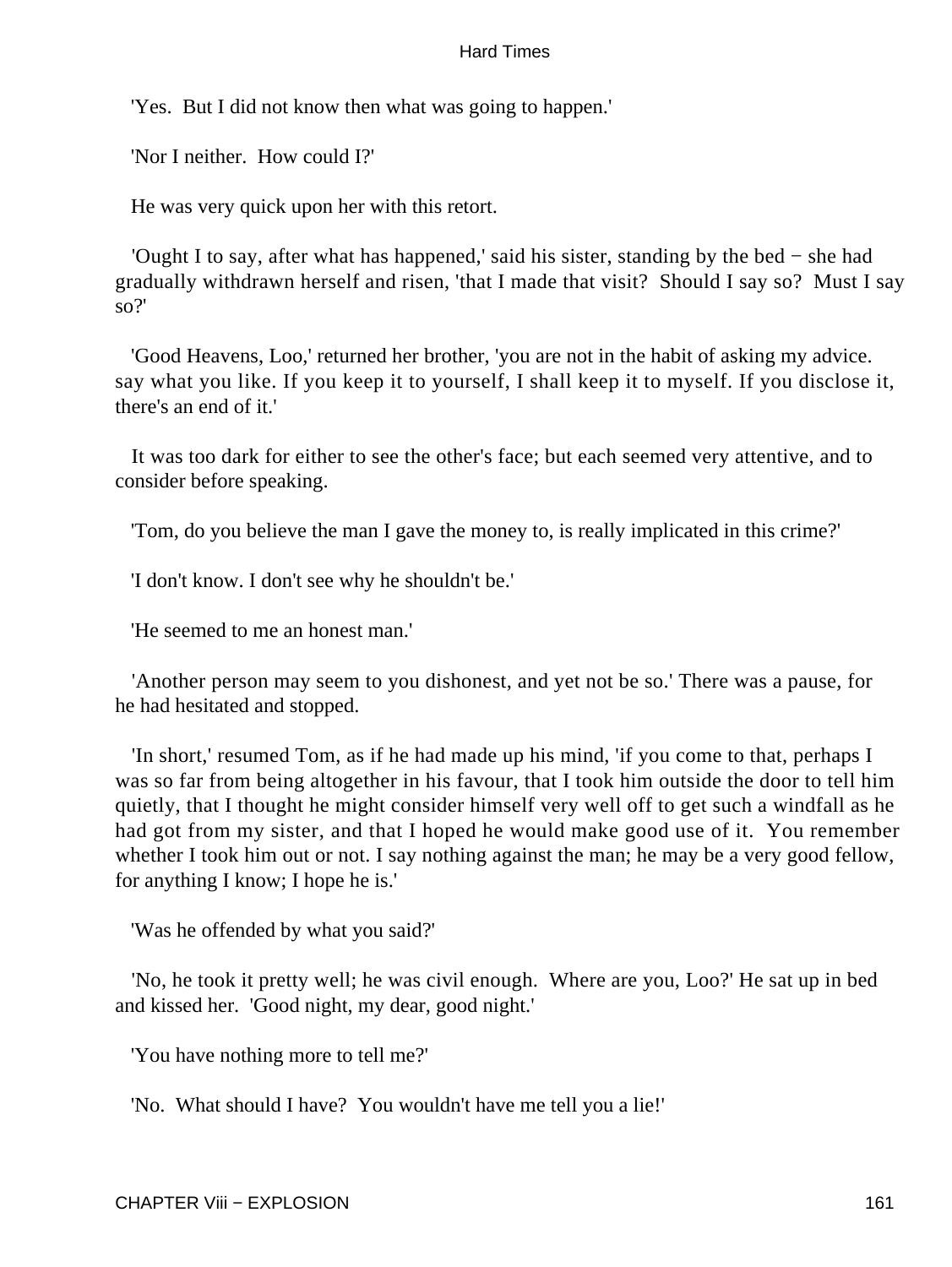'Yes.  But I did not know then what was going to happen.'

'Nor I neither.  How could I?'

He was very quick upon her with this retort.

'Ought I to say, after what has happened,' said his sister, standing by the bed − she had gradually withdrawn herself and risen, 'that I made that visit?  Should I say so?  Must I say so?'

'Good Heavens, Loo,' returned her brother, 'you are not in the habit of asking my advice. say what you like. If you keep it to yourself, I shall keep it to myself. If you disclose it, there's an end of it.'

It was too dark for either to see the other's face; but each seemed very attentive, and to consider before speaking.

'Tom, do you believe the man I gave the money to, is really implicated in this crime?'

'I don't know. I don't see why he shouldn't be.'

'He seemed to me an honest man.'

'Another person may seem to you dishonest, and yet not be so.' There was a pause, for he had hesitated and stopped.

'In short,' resumed Tom, as if he had made up his mind, 'if you come to that, perhaps I was so far from being altogether in his favour, that I took him outside the door to tell him quietly, that I thought he might consider himself very well off to get such a windfall as he had got from my sister, and that I hoped he would make good use of it.  You remember whether I took him out or not. I say nothing against the man; he may be a very good fellow, for anything I know; I hope he is.'

'Was he offended by what you said?'

'No, he took it pretty well; he was civil enough.  Where are you, Loo?' He sat up in bed and kissed her.  'Good night, my dear, good night.'

'You have nothing more to tell me?'

'No.  What should I have?  You wouldn't have me tell you a lie!'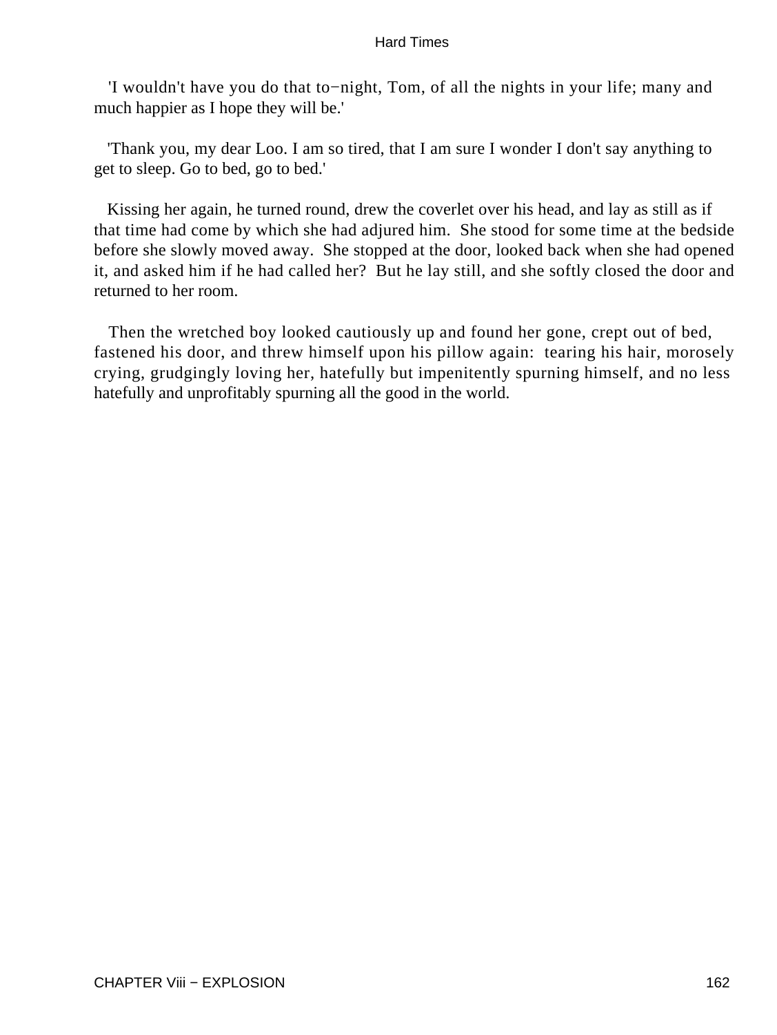'I wouldn't have you do that to−night, Tom, of all the nights in your life; many and much happier as I hope they will be.'

'Thank you, my dear Loo. I am so tired, that I am sure I wonder I don't say anything to get to sleep. Go to bed, go to bed.'

Kissing her again, he turned round, drew the coverlet over his head, and lay as still as if that time had come by which she had adjured him. She stood for some time at the bedside before she slowly moved away. She stopped at the door, looked back when she had opened it, and asked him if he had called her? But he lay still, and she softly closed the door and returned to her room.

Then the wretched boy looked cautiously up and found her gone, crept out of bed, fastened his door, and threw himself upon his pillow again: tearing his hair, morosely crying, grudgingly loving her, hatefully but impenitently spurning himself, and no less hatefully and unprofitably spurning all the good in the world.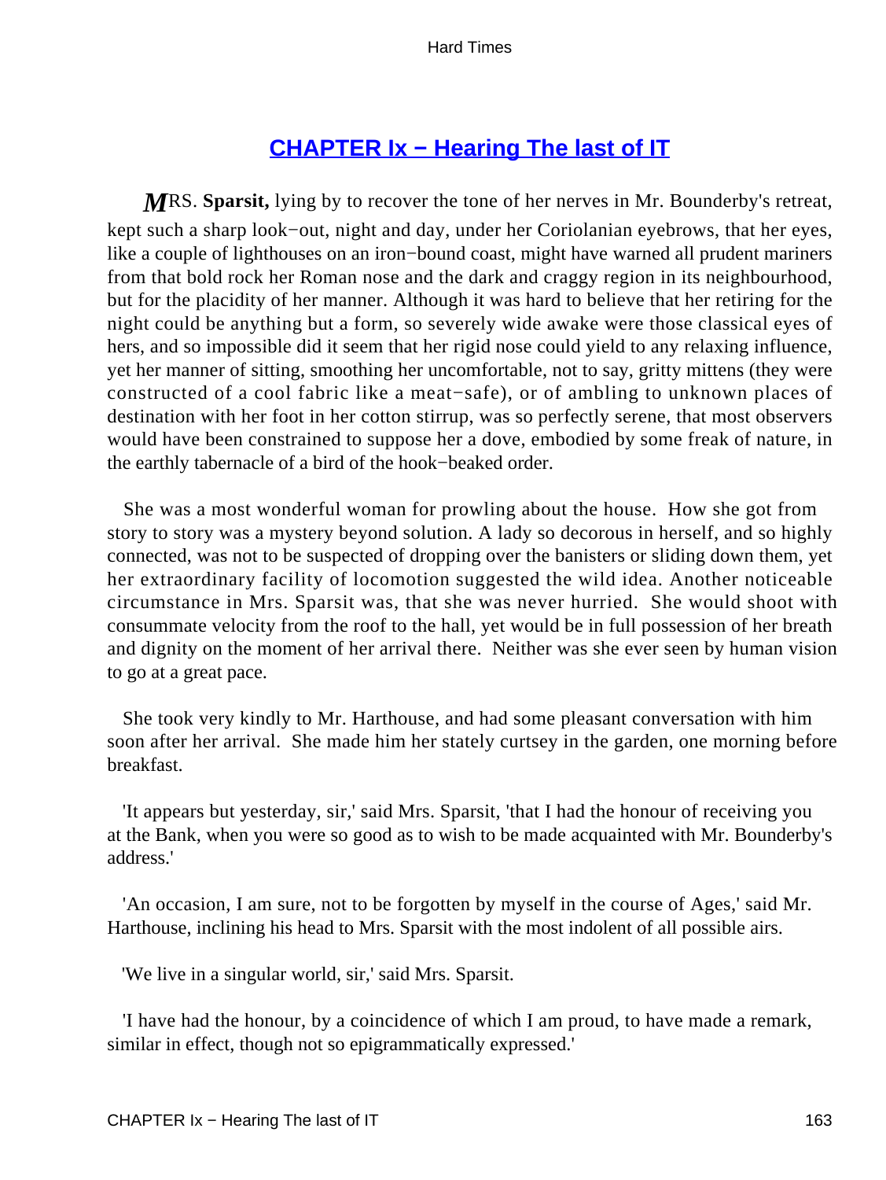## CHAPTER Ix − Hearing The last of IT

MRS. **Sparsit,** lying by to recover the tone of her nerves in Mr. Bounderby's retreat, kept such a sharp look−out, night and day, under her Coriolanian eyebrows, that her eyes, like a couple of lighthouses on an iron−bound coast, might have warned all prudent mariners from that bold rock her Roman nose and the dark and craggy region in its neighbourhood, but for the placidity of her manner. Although it was hard to believe that her retiring for the night could be anything but a form, so severely wide awake were those classical eyes of hers, and so impossible did it seem that her rigid nose could yield to any relaxing influence, yet her manner of sitting, smoothing her uncomfortable, not to say, gritty mittens (they were constructed of a cool fabric like a meat−safe), or of ambling to unknown places of destination with her foot in her cotton stirrup, was so perfectly serene, that most observers would have been constrained to suppose her a dove, embodied by some freak of nature, in the earthly tabernacle of a bird of the hook−beaked order.

She was a most wonderful woman for prowling about the house. How she got from story to story was a mystery beyond solution. A lady so decorous in herself, and so highly connected, was not to be suspected of dropping over the banisters or sliding down them, yet her extraordinary facility of locomotion suggested the wild idea. Another noticeable circumstance in Mrs. Sparsit was, that she was never hurried. She would shoot with consummate velocity from the roof to the hall, yet would be in full possession of her breath and dignity on the moment of her arrival there. Neither was she ever seen by human vision to go at a great pace.

She took very kindly to Mr. Harthouse, and had some pleasant conversation with him soon after her arrival. She made him her stately curtsey in the garden, one morning before breakfast.

'It appears but yesterday, sir,' said Mrs. Sparsit, 'that I had the honour of receiving you at the Bank, when you were so good as to wish to be made acquainted with Mr. Bounderby's address.'

'An occasion, I am sure, not to be forgotten by myself in the course of Ages,' said Mr. Harthouse, inclining his head to Mrs. Sparsit with the most indolent of all possible airs.

'We live in a singular world, sir,' said Mrs. Sparsit.

'I have had the honour, by a coincidence of which I am proud, to have made a remark, similar in effect, though not so epigrammatically expressed.'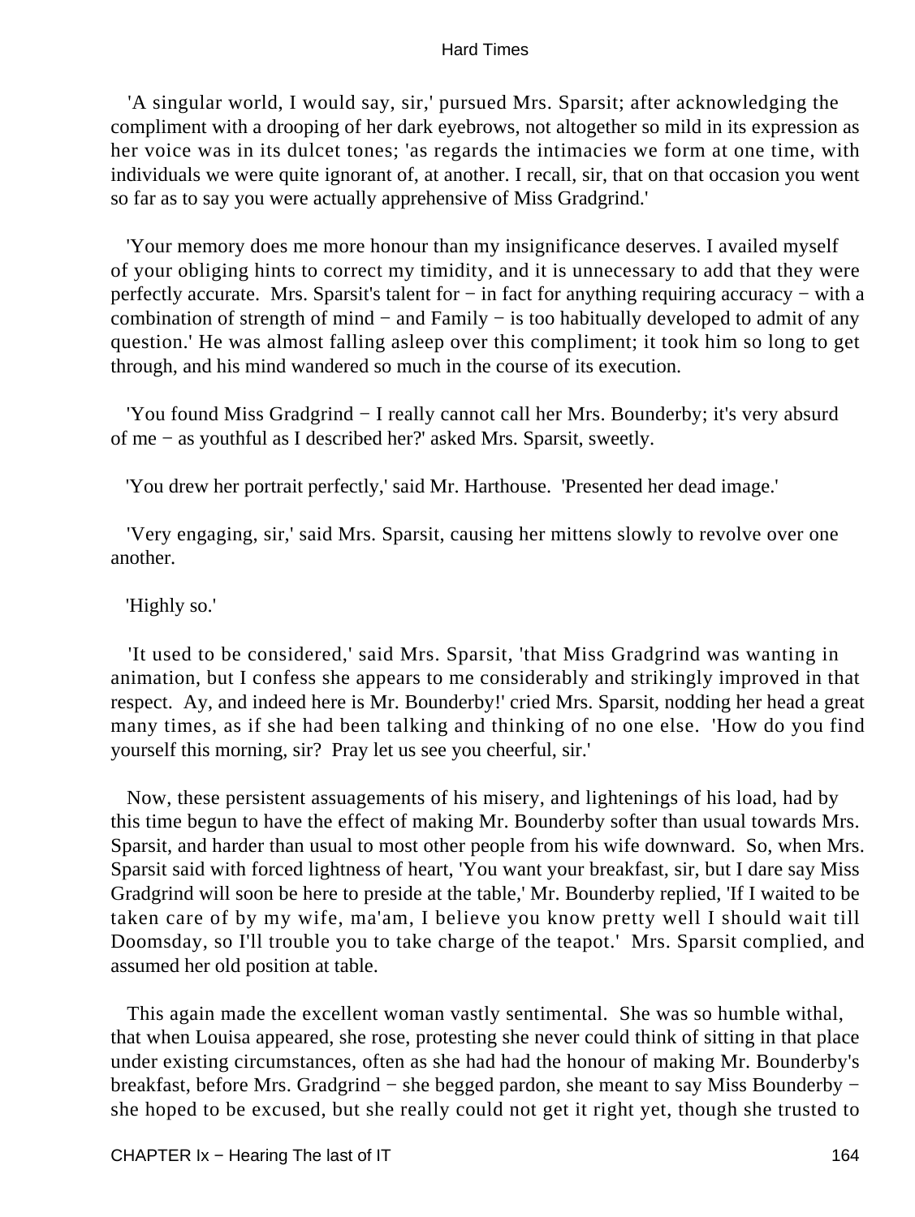'A singular world, I would say, sir,' pursued Mrs. Sparsit; after acknowledging the compliment with a drooping of her dark eyebrows, not altogether so mild in its expression as her voice was in its dulcet tones; 'as regards the intimacies we form at one time, with individuals we were quite ignorant of, at another. I recall, sir, that on that occasion you went so far as to say you were actually apprehensive of Miss Gradgrind.'

'Your memory does me more honour than my insignificance deserves. I availed myself of your obliging hints to correct my timidity, and it is unnecessary to add that they were perfectly accurate. Mrs. Sparsit's talent for − in fact for anything requiring accuracy − with a combination of strength of mind − and Family − is too habitually developed to admit of any question.' He was almost falling asleep over this compliment; it took him so long to get through, and his mind wandered so much in the course of its execution.

'You found Miss Gradgrind − I really cannot call her Mrs. Bounderby; it's very absurd of me − as youthful as I described her?' asked Mrs. Sparsit, sweetly.

'You drew her portrait perfectly,' said Mr. Harthouse. 'Presented her dead image.'

'Very engaging, sir,' said Mrs. Sparsit, causing her mittens slowly to revolve over one another.

'Highly so.'

'It used to be considered,' said Mrs. Sparsit, 'that Miss Gradgrind was wanting in animation, but I confess she appears to me considerably and strikingly improved in that respect. Ay, and indeed here is Mr. Bounderby!' cried Mrs. Sparsit, nodding her head a great many times, as if she had been talking and thinking of no one else. 'How do you find yourself this morning, sir? Pray let us see you cheerful, sir.'

Now, these persistent assuagements of his misery, and lightenings of his load, had by this time begun to have the effect of making Mr. Bounderby softer than usual towards Mrs. Sparsit, and harder than usual to most other people from his wife downward. So, when Mrs. Sparsit said with forced lightness of heart, 'You want your breakfast, sir, but I dare say Miss Gradgrind will soon be here to preside at the table,' Mr. Bounderby replied, 'If I waited to be taken care of by my wife, ma'am, I believe you know pretty well I should wait till Doomsday, so I'll trouble you to take charge of the teapot.' Mrs. Sparsit complied, and assumed her old position at table.

This again made the excellent woman vastly sentimental. She was so humble withal, that when Louisa appeared, she rose, protesting she never could think of sitting in that place under existing circumstances, often as she had had the honour of making Mr. Bounderby's breakfast, before Mrs. Gradgrind − she begged pardon, she meant to say Miss Bounderby − she hoped to be excused, but she really could not get it right yet, though she trusted to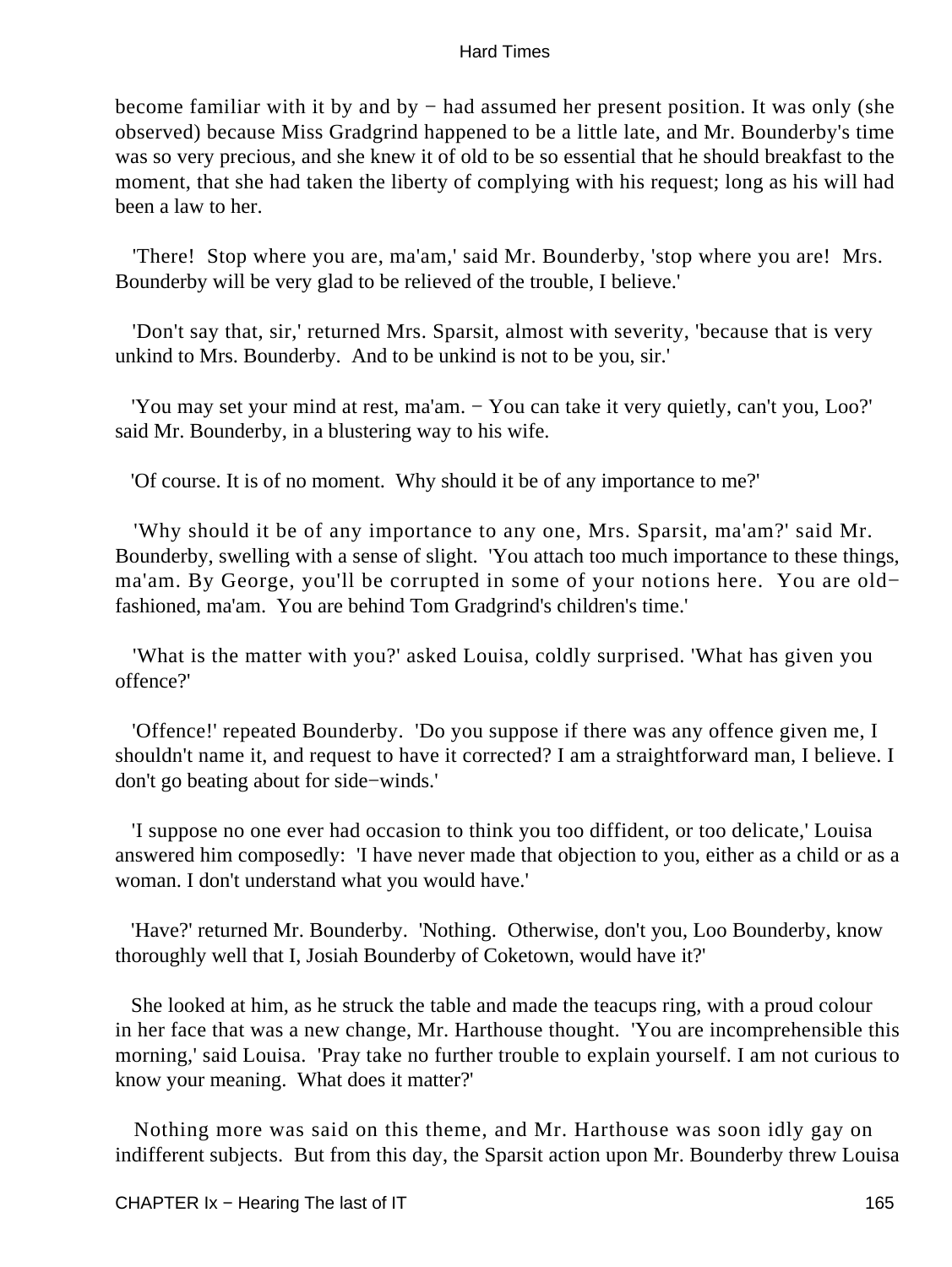become familiar with it by and by − had assumed her present position. It was only (she observed) because Miss Gradgrind happened to be a little late, and Mr. Bounderby's time was so very precious, and she knew it of old to be so essential that he should breakfast to the moment, that she had taken the liberty of complying with his request; long as his will had been a law to her.

'There! Stop where you are, ma'am,' said Mr. Bounderby, 'stop where you are! Mrs. Bounderby will be very glad to be relieved of the trouble, I believe.'

'Don't say that, sir,' returned Mrs. Sparsit, almost with severity, 'because that is very unkind to Mrs. Bounderby. And to be unkind is not to be you, sir.'

'You may set your mind at rest, ma'am. − You can take it very quietly, can't you, Loo?' said Mr. Bounderby, in a blustering way to his wife.

'Of course. It is of no moment. Why should it be of any importance to me?'

'Why should it be of any importance to any one, Mrs. Sparsit, ma'am?' said Mr. Bounderby, swelling with a sense of slight. 'You attach too much importance to these things, ma'am. By George, you'll be corrupted in some of your notions here. You are old−fashioned, ma'am. You are behind Tom Gradgrind's children's time.'

'What is the matter with you?' asked Louisa, coldly surprised. 'What has given you offence?'

'Offence!' repeated Bounderby. 'Do you suppose if there was any offence given me, I shouldn't name it, and request to have it corrected? I am a straightforward man, I believe. I don't go beating about for side−winds.'

'I suppose no one ever had occasion to think you too diffident, or too delicate,' Louisa answered him composedly: 'I have never made that objection to you, either as a child or as a woman. I don't understand what you would have.'

'Have?' returned Mr. Bounderby. 'Nothing. Otherwise, don't you, Loo Bounderby, know thoroughly well that I, Josiah Bounderby of Coketown, would have it?'

She looked at him, as he struck the table and made the teacups ring, with a proud colour in her face that was a new change, Mr. Harthouse thought. 'You are incomprehensible this morning,' said Louisa. 'Pray take no further trouble to explain yourself. I am not curious to know your meaning. What does it matter?'

Nothing more was said on this theme, and Mr. Harthouse was soon idly gay on indifferent subjects. But from this day, the Sparsit action upon Mr. Bounderby threw Louisa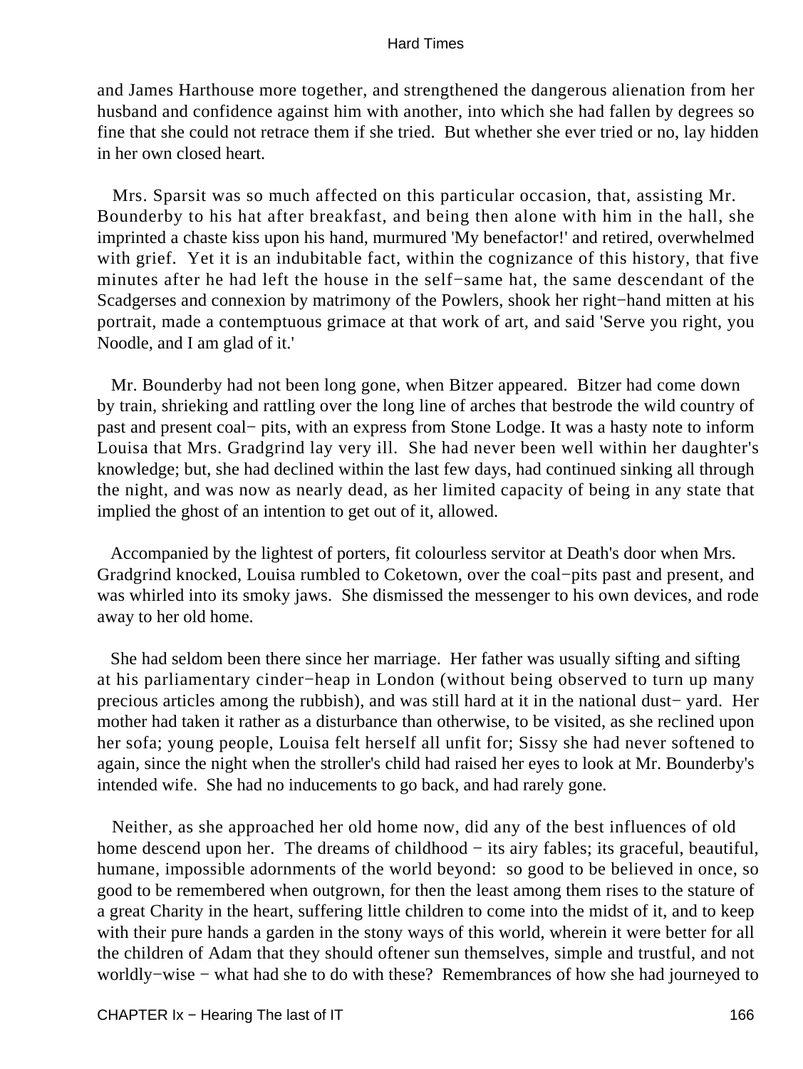and James Harthouse more together, and strengthened the dangerous alienation from her husband and confidence against him with another, into which she had fallen by degrees so fine that she could not retrace them if she tried. But whether she ever tried or no, lay hidden in her own closed heart.

Mrs. Sparsit was so much affected on this particular occasion, that, assisting Mr. Bounderby to his hat after breakfast, and being then alone with him in the hall, she imprinted a chaste kiss upon his hand, murmured 'My benefactor!' and retired, overwhelmed with grief. Yet it is an indubitable fact, within the cognizance of this history, that five minutes after he had left the house in the self−same hat, the same descendant of the Scadgerses and connexion by matrimony of the Powlers, shook her right−hand mitten at his portrait, made a contemptuous grimace at that work of art, and said 'Serve you right, you Noodle, and I am glad of it.'

Mr. Bounderby had not been long gone, when Bitzer appeared. Bitzer had come down by train, shrieking and rattling over the long line of arches that bestrode the wild country of past and present coal− pits, with an express from Stone Lodge. It was a hasty note to inform Louisa that Mrs. Gradgrind lay very ill. She had never been well within her daughter's knowledge; but, she had declined within the last few days, had continued sinking all through the night, and was now as nearly dead, as her limited capacity of being in any state that implied the ghost of an intention to get out of it, allowed.

Accompanied by the lightest of porters, fit colourless servitor at Death's door when Mrs. Gradgrind knocked, Louisa rumbled to Coketown, over the coal−pits past and present, and was whirled into its smoky jaws. She dismissed the messenger to his own devices, and rode away to her old home.

She had seldom been there since her marriage. Her father was usually sifting and sifting at his parliamentary cinder−heap in London (without being observed to turn up many precious articles among the rubbish), and was still hard at it in the national dust− yard. Her mother had taken it rather as a disturbance than otherwise, to be visited, as she reclined upon her sofa; young people, Louisa felt herself all unfit for; Sissy she had never softened to again, since the night when the stroller's child had raised her eyes to look at Mr. Bounderby's intended wife. She had no inducements to go back, and had rarely gone.

Neither, as she approached her old home now, did any of the best influences of old home descend upon her. The dreams of childhood − its airy fables; its graceful, beautiful, humane, impossible adornments of the world beyond: so good to be believed in once, so good to be remembered when outgrown, for then the least among them rises to the stature of a great Charity in the heart, suffering little children to come into the midst of it, and to keep with their pure hands a garden in the stony ways of this world, wherein it were better for all the children of Adam that they should oftener sun themselves, simple and trustful, and not worldly−wise − what had she to do with these? Remembrances of how she had journeyed to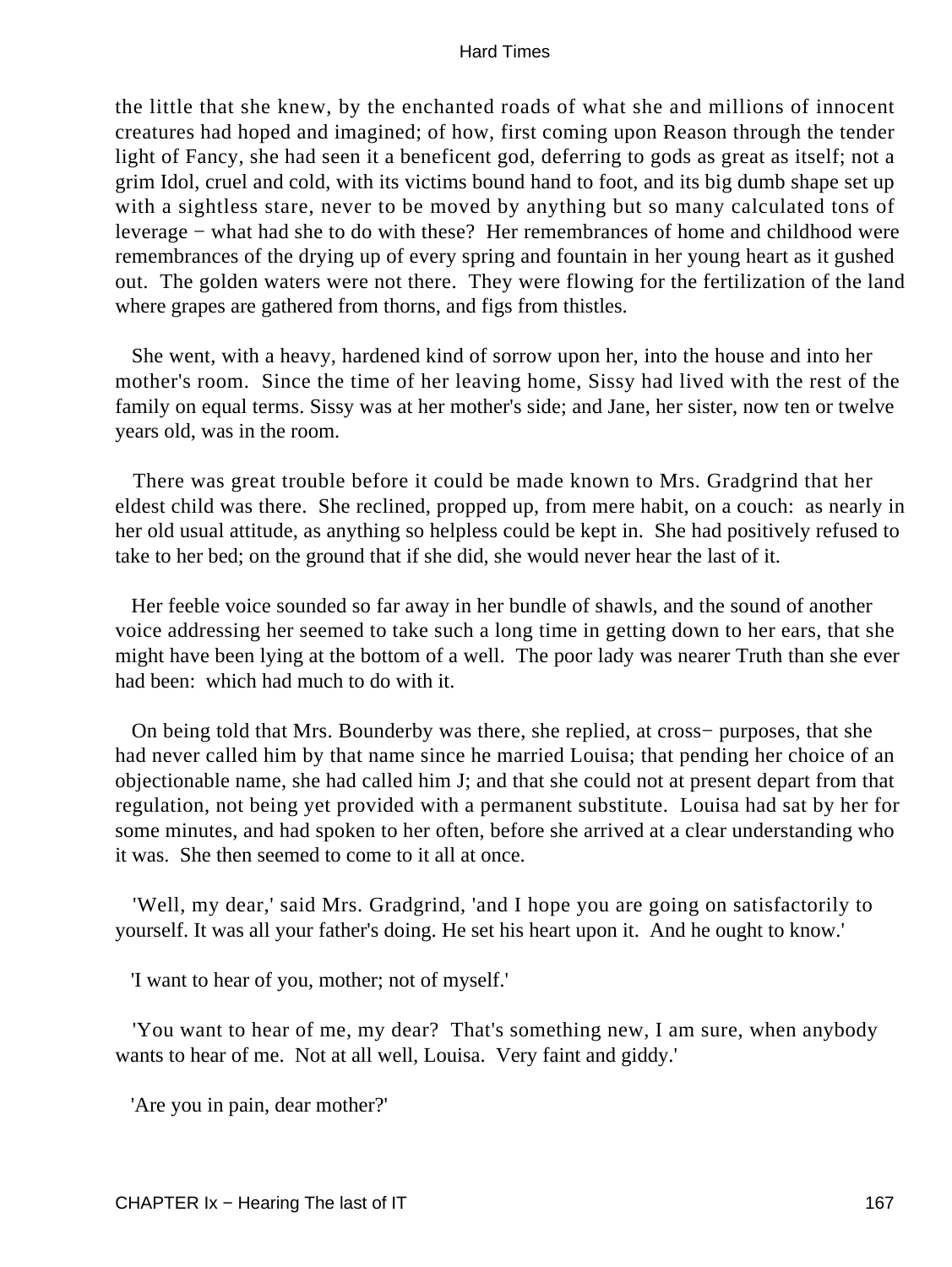the little that she knew, by the enchanted roads of what she and millions of innocent creatures had hoped and imagined; of how, first coming upon Reason through the tender light of Fancy, she had seen it a beneficent god, deferring to gods as great as itself; not a grim Idol, cruel and cold, with its victims bound hand to foot, and its big dumb shape set up with a sightless stare, never to be moved by anything but so many calculated tons of leverage − what had she to do with these? Her remembrances of home and childhood were remembrances of the drying up of every spring and fountain in her young heart as it gushed out. The golden waters were not there. They were flowing for the fertilization of the land where grapes are gathered from thorns, and figs from thistles.

She went, with a heavy, hardened kind of sorrow upon her, into the house and into her mother's room. Since the time of her leaving home, Sissy had lived with the rest of the family on equal terms. Sissy was at her mother's side; and Jane, her sister, now ten or twelve years old, was in the room.

There was great trouble before it could be made known to Mrs. Gradgrind that her eldest child was there. She reclined, propped up, from mere habit, on a couch: as nearly in her old usual attitude, as anything so helpless could be kept in. She had positively refused to take to her bed; on the ground that if she did, she would never hear the last of it.

Her feeble voice sounded so far away in her bundle of shawls, and the sound of another voice addressing her seemed to take such a long time in getting down to her ears, that she might have been lying at the bottom of a well. The poor lady was nearer Truth than she ever had been: which had much to do with it.

On being told that Mrs. Bounderby was there, she replied, at cross− purposes, that she had never called him by that name since he married Louisa; that pending her choice of an objectionable name, she had called him J; and that she could not at present depart from that regulation, not being yet provided with a permanent substitute. Louisa had sat by her for some minutes, and had spoken to her often, before she arrived at a clear understanding who it was. She then seemed to come to it all at once.

'Well, my dear,' said Mrs. Gradgrind, 'and I hope you are going on satisfactorily to yourself. It was all your father's doing. He set his heart upon it. And he ought to know.'

'I want to hear of you, mother; not of myself.'

'You want to hear of me, my dear? That's something new, I am sure, when anybody wants to hear of me. Not at all well, Louisa. Very faint and giddy.'

'Are you in pain, dear mother?'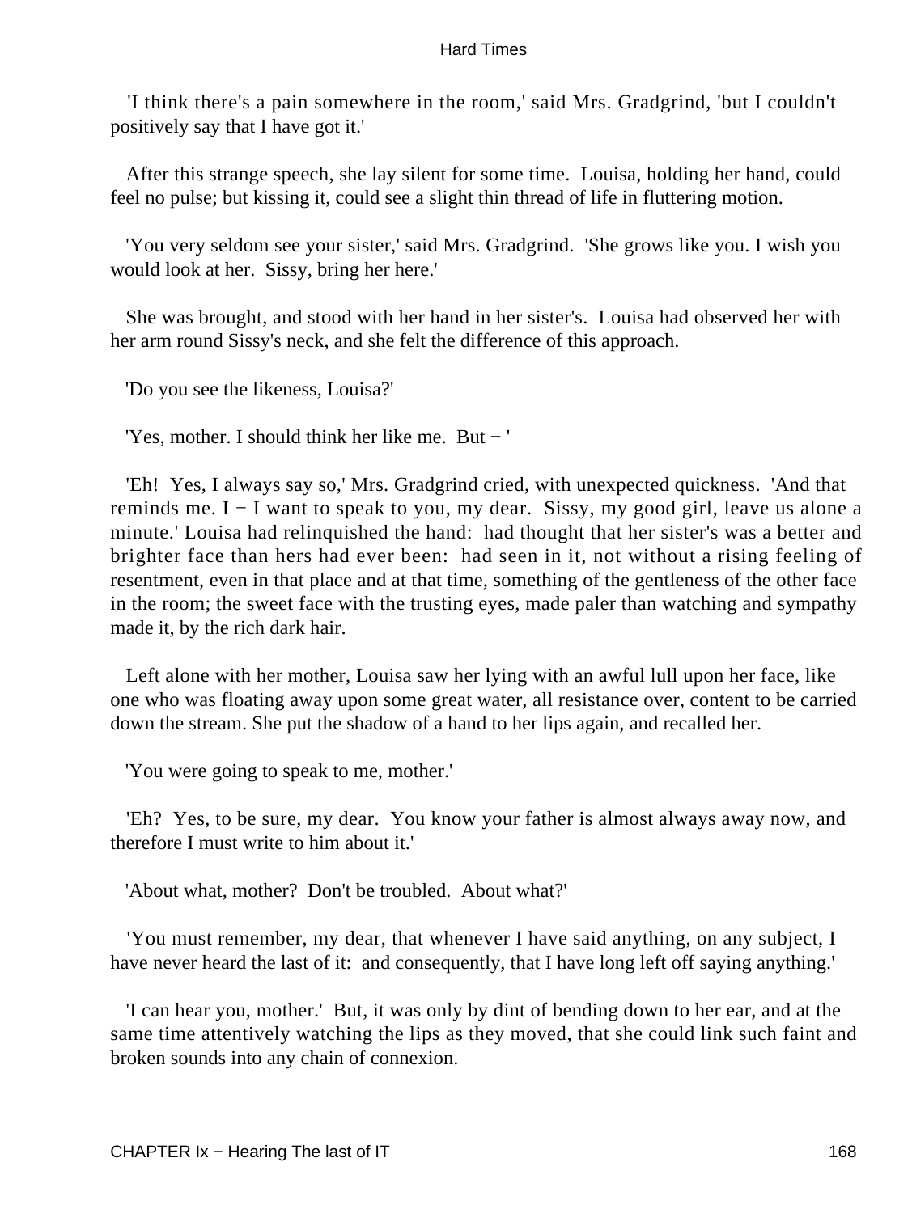'I think there's a pain somewhere in the room,' said Mrs. Gradgrind, 'but I couldn't positively say that I have got it.'

After this strange speech, she lay silent for some time. Louisa, holding her hand, could feel no pulse; but kissing it, could see a slight thin thread of life in fluttering motion.

'You very seldom see your sister,' said Mrs. Gradgrind. 'She grows like you. I wish you would look at her. Sissy, bring her here.'

She was brought, and stood with her hand in her sister's. Louisa had observed her with her arm round Sissy's neck, and she felt the difference of this approach.

'Do you see the likeness, Louisa?'

'Yes, mother. I should think her like me. But − '

'Eh! Yes, I always say so,' Mrs. Gradgrind cried, with unexpected quickness. 'And that reminds me. I − I want to speak to you, my dear. Sissy, my good girl, leave us alone a minute.' Louisa had relinquished the hand: had thought that her sister's was a better and brighter face than hers had ever been: had seen in it, not without a rising feeling of resentment, even in that place and at that time, something of the gentleness of the other face in the room; the sweet face with the trusting eyes, made paler than watching and sympathy made it, by the rich dark hair.

Left alone with her mother, Louisa saw her lying with an awful lull upon her face, like one who was floating away upon some great water, all resistance over, content to be carried down the stream. She put the shadow of a hand to her lips again, and recalled her.

'You were going to speak to me, mother.'

'Eh? Yes, to be sure, my dear. You know your father is almost always away now, and therefore I must write to him about it.'

'About what, mother? Don't be troubled. About what?'

'You must remember, my dear, that whenever I have said anything, on any subject, I have never heard the last of it: and consequently, that I have long left off saying anything.'

'I can hear you, mother.' But, it was only by dint of bending down to her ear, and at the same time attentively watching the lips as they moved, that she could link such faint and broken sounds into any chain of connexion.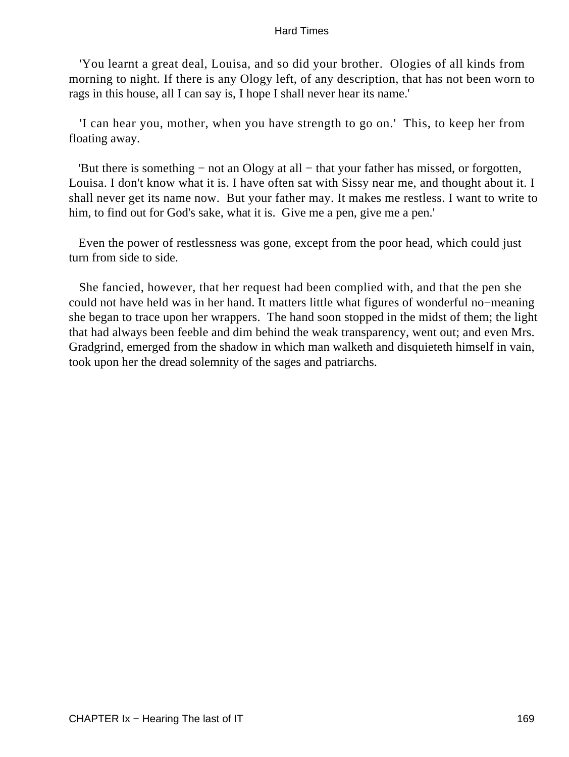'You learnt a great deal, Louisa, and so did your brother. Ologies of all kinds from morning to night. If there is any Ology left, of any description, that has not been worn to rags in this house, all I can say is, I hope I shall never hear its name.'

'I can hear you, mother, when you have strength to go on.' This, to keep her from floating away.

'But there is something − not an Ology at all − that your father has missed, or forgotten, Louisa. I don't know what it is. I have often sat with Sissy near me, and thought about it. I shall never get its name now. But your father may. It makes me restless. I want to write to him, to find out for God's sake, what it is. Give me a pen, give me a pen.'

Even the power of restlessness was gone, except from the poor head, which could just turn from side to side.

She fancied, however, that her request had been complied with, and that the pen she could not have held was in her hand. It matters little what figures of wonderful no−meaning she began to trace upon her wrappers. The hand soon stopped in the midst of them; the light that had always been feeble and dim behind the weak transparency, went out; and even Mrs. Gradgrind, emerged from the shadow in which man walketh and disquieteth himself in vain, took upon her the dread solemnity of the sages and patriarchs.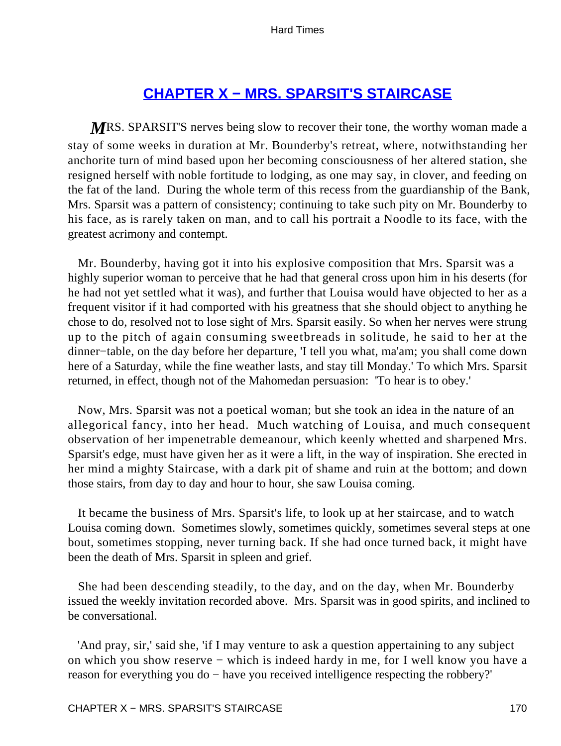## CHAPTER X − MRS. SPARSIT'S STAIRCASE

MRS. SPARSIT'S nerves being slow to recover their tone, the worthy woman made a stay of some weeks in duration at Mr. Bounderby's retreat, where, notwithstanding her anchorite turn of mind based upon her becoming consciousness of her altered station, she resigned herself with noble fortitude to lodging, as one may say, in clover, and feeding on the fat of the land. During the whole term of this recess from the guardianship of the Bank, Mrs. Sparsit was a pattern of consistency; continuing to take such pity on Mr. Bounderby to his face, as is rarely taken on man, and to call his portrait a Noodle to its face, with the greatest acrimony and contempt.

Mr. Bounderby, having got it into his explosive composition that Mrs. Sparsit was a highly superior woman to perceive that he had that general cross upon him in his deserts (for he had not yet settled what it was), and further that Louisa would have objected to her as a frequent visitor if it had comported with his greatness that she should object to anything he chose to do, resolved not to lose sight of Mrs. Sparsit easily. So when her nerves were strung up to the pitch of again consuming sweetbreads in solitude, he said to her at the dinner−table, on the day before her departure, 'I tell you what, ma'am; you shall come down here of a Saturday, while the fine weather lasts, and stay till Monday.' To which Mrs. Sparsit returned, in effect, though not of the Mahomedan persuasion: 'To hear is to obey.'

Now, Mrs. Sparsit was not a poetical woman; but she took an idea in the nature of an allegorical fancy, into her head. Much watching of Louisa, and much consequent observation of her impenetrable demeanour, which keenly whetted and sharpened Mrs. Sparsit's edge, must have given her as it were a lift, in the way of inspiration. She erected in her mind a mighty Staircase, with a dark pit of shame and ruin at the bottom; and down those stairs, from day to day and hour to hour, she saw Louisa coming.

It became the business of Mrs. Sparsit's life, to look up at her staircase, and to watch Louisa coming down. Sometimes slowly, sometimes quickly, sometimes several steps at one bout, sometimes stopping, never turning back. If she had once turned back, it might have been the death of Mrs. Sparsit in spleen and grief.

She had been descending steadily, to the day, and on the day, when Mr. Bounderby issued the weekly invitation recorded above. Mrs. Sparsit was in good spirits, and inclined to be conversational.

'And pray, sir,' said she, 'if I may venture to ask a question appertaining to any subject on which you show reserve − which is indeed hardy in me, for I well know you have a reason for everything you do − have you received intelligence respecting the robbery?'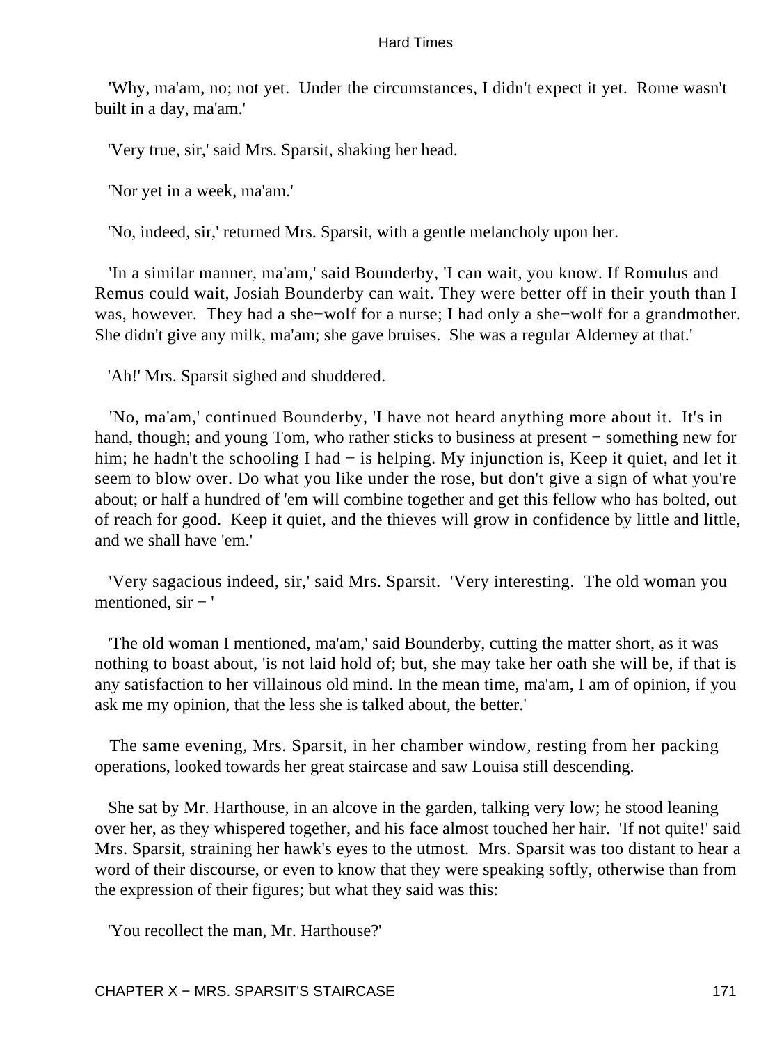'Why, ma'am, no; not yet. Under the circumstances, I didn't expect it yet. Rome wasn't built in a day, ma'am.'

'Very true, sir,' said Mrs. Sparsit, shaking her head.

'Nor yet in a week, ma'am.'

'No, indeed, sir,' returned Mrs. Sparsit, with a gentle melancholy upon her.

'In a similar manner, ma'am,' said Bounderby, 'I can wait, you know. If Romulus and Remus could wait, Josiah Bounderby can wait. They were better off in their youth than I was, however. They had a she−wolf for a nurse; I had only a she−wolf for a grandmother. She didn't give any milk, ma'am; she gave bruises. She was a regular Alderney at that.'

'Ah!' Mrs. Sparsit sighed and shuddered.

'No, ma'am,' continued Bounderby, 'I have not heard anything more about it. It's in hand, though; and young Tom, who rather sticks to business at present − something new for him; he hadn't the schooling I had − is helping. My injunction is, Keep it quiet, and let it seem to blow over. Do what you like under the rose, but don't give a sign of what you're about; or half a hundred of 'em will combine together and get this fellow who has bolted, out of reach for good. Keep it quiet, and the thieves will grow in confidence by little and little, and we shall have 'em.'

'Very sagacious indeed, sir,' said Mrs. Sparsit. 'Very interesting. The old woman you mentioned, sir − '

'The old woman I mentioned, ma'am,' said Bounderby, cutting the matter short, as it was nothing to boast about, 'is not laid hold of; but, she may take her oath she will be, if that is any satisfaction to her villainous old mind. In the mean time, ma'am, I am of opinion, if you ask me my opinion, that the less she is talked about, the better.'

The same evening, Mrs. Sparsit, in her chamber window, resting from her packing operations, looked towards her great staircase and saw Louisa still descending.

She sat by Mr. Harthouse, in an alcove in the garden, talking very low; he stood leaning over her, as they whispered together, and his face almost touched her hair. 'If not quite!' said Mrs. Sparsit, straining her hawk's eyes to the utmost. Mrs. Sparsit was too distant to hear a word of their discourse, or even to know that they were speaking softly, otherwise than from the expression of their figures; but what they said was this:

'You recollect the man, Mr. Harthouse?'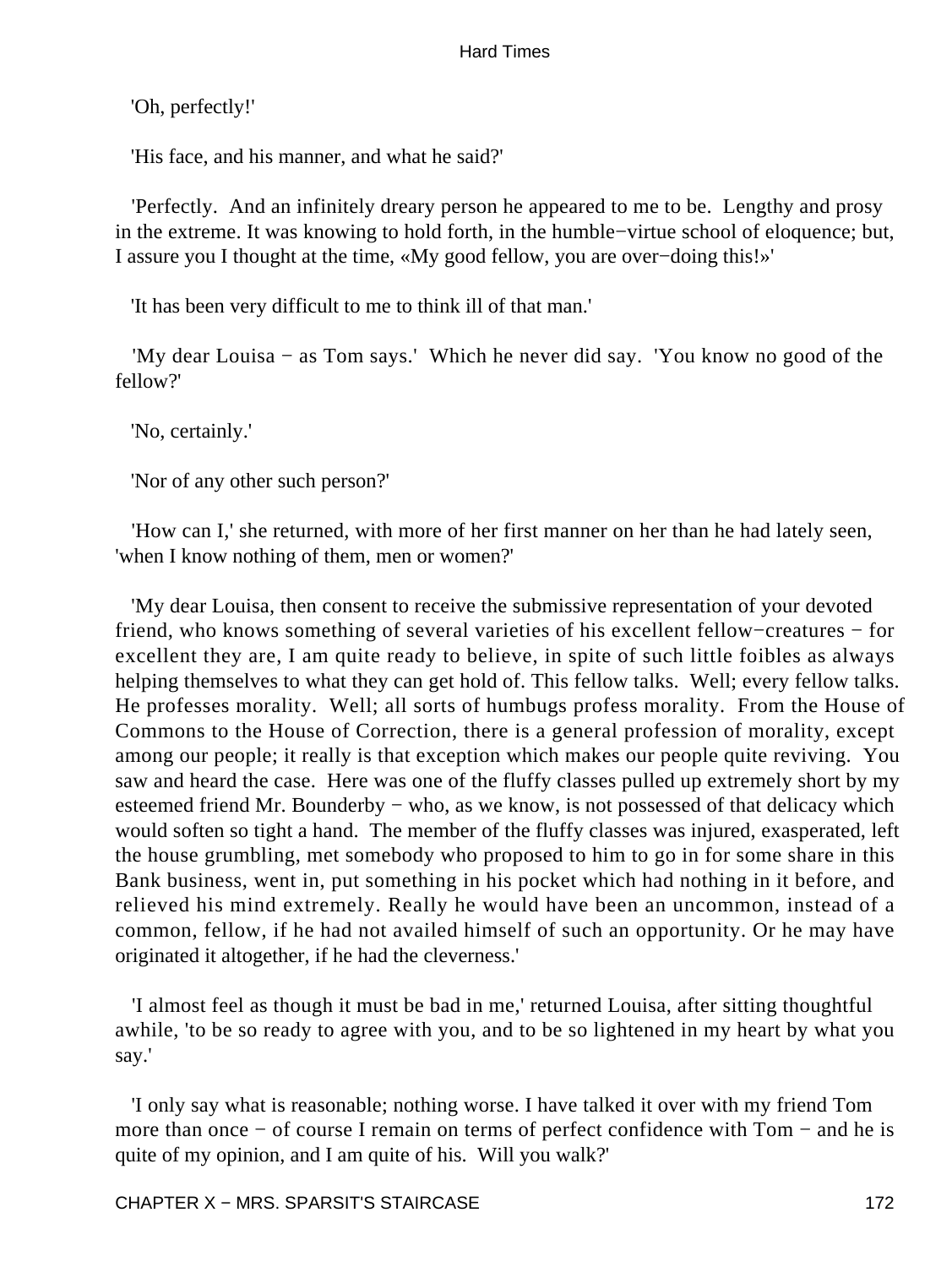'Oh, perfectly!'

'His face, and his manner, and what he said?'

'Perfectly. And an infinitely dreary person he appeared to me to be. Lengthy and prosy in the extreme. It was knowing to hold forth, in the humble−virtue school of eloquence; but, I assure you I thought at the time, «My good fellow, you are over−doing this!»'

'It has been very difficult to me to think ill of that man.'

'My dear Louisa − as Tom says.' Which he never did say. 'You know no good of the fellow?'

'No, certainly.'

'Nor of any other such person?'

'How can I,' she returned, with more of her first manner on her than he had lately seen, 'when I know nothing of them, men or women?'

'My dear Louisa, then consent to receive the submissive representation of your devoted friend, who knows something of several varieties of his excellent fellow−creatures − for excellent they are, I am quite ready to believe, in spite of such little foibles as always helping themselves to what they can get hold of. This fellow talks. Well; every fellow talks. He professes morality. Well; all sorts of humbugs profess morality. From the House of Commons to the House of Correction, there is a general profession of morality, except among our people; it really is that exception which makes our people quite reviving. You saw and heard the case. Here was one of the fluffy classes pulled up extremely short by my esteemed friend Mr. Bounderby − who, as we know, is not possessed of that delicacy which would soften so tight a hand. The member of the fluffy classes was injured, exasperated, left the house grumbling, met somebody who proposed to him to go in for some share in this Bank business, went in, put something in his pocket which had nothing in it before, and relieved his mind extremely. Really he would have been an uncommon, instead of a common, fellow, if he had not availed himself of such an opportunity. Or he may have originated it altogether, if he had the cleverness.'

'I almost feel as though it must be bad in me,' returned Louisa, after sitting thoughtful awhile, 'to be so ready to agree with you, and to be so lightened in my heart by what you say.'

'I only say what is reasonable; nothing worse. I have talked it over with my friend Tom more than once − of course I remain on terms of perfect confidence with Tom − and he is quite of my opinion, and I am quite of his. Will you walk?'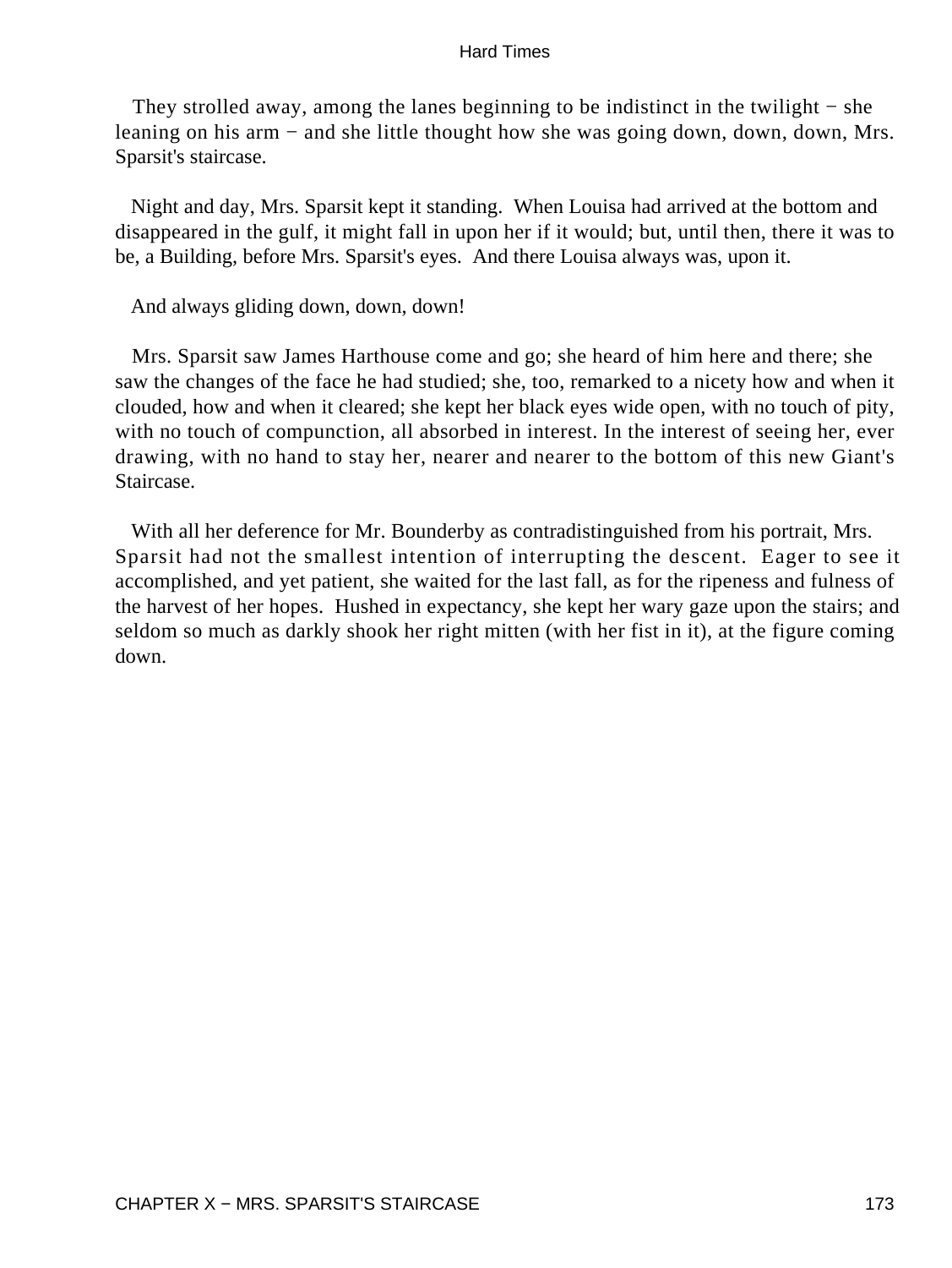They strolled away, among the lanes beginning to be indistinct in the twilight − she leaning on his arm − and she little thought how she was going down, down, down, Mrs. Sparsit's staircase.

Night and day, Mrs. Sparsit kept it standing. When Louisa had arrived at the bottom and disappeared in the gulf, it might fall in upon her if it would; but, until then, there it was to be, a Building, before Mrs. Sparsit's eyes. And there Louisa always was, upon it.

And always gliding down, down, down!

Mrs. Sparsit saw James Harthouse come and go; she heard of him here and there; she saw the changes of the face he had studied; she, too, remarked to a nicety how and when it clouded, how and when it cleared; she kept her black eyes wide open, with no touch of pity, with no touch of compunction, all absorbed in interest. In the interest of seeing her, ever drawing, with no hand to stay her, nearer and nearer to the bottom of this new Giant's Staircase.

With all her deference for Mr. Bounderby as contradistinguished from his portrait, Mrs. Sparsit had not the smallest intention of interrupting the descent. Eager to see it accomplished, and yet patient, she waited for the last fall, as for the ripeness and fulness of the harvest of her hopes. Hushed in expectancy, she kept her wary gaze upon the stairs; and seldom so much as darkly shook her right mitten (with her fist in it), at the figure coming down.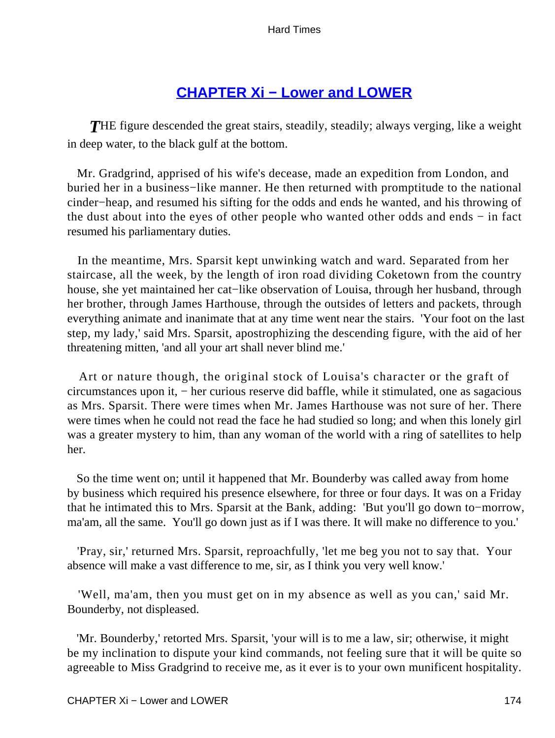## CHAPTER Xi − Lower and LOWER

*T*HE figure descended the great stairs, steadily, steadily; always verging, like a weight in deep water, to the black gulf at the bottom.

Mr. Gradgrind, apprised of his wife's decease, made an expedition from London, and buried her in a business−like manner. He then returned with promptitude to the national cinder−heap, and resumed his sifting for the odds and ends he wanted, and his throwing of the dust about into the eyes of other people who wanted other odds and ends − in fact resumed his parliamentary duties.

In the meantime, Mrs. Sparsit kept unwinking watch and ward. Separated from her staircase, all the week, by the length of iron road dividing Coketown from the country house, she yet maintained her cat−like observation of Louisa, through her husband, through her brother, through James Harthouse, through the outsides of letters and packets, through everything animate and inanimate that at any time went near the stairs. 'Your foot on the last step, my lady,' said Mrs. Sparsit, apostrophizing the descending figure, with the aid of her threatening mitten, 'and all your art shall never blind me.'

Art or nature though, the original stock of Louisa's character or the graft of circumstances upon it, − her curious reserve did baffle, while it stimulated, one as sagacious as Mrs. Sparsit. There were times when Mr. James Harthouse was not sure of her. There were times when he could not read the face he had studied so long; and when this lonely girl was a greater mystery to him, than any woman of the world with a ring of satellites to help her.

So the time went on; until it happened that Mr. Bounderby was called away from home by business which required his presence elsewhere, for three or four days. It was on a Friday that he intimated this to Mrs. Sparsit at the Bank, adding: 'But you'll go down to−morrow, ma'am, all the same. You'll go down just as if I was there. It will make no difference to you.'

'Pray, sir,' returned Mrs. Sparsit, reproachfully, 'let me beg you not to say that. Your absence will make a vast difference to me, sir, as I think you very well know.'

'Well, ma'am, then you must get on in my absence as well as you can,' said Mr. Bounderby, not displeased.

'Mr. Bounderby,' retorted Mrs. Sparsit, 'your will is to me a law, sir; otherwise, it might be my inclination to dispute your kind commands, not feeling sure that it will be quite so agreeable to Miss Gradgrind to receive me, as it ever is to your own munificent hospitality.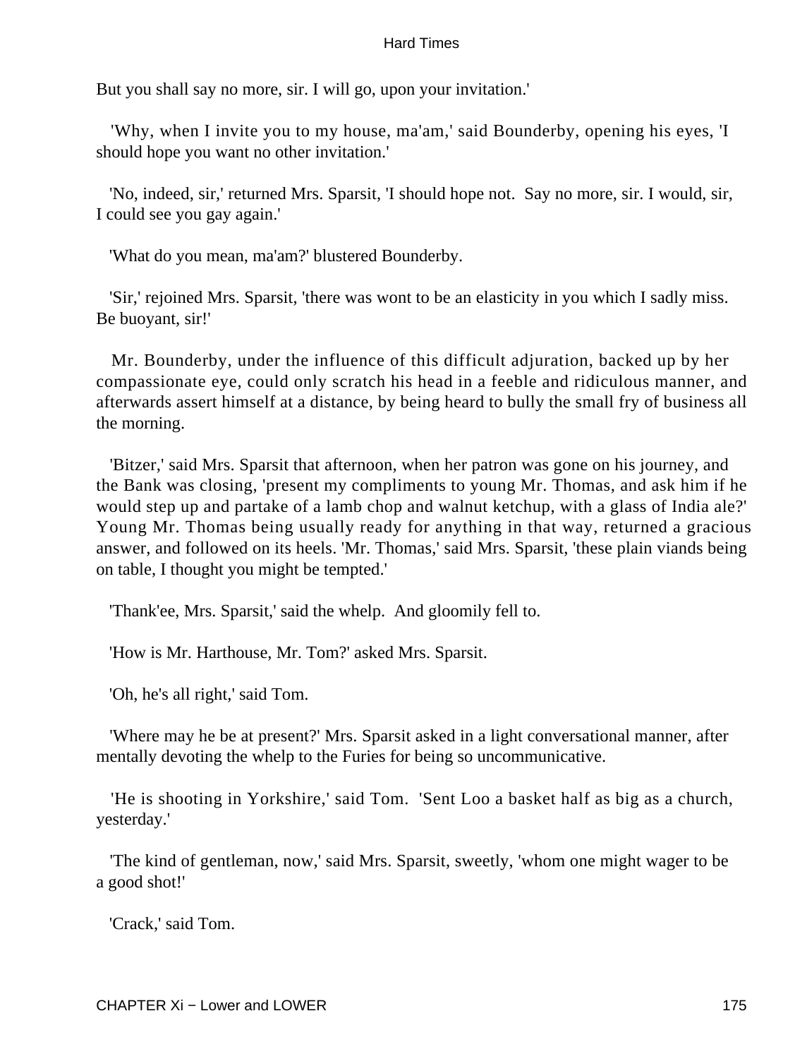But you shall say no more, sir. I will go, upon your invitation.'

'Why, when I invite you to my house, ma'am,' said Bounderby, opening his eyes, 'I should hope you want no other invitation.'

'No, indeed, sir,' returned Mrs. Sparsit, 'I should hope not. Say no more, sir. I would, sir, I could see you gay again.'

'What do you mean, ma'am?' blustered Bounderby.

'Sir,' rejoined Mrs. Sparsit, 'there was wont to be an elasticity in you which I sadly miss. Be buoyant, sir!'

Mr. Bounderby, under the influence of this difficult adjuration, backed up by her compassionate eye, could only scratch his head in a feeble and ridiculous manner, and afterwards assert himself at a distance, by being heard to bully the small fry of business all the morning.

'Bitzer,' said Mrs. Sparsit that afternoon, when her patron was gone on his journey, and the Bank was closing, 'present my compliments to young Mr. Thomas, and ask him if he would step up and partake of a lamb chop and walnut ketchup, with a glass of India ale?' Young Mr. Thomas being usually ready for anything in that way, returned a gracious answer, and followed on its heels. 'Mr. Thomas,' said Mrs. Sparsit, 'these plain viands being on table, I thought you might be tempted.'

'Thank'ee, Mrs. Sparsit,' said the whelp. And gloomily fell to.

'How is Mr. Harthouse, Mr. Tom?' asked Mrs. Sparsit.

'Oh, he's all right,' said Tom.

'Where may he be at present?' Mrs. Sparsit asked in a light conversational manner, after mentally devoting the whelp to the Furies for being so uncommunicative.

'He is shooting in Yorkshire,' said Tom. 'Sent Loo a basket half as big as a church, yesterday.'

'The kind of gentleman, now,' said Mrs. Sparsit, sweetly, 'whom one might wager to be a good shot!'

'Crack,' said Tom.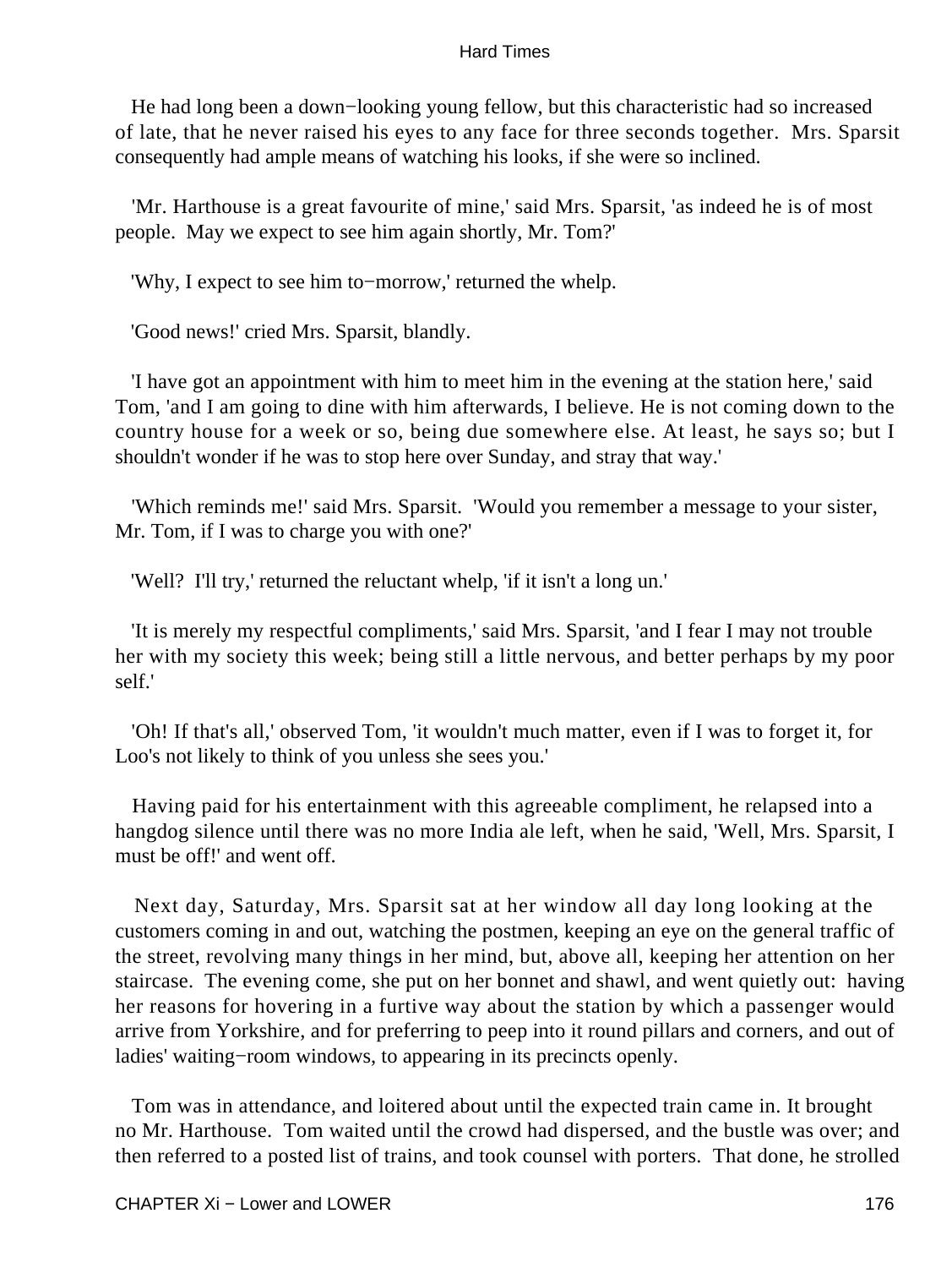He had long been a down−looking young fellow, but this characteristic had so increased of late, that he never raised his eyes to any face for three seconds together. Mrs. Sparsit consequently had ample means of watching his looks, if she were so inclined.

'Mr. Harthouse is a great favourite of mine,' said Mrs. Sparsit, 'as indeed he is of most people. May we expect to see him again shortly, Mr. Tom?'

'Why, I expect to see him to−morrow,' returned the whelp.

'Good news!' cried Mrs. Sparsit, blandly.

'I have got an appointment with him to meet him in the evening at the station here,' said Tom, 'and I am going to dine with him afterwards, I believe. He is not coming down to the country house for a week or so, being due somewhere else. At least, he says so; but I shouldn't wonder if he was to stop here over Sunday, and stray that way.'

'Which reminds me!' said Mrs. Sparsit. 'Would you remember a message to your sister, Mr. Tom, if I was to charge you with one?'

'Well? I'll try,' returned the reluctant whelp, 'if it isn't a long un.'

'It is merely my respectful compliments,' said Mrs. Sparsit, 'and I fear I may not trouble her with my society this week; being still a little nervous, and better perhaps by my poor self.'

'Oh! If that's all,' observed Tom, 'it wouldn't much matter, even if I was to forget it, for Loo's not likely to think of you unless she sees you.'

Having paid for his entertainment with this agreeable compliment, he relapsed into a hangdog silence until there was no more India ale left, when he said, 'Well, Mrs. Sparsit, I must be off!' and went off.

Next day, Saturday, Mrs. Sparsit sat at her window all day long looking at the customers coming in and out, watching the postmen, keeping an eye on the general traffic of the street, revolving many things in her mind, but, above all, keeping her attention on her staircase. The evening come, she put on her bonnet and shawl, and went quietly out: having her reasons for hovering in a furtive way about the station by which a passenger would arrive from Yorkshire, and for preferring to peep into it round pillars and corners, and out of ladies' waiting−room windows, to appearing in its precincts openly.

Tom was in attendance, and loitered about until the expected train came in. It brought no Mr. Harthouse. Tom waited until the crowd had dispersed, and the bustle was over; and then referred to a posted list of trains, and took counsel with porters. That done, he strolled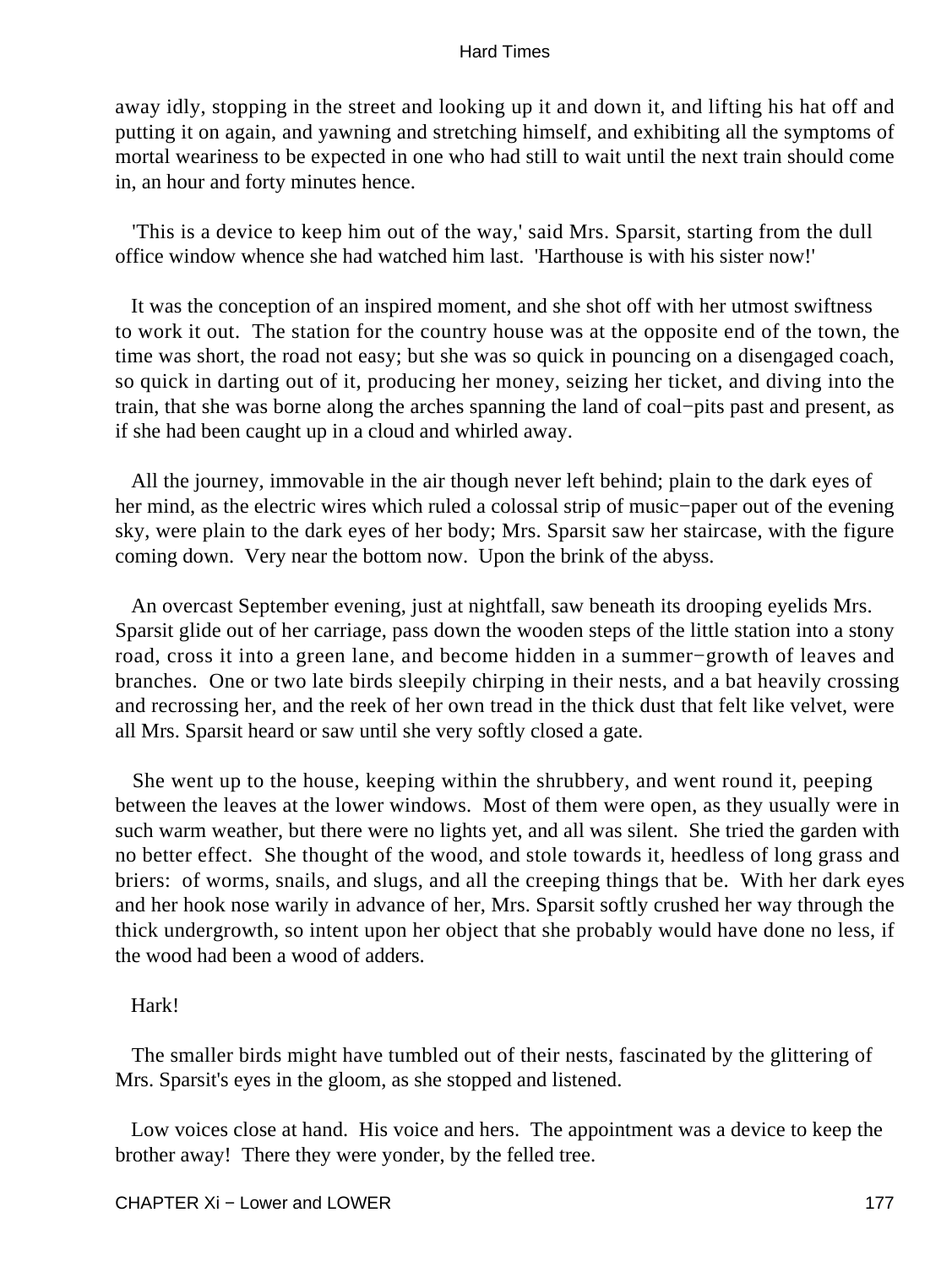away idly, stopping in the street and looking up it and down it, and lifting his hat off and putting it on again, and yawning and stretching himself, and exhibiting all the symptoms of mortal weariness to be expected in one who had still to wait until the next train should come in, an hour and forty minutes hence.

'This is a device to keep him out of the way,' said Mrs. Sparsit, starting from the dull office window whence she had watched him last. 'Harthouse is with his sister now!'

It was the conception of an inspired moment, and she shot off with her utmost swiftness to work it out. The station for the country house was at the opposite end of the town, the time was short, the road not easy; but she was so quick in pouncing on a disengaged coach, so quick in darting out of it, producing her money, seizing her ticket, and diving into the train, that she was borne along the arches spanning the land of coal−pits past and present, as if she had been caught up in a cloud and whirled away.

All the journey, immovable in the air though never left behind; plain to the dark eyes of her mind, as the electric wires which ruled a colossal strip of music−paper out of the evening sky, were plain to the dark eyes of her body; Mrs. Sparsit saw her staircase, with the figure coming down. Very near the bottom now. Upon the brink of the abyss.

An overcast September evening, just at nightfall, saw beneath its drooping eyelids Mrs. Sparsit glide out of her carriage, pass down the wooden steps of the little station into a stony road, cross it into a green lane, and become hidden in a summer−growth of leaves and branches. One or two late birds sleepily chirping in their nests, and a bat heavily crossing and recrossing her, and the reek of her own tread in the thick dust that felt like velvet, were all Mrs. Sparsit heard or saw until she very softly closed a gate.

She went up to the house, keeping within the shrubbery, and went round it, peeping between the leaves at the lower windows. Most of them were open, as they usually were in such warm weather, but there were no lights yet, and all was silent. She tried the garden with no better effect. She thought of the wood, and stole towards it, heedless of long grass and briers: of worms, snails, and slugs, and all the creeping things that be. With her dark eyes and her hook nose warily in advance of her, Mrs. Sparsit softly crushed her way through the thick undergrowth, so intent upon her object that she probably would have done no less, if the wood had been a wood of adders.

Hark!

The smaller birds might have tumbled out of their nests, fascinated by the glittering of Mrs. Sparsit's eyes in the gloom, as she stopped and listened.

Low voices close at hand. His voice and hers. The appointment was a device to keep the brother away! There they were yonder, by the felled tree.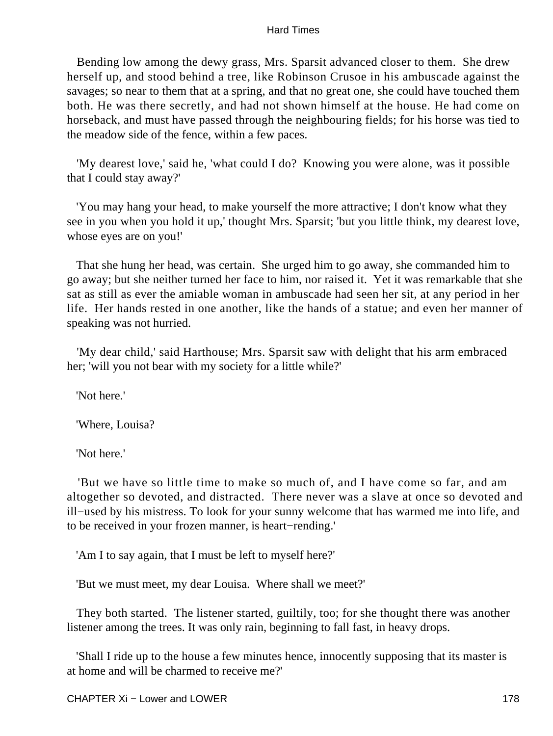Bending low among the dewy grass, Mrs. Sparsit advanced closer to them. She drew herself up, and stood behind a tree, like Robinson Crusoe in his ambuscade against the savages; so near to them that at a spring, and that no great one, she could have touched them both. He was there secretly, and had not shown himself at the house. He had come on horseback, and must have passed through the neighbouring fields; for his horse was tied to the meadow side of the fence, within a few paces.

'My dearest love,' said he, 'what could I do? Knowing you were alone, was it possible that I could stay away?'

'You may hang your head, to make yourself the more attractive; I don't know what they see in you when you hold it up,' thought Mrs. Sparsit; 'but you little think, my dearest love, whose eyes are on you!'

That she hung her head, was certain. She urged him to go away, she commanded him to go away; but she neither turned her face to him, nor raised it. Yet it was remarkable that she sat as still as ever the amiable woman in ambuscade had seen her sit, at any period in her life. Her hands rested in one another, like the hands of a statue; and even her manner of speaking was not hurried.

'My dear child,' said Harthouse; Mrs. Sparsit saw with delight that his arm embraced her; 'will you not bear with my society for a little while?'

'Not here.'

'Where, Louisa?

'Not here.'

'But we have so little time to make so much of, and I have come so far, and am altogether so devoted, and distracted. There never was a slave at once so devoted and ill−used by his mistress. To look for your sunny welcome that has warmed me into life, and to be received in your frozen manner, is heart−rending.'

'Am I to say again, that I must be left to myself here?'

'But we must meet, my dear Louisa. Where shall we meet?'

They both started. The listener started, guiltily, too; for she thought there was another listener among the trees. It was only rain, beginning to fall fast, in heavy drops.

'Shall I ride up to the house a few minutes hence, innocently supposing that its master is at home and will be charmed to receive me?'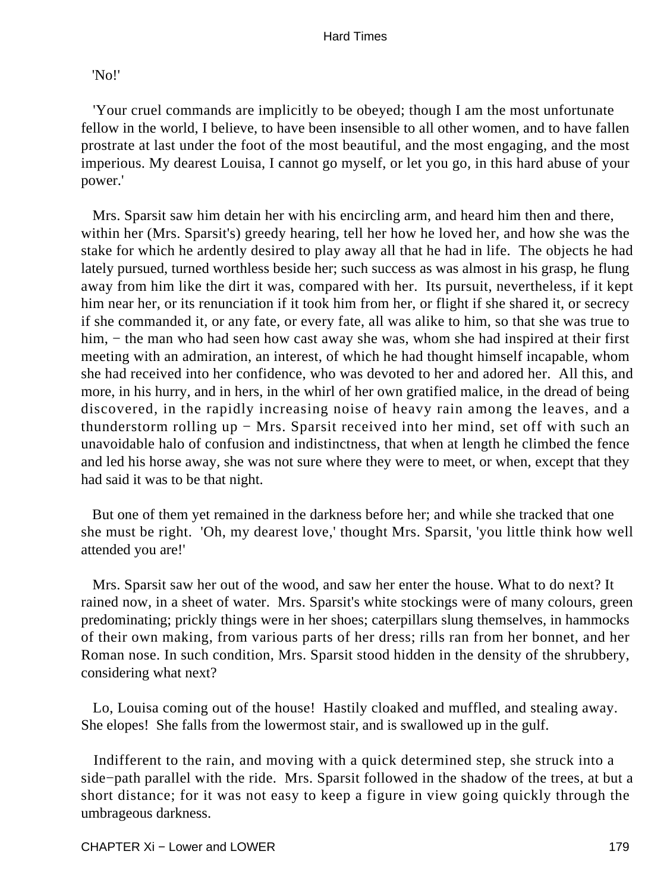'No!'

'Your cruel commands are implicitly to be obeyed; though I am the most unfortunate fellow in the world, I believe, to have been insensible to all other women, and to have fallen prostrate at last under the foot of the most beautiful, and the most engaging, and the most imperious. My dearest Louisa, I cannot go myself, or let you go, in this hard abuse of your power.'

Mrs. Sparsit saw him detain her with his encircling arm, and heard him then and there, within her (Mrs. Sparsit's) greedy hearing, tell her how he loved her, and how she was the stake for which he ardently desired to play away all that he had in life. The objects he had lately pursued, turned worthless beside her; such success as was almost in his grasp, he flung away from him like the dirt it was, compared with her. Its pursuit, nevertheless, if it kept him near her, or its renunciation if it took him from her, or flight if she shared it, or secrecy if she commanded it, or any fate, or every fate, all was alike to him, so that she was true to him, − the man who had seen how cast away she was, whom she had inspired at their first meeting with an admiration, an interest, of which he had thought himself incapable, whom she had received into her confidence, who was devoted to her and adored her. All this, and more, in his hurry, and in hers, in the whirl of her own gratified malice, in the dread of being discovered, in the rapidly increasing noise of heavy rain among the leaves, and a thunderstorm rolling up − Mrs. Sparsit received into her mind, set off with such an unavoidable halo of confusion and indistinctness, that when at length he climbed the fence and led his horse away, she was not sure where they were to meet, or when, except that they had said it was to be that night.

But one of them yet remained in the darkness before her; and while she tracked that one she must be right. 'Oh, my dearest love,' thought Mrs. Sparsit, 'you little think how well attended you are!'

Mrs. Sparsit saw her out of the wood, and saw her enter the house. What to do next? It rained now, in a sheet of water. Mrs. Sparsit's white stockings were of many colours, green predominating; prickly things were in her shoes; caterpillars slung themselves, in hammocks of their own making, from various parts of her dress; rills ran from her bonnet, and her Roman nose. In such condition, Mrs. Sparsit stood hidden in the density of the shrubbery, considering what next?

Lo, Louisa coming out of the house! Hastily cloaked and muffled, and stealing away. She elopes! She falls from the lowermost stair, and is swallowed up in the gulf.

Indifferent to the rain, and moving with a quick determined step, she struck into a side−path parallel with the ride. Mrs. Sparsit followed in the shadow of the trees, at but a short distance; for it was not easy to keep a figure in view going quickly through the umbrageous darkness.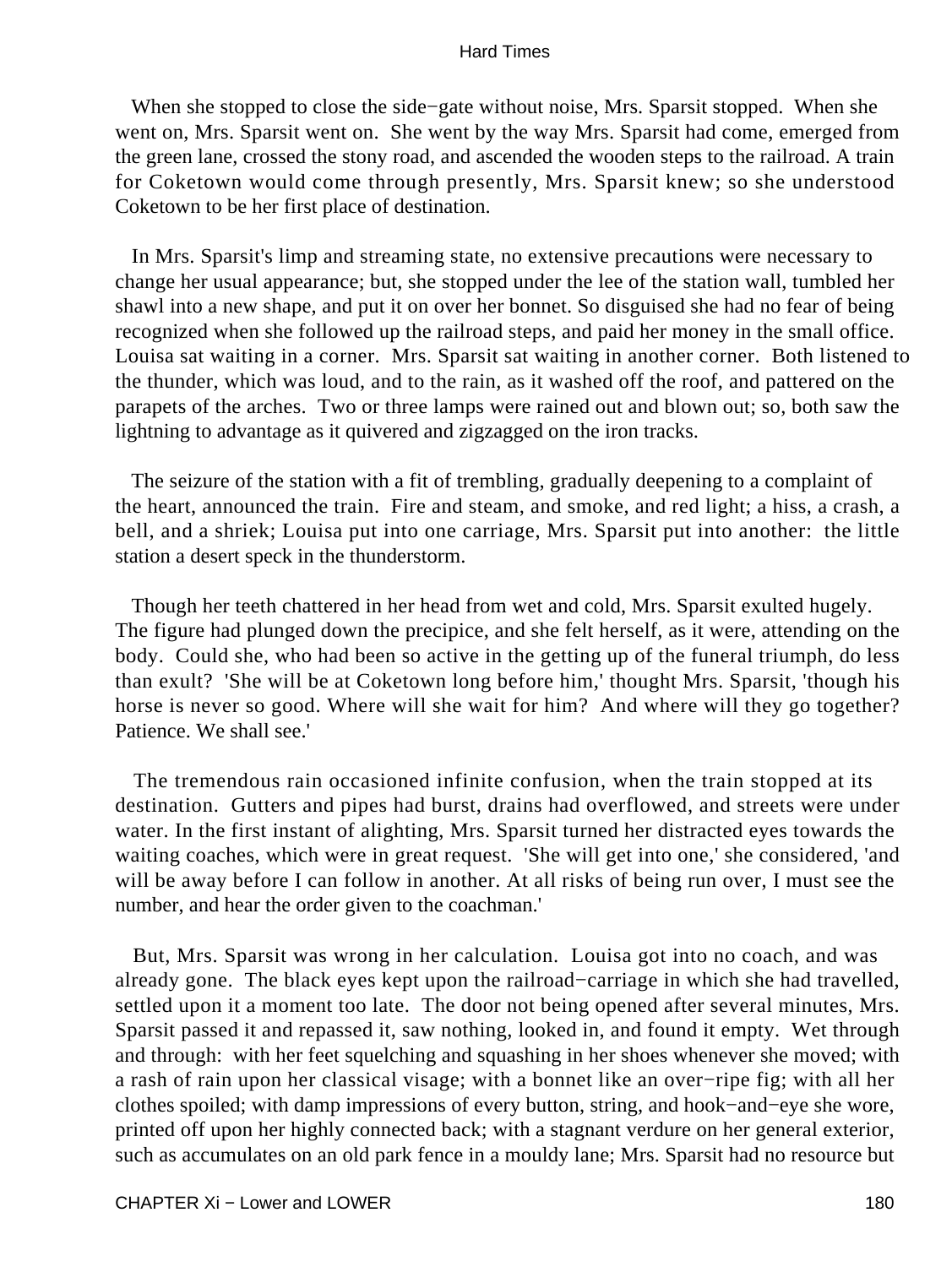When she stopped to close the side−gate without noise, Mrs. Sparsit stopped. When she went on, Mrs. Sparsit went on. She went by the way Mrs. Sparsit had come, emerged from the green lane, crossed the stony road, and ascended the wooden steps to the railroad. A train for Coketown would come through presently, Mrs. Sparsit knew; so she understood Coketown to be her first place of destination.

In Mrs. Sparsit's limp and streaming state, no extensive precautions were necessary to change her usual appearance; but, she stopped under the lee of the station wall, tumbled her shawl into a new shape, and put it on over her bonnet. So disguised she had no fear of being recognized when she followed up the railroad steps, and paid her money in the small office. Louisa sat waiting in a corner. Mrs. Sparsit sat waiting in another corner. Both listened to the thunder, which was loud, and to the rain, as it washed off the roof, and pattered on the parapets of the arches. Two or three lamps were rained out and blown out; so, both saw the lightning to advantage as it quivered and zigzagged on the iron tracks.

The seizure of the station with a fit of trembling, gradually deepening to a complaint of the heart, announced the train. Fire and steam, and smoke, and red light; a hiss, a crash, a bell, and a shriek; Louisa put into one carriage, Mrs. Sparsit put into another: the little station a desert speck in the thunderstorm.

Though her teeth chattered in her head from wet and cold, Mrs. Sparsit exulted hugely. The figure had plunged down the precipice, and she felt herself, as it were, attending on the body. Could she, who had been so active in the getting up of the funeral triumph, do less than exult? 'She will be at Coketown long before him,' thought Mrs. Sparsit, 'though his horse is never so good. Where will she wait for him? And where will they go together? Patience. We shall see.'

The tremendous rain occasioned infinite confusion, when the train stopped at its destination. Gutters and pipes had burst, drains had overflowed, and streets were under water. In the first instant of alighting, Mrs. Sparsit turned her distracted eyes towards the waiting coaches, which were in great request. 'She will get into one,' she considered, 'and will be away before I can follow in another. At all risks of being run over, I must see the number, and hear the order given to the coachman.'

But, Mrs. Sparsit was wrong in her calculation. Louisa got into no coach, and was already gone. The black eyes kept upon the railroad−carriage in which she had travelled, settled upon it a moment too late. The door not being opened after several minutes, Mrs. Sparsit passed it and repassed it, saw nothing, looked in, and found it empty. Wet through and through: with her feet squelching and squashing in her shoes whenever she moved; with a rash of rain upon her classical visage; with a bonnet like an over−ripe fig; with all her clothes spoiled; with damp impressions of every button, string, and hook−and−eye she wore, printed off upon her highly connected back; with a stagnant verdure on her general exterior, such as accumulates on an old park fence in a mouldy lane; Mrs. Sparsit had no resource but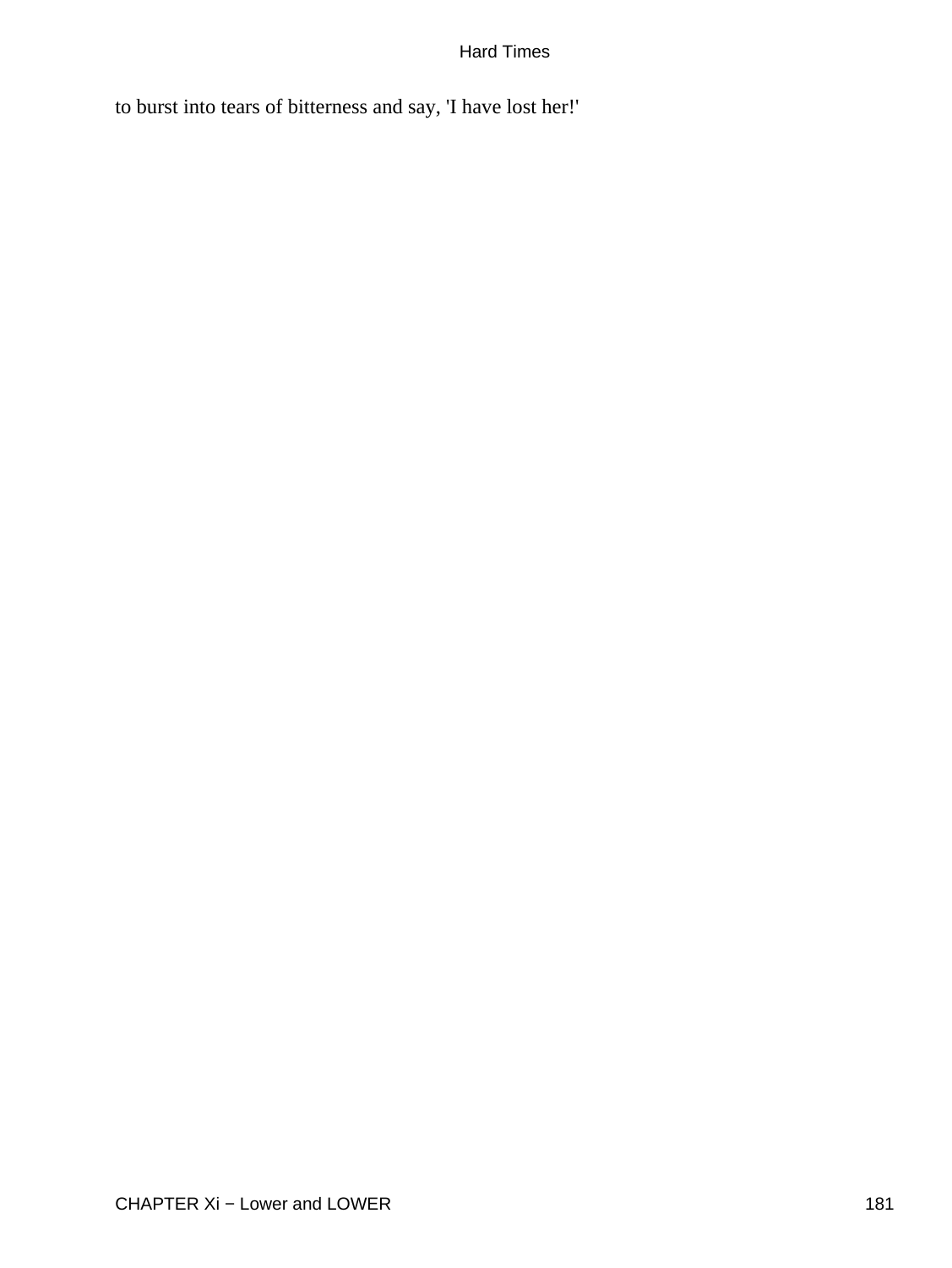to burst into tears of bitterness and say, 'I have lost her!'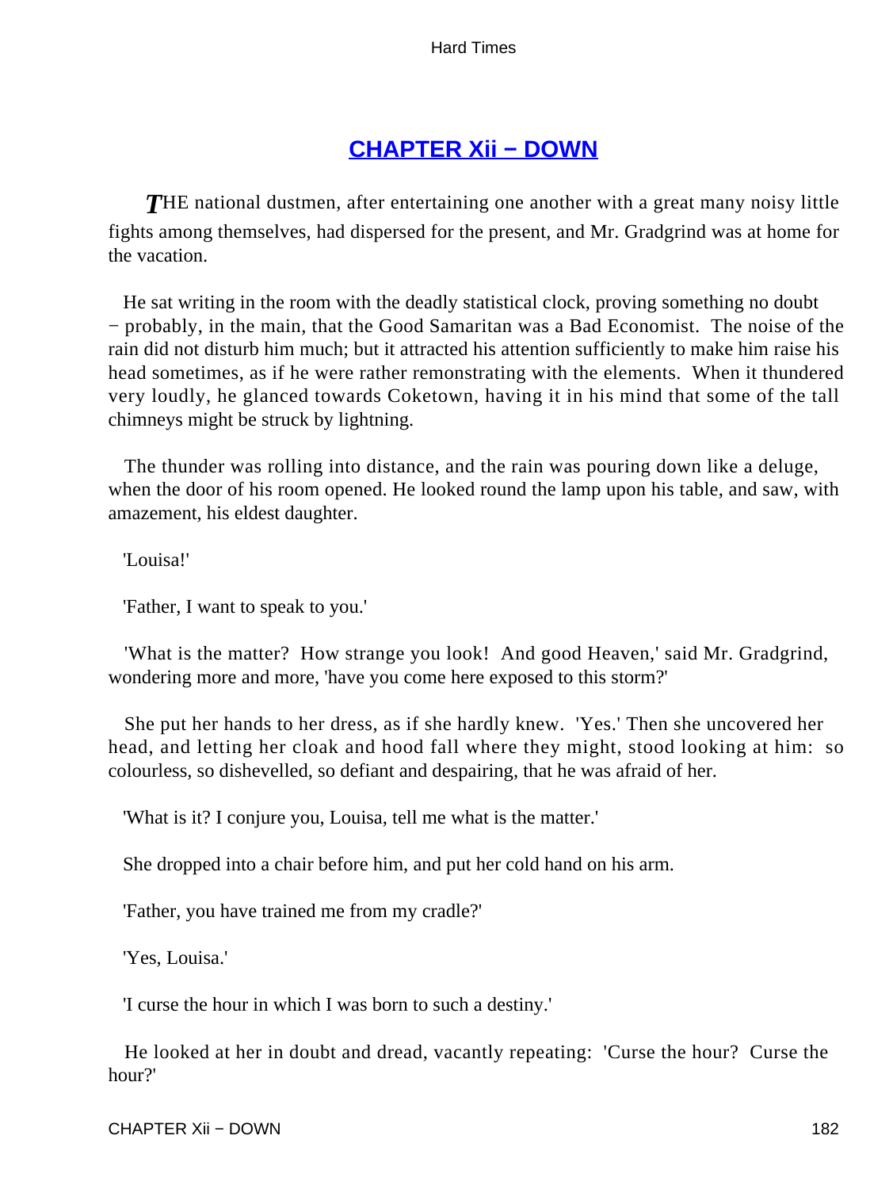## CHAPTER Xii − DOWN

*T*HE national dustmen, after entertaining one another with a great many noisy little fights among themselves, had dispersed for the present, and Mr. Gradgrind was at home for the vacation.

He sat writing in the room with the deadly statistical clock, proving something no doubt − probably, in the main, that the Good Samaritan was a Bad Economist. The noise of the rain did not disturb him much; but it attracted his attention sufficiently to make him raise his head sometimes, as if he were rather remonstrating with the elements. When it thundered very loudly, he glanced towards Coketown, having it in his mind that some of the tall chimneys might be struck by lightning.

The thunder was rolling into distance, and the rain was pouring down like a deluge, when the door of his room opened. He looked round the lamp upon his table, and saw, with amazement, his eldest daughter.

'Louisa!'

'Father, I want to speak to you.'

'What is the matter? How strange you look! And good Heaven,' said Mr. Gradgrind, wondering more and more, 'have you come here exposed to this storm?'

She put her hands to her dress, as if she hardly knew. 'Yes.' Then she uncovered her head, and letting her cloak and hood fall where they might, stood looking at him: so colourless, so dishevelled, so defiant and despairing, that he was afraid of her.

'What is it? I conjure you, Louisa, tell me what is the matter.'

She dropped into a chair before him, and put her cold hand on his arm.

'Father, you have trained me from my cradle?'

'Yes, Louisa.'

'I curse the hour in which I was born to such a destiny.'

He looked at her in doubt and dread, vacantly repeating: 'Curse the hour? Curse the hour?'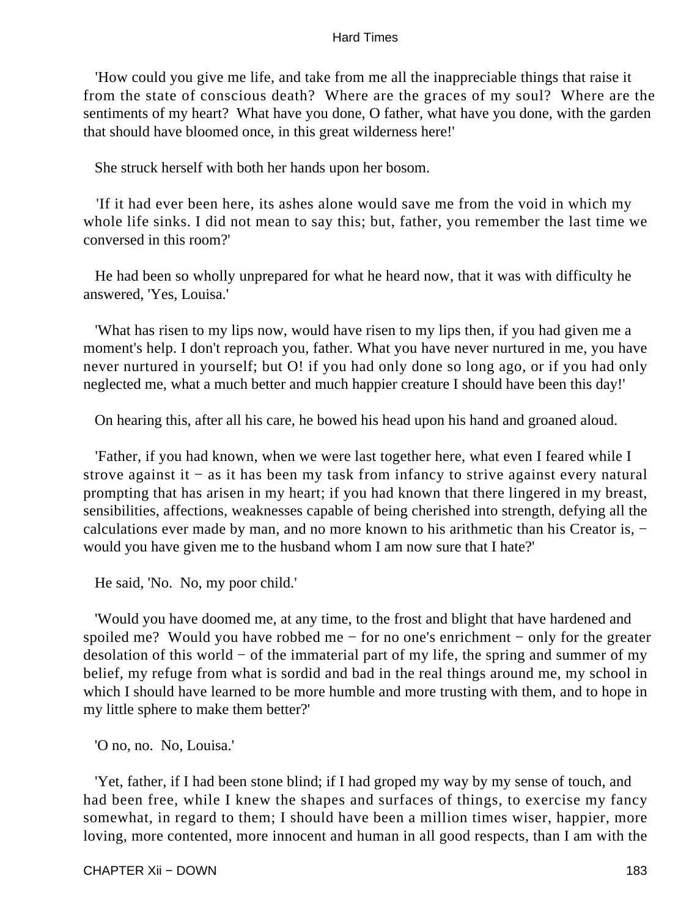'How could you give me life, and take from me all the inappreciable things that raise it from the state of conscious death? Where are the graces of my soul? Where are the sentiments of my heart? What have you done, O father, what have you done, with the garden that should have bloomed once, in this great wilderness here!'

She struck herself with both her hands upon her bosom.

'If it had ever been here, its ashes alone would save me from the void in which my whole life sinks. I did not mean to say this; but, father, you remember the last time we conversed in this room?'

He had been so wholly unprepared for what he heard now, that it was with difficulty he answered, 'Yes, Louisa.'

'What has risen to my lips now, would have risen to my lips then, if you had given me a moment's help. I don't reproach you, father. What you have never nurtured in me, you have never nurtured in yourself; but O! if you had only done so long ago, or if you had only neglected me, what a much better and much happier creature I should have been this day!'

On hearing this, after all his care, he bowed his head upon his hand and groaned aloud.

'Father, if you had known, when we were last together here, what even I feared while I strove against it − as it has been my task from infancy to strive against every natural prompting that has arisen in my heart; if you had known that there lingered in my breast, sensibilities, affections, weaknesses capable of being cherished into strength, defying all the calculations ever made by man, and no more known to his arithmetic than his Creator is, − would you have given me to the husband whom I am now sure that I hate?'

He said, 'No. No, my poor child.'

'Would you have doomed me, at any time, to the frost and blight that have hardened and spoiled me? Would you have robbed me − for no one's enrichment − only for the greater desolation of this world − of the immaterial part of my life, the spring and summer of my belief, my refuge from what is sordid and bad in the real things around me, my school in which I should have learned to be more humble and more trusting with them, and to hope in my little sphere to make them better?'

'O no, no. No, Louisa.'

'Yet, father, if I had been stone blind; if I had groped my way by my sense of touch, and had been free, while I knew the shapes and surfaces of things, to exercise my fancy somewhat, in regard to them; I should have been a million times wiser, happier, more loving, more contented, more innocent and human in all good respects, than I am with the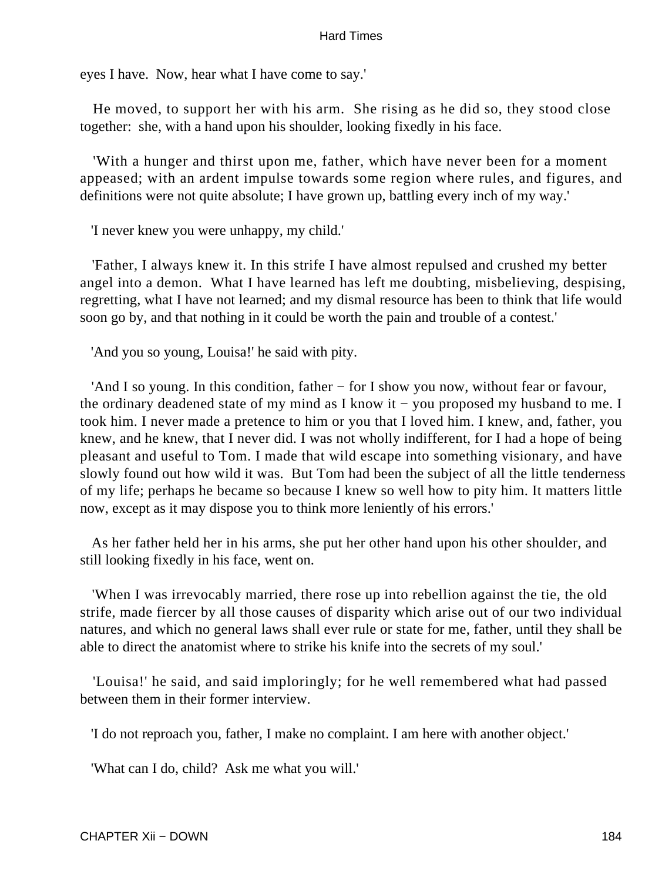eyes I have. Now, hear what I have come to say.'

He moved, to support her with his arm. She rising as he did so, they stood close together: she, with a hand upon his shoulder, looking fixedly in his face.

'With a hunger and thirst upon me, father, which have never been for a moment appeased; with an ardent impulse towards some region where rules, and figures, and definitions were not quite absolute; I have grown up, battling every inch of my way.'

'I never knew you were unhappy, my child.'

'Father, I always knew it. In this strife I have almost repulsed and crushed my better angel into a demon. What I have learned has left me doubting, misbelieving, despising, regretting, what I have not learned; and my dismal resource has been to think that life would soon go by, and that nothing in it could be worth the pain and trouble of a contest.'

'And you so young, Louisa!' he said with pity.

'And I so young. In this condition, father − for I show you now, without fear or favour, the ordinary deadened state of my mind as I know it − you proposed my husband to me. I took him. I never made a pretence to him or you that I loved him. I knew, and, father, you knew, and he knew, that I never did. I was not wholly indifferent, for I had a hope of being pleasant and useful to Tom. I made that wild escape into something visionary, and have slowly found out how wild it was. But Tom had been the subject of all the little tenderness of my life; perhaps he became so because I knew so well how to pity him. It matters little now, except as it may dispose you to think more leniently of his errors.'

As her father held her in his arms, she put her other hand upon his other shoulder, and still looking fixedly in his face, went on.

'When I was irrevocably married, there rose up into rebellion against the tie, the old strife, made fiercer by all those causes of disparity which arise out of our two individual natures, and which no general laws shall ever rule or state for me, father, until they shall be able to direct the anatomist where to strike his knife into the secrets of my soul.'

'Louisa!' he said, and said imploringly; for he well remembered what had passed between them in their former interview.

'I do not reproach you, father, I make no complaint. I am here with another object.'

'What can I do, child? Ask me what you will.'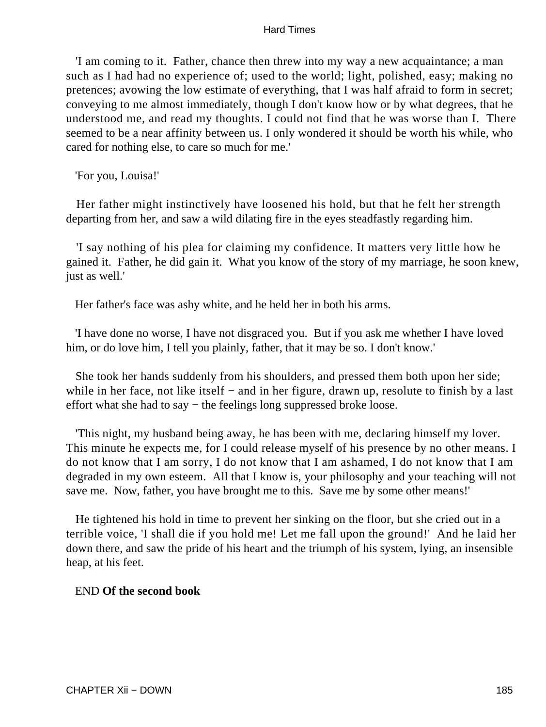'I am coming to it. Father, chance then threw into my way a new acquaintance; a man such as I had had no experience of; used to the world; light, polished, easy; making no pretences; avowing the low estimate of everything, that I was half afraid to form in secret; conveying to me almost immediately, though I don't know how or by what degrees, that he understood me, and read my thoughts. I could not find that he was worse than I. There seemed to be a near affinity between us. I only wondered it should be worth his while, who cared for nothing else, to care so much for me.'

'For you, Louisa!'

Her father might instinctively have loosened his hold, but that he felt her strength departing from her, and saw a wild dilating fire in the eyes steadfastly regarding him.

'I say nothing of his plea for claiming my confidence. It matters very little how he gained it. Father, he did gain it. What you know of the story of my marriage, he soon knew, just as well.'

Her father's face was ashy white, and he held her in both his arms.

'I have done no worse, I have not disgraced you. But if you ask me whether I have loved him, or do love him, I tell you plainly, father, that it may be so. I don't know.'

She took her hands suddenly from his shoulders, and pressed them both upon her side; while in her face, not like itself − and in her figure, drawn up, resolute to finish by a last effort what she had to say − the feelings long suppressed broke loose.

'This night, my husband being away, he has been with me, declaring himself my lover. This minute he expects me, for I could release myself of his presence by no other means. I do not know that I am sorry, I do not know that I am ashamed, I do not know that I am degraded in my own esteem. All that I know is, your philosophy and your teaching will not save me. Now, father, you have brought me to this. Save me by some other means!'

He tightened his hold in time to prevent her sinking on the floor, but she cried out in a terrible voice, 'I shall die if you hold me! Let me fall upon the ground!' And he laid her down there, and saw the pride of his heart and the triumph of his system, lying, an insensible heap, at his feet.

END **Of the second book**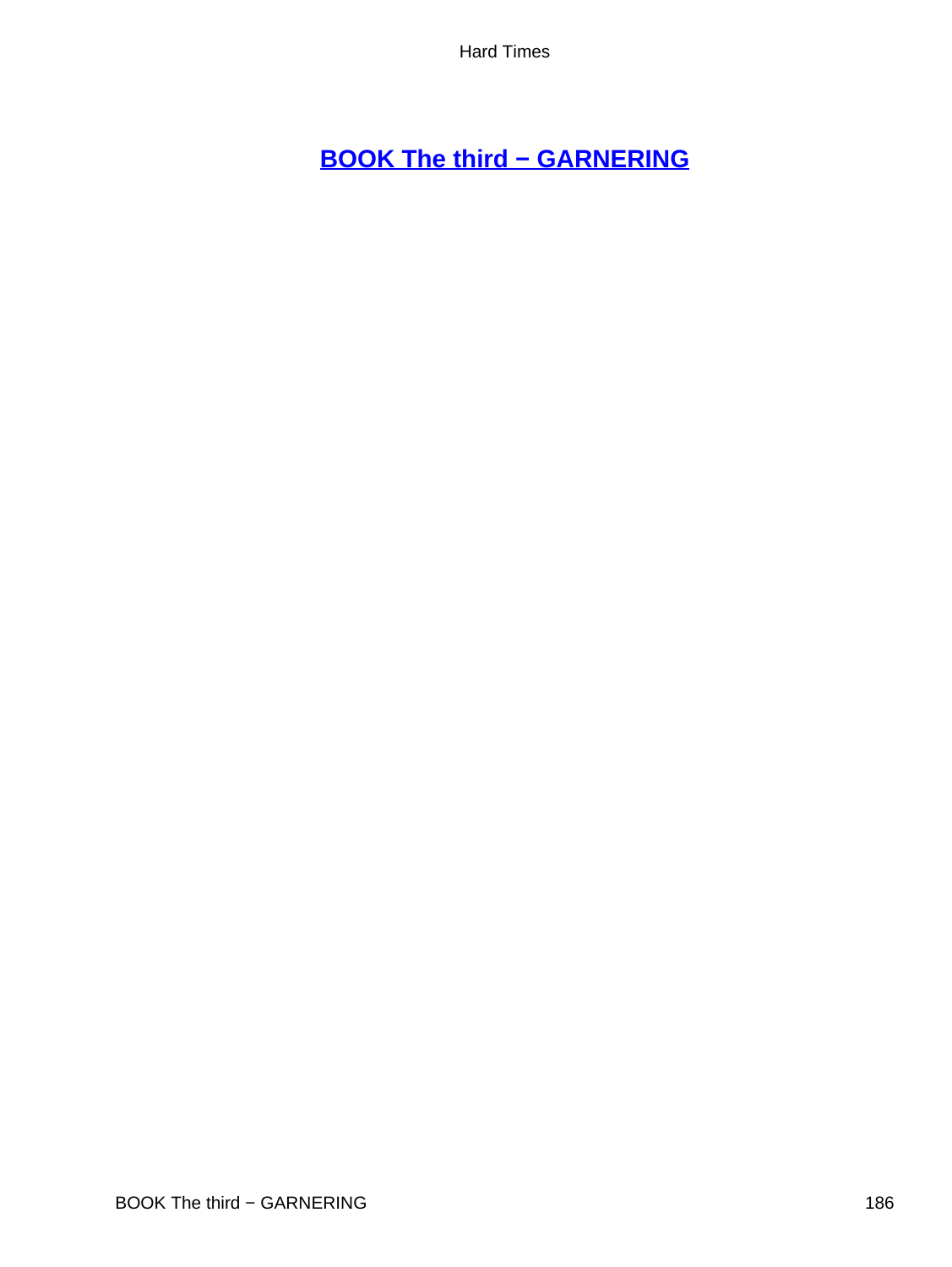## BOOK The third − GARNERING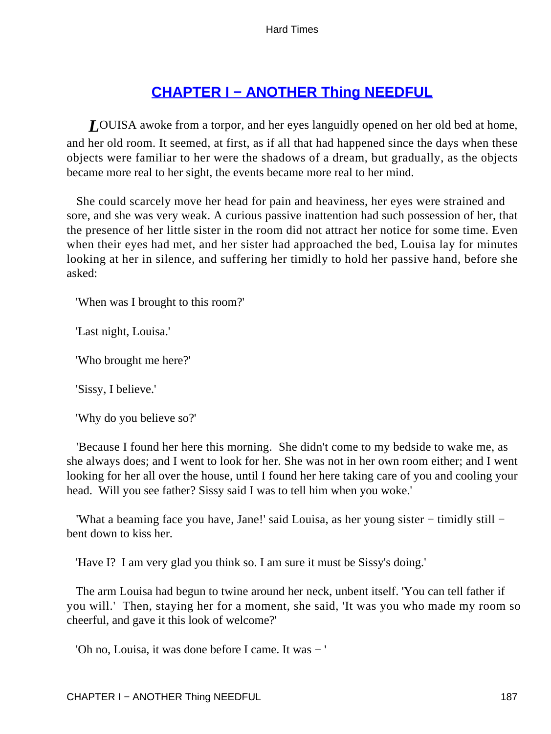## CHAPTER I − ANOTHER Thing NEEDFUL

*L*OUISA awoke from a torpor, and her eyes languidly opened on her old bed at home, and her old room. It seemed, at first, as if all that had happened since the days when these objects were familiar to her were the shadows of a dream, but gradually, as the objects became more real to her sight, the events became more real to her mind.

She could scarcely move her head for pain and heaviness, her eyes were strained and sore, and she was very weak. A curious passive inattention had such possession of her, that the presence of her little sister in the room did not attract her notice for some time. Even when their eyes had met, and her sister had approached the bed, Louisa lay for minutes looking at her in silence, and suffering her timidly to hold her passive hand, before she asked:

'When was I brought to this room?'

'Last night, Louisa.'

'Who brought me here?'

'Sissy, I believe.'

'Why do you believe so?'

'Because I found her here this morning. She didn't come to my bedside to wake me, as she always does; and I went to look for her. She was not in her own room either; and I went looking for her all over the house, until I found her here taking care of you and cooling your head. Will you see father? Sissy said I was to tell him when you woke.'

'What a beaming face you have, Jane!' said Louisa, as her young sister − timidly still − bent down to kiss her.

'Have I? I am very glad you think so. I am sure it must be Sissy's doing.'

The arm Louisa had begun to twine around her neck, unbent itself. 'You can tell father if you will.' Then, staying her for a moment, she said, 'It was you who made my room so cheerful, and gave it this look of welcome?'

'Oh no, Louisa, it was done before I came. It was − '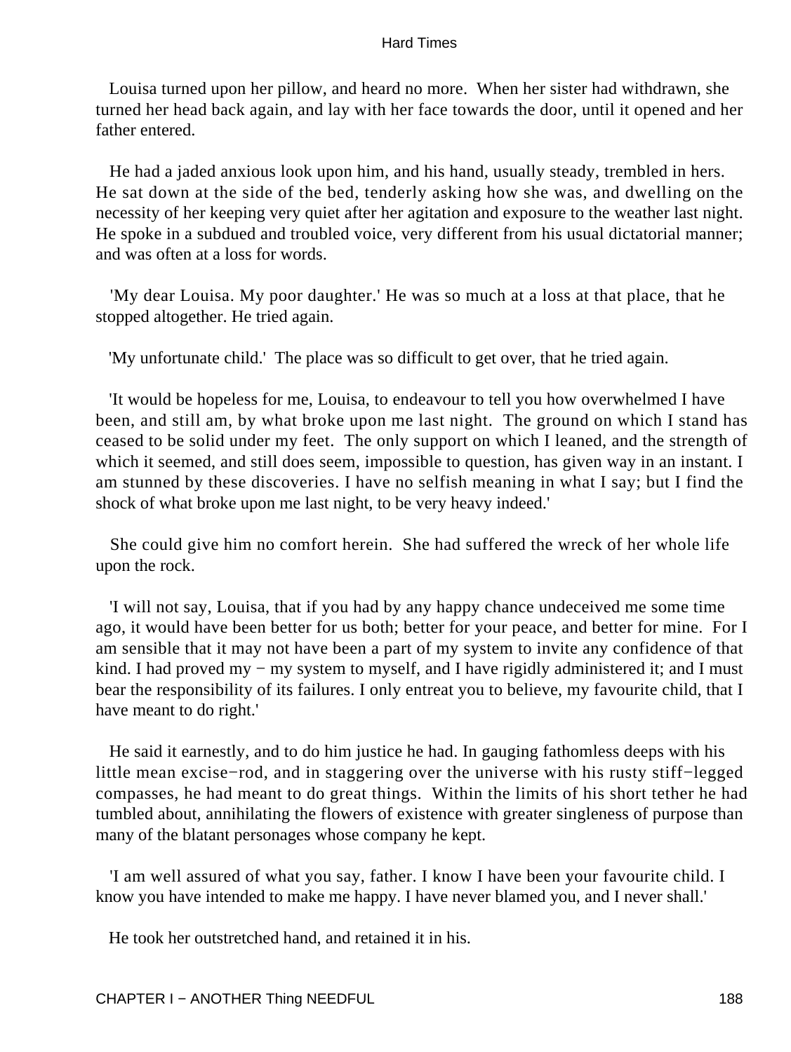Louisa turned upon her pillow, and heard no more. When her sister had withdrawn, she turned her head back again, and lay with her face towards the door, until it opened and her father entered.

He had a jaded anxious look upon him, and his hand, usually steady, trembled in hers. He sat down at the side of the bed, tenderly asking how she was, and dwelling on the necessity of her keeping very quiet after her agitation and exposure to the weather last night. He spoke in a subdued and troubled voice, very different from his usual dictatorial manner; and was often at a loss for words.

'My dear Louisa. My poor daughter.' He was so much at a loss at that place, that he stopped altogether. He tried again.

'My unfortunate child.' The place was so difficult to get over, that he tried again.

'It would be hopeless for me, Louisa, to endeavour to tell you how overwhelmed I have been, and still am, by what broke upon me last night. The ground on which I stand has ceased to be solid under my feet. The only support on which I leaned, and the strength of which it seemed, and still does seem, impossible to question, has given way in an instant. I am stunned by these discoveries. I have no selfish meaning in what I say; but I find the shock of what broke upon me last night, to be very heavy indeed.'

She could give him no comfort herein. She had suffered the wreck of her whole life upon the rock.

'I will not say, Louisa, that if you had by any happy chance undeceived me some time ago, it would have been better for us both; better for your peace, and better for mine. For I am sensible that it may not have been a part of my system to invite any confidence of that kind. I had proved my − my system to myself, and I have rigidly administered it; and I must bear the responsibility of its failures. I only entreat you to believe, my favourite child, that I have meant to do right.'

He said it earnestly, and to do him justice he had. In gauging fathomless deeps with his little mean excise−rod, and in staggering over the universe with his rusty stiff−legged compasses, he had meant to do great things. Within the limits of his short tether he had tumbled about, annihilating the flowers of existence with greater singleness of purpose than many of the blatant personages whose company he kept.

'I am well assured of what you say, father. I know I have been your favourite child. I know you have intended to make me happy. I have never blamed you, and I never shall.'

He took her outstretched hand, and retained it in his.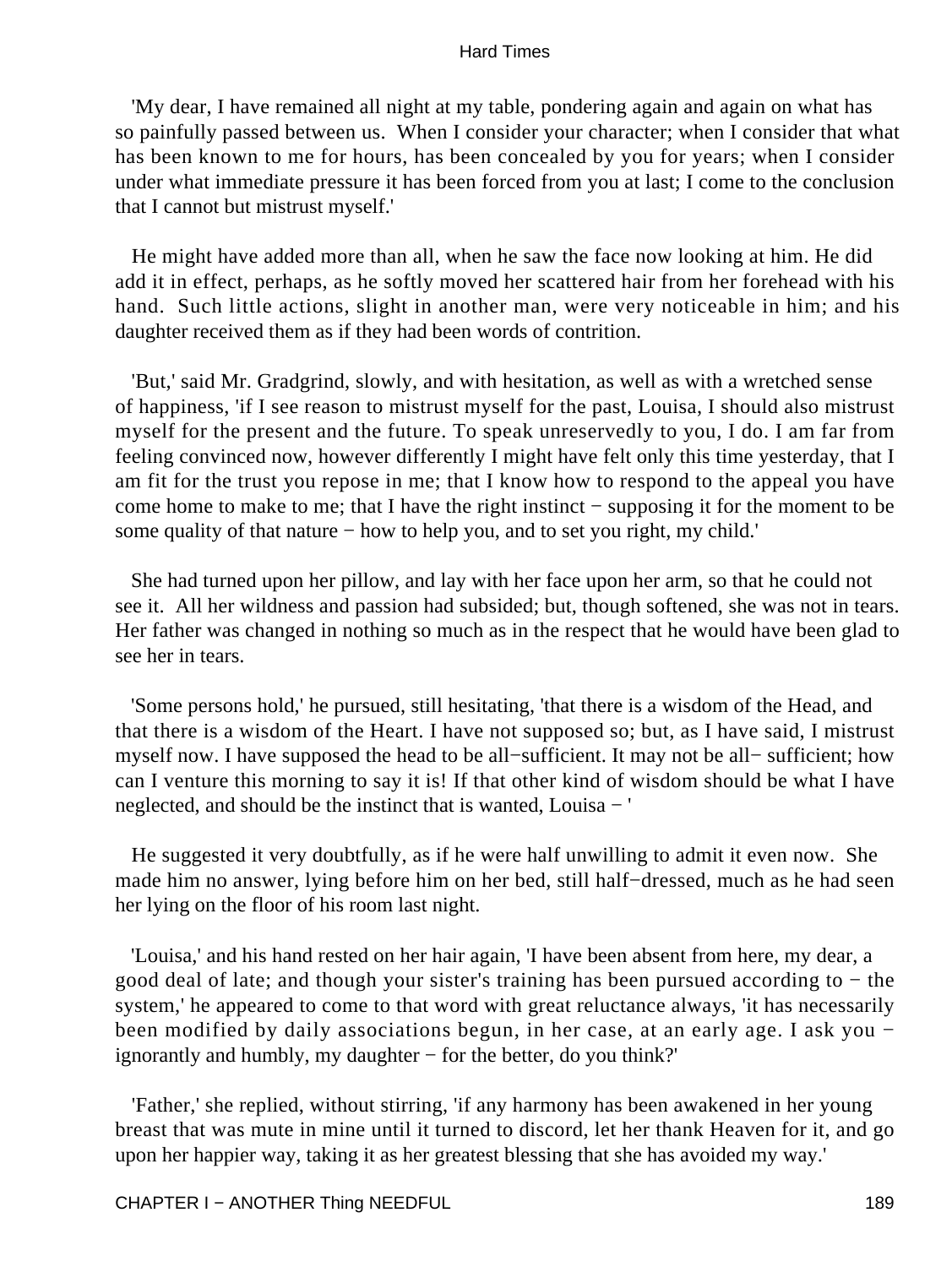'My dear, I have remained all night at my table, pondering again and again on what has so painfully passed between us. When I consider your character; when I consider that what has been known to me for hours, has been concealed by you for years; when I consider under what immediate pressure it has been forced from you at last; I come to the conclusion that I cannot but mistrust myself.'

He might have added more than all, when he saw the face now looking at him. He did add it in effect, perhaps, as he softly moved her scattered hair from her forehead with his hand. Such little actions, slight in another man, were very noticeable in him; and his daughter received them as if they had been words of contrition.

'But,' said Mr. Gradgrind, slowly, and with hesitation, as well as with a wretched sense of happiness, 'if I see reason to mistrust myself for the past, Louisa, I should also mistrust myself for the present and the future. To speak unreservedly to you, I do. I am far from feeling convinced now, however differently I might have felt only this time yesterday, that I am fit for the trust you repose in me; that I know how to respond to the appeal you have come home to make to me; that I have the right instinct − supposing it for the moment to be some quality of that nature − how to help you, and to set you right, my child.'

She had turned upon her pillow, and lay with her face upon her arm, so that he could not see it. All her wildness and passion had subsided; but, though softened, she was not in tears. Her father was changed in nothing so much as in the respect that he would have been glad to see her in tears.

'Some persons hold,' he pursued, still hesitating, 'that there is a wisdom of the Head, and that there is a wisdom of the Heart. I have not supposed so; but, as I have said, I mistrust myself now. I have supposed the head to be all−sufficient. It may not be all− sufficient; how can I venture this morning to say it is! If that other kind of wisdom should be what I have neglected, and should be the instinct that is wanted, Louisa − '

He suggested it very doubtfully, as if he were half unwilling to admit it even now. She made him no answer, lying before him on her bed, still half−dressed, much as he had seen her lying on the floor of his room last night.

'Louisa,' and his hand rested on her hair again, 'I have been absent from here, my dear, a good deal of late; and though your sister's training has been pursued according to − the system,' he appeared to come to that word with great reluctance always, 'it has necessarily been modified by daily associations begun, in her case, at an early age. I ask you − ignorantly and humbly, my daughter − for the better, do you think?'

'Father,' she replied, without stirring, 'if any harmony has been awakened in her young breast that was mute in mine until it turned to discord, let her thank Heaven for it, and go upon her happier way, taking it as her greatest blessing that she has avoided my way.'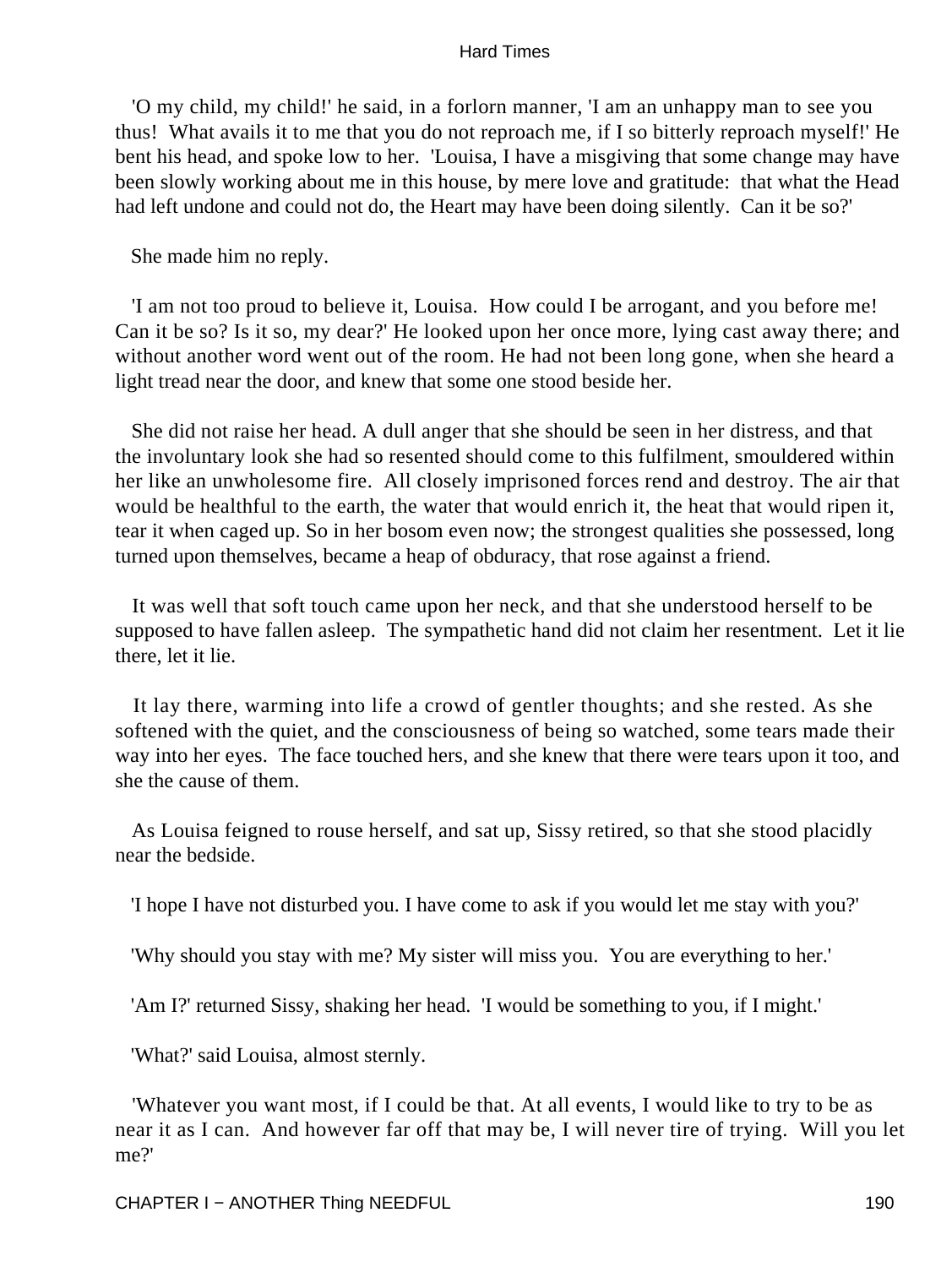'O my child, my child!' he said, in a forlorn manner, 'I am an unhappy man to see you thus! What avails it to me that you do not reproach me, if I so bitterly reproach myself!' He bent his head, and spoke low to her. 'Louisa, I have a misgiving that some change may have been slowly working about me in this house, by mere love and gratitude: that what the Head had left undone and could not do, the Heart may have been doing silently. Can it be so?'

She made him no reply.

'I am not too proud to believe it, Louisa. How could I be arrogant, and you before me! Can it be so? Is it so, my dear?' He looked upon her once more, lying cast away there; and without another word went out of the room. He had not been long gone, when she heard a light tread near the door, and knew that some one stood beside her.

She did not raise her head. A dull anger that she should be seen in her distress, and that the involuntary look she had so resented should come to this fulfilment, smouldered within her like an unwholesome fire. All closely imprisoned forces rend and destroy. The air that would be healthful to the earth, the water that would enrich it, the heat that would ripen it, tear it when caged up. So in her bosom even now; the strongest qualities she possessed, long turned upon themselves, became a heap of obduracy, that rose against a friend.

It was well that soft touch came upon her neck, and that she understood herself to be supposed to have fallen asleep. The sympathetic hand did not claim her resentment. Let it lie there, let it lie.

It lay there, warming into life a crowd of gentler thoughts; and she rested. As she softened with the quiet, and the consciousness of being so watched, some tears made their way into her eyes. The face touched hers, and she knew that there were tears upon it too, and she the cause of them.

As Louisa feigned to rouse herself, and sat up, Sissy retired, so that she stood placidly near the bedside.

'I hope I have not disturbed you. I have come to ask if you would let me stay with you?'

'Why should you stay with me? My sister will miss you. You are everything to her.'

'Am I?' returned Sissy, shaking her head. 'I would be something to you, if I might.'

'What?' said Louisa, almost sternly.

'Whatever you want most, if I could be that. At all events, I would like to try to be as near it as I can. And however far off that may be, I will never tire of trying. Will you let me?'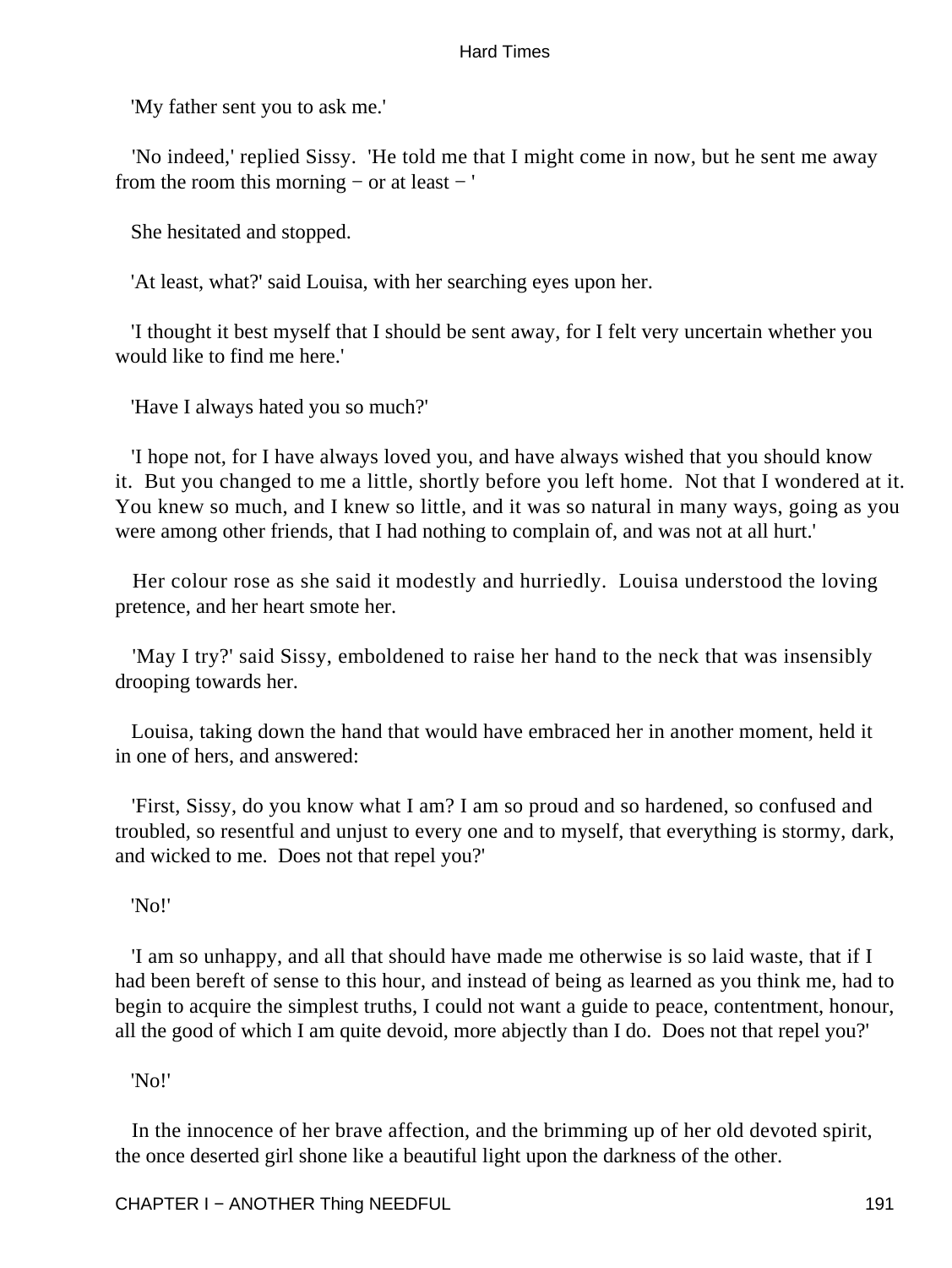'My father sent you to ask me.'

'No indeed,' replied Sissy. 'He told me that I might come in now, but he sent me away from the room this morning − or at least − '

She hesitated and stopped.

'At least, what?' said Louisa, with her searching eyes upon her.

'I thought it best myself that I should be sent away, for I felt very uncertain whether you would like to find me here.'

'Have I always hated you so much?'

'I hope not, for I have always loved you, and have always wished that you should know it. But you changed to me a little, shortly before you left home. Not that I wondered at it. You knew so much, and I knew so little, and it was so natural in many ways, going as you were among other friends, that I had nothing to complain of, and was not at all hurt.'

Her colour rose as she said it modestly and hurriedly. Louisa understood the loving pretence, and her heart smote her.

'May I try?' said Sissy, emboldened to raise her hand to the neck that was insensibly drooping towards her.

Louisa, taking down the hand that would have embraced her in another moment, held it in one of hers, and answered:

'First, Sissy, do you know what I am? I am so proud and so hardened, so confused and troubled, so resentful and unjust to every one and to myself, that everything is stormy, dark, and wicked to me. Does not that repel you?'

'No!'

'I am so unhappy, and all that should have made me otherwise is so laid waste, that if I had been bereft of sense to this hour, and instead of being as learned as you think me, had to begin to acquire the simplest truths, I could not want a guide to peace, contentment, honour, all the good of which I am quite devoid, more abjectly than I do. Does not that repel you?'

'No!'

In the innocence of her brave affection, and the brimming up of her old devoted spirit, the once deserted girl shone like a beautiful light upon the darkness of the other.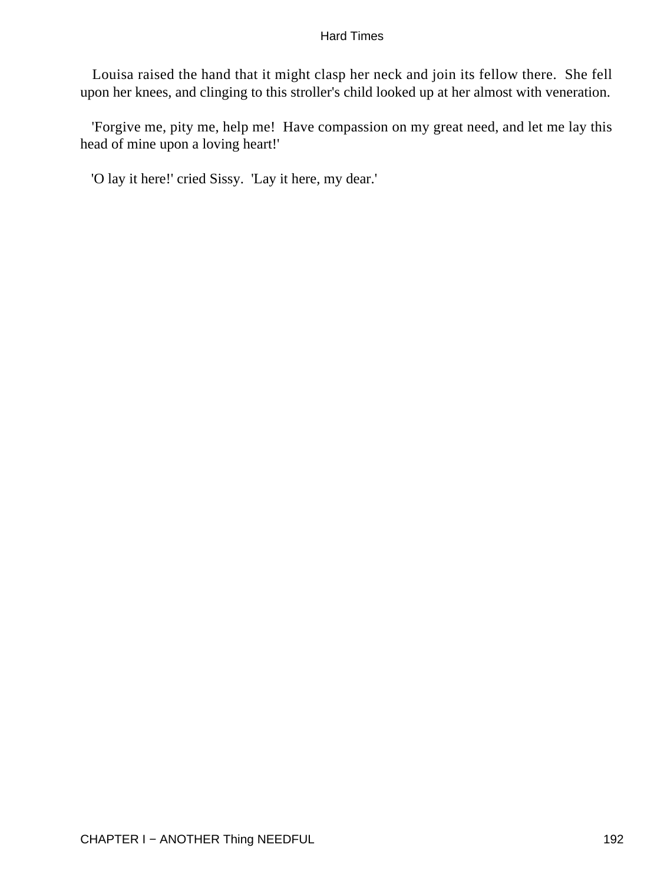Louisa raised the hand that it might clasp her neck and join its fellow there. She fell upon her knees, and clinging to this stroller's child looked up at her almost with veneration.

'Forgive me, pity me, help me! Have compassion on my great need, and let me lay this head of mine upon a loving heart!'

'O lay it here!' cried Sissy. 'Lay it here, my dear.'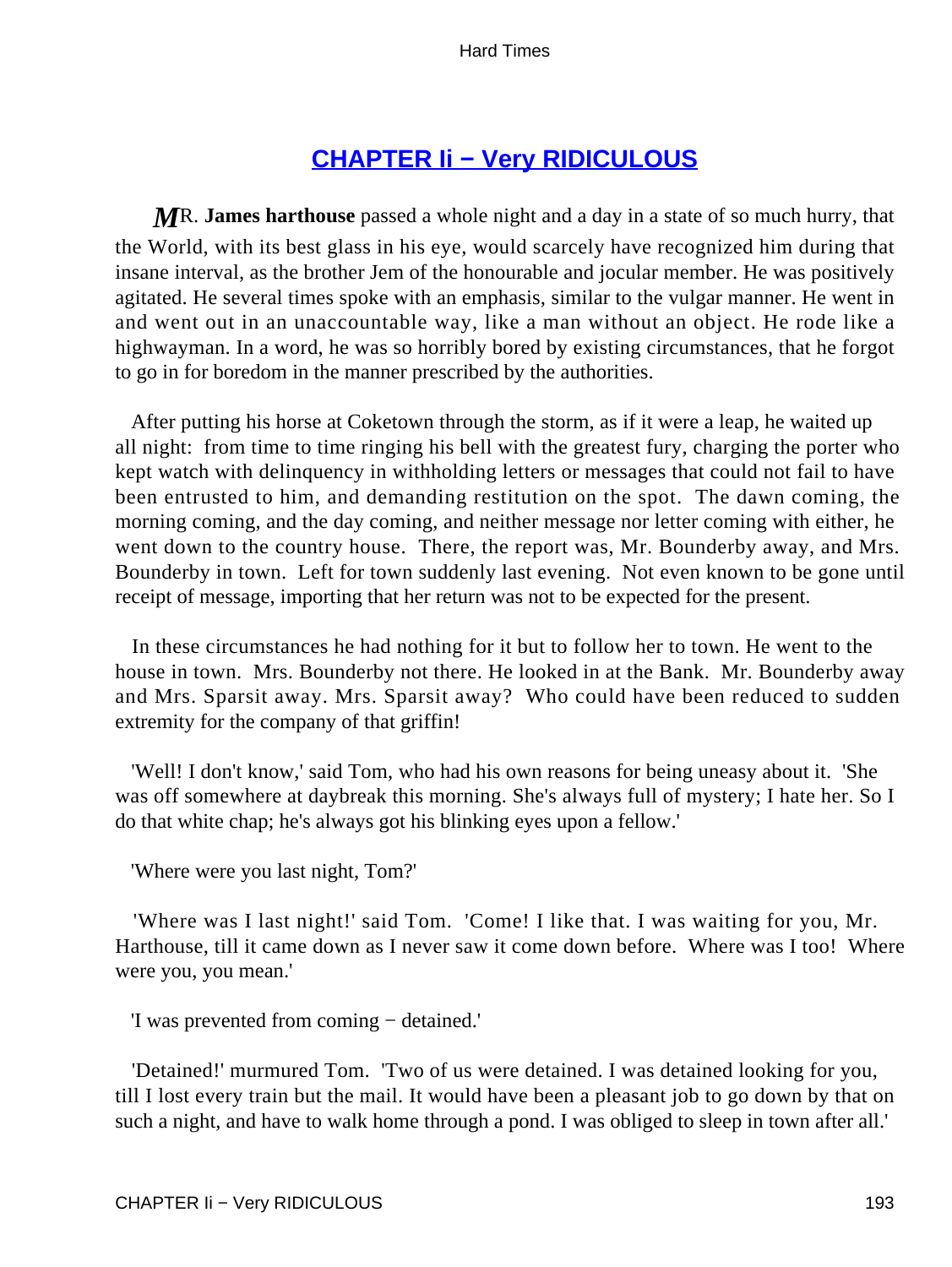## CHAPTER Ii − Very RIDICULOUS

MR. **James harthouse** passed a whole night and a day in a state of so much hurry, that the World, with its best glass in his eye, would scarcely have recognized him during that insane interval, as the brother Jem of the honourable and jocular member. He was positively agitated. He several times spoke with an emphasis, similar to the vulgar manner. He went in and went out in an unaccountable way, like a man without an object. He rode like a highwayman. In a word, he was so horribly bored by existing circumstances, that he forgot to go in for boredom in the manner prescribed by the authorities.

After putting his horse at Coketown through the storm, as if it were a leap, he waited up all night: from time to time ringing his bell with the greatest fury, charging the porter who kept watch with delinquency in withholding letters or messages that could not fail to have been entrusted to him, and demanding restitution on the spot. The dawn coming, the morning coming, and the day coming, and neither message nor letter coming with either, he went down to the country house. There, the report was, Mr. Bounderby away, and Mrs. Bounderby in town. Left for town suddenly last evening. Not even known to be gone until receipt of message, importing that her return was not to be expected for the present.

In these circumstances he had nothing for it but to follow her to town. He went to the house in town. Mrs. Bounderby not there. He looked in at the Bank. Mr. Bounderby away and Mrs. Sparsit away. Mrs. Sparsit away? Who could have been reduced to sudden extremity for the company of that griffin!

'Well! I don't know,' said Tom, who had his own reasons for being uneasy about it. 'She was off somewhere at daybreak this morning. She's always full of mystery; I hate her. So I do that white chap; he's always got his blinking eyes upon a fellow.'

'Where were you last night, Tom?'

'Where was I last night!' said Tom. 'Come! I like that. I was waiting for you, Mr. Harthouse, till it came down as I never saw it come down before. Where was I too! Where were you, you mean.'

'I was prevented from coming − detained.'

'Detained!' murmured Tom. 'Two of us were detained. I was detained looking for you, till I lost every train but the mail. It would have been a pleasant job to go down by that on such a night, and have to walk home through a pond. I was obliged to sleep in town after all.'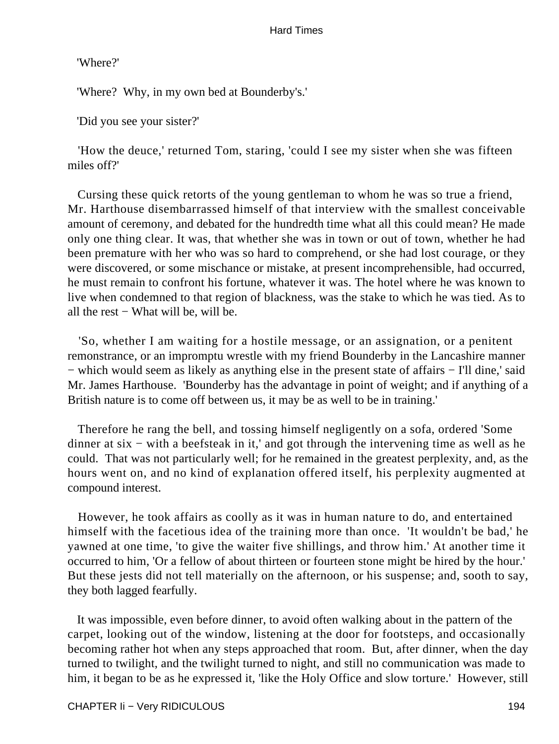'Where?'

'Where? Why, in my own bed at Bounderby's.'

'Did you see your sister?'

'How the deuce,' returned Tom, staring, 'could I see my sister when she was fifteen miles off?'

Cursing these quick retorts of the young gentleman to whom he was so true a friend, Mr. Harthouse disembarrassed himself of that interview with the smallest conceivable amount of ceremony, and debated for the hundredth time what all this could mean? He made only one thing clear. It was, that whether she was in town or out of town, whether he had been premature with her who was so hard to comprehend, or she had lost courage, or they were discovered, or some mischance or mistake, at present incomprehensible, had occurred, he must remain to confront his fortune, whatever it was. The hotel where he was known to live when condemned to that region of blackness, was the stake to which he was tied. As to all the rest − What will be, will be.

'So, whether I am waiting for a hostile message, or an assignation, or a penitent remonstrance, or an impromptu wrestle with my friend Bounderby in the Lancashire manner − which would seem as likely as anything else in the present state of affairs − I'll dine,' said Mr. James Harthouse. 'Bounderby has the advantage in point of weight; and if anything of a British nature is to come off between us, it may be as well to be in training.'

Therefore he rang the bell, and tossing himself negligently on a sofa, ordered 'Some dinner at six − with a beefsteak in it,' and got through the intervening time as well as he could. That was not particularly well; for he remained in the greatest perplexity, and, as the hours went on, and no kind of explanation offered itself, his perplexity augmented at compound interest.

However, he took affairs as coolly as it was in human nature to do, and entertained himself with the facetious idea of the training more than once. 'It wouldn't be bad,' he yawned at one time, 'to give the waiter five shillings, and throw him.' At another time it occurred to him, 'Or a fellow of about thirteen or fourteen stone might be hired by the hour.' But these jests did not tell materially on the afternoon, or his suspense; and, sooth to say, they both lagged fearfully.

It was impossible, even before dinner, to avoid often walking about in the pattern of the carpet, looking out of the window, listening at the door for footsteps, and occasionally becoming rather hot when any steps approached that room. But, after dinner, when the day turned to twilight, and the twilight turned to night, and still no communication was made to him, it began to be as he expressed it, 'like the Holy Office and slow torture.' However, still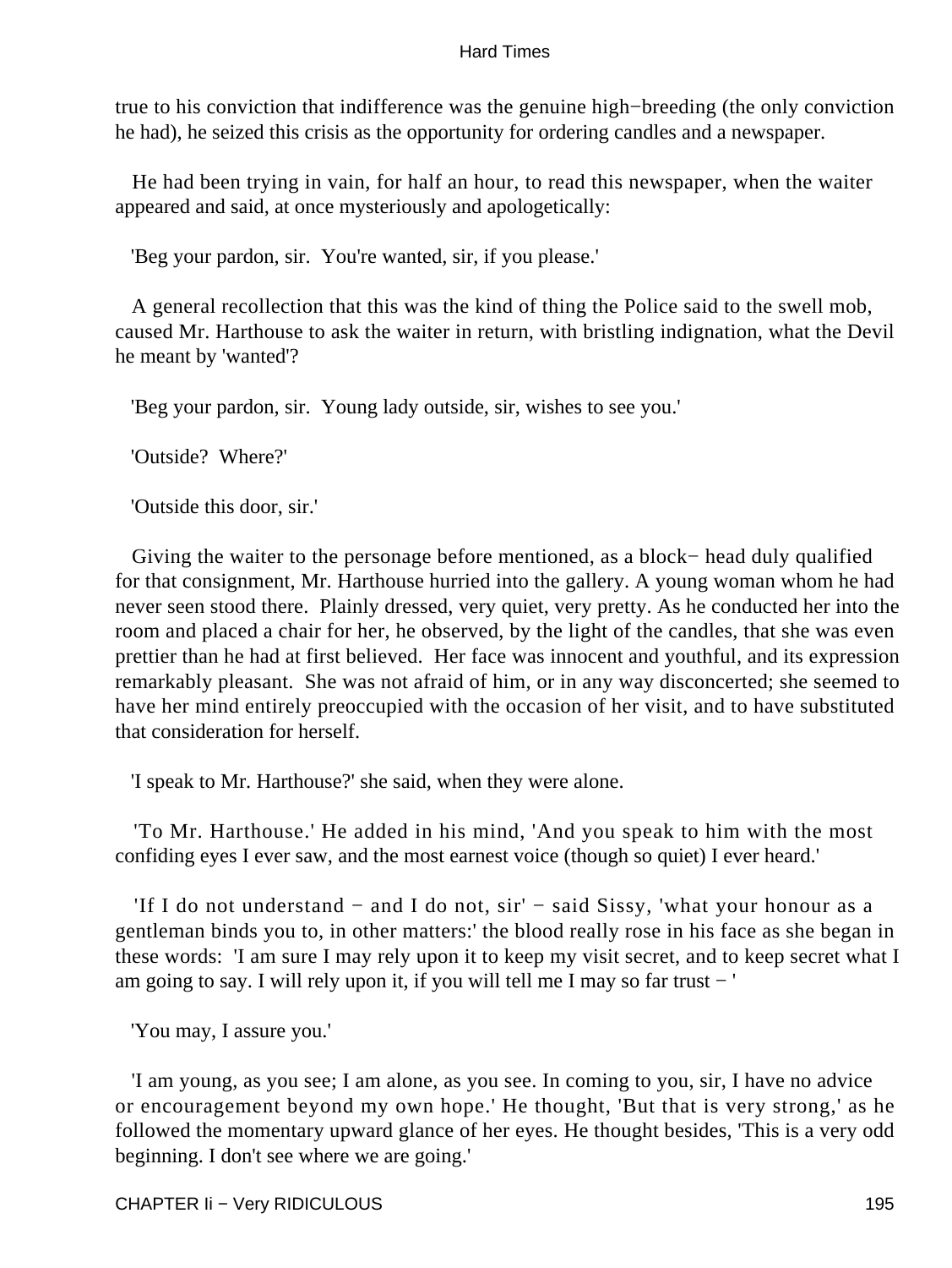true to his conviction that indifference was the genuine high−breeding (the only conviction he had), he seized this crisis as the opportunity for ordering candles and a newspaper.

He had been trying in vain, for half an hour, to read this newspaper, when the waiter appeared and said, at once mysteriously and apologetically:

'Beg your pardon, sir. You're wanted, sir, if you please.'

A general recollection that this was the kind of thing the Police said to the swell mob, caused Mr. Harthouse to ask the waiter in return, with bristling indignation, what the Devil he meant by 'wanted'?

'Beg your pardon, sir. Young lady outside, sir, wishes to see you.'

'Outside? Where?'

'Outside this door, sir.'

Giving the waiter to the personage before mentioned, as a block− head duly qualified for that consignment, Mr. Harthouse hurried into the gallery. A young woman whom he had never seen stood there. Plainly dressed, very quiet, very pretty. As he conducted her into the room and placed a chair for her, he observed, by the light of the candles, that she was even prettier than he had at first believed. Her face was innocent and youthful, and its expression remarkably pleasant. She was not afraid of him, or in any way disconcerted; she seemed to have her mind entirely preoccupied with the occasion of her visit, and to have substituted that consideration for herself.

'I speak to Mr. Harthouse?' she said, when they were alone.

'To Mr. Harthouse.' He added in his mind, 'And you speak to him with the most confiding eyes I ever saw, and the most earnest voice (though so quiet) I ever heard.'

'If I do not understand − and I do not, sir' − said Sissy, 'what your honour as a gentleman binds you to, in other matters:' the blood really rose in his face as she began in these words: 'I am sure I may rely upon it to keep my visit secret, and to keep secret what I am going to say. I will rely upon it, if you will tell me I may so far trust − '

'You may, I assure you.'

'I am young, as you see; I am alone, as you see. In coming to you, sir, I have no advice or encouragement beyond my own hope.' He thought, 'But that is very strong,' as he followed the momentary upward glance of her eyes. He thought besides, 'This is a very odd beginning. I don't see where we are going.'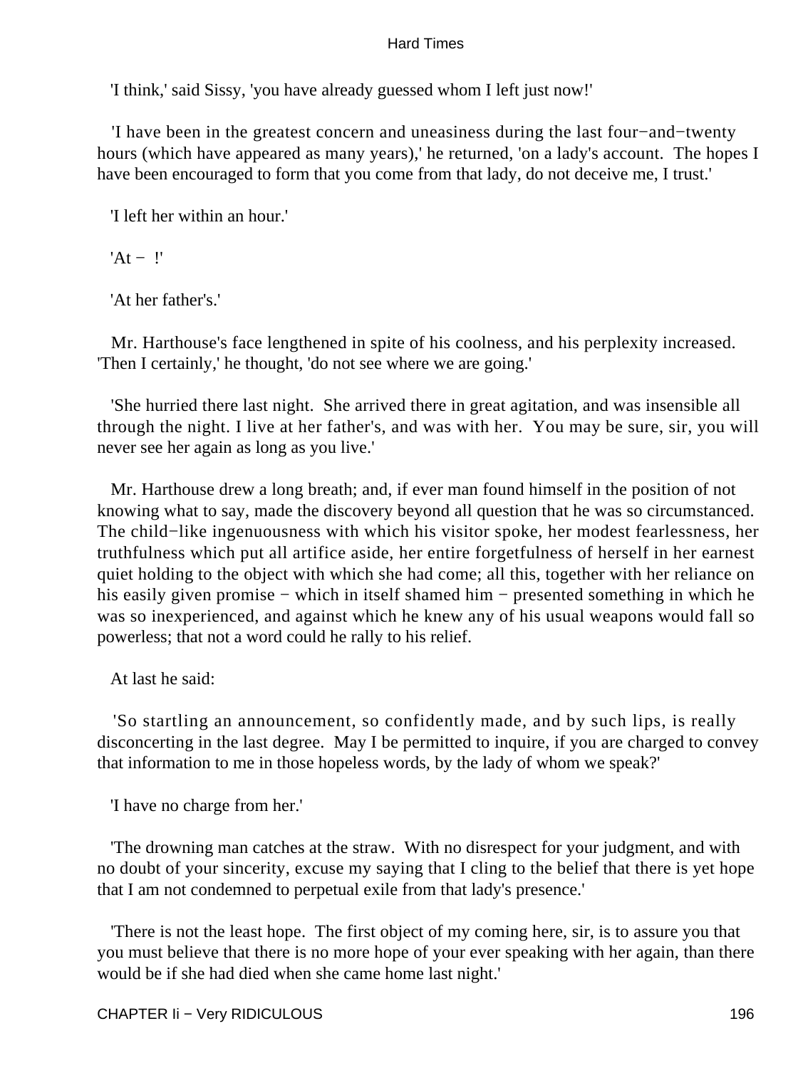'I think,' said Sissy, 'you have already guessed whom I left just now!'

'I have been in the greatest concern and uneasiness during the last four−and−twenty hours (which have appeared as many years),' he returned, 'on a lady's account. The hopes I have been encouraged to form that you come from that lady, do not deceive me, I trust.'

'I left her within an hour.'

'At − !'

'At her father's.'

Mr. Harthouse's face lengthened in spite of his coolness, and his perplexity increased. 'Then I certainly,' he thought, 'do not see where we are going.'

'She hurried there last night. She arrived there in great agitation, and was insensible all through the night. I live at her father's, and was with her. You may be sure, sir, you will never see her again as long as you live.'

Mr. Harthouse drew a long breath; and, if ever man found himself in the position of not knowing what to say, made the discovery beyond all question that he was so circumstanced. The child−like ingenuousness with which his visitor spoke, her modest fearlessness, her truthfulness which put all artifice aside, her entire forgetfulness of herself in her earnest quiet holding to the object with which she had come; all this, together with her reliance on his easily given promise − which in itself shamed him − presented something in which he was so inexperienced, and against which he knew any of his usual weapons would fall so powerless; that not a word could he rally to his relief.

At last he said:

'So startling an announcement, so confidently made, and by such lips, is really disconcerting in the last degree. May I be permitted to inquire, if you are charged to convey that information to me in those hopeless words, by the lady of whom we speak?'

'I have no charge from her.'

'The drowning man catches at the straw. With no disrespect for your judgment, and with no doubt of your sincerity, excuse my saying that I cling to the belief that there is yet hope that I am not condemned to perpetual exile from that lady's presence.'

'There is not the least hope. The first object of my coming here, sir, is to assure you that you must believe that there is no more hope of your ever speaking with her again, than there would be if she had died when she came home last night.'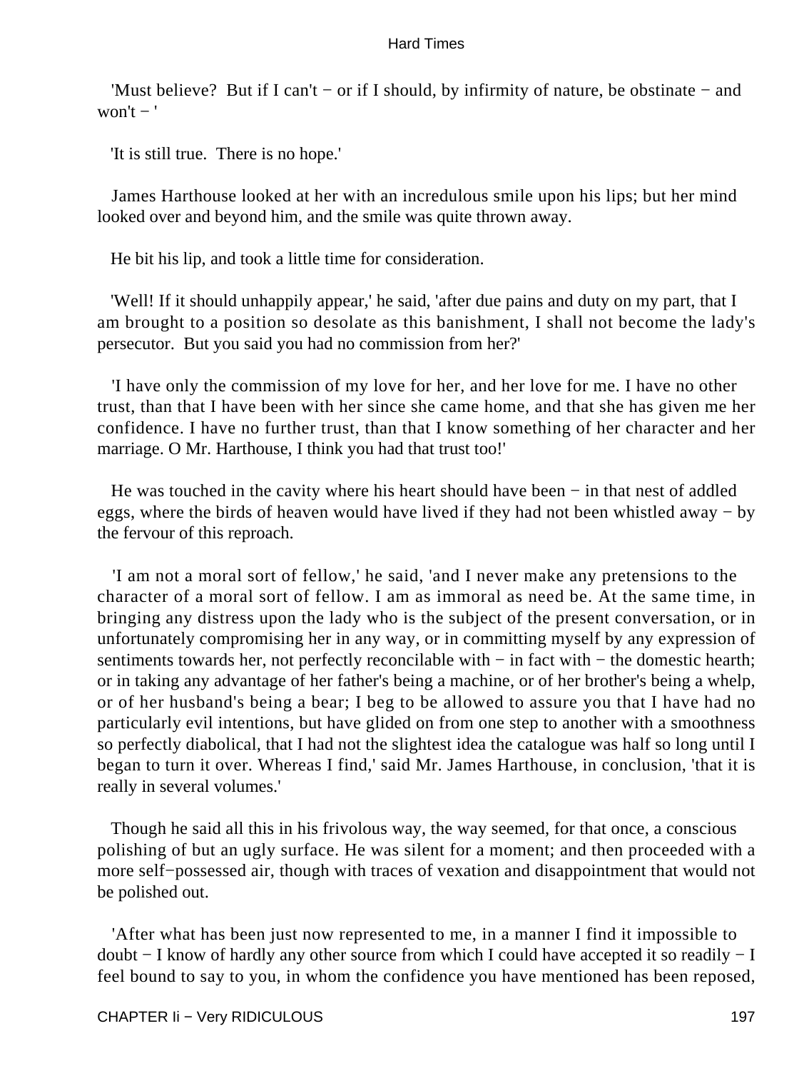'Must believe? But if I can't − or if I should, by infirmity of nature, be obstinate − and won't − '

'It is still true. There is no hope.'

James Harthouse looked at her with an incredulous smile upon his lips; but her mind looked over and beyond him, and the smile was quite thrown away.

He bit his lip, and took a little time for consideration.

'Well! If it should unhappily appear,' he said, 'after due pains and duty on my part, that I am brought to a position so desolate as this banishment, I shall not become the lady's persecutor. But you said you had no commission from her?'

'I have only the commission of my love for her, and her love for me. I have no other trust, than that I have been with her since she came home, and that she has given me her confidence. I have no further trust, than that I know something of her character and her marriage. O Mr. Harthouse, I think you had that trust too!'

He was touched in the cavity where his heart should have been − in that nest of addled eggs, where the birds of heaven would have lived if they had not been whistled away − by the fervour of this reproach.

'I am not a moral sort of fellow,' he said, 'and I never make any pretensions to the character of a moral sort of fellow. I am as immoral as need be. At the same time, in bringing any distress upon the lady who is the subject of the present conversation, or in unfortunately compromising her in any way, or in committing myself by any expression of sentiments towards her, not perfectly reconcilable with − in fact with − the domestic hearth; or in taking any advantage of her father's being a machine, or of her brother's being a whelp, or of her husband's being a bear; I beg to be allowed to assure you that I have had no particularly evil intentions, but have glided on from one step to another with a smoothness so perfectly diabolical, that I had not the slightest idea the catalogue was half so long until I began to turn it over. Whereas I find,' said Mr. James Harthouse, in conclusion, 'that it is really in several volumes.'

Though he said all this in his frivolous way, the way seemed, for that once, a conscious polishing of but an ugly surface. He was silent for a moment; and then proceeded with a more self−possessed air, though with traces of vexation and disappointment that would not be polished out.

'After what has been just now represented to me, in a manner I find it impossible to doubt − I know of hardly any other source from which I could have accepted it so readily − I feel bound to say to you, in whom the confidence you have mentioned has been reposed,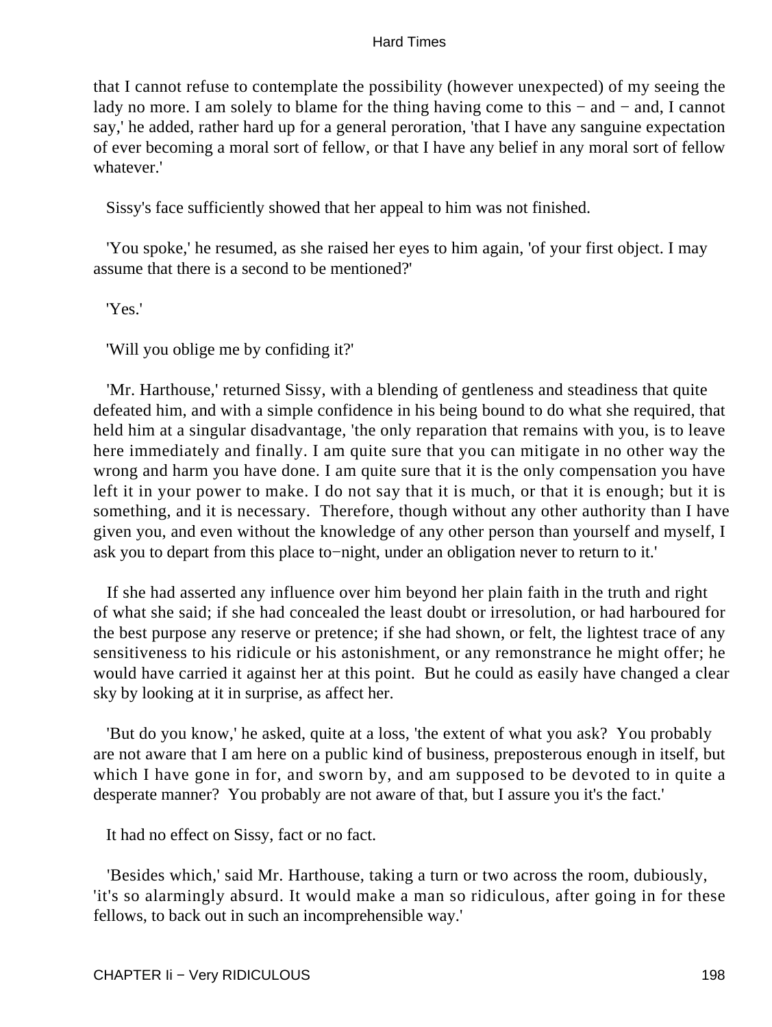that I cannot refuse to contemplate the possibility (however unexpected) of my seeing the lady no more. I am solely to blame for the thing having come to this − and − and, I cannot say,' he added, rather hard up for a general peroration, 'that I have any sanguine expectation of ever becoming a moral sort of fellow, or that I have any belief in any moral sort of fellow whatever.'

Sissy's face sufficiently showed that her appeal to him was not finished.

'You spoke,' he resumed, as she raised her eyes to him again, 'of your first object. I may assume that there is a second to be mentioned?'

'Yes.'

'Will you oblige me by confiding it?'

'Mr. Harthouse,' returned Sissy, with a blending of gentleness and steadiness that quite defeated him, and with a simple confidence in his being bound to do what she required, that held him at a singular disadvantage, 'the only reparation that remains with you, is to leave here immediately and finally. I am quite sure that you can mitigate in no other way the wrong and harm you have done. I am quite sure that it is the only compensation you have left it in your power to make. I do not say that it is much, or that it is enough; but it is something, and it is necessary. Therefore, though without any other authority than I have given you, and even without the knowledge of any other person than yourself and myself, I ask you to depart from this place to−night, under an obligation never to return to it.'

If she had asserted any influence over him beyond her plain faith in the truth and right of what she said; if she had concealed the least doubt or irresolution, or had harboured for the best purpose any reserve or pretence; if she had shown, or felt, the lightest trace of any sensitiveness to his ridicule or his astonishment, or any remonstrance he might offer; he would have carried it against her at this point. But he could as easily have changed a clear sky by looking at it in surprise, as affect her.

'But do you know,' he asked, quite at a loss, 'the extent of what you ask? You probably are not aware that I am here on a public kind of business, preposterous enough in itself, but which I have gone in for, and sworn by, and am supposed to be devoted to in quite a desperate manner? You probably are not aware of that, but I assure you it's the fact.'

It had no effect on Sissy, fact or no fact.

'Besides which,' said Mr. Harthouse, taking a turn or two across the room, dubiously, 'it's so alarmingly absurd. It would make a man so ridiculous, after going in for these fellows, to back out in such an incomprehensible way.'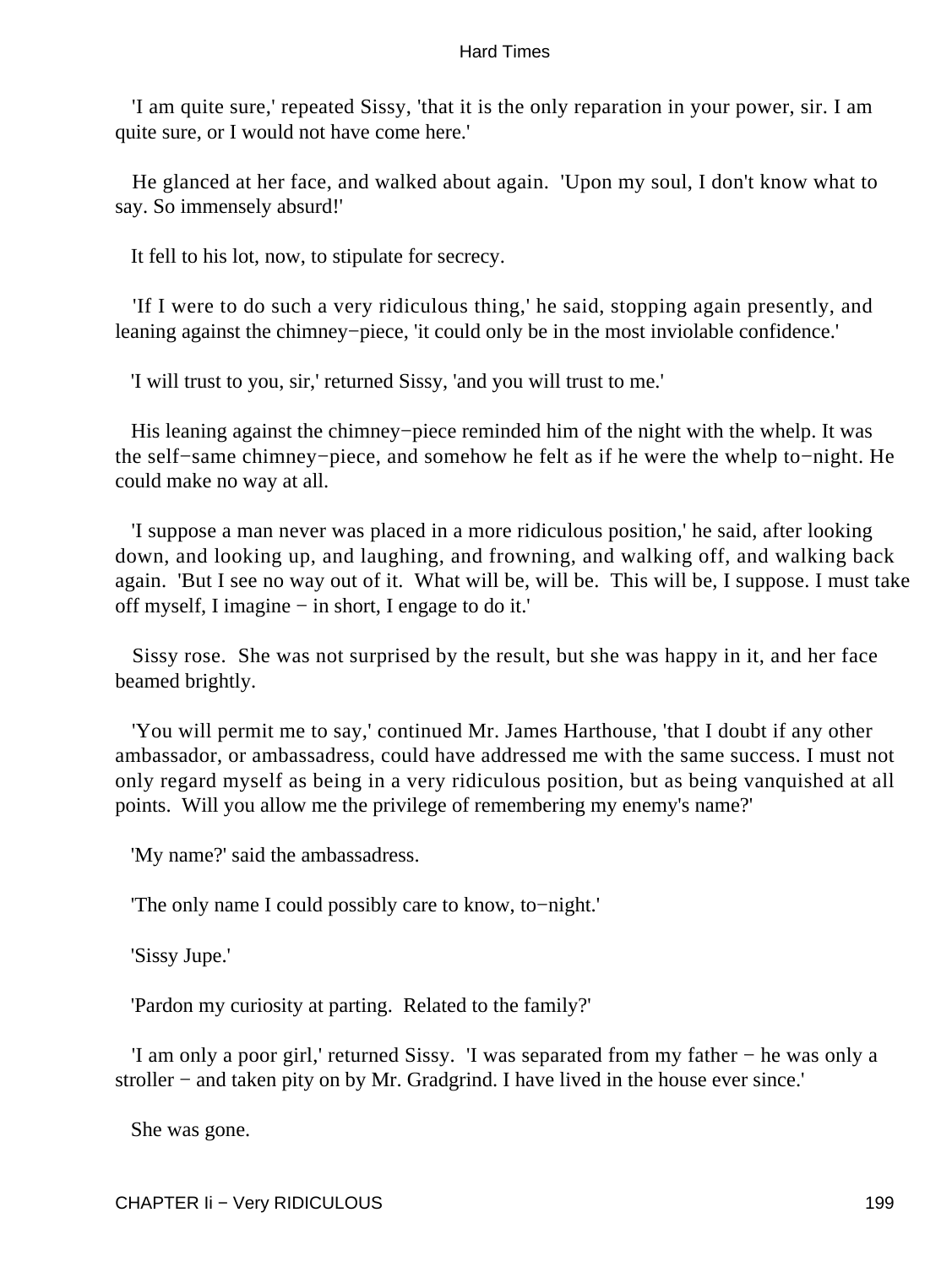'I am quite sure,' repeated Sissy, 'that it is the only reparation in your power, sir. I am quite sure, or I would not have come here.'

He glanced at her face, and walked about again. 'Upon my soul, I don't know what to say. So immensely absurd!'

It fell to his lot, now, to stipulate for secrecy.

'If I were to do such a very ridiculous thing,' he said, stopping again presently, and leaning against the chimney−piece, 'it could only be in the most inviolable confidence.'

'I will trust to you, sir,' returned Sissy, 'and you will trust to me.'

His leaning against the chimney−piece reminded him of the night with the whelp. It was the self−same chimney−piece, and somehow he felt as if he were the whelp to−night. He could make no way at all.

'I suppose a man never was placed in a more ridiculous position,' he said, after looking down, and looking up, and laughing, and frowning, and walking off, and walking back again. 'But I see no way out of it. What will be, will be. This will be, I suppose. I must take off myself, I imagine − in short, I engage to do it.'

Sissy rose. She was not surprised by the result, but she was happy in it, and her face beamed brightly.

'You will permit me to say,' continued Mr. James Harthouse, 'that I doubt if any other ambassador, or ambassadress, could have addressed me with the same success. I must not only regard myself as being in a very ridiculous position, but as being vanquished at all points. Will you allow me the privilege of remembering my enemy's name?'

'My name?' said the ambassadress.

'The only name I could possibly care to know, to−night.'

'Sissy Jupe.'

'Pardon my curiosity at parting. Related to the family?'

'I am only a poor girl,' returned Sissy. 'I was separated from my father − he was only a stroller − and taken pity on by Mr. Gradgrind. I have lived in the house ever since.'

She was gone.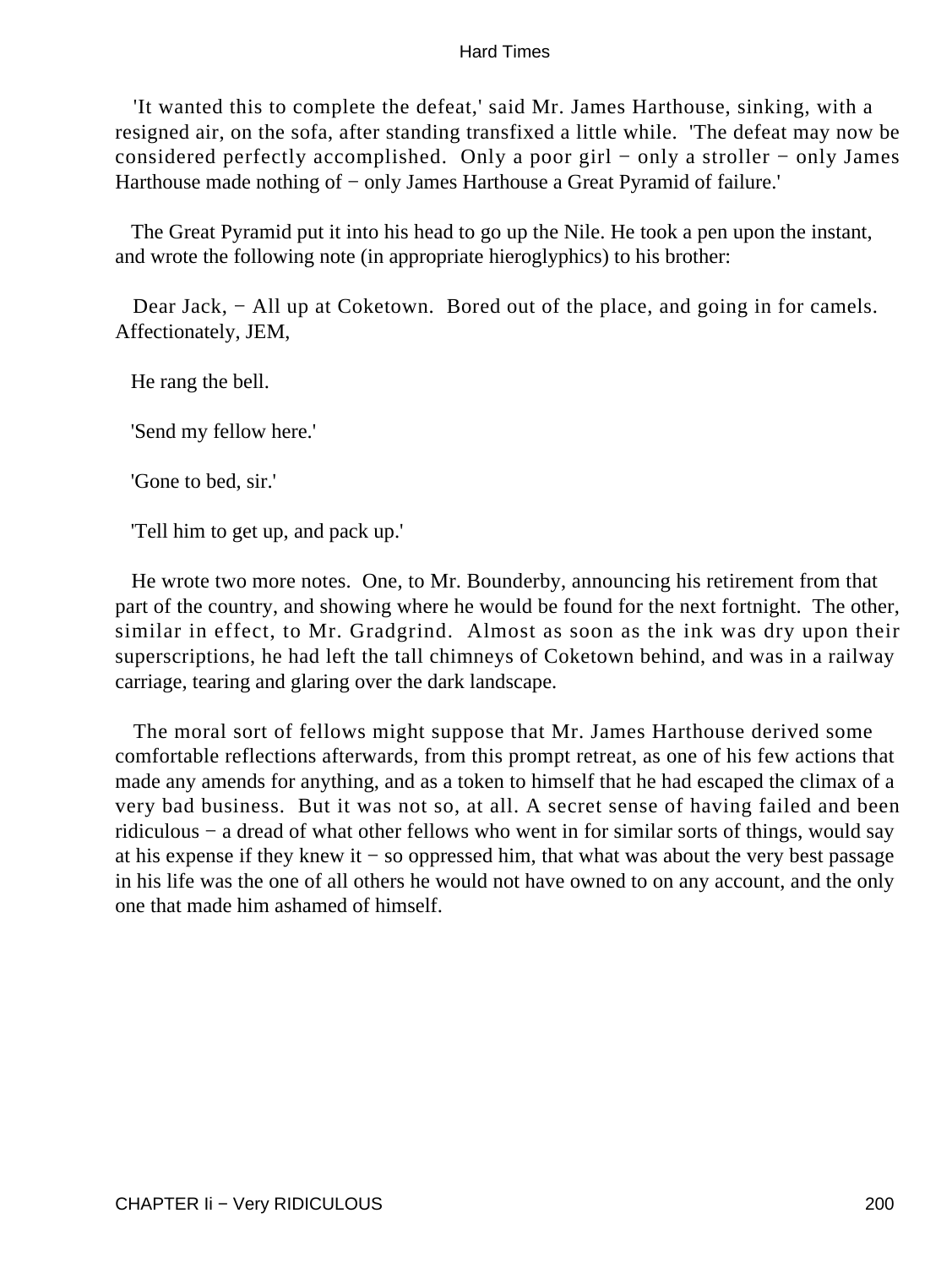'It wanted this to complete the defeat,' said Mr. James Harthouse, sinking, with a resigned air, on the sofa, after standing transfixed a little while. 'The defeat may now be considered perfectly accomplished. Only a poor girl − only a stroller − only James Harthouse made nothing of − only James Harthouse a Great Pyramid of failure.'

The Great Pyramid put it into his head to go up the Nile. He took a pen upon the instant, and wrote the following note (in appropriate hieroglyphics) to his brother:

Dear Jack, − All up at Coketown. Bored out of the place, and going in for camels. Affectionately, JEM,

He rang the bell.

'Send my fellow here.'

'Gone to bed, sir.'

'Tell him to get up, and pack up.'

He wrote two more notes. One, to Mr. Bounderby, announcing his retirement from that part of the country, and showing where he would be found for the next fortnight. The other, similar in effect, to Mr. Gradgrind. Almost as soon as the ink was dry upon their superscriptions, he had left the tall chimneys of Coketown behind, and was in a railway carriage, tearing and glaring over the dark landscape.

The moral sort of fellows might suppose that Mr. James Harthouse derived some comfortable reflections afterwards, from this prompt retreat, as one of his few actions that made any amends for anything, and as a token to himself that he had escaped the climax of a very bad business. But it was not so, at all. A secret sense of having failed and been ridiculous − a dread of what other fellows who went in for similar sorts of things, would say at his expense if they knew it − so oppressed him, that what was about the very best passage in his life was the one of all others he would not have owned to on any account, and the only one that made him ashamed of himself.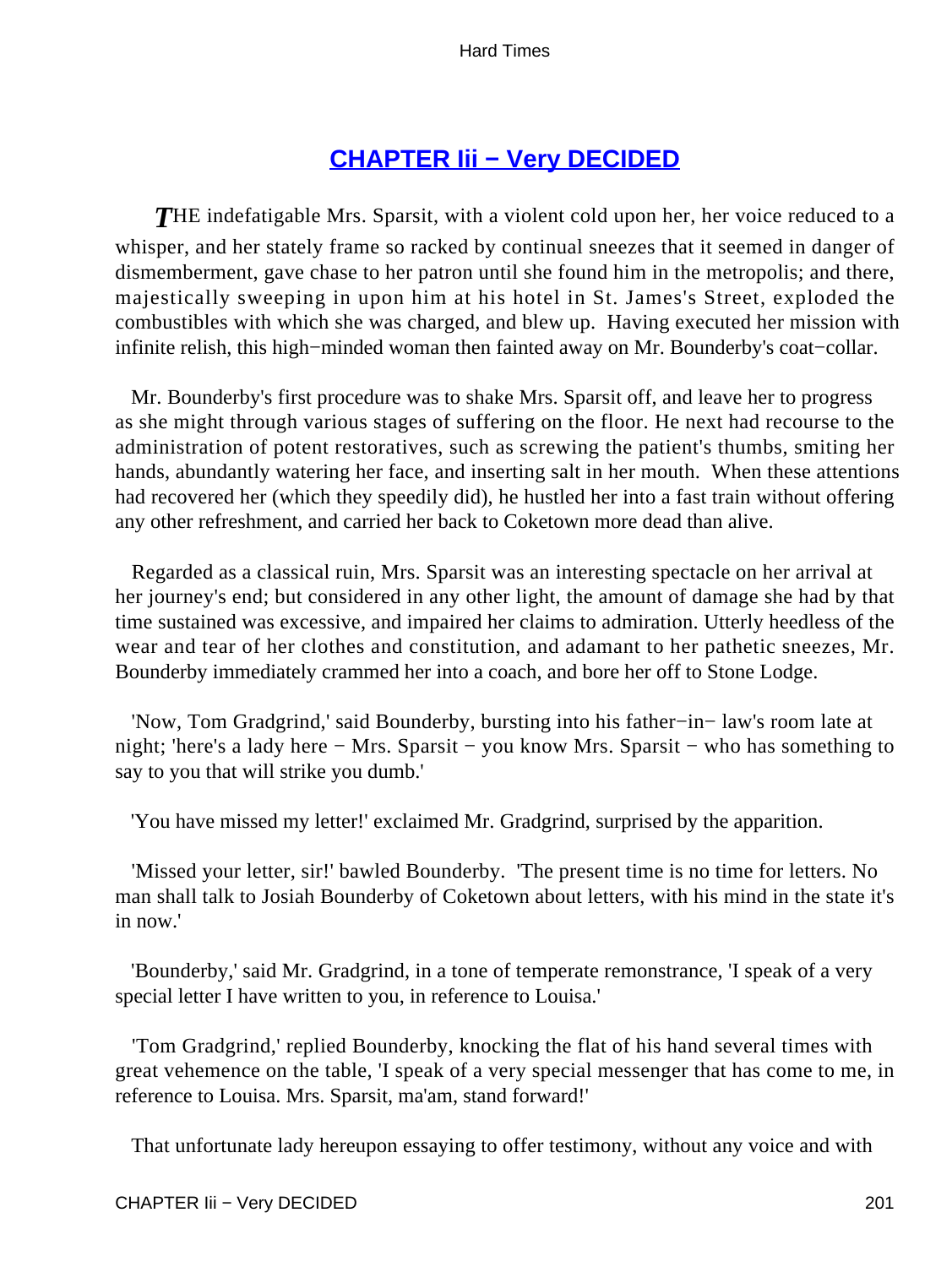## CHAPTER Iii − Very DECIDED

*T*HE indefatigable Mrs. Sparsit, with a violent cold upon her, her voice reduced to a whisper, and her stately frame so racked by continual sneezes that it seemed in danger of dismemberment, gave chase to her patron until she found him in the metropolis; and there, majestically sweeping in upon him at his hotel in St. James's Street, exploded the combustibles with which she was charged, and blew up. Having executed her mission with infinite relish, this high−minded woman then fainted away on Mr. Bounderby's coat−collar.

Mr. Bounderby's first procedure was to shake Mrs. Sparsit off, and leave her to progress as she might through various stages of suffering on the floor. He next had recourse to the administration of potent restoratives, such as screwing the patient's thumbs, smiting her hands, abundantly watering her face, and inserting salt in her mouth. When these attentions had recovered her (which they speedily did), he hustled her into a fast train without offering any other refreshment, and carried her back to Coketown more dead than alive.

Regarded as a classical ruin, Mrs. Sparsit was an interesting spectacle on her arrival at her journey's end; but considered in any other light, the amount of damage she had by that time sustained was excessive, and impaired her claims to admiration. Utterly heedless of the wear and tear of her clothes and constitution, and adamant to her pathetic sneezes, Mr. Bounderby immediately crammed her into a coach, and bore her off to Stone Lodge.

'Now, Tom Gradgrind,' said Bounderby, bursting into his father−in− law's room late at night; 'here's a lady here − Mrs. Sparsit − you know Mrs. Sparsit − who has something to say to you that will strike you dumb.'

'You have missed my letter!' exclaimed Mr. Gradgrind, surprised by the apparition.

'Missed your letter, sir!' bawled Bounderby. 'The present time is no time for letters. No man shall talk to Josiah Bounderby of Coketown about letters, with his mind in the state it's in now.'

'Bounderby,' said Mr. Gradgrind, in a tone of temperate remonstrance, 'I speak of a very special letter I have written to you, in reference to Louisa.'

'Tom Gradgrind,' replied Bounderby, knocking the flat of his hand several times with great vehemence on the table, 'I speak of a very special messenger that has come to me, in reference to Louisa. Mrs. Sparsit, ma'am, stand forward!'

That unfortunate lady hereupon essaying to offer testimony, without any voice and with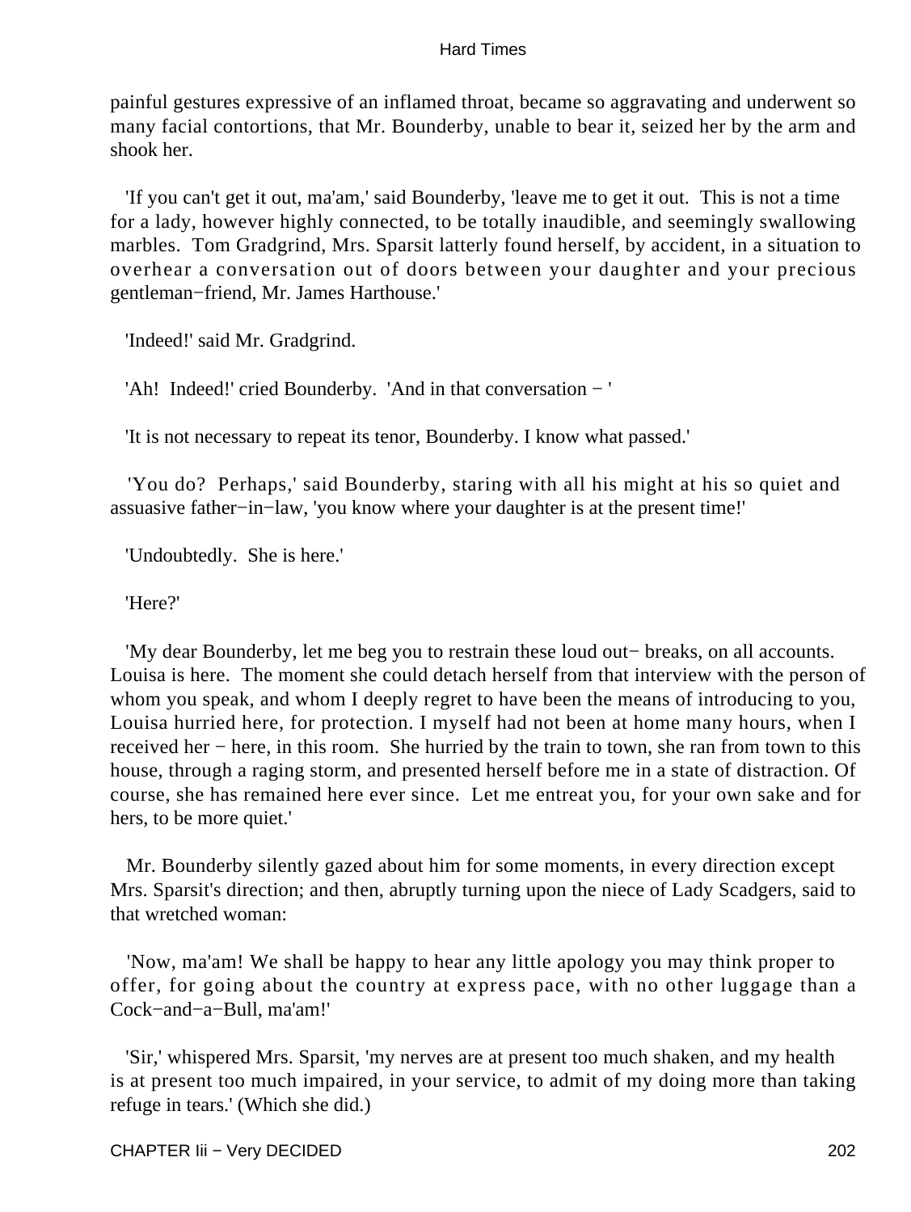painful gestures expressive of an inflamed throat, became so aggravating and underwent so many facial contortions, that Mr. Bounderby, unable to bear it, seized her by the arm and shook her.

'If you can't get it out, ma'am,' said Bounderby, 'leave me to get it out. This is not a time for a lady, however highly connected, to be totally inaudible, and seemingly swallowing marbles. Tom Gradgrind, Mrs. Sparsit latterly found herself, by accident, in a situation to overhear a conversation out of doors between your daughter and your precious gentleman−friend, Mr. James Harthouse.'

'Indeed!' said Mr. Gradgrind.

'Ah! Indeed!' cried Bounderby. 'And in that conversation − '

'It is not necessary to repeat its tenor, Bounderby. I know what passed.'

'You do? Perhaps,' said Bounderby, staring with all his might at his so quiet and assuasive father−in−law, 'you know where your daughter is at the present time!'

'Undoubtedly. She is here.'

'Here?'

'My dear Bounderby, let me beg you to restrain these loud out− breaks, on all accounts. Louisa is here. The moment she could detach herself from that interview with the person of whom you speak, and whom I deeply regret to have been the means of introducing to you, Louisa hurried here, for protection. I myself had not been at home many hours, when I received her − here, in this room. She hurried by the train to town, she ran from town to this house, through a raging storm, and presented herself before me in a state of distraction. Of course, she has remained here ever since. Let me entreat you, for your own sake and for hers, to be more quiet.'

Mr. Bounderby silently gazed about him for some moments, in every direction except Mrs. Sparsit's direction; and then, abruptly turning upon the niece of Lady Scadgers, said to that wretched woman:

'Now, ma'am! We shall be happy to hear any little apology you may think proper to offer, for going about the country at express pace, with no other luggage than a Cock−and−a−Bull, ma'am!'

'Sir,' whispered Mrs. Sparsit, 'my nerves are at present too much shaken, and my health is at present too much impaired, in your service, to admit of my doing more than taking refuge in tears.' (Which she did.)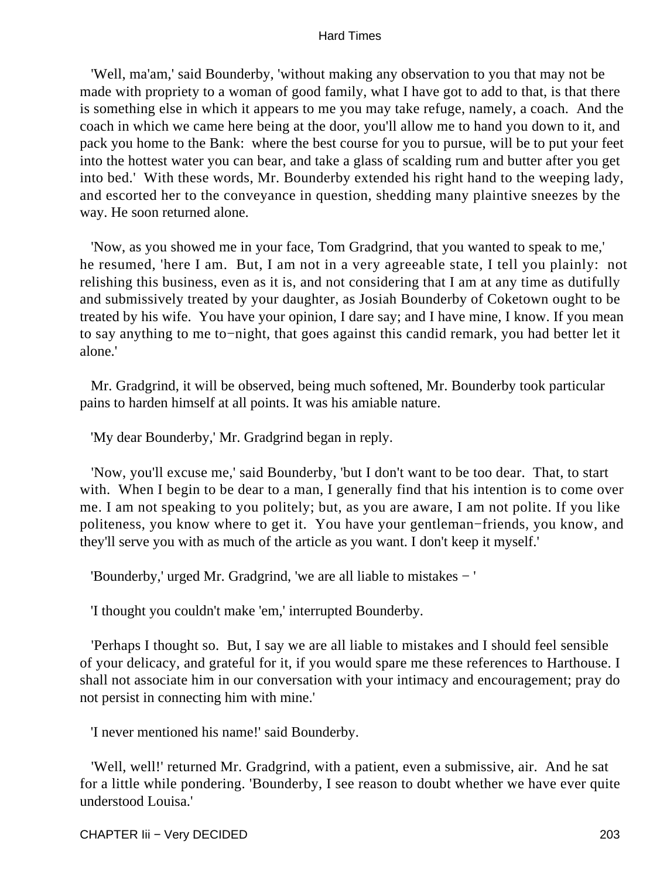'Well, ma'am,' said Bounderby, 'without making any observation to you that may not be made with propriety to a woman of good family, what I have got to add to that, is that there is something else in which it appears to me you may take refuge, namely, a coach. And the coach in which we came here being at the door, you'll allow me to hand you down to it, and pack you home to the Bank: where the best course for you to pursue, will be to put your feet into the hottest water you can bear, and take a glass of scalding rum and butter after you get into bed.' With these words, Mr. Bounderby extended his right hand to the weeping lady, and escorted her to the conveyance in question, shedding many plaintive sneezes by the way. He soon returned alone.

'Now, as you showed me in your face, Tom Gradgrind, that you wanted to speak to me,' he resumed, 'here I am. But, I am not in a very agreeable state, I tell you plainly: not relishing this business, even as it is, and not considering that I am at any time as dutifully and submissively treated by your daughter, as Josiah Bounderby of Coketown ought to be treated by his wife. You have your opinion, I dare say; and I have mine, I know. If you mean to say anything to me to−night, that goes against this candid remark, you had better let it alone.'

Mr. Gradgrind, it will be observed, being much softened, Mr. Bounderby took particular pains to harden himself at all points. It was his amiable nature.

'My dear Bounderby,' Mr. Gradgrind began in reply.

'Now, you'll excuse me,' said Bounderby, 'but I don't want to be too dear. That, to start with. When I begin to be dear to a man, I generally find that his intention is to come over me. I am not speaking to you politely; but, as you are aware, I am not polite. If you like politeness, you know where to get it. You have your gentleman−friends, you know, and they'll serve you with as much of the article as you want. I don't keep it myself.'

'Bounderby,' urged Mr. Gradgrind, 'we are all liable to mistakes − '

'I thought you couldn't make 'em,' interrupted Bounderby.

'Perhaps I thought so. But, I say we are all liable to mistakes and I should feel sensible of your delicacy, and grateful for it, if you would spare me these references to Harthouse. I shall not associate him in our conversation with your intimacy and encouragement; pray do not persist in connecting him with mine.'

'I never mentioned his name!' said Bounderby.

'Well, well!' returned Mr. Gradgrind, with a patient, even a submissive, air. And he sat for a little while pondering. 'Bounderby, I see reason to doubt whether we have ever quite understood Louisa.'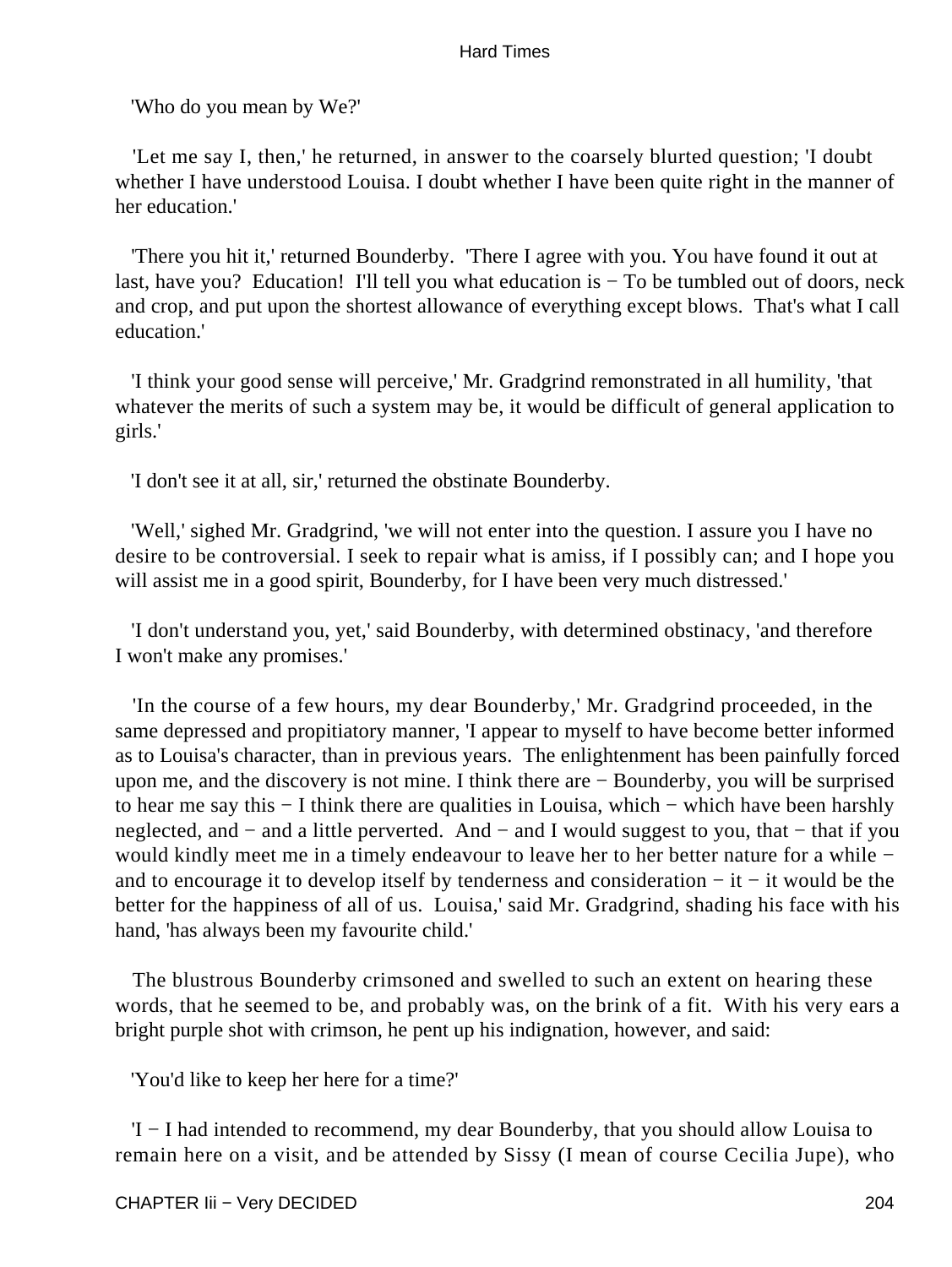'Who do you mean by We?'

'Let me say I, then,' he returned, in answer to the coarsely blurted question; 'I doubt whether I have understood Louisa. I doubt whether I have been quite right in the manner of her education.'

'There you hit it,' returned Bounderby. 'There I agree with you. You have found it out at last, have you? Education! I'll tell you what education is − To be tumbled out of doors, neck and crop, and put upon the shortest allowance of everything except blows. That's what I call education.'

'I think your good sense will perceive,' Mr. Gradgrind remonstrated in all humility, 'that whatever the merits of such a system may be, it would be difficult of general application to girls.'

'I don't see it at all, sir,' returned the obstinate Bounderby.

'Well,' sighed Mr. Gradgrind, 'we will not enter into the question. I assure you I have no desire to be controversial. I seek to repair what is amiss, if I possibly can; and I hope you will assist me in a good spirit, Bounderby, for I have been very much distressed.'

'I don't understand you, yet,' said Bounderby, with determined obstinacy, 'and therefore I won't make any promises.'

'In the course of a few hours, my dear Bounderby,' Mr. Gradgrind proceeded, in the same depressed and propitiatory manner, 'I appear to myself to have become better informed as to Louisa's character, than in previous years. The enlightenment has been painfully forced upon me, and the discovery is not mine. I think there are − Bounderby, you will be surprised to hear me say this − I think there are qualities in Louisa, which − which have been harshly neglected, and − and a little perverted. And − and I would suggest to you, that − that if you would kindly meet me in a timely endeavour to leave her to her better nature for a while − and to encourage it to develop itself by tenderness and consideration − it − it would be the better for the happiness of all of us. Louisa,' said Mr. Gradgrind, shading his face with his hand, 'has always been my favourite child.'

The blustrous Bounderby crimsoned and swelled to such an extent on hearing these words, that he seemed to be, and probably was, on the brink of a fit. With his very ears a bright purple shot with crimson, he pent up his indignation, however, and said:

'You'd like to keep her here for a time?'

'I − I had intended to recommend, my dear Bounderby, that you should allow Louisa to remain here on a visit, and be attended by Sissy (I mean of course Cecilia Jupe), who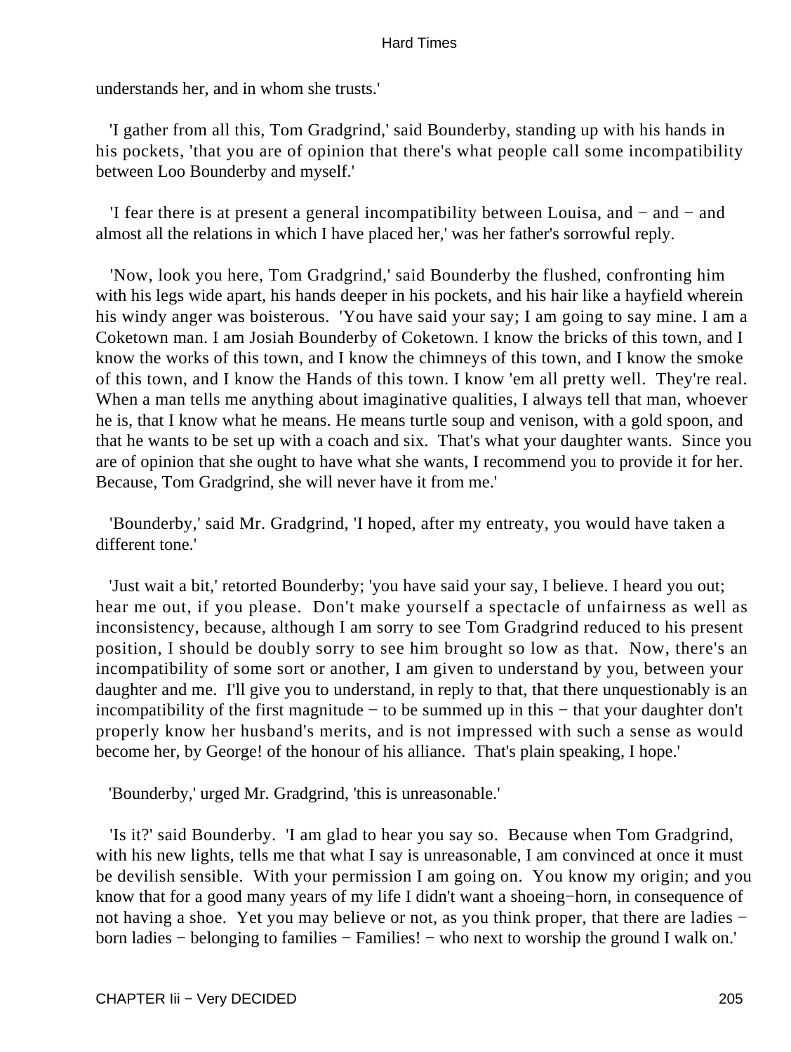understands her, and in whom she trusts.'

'I gather from all this, Tom Gradgrind,' said Bounderby, standing up with his hands in his pockets, 'that you are of opinion that there's what people call some incompatibility between Loo Bounderby and myself.'

'I fear there is at present a general incompatibility between Louisa, and − and − and almost all the relations in which I have placed her,' was her father's sorrowful reply.

'Now, look you here, Tom Gradgrind,' said Bounderby the flushed, confronting him with his legs wide apart, his hands deeper in his pockets, and his hair like a hayfield wherein his windy anger was boisterous. 'You have said your say; I am going to say mine. I am a Coketown man. I am Josiah Bounderby of Coketown. I know the bricks of this town, and I know the works of this town, and I know the chimneys of this town, and I know the smoke of this town, and I know the Hands of this town. I know 'em all pretty well. They're real. When a man tells me anything about imaginative qualities, I always tell that man, whoever he is, that I know what he means. He means turtle soup and venison, with a gold spoon, and that he wants to be set up with a coach and six. That's what your daughter wants. Since you are of opinion that she ought to have what she wants, I recommend you to provide it for her. Because, Tom Gradgrind, she will never have it from me.'

'Bounderby,' said Mr. Gradgrind, 'I hoped, after my entreaty, you would have taken a different tone.'

'Just wait a bit,' retorted Bounderby; 'you have said your say, I believe. I heard you out; hear me out, if you please. Don't make yourself a spectacle of unfairness as well as inconsistency, because, although I am sorry to see Tom Gradgrind reduced to his present position, I should be doubly sorry to see him brought so low as that. Now, there's an incompatibility of some sort or another, I am given to understand by you, between your daughter and me. I'll give you to understand, in reply to that, that there unquestionably is an incompatibility of the first magnitude − to be summed up in this − that your daughter don't properly know her husband's merits, and is not impressed with such a sense as would become her, by George! of the honour of his alliance. That's plain speaking, I hope.'

'Bounderby,' urged Mr. Gradgrind, 'this is unreasonable.'

'Is it?' said Bounderby. 'I am glad to hear you say so. Because when Tom Gradgrind, with his new lights, tells me that what I say is unreasonable, I am convinced at once it must be devilish sensible. With your permission I am going on. You know my origin; and you know that for a good many years of my life I didn't want a shoeing−horn, in consequence of not having a shoe. Yet you may believe or not, as you think proper, that there are ladies − born ladies − belonging to families − Families! − who next to worship the ground I walk on.'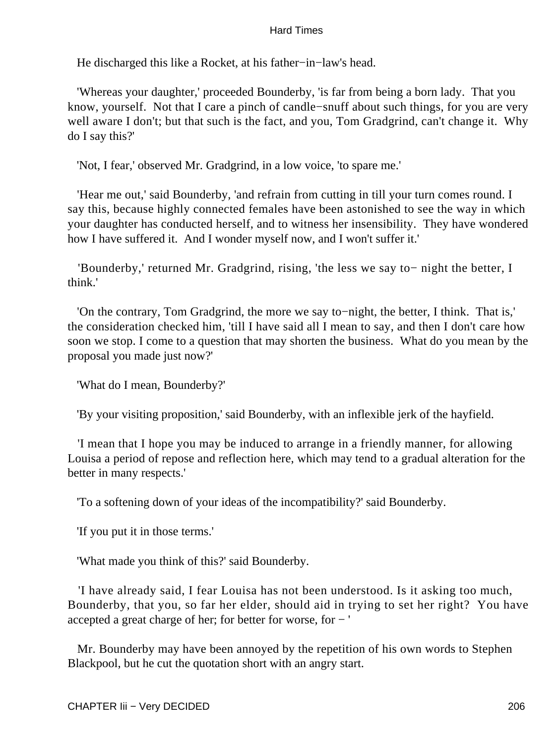He discharged this like a Rocket, at his father−in−law's head.

'Whereas your daughter,' proceeded Bounderby, 'is far from being a born lady. That you know, yourself. Not that I care a pinch of candle−snuff about such things, for you are very well aware I don't; but that such is the fact, and you, Tom Gradgrind, can't change it. Why do I say this?'

'Not, I fear,' observed Mr. Gradgrind, in a low voice, 'to spare me.'

'Hear me out,' said Bounderby, 'and refrain from cutting in till your turn comes round. I say this, because highly connected females have been astonished to see the way in which your daughter has conducted herself, and to witness her insensibility. They have wondered how I have suffered it. And I wonder myself now, and I won't suffer it.'

'Bounderby,' returned Mr. Gradgrind, rising, 'the less we say to− night the better, I think.'

'On the contrary, Tom Gradgrind, the more we say to−night, the better, I think. That is,' the consideration checked him, 'till I have said all I mean to say, and then I don't care how soon we stop. I come to a question that may shorten the business. What do you mean by the proposal you made just now?'

'What do I mean, Bounderby?'

'By your visiting proposition,' said Bounderby, with an inflexible jerk of the hayfield.

'I mean that I hope you may be induced to arrange in a friendly manner, for allowing Louisa a period of repose and reflection here, which may tend to a gradual alteration for the better in many respects.'

'To a softening down of your ideas of the incompatibility?' said Bounderby.

'If you put it in those terms.'

'What made you think of this?' said Bounderby.

'I have already said, I fear Louisa has not been understood. Is it asking too much, Bounderby, that you, so far her elder, should aid in trying to set her right? You have accepted a great charge of her; for better for worse, for − '

Mr. Bounderby may have been annoyed by the repetition of his own words to Stephen Blackpool, but he cut the quotation short with an angry start.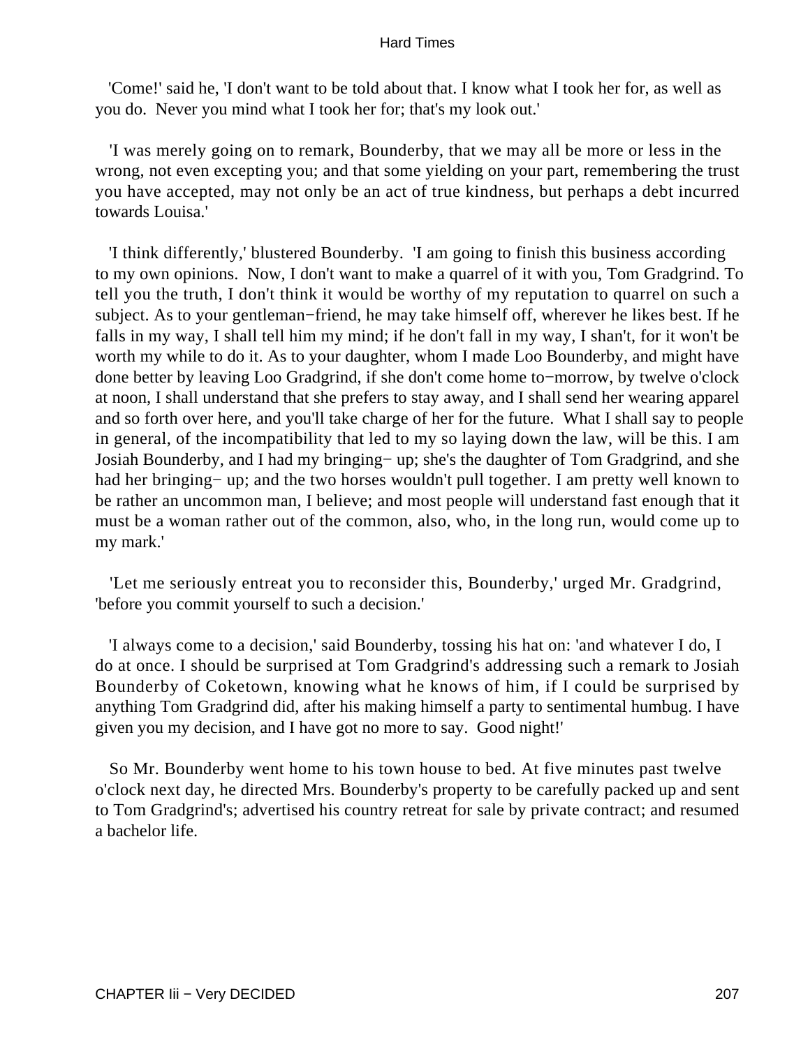'Come!' said he, 'I don't want to be told about that. I know what I took her for, as well as you do. Never you mind what I took her for; that's my look out.'

'I was merely going on to remark, Bounderby, that we may all be more or less in the wrong, not even excepting you; and that some yielding on your part, remembering the trust you have accepted, may not only be an act of true kindness, but perhaps a debt incurred towards Louisa.'

'I think differently,' blustered Bounderby. 'I am going to finish this business according to my own opinions. Now, I don't want to make a quarrel of it with you, Tom Gradgrind. To tell you the truth, I don't think it would be worthy of my reputation to quarrel on such a subject. As to your gentleman−friend, he may take himself off, wherever he likes best. If he falls in my way, I shall tell him my mind; if he don't fall in my way, I shan't, for it won't be worth my while to do it. As to your daughter, whom I made Loo Bounderby, and might have done better by leaving Loo Gradgrind, if she don't come home to−morrow, by twelve o'clock at noon, I shall understand that she prefers to stay away, and I shall send her wearing apparel and so forth over here, and you'll take charge of her for the future. What I shall say to people in general, of the incompatibility that led to my so laying down the law, will be this. I am Josiah Bounderby, and I had my bringing− up; she's the daughter of Tom Gradgrind, and she had her bringing− up; and the two horses wouldn't pull together. I am pretty well known to be rather an uncommon man, I believe; and most people will understand fast enough that it must be a woman rather out of the common, also, who, in the long run, would come up to my mark.'

'Let me seriously entreat you to reconsider this, Bounderby,' urged Mr. Gradgrind, 'before you commit yourself to such a decision.'

'I always come to a decision,' said Bounderby, tossing his hat on: 'and whatever I do, I do at once. I should be surprised at Tom Gradgrind's addressing such a remark to Josiah Bounderby of Coketown, knowing what he knows of him, if I could be surprised by anything Tom Gradgrind did, after his making himself a party to sentimental humbug. I have given you my decision, and I have got no more to say. Good night!'

So Mr. Bounderby went home to his town house to bed. At five minutes past twelve o'clock next day, he directed Mrs. Bounderby's property to be carefully packed up and sent to Tom Gradgrind's; advertised his country retreat for sale by private contract; and resumed a bachelor life.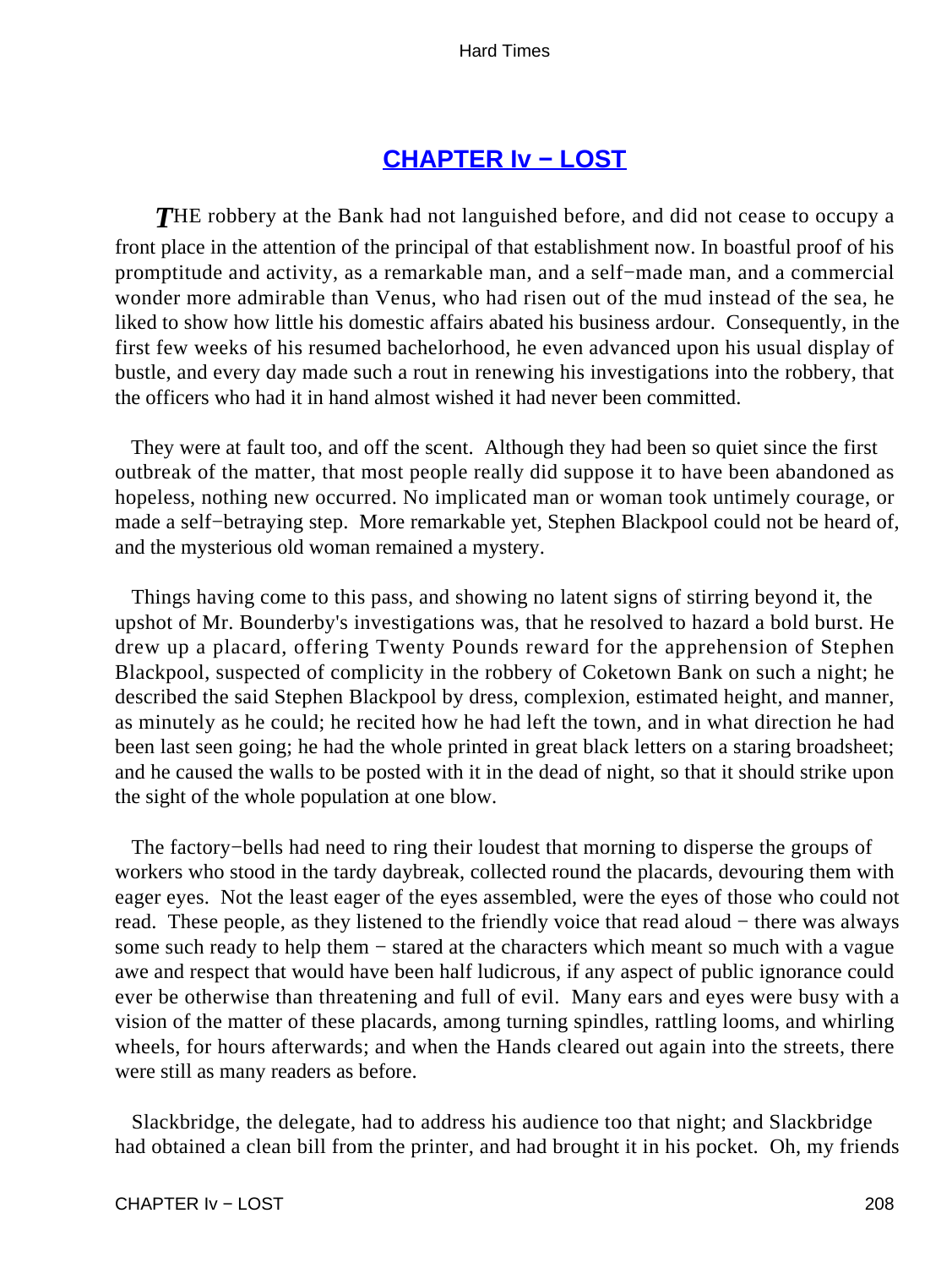## CHAPTER Iv − LOST

*T*HE robbery at the Bank had not languished before, and did not cease to occupy a front place in the attention of the principal of that establishment now. In boastful proof of his promptitude and activity, as a remarkable man, and a self−made man, and a commercial wonder more admirable than Venus, who had risen out of the mud instead of the sea, he liked to show how little his domestic affairs abated his business ardour. Consequently, in the first few weeks of his resumed bachelorhood, he even advanced upon his usual display of bustle, and every day made such a rout in renewing his investigations into the robbery, that the officers who had it in hand almost wished it had never been committed.

They were at fault too, and off the scent. Although they had been so quiet since the first outbreak of the matter, that most people really did suppose it to have been abandoned as hopeless, nothing new occurred. No implicated man or woman took untimely courage, or made a self−betraying step. More remarkable yet, Stephen Blackpool could not be heard of, and the mysterious old woman remained a mystery.

Things having come to this pass, and showing no latent signs of stirring beyond it, the upshot of Mr. Bounderby's investigations was, that he resolved to hazard a bold burst. He drew up a placard, offering Twenty Pounds reward for the apprehension of Stephen Blackpool, suspected of complicity in the robbery of Coketown Bank on such a night; he described the said Stephen Blackpool by dress, complexion, estimated height, and manner, as minutely as he could; he recited how he had left the town, and in what direction he had been last seen going; he had the whole printed in great black letters on a staring broadsheet; and he caused the walls to be posted with it in the dead of night, so that it should strike upon the sight of the whole population at one blow.

The factory−bells had need to ring their loudest that morning to disperse the groups of workers who stood in the tardy daybreak, collected round the placards, devouring them with eager eyes. Not the least eager of the eyes assembled, were the eyes of those who could not read. These people, as they listened to the friendly voice that read aloud − there was always some such ready to help them − stared at the characters which meant so much with a vague awe and respect that would have been half ludicrous, if any aspect of public ignorance could ever be otherwise than threatening and full of evil. Many ears and eyes were busy with a vision of the matter of these placards, among turning spindles, rattling looms, and whirling wheels, for hours afterwards; and when the Hands cleared out again into the streets, there were still as many readers as before.

Slackbridge, the delegate, had to address his audience too that night; and Slackbridge had obtained a clean bill from the printer, and had brought it in his pocket. Oh, my friends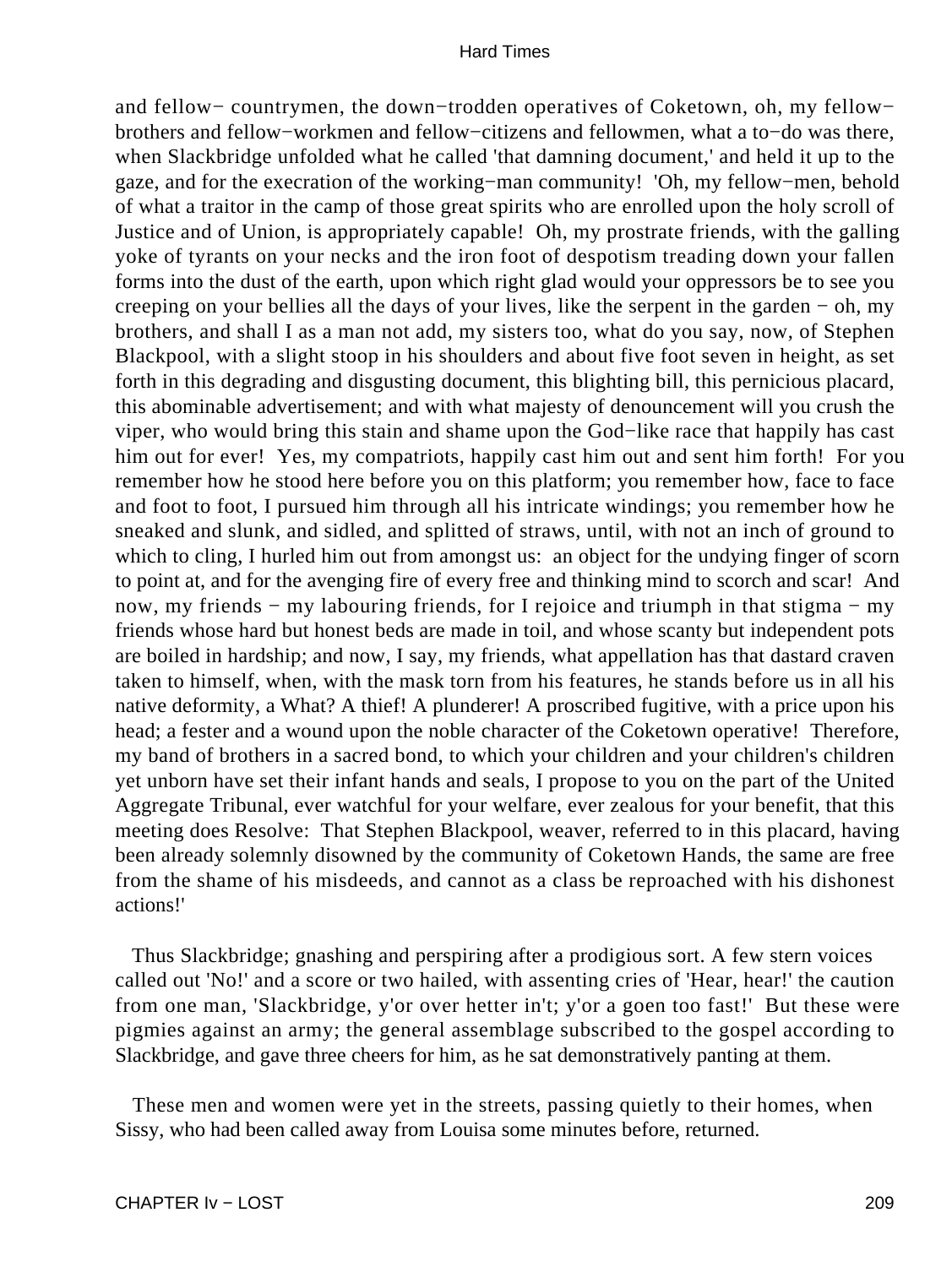and fellow− countrymen, the down−trodden operatives of Coketown, oh, my fellow−brothers and fellow−workmen and fellow−citizens and fellowmen, what a to−do was there, when Slackbridge unfolded what he called 'that damning document,' and held it up to the gaze, and for the execration of the working−man community! 'Oh, my fellow−men, behold of what a traitor in the camp of those great spirits who are enrolled upon the holy scroll of Justice and of Union, is appropriately capable! Oh, my prostrate friends, with the galling yoke of tyrants on your necks and the iron foot of despotism treading down your fallen forms into the dust of the earth, upon which right glad would your oppressors be to see you creeping on your bellies all the days of your lives, like the serpent in the garden − oh, my brothers, and shall I as a man not add, my sisters too, what do you say, now, of Stephen Blackpool, with a slight stoop in his shoulders and about five foot seven in height, as set forth in this degrading and disgusting document, this blighting bill, this pernicious placard, this abominable advertisement; and with what majesty of denouncement will you crush the viper, who would bring this stain and shame upon the God−like race that happily has cast him out for ever! Yes, my compatriots, happily cast him out and sent him forth! For you remember how he stood here before you on this platform; you remember how, face to face and foot to foot, I pursued him through all his intricate windings; you remember how he sneaked and slunk, and sidled, and splitted of straws, until, with not an inch of ground to which to cling, I hurled him out from amongst us: an object for the undying finger of scorn to point at, and for the avenging fire of every free and thinking mind to scorch and scar! And now, my friends − my labouring friends, for I rejoice and triumph in that stigma − my friends whose hard but honest beds are made in toil, and whose scanty but independent pots are boiled in hardship; and now, I say, my friends, what appellation has that dastard craven taken to himself, when, with the mask torn from his features, he stands before us in all his native deformity, a What? A thief! A plunderer! A proscribed fugitive, with a price upon his head; a fester and a wound upon the noble character of the Coketown operative! Therefore, my band of brothers in a sacred bond, to which your children and your children's children yet unborn have set their infant hands and seals, I propose to you on the part of the United Aggregate Tribunal, ever watchful for your welfare, ever zealous for your benefit, that this meeting does Resolve: That Stephen Blackpool, weaver, referred to in this placard, having been already solemnly disowned by the community of Coketown Hands, the same are free from the shame of his misdeeds, and cannot as a class be reproached with his dishonest actions!'

Thus Slackbridge; gnashing and perspiring after a prodigious sort. A few stern voices called out 'No!' and a score or two hailed, with assenting cries of 'Hear, hear!' the caution from one man, 'Slackbridge, y'or over hetter in't; y'or a goen too fast!' But these were pigmies against an army; the general assemblage subscribed to the gospel according to Slackbridge, and gave three cheers for him, as he sat demonstratively panting at them.

These men and women were yet in the streets, passing quietly to their homes, when Sissy, who had been called away from Louisa some minutes before, returned.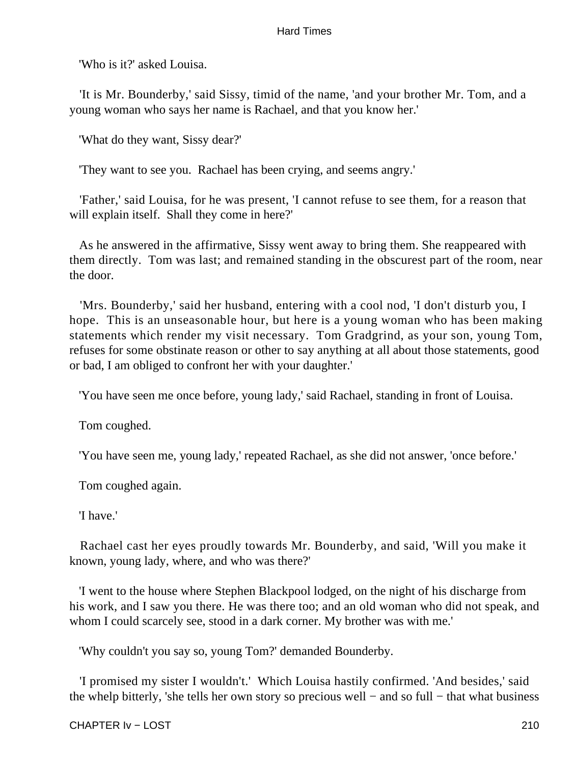'Who is it?' asked Louisa.

'It is Mr. Bounderby,' said Sissy, timid of the name, 'and your brother Mr. Tom, and a young woman who says her name is Rachael, and that you know her.'

'What do they want, Sissy dear?'

'They want to see you. Rachael has been crying, and seems angry.'

'Father,' said Louisa, for he was present, 'I cannot refuse to see them, for a reason that will explain itself. Shall they come in here?'

As he answered in the affirmative, Sissy went away to bring them. She reappeared with them directly. Tom was last; and remained standing in the obscurest part of the room, near the door.

'Mrs. Bounderby,' said her husband, entering with a cool nod, 'I don't disturb you, I hope. This is an unseasonable hour, but here is a young woman who has been making statements which render my visit necessary. Tom Gradgrind, as your son, young Tom, refuses for some obstinate reason or other to say anything at all about those statements, good or bad, I am obliged to confront her with your daughter.'

'You have seen me once before, young lady,' said Rachael, standing in front of Louisa.

Tom coughed.

'You have seen me, young lady,' repeated Rachael, as she did not answer, 'once before.'

Tom coughed again.

'I have.'

Rachael cast her eyes proudly towards Mr. Bounderby, and said, 'Will you make it known, young lady, where, and who was there?'

'I went to the house where Stephen Blackpool lodged, on the night of his discharge from his work, and I saw you there. He was there too; and an old woman who did not speak, and whom I could scarcely see, stood in a dark corner. My brother was with me.'

'Why couldn't you say so, young Tom?' demanded Bounderby.

'I promised my sister I wouldn't.' Which Louisa hastily confirmed. 'And besides,' said the whelp bitterly, 'she tells her own story so precious well − and so full − that what business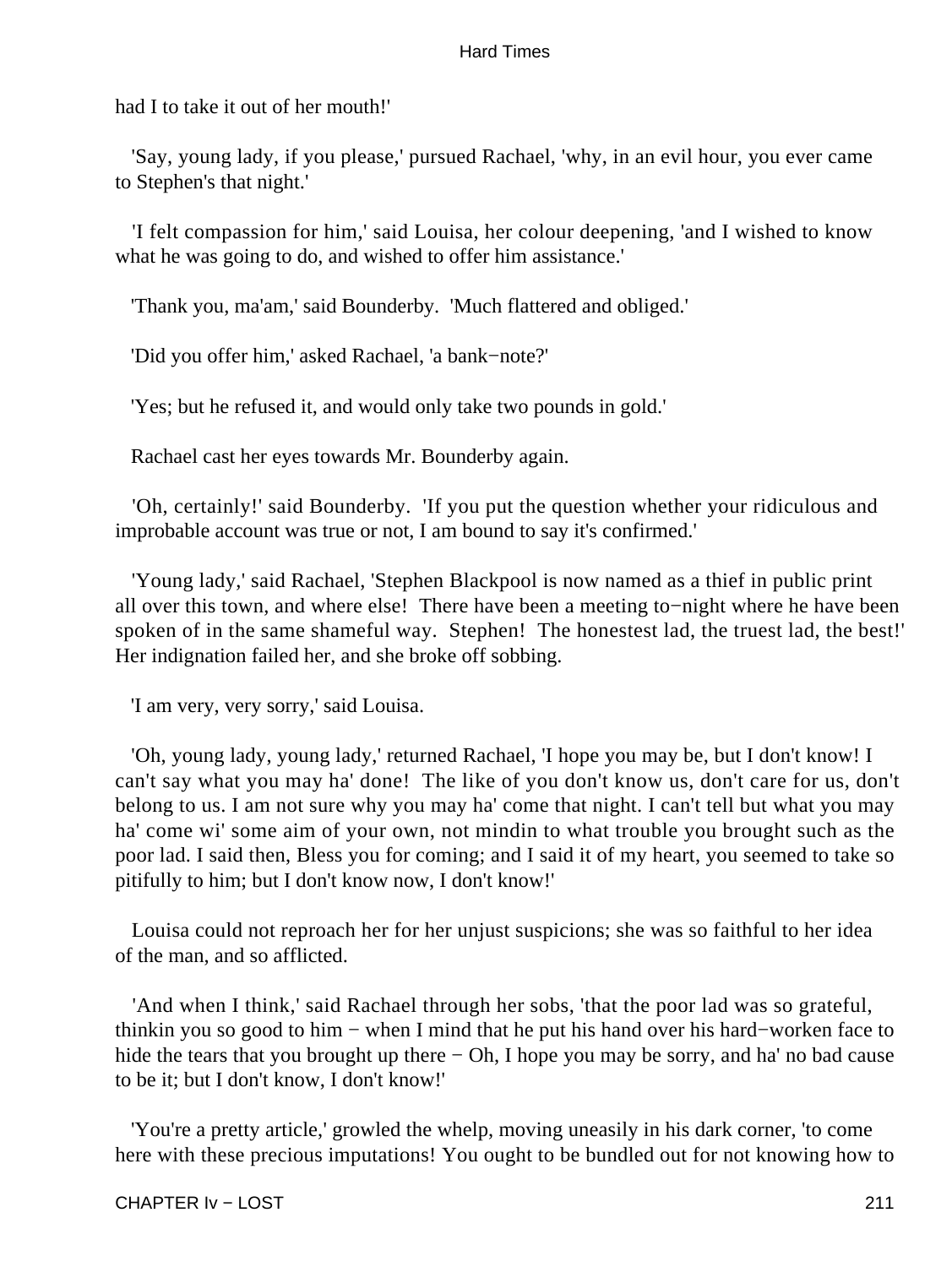had I to take it out of her mouth!'

'Say, young lady, if you please,' pursued Rachael, 'why, in an evil hour, you ever came to Stephen's that night.'

'I felt compassion for him,' said Louisa, her colour deepening, 'and I wished to know what he was going to do, and wished to offer him assistance.'

'Thank you, ma'am,' said Bounderby. 'Much flattered and obliged.'

'Did you offer him,' asked Rachael, 'a bank−note?'

'Yes; but he refused it, and would only take two pounds in gold.'

Rachael cast her eyes towards Mr. Bounderby again.

'Oh, certainly!' said Bounderby. 'If you put the question whether your ridiculous and improbable account was true or not, I am bound to say it's confirmed.'

'Young lady,' said Rachael, 'Stephen Blackpool is now named as a thief in public print all over this town, and where else! There have been a meeting to−night where he have been spoken of in the same shameful way. Stephen! The honestest lad, the truest lad, the best!' Her indignation failed her, and she broke off sobbing.

'I am very, very sorry,' said Louisa.

'Oh, young lady, young lady,' returned Rachael, 'I hope you may be, but I don't know! I can't say what you may ha' done! The like of you don't know us, don't care for us, don't belong to us. I am not sure why you may ha' come that night. I can't tell but what you may ha' come wi' some aim of your own, not mindin to what trouble you brought such as the poor lad. I said then, Bless you for coming; and I said it of my heart, you seemed to take so pitifully to him; but I don't know now, I don't know!'

Louisa could not reproach her for her unjust suspicions; she was so faithful to her idea of the man, and so afflicted.

'And when I think,' said Rachael through her sobs, 'that the poor lad was so grateful, thinkin you so good to him − when I mind that he put his hand over his hard−worken face to hide the tears that you brought up there − Oh, I hope you may be sorry, and ha' no bad cause to be it; but I don't know, I don't know!'

'You're a pretty article,' growled the whelp, moving uneasily in his dark corner, 'to come here with these precious imputations! You ought to be bundled out for not knowing how to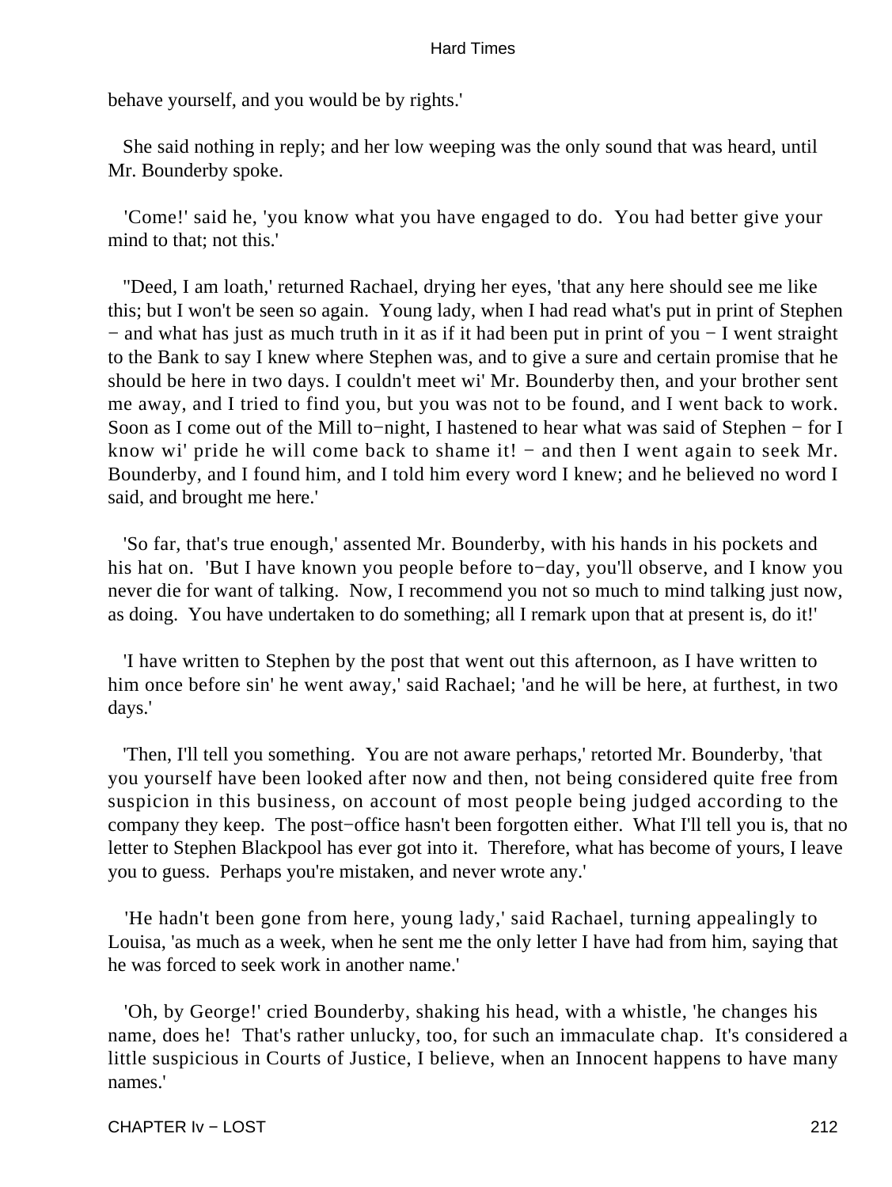behave yourself, and you would be by rights.'

She said nothing in reply; and her low weeping was the only sound that was heard, until Mr. Bounderby spoke.

'Come!' said he, 'you know what you have engaged to do. You had better give your mind to that; not this.'

''Deed, I am loath,' returned Rachael, drying her eyes, 'that any here should see me like this; but I won't be seen so again. Young lady, when I had read what's put in print of Stephen − and what has just as much truth in it as if it had been put in print of you − I went straight to the Bank to say I knew where Stephen was, and to give a sure and certain promise that he should be here in two days. I couldn't meet wi' Mr. Bounderby then, and your brother sent me away, and I tried to find you, but you was not to be found, and I went back to work. Soon as I come out of the Mill to−night, I hastened to hear what was said of Stephen − for I know wi' pride he will come back to shame it! − and then I went again to seek Mr. Bounderby, and I found him, and I told him every word I knew; and he believed no word I said, and brought me here.'

'So far, that's true enough,' assented Mr. Bounderby, with his hands in his pockets and his hat on. 'But I have known you people before to−day, you'll observe, and I know you never die for want of talking. Now, I recommend you not so much to mind talking just now, as doing. You have undertaken to do something; all I remark upon that at present is, do it!'

'I have written to Stephen by the post that went out this afternoon, as I have written to him once before sin' he went away,' said Rachael; 'and he will be here, at furthest, in two days.'

'Then, I'll tell you something. You are not aware perhaps,' retorted Mr. Bounderby, 'that you yourself have been looked after now and then, not being considered quite free from suspicion in this business, on account of most people being judged according to the company they keep. The post−office hasn't been forgotten either. What I'll tell you is, that no letter to Stephen Blackpool has ever got into it. Therefore, what has become of yours, I leave you to guess. Perhaps you're mistaken, and never wrote any.'

'He hadn't been gone from here, young lady,' said Rachael, turning appealingly to Louisa, 'as much as a week, when he sent me the only letter I have had from him, saying that he was forced to seek work in another name.'

'Oh, by George!' cried Bounderby, shaking his head, with a whistle, 'he changes his name, does he! That's rather unlucky, too, for such an immaculate chap. It's considered a little suspicious in Courts of Justice, I believe, when an Innocent happens to have many names.'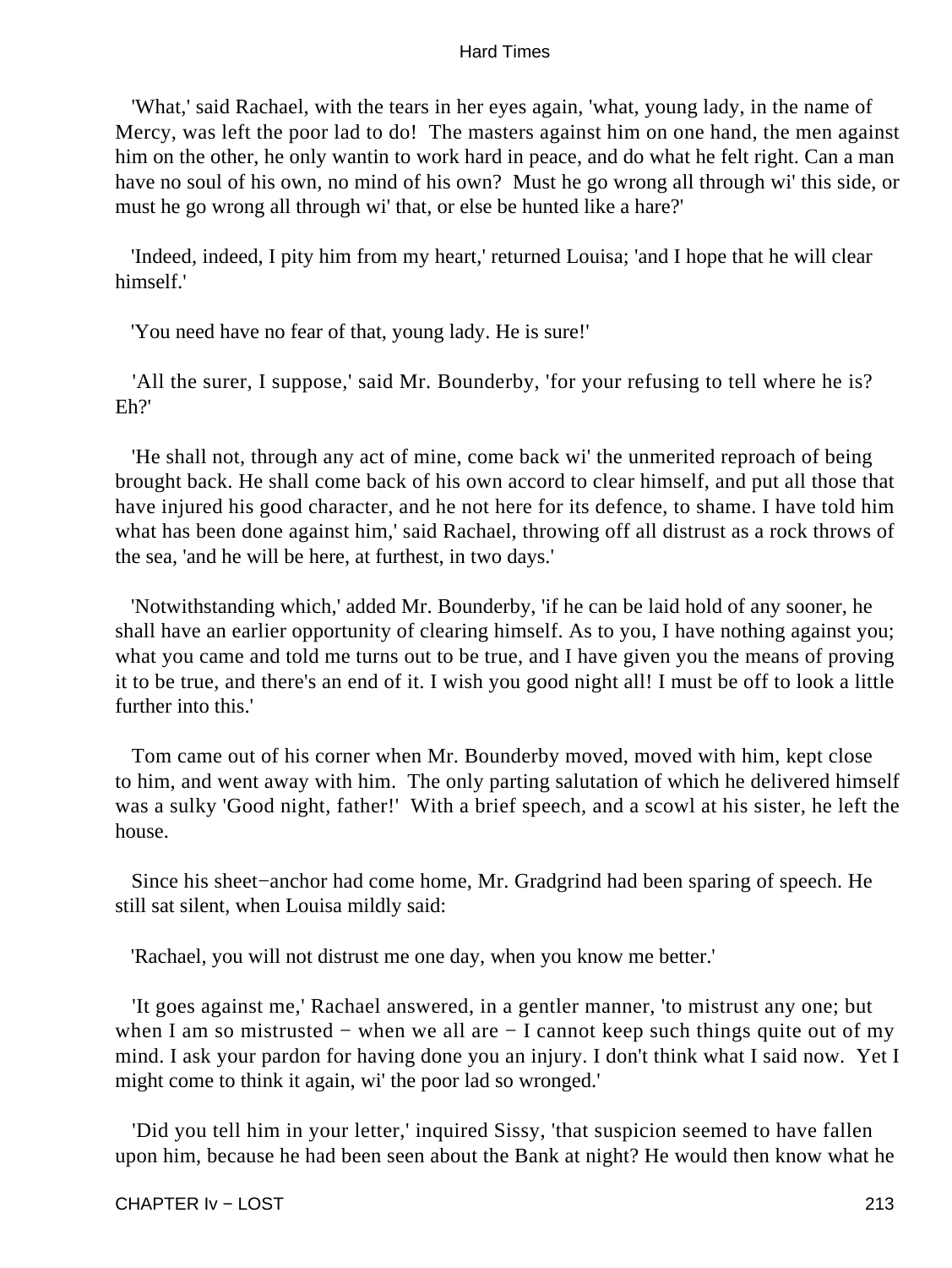'What,' said Rachael, with the tears in her eyes again, 'what, young lady, in the name of Mercy, was left the poor lad to do! The masters against him on one hand, the men against him on the other, he only wantin to work hard in peace, and do what he felt right. Can a man have no soul of his own, no mind of his own? Must he go wrong all through wi' this side, or must he go wrong all through wi' that, or else be hunted like a hare?'

'Indeed, indeed, I pity him from my heart,' returned Louisa; 'and I hope that he will clear himself.'

'You need have no fear of that, young lady. He is sure!'

'All the surer, I suppose,' said Mr. Bounderby, 'for your refusing to tell where he is? Eh?'

'He shall not, through any act of mine, come back wi' the unmerited reproach of being brought back. He shall come back of his own accord to clear himself, and put all those that have injured his good character, and he not here for its defence, to shame. I have told him what has been done against him,' said Rachael, throwing off all distrust as a rock throws of the sea, 'and he will be here, at furthest, in two days.'

'Notwithstanding which,' added Mr. Bounderby, 'if he can be laid hold of any sooner, he shall have an earlier opportunity of clearing himself. As to you, I have nothing against you; what you came and told me turns out to be true, and I have given you the means of proving it to be true, and there's an end of it. I wish you good night all! I must be off to look a little further into this.'

Tom came out of his corner when Mr. Bounderby moved, moved with him, kept close to him, and went away with him. The only parting salutation of which he delivered himself was a sulky 'Good night, father!' With a brief speech, and a scowl at his sister, he left the house.

Since his sheet−anchor had come home, Mr. Gradgrind had been sparing of speech. He still sat silent, when Louisa mildly said:

'Rachael, you will not distrust me one day, when you know me better.'

'It goes against me,' Rachael answered, in a gentler manner, 'to mistrust any one; but when I am so mistrusted − when we all are − I cannot keep such things quite out of my mind. I ask your pardon for having done you an injury. I don't think what I said now. Yet I might come to think it again, wi' the poor lad so wronged.'

'Did you tell him in your letter,' inquired Sissy, 'that suspicion seemed to have fallen upon him, because he had been seen about the Bank at night? He would then know what he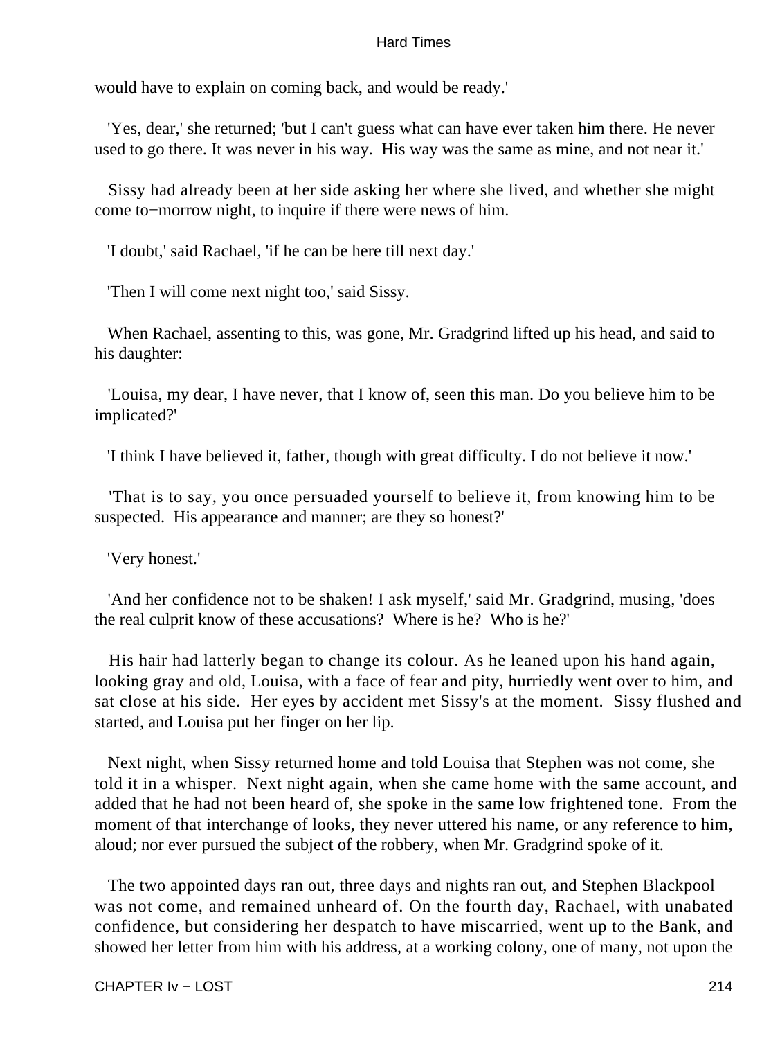would have to explain on coming back, and would be ready.'

'Yes, dear,' she returned; 'but I can't guess what can have ever taken him there. He never used to go there. It was never in his way. His way was the same as mine, and not near it.'

Sissy had already been at her side asking her where she lived, and whether she might come to−morrow night, to inquire if there were news of him.

'I doubt,' said Rachael, 'if he can be here till next day.'

'Then I will come next night too,' said Sissy.

When Rachael, assenting to this, was gone, Mr. Gradgrind lifted up his head, and said to his daughter:

'Louisa, my dear, I have never, that I know of, seen this man. Do you believe him to be implicated?'

'I think I have believed it, father, though with great difficulty. I do not believe it now.'

'That is to say, you once persuaded yourself to believe it, from knowing him to be suspected. His appearance and manner; are they so honest?'

'Very honest.'

'And her confidence not to be shaken! I ask myself,' said Mr. Gradgrind, musing, 'does the real culprit know of these accusations? Where is he? Who is he?'

His hair had latterly began to change its colour. As he leaned upon his hand again, looking gray and old, Louisa, with a face of fear and pity, hurriedly went over to him, and sat close at his side. Her eyes by accident met Sissy's at the moment. Sissy flushed and started, and Louisa put her finger on her lip.

Next night, when Sissy returned home and told Louisa that Stephen was not come, she told it in a whisper. Next night again, when she came home with the same account, and added that he had not been heard of, she spoke in the same low frightened tone. From the moment of that interchange of looks, they never uttered his name, or any reference to him, aloud; nor ever pursued the subject of the robbery, when Mr. Gradgrind spoke of it.

The two appointed days ran out, three days and nights ran out, and Stephen Blackpool was not come, and remained unheard of. On the fourth day, Rachael, with unabated confidence, but considering her despatch to have miscarried, went up to the Bank, and showed her letter from him with his address, at a working colony, one of many, not upon the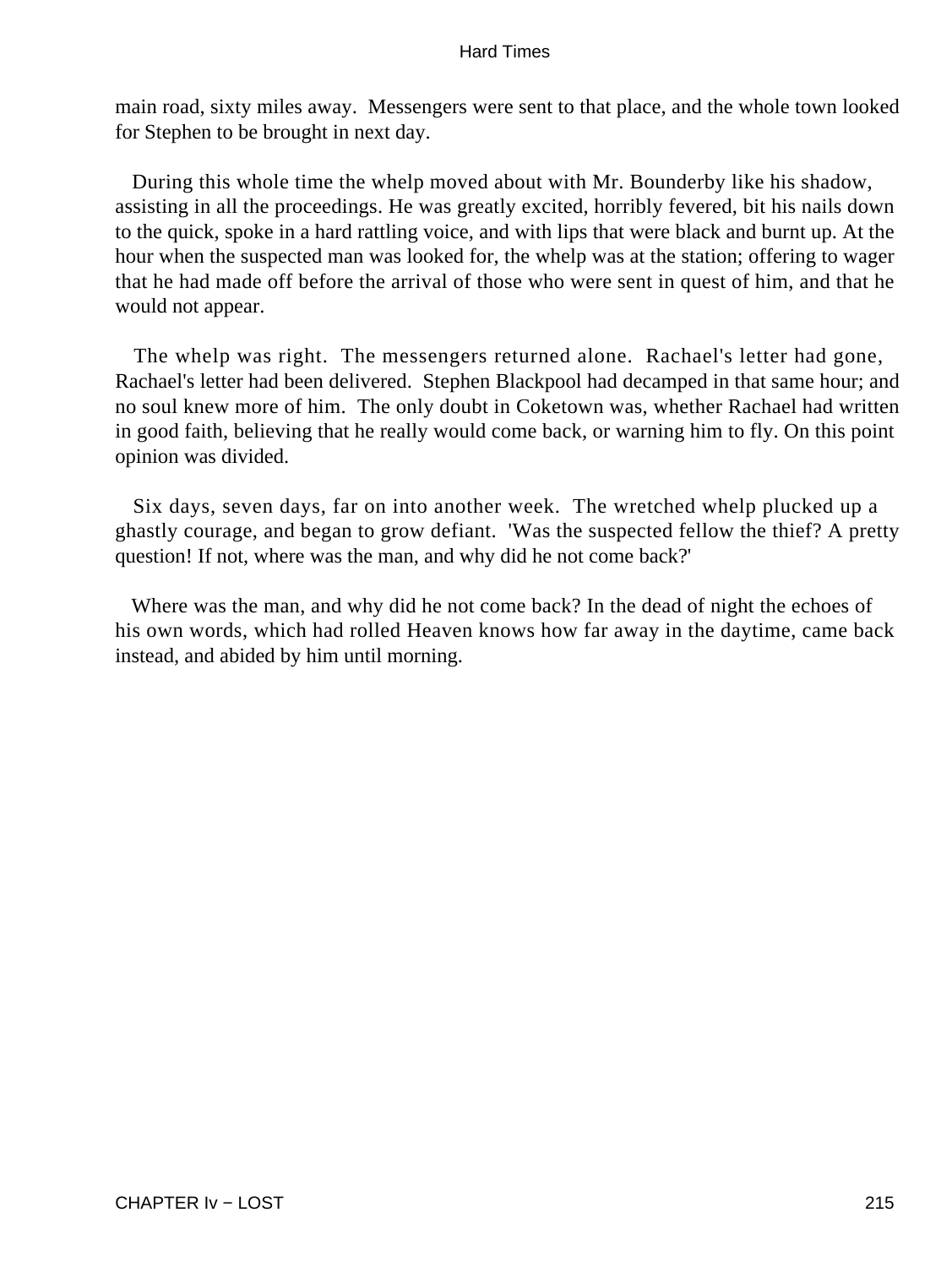main road, sixty miles away. Messengers were sent to that place, and the whole town looked for Stephen to be brought in next day.

During this whole time the whelp moved about with Mr. Bounderby like his shadow, assisting in all the proceedings. He was greatly excited, horribly fevered, bit his nails down to the quick, spoke in a hard rattling voice, and with lips that were black and burnt up. At the hour when the suspected man was looked for, the whelp was at the station; offering to wager that he had made off before the arrival of those who were sent in quest of him, and that he would not appear.

The whelp was right. The messengers returned alone. Rachael's letter had gone, Rachael's letter had been delivered. Stephen Blackpool had decamped in that same hour; and no soul knew more of him. The only doubt in Coketown was, whether Rachael had written in good faith, believing that he really would come back, or warning him to fly. On this point opinion was divided.

Six days, seven days, far on into another week. The wretched whelp plucked up a ghastly courage, and began to grow defiant. 'Was the suspected fellow the thief? A pretty question! If not, where was the man, and why did he not come back?'

Where was the man, and why did he not come back? In the dead of night the echoes of his own words, which had rolled Heaven knows how far away in the daytime, came back instead, and abided by him until morning.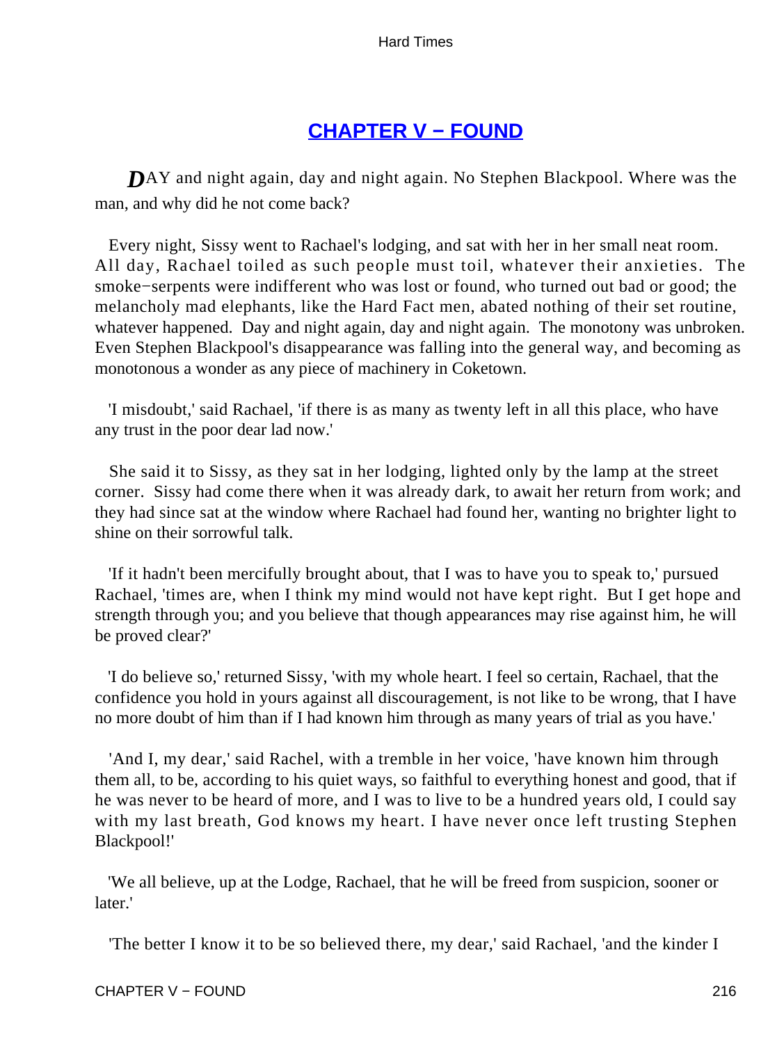## CHAPTER V − FOUND

DAY and night again, day and night again. No Stephen Blackpool. Where was the man, and why did he not come back?

Every night, Sissy went to Rachael's lodging, and sat with her in her small neat room. All day, Rachael toiled as such people must toil, whatever their anxieties. The smoke−serpents were indifferent who was lost or found, who turned out bad or good; the melancholy mad elephants, like the Hard Fact men, abated nothing of their set routine, whatever happened. Day and night again, day and night again. The monotony was unbroken. Even Stephen Blackpool's disappearance was falling into the general way, and becoming as monotonous a wonder as any piece of machinery in Coketown.

'I misdoubt,' said Rachael, 'if there is as many as twenty left in all this place, who have any trust in the poor dear lad now.'

She said it to Sissy, as they sat in her lodging, lighted only by the lamp at the street corner. Sissy had come there when it was already dark, to await her return from work; and they had since sat at the window where Rachael had found her, wanting no brighter light to shine on their sorrowful talk.

'If it hadn't been mercifully brought about, that I was to have you to speak to,' pursued Rachael, 'times are, when I think my mind would not have kept right. But I get hope and strength through you; and you believe that though appearances may rise against him, he will be proved clear?'

'I do believe so,' returned Sissy, 'with my whole heart. I feel so certain, Rachael, that the confidence you hold in yours against all discouragement, is not like to be wrong, that I have no more doubt of him than if I had known him through as many years of trial as you have.'

'And I, my dear,' said Rachel, with a tremble in her voice, 'have known him through them all, to be, according to his quiet ways, so faithful to everything honest and good, that if he was never to be heard of more, and I was to live to be a hundred years old, I could say with my last breath, God knows my heart. I have never once left trusting Stephen Blackpool!'

'We all believe, up at the Lodge, Rachael, that he will be freed from suspicion, sooner or later.'

'The better I know it to be so believed there, my dear,' said Rachael, 'and the kinder I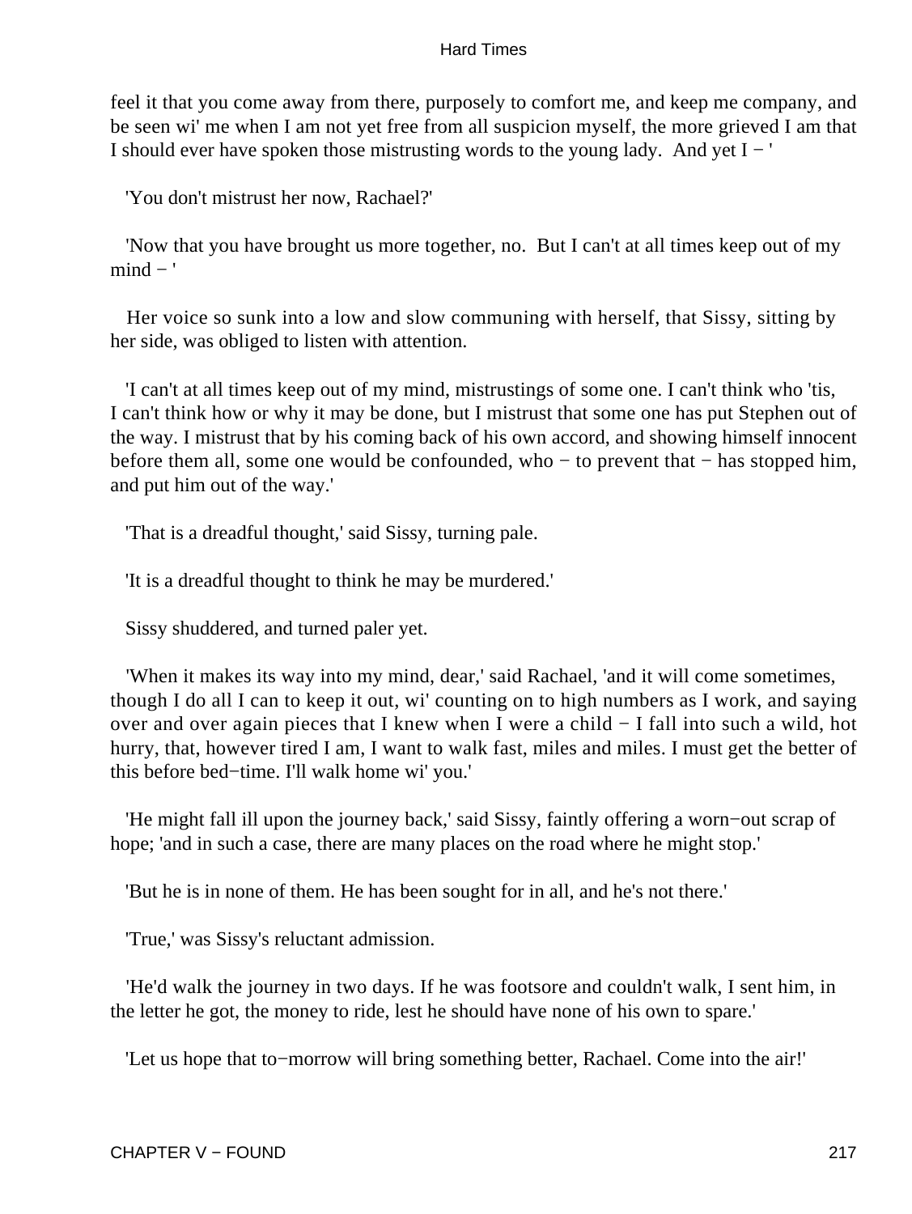feel it that you come away from there, purposely to comfort me, and keep me company, and be seen wi' me when I am not yet free from all suspicion myself, the more grieved I am that I should ever have spoken those mistrusting words to the young lady. And yet I − '

'You don't mistrust her now, Rachael?'

'Now that you have brought us more together, no. But I can't at all times keep out of my mind − '

Her voice so sunk into a low and slow communing with herself, that Sissy, sitting by her side, was obliged to listen with attention.

'I can't at all times keep out of my mind, mistrustings of some one. I can't think who 'tis, I can't think how or why it may be done, but I mistrust that some one has put Stephen out of the way. I mistrust that by his coming back of his own accord, and showing himself innocent before them all, some one would be confounded, who − to prevent that − has stopped him, and put him out of the way.'

'That is a dreadful thought,' said Sissy, turning pale.

'It is a dreadful thought to think he may be murdered.'

Sissy shuddered, and turned paler yet.

'When it makes its way into my mind, dear,' said Rachael, 'and it will come sometimes, though I do all I can to keep it out, wi' counting on to high numbers as I work, and saying over and over again pieces that I knew when I were a child − I fall into such a wild, hot hurry, that, however tired I am, I want to walk fast, miles and miles. I must get the better of this before bed−time. I'll walk home wi' you.'

'He might fall ill upon the journey back,' said Sissy, faintly offering a worn−out scrap of hope; 'and in such a case, there are many places on the road where he might stop.'

'But he is in none of them. He has been sought for in all, and he's not there.'

'True,' was Sissy's reluctant admission.

'He'd walk the journey in two days. If he was footsore and couldn't walk, I sent him, in the letter he got, the money to ride, lest he should have none of his own to spare.'

'Let us hope that to−morrow will bring something better, Rachael. Come into the air!'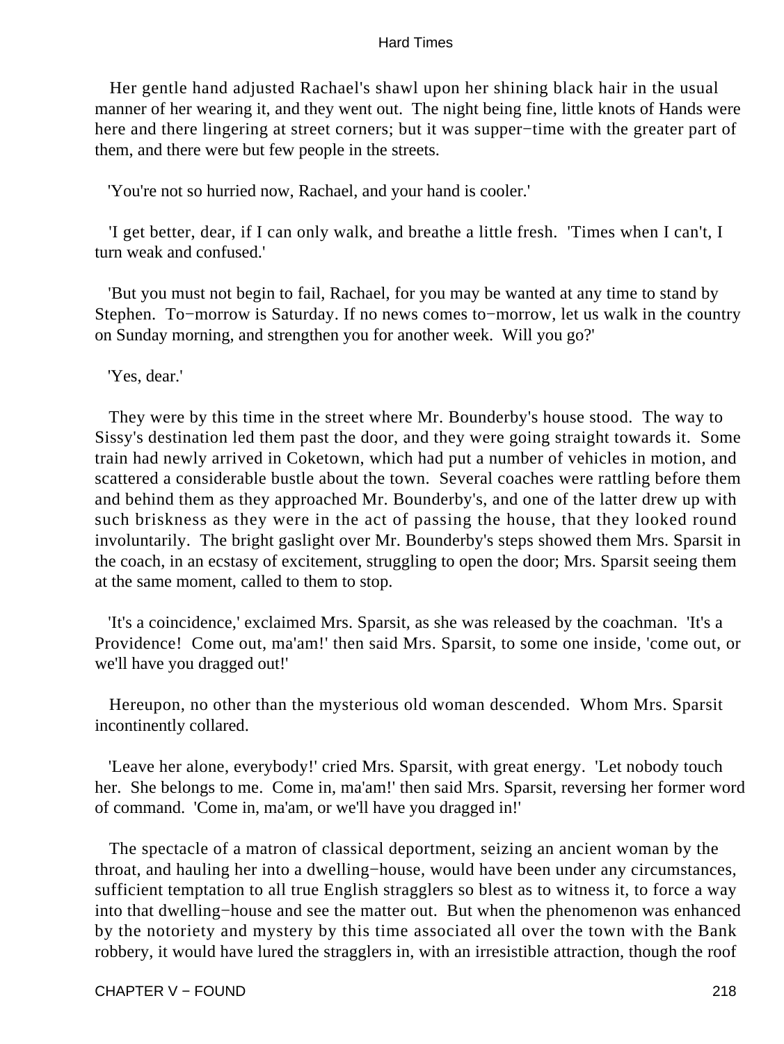Her gentle hand adjusted Rachael's shawl upon her shining black hair in the usual manner of her wearing it, and they went out. The night being fine, little knots of Hands were here and there lingering at street corners; but it was supper−time with the greater part of them, and there were but few people in the streets.

'You're not so hurried now, Rachael, and your hand is cooler.'

'I get better, dear, if I can only walk, and breathe a little fresh. 'Times when I can't, I turn weak and confused.'

'But you must not begin to fail, Rachael, for you may be wanted at any time to stand by Stephen. To−morrow is Saturday. If no news comes to−morrow, let us walk in the country on Sunday morning, and strengthen you for another week. Will you go?'

'Yes, dear.'

They were by this time in the street where Mr. Bounderby's house stood. The way to Sissy's destination led them past the door, and they were going straight towards it. Some train had newly arrived in Coketown, which had put a number of vehicles in motion, and scattered a considerable bustle about the town. Several coaches were rattling before them and behind them as they approached Mr. Bounderby's, and one of the latter drew up with such briskness as they were in the act of passing the house, that they looked round involuntarily. The bright gaslight over Mr. Bounderby's steps showed them Mrs. Sparsit in the coach, in an ecstasy of excitement, struggling to open the door; Mrs. Sparsit seeing them at the same moment, called to them to stop.

'It's a coincidence,' exclaimed Mrs. Sparsit, as she was released by the coachman. 'It's a Providence! Come out, ma'am!' then said Mrs. Sparsit, to some one inside, 'come out, or we'll have you dragged out!'

Hereupon, no other than the mysterious old woman descended. Whom Mrs. Sparsit incontinently collared.

'Leave her alone, everybody!' cried Mrs. Sparsit, with great energy. 'Let nobody touch her. She belongs to me. Come in, ma'am!' then said Mrs. Sparsit, reversing her former word of command. 'Come in, ma'am, or we'll have you dragged in!'

The spectacle of a matron of classical deportment, seizing an ancient woman by the throat, and hauling her into a dwelling−house, would have been under any circumstances, sufficient temptation to all true English stragglers so blest as to witness it, to force a way into that dwelling−house and see the matter out. But when the phenomenon was enhanced by the notoriety and mystery by this time associated all over the town with the Bank robbery, it would have lured the stragglers in, with an irresistible attraction, though the roof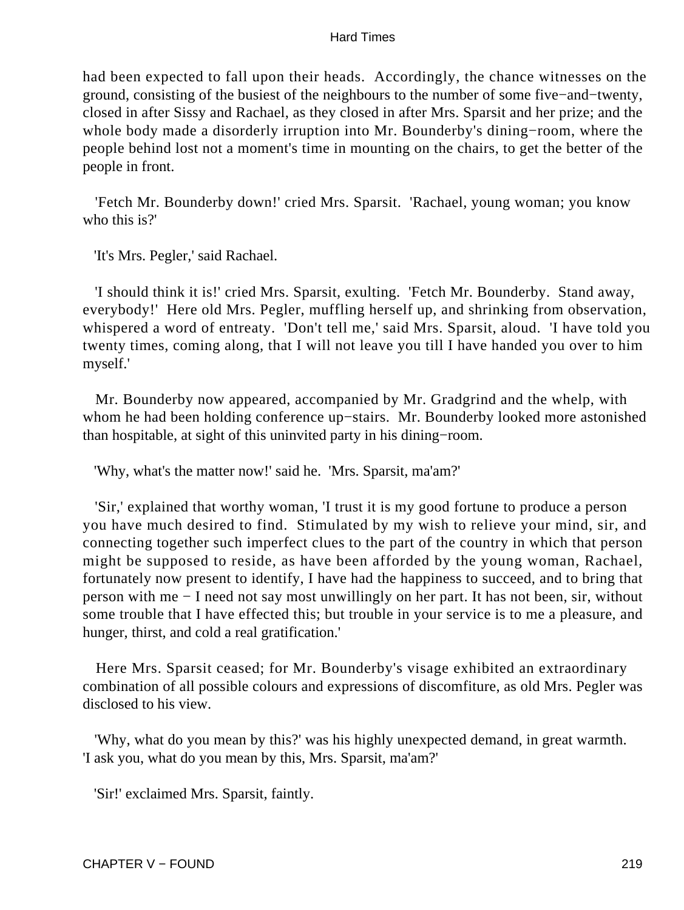had been expected to fall upon their heads. Accordingly, the chance witnesses on the ground, consisting of the busiest of the neighbours to the number of some five−and−twenty, closed in after Sissy and Rachael, as they closed in after Mrs. Sparsit and her prize; and the whole body made a disorderly irruption into Mr. Bounderby's dining−room, where the people behind lost not a moment's time in mounting on the chairs, to get the better of the people in front.

'Fetch Mr. Bounderby down!' cried Mrs. Sparsit. 'Rachael, young woman; you know who this is?'

'It's Mrs. Pegler,' said Rachael.

'I should think it is!' cried Mrs. Sparsit, exulting. 'Fetch Mr. Bounderby. Stand away, everybody!' Here old Mrs. Pegler, muffling herself up, and shrinking from observation, whispered a word of entreaty. 'Don't tell me,' said Mrs. Sparsit, aloud. 'I have told you twenty times, coming along, that I will not leave you till I have handed you over to him myself.'

Mr. Bounderby now appeared, accompanied by Mr. Gradgrind and the whelp, with whom he had been holding conference up−stairs. Mr. Bounderby looked more astonished than hospitable, at sight of this uninvited party in his dining−room.

'Why, what's the matter now!' said he. 'Mrs. Sparsit, ma'am?'

'Sir,' explained that worthy woman, 'I trust it is my good fortune to produce a person you have much desired to find. Stimulated by my wish to relieve your mind, sir, and connecting together such imperfect clues to the part of the country in which that person might be supposed to reside, as have been afforded by the young woman, Rachael, fortunately now present to identify, I have had the happiness to succeed, and to bring that person with me − I need not say most unwillingly on her part. It has not been, sir, without some trouble that I have effected this; but trouble in your service is to me a pleasure, and hunger, thirst, and cold a real gratification.'

Here Mrs. Sparsit ceased; for Mr. Bounderby's visage exhibited an extraordinary combination of all possible colours and expressions of discomfiture, as old Mrs. Pegler was disclosed to his view.

'Why, what do you mean by this?' was his highly unexpected demand, in great warmth. 'I ask you, what do you mean by this, Mrs. Sparsit, ma'am?'

'Sir!' exclaimed Mrs. Sparsit, faintly.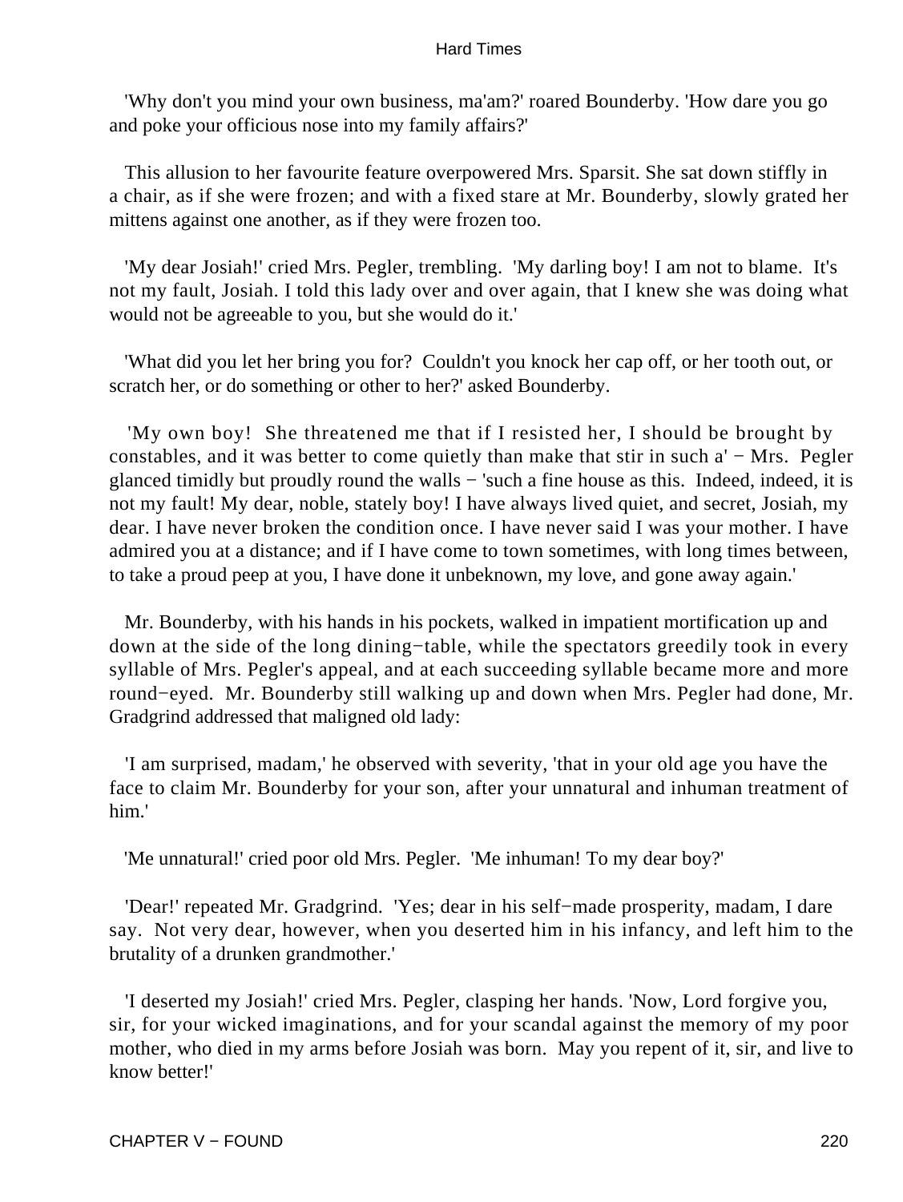'Why don't you mind your own business, ma'am?' roared Bounderby. 'How dare you go and poke your officious nose into my family affairs?'

This allusion to her favourite feature overpowered Mrs. Sparsit. She sat down stiffly in a chair, as if she were frozen; and with a fixed stare at Mr. Bounderby, slowly grated her mittens against one another, as if they were frozen too.

'My dear Josiah!' cried Mrs. Pegler, trembling. 'My darling boy! I am not to blame. It's not my fault, Josiah. I told this lady over and over again, that I knew she was doing what would not be agreeable to you, but she would do it.'

'What did you let her bring you for? Couldn't you knock her cap off, or her tooth out, or scratch her, or do something or other to her?' asked Bounderby.

'My own boy! She threatened me that if I resisted her, I should be brought by constables, and it was better to come quietly than make that stir in such a' − Mrs. Pegler glanced timidly but proudly round the walls − 'such a fine house as this. Indeed, indeed, it is not my fault! My dear, noble, stately boy! I have always lived quiet, and secret, Josiah, my dear. I have never broken the condition once. I have never said I was your mother. I have admired you at a distance; and if I have come to town sometimes, with long times between, to take a proud peep at you, I have done it unbeknown, my love, and gone away again.'

Mr. Bounderby, with his hands in his pockets, walked in impatient mortification up and down at the side of the long dining−table, while the spectators greedily took in every syllable of Mrs. Pegler's appeal, and at each succeeding syllable became more and more round−eyed. Mr. Bounderby still walking up and down when Mrs. Pegler had done, Mr. Gradgrind addressed that maligned old lady:

'I am surprised, madam,' he observed with severity, 'that in your old age you have the face to claim Mr. Bounderby for your son, after your unnatural and inhuman treatment of him.'

'Me unnatural!' cried poor old Mrs. Pegler. 'Me inhuman! To my dear boy?'

'Dear!' repeated Mr. Gradgrind. 'Yes; dear in his self−made prosperity, madam, I dare say. Not very dear, however, when you deserted him in his infancy, and left him to the brutality of a drunken grandmother.'

'I deserted my Josiah!' cried Mrs. Pegler, clasping her hands. 'Now, Lord forgive you, sir, for your wicked imaginations, and for your scandal against the memory of my poor mother, who died in my arms before Josiah was born. May you repent of it, sir, and live to know better!'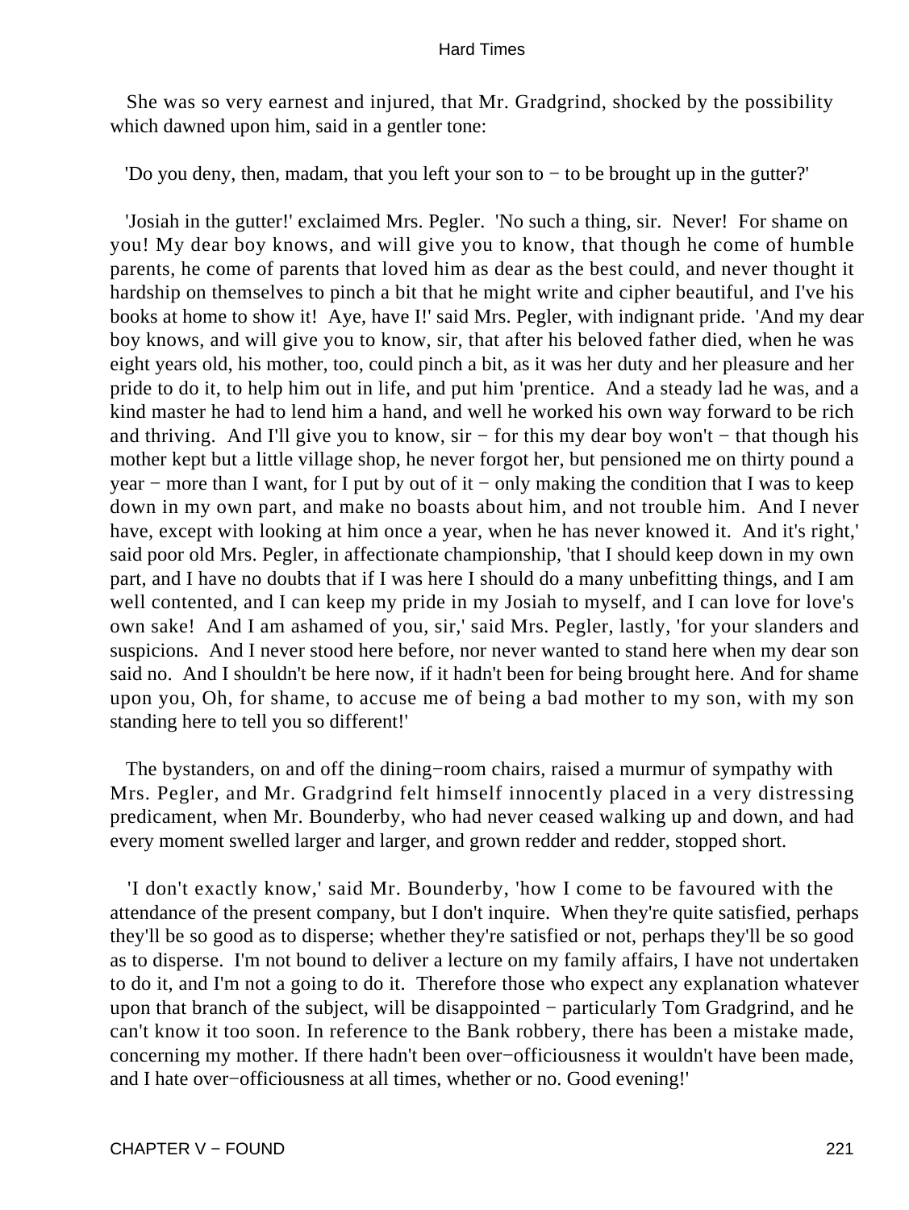She was so very earnest and injured, that Mr. Gradgrind, shocked by the possibility which dawned upon him, said in a gentler tone:

'Do you deny, then, madam, that you left your son to − to be brought up in the gutter?'

'Josiah in the gutter!' exclaimed Mrs. Pegler. 'No such a thing, sir. Never! For shame on you! My dear boy knows, and will give you to know, that though he come of humble parents, he come of parents that loved him as dear as the best could, and never thought it hardship on themselves to pinch a bit that he might write and cipher beautiful, and I've his books at home to show it! Aye, have I!' said Mrs. Pegler, with indignant pride. 'And my dear boy knows, and will give you to know, sir, that after his beloved father died, when he was eight years old, his mother, too, could pinch a bit, as it was her duty and her pleasure and her pride to do it, to help him out in life, and put him 'prentice. And a steady lad he was, and a kind master he had to lend him a hand, and well he worked his own way forward to be rich and thriving. And I'll give you to know, sir − for this my dear boy won't − that though his mother kept but a little village shop, he never forgot her, but pensioned me on thirty pound a year − more than I want, for I put by out of it − only making the condition that I was to keep down in my own part, and make no boasts about him, and not trouble him. And I never have, except with looking at him once a year, when he has never knowed it. And it's right,' said poor old Mrs. Pegler, in affectionate championship, 'that I should keep down in my own part, and I have no doubts that if I was here I should do a many unbefitting things, and I am well contented, and I can keep my pride in my Josiah to myself, and I can love for love's own sake! And I am ashamed of you, sir,' said Mrs. Pegler, lastly, 'for your slanders and suspicions. And I never stood here before, nor never wanted to stand here when my dear son said no. And I shouldn't be here now, if it hadn't been for being brought here. And for shame upon you, Oh, for shame, to accuse me of being a bad mother to my son, with my son standing here to tell you so different!'

The bystanders, on and off the dining−room chairs, raised a murmur of sympathy with Mrs. Pegler, and Mr. Gradgrind felt himself innocently placed in a very distressing predicament, when Mr. Bounderby, who had never ceased walking up and down, and had every moment swelled larger and larger, and grown redder and redder, stopped short.

'I don't exactly know,' said Mr. Bounderby, 'how I come to be favoured with the attendance of the present company, but I don't inquire. When they're quite satisfied, perhaps they'll be so good as to disperse; whether they're satisfied or not, perhaps they'll be so good as to disperse. I'm not bound to deliver a lecture on my family affairs, I have not undertaken to do it, and I'm not a going to do it. Therefore those who expect any explanation whatever upon that branch of the subject, will be disappointed − particularly Tom Gradgrind, and he can't know it too soon. In reference to the Bank robbery, there has been a mistake made, concerning my mother. If there hadn't been over−officiousness it wouldn't have been made, and I hate over−officiousness at all times, whether or no. Good evening!'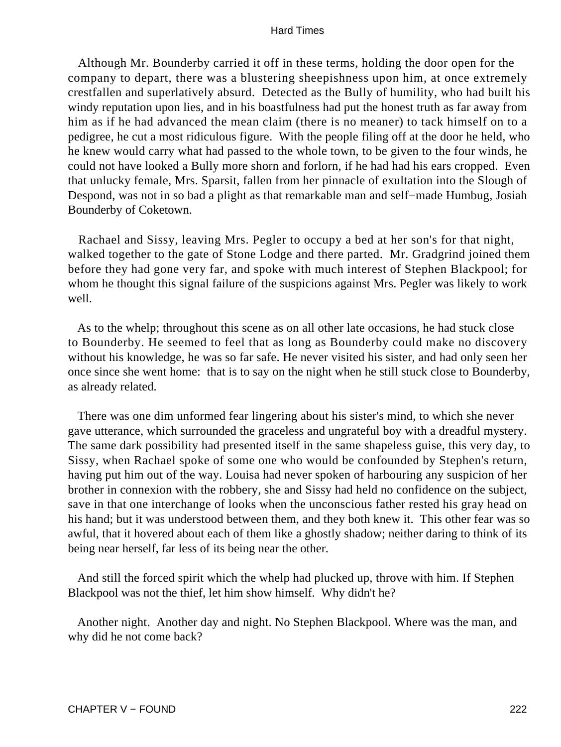Although Mr. Bounderby carried it off in these terms, holding the door open for the company to depart, there was a blustering sheepishness upon him, at once extremely crestfallen and superlatively absurd. Detected as the Bully of humility, who had built his windy reputation upon lies, and in his boastfulness had put the honest truth as far away from him as if he had advanced the mean claim (there is no meaner) to tack himself on to a pedigree, he cut a most ridiculous figure. With the people filing off at the door he held, who he knew would carry what had passed to the whole town, to be given to the four winds, he could not have looked a Bully more shorn and forlorn, if he had had his ears cropped. Even that unlucky female, Mrs. Sparsit, fallen from her pinnacle of exultation into the Slough of Despond, was not in so bad a plight as that remarkable man and self−made Humbug, Josiah Bounderby of Coketown.

Rachael and Sissy, leaving Mrs. Pegler to occupy a bed at her son's for that night, walked together to the gate of Stone Lodge and there parted. Mr. Gradgrind joined them before they had gone very far, and spoke with much interest of Stephen Blackpool; for whom he thought this signal failure of the suspicions against Mrs. Pegler was likely to work well.

As to the whelp; throughout this scene as on all other late occasions, he had stuck close to Bounderby. He seemed to feel that as long as Bounderby could make no discovery without his knowledge, he was so far safe. He never visited his sister, and had only seen her once since she went home: that is to say on the night when he still stuck close to Bounderby, as already related.

There was one dim unformed fear lingering about his sister's mind, to which she never gave utterance, which surrounded the graceless and ungrateful boy with a dreadful mystery. The same dark possibility had presented itself in the same shapeless guise, this very day, to Sissy, when Rachael spoke of some one who would be confounded by Stephen's return, having put him out of the way. Louisa had never spoken of harbouring any suspicion of her brother in connexion with the robbery, she and Sissy had held no confidence on the subject, save in that one interchange of looks when the unconscious father rested his gray head on his hand; but it was understood between them, and they both knew it. This other fear was so awful, that it hovered about each of them like a ghostly shadow; neither daring to think of its being near herself, far less of its being near the other.

And still the forced spirit which the whelp had plucked up, throve with him. If Stephen Blackpool was not the thief, let him show himself. Why didn't he?

Another night. Another day and night. No Stephen Blackpool. Where was the man, and why did he not come back?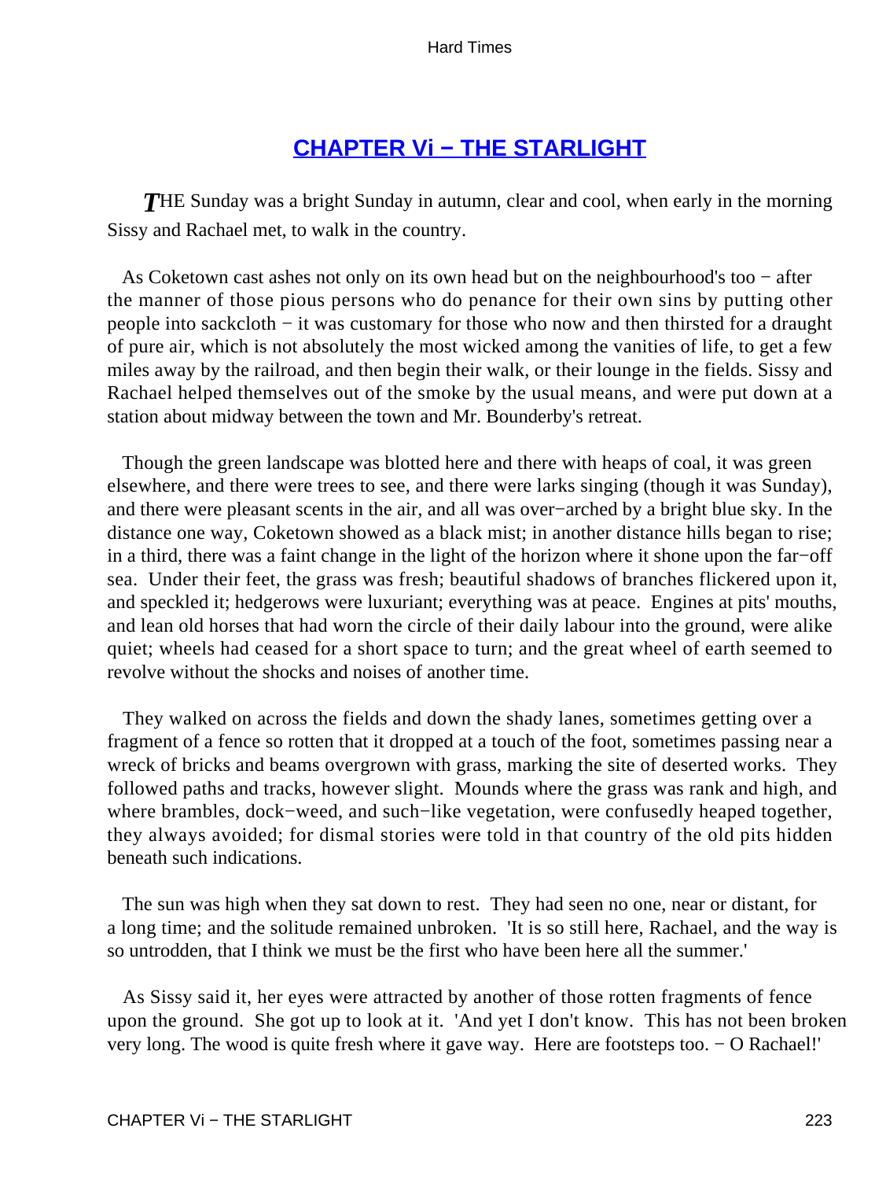## CHAPTER Vi − THE STARLIGHT

*T*HE Sunday was a bright Sunday in autumn, clear and cool, when early in the morning Sissy and Rachael met, to walk in the country.

As Coketown cast ashes not only on its own head but on the neighbourhood's too − after the manner of those pious persons who do penance for their own sins by putting other people into sackcloth − it was customary for those who now and then thirsted for a draught of pure air, which is not absolutely the most wicked among the vanities of life, to get a few miles away by the railroad, and then begin their walk, or their lounge in the fields. Sissy and Rachael helped themselves out of the smoke by the usual means, and were put down at a station about midway between the town and Mr. Bounderby's retreat.

Though the green landscape was blotted here and there with heaps of coal, it was green elsewhere, and there were trees to see, and there were larks singing (though it was Sunday), and there were pleasant scents in the air, and all was over−arched by a bright blue sky. In the distance one way, Coketown showed as a black mist; in another distance hills began to rise; in a third, there was a faint change in the light of the horizon where it shone upon the far−off sea. Under their feet, the grass was fresh; beautiful shadows of branches flickered upon it, and speckled it; hedgerows were luxuriant; everything was at peace. Engines at pits' mouths, and lean old horses that had worn the circle of their daily labour into the ground, were alike quiet; wheels had ceased for a short space to turn; and the great wheel of earth seemed to revolve without the shocks and noises of another time.

They walked on across the fields and down the shady lanes, sometimes getting over a fragment of a fence so rotten that it dropped at a touch of the foot, sometimes passing near a wreck of bricks and beams overgrown with grass, marking the site of deserted works. They followed paths and tracks, however slight. Mounds where the grass was rank and high, and where brambles, dock−weed, and such−like vegetation, were confusedly heaped together, they always avoided; for dismal stories were told in that country of the old pits hidden beneath such indications.

The sun was high when they sat down to rest. They had seen no one, near or distant, for a long time; and the solitude remained unbroken. 'It is so still here, Rachael, and the way is so untrodden, that I think we must be the first who have been here all the summer.'

As Sissy said it, her eyes were attracted by another of those rotten fragments of fence upon the ground. She got up to look at it. 'And yet I don't know. This has not been broken very long. The wood is quite fresh where it gave way. Here are footsteps too. − O Rachael!'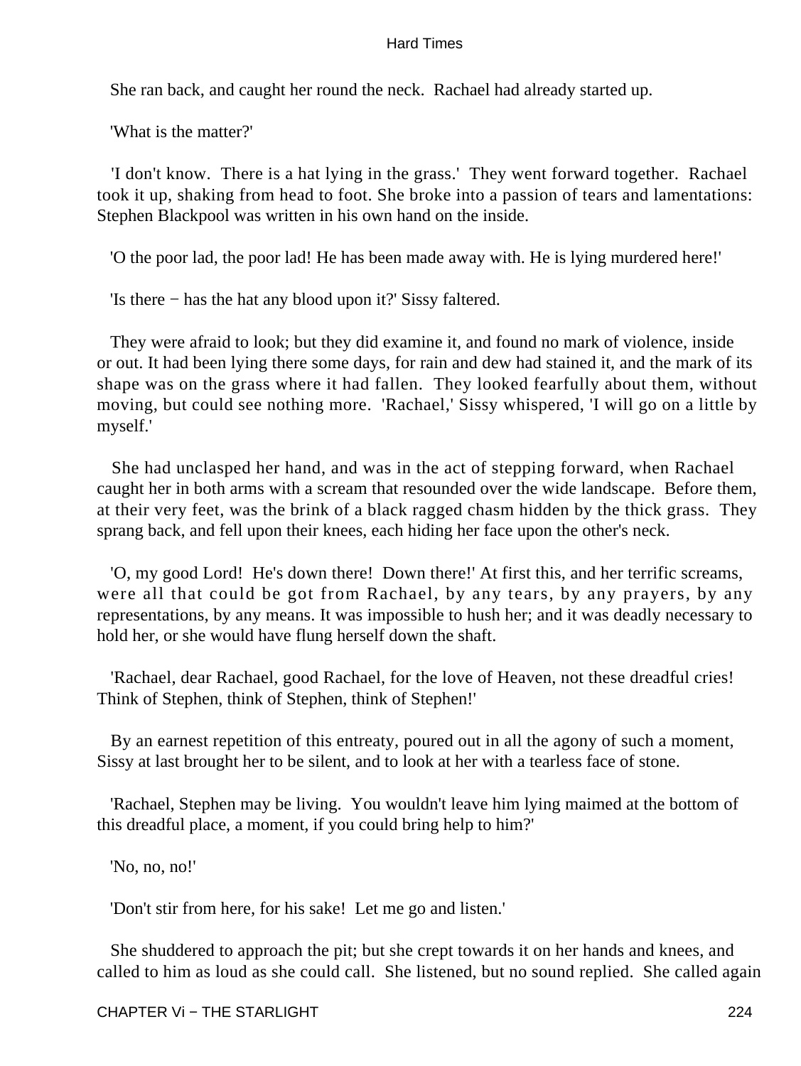She ran back, and caught her round the neck. Rachael had already started up.

'What is the matter?'

'I don't know. There is a hat lying in the grass.' They went forward together. Rachael took it up, shaking from head to foot. She broke into a passion of tears and lamentations: Stephen Blackpool was written in his own hand on the inside.

'O the poor lad, the poor lad! He has been made away with. He is lying murdered here!'

'Is there − has the hat any blood upon it?' Sissy faltered.

They were afraid to look; but they did examine it, and found no mark of violence, inside or out. It had been lying there some days, for rain and dew had stained it, and the mark of its shape was on the grass where it had fallen. They looked fearfully about them, without moving, but could see nothing more. 'Rachael,' Sissy whispered, 'I will go on a little by myself.'

She had unclasped her hand, and was in the act of stepping forward, when Rachael caught her in both arms with a scream that resounded over the wide landscape. Before them, at their very feet, was the brink of a black ragged chasm hidden by the thick grass. They sprang back, and fell upon their knees, each hiding her face upon the other's neck.

'O, my good Lord! He's down there! Down there!' At first this, and her terrific screams, were all that could be got from Rachael, by any tears, by any prayers, by any representations, by any means. It was impossible to hush her; and it was deadly necessary to hold her, or she would have flung herself down the shaft.

'Rachael, dear Rachael, good Rachael, for the love of Heaven, not these dreadful cries! Think of Stephen, think of Stephen, think of Stephen!'

By an earnest repetition of this entreaty, poured out in all the agony of such a moment, Sissy at last brought her to be silent, and to look at her with a tearless face of stone.

'Rachael, Stephen may be living. You wouldn't leave him lying maimed at the bottom of this dreadful place, a moment, if you could bring help to him?'

'No, no, no!'

'Don't stir from here, for his sake! Let me go and listen.'

She shuddered to approach the pit; but she crept towards it on her hands and knees, and called to him as loud as she could call. She listened, but no sound replied. She called again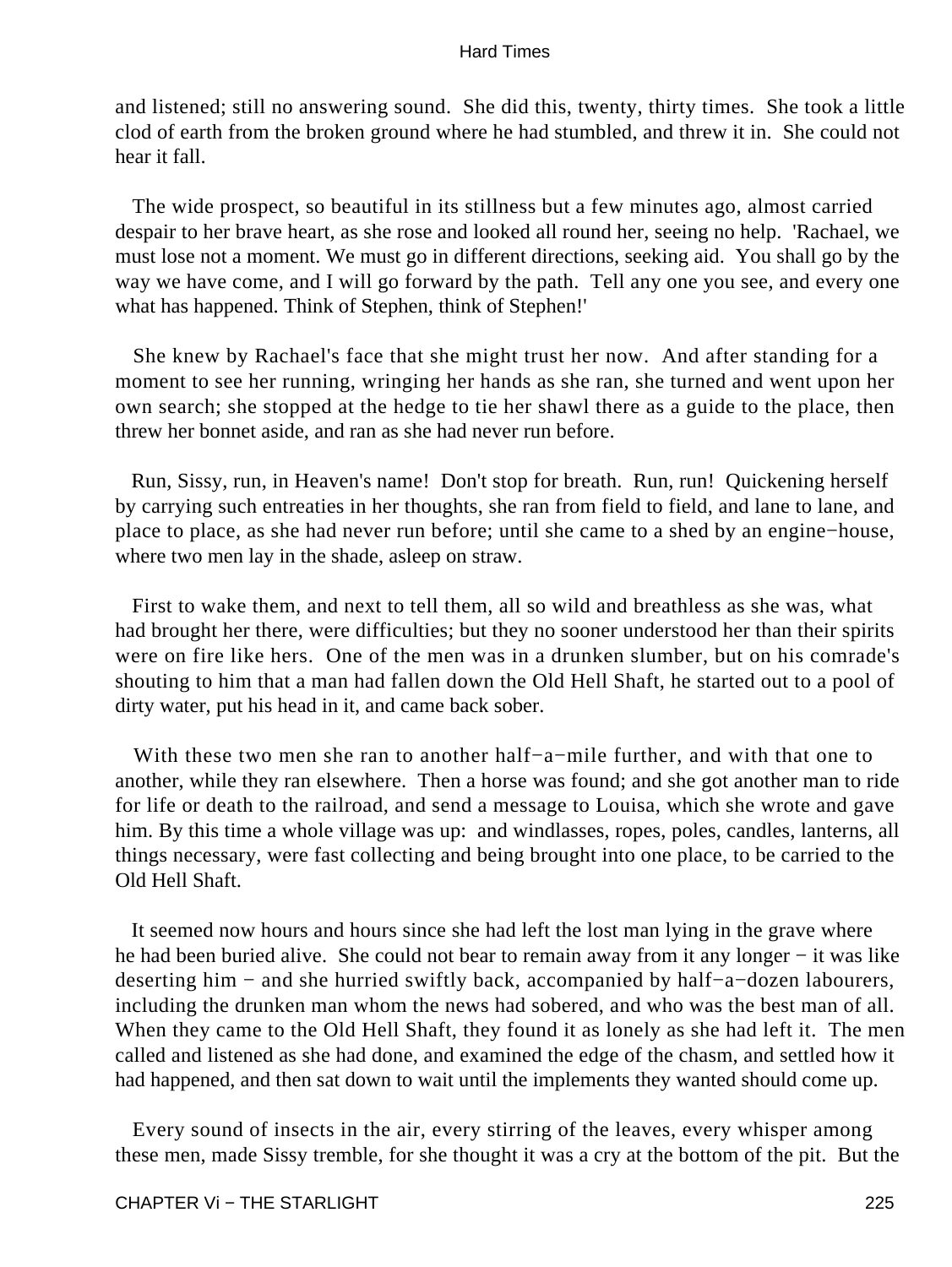and listened; still no answering sound. She did this, twenty, thirty times. She took a little clod of earth from the broken ground where he had stumbled, and threw it in. She could not hear it fall.

The wide prospect, so beautiful in its stillness but a few minutes ago, almost carried despair to her brave heart, as she rose and looked all round her, seeing no help. 'Rachael, we must lose not a moment. We must go in different directions, seeking aid. You shall go by the way we have come, and I will go forward by the path. Tell any one you see, and every one what has happened. Think of Stephen, think of Stephen!'

She knew by Rachael's face that she might trust her now. And after standing for a moment to see her running, wringing her hands as she ran, she turned and went upon her own search; she stopped at the hedge to tie her shawl there as a guide to the place, then threw her bonnet aside, and ran as she had never run before.

Run, Sissy, run, in Heaven's name! Don't stop for breath. Run, run! Quickening herself by carrying such entreaties in her thoughts, she ran from field to field, and lane to lane, and place to place, as she had never run before; until she came to a shed by an engine−house, where two men lay in the shade, asleep on straw.

First to wake them, and next to tell them, all so wild and breathless as she was, what had brought her there, were difficulties; but they no sooner understood her than their spirits were on fire like hers. One of the men was in a drunken slumber, but on his comrade's shouting to him that a man had fallen down the Old Hell Shaft, he started out to a pool of dirty water, put his head in it, and came back sober.

With these two men she ran to another half−a−mile further, and with that one to another, while they ran elsewhere. Then a horse was found; and she got another man to ride for life or death to the railroad, and send a message to Louisa, which she wrote and gave him. By this time a whole village was up: and windlasses, ropes, poles, candles, lanterns, all things necessary, were fast collecting and being brought into one place, to be carried to the Old Hell Shaft.

It seemed now hours and hours since she had left the lost man lying in the grave where he had been buried alive. She could not bear to remain away from it any longer − it was like deserting him − and she hurried swiftly back, accompanied by half−a−dozen labourers, including the drunken man whom the news had sobered, and who was the best man of all. When they came to the Old Hell Shaft, they found it as lonely as she had left it. The men called and listened as she had done, and examined the edge of the chasm, and settled how it had happened, and then sat down to wait until the implements they wanted should come up.

Every sound of insects in the air, every stirring of the leaves, every whisper among these men, made Sissy tremble, for she thought it was a cry at the bottom of the pit. But the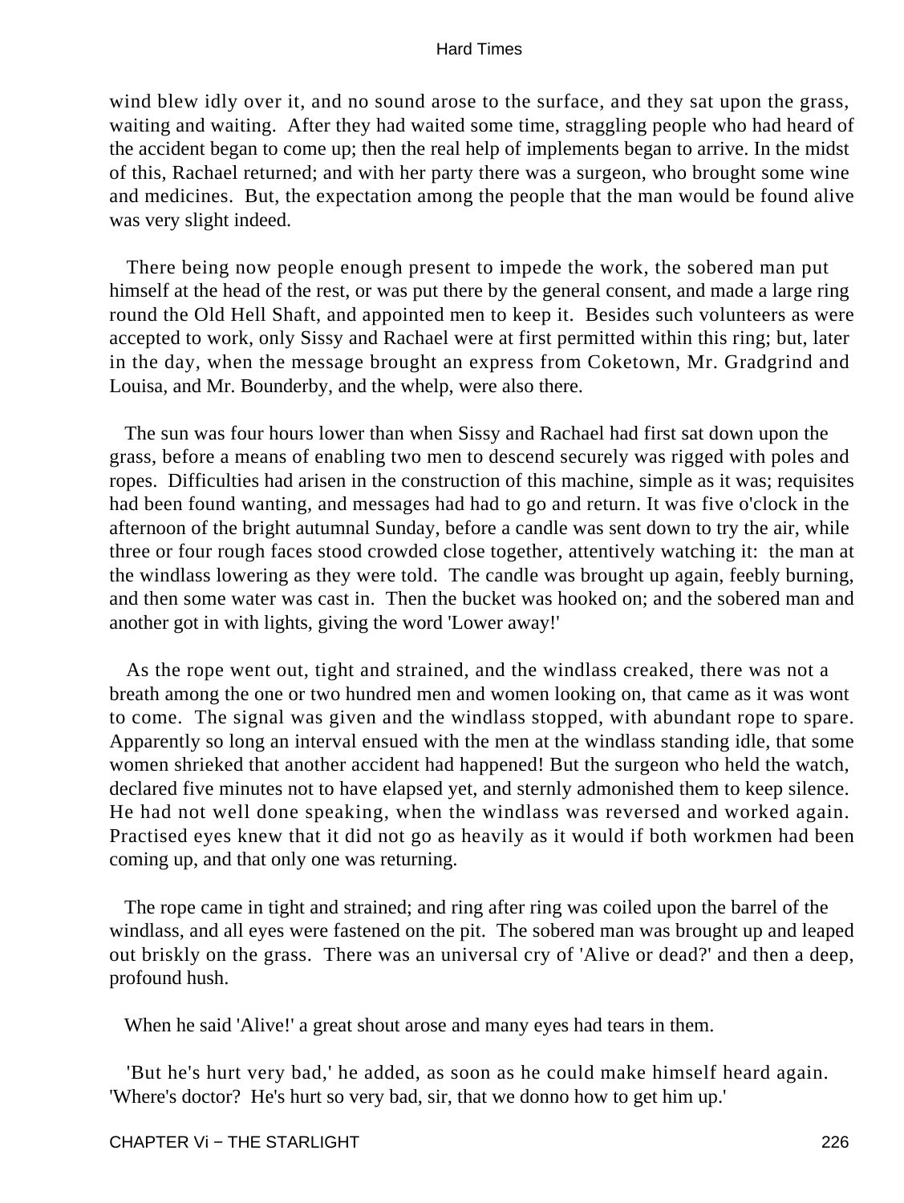wind blew idly over it, and no sound arose to the surface, and they sat upon the grass, waiting and waiting. After they had waited some time, straggling people who had heard of the accident began to come up; then the real help of implements began to arrive. In the midst of this, Rachael returned; and with her party there was a surgeon, who brought some wine and medicines. But, the expectation among the people that the man would be found alive was very slight indeed.

There being now people enough present to impede the work, the sobered man put himself at the head of the rest, or was put there by the general consent, and made a large ring round the Old Hell Shaft, and appointed men to keep it. Besides such volunteers as were accepted to work, only Sissy and Rachael were at first permitted within this ring; but, later in the day, when the message brought an express from Coketown, Mr. Gradgrind and Louisa, and Mr. Bounderby, and the whelp, were also there.

The sun was four hours lower than when Sissy and Rachael had first sat down upon the grass, before a means of enabling two men to descend securely was rigged with poles and ropes. Difficulties had arisen in the construction of this machine, simple as it was; requisites had been found wanting, and messages had had to go and return. It was five o'clock in the afternoon of the bright autumnal Sunday, before a candle was sent down to try the air, while three or four rough faces stood crowded close together, attentively watching it: the man at the windlass lowering as they were told. The candle was brought up again, feebly burning, and then some water was cast in. Then the bucket was hooked on; and the sobered man and another got in with lights, giving the word 'Lower away!'

As the rope went out, tight and strained, and the windlass creaked, there was not a breath among the one or two hundred men and women looking on, that came as it was wont to come. The signal was given and the windlass stopped, with abundant rope to spare. Apparently so long an interval ensued with the men at the windlass standing idle, that some women shrieked that another accident had happened! But the surgeon who held the watch, declared five minutes not to have elapsed yet, and sternly admonished them to keep silence. He had not well done speaking, when the windlass was reversed and worked again. Practised eyes knew that it did not go as heavily as it would if both workmen had been coming up, and that only one was returning.

The rope came in tight and strained; and ring after ring was coiled upon the barrel of the windlass, and all eyes were fastened on the pit. The sobered man was brought up and leaped out briskly on the grass. There was an universal cry of 'Alive or dead?' and then a deep, profound hush.

When he said 'Alive!' a great shout arose and many eyes had tears in them.

'But he's hurt very bad,' he added, as soon as he could make himself heard again. 'Where's doctor? He's hurt so very bad, sir, that we donno how to get him up.'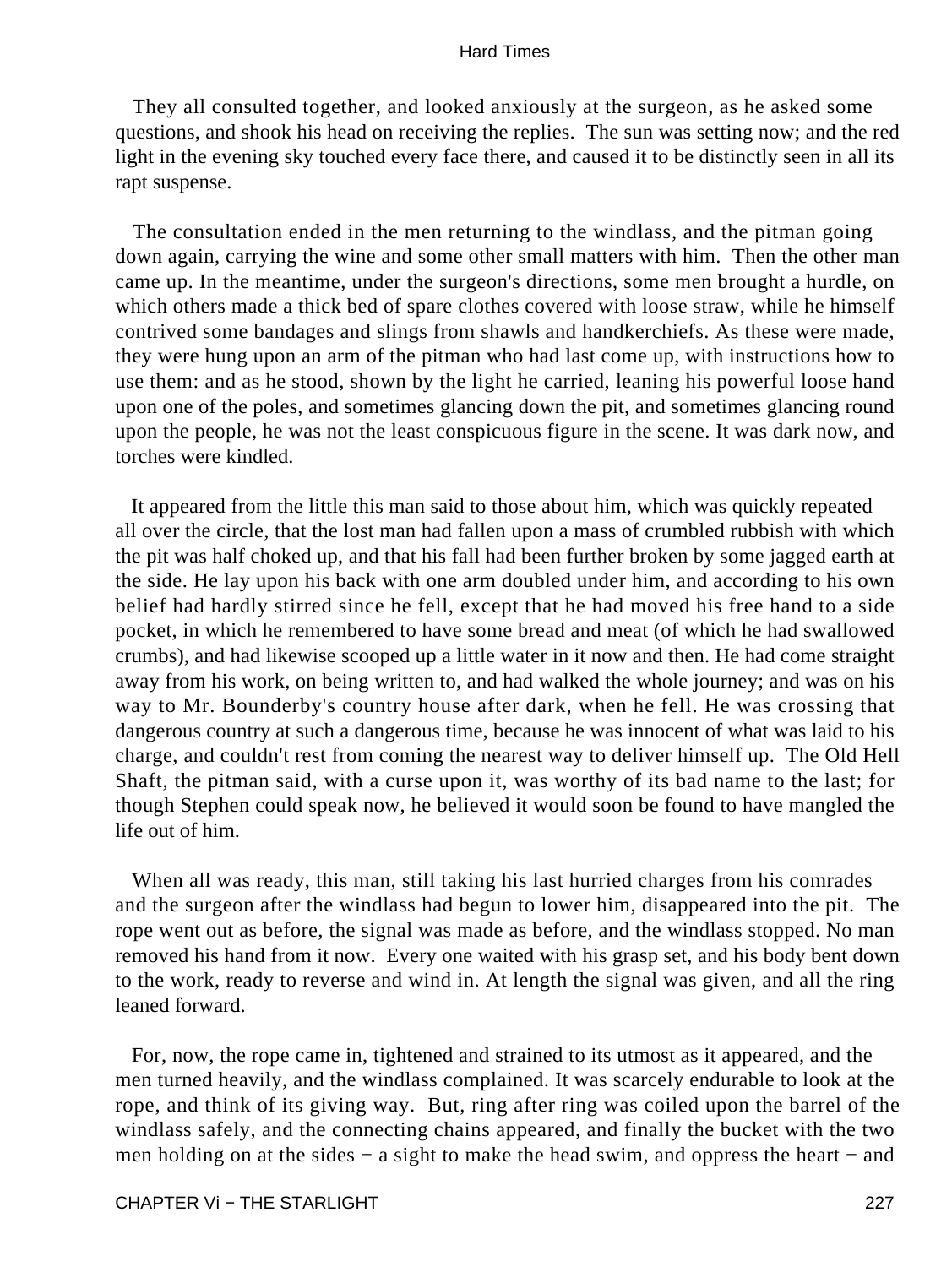They all consulted together, and looked anxiously at the surgeon, as he asked some questions, and shook his head on receiving the replies. The sun was setting now; and the red light in the evening sky touched every face there, and caused it to be distinctly seen in all its rapt suspense.

The consultation ended in the men returning to the windlass, and the pitman going down again, carrying the wine and some other small matters with him. Then the other man came up. In the meantime, under the surgeon's directions, some men brought a hurdle, on which others made a thick bed of spare clothes covered with loose straw, while he himself contrived some bandages and slings from shawls and handkerchiefs. As these were made, they were hung upon an arm of the pitman who had last come up, with instructions how to use them: and as he stood, shown by the light he carried, leaning his powerful loose hand upon one of the poles, and sometimes glancing down the pit, and sometimes glancing round upon the people, he was not the least conspicuous figure in the scene. It was dark now, and torches were kindled.

It appeared from the little this man said to those about him, which was quickly repeated all over the circle, that the lost man had fallen upon a mass of crumbled rubbish with which the pit was half choked up, and that his fall had been further broken by some jagged earth at the side. He lay upon his back with one arm doubled under him, and according to his own belief had hardly stirred since he fell, except that he had moved his free hand to a side pocket, in which he remembered to have some bread and meat (of which he had swallowed crumbs), and had likewise scooped up a little water in it now and then. He had come straight away from his work, on being written to, and had walked the whole journey; and was on his way to Mr. Bounderby's country house after dark, when he fell. He was crossing that dangerous country at such a dangerous time, because he was innocent of what was laid to his charge, and couldn't rest from coming the nearest way to deliver himself up. The Old Hell Shaft, the pitman said, with a curse upon it, was worthy of its bad name to the last; for though Stephen could speak now, he believed it would soon be found to have mangled the life out of him.

When all was ready, this man, still taking his last hurried charges from his comrades and the surgeon after the windlass had begun to lower him, disappeared into the pit. The rope went out as before, the signal was made as before, and the windlass stopped. No man removed his hand from it now. Every one waited with his grasp set, and his body bent down to the work, ready to reverse and wind in. At length the signal was given, and all the ring leaned forward.

For, now, the rope came in, tightened and strained to its utmost as it appeared, and the men turned heavily, and the windlass complained. It was scarcely endurable to look at the rope, and think of its giving way. But, ring after ring was coiled upon the barrel of the windlass safely, and the connecting chains appeared, and finally the bucket with the two men holding on at the sides − a sight to make the head swim, and oppress the heart − and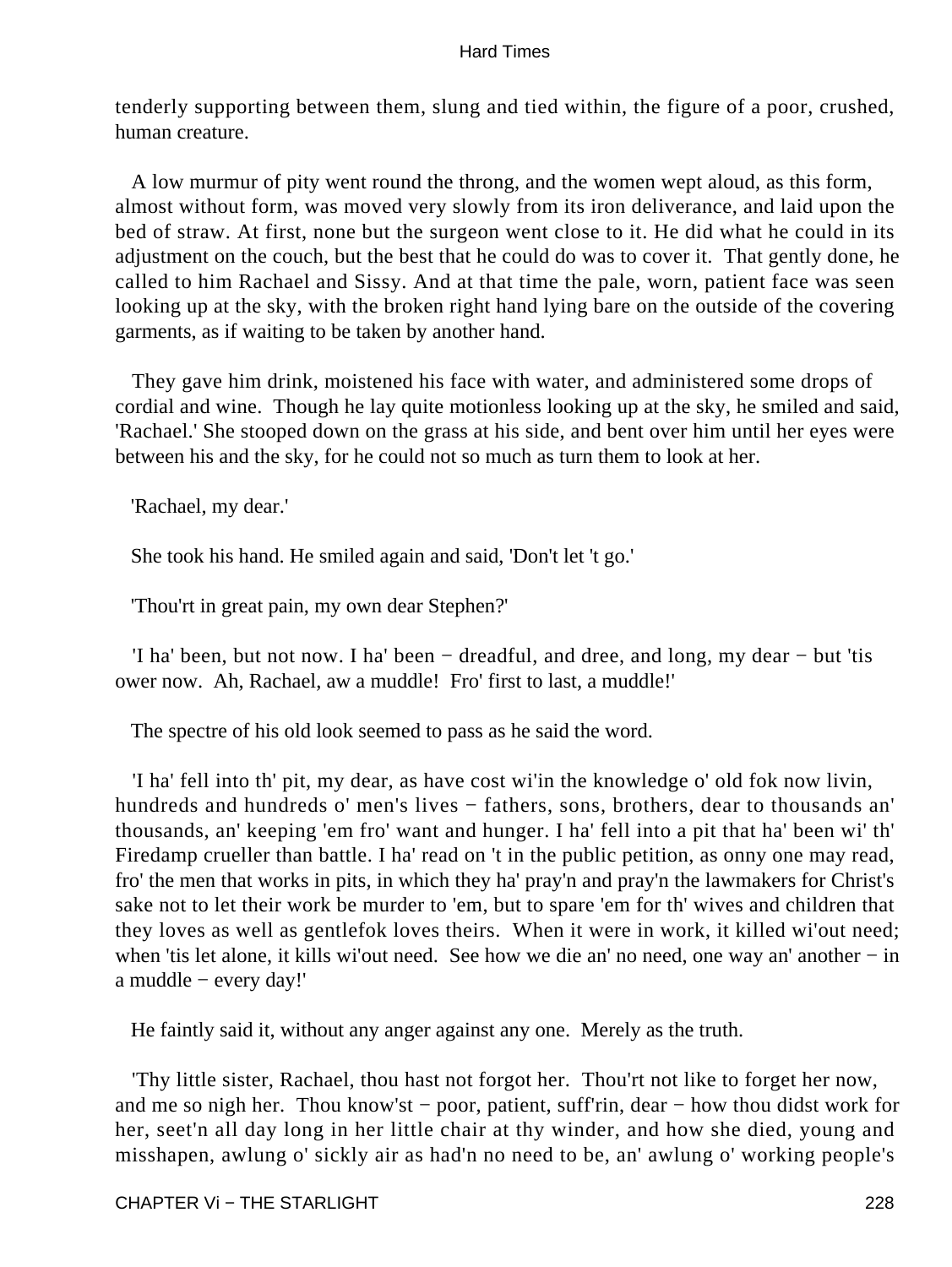tenderly supporting between them, slung and tied within, the figure of a poor, crushed, human creature.

A low murmur of pity went round the throng, and the women wept aloud, as this form, almost without form, was moved very slowly from its iron deliverance, and laid upon the bed of straw. At first, none but the surgeon went close to it. He did what he could in its adjustment on the couch, but the best that he could do was to cover it. That gently done, he called to him Rachael and Sissy. And at that time the pale, worn, patient face was seen looking up at the sky, with the broken right hand lying bare on the outside of the covering garments, as if waiting to be taken by another hand.

They gave him drink, moistened his face with water, and administered some drops of cordial and wine. Though he lay quite motionless looking up at the sky, he smiled and said, 'Rachael.' She stooped down on the grass at his side, and bent over him until her eyes were between his and the sky, for he could not so much as turn them to look at her.

'Rachael, my dear.'

She took his hand. He smiled again and said, 'Don't let 't go.'

'Thou'rt in great pain, my own dear Stephen?'

'I ha' been, but not now. I ha' been − dreadful, and dree, and long, my dear − but 'tis ower now. Ah, Rachael, aw a muddle! Fro' first to last, a muddle!'

The spectre of his old look seemed to pass as he said the word.

'I ha' fell into th' pit, my dear, as have cost wi'in the knowledge o' old fok now livin, hundreds and hundreds o' men's lives − fathers, sons, brothers, dear to thousands an' thousands, an' keeping 'em fro' want and hunger. I ha' fell into a pit that ha' been wi' th' Firedamp crueller than battle. I ha' read on 't in the public petition, as onny one may read, fro' the men that works in pits, in which they ha' pray'n and pray'n the lawmakers for Christ's sake not to let their work be murder to 'em, but to spare 'em for th' wives and children that they loves as well as gentlefok loves theirs. When it were in work, it killed wi'out need; when 'tis let alone, it kills wi'out need. See how we die an' no need, one way an' another − in a muddle − every day!'

He faintly said it, without any anger against any one. Merely as the truth.

'Thy little sister, Rachael, thou hast not forgot her. Thou'rt not like to forget her now, and me so nigh her. Thou know'st − poor, patient, suff'rin, dear − how thou didst work for her, seet'n all day long in her little chair at thy winder, and how she died, young and misshapen, awlung o' sickly air as had'n no need to be, an' awlung o' working people's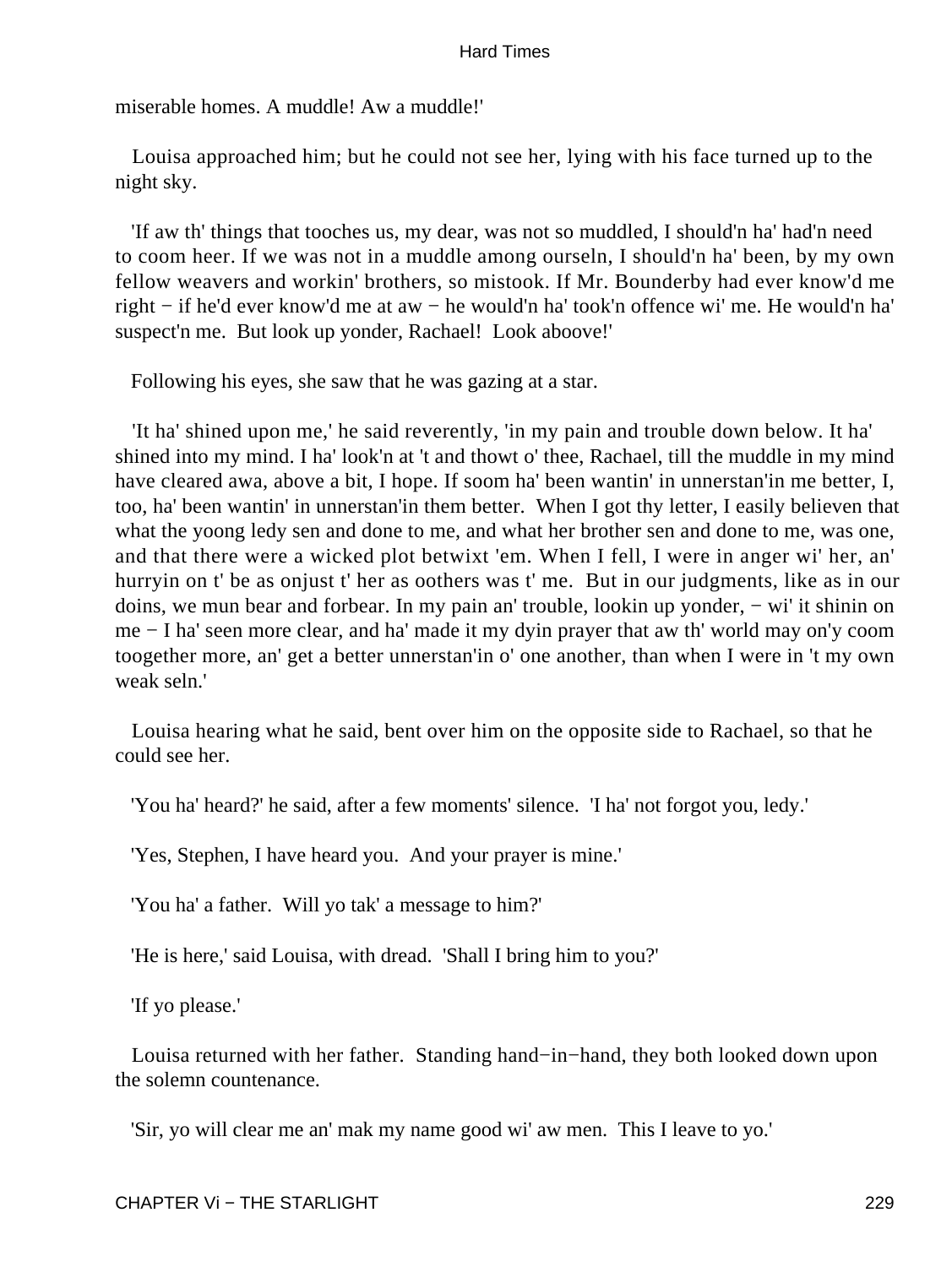miserable homes. A muddle! Aw a muddle!'

Louisa approached him; but he could not see her, lying with his face turned up to the night sky.

'If aw th' things that tooches us, my dear, was not so muddled, I should'n ha' had'n need to coom heer. If we was not in a muddle among ourseln, I should'n ha' been, by my own fellow weavers and workin' brothers, so mistook. If Mr. Bounderby had ever know'd me right − if he'd ever know'd me at aw − he would'n ha' took'n offence wi' me. He would'n ha' suspect'n me. But look up yonder, Rachael! Look aboove!'

Following his eyes, she saw that he was gazing at a star.

'It ha' shined upon me,' he said reverently, 'in my pain and trouble down below. It ha' shined into my mind. I ha' look'n at 't and thowt o' thee, Rachael, till the muddle in my mind have cleared awa, above a bit, I hope. If soom ha' been wantin' in unnerstan'in me better, I, too, ha' been wantin' in unnerstan'in them better. When I got thy letter, I easily believen that what the yoong ledy sen and done to me, and what her brother sen and done to me, was one, and that there were a wicked plot betwixt 'em. When I fell, I were in anger wi' her, an' hurryin on t' be as onjust t' her as oothers was t' me. But in our judgments, like as in our doins, we mun bear and forbear. In my pain an' trouble, lookin up yonder, − wi' it shinin on me − I ha' seen more clear, and ha' made it my dyin prayer that aw th' world may on'y coom toogether more, an' get a better unnerstan'in o' one another, than when I were in 't my own weak seln.'

Louisa hearing what he said, bent over him on the opposite side to Rachael, so that he could see her.

'You ha' heard?' he said, after a few moments' silence. 'I ha' not forgot you, ledy.'

'Yes, Stephen, I have heard you. And your prayer is mine.'

'You ha' a father. Will yo tak' a message to him?'

'He is here,' said Louisa, with dread. 'Shall I bring him to you?'

'If yo please.'

Louisa returned with her father. Standing hand−in−hand, they both looked down upon the solemn countenance.

'Sir, yo will clear me an' mak my name good wi' aw men. This I leave to yo.'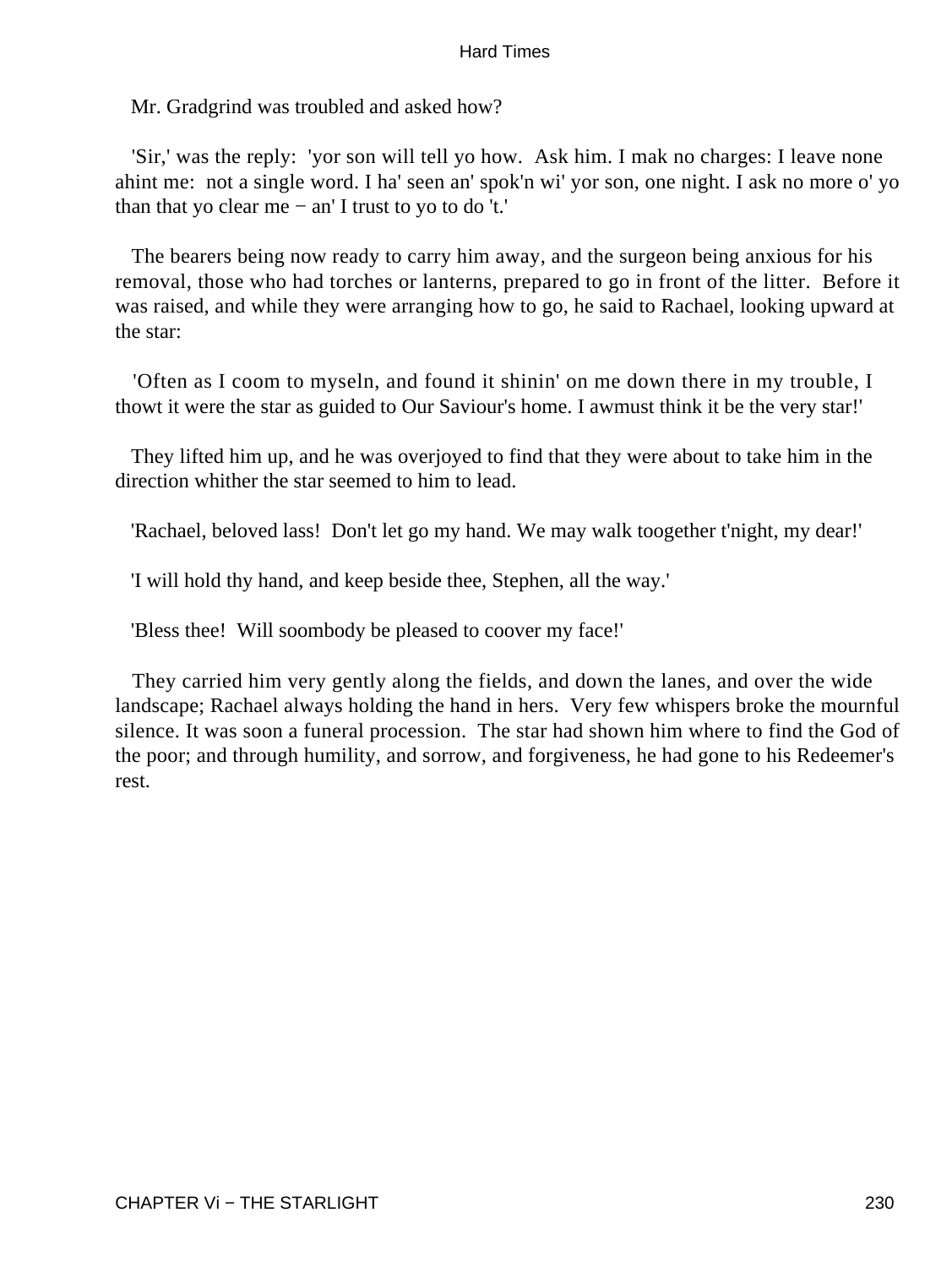Mr. Gradgrind was troubled and asked how?

'Sir,' was the reply: 'yor son will tell yo how. Ask him. I mak no charges: I leave none ahint me: not a single word. I ha' seen an' spok'n wi' yor son, one night. I ask no more o' yo than that yo clear me − an' I trust to yo to do 't.'

The bearers being now ready to carry him away, and the surgeon being anxious for his removal, those who had torches or lanterns, prepared to go in front of the litter. Before it was raised, and while they were arranging how to go, he said to Rachael, looking upward at the star:

'Often as I coom to myseln, and found it shinin' on me down there in my trouble, I thowt it were the star as guided to Our Saviour's home. I awmust think it be the very star!'

They lifted him up, and he was overjoyed to find that they were about to take him in the direction whither the star seemed to him to lead.

'Rachael, beloved lass! Don't let go my hand. We may walk toogether t'night, my dear!'

'I will hold thy hand, and keep beside thee, Stephen, all the way.'

'Bless thee! Will soombody be pleased to coover my face!'

They carried him very gently along the fields, and down the lanes, and over the wide landscape; Rachael always holding the hand in hers. Very few whispers broke the mournful silence. It was soon a funeral procession. The star had shown him where to find the God of the poor; and through humility, and sorrow, and forgiveness, he had gone to his Redeemer's rest.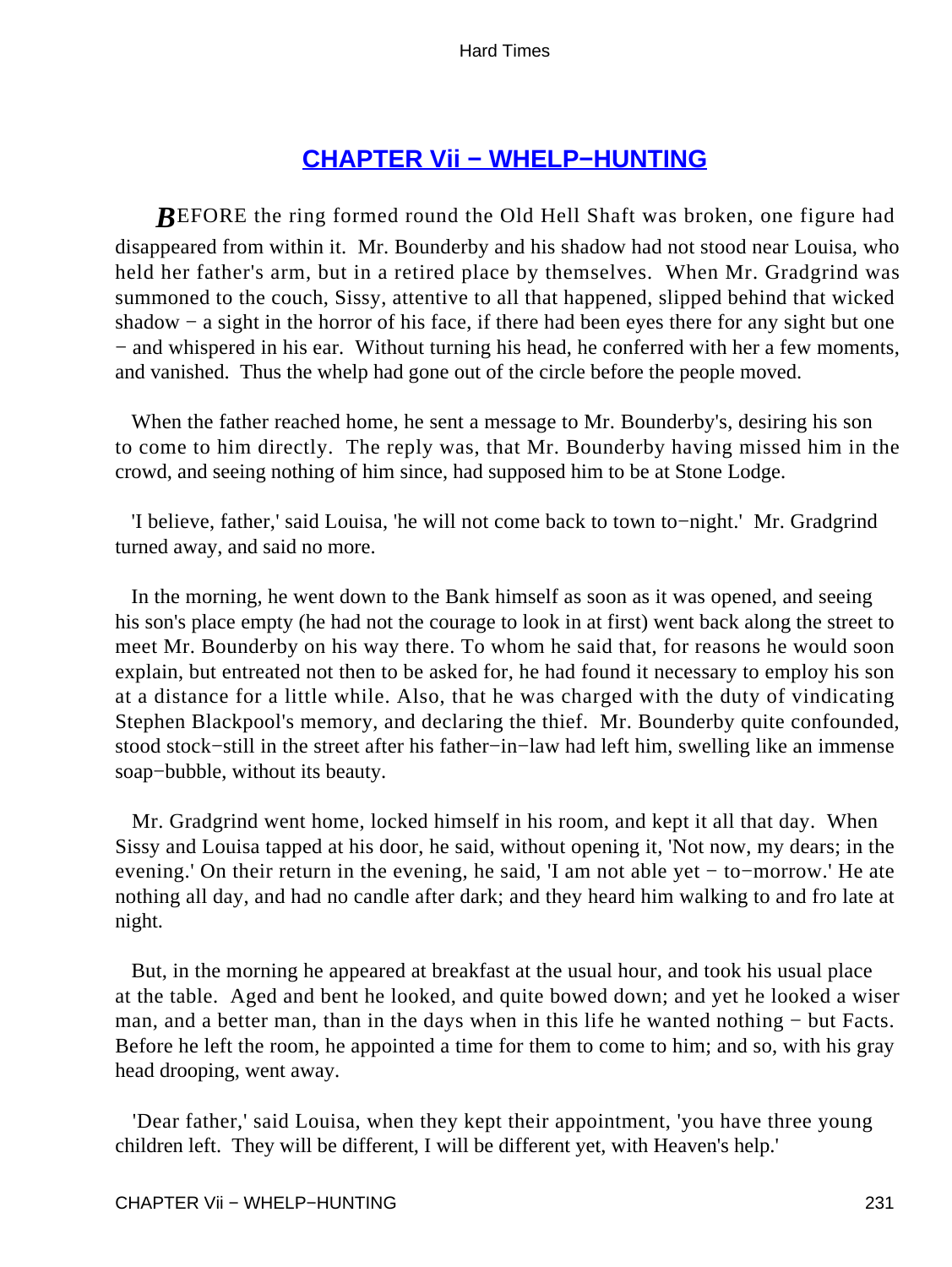## CHAPTER Vii − WHELP−HUNTING

**B**EFORE the ring formed round the Old Hell Shaft was broken, one figure had disappeared from within it. Mr. Bounderby and his shadow had not stood near Louisa, who held her father's arm, but in a retired place by themselves. When Mr. Gradgrind was summoned to the couch, Sissy, attentive to all that happened, slipped behind that wicked shadow − a sight in the horror of his face, if there had been eyes there for any sight but one − and whispered in his ear. Without turning his head, he conferred with her a few moments, and vanished. Thus the whelp had gone out of the circle before the people moved.

When the father reached home, he sent a message to Mr. Bounderby's, desiring his son to come to him directly. The reply was, that Mr. Bounderby having missed him in the crowd, and seeing nothing of him since, had supposed him to be at Stone Lodge.

'I believe, father,' said Louisa, 'he will not come back to town to−night.' Mr. Gradgrind turned away, and said no more.

In the morning, he went down to the Bank himself as soon as it was opened, and seeing his son's place empty (he had not the courage to look in at first) went back along the street to meet Mr. Bounderby on his way there. To whom he said that, for reasons he would soon explain, but entreated not then to be asked for, he had found it necessary to employ his son at a distance for a little while. Also, that he was charged with the duty of vindicating Stephen Blackpool's memory, and declaring the thief. Mr. Bounderby quite confounded, stood stock−still in the street after his father−in−law had left him, swelling like an immense soap−bubble, without its beauty.

Mr. Gradgrind went home, locked himself in his room, and kept it all that day. When Sissy and Louisa tapped at his door, he said, without opening it, 'Not now, my dears; in the evening.' On their return in the evening, he said, 'I am not able yet − to−morrow.' He ate nothing all day, and had no candle after dark; and they heard him walking to and fro late at night.

But, in the morning he appeared at breakfast at the usual hour, and took his usual place at the table. Aged and bent he looked, and quite bowed down; and yet he looked a wiser man, and a better man, than in the days when in this life he wanted nothing − but Facts. Before he left the room, he appointed a time for them to come to him; and so, with his gray head drooping, went away.

'Dear father,' said Louisa, when they kept their appointment, 'you have three young children left. They will be different, I will be different yet, with Heaven's help.'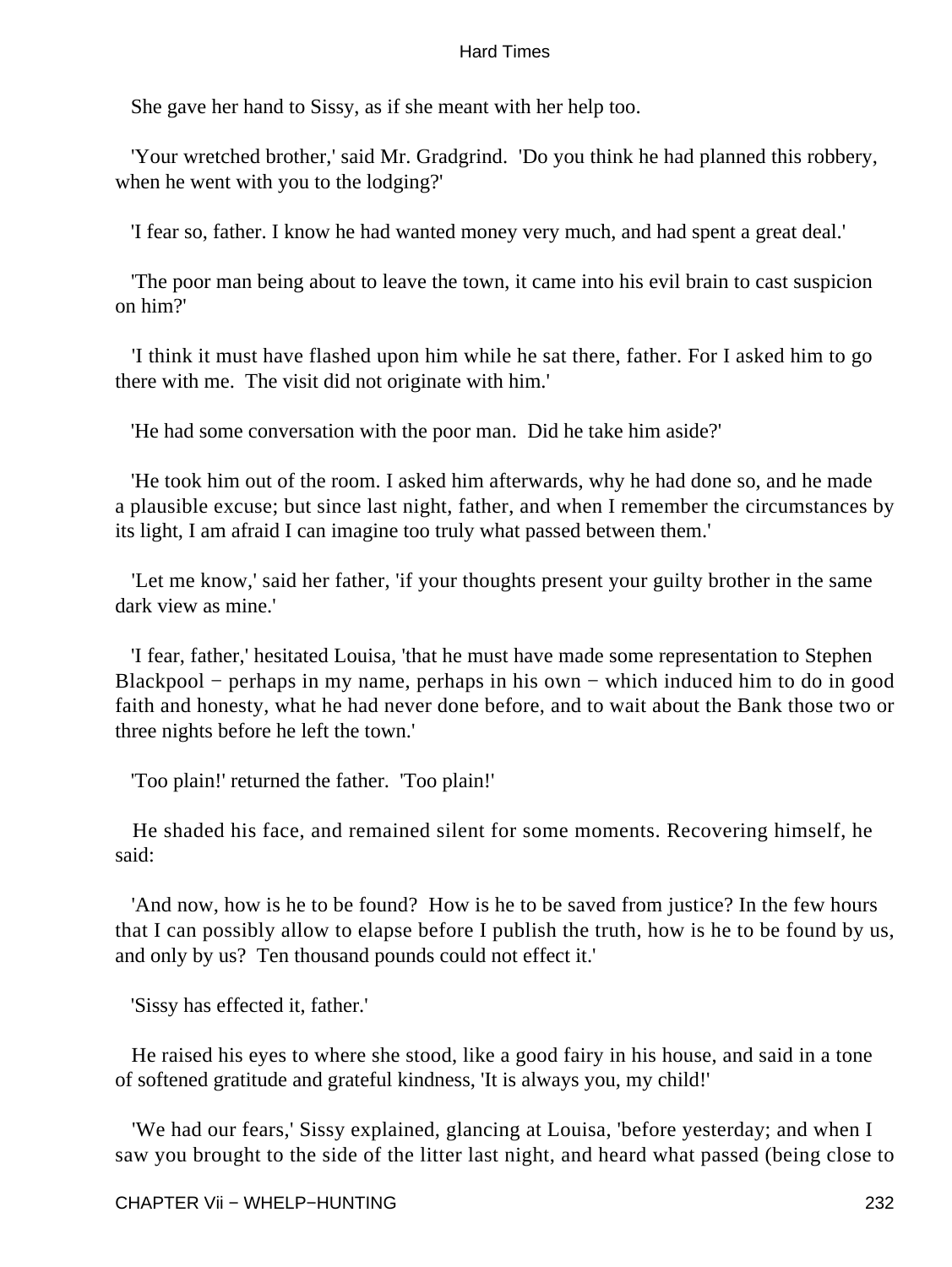She gave her hand to Sissy, as if she meant with her help too.

'Your wretched brother,' said Mr. Gradgrind. 'Do you think he had planned this robbery, when he went with you to the lodging?'

'I fear so, father. I know he had wanted money very much, and had spent a great deal.'

'The poor man being about to leave the town, it came into his evil brain to cast suspicion on him?'

'I think it must have flashed upon him while he sat there, father. For I asked him to go there with me. The visit did not originate with him.'

'He had some conversation with the poor man. Did he take him aside?'

'He took him out of the room. I asked him afterwards, why he had done so, and he made a plausible excuse; but since last night, father, and when I remember the circumstances by its light, I am afraid I can imagine too truly what passed between them.'

'Let me know,' said her father, 'if your thoughts present your guilty brother in the same dark view as mine.'

'I fear, father,' hesitated Louisa, 'that he must have made some representation to Stephen Blackpool − perhaps in my name, perhaps in his own − which induced him to do in good faith and honesty, what he had never done before, and to wait about the Bank those two or three nights before he left the town.'

'Too plain!' returned the father. 'Too plain!'

He shaded his face, and remained silent for some moments. Recovering himself, he said:

'And now, how is he to be found? How is he to be saved from justice? In the few hours that I can possibly allow to elapse before I publish the truth, how is he to be found by us, and only by us? Ten thousand pounds could not effect it.'

'Sissy has effected it, father.'

He raised his eyes to where she stood, like a good fairy in his house, and said in a tone of softened gratitude and grateful kindness, 'It is always you, my child!'

'We had our fears,' Sissy explained, glancing at Louisa, 'before yesterday; and when I saw you brought to the side of the litter last night, and heard what passed (being close to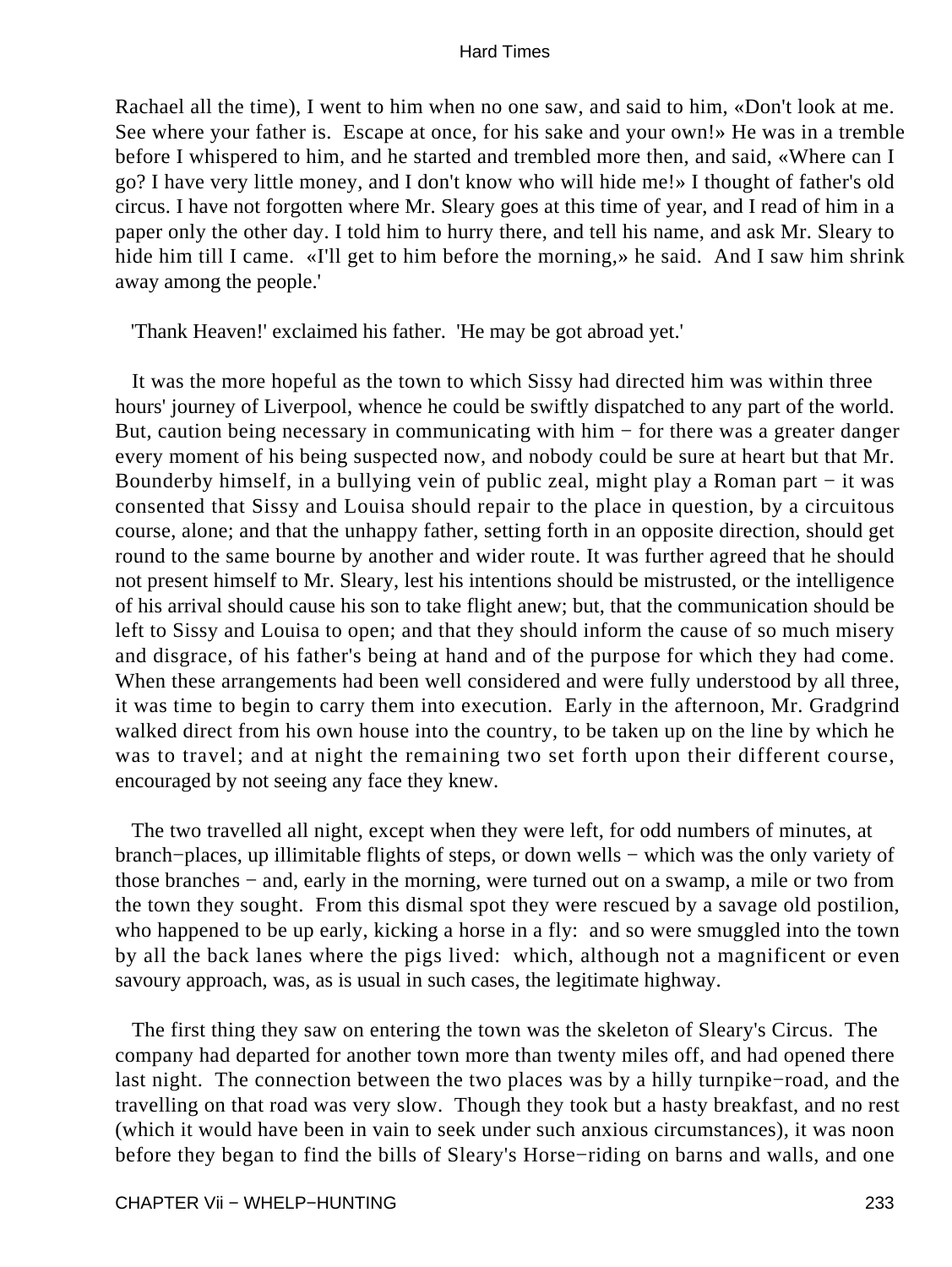Rachael all the time), I went to him when no one saw, and said to him, «Don't look at me. See where your father is. Escape at once, for his sake and your own!» He was in a tremble before I whispered to him, and he started and trembled more then, and said, «Where can I go? I have very little money, and I don't know who will hide me!» I thought of father's old circus. I have not forgotten where Mr. Sleary goes at this time of year, and I read of him in a paper only the other day. I told him to hurry there, and tell his name, and ask Mr. Sleary to hide him till I came. «I'll get to him before the morning,» he said. And I saw him shrink away among the people.'

'Thank Heaven!' exclaimed his father. 'He may be got abroad yet.'

It was the more hopeful as the town to which Sissy had directed him was within three hours' journey of Liverpool, whence he could be swiftly dispatched to any part of the world. But, caution being necessary in communicating with him − for there was a greater danger every moment of his being suspected now, and nobody could be sure at heart but that Mr. Bounderby himself, in a bullying vein of public zeal, might play a Roman part − it was consented that Sissy and Louisa should repair to the place in question, by a circuitous course, alone; and that the unhappy father, setting forth in an opposite direction, should get round to the same bourne by another and wider route. It was further agreed that he should not present himself to Mr. Sleary, lest his intentions should be mistrusted, or the intelligence of his arrival should cause his son to take flight anew; but, that the communication should be left to Sissy and Louisa to open; and that they should inform the cause of so much misery and disgrace, of his father's being at hand and of the purpose for which they had come. When these arrangements had been well considered and were fully understood by all three, it was time to begin to carry them into execution. Early in the afternoon, Mr. Gradgrind walked direct from his own house into the country, to be taken up on the line by which he was to travel; and at night the remaining two set forth upon their different course, encouraged by not seeing any face they knew.

The two travelled all night, except when they were left, for odd numbers of minutes, at branch−places, up illimitable flights of steps, or down wells − which was the only variety of those branches − and, early in the morning, were turned out on a swamp, a mile or two from the town they sought. From this dismal spot they were rescued by a savage old postilion, who happened to be up early, kicking a horse in a fly: and so were smuggled into the town by all the back lanes where the pigs lived: which, although not a magnificent or even savoury approach, was, as is usual in such cases, the legitimate highway.

The first thing they saw on entering the town was the skeleton of Sleary's Circus. The company had departed for another town more than twenty miles off, and had opened there last night. The connection between the two places was by a hilly turnpike−road, and the travelling on that road was very slow. Though they took but a hasty breakfast, and no rest (which it would have been in vain to seek under such anxious circumstances), it was noon before they began to find the bills of Sleary's Horse−riding on barns and walls, and one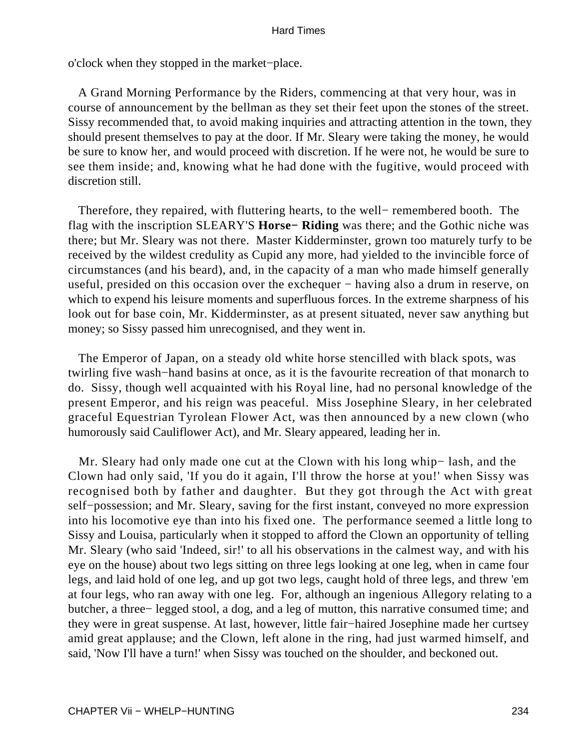o'clock when they stopped in the market−place.

A Grand Morning Performance by the Riders, commencing at that very hour, was in course of announcement by the bellman as they set their feet upon the stones of the street. Sissy recommended that, to avoid making inquiries and attracting attention in the town, they should present themselves to pay at the door. If Mr. Sleary were taking the money, he would be sure to know her, and would proceed with discretion. If he were not, he would be sure to see them inside; and, knowing what he had done with the fugitive, would proceed with discretion still.

Therefore, they repaired, with fluttering hearts, to the well− remembered booth. The flag with the inscription SLEARY'S **Horse− Riding** was there; and the Gothic niche was there; but Mr. Sleary was not there. Master Kidderminster, grown too maturely turfy to be received by the wildest credulity as Cupid any more, had yielded to the invincible force of circumstances (and his beard), and, in the capacity of a man who made himself generally useful, presided on this occasion over the exchequer − having also a drum in reserve, on which to expend his leisure moments and superfluous forces. In the extreme sharpness of his look out for base coin, Mr. Kidderminster, as at present situated, never saw anything but money; so Sissy passed him unrecognised, and they went in.

The Emperor of Japan, on a steady old white horse stencilled with black spots, was twirling five wash−hand basins at once, as it is the favourite recreation of that monarch to do. Sissy, though well acquainted with his Royal line, had no personal knowledge of the present Emperor, and his reign was peaceful. Miss Josephine Sleary, in her celebrated graceful Equestrian Tyrolean Flower Act, was then announced by a new clown (who humorously said Cauliflower Act), and Mr. Sleary appeared, leading her in.

Mr. Sleary had only made one cut at the Clown with his long whip− lash, and the Clown had only said, 'If you do it again, I'll throw the horse at you!' when Sissy was recognised both by father and daughter. But they got through the Act with great self−possession; and Mr. Sleary, saving for the first instant, conveyed no more expression into his locomotive eye than into his fixed one. The performance seemed a little long to Sissy and Louisa, particularly when it stopped to afford the Clown an opportunity of telling Mr. Sleary (who said 'Indeed, sir!' to all his observations in the calmest way, and with his eye on the house) about two legs sitting on three legs looking at one leg, when in came four legs, and laid hold of one leg, and up got two legs, caught hold of three legs, and threw 'em at four legs, who ran away with one leg. For, although an ingenious Allegory relating to a butcher, a three− legged stool, a dog, and a leg of mutton, this narrative consumed time; and they were in great suspense. At last, however, little fair−haired Josephine made her curtsey amid great applause; and the Clown, left alone in the ring, had just warmed himself, and said, 'Now I'll have a turn!' when Sissy was touched on the shoulder, and beckoned out.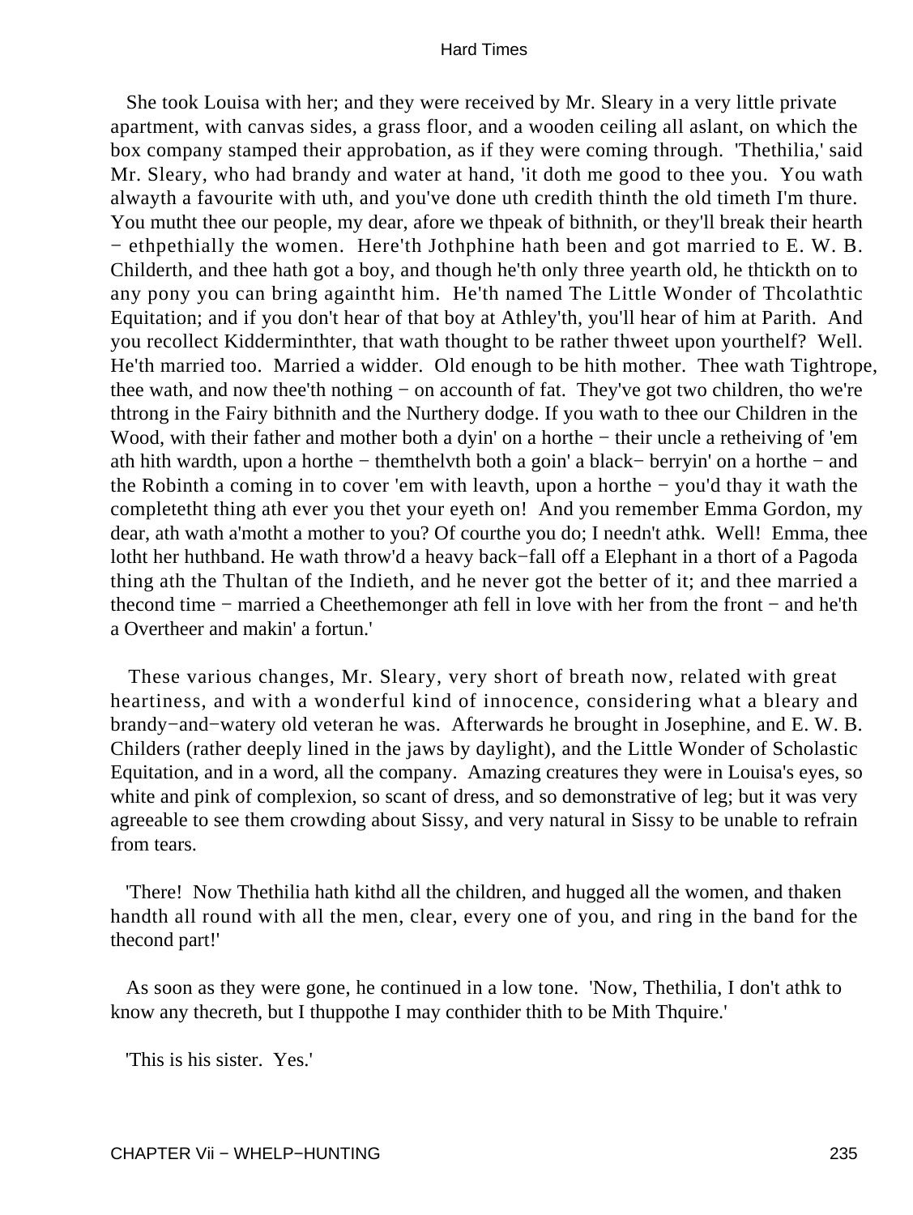She took Louisa with her; and they were received by Mr. Sleary in a very little private apartment, with canvas sides, a grass floor, and a wooden ceiling all aslant, on which the box company stamped their approbation, as if they were coming through. 'Thethilia,' said Mr. Sleary, who had brandy and water at hand, 'it doth me good to thee you. You wath alwayth a favourite with uth, and you've done uth credith thinth the old timeth I'm thure. You mutht thee our people, my dear, afore we thpeak of bithnith, or they'll break their hearth − ethpethially the women. Here'th Jothphine hath been and got married to E. W. B. Childerth, and thee hath got a boy, and though he'th only three yearth old, he thtickth on to any pony you can bring againtht him. He'th named The Little Wonder of Thcolathtic Equitation; and if you don't hear of that boy at Athley'th, you'll hear of him at Parith. And you recollect Kidderminthter, that wath thought to be rather thweet upon yourthelf? Well. He'th married too. Married a widder. Old enough to be hith mother. Thee wath Tightrope, thee wath, and now thee'th nothing − on accounth of fat. They've got two children, tho we're thtrong in the Fairy bithnith and the Nurthery dodge. If you wath to thee our Children in the Wood, with their father and mother both a dyin' on a horthe − their uncle a retheiving of 'em ath hith wardth, upon a horthe − themthelvth both a goin' a black− berryin' on a horthe − and the Robinth a coming in to cover 'em with leavth, upon a horthe − you'd thay it wath the completetht thing ath ever you thet your eyeth on! And you remember Emma Gordon, my dear, ath wath a'motht a mother to you? Of courthe you do; I needn't athk. Well! Emma, thee lotht her huthband. He wath throw'd a heavy back−fall off a Elephant in a thort of a Pagoda thing ath the Thultan of the Indieth, and he never got the better of it; and thee married a thecond time − married a Cheethemonger ath fell in love with her from the front − and he'th a Overtheer and makin' a fortun.'

These various changes, Mr. Sleary, very short of breath now, related with great heartiness, and with a wonderful kind of innocence, considering what a bleary and brandy−and−watery old veteran he was. Afterwards he brought in Josephine, and E. W. B. Childers (rather deeply lined in the jaws by daylight), and the Little Wonder of Scholastic Equitation, and in a word, all the company. Amazing creatures they were in Louisa's eyes, so white and pink of complexion, so scant of dress, and so demonstrative of leg; but it was very agreeable to see them crowding about Sissy, and very natural in Sissy to be unable to refrain from tears.

'There! Now Thethilia hath kithd all the children, and hugged all the women, and thaken handth all round with all the men, clear, every one of you, and ring in the band for the thecond part!'

As soon as they were gone, he continued in a low tone. 'Now, Thethilia, I don't athk to know any thecreth, but I thuppothe I may conthider thith to be Mith Thquire.'

'This is his sister. Yes.'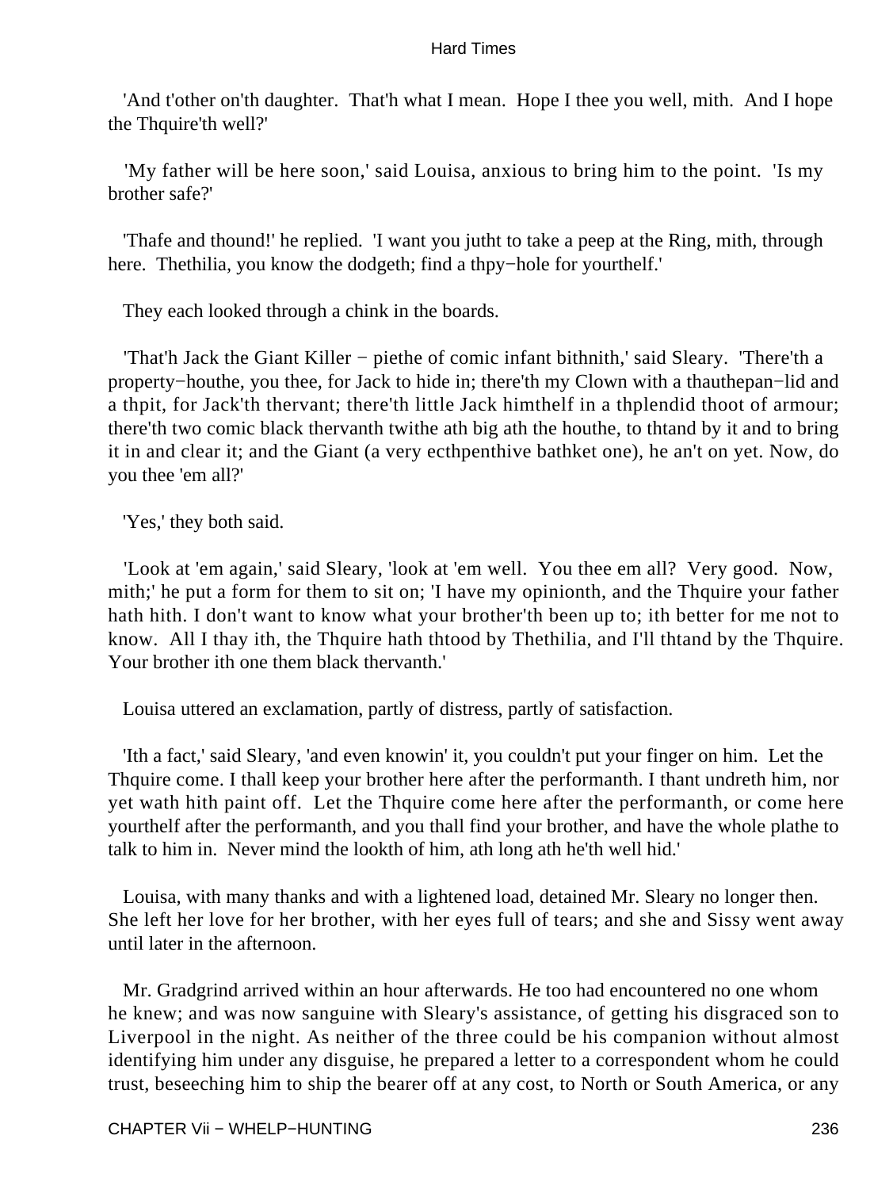'And t'other on'th daughter. That'h what I mean. Hope I thee you well, mith. And I hope the Thquire'th well?'

'My father will be here soon,' said Louisa, anxious to bring him to the point. 'Is my brother safe?'

'Thafe and thound!' he replied. 'I want you jutht to take a peep at the Ring, mith, through here. Thethilia, you know the dodgeth; find a thpy−hole for yourthelf.'

They each looked through a chink in the boards.

'That'h Jack the Giant Killer − piethe of comic infant bithnith,' said Sleary. 'There'th a property−houthe, you thee, for Jack to hide in; there'th my Clown with a thauthepan−lid and a thpit, for Jack'th thervant; there'th little Jack himthelf in a thplendid thoot of armour; there'th two comic black thervanth twithe ath big ath the houthe, to thtand by it and to bring it in and clear it; and the Giant (a very ecthpenthive bathket one), he an't on yet. Now, do you thee 'em all?'

'Yes,' they both said.

'Look at 'em again,' said Sleary, 'look at 'em well. You thee em all? Very good. Now, mith;' he put a form for them to sit on; 'I have my opinionth, and the Thquire your father hath hith. I don't want to know what your brother'th been up to; ith better for me not to know. All I thay ith, the Thquire hath thtood by Thethilia, and I'll thtand by the Thquire. Your brother ith one them black thervanth.'

Louisa uttered an exclamation, partly of distress, partly of satisfaction.

'Ith a fact,' said Sleary, 'and even knowin' it, you couldn't put your finger on him. Let the Thquire come. I thall keep your brother here after the performanth. I thant undreth him, nor yet wath hith paint off. Let the Thquire come here after the performanth, or come here yourthelf after the performanth, and you thall find your brother, and have the whole plathe to talk to him in. Never mind the lookth of him, ath long ath he'th well hid.'

Louisa, with many thanks and with a lightened load, detained Mr. Sleary no longer then. She left her love for her brother, with her eyes full of tears; and she and Sissy went away until later in the afternoon.

Mr. Gradgrind arrived within an hour afterwards. He too had encountered no one whom he knew; and was now sanguine with Sleary's assistance, of getting his disgraced son to Liverpool in the night. As neither of the three could be his companion without almost identifying him under any disguise, he prepared a letter to a correspondent whom he could trust, beseeching him to ship the bearer off at any cost, to North or South America, or any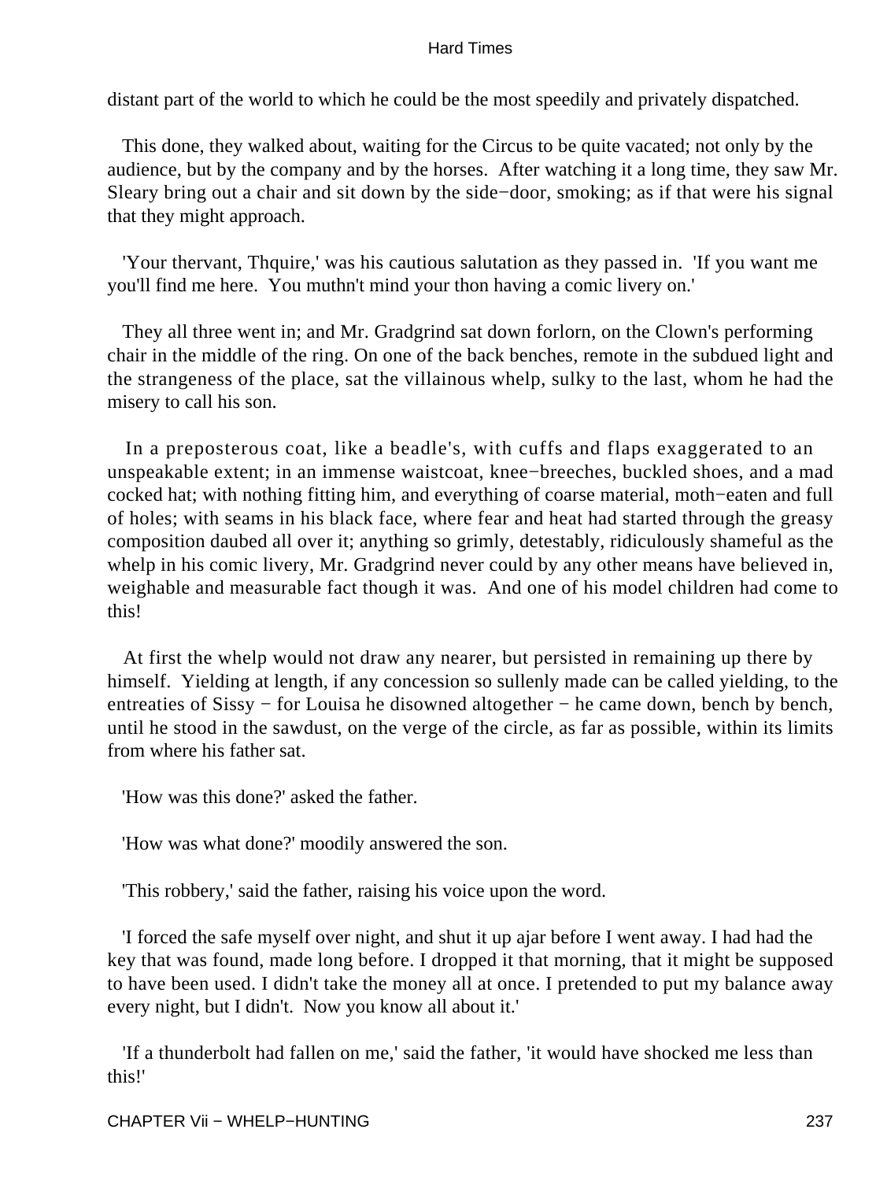distant part of the world to which he could be the most speedily and privately dispatched.

This done, they walked about, waiting for the Circus to be quite vacated; not only by the audience, but by the company and by the horses. After watching it a long time, they saw Mr. Sleary bring out a chair and sit down by the side−door, smoking; as if that were his signal that they might approach.

'Your thervant, Thquire,' was his cautious salutation as they passed in. 'If you want me you'll find me here. You muthn't mind your thon having a comic livery on.'

They all three went in; and Mr. Gradgrind sat down forlorn, on the Clown's performing chair in the middle of the ring. On one of the back benches, remote in the subdued light and the strangeness of the place, sat the villainous whelp, sulky to the last, whom he had the misery to call his son.

In a preposterous coat, like a beadle's, with cuffs and flaps exaggerated to an unspeakable extent; in an immense waistcoat, knee−breeches, buckled shoes, and a mad cocked hat; with nothing fitting him, and everything of coarse material, moth−eaten and full of holes; with seams in his black face, where fear and heat had started through the greasy composition daubed all over it; anything so grimly, detestably, ridiculously shameful as the whelp in his comic livery, Mr. Gradgrind never could by any other means have believed in, weighable and measurable fact though it was. And one of his model children had come to this!

At first the whelp would not draw any nearer, but persisted in remaining up there by himself. Yielding at length, if any concession so sullenly made can be called yielding, to the entreaties of Sissy − for Louisa he disowned altogether − he came down, bench by bench, until he stood in the sawdust, on the verge of the circle, as far as possible, within its limits from where his father sat.

'How was this done?' asked the father.

'How was what done?' moodily answered the son.

'This robbery,' said the father, raising his voice upon the word.

'I forced the safe myself over night, and shut it up ajar before I went away. I had had the key that was found, made long before. I dropped it that morning, that it might be supposed to have been used. I didn't take the money all at once. I pretended to put my balance away every night, but I didn't. Now you know all about it.'

'If a thunderbolt had fallen on me,' said the father, 'it would have shocked me less than this!'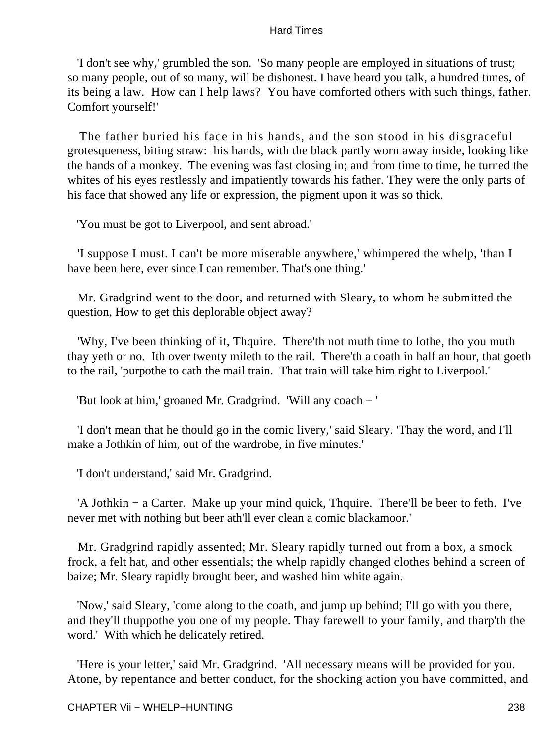'I don't see why,' grumbled the son. 'So many people are employed in situations of trust; so many people, out of so many, will be dishonest. I have heard you talk, a hundred times, of its being a law. How can I help laws? You have comforted others with such things, father. Comfort yourself!'

The father buried his face in his hands, and the son stood in his disgraceful grotesqueness, biting straw: his hands, with the black partly worn away inside, looking like the hands of a monkey. The evening was fast closing in; and from time to time, he turned the whites of his eyes restlessly and impatiently towards his father. They were the only parts of his face that showed any life or expression, the pigment upon it was so thick.

'You must be got to Liverpool, and sent abroad.'

'I suppose I must. I can't be more miserable anywhere,' whimpered the whelp, 'than I have been here, ever since I can remember. That's one thing.'

Mr. Gradgrind went to the door, and returned with Sleary, to whom he submitted the question, How to get this deplorable object away?

'Why, I've been thinking of it, Thquire. There'th not muth time to lothe, tho you muth thay yeth or no. Ith over twenty mileth to the rail. There'th a coath in half an hour, that goeth to the rail, 'purpothe to cath the mail train. That train will take him right to Liverpool.'

'But look at him,' groaned Mr. Gradgrind. 'Will any coach − '

'I don't mean that he thould go in the comic livery,' said Sleary. 'Thay the word, and I'll make a Jothkin of him, out of the wardrobe, in five minutes.'

'I don't understand,' said Mr. Gradgrind.

'A Jothkin − a Carter. Make up your mind quick, Thquire. There'll be beer to feth. I've never met with nothing but beer ath'll ever clean a comic blackamoor.'

Mr. Gradgrind rapidly assented; Mr. Sleary rapidly turned out from a box, a smock frock, a felt hat, and other essentials; the whelp rapidly changed clothes behind a screen of baize; Mr. Sleary rapidly brought beer, and washed him white again.

'Now,' said Sleary, 'come along to the coath, and jump up behind; I'll go with you there, and they'll thuppothe you one of my people. Thay farewell to your family, and tharp'th the word.' With which he delicately retired.

'Here is your letter,' said Mr. Gradgrind. 'All necessary means will be provided for you. Atone, by repentance and better conduct, for the shocking action you have committed, and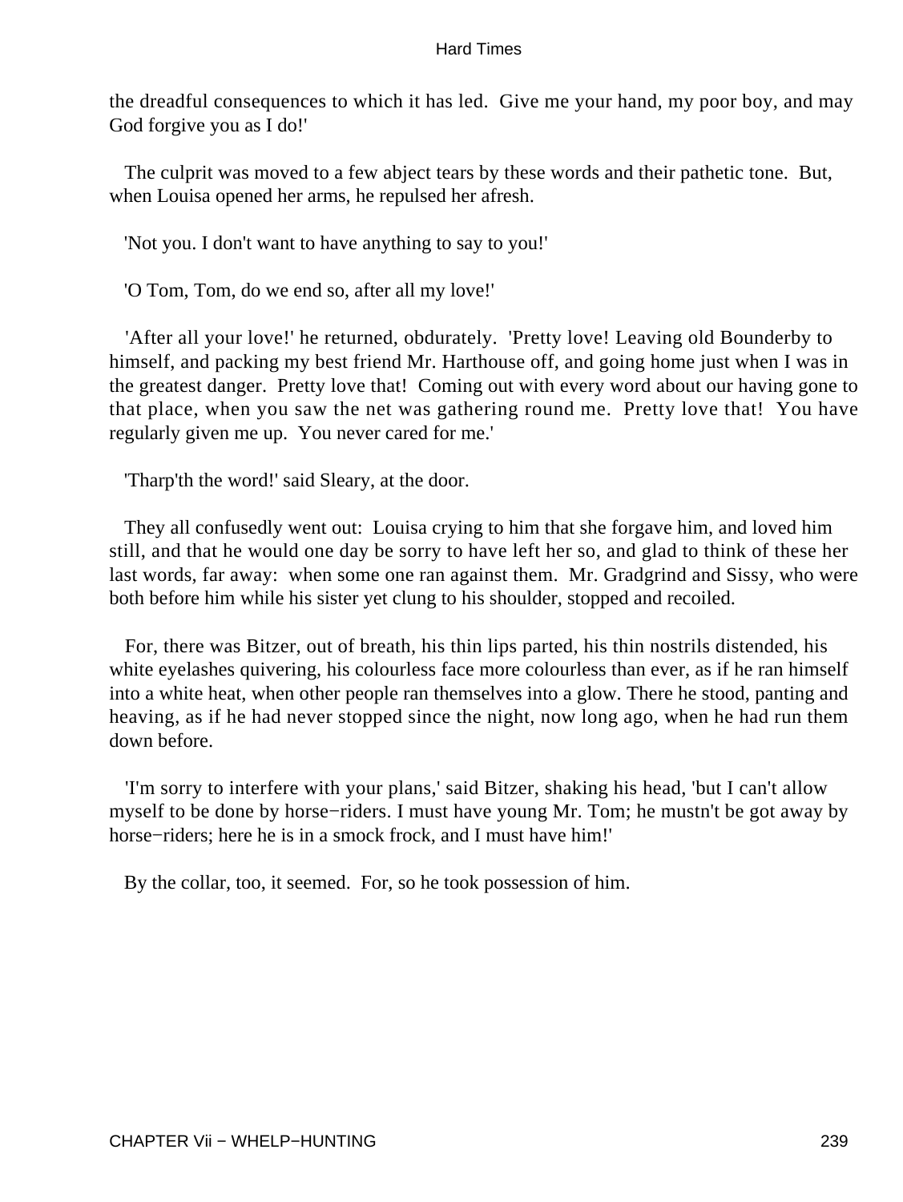the dreadful consequences to which it has led. Give me your hand, my poor boy, and may God forgive you as I do!'

The culprit was moved to a few abject tears by these words and their pathetic tone. But, when Louisa opened her arms, he repulsed her afresh.

'Not you. I don't want to have anything to say to you!'

'O Tom, Tom, do we end so, after all my love!'

'After all your love!' he returned, obdurately. 'Pretty love! Leaving old Bounderby to himself, and packing my best friend Mr. Harthouse off, and going home just when I was in the greatest danger. Pretty love that! Coming out with every word about our having gone to that place, when you saw the net was gathering round me. Pretty love that! You have regularly given me up. You never cared for me.'

'Tharp'th the word!' said Sleary, at the door.

They all confusedly went out: Louisa crying to him that she forgave him, and loved him still, and that he would one day be sorry to have left her so, and glad to think of these her last words, far away: when some one ran against them. Mr. Gradgrind and Sissy, who were both before him while his sister yet clung to his shoulder, stopped and recoiled.

For, there was Bitzer, out of breath, his thin lips parted, his thin nostrils distended, his white eyelashes quivering, his colourless face more colourless than ever, as if he ran himself into a white heat, when other people ran themselves into a glow. There he stood, panting and heaving, as if he had never stopped since the night, now long ago, when he had run them down before.

'I'm sorry to interfere with your plans,' said Bitzer, shaking his head, 'but I can't allow myself to be done by horse−riders. I must have young Mr. Tom; he mustn't be got away by horse−riders; here he is in a smock frock, and I must have him!'

By the collar, too, it seemed. For, so he took possession of him.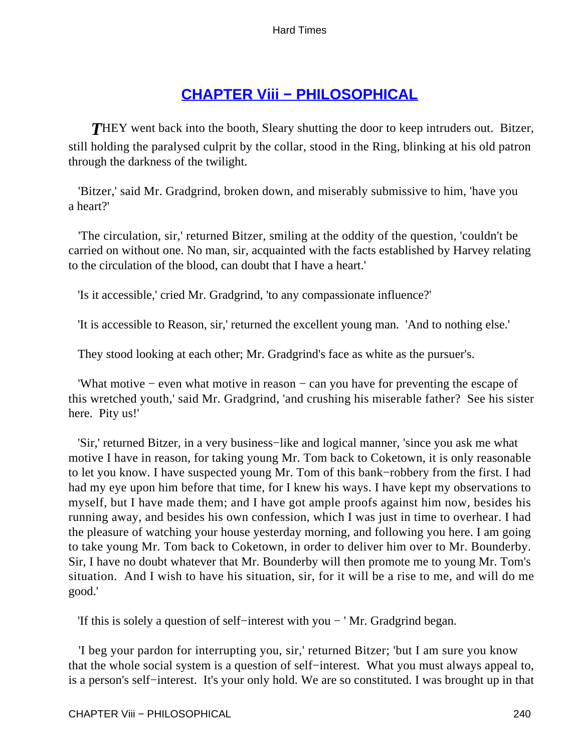## CHAPTER Viii − PHILOSOPHICAL

*T*HEY went back into the booth, Sleary shutting the door to keep intruders out. Bitzer, still holding the paralysed culprit by the collar, stood in the Ring, blinking at his old patron through the darkness of the twilight.

'Bitzer,' said Mr. Gradgrind, broken down, and miserably submissive to him, 'have you a heart?'

'The circulation, sir,' returned Bitzer, smiling at the oddity of the question, 'couldn't be carried on without one. No man, sir, acquainted with the facts established by Harvey relating to the circulation of the blood, can doubt that I have a heart.'

'Is it accessible,' cried Mr. Gradgrind, 'to any compassionate influence?'

'It is accessible to Reason, sir,' returned the excellent young man. 'And to nothing else.'

They stood looking at each other; Mr. Gradgrind's face as white as the pursuer's.

'What motive − even what motive in reason − can you have for preventing the escape of this wretched youth,' said Mr. Gradgrind, 'and crushing his miserable father? See his sister here. Pity us!'

'Sir,' returned Bitzer, in a very business−like and logical manner, 'since you ask me what motive I have in reason, for taking young Mr. Tom back to Coketown, it is only reasonable to let you know. I have suspected young Mr. Tom of this bank−robbery from the first. I had had my eye upon him before that time, for I knew his ways. I have kept my observations to myself, but I have made them; and I have got ample proofs against him now, besides his running away, and besides his own confession, which I was just in time to overhear. I had the pleasure of watching your house yesterday morning, and following you here. I am going to take young Mr. Tom back to Coketown, in order to deliver him over to Mr. Bounderby. Sir, I have no doubt whatever that Mr. Bounderby will then promote me to young Mr. Tom's situation. And I wish to have his situation, sir, for it will be a rise to me, and will do me good.'

'If this is solely a question of self−interest with you − ' Mr. Gradgrind began.

'I beg your pardon for interrupting you, sir,' returned Bitzer; 'but I am sure you know that the whole social system is a question of self−interest. What you must always appeal to, is a person's self−interest. It's your only hold. We are so constituted. I was brought up in that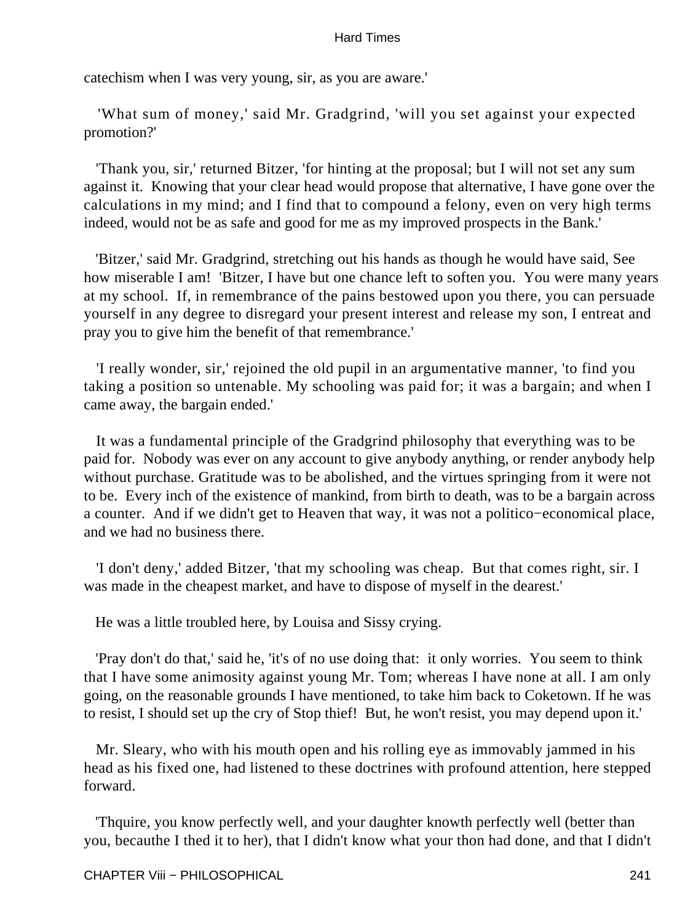catechism when I was very young, sir, as you are aware.'

'What sum of money,' said Mr. Gradgrind, 'will you set against your expected promotion?'

'Thank you, sir,' returned Bitzer, 'for hinting at the proposal; but I will not set any sum against it. Knowing that your clear head would propose that alternative, I have gone over the calculations in my mind; and I find that to compound a felony, even on very high terms indeed, would not be as safe and good for me as my improved prospects in the Bank.'

'Bitzer,' said Mr. Gradgrind, stretching out his hands as though he would have said, See how miserable I am! 'Bitzer, I have but one chance left to soften you. You were many years at my school. If, in remembrance of the pains bestowed upon you there, you can persuade yourself in any degree to disregard your present interest and release my son, I entreat and pray you to give him the benefit of that remembrance.'

'I really wonder, sir,' rejoined the old pupil in an argumentative manner, 'to find you taking a position so untenable. My schooling was paid for; it was a bargain; and when I came away, the bargain ended.'

It was a fundamental principle of the Gradgrind philosophy that everything was to be paid for. Nobody was ever on any account to give anybody anything, or render anybody help without purchase. Gratitude was to be abolished, and the virtues springing from it were not to be. Every inch of the existence of mankind, from birth to death, was to be a bargain across a counter. And if we didn't get to Heaven that way, it was not a politico−economical place, and we had no business there.

'I don't deny,' added Bitzer, 'that my schooling was cheap. But that comes right, sir. I was made in the cheapest market, and have to dispose of myself in the dearest.'

He was a little troubled here, by Louisa and Sissy crying.

'Pray don't do that,' said he, 'it's of no use doing that: it only worries. You seem to think that I have some animosity against young Mr. Tom; whereas I have none at all. I am only going, on the reasonable grounds I have mentioned, to take him back to Coketown. If he was to resist, I should set up the cry of Stop thief! But, he won't resist, you may depend upon it.'

Mr. Sleary, who with his mouth open and his rolling eye as immovably jammed in his head as his fixed one, had listened to these doctrines with profound attention, here stepped forward.

'Thquire, you know perfectly well, and your daughter knowth perfectly well (better than you, becauthe I thed it to her), that I didn't know what your thon had done, and that I didn't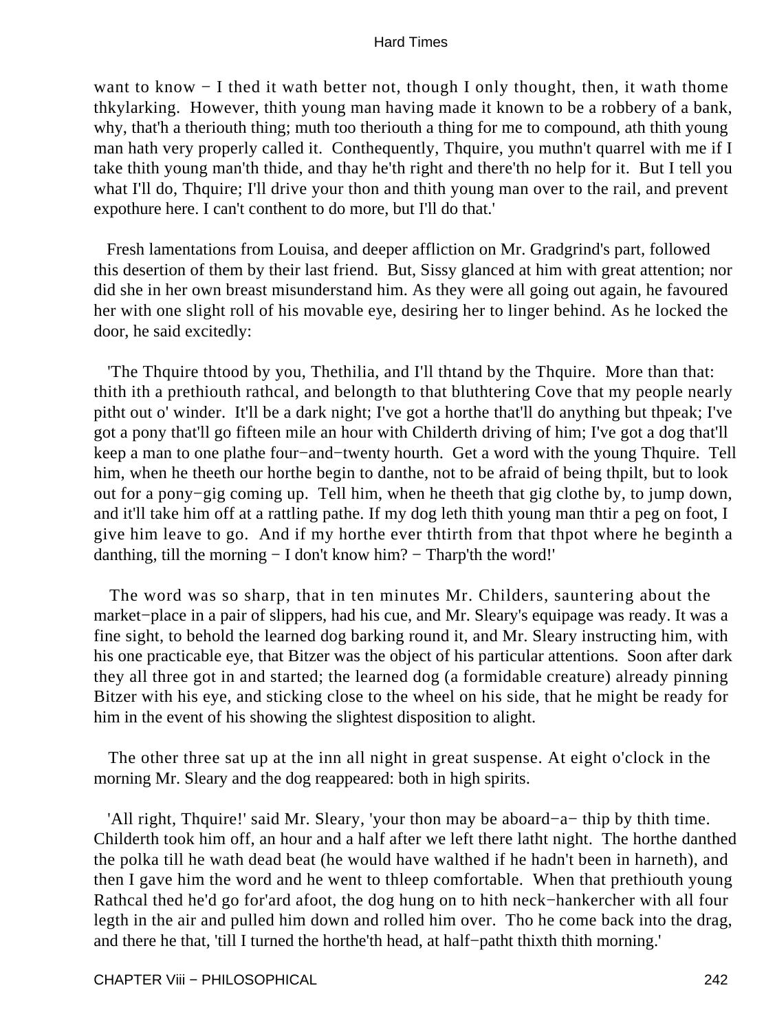want to know − I thed it wath better not, though I only thought, then, it wath thome thkylarking. However, thith young man having made it known to be a robbery of a bank, why, that'h a theriouth thing; muth too theriouth a thing for me to compound, ath thith young man hath very properly called it. Conthequently, Thquire, you muthn't quarrel with me if I take thith young man'th thide, and thay he'th right and there'th no help for it. But I tell you what I'll do, Thquire; I'll drive your thon and thith young man over to the rail, and prevent expothure here. I can't conthent to do more, but I'll do that.'

Fresh lamentations from Louisa, and deeper affliction on Mr. Gradgrind's part, followed this desertion of them by their last friend. But, Sissy glanced at him with great attention; nor did she in her own breast misunderstand him. As they were all going out again, he favoured her with one slight roll of his movable eye, desiring her to linger behind. As he locked the door, he said excitedly:

'The Thquire thtood by you, Thethilia, and I'll thtand by the Thquire. More than that: thith ith a prethiouth rathcal, and belongth to that bluthtering Cove that my people nearly pitht out o' winder. It'll be a dark night; I've got a horthe that'll do anything but thpeak; I've got a pony that'll go fifteen mile an hour with Childerth driving of him; I've got a dog that'll keep a man to one plathe four−and−twenty hourth. Get a word with the young Thquire. Tell him, when he theeth our horthe begin to danthe, not to be afraid of being thpilt, but to look out for a pony−gig coming up. Tell him, when he theeth that gig clothe by, to jump down, and it'll take him off at a rattling pathe. If my dog leth thith young man thtir a peg on foot, I give him leave to go. And if my horthe ever thtirth from that thpot where he beginth a danthing, till the morning − I don't know him? − Tharp'th the word!'

The word was so sharp, that in ten minutes Mr. Childers, sauntering about the market−place in a pair of slippers, had his cue, and Mr. Sleary's equipage was ready. It was a fine sight, to behold the learned dog barking round it, and Mr. Sleary instructing him, with his one practicable eye, that Bitzer was the object of his particular attentions. Soon after dark they all three got in and started; the learned dog (a formidable creature) already pinning Bitzer with his eye, and sticking close to the wheel on his side, that he might be ready for him in the event of his showing the slightest disposition to alight.

The other three sat up at the inn all night in great suspense. At eight o'clock in the morning Mr. Sleary and the dog reappeared: both in high spirits.

'All right, Thquire!' said Mr. Sleary, 'your thon may be aboard−a− thip by thith time. Childerth took him off, an hour and a half after we left there latht night. The horthe danthed the polka till he wath dead beat (he would have walthed if he hadn't been in harneth), and then I gave him the word and he went to thleep comfortable. When that prethiouth young Rathcal thed he'd go for'ard afoot, the dog hung on to hith neck−hankercher with all four legth in the air and pulled him down and rolled him over. Tho he come back into the drag, and there he that, 'till I turned the horthe'th head, at half−patht thixth thith morning.'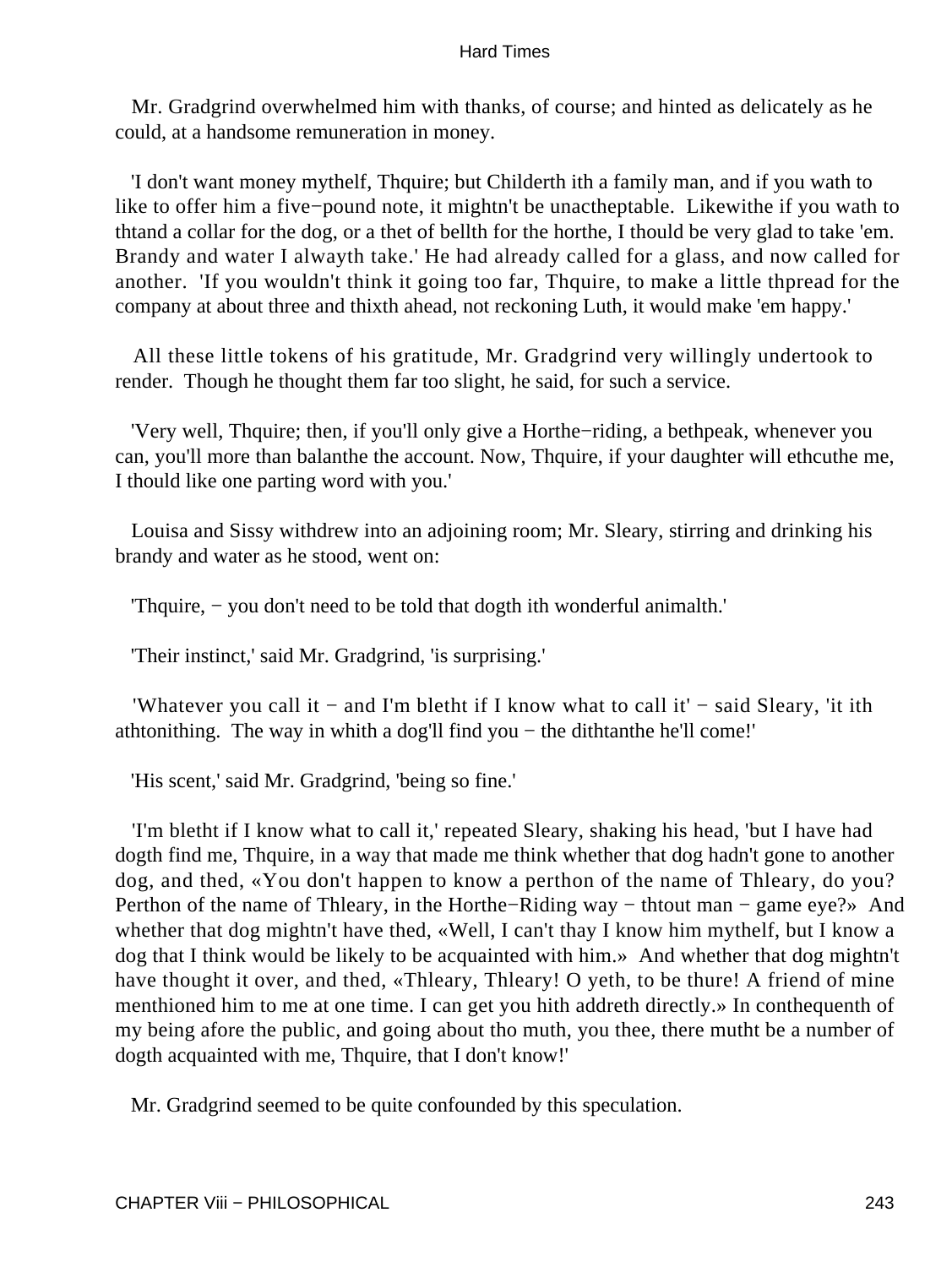Mr. Gradgrind overwhelmed him with thanks, of course; and hinted as delicately as he could, at a handsome remuneration in money.

'I don't want money mythelf, Thquire; but Childerth ith a family man, and if you wath to like to offer him a five−pound note, it mightn't be unactheptable. Likewithe if you wath to thtand a collar for the dog, or a thet of bellth for the horthe, I thould be very glad to take 'em. Brandy and water I alwayth take.' He had already called for a glass, and now called for another. 'If you wouldn't think it going too far, Thquire, to make a little thpread for the company at about three and thixth ahead, not reckoning Luth, it would make 'em happy.'

All these little tokens of his gratitude, Mr. Gradgrind very willingly undertook to render. Though he thought them far too slight, he said, for such a service.

'Very well, Thquire; then, if you'll only give a Horthe−riding, a bethpeak, whenever you can, you'll more than balanthe the account. Now, Thquire, if your daughter will ethcuthe me, I thould like one parting word with you.'

Louisa and Sissy withdrew into an adjoining room; Mr. Sleary, stirring and drinking his brandy and water as he stood, went on:

'Thquire, − you don't need to be told that dogth ith wonderful animalth.'

'Their instinct,' said Mr. Gradgrind, 'is surprising.'

'Whatever you call it − and I'm bletht if I know what to call it' − said Sleary, 'it ith athtonithing. The way in whith a dog'll find you − the dithtanthe he'll come!'

'His scent,' said Mr. Gradgrind, 'being so fine.'

'I'm bletht if I know what to call it,' repeated Sleary, shaking his head, 'but I have had dogth find me, Thquire, in a way that made me think whether that dog hadn't gone to another dog, and thed, «You don't happen to know a perthon of the name of Thleary, do you? Perthon of the name of Thleary, in the Horthe−Riding way − thtout man − game eye?» And whether that dog mightn't have thed, «Well, I can't thay I know him mythelf, but I know a dog that I think would be likely to be acquainted with him.» And whether that dog mightn't have thought it over, and thed, «Thleary, Thleary! O yeth, to be thure! A friend of mine menthioned him to me at one time. I can get you hith addreth directly.» In conthequenth of my being afore the public, and going about tho muth, you thee, there mutht be a number of dogth acquainted with me, Thquire, that I don't know!'

Mr. Gradgrind seemed to be quite confounded by this speculation.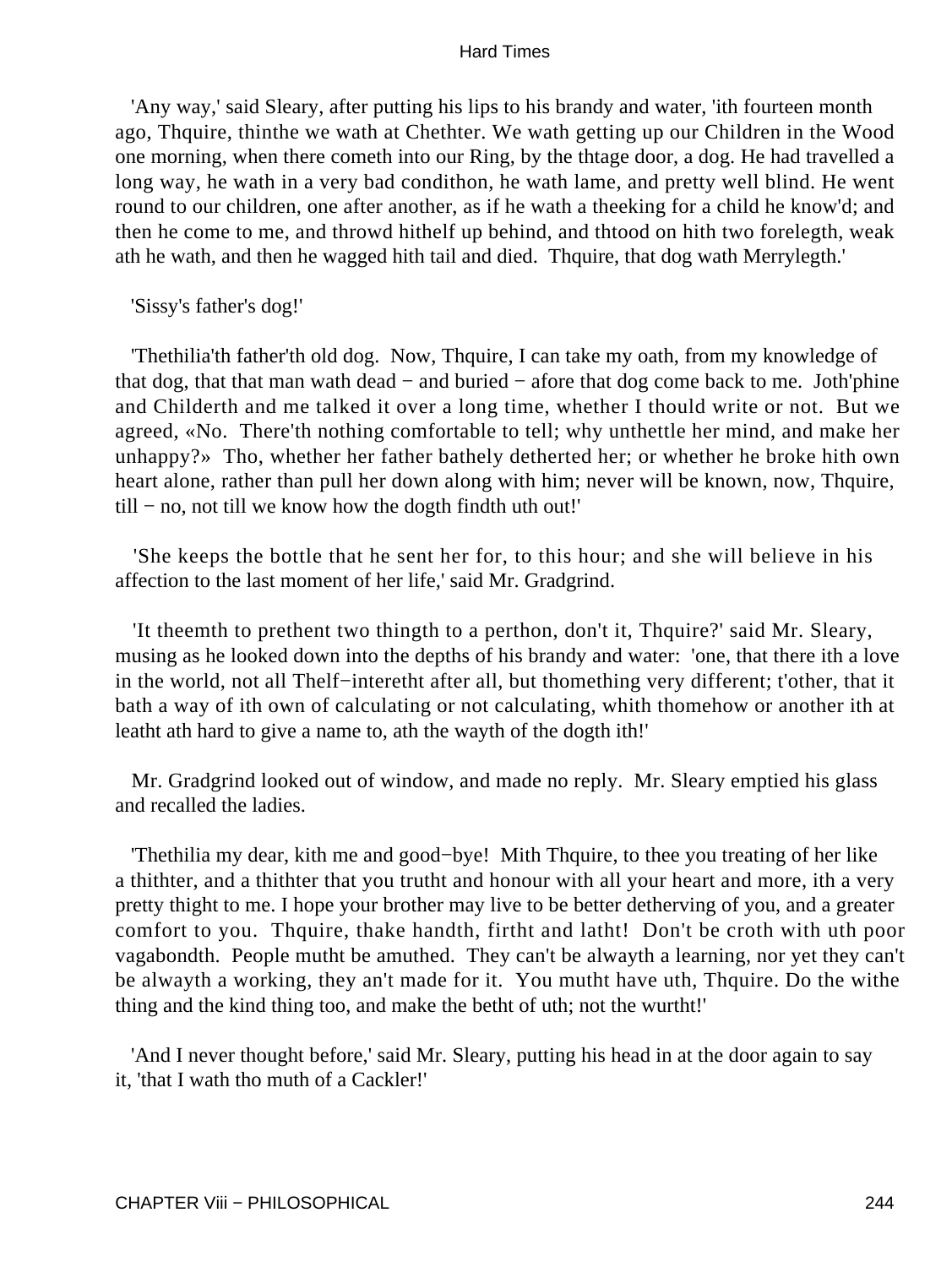'Any way,' said Sleary, after putting his lips to his brandy and water, 'ith fourteen month ago, Thquire, thinthe we wath at Chethter. We wath getting up our Children in the Wood one morning, when there cometh into our Ring, by the thtage door, a dog. He had travelled a long way, he wath in a very bad condithon, he wath lame, and pretty well blind. He went round to our children, one after another, as if he wath a theeking for a child he know'd; and then he come to me, and throwd hithelf up behind, and thtood on hith two forelegth, weak ath he wath, and then he wagged hith tail and died. Thquire, that dog wath Merrylegth.'

'Sissy's father's dog!'

'Thethilia'th father'th old dog. Now, Thquire, I can take my oath, from my knowledge of that dog, that that man wath dead − and buried − afore that dog come back to me. Joth'phine and Childerth and me talked it over a long time, whether I thould write or not. But we agreed, «No. There'th nothing comfortable to tell; why unthettle her mind, and make her unhappy?» Tho, whether her father bathely detherted her; or whether he broke hith own heart alone, rather than pull her down along with him; never will be known, now, Thquire, till − no, not till we know how the dogth findth uth out!'

'She keeps the bottle that he sent her for, to this hour; and she will believe in his affection to the last moment of her life,' said Mr. Gradgrind.

'It theemth to prethent two thingth to a perthon, don't it, Thquire?' said Mr. Sleary, musing as he looked down into the depths of his brandy and water: 'one, that there ith a love in the world, not all Thelf−interetht after all, but thomething very different; t'other, that it bath a way of ith own of calculating or not calculating, whith thomehow or another ith at leatht ath hard to give a name to, ath the wayth of the dogth ith!'

Mr. Gradgrind looked out of window, and made no reply. Mr. Sleary emptied his glass and recalled the ladies.

'Thethilia my dear, kith me and good−bye! Mith Thquire, to thee you treating of her like a thithter, and a thithter that you trutht and honour with all your heart and more, ith a very pretty thight to me. I hope your brother may live to be better detherving of you, and a greater comfort to you. Thquire, thake handth, firtht and latht! Don't be croth with uth poor vagabondth. People mutht be amuthed. They can't be alwayth a learning, nor yet they can't be alwayth a working, they an't made for it. You mutht have uth, Thquire. Do the withe thing and the kind thing too, and make the betht of uth; not the wurtht!'

'And I never thought before,' said Mr. Sleary, putting his head in at the door again to say it, 'that I wath tho muth of a Cackler!'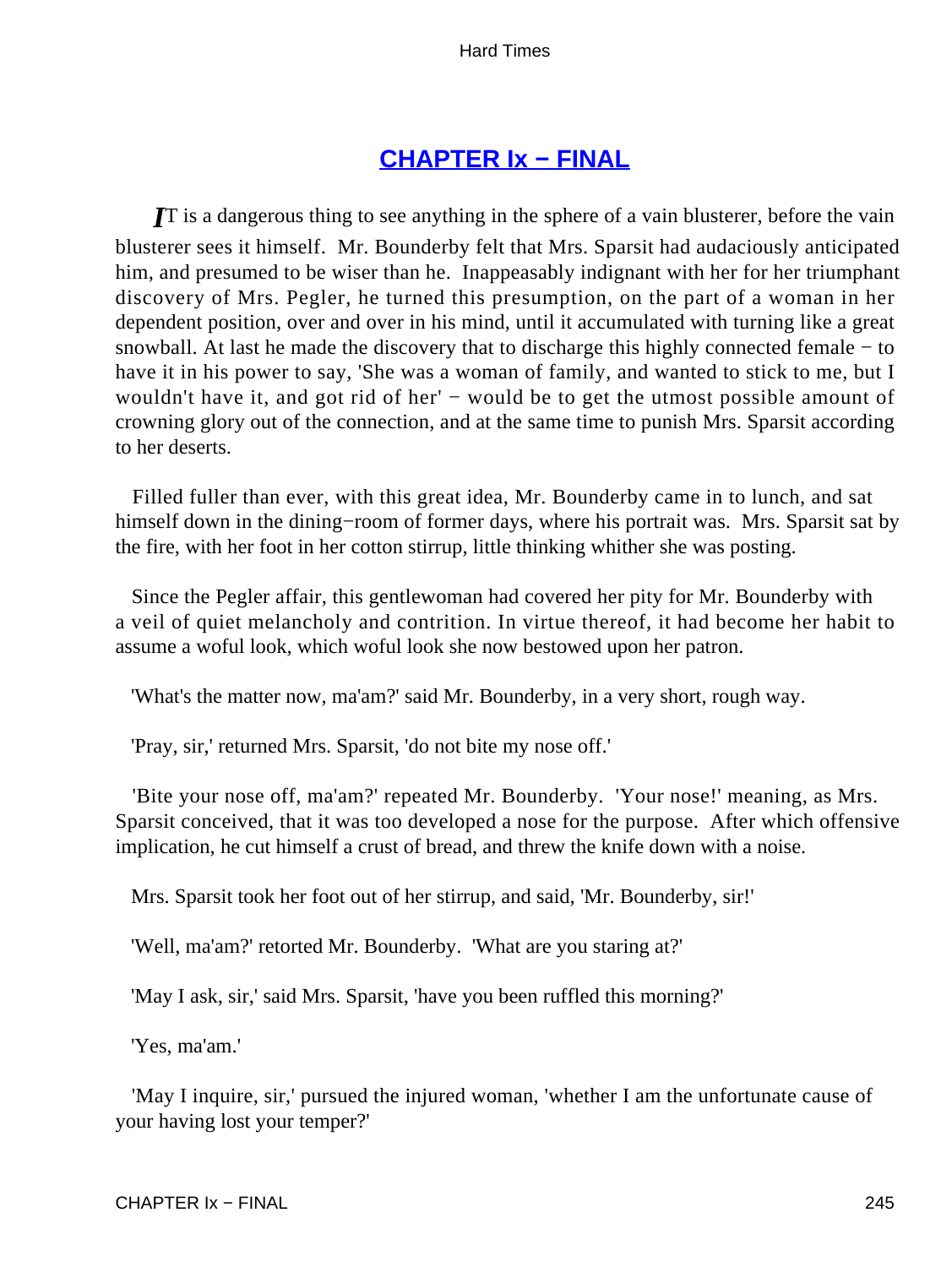## CHAPTER Ix − FINAL

*I*T is a dangerous thing to see anything in the sphere of a vain blusterer, before the vain blusterer sees it himself. Mr. Bounderby felt that Mrs. Sparsit had audaciously anticipated him, and presumed to be wiser than he. Inappeasably indignant with her for her triumphant discovery of Mrs. Pegler, he turned this presumption, on the part of a woman in her dependent position, over and over in his mind, until it accumulated with turning like a great snowball. At last he made the discovery that to discharge this highly connected female − to have it in his power to say, 'She was a woman of family, and wanted to stick to me, but I wouldn't have it, and got rid of her' − would be to get the utmost possible amount of crowning glory out of the connection, and at the same time to punish Mrs. Sparsit according to her deserts.

Filled fuller than ever, with this great idea, Mr. Bounderby came in to lunch, and sat himself down in the dining−room of former days, where his portrait was. Mrs. Sparsit sat by the fire, with her foot in her cotton stirrup, little thinking whither she was posting.

Since the Pegler affair, this gentlewoman had covered her pity for Mr. Bounderby with a veil of quiet melancholy and contrition. In virtue thereof, it had become her habit to assume a woful look, which woful look she now bestowed upon her patron.

'What's the matter now, ma'am?' said Mr. Bounderby, in a very short, rough way.

'Pray, sir,' returned Mrs. Sparsit, 'do not bite my nose off.'

'Bite your nose off, ma'am?' repeated Mr. Bounderby. 'Your nose!' meaning, as Mrs. Sparsit conceived, that it was too developed a nose for the purpose. After which offensive implication, he cut himself a crust of bread, and threw the knife down with a noise.

Mrs. Sparsit took her foot out of her stirrup, and said, 'Mr. Bounderby, sir!'

'Well, ma'am?' retorted Mr. Bounderby. 'What are you staring at?'

'May I ask, sir,' said Mrs. Sparsit, 'have you been ruffled this morning?'

'Yes, ma'am.'

'May I inquire, sir,' pursued the injured woman, 'whether I am the unfortunate cause of your having lost your temper?'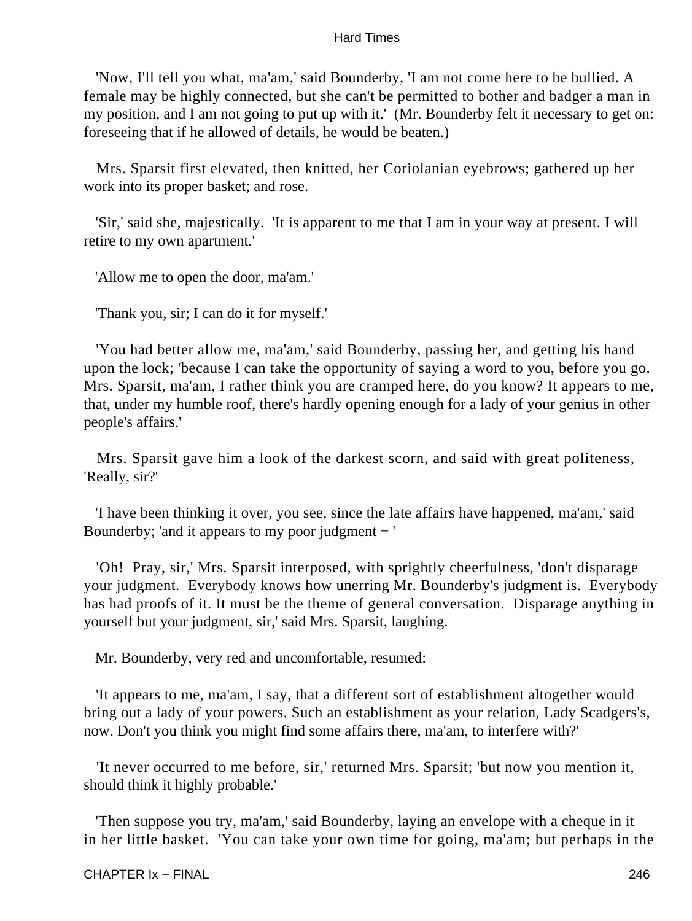'Now, I'll tell you what, ma'am,' said Bounderby, 'I am not come here to be bullied. A female may be highly connected, but she can't be permitted to bother and badger a man in my position, and I am not going to put up with it.' (Mr. Bounderby felt it necessary to get on: foreseeing that if he allowed of details, he would be beaten.)

Mrs. Sparsit first elevated, then knitted, her Coriolanian eyebrows; gathered up her work into its proper basket; and rose.

'Sir,' said she, majestically. 'It is apparent to me that I am in your way at present. I will retire to my own apartment.'

'Allow me to open the door, ma'am.'

'Thank you, sir; I can do it for myself.'

'You had better allow me, ma'am,' said Bounderby, passing her, and getting his hand upon the lock; 'because I can take the opportunity of saying a word to you, before you go. Mrs. Sparsit, ma'am, I rather think you are cramped here, do you know? It appears to me, that, under my humble roof, there's hardly opening enough for a lady of your genius in other people's affairs.'

Mrs. Sparsit gave him a look of the darkest scorn, and said with great politeness, 'Really, sir?'

'I have been thinking it over, you see, since the late affairs have happened, ma'am,' said Bounderby; 'and it appears to my poor judgment − '

'Oh! Pray, sir,' Mrs. Sparsit interposed, with sprightly cheerfulness, 'don't disparage your judgment. Everybody knows how unerring Mr. Bounderby's judgment is. Everybody has had proofs of it. It must be the theme of general conversation. Disparage anything in yourself but your judgment, sir,' said Mrs. Sparsit, laughing.

Mr. Bounderby, very red and uncomfortable, resumed:

'It appears to me, ma'am, I say, that a different sort of establishment altogether would bring out a lady of your powers. Such an establishment as your relation, Lady Scadgers's, now. Don't you think you might find some affairs there, ma'am, to interfere with?'

'It never occurred to me before, sir,' returned Mrs. Sparsit; 'but now you mention it, should think it highly probable.'

'Then suppose you try, ma'am,' said Bounderby, laying an envelope with a cheque in it in her little basket. 'You can take your own time for going, ma'am; but perhaps in the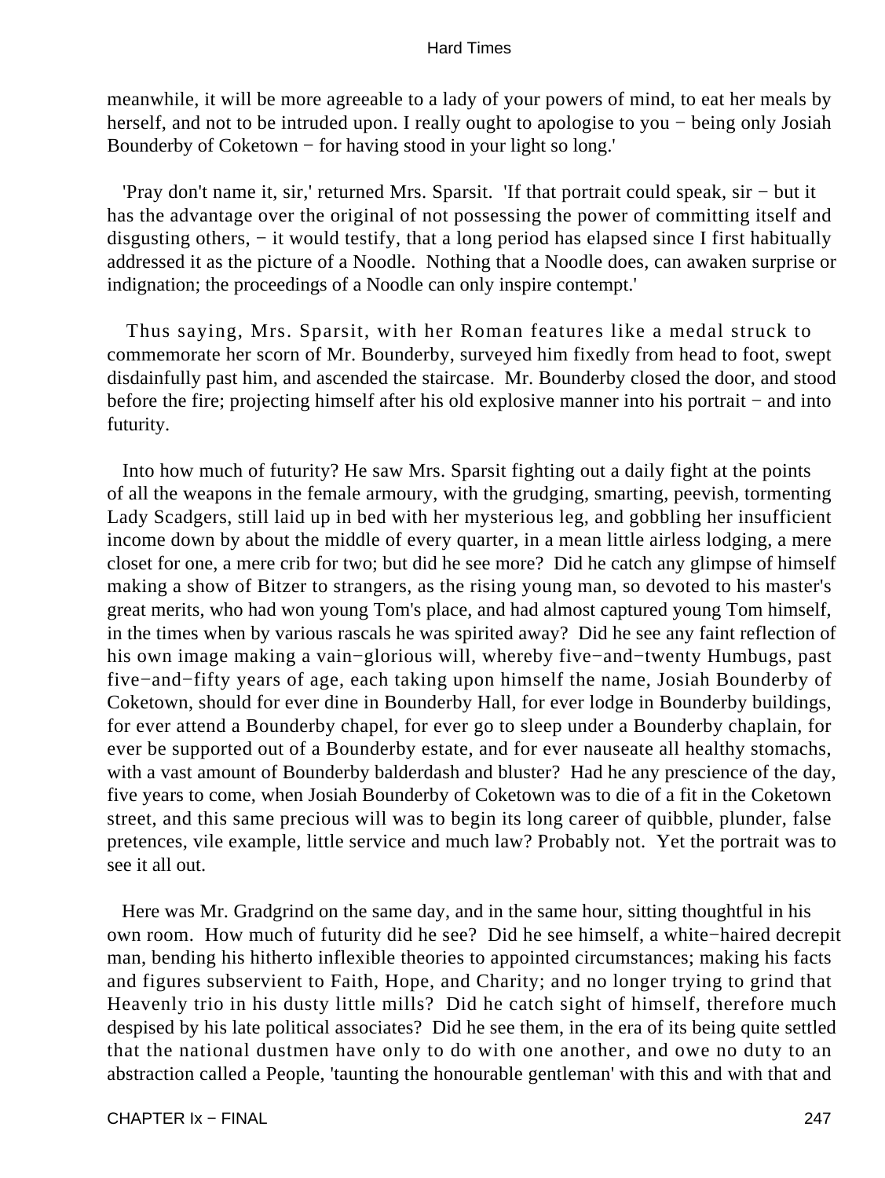meanwhile, it will be more agreeable to a lady of your powers of mind, to eat her meals by herself, and not to be intruded upon. I really ought to apologise to you − being only Josiah Bounderby of Coketown − for having stood in your light so long.'

'Pray don't name it, sir,' returned Mrs. Sparsit. 'If that portrait could speak, sir − but it has the advantage over the original of not possessing the power of committing itself and disgusting others, − it would testify, that a long period has elapsed since I first habitually addressed it as the picture of a Noodle. Nothing that a Noodle does, can awaken surprise or indignation; the proceedings of a Noodle can only inspire contempt.'

Thus saying, Mrs. Sparsit, with her Roman features like a medal struck to commemorate her scorn of Mr. Bounderby, surveyed him fixedly from head to foot, swept disdainfully past him, and ascended the staircase. Mr. Bounderby closed the door, and stood before the fire; projecting himself after his old explosive manner into his portrait − and into futurity.

Into how much of futurity? He saw Mrs. Sparsit fighting out a daily fight at the points of all the weapons in the female armoury, with the grudging, smarting, peevish, tormenting Lady Scadgers, still laid up in bed with her mysterious leg, and gobbling her insufficient income down by about the middle of every quarter, in a mean little airless lodging, a mere closet for one, a mere crib for two; but did he see more? Did he catch any glimpse of himself making a show of Bitzer to strangers, as the rising young man, so devoted to his master's great merits, who had won young Tom's place, and had almost captured young Tom himself, in the times when by various rascals he was spirited away? Did he see any faint reflection of his own image making a vain−glorious will, whereby five−and−twenty Humbugs, past five−and−fifty years of age, each taking upon himself the name, Josiah Bounderby of Coketown, should for ever dine in Bounderby Hall, for ever lodge in Bounderby buildings, for ever attend a Bounderby chapel, for ever go to sleep under a Bounderby chaplain, for ever be supported out of a Bounderby estate, and for ever nauseate all healthy stomachs, with a vast amount of Bounderby balderdash and bluster? Had he any prescience of the day, five years to come, when Josiah Bounderby of Coketown was to die of a fit in the Coketown street, and this same precious will was to begin its long career of quibble, plunder, false pretences, vile example, little service and much law? Probably not. Yet the portrait was to see it all out.

Here was Mr. Gradgrind on the same day, and in the same hour, sitting thoughtful in his own room. How much of futurity did he see? Did he see himself, a white−haired decrepit man, bending his hitherto inflexible theories to appointed circumstances; making his facts and figures subservient to Faith, Hope, and Charity; and no longer trying to grind that Heavenly trio in his dusty little mills? Did he catch sight of himself, therefore much despised by his late political associates? Did he see them, in the era of its being quite settled that the national dustmen have only to do with one another, and owe no duty to an abstraction called a People, 'taunting the honourable gentleman' with this and with that and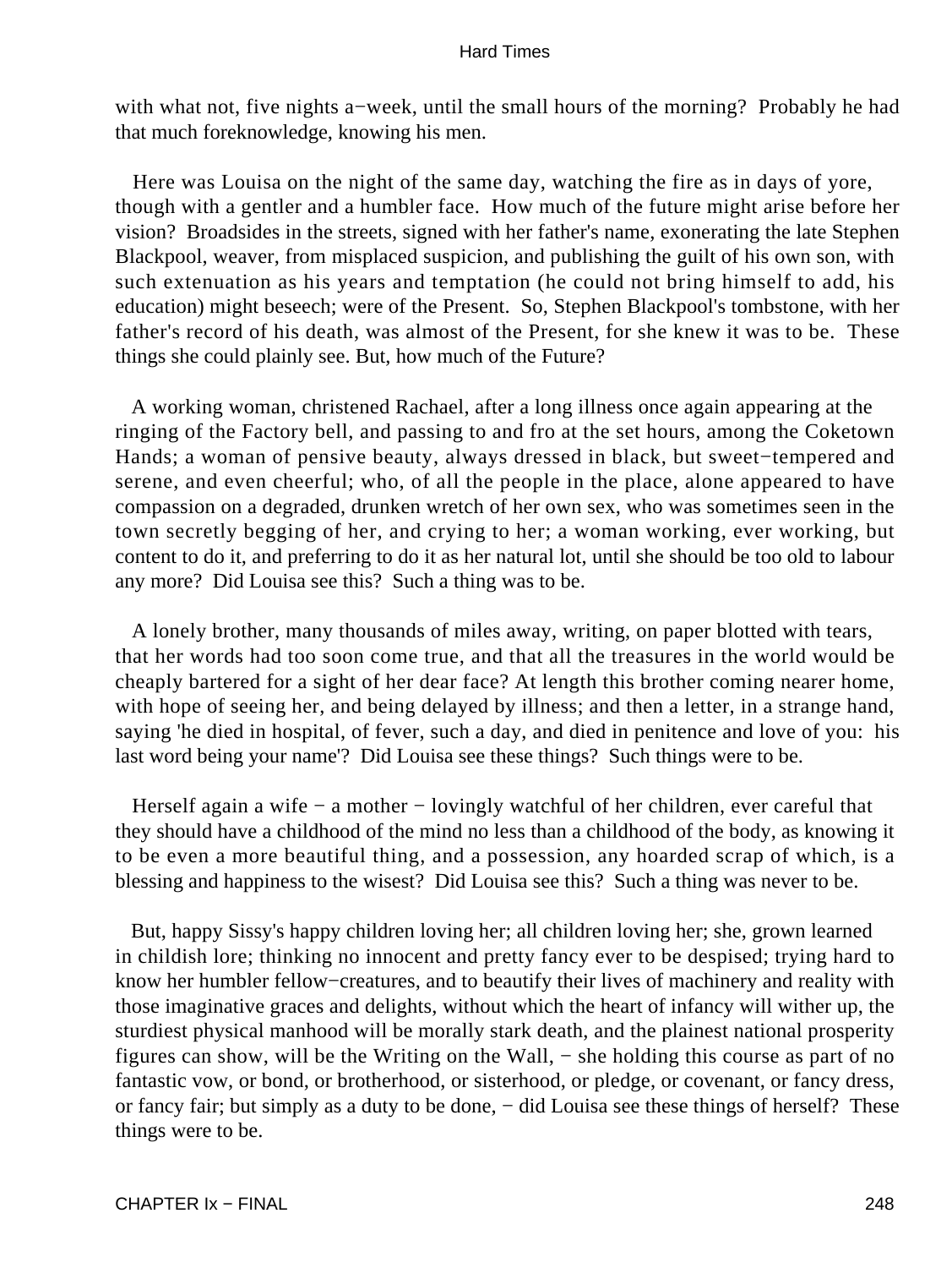with what not, five nights a−week, until the small hours of the morning? Probably he had that much foreknowledge, knowing his men.

Here was Louisa on the night of the same day, watching the fire as in days of yore, though with a gentler and a humbler face. How much of the future might arise before her vision? Broadsides in the streets, signed with her father's name, exonerating the late Stephen Blackpool, weaver, from misplaced suspicion, and publishing the guilt of his own son, with such extenuation as his years and temptation (he could not bring himself to add, his education) might beseech; were of the Present. So, Stephen Blackpool's tombstone, with her father's record of his death, was almost of the Present, for she knew it was to be. These things she could plainly see. But, how much of the Future?

A working woman, christened Rachael, after a long illness once again appearing at the ringing of the Factory bell, and passing to and fro at the set hours, among the Coketown Hands; a woman of pensive beauty, always dressed in black, but sweet−tempered and serene, and even cheerful; who, of all the people in the place, alone appeared to have compassion on a degraded, drunken wretch of her own sex, who was sometimes seen in the town secretly begging of her, and crying to her; a woman working, ever working, but content to do it, and preferring to do it as her natural lot, until she should be too old to labour any more? Did Louisa see this? Such a thing was to be.

A lonely brother, many thousands of miles away, writing, on paper blotted with tears, that her words had too soon come true, and that all the treasures in the world would be cheaply bartered for a sight of her dear face? At length this brother coming nearer home, with hope of seeing her, and being delayed by illness; and then a letter, in a strange hand, saying 'he died in hospital, of fever, such a day, and died in penitence and love of you: his last word being your name'? Did Louisa see these things? Such things were to be.

Herself again a wife − a mother − lovingly watchful of her children, ever careful that they should have a childhood of the mind no less than a childhood of the body, as knowing it to be even a more beautiful thing, and a possession, any hoarded scrap of which, is a blessing and happiness to the wisest? Did Louisa see this? Such a thing was never to be.

But, happy Sissy's happy children loving her; all children loving her; she, grown learned in childish lore; thinking no innocent and pretty fancy ever to be despised; trying hard to know her humbler fellow−creatures, and to beautify their lives of machinery and reality with those imaginative graces and delights, without which the heart of infancy will wither up, the sturdiest physical manhood will be morally stark death, and the plainest national prosperity figures can show, will be the Writing on the Wall, − she holding this course as part of no fantastic vow, or bond, or brotherhood, or sisterhood, or pledge, or covenant, or fancy dress, or fancy fair; but simply as a duty to be done, − did Louisa see these things of herself? These things were to be.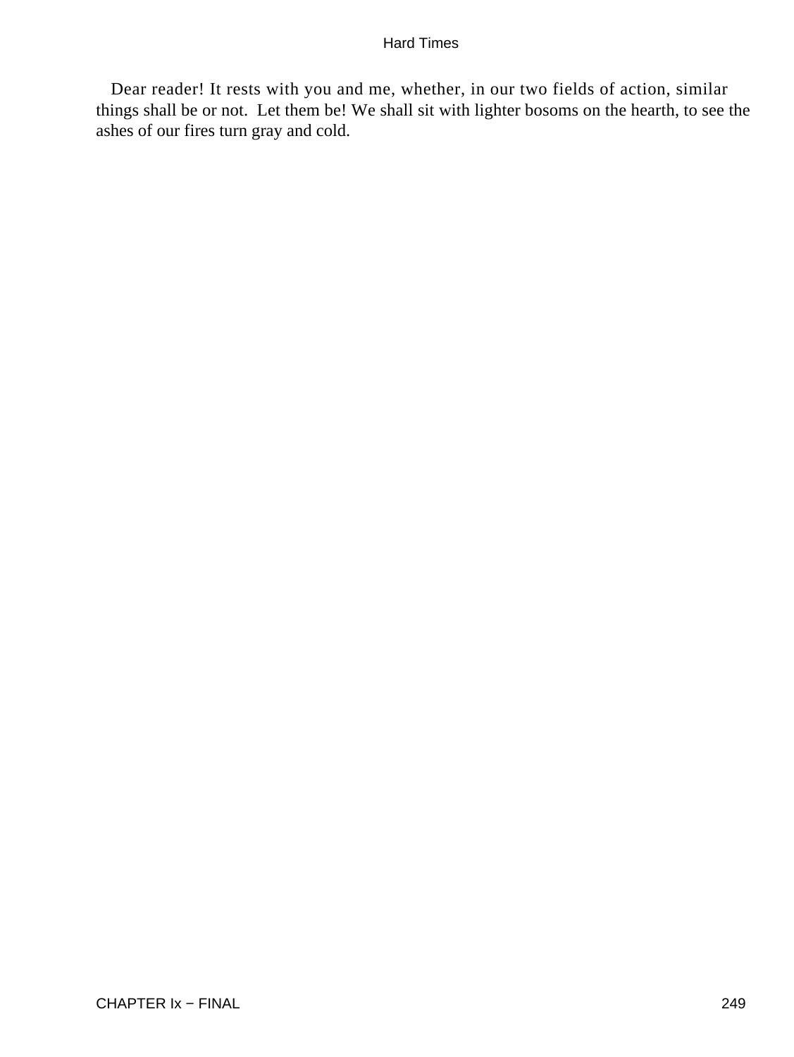Dear reader! It rests with you and me, whether, in our two fields of action, similar things shall be or not. Let them be! We shall sit with lighter bosoms on the hearth, to see the ashes of our fires turn gray and cold.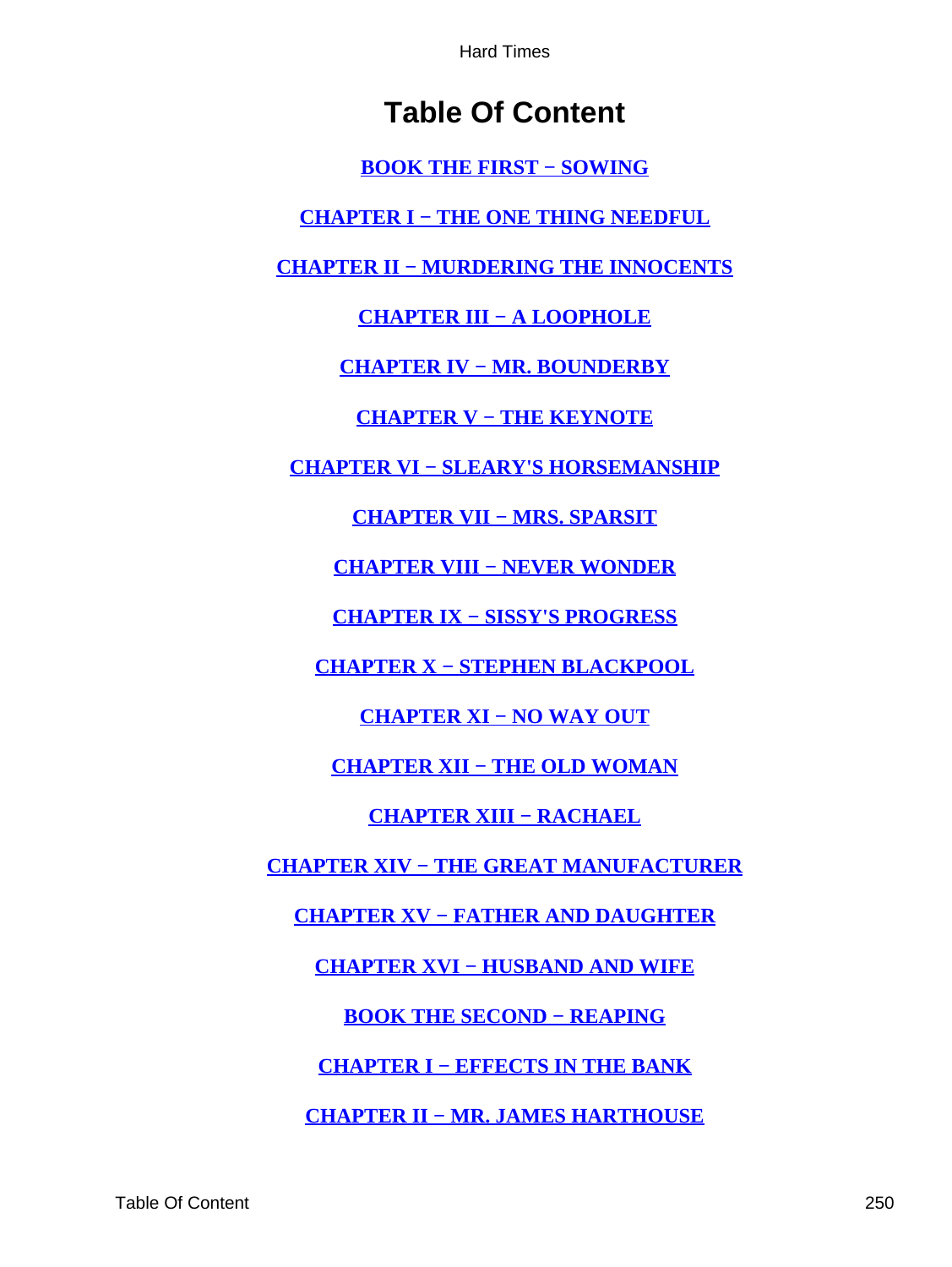# Table Of Content

**BOOK THE FIRST − SOWING**

**CHAPTER I − THE ONE THING NEEDFUL**

**CHAPTER II − MURDERING THE INNOCENTS**

**CHAPTER III − A LOOPHOLE**

**CHAPTER IV − MR. BOUNDERBY**

**CHAPTER V − THE KEYNOTE**

**CHAPTER VI − SLEARY'S HORSEMANSHIP**

**CHAPTER VII − MRS. SPARSIT**

**CHAPTER VIII − NEVER WONDER**

**CHAPTER IX − SISSY'S PROGRESS**

**CHAPTER X − STEPHEN BLACKPOOL**

**CHAPTER XI − NO WAY OUT**

**CHAPTER XII − THE OLD WOMAN**

**CHAPTER XIII − RACHAEL**

**CHAPTER XIV − THE GREAT MANUFACTURER**

**CHAPTER XV − FATHER AND DAUGHTER**

**CHAPTER XVI − HUSBAND AND WIFE**

**BOOK THE SECOND − REAPING**

**CHAPTER I − EFFECTS IN THE BANK**

**CHAPTER II − MR. JAMES HARTHOUSE**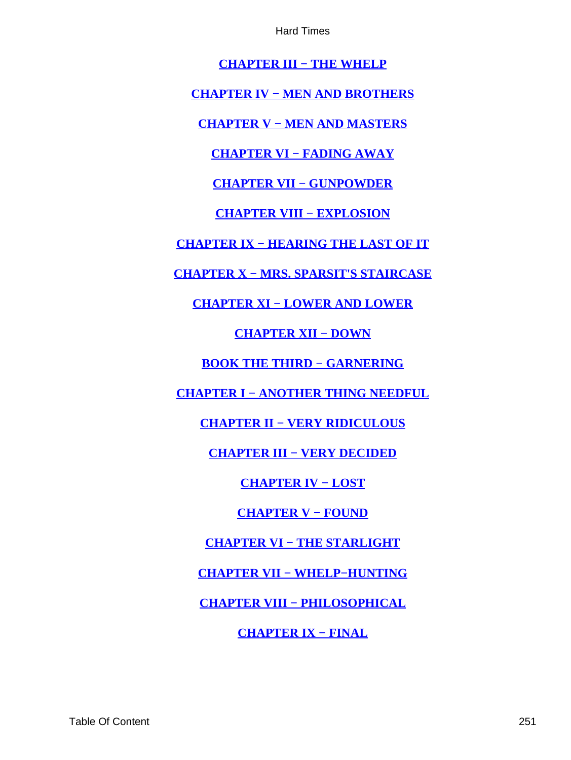[CHAPTER III − THE WHELP]

[CHAPTER IV − MEN AND BROTHERS]

[CHAPTER V − MEN AND MASTERS]

[CHAPTER VI − FADING AWAY]

[CHAPTER VII − GUNPOWDER]

[CHAPTER VIII − EXPLOSION]

[CHAPTER IX − HEARING THE LAST OF IT]

[CHAPTER X − MRS. SPARSIT'S STAIRCASE]

[CHAPTER XI − LOWER AND LOWER]

[CHAPTER XII − DOWN]

[BOOK THE THIRD − GARNERING]

[CHAPTER I − ANOTHER THING NEEDFUL]

[CHAPTER II − VERY RIDICULOUS]

[CHAPTER III − VERY DECIDED]

[CHAPTER IV − LOST]

[CHAPTER V − FOUND]

[CHAPTER VI − THE STARLIGHT]

[CHAPTER VII − WHELP−HUNTING]

[CHAPTER VIII − PHILOSOPHICAL]

[CHAPTER IX − FINAL]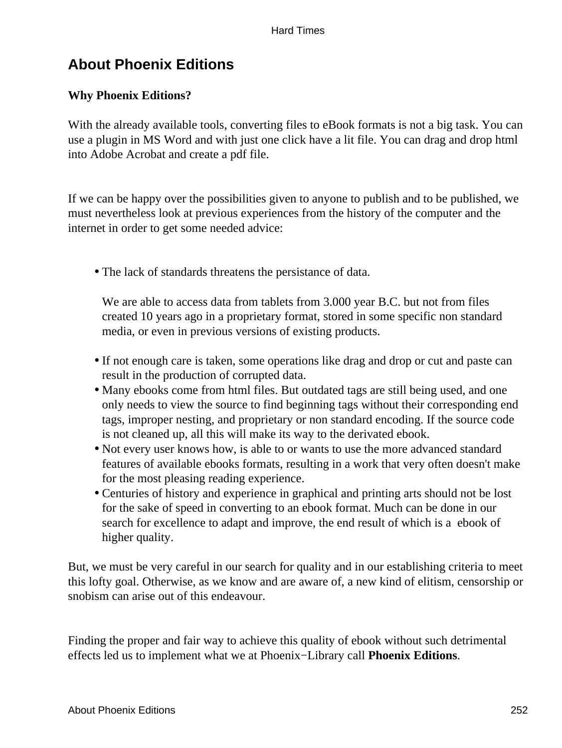## About Phoenix Editions

**Why Phoenix Editions?**

With the already available tools, converting files to eBook formats is not a big task. You can use a plugin in MS Word and with just one click have a lit file. You can drag and drop html into Adobe Acrobat and create a pdf file.

If we can be happy over the possibilities given to anyone to publish and to be published, we must nevertheless look at previous experiences from the history of the computer and the internet in order to get some needed advice:

- The lack of standards threatens the persistance of data.

  We are able to access data from tablets from 3.000 year B.C. but not from files created 10 years ago in a proprietary format, stored in some specific non standard media, or even in previous versions of existing products.

- If not enough care is taken, some operations like drag and drop or cut and paste can result in the production of corrupted data.
- Many ebooks come from html files. But outdated tags are still being used, and one only needs to view the source to find beginning tags without their corresponding end tags, improper nesting, and proprietary or non standard encoding. If the source code is not cleaned up, all this will make its way to the derivated ebook.
- Not every user knows how, is able to or wants to use the more advanced standard features of available ebooks formats, resulting in a work that very often doesn't make for the most pleasing reading experience.
- Centuries of history and experience in graphical and printing arts should not be lost for the sake of speed in converting to an ebook format. Much can be done in our search for excellence to adapt and improve, the end result of which is a ebook of higher quality.

But, we must be very careful in our search for quality and in our establishing criteria to meet this lofty goal. Otherwise, as we know and are aware of, a new kind of elitism, censorship or snobism can arise out of this endeavour.

Finding the proper and fair way to achieve this quality of ebook without such detrimental effects led us to implement what we at Phoenix−Library call **Phoenix Editions**.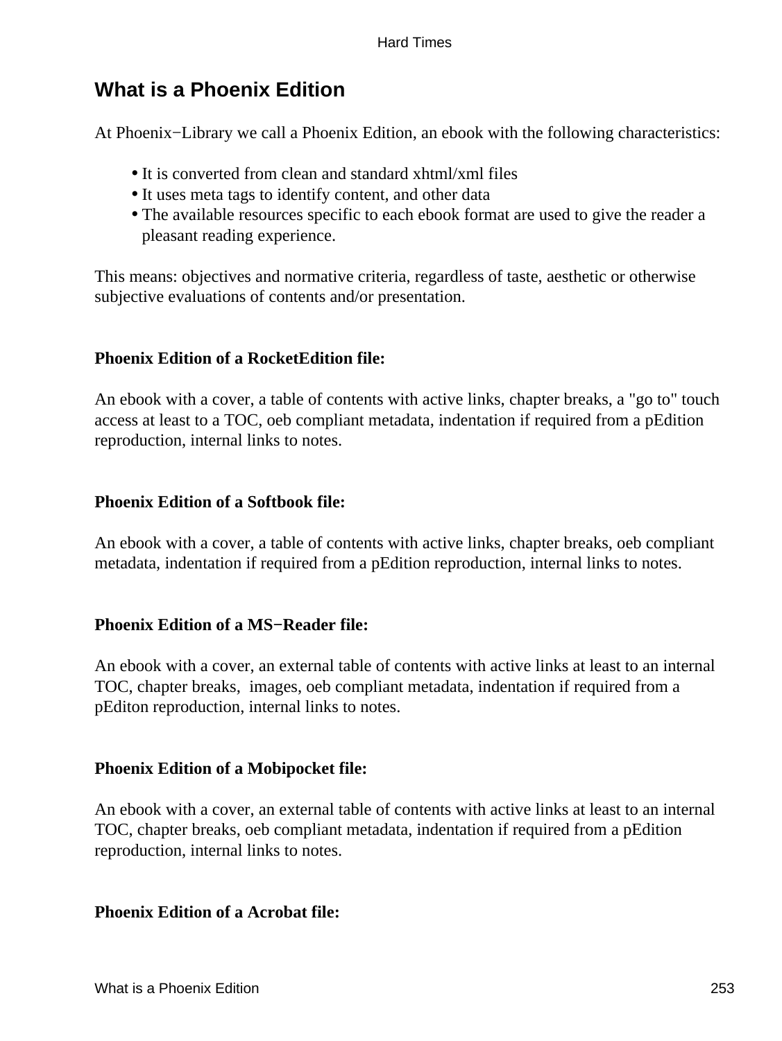## What is a Phoenix Edition

At Phoenix−Library we call a Phoenix Edition, an ebook with the following characteristics:

- It is converted from clean and standard xhtml/xml files
- It uses meta tags to identify content, and other data
- The available resources specific to each ebook format are used to give the reader a pleasant reading experience.

This means: objectives and normative criteria, regardless of taste, aesthetic or otherwise subjective evaluations of contents and/or presentation.

**Phoenix Edition of a RocketEdition file:**

An ebook with a cover, a table of contents with active links, chapter breaks, a "go to" touch access at least to a TOC, oeb compliant metadata, indentation if required from a pEdition reproduction, internal links to notes.

**Phoenix Edition of a Softbook file:**

An ebook with a cover, a table of contents with active links, chapter breaks, oeb compliant metadata, indentation if required from a pEdition reproduction, internal links to notes.

**Phoenix Edition of a MS−Reader file:**

An ebook with a cover, an external table of contents with active links at least to an internal TOC, chapter breaks, images, oeb compliant metadata, indentation if required from a pEditon reproduction, internal links to notes.

**Phoenix Edition of a Mobipocket file:**

An ebook with a cover, an external table of contents with active links at least to an internal TOC, chapter breaks, oeb compliant metadata, indentation if required from a pEdition reproduction, internal links to notes.

**Phoenix Edition of a Acrobat file:**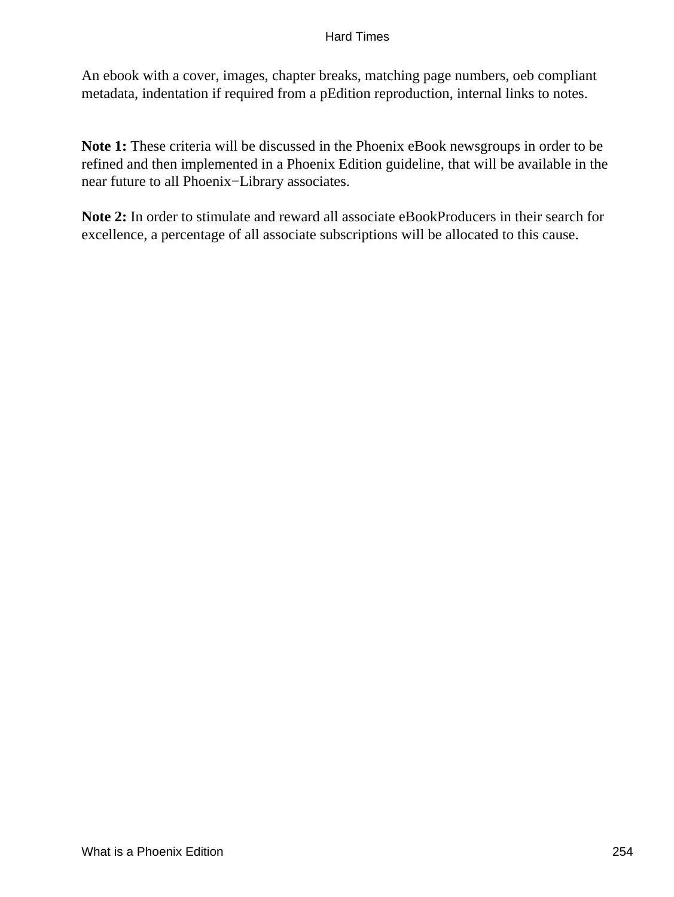An ebook with a cover, images, chapter breaks, matching page numbers, oeb compliant metadata, indentation if required from a pEdition reproduction, internal links to notes.

**Note 1:** These criteria will be discussed in the Phoenix eBook newsgroups in order to be refined and then implemented in a Phoenix Edition guideline, that will be available in the near future to all Phoenix−Library associates.

**Note 2:** In order to stimulate and reward all associate eBookProducers in their search for excellence, a percentage of all associate subscriptions will be allocated to this cause.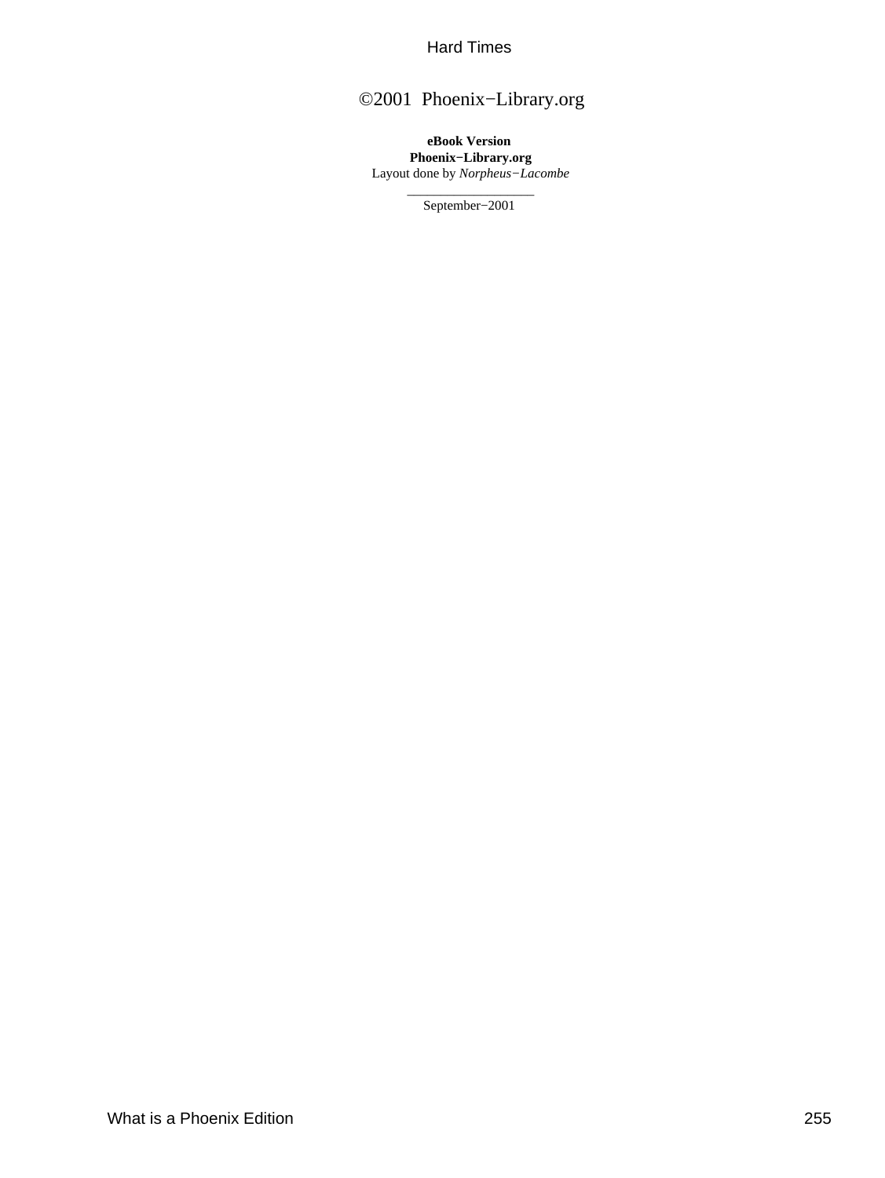©2001 Phoenix−Library.org

**eBook Version**
**Phoenix−Library.org**
Layout done by *Norpheus−Lacombe*

___________________

September−2001